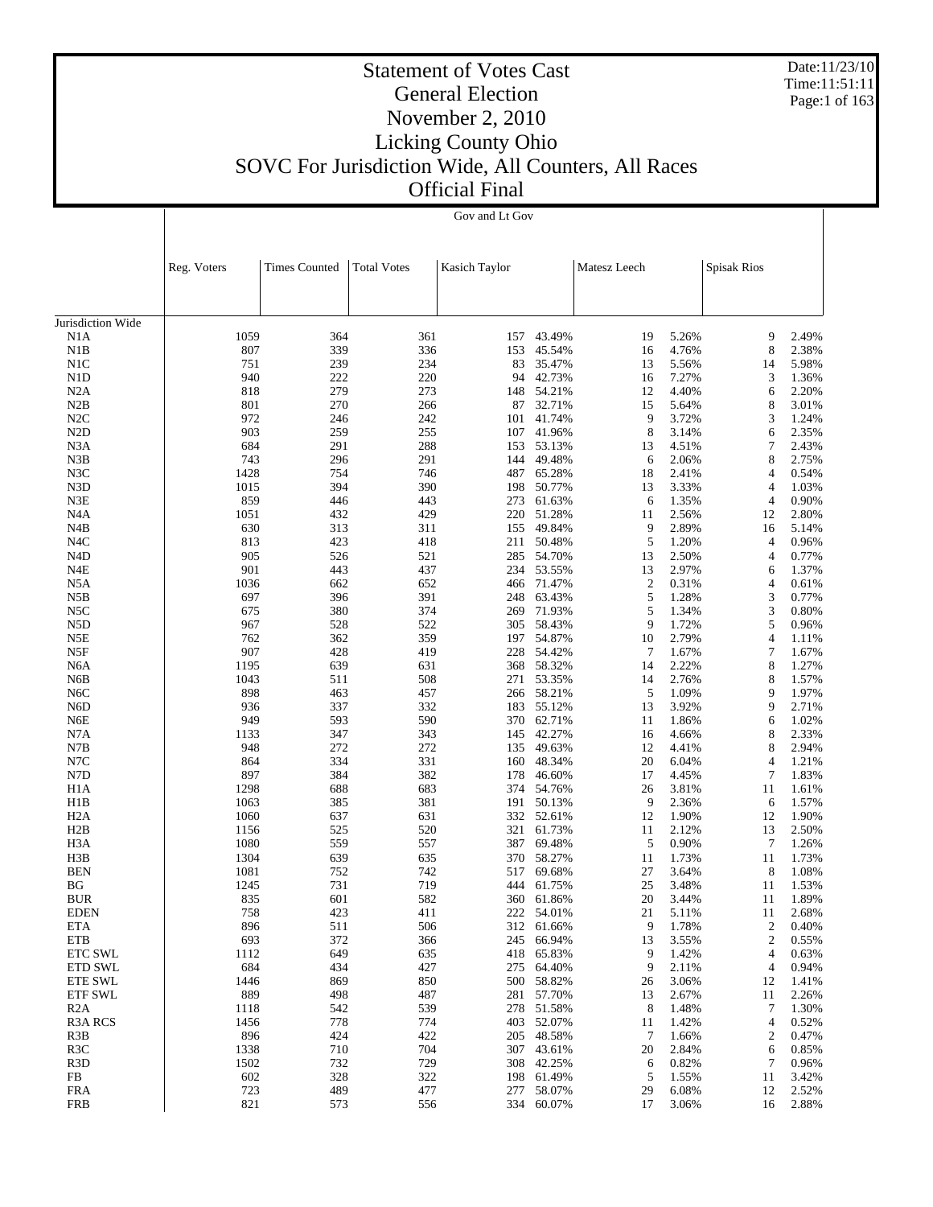# Statement of Votes Cast
## General Election
## November 2, 2010
## Licking County Ohio
## SOVC For Jurisdiction Wide, All Counters, All Races
## Official Final

Date:11/23/10
Time:11:51:11

| | Reg. Voters | Times Counted | Total Votes | Gov and Lt Gov | | | | | |
|---|---|---|---|---|---|---|---|---|---|
| | | | | Kasich Taylor | | Matesz Leech | | Spisak Rios | |
| Jurisdiction Wide | | | | | | | | | |
| N1A | 1059 | 364 | 361 | 157 | 43.49% | 19 | 5.26% | 9 | 2.49% |
| N1B | 807 | 339 | 336 | 153 | 45.54% | 16 | 4.76% | 8 | 2.38% |
| N1C | 751 | 239 | 234 | 83 | 35.47% | 13 | 5.56% | 14 | 5.98% |
| N1D | 940 | 222 | 220 | 94 | 42.73% | 16 | 7.27% | 3 | 1.36% |
| N2A | 818 | 279 | 273 | 148 | 54.21% | 12 | 4.40% | 6 | 2.20% |
| N2B | 801 | 270 | 266 | 87 | 32.71% | 15 | 5.64% | 8 | 3.01% |
| N2C | 972 | 246 | 242 | 101 | 41.74% | 9 | 3.72% | 3 | 1.24% |
| N2D | 903 | 259 | 255 | 107 | 41.96% | 8 | 3.14% | 6 | 2.35% |
| N3A | 684 | 291 | 288 | 153 | 53.13% | 13 | 4.51% | 7 | 2.43% |
| N3B | 743 | 296 | 291 | 144 | 49.48% | 6 | 2.06% | 8 | 2.75% |
| N3C | 1428 | 754 | 746 | 487 | 65.28% | 18 | 2.41% | 4 | 0.54% |
| N3D | 1015 | 394 | 390 | 198 | 50.77% | 13 | 3.33% | 4 | 1.03% |
| N3E | 859 | 446 | 443 | 273 | 61.63% | 6 | 1.35% | 4 | 0.90% |
| N4A | 1051 | 432 | 429 | 220 | 51.28% | 11 | 2.56% | 12 | 2.80% |
| N4B | 630 | 313 | 311 | 155 | 49.84% | 9 | 2.89% | 16 | 5.14% |
| N4C | 813 | 423 | 418 | 211 | 50.48% | 5 | 1.20% | 4 | 0.96% |
| N4D | 905 | 526 | 521 | 285 | 54.70% | 13 | 2.50% | 4 | 0.77% |
| N4E | 901 | 443 | 437 | 234 | 53.55% | 13 | 2.97% | 6 | 1.37% |
| N5A | 1036 | 662 | 652 | 466 | 71.47% | 2 | 0.31% | 4 | 0.61% |
| N5B | 697 | 396 | 391 | 248 | 63.43% | 5 | 1.28% | 3 | 0.77% |
| N5C | 675 | 380 | 374 | 269 | 71.93% | 5 | 1.34% | 3 | 0.80% |
| N5D | 967 | 528 | 522 | 305 | 58.43% | 9 | 1.72% | 5 | 0.96% |
| N5E | 762 | 362 | 359 | 197 | 54.87% | 10 | 2.79% | 4 | 1.11% |
| N5F | 907 | 428 | 419 | 228 | 54.42% | 7 | 1.67% | 7 | 1.67% |
| N6A | 1195 | 639 | 631 | 368 | 58.32% | 14 | 2.22% | 8 | 1.27% |
| N6B | 1043 | 511 | 508 | 271 | 53.35% | 14 | 2.76% | 8 | 1.57% |
| N6C | 898 | 463 | 457 | 266 | 58.21% | 5 | 1.09% | 9 | 1.97% |
| N6D | 936 | 337 | 332 | 183 | 55.12% | 13 | 3.92% | 9 | 2.71% |
| N6E | 949 | 593 | 590 | 370 | 62.71% | 11 | 1.86% | 6 | 1.02% |
| N7A | 1133 | 347 | 343 | 145 | 42.27% | 16 | 4.66% | 8 | 2.33% |
| N7B | 948 | 272 | 272 | 135 | 49.63% | 12 | 4.41% | 8 | 2.94% |
| N7C | 864 | 334 | 331 | 160 | 48.34% | 20 | 6.04% | 4 | 1.21% |
| N7D | 897 | 384 | 382 | 178 | 46.60% | 17 | 4.45% | 7 | 1.83% |
| H1A | 1298 | 688 | 683 | 374 | 54.76% | 26 | 3.81% | 11 | 1.61% |
| H1B | 1063 | 385 | 381 | 191 | 50.13% | 9 | 2.36% | 6 | 1.57% |
| H2A | 1060 | 637 | 631 | 332 | 52.61% | 12 | 1.90% | 12 | 1.90% |
| H2B | 1156 | 525 | 520 | 321 | 61.73% | 11 | 2.12% | 13 | 2.50% |
| H3A | 1080 | 559 | 557 | 387 | 69.48% | 5 | 0.90% | 7 | 1.26% |
| H3B | 1304 | 639 | 635 | 370 | 58.27% | 11 | 1.73% | 11 | 1.73% |
| BEN | 1081 | 752 | 742 | 517 | 69.68% | 27 | 3.64% | 8 | 1.08% |
| BG | 1245 | 731 | 719 | 444 | 61.75% | 25 | 3.48% | 11 | 1.53% |
| BUR | 835 | 601 | 582 | 360 | 61.86% | 20 | 3.44% | 11 | 1.89% |
| EDEN | 758 | 423 | 411 | 222 | 54.01% | 21 | 5.11% | 11 | 2.68% |
| ETA | 896 | 511 | 506 | 312 | 61.66% | 9 | 1.78% | 2 | 0.40% |
| ETB | 693 | 372 | 366 | 245 | 66.94% | 13 | 3.55% | 2 | 0.55% |
| ETC SWL | 1112 | 649 | 635 | 418 | 65.83% | 9 | 1.42% | 4 | 0.63% |
| ETD SWL | 684 | 434 | 427 | 275 | 64.40% | 9 | 2.11% | 4 | 0.94% |
| ETE SWL | 1446 | 869 | 850 | 500 | 58.82% | 26 | 3.06% | 12 | 1.41% |
| ETF SWL | 889 | 498 | 487 | 281 | 57.70% | 13 | 2.67% | 11 | 2.26% |
| R2A | 1118 | 542 | 539 | 278 | 51.58% | 8 | 1.48% | 7 | 1.30% |
| R3A RCS | 1456 | 778 | 774 | 403 | 52.07% | 11 | 1.42% | 4 | 0.52% |
| R3B | 896 | 424 | 422 | 205 | 48.58% | 7 | 1.66% | 2 | 0.47% |
| R3C | 1338 | 710 | 704 | 307 | 43.61% | 20 | 2.84% | 6 | 0.85% |
| R3D | 1502 | 732 | 729 | 308 | 42.25% | 6 | 0.82% | 7 | 0.96% |
| FB | 602 | 328 | 322 | 198 | 61.49% | 5 | 1.55% | 11 | 3.42% |
| FRA | 723 | 489 | 477 | 277 | 58.07% | 29 | 6.08% | 12 | 2.52% |
| FRB | 821 | 573 | 556 | 334 | 60.07% | 17 | 3.06% | 16 | 2.88% |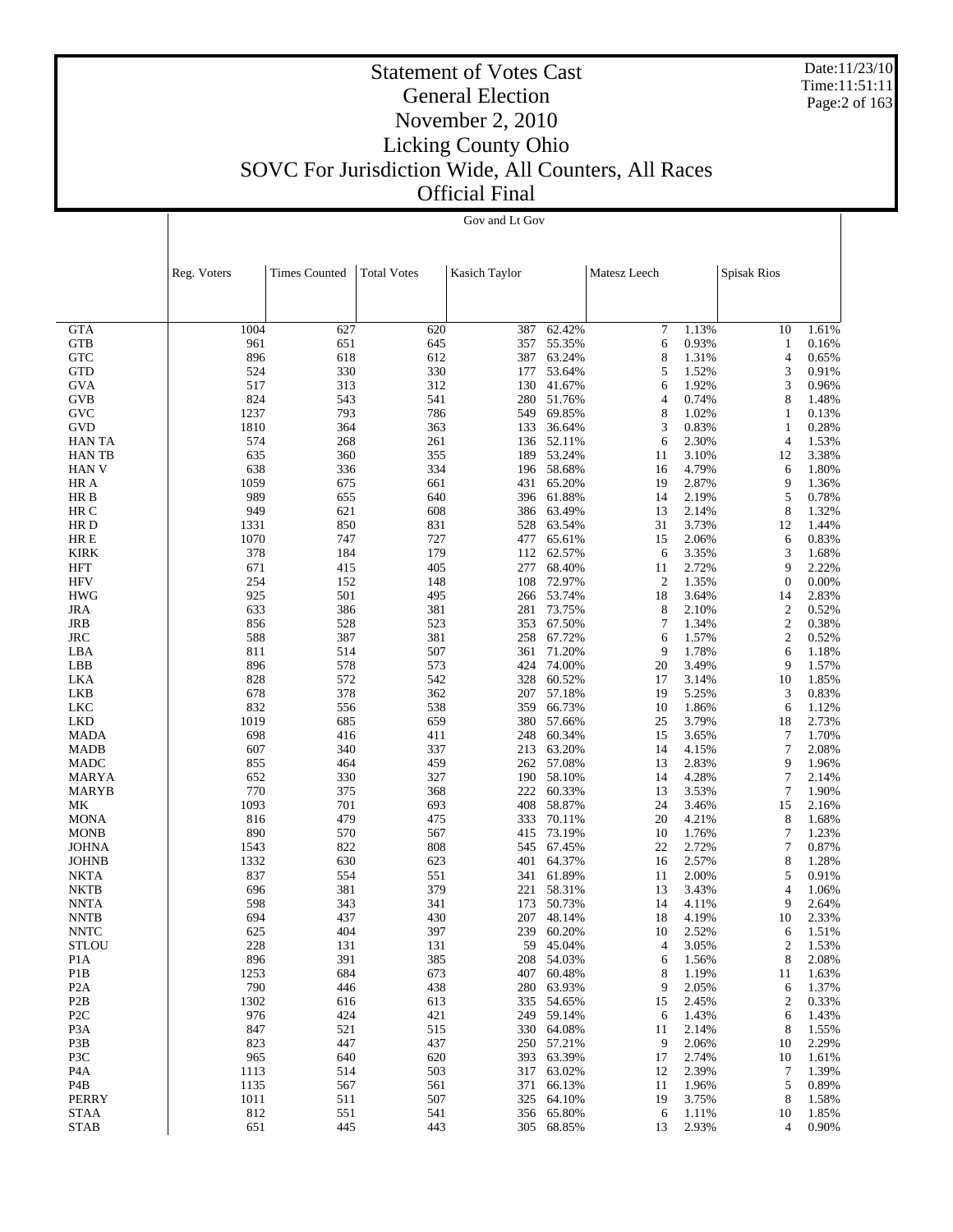# Statement of Votes Cast
## General Election
## November 2, 2010
## Licking County Ohio
## SOVC For Jurisdiction Wide, All Counters, All Races
## Official Final

Date:11/23/10
Time:11:51:11

Gov and Lt Gov

| | Reg. Voters | Times Counted | Total Votes | Kasich Taylor | | Matesz Leech | | Spisak Rios | |
|---|---|---|---|---|---|---|---|---|---|
| GTA | 1004 | 627 | 620 | 387 | 62.42% | 7 | 1.13% | 10 | 1.61% |
| GTB | 961 | 651 | 645 | 357 | 55.35% | 6 | 0.93% | 1 | 0.16% |
| GTC | 896 | 618 | 612 | 387 | 63.24% | 8 | 1.31% | 4 | 0.65% |
| GTD | 524 | 330 | 330 | 177 | 53.64% | 5 | 1.52% | 3 | 0.91% |
| GVA | 517 | 313 | 312 | 130 | 41.67% | 6 | 1.92% | 3 | 0.96% |
| GVB | 824 | 543 | 541 | 280 | 51.76% | 4 | 0.74% | 8 | 1.48% |
| GVC | 1237 | 793 | 786 | 549 | 69.85% | 8 | 1.02% | 1 | 0.13% |
| GVD | 1810 | 364 | 363 | 133 | 36.64% | 3 | 0.83% | 1 | 0.28% |
| HAN TA | 574 | 268 | 261 | 136 | 52.11% | 6 | 2.30% | 4 | 1.53% |
| HAN TB | 635 | 360 | 355 | 189 | 53.24% | 11 | 3.10% | 12 | 3.38% |
| HAN V | 638 | 336 | 334 | 196 | 58.68% | 16 | 4.79% | 6 | 1.80% |
| HR A | 1059 | 675 | 661 | 431 | 65.20% | 19 | 2.87% | 9 | 1.36% |
| HR B | 989 | 655 | 640 | 396 | 61.88% | 14 | 2.19% | 5 | 0.78% |
| HR C | 949 | 621 | 608 | 386 | 63.49% | 13 | 2.14% | 8 | 1.32% |
| HR D | 1331 | 850 | 831 | 528 | 63.54% | 31 | 3.73% | 12 | 1.44% |
| HR E | 1070 | 747 | 727 | 477 | 65.61% | 15 | 2.06% | 6 | 0.83% |
| KIRK | 378 | 184 | 179 | 112 | 62.57% | 6 | 3.35% | 3 | 1.68% |
| HFT | 671 | 415 | 405 | 277 | 68.40% | 11 | 2.72% | 9 | 2.22% |
| HFV | 254 | 152 | 148 | 108 | 72.97% | 2 | 1.35% | 0 | 0.00% |
| HWG | 925 | 501 | 495 | 266 | 53.74% | 18 | 3.64% | 14 | 2.83% |
| JRA | 633 | 386 | 381 | 281 | 73.75% | 8 | 2.10% | 2 | 0.52% |
| JRB | 856 | 528 | 523 | 353 | 67.50% | 7 | 1.34% | 2 | 0.38% |
| JRC | 588 | 387 | 381 | 258 | 67.72% | 6 | 1.57% | 2 | 0.52% |
| LBA | 811 | 514 | 507 | 361 | 71.20% | 9 | 1.78% | 6 | 1.18% |
| LBB | 896 | 578 | 573 | 424 | 74.00% | 20 | 3.49% | 9 | 1.57% |
| LKA | 828 | 572 | 542 | 328 | 60.52% | 17 | 3.14% | 10 | 1.85% |
| LKB | 678 | 378 | 362 | 207 | 57.18% | 19 | 5.25% | 3 | 0.83% |
| LKC | 832 | 556 | 538 | 359 | 66.73% | 10 | 1.86% | 6 | 1.12% |
| LKD | 1019 | 685 | 659 | 380 | 57.66% | 25 | 3.79% | 18 | 2.73% |
| MADA | 698 | 416 | 411 | 248 | 60.34% | 15 | 3.65% | 7 | 1.70% |
| MADB | 607 | 340 | 337 | 213 | 63.20% | 14 | 4.15% | 7 | 2.08% |
| MADC | 855 | 464 | 459 | 262 | 57.08% | 13 | 2.83% | 9 | 1.96% |
| MARYA | 652 | 330 | 327 | 190 | 58.10% | 14 | 4.28% | 7 | 2.14% |
| MARYB | 770 | 375 | 368 | 222 | 60.33% | 13 | 3.53% | 7 | 1.90% |
| MK | 1093 | 701 | 693 | 408 | 58.87% | 24 | 3.46% | 15 | 2.16% |
| MONA | 816 | 479 | 475 | 333 | 70.11% | 20 | 4.21% | 8 | 1.68% |
| MONB | 890 | 570 | 567 | 415 | 73.19% | 10 | 1.76% | 7 | 1.23% |
| JOHNA | 1543 | 822 | 808 | 545 | 67.45% | 22 | 2.72% | 7 | 0.87% |
| JOHNB | 1332 | 630 | 623 | 401 | 64.37% | 16 | 2.57% | 8 | 1.28% |
| NKTA | 837 | 554 | 551 | 341 | 61.89% | 11 | 2.00% | 5 | 0.91% |
| NKTB | 696 | 381 | 379 | 221 | 58.31% | 13 | 3.43% | 4 | 1.06% |
| NNTA | 598 | 343 | 341 | 173 | 50.73% | 14 | 4.11% | 9 | 2.64% |
| NNTB | 694 | 437 | 430 | 207 | 48.14% | 18 | 4.19% | 10 | 2.33% |
| NNTC | 625 | 404 | 397 | 239 | 60.20% | 10 | 2.52% | 6 | 1.51% |
| STLOU | 228 | 131 | 131 | 59 | 45.04% | 4 | 3.05% | 2 | 1.53% |
| P1A | 896 | 391 | 385 | 208 | 54.03% | 6 | 1.56% | 8 | 2.08% |
| P1B | 1253 | 684 | 673 | 407 | 60.48% | 8 | 1.19% | 11 | 1.63% |
| P2A | 790 | 446 | 438 | 280 | 63.93% | 9 | 2.05% | 6 | 1.37% |
| P2B | 1302 | 616 | 613 | 335 | 54.65% | 15 | 2.45% | 2 | 0.33% |
| P2C | 976 | 424 | 421 | 249 | 59.14% | 6 | 1.43% | 6 | 1.43% |
| P3A | 847 | 521 | 515 | 330 | 64.08% | 11 | 2.14% | 8 | 1.55% |
| P3B | 823 | 447 | 437 | 250 | 57.21% | 9 | 2.06% | 10 | 2.29% |
| P3C | 965 | 640 | 620 | 393 | 63.39% | 17 | 2.74% | 10 | 1.61% |
| P4A | 1113 | 514 | 503 | 317 | 63.02% | 12 | 2.39% | 7 | 1.39% |
| P4B | 1135 | 567 | 561 | 371 | 66.13% | 11 | 1.96% | 5 | 0.89% |
| PERRY | 1011 | 511 | 507 | 325 | 64.10% | 19 | 3.75% | 8 | 1.58% |
| STAA | 812 | 551 | 541 | 356 | 65.80% | 6 | 1.11% | 10 | 1.85% |
| STAB | 651 | 445 | 443 | 305 | 68.85% | 13 | 2.93% | 4 | 0.90% |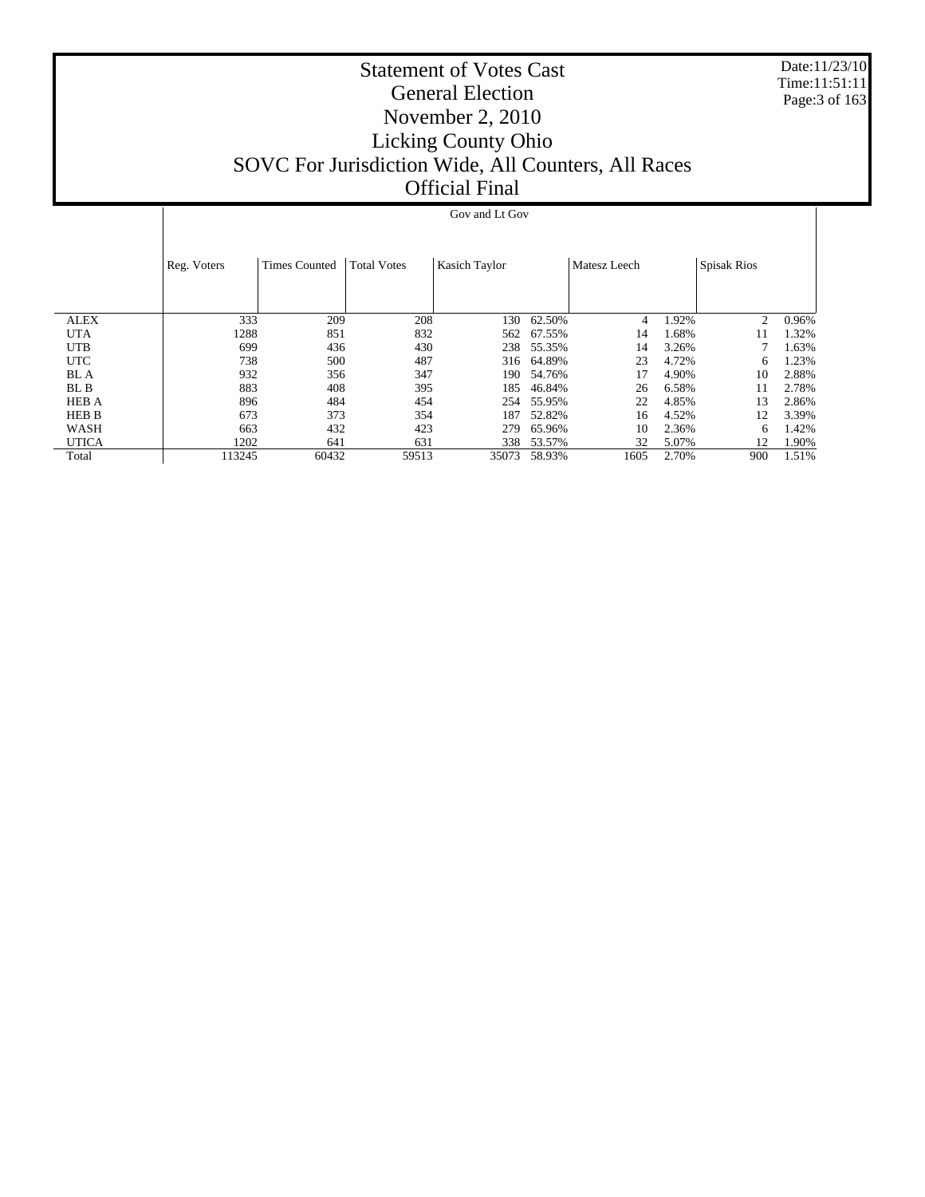# Statement of Votes Cast
## General Election
## November 2, 2010
## Licking County Ohio
## SOVC For Jurisdiction Wide, All Counters, All Races
## Official Final

Date:11/23/10
Time:11:51:11

| | Reg. Voters | Times Counted | Total Votes | Gov and Lt Gov | | | | | |
|---|---|---|---|---|---|---|---|---|---|
| | | | | Kasich Taylor | | Matesz Leech | | Spisak Rios | |
| ALEX | 333 | 209 | 208 | 130 | 62.50% | 4 | 1.92% | 2 | 0.96% |
| UTA | 1288 | 851 | 832 | 562 | 67.55% | 14 | 1.68% | 11 | 1.32% |
| UTB | 699 | 436 | 430 | 238 | 55.35% | 14 | 3.26% | 7 | 1.63% |
| UTC | 738 | 500 | 487 | 316 | 64.89% | 23 | 4.72% | 6 | 1.23% |
| BL A | 932 | 356 | 347 | 190 | 54.76% | 17 | 4.90% | 10 | 2.88% |
| BL B | 883 | 408 | 395 | 185 | 46.84% | 26 | 6.58% | 11 | 2.78% |
| HEB A | 896 | 484 | 454 | 254 | 55.95% | 22 | 4.85% | 13 | 2.86% |
| HEB B | 673 | 373 | 354 | 187 | 52.82% | 16 | 4.52% | 12 | 3.39% |
| WASH | 663 | 432 | 423 | 279 | 65.96% | 10 | 2.36% | 6 | 1.42% |
| UTICA | 1202 | 641 | 631 | 338 | 53.57% | 32 | 5.07% | 12 | 1.90% |
| Total | 113245 | 60432 | 59513 | 35073 | 58.93% | 1605 | 2.70% | 900 | 1.51% |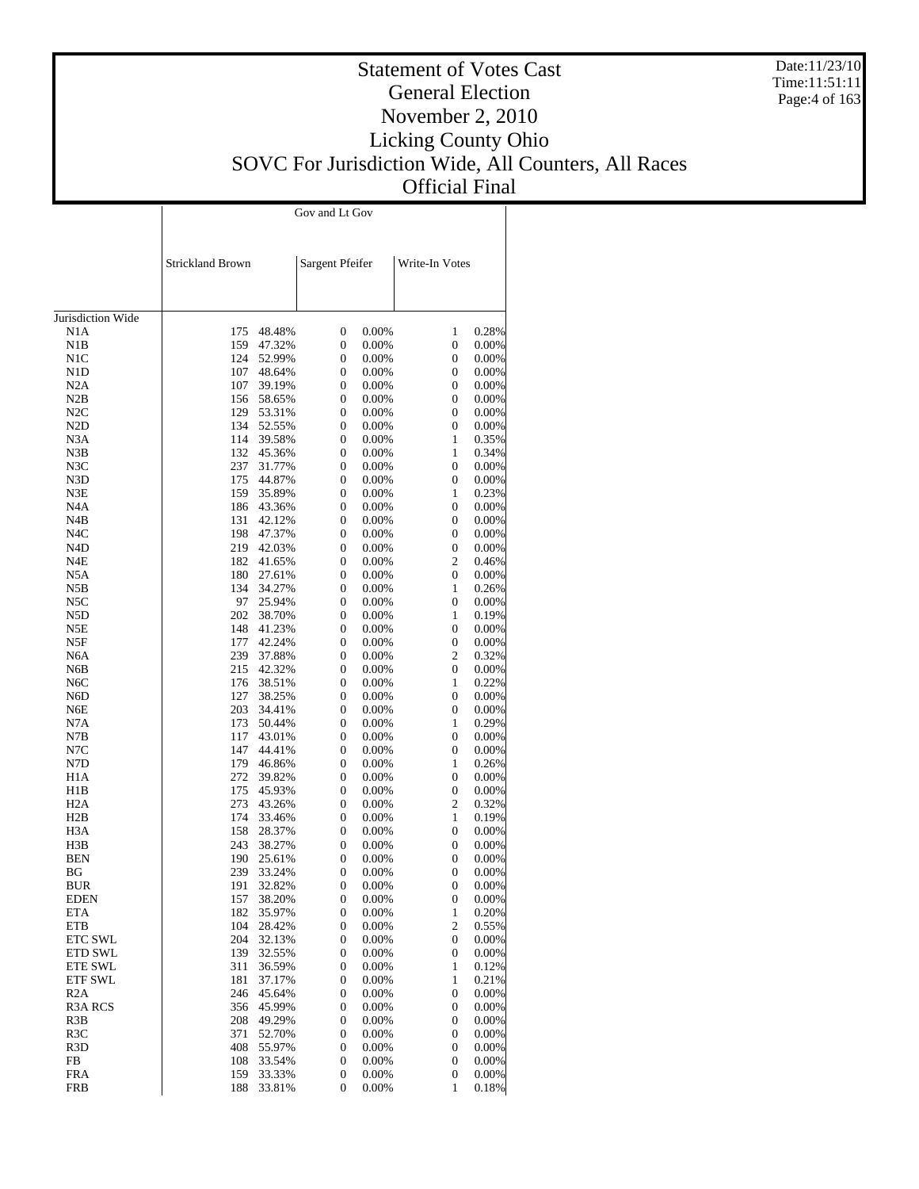# Statement of Votes Cast
## General Election
## November 2, 2010
## Licking County Ohio
## SOVC For Jurisdiction Wide, All Counters, All Races
## Official Final

Date:11/23/10
Time:11:51:11

| | Gov and Lt Gov | | | | | |
|---|---|---|---|---|---|---|
| | Strickland Brown | | Sargent Pfeifer | | Write-In Votes | |
| Jurisdiction Wide | | | | | | |
| N1A | 175 | 48.48% | 0 | 0.00% | 1 | 0.28% |
| N1B | 159 | 47.32% | 0 | 0.00% | 0 | 0.00% |
| N1C | 124 | 52.99% | 0 | 0.00% | 0 | 0.00% |
| N1D | 107 | 48.64% | 0 | 0.00% | 0 | 0.00% |
| N2A | 107 | 39.19% | 0 | 0.00% | 0 | 0.00% |
| N2B | 156 | 58.65% | 0 | 0.00% | 0 | 0.00% |
| N2C | 129 | 53.31% | 0 | 0.00% | 0 | 0.00% |
| N2D | 134 | 52.55% | 0 | 0.00% | 0 | 0.00% |
| N3A | 114 | 39.58% | 0 | 0.00% | 1 | 0.35% |
| N3B | 132 | 45.36% | 0 | 0.00% | 1 | 0.34% |
| N3C | 237 | 31.77% | 0 | 0.00% | 0 | 0.00% |
| N3D | 175 | 44.87% | 0 | 0.00% | 0 | 0.00% |
| N3E | 159 | 35.89% | 0 | 0.00% | 1 | 0.23% |
| N4A | 186 | 43.36% | 0 | 0.00% | 0 | 0.00% |
| N4B | 131 | 42.12% | 0 | 0.00% | 0 | 0.00% |
| N4C | 198 | 47.37% | 0 | 0.00% | 0 | 0.00% |
| N4D | 219 | 42.03% | 0 | 0.00% | 0 | 0.00% |
| N4E | 182 | 41.65% | 0 | 0.00% | 2 | 0.46% |
| N5A | 180 | 27.61% | 0 | 0.00% | 0 | 0.00% |
| N5B | 134 | 34.27% | 0 | 0.00% | 1 | 0.26% |
| N5C | 97 | 25.94% | 0 | 0.00% | 0 | 0.00% |
| N5D | 202 | 38.70% | 0 | 0.00% | 1 | 0.19% |
| N5E | 148 | 41.23% | 0 | 0.00% | 0 | 0.00% |
| N5F | 177 | 42.24% | 0 | 0.00% | 0 | 0.00% |
| N6A | 239 | 37.88% | 0 | 0.00% | 2 | 0.32% |
| N6B | 215 | 42.32% | 0 | 0.00% | 0 | 0.00% |
| N6C | 176 | 38.51% | 0 | 0.00% | 1 | 0.22% |
| N6D | 127 | 38.25% | 0 | 0.00% | 0 | 0.00% |
| N6E | 203 | 34.41% | 0 | 0.00% | 0 | 0.00% |
| N7A | 173 | 50.44% | 0 | 0.00% | 1 | 0.29% |
| N7B | 117 | 43.01% | 0 | 0.00% | 0 | 0.00% |
| N7C | 147 | 44.41% | 0 | 0.00% | 0 | 0.00% |
| N7D | 179 | 46.86% | 0 | 0.00% | 1 | 0.26% |
| H1A | 272 | 39.82% | 0 | 0.00% | 0 | 0.00% |
| H1B | 175 | 45.93% | 0 | 0.00% | 0 | 0.00% |
| H2A | 273 | 43.26% | 0 | 0.00% | 2 | 0.32% |
| H2B | 174 | 33.46% | 0 | 0.00% | 1 | 0.19% |
| H3A | 158 | 28.37% | 0 | 0.00% | 0 | 0.00% |
| H3B | 243 | 38.27% | 0 | 0.00% | 0 | 0.00% |
| BEN | 190 | 25.61% | 0 | 0.00% | 0 | 0.00% |
| BG | 239 | 33.24% | 0 | 0.00% | 0 | 0.00% |
| BUR | 191 | 32.82% | 0 | 0.00% | 0 | 0.00% |
| EDEN | 157 | 38.20% | 0 | 0.00% | 0 | 0.00% |
| ETA | 182 | 35.97% | 0 | 0.00% | 1 | 0.20% |
| ETB | 104 | 28.42% | 0 | 0.00% | 2 | 0.55% |
| ETC SWL | 204 | 32.13% | 0 | 0.00% | 0 | 0.00% |
| ETD SWL | 139 | 32.55% | 0 | 0.00% | 0 | 0.00% |
| ETE SWL | 311 | 36.59% | 0 | 0.00% | 1 | 0.12% |
| ETF SWL | 181 | 37.17% | 0 | 0.00% | 1 | 0.21% |
| R2A | 246 | 45.64% | 0 | 0.00% | 0 | 0.00% |
| R3A RCS | 356 | 45.99% | 0 | 0.00% | 0 | 0.00% |
| R3B | 208 | 49.29% | 0 | 0.00% | 0 | 0.00% |
| R3C | 371 | 52.70% | 0 | 0.00% | 0 | 0.00% |
| R3D | 408 | 55.97% | 0 | 0.00% | 0 | 0.00% |
| FB | 108 | 33.54% | 0 | 0.00% | 0 | 0.00% |
| FRA | 159 | 33.33% | 0 | 0.00% | 0 | 0.00% |
| FRB | 188 | 33.81% | 0 | 0.00% | 1 | 0.18% |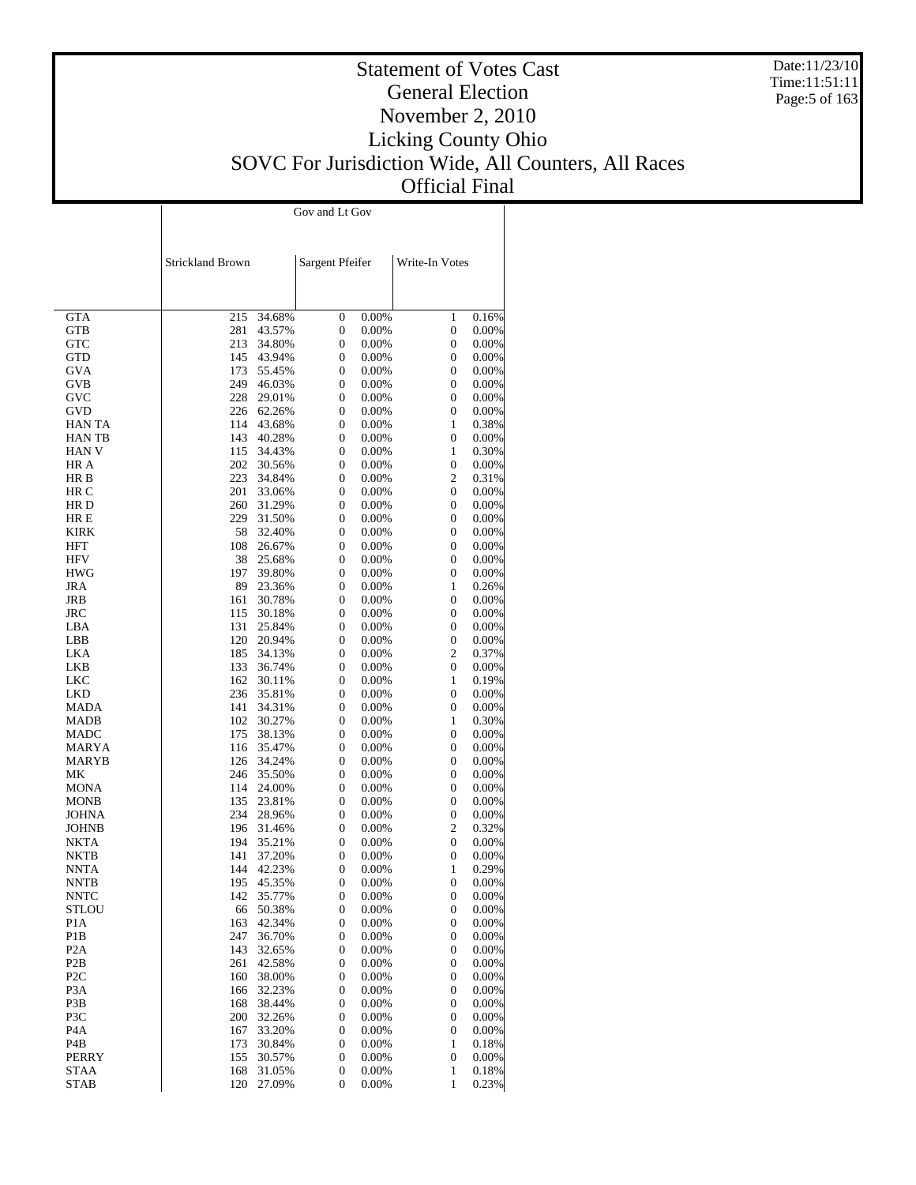# Statement of Votes Cast
## General Election
## November 2, 2010
## Licking County Ohio
## SOVC For Jurisdiction Wide, All Counters, All Races
## Official Final

Date:11/23/10
Time:11:51:11

| | Gov and Lt Gov | | | | | |
|---|---|---|---|---|---|---|
| | Strickland Brown | | Sargent Pfeifer | | Write-In Votes | |
| GTA | 215 | 34.68% | 0 | 0.00% | 1 | 0.16% |
| GTB | 281 | 43.57% | 0 | 0.00% | 0 | 0.00% |
| GTC | 213 | 34.80% | 0 | 0.00% | 0 | 0.00% |
| GTD | 145 | 43.94% | 0 | 0.00% | 0 | 0.00% |
| GVA | 173 | 55.45% | 0 | 0.00% | 0 | 0.00% |
| GVB | 249 | 46.03% | 0 | 0.00% | 0 | 0.00% |
| GVC | 228 | 29.01% | 0 | 0.00% | 0 | 0.00% |
| GVD | 226 | 62.26% | 0 | 0.00% | 0 | 0.00% |
| HAN TA | 114 | 43.68% | 0 | 0.00% | 1 | 0.38% |
| HAN TB | 143 | 40.28% | 0 | 0.00% | 0 | 0.00% |
| HAN V | 115 | 34.43% | 0 | 0.00% | 1 | 0.30% |
| HR A | 202 | 30.56% | 0 | 0.00% | 0 | 0.00% |
| HR B | 223 | 34.84% | 0 | 0.00% | 2 | 0.31% |
| HR C | 201 | 33.06% | 0 | 0.00% | 0 | 0.00% |
| HR D | 260 | 31.29% | 0 | 0.00% | 0 | 0.00% |
| HR E | 229 | 31.50% | 0 | 0.00% | 0 | 0.00% |
| KIRK | 58 | 32.40% | 0 | 0.00% | 0 | 0.00% |
| HFT | 108 | 26.67% | 0 | 0.00% | 0 | 0.00% |
| HFV | 38 | 25.68% | 0 | 0.00% | 0 | 0.00% |
| HWG | 197 | 39.80% | 0 | 0.00% | 0 | 0.00% |
| JRA | 89 | 23.36% | 0 | 0.00% | 1 | 0.26% |
| JRB | 161 | 30.78% | 0 | 0.00% | 0 | 0.00% |
| JRC | 115 | 30.18% | 0 | 0.00% | 0 | 0.00% |
| LBA | 131 | 25.84% | 0 | 0.00% | 0 | 0.00% |
| LBB | 120 | 20.94% | 0 | 0.00% | 0 | 0.00% |
| LKA | 185 | 34.13% | 0 | 0.00% | 2 | 0.37% |
| LKB | 133 | 36.74% | 0 | 0.00% | 0 | 0.00% |
| LKC | 162 | 30.11% | 0 | 0.00% | 1 | 0.19% |
| LKD | 236 | 35.81% | 0 | 0.00% | 0 | 0.00% |
| MADA | 141 | 34.31% | 0 | 0.00% | 0 | 0.00% |
| MADB | 102 | 30.27% | 0 | 0.00% | 1 | 0.30% |
| MADC | 175 | 38.13% | 0 | 0.00% | 0 | 0.00% |
| MARYA | 116 | 35.47% | 0 | 0.00% | 0 | 0.00% |
| MARYB | 126 | 34.24% | 0 | 0.00% | 0 | 0.00% |
| MK | 246 | 35.50% | 0 | 0.00% | 0 | 0.00% |
| MONA | 114 | 24.00% | 0 | 0.00% | 0 | 0.00% |
| MONB | 135 | 23.81% | 0 | 0.00% | 0 | 0.00% |
| JOHNA | 234 | 28.96% | 0 | 0.00% | 0 | 0.00% |
| JOHNB | 196 | 31.46% | 0 | 0.00% | 2 | 0.32% |
| NKTA | 194 | 35.21% | 0 | 0.00% | 0 | 0.00% |
| NKTB | 141 | 37.20% | 0 | 0.00% | 0 | 0.00% |
| NNTA | 144 | 42.23% | 0 | 0.00% | 1 | 0.29% |
| NNTB | 195 | 45.35% | 0 | 0.00% | 0 | 0.00% |
| NNTC | 142 | 35.77% | 0 | 0.00% | 0 | 0.00% |
| STLOU | 66 | 50.38% | 0 | 0.00% | 0 | 0.00% |
| P1A | 163 | 42.34% | 0 | 0.00% | 0 | 0.00% |
| P1B | 247 | 36.70% | 0 | 0.00% | 0 | 0.00% |
| P2A | 143 | 32.65% | 0 | 0.00% | 0 | 0.00% |
| P2B | 261 | 42.58% | 0 | 0.00% | 0 | 0.00% |
| P2C | 160 | 38.00% | 0 | 0.00% | 0 | 0.00% |
| P3A | 166 | 32.23% | 0 | 0.00% | 0 | 0.00% |
| P3B | 168 | 38.44% | 0 | 0.00% | 0 | 0.00% |
| P3C | 200 | 32.26% | 0 | 0.00% | 0 | 0.00% |
| P4A | 167 | 33.20% | 0 | 0.00% | 0 | 0.00% |
| P4B | 173 | 30.84% | 0 | 0.00% | 1 | 0.18% |
| PERRY | 155 | 30.57% | 0 | 0.00% | 0 | 0.00% |
| STAA | 168 | 31.05% | 0 | 0.00% | 1 | 0.18% |
| STAB | 120 | 27.09% | 0 | 0.00% | 1 | 0.23% |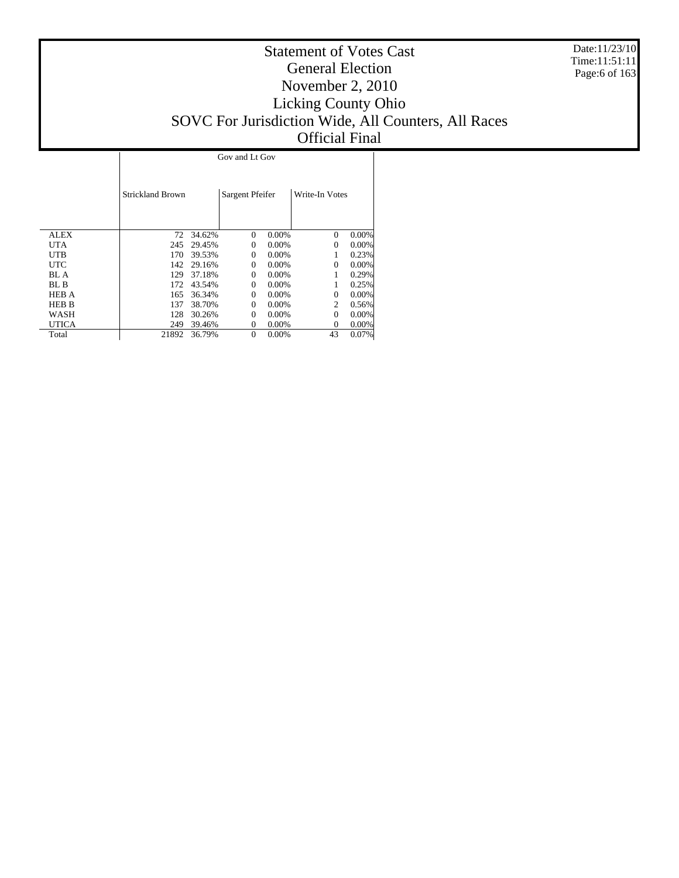# Statement of Votes Cast
## General Election
## November 2, 2010
## Licking County Ohio
## SOVC For Jurisdiction Wide, All Counters, All Races
## Official Final

Date:11/23/10
Time:11:51:11

| | Gov and Lt Gov | | | | | |
|---|---|---|---|---|---|---|
| | Strickland Brown | | Sargent Pfeifer | | Write-In Votes | |
| ALEX | 72 | 34.62% | 0 | 0.00% | 0 | 0.00% |
| UTA | 245 | 29.45% | 0 | 0.00% | 0 | 0.00% |
| UTB | 170 | 39.53% | 0 | 0.00% | 1 | 0.23% |
| UTC | 142 | 29.16% | 0 | 0.00% | 0 | 0.00% |
| BL A | 129 | 37.18% | 0 | 0.00% | 1 | 0.29% |
| BL B | 172 | 43.54% | 0 | 0.00% | 1 | 0.25% |
| HEB A | 165 | 36.34% | 0 | 0.00% | 0 | 0.00% |
| HEB B | 137 | 38.70% | 0 | 0.00% | 2 | 0.56% |
| WASH | 128 | 30.26% | 0 | 0.00% | 0 | 0.00% |
| UTICA | 249 | 39.46% | 0 | 0.00% | 0 | 0.00% |
| Total | 21892 | 36.79% | 0 | 0.00% | 43 | 0.07% |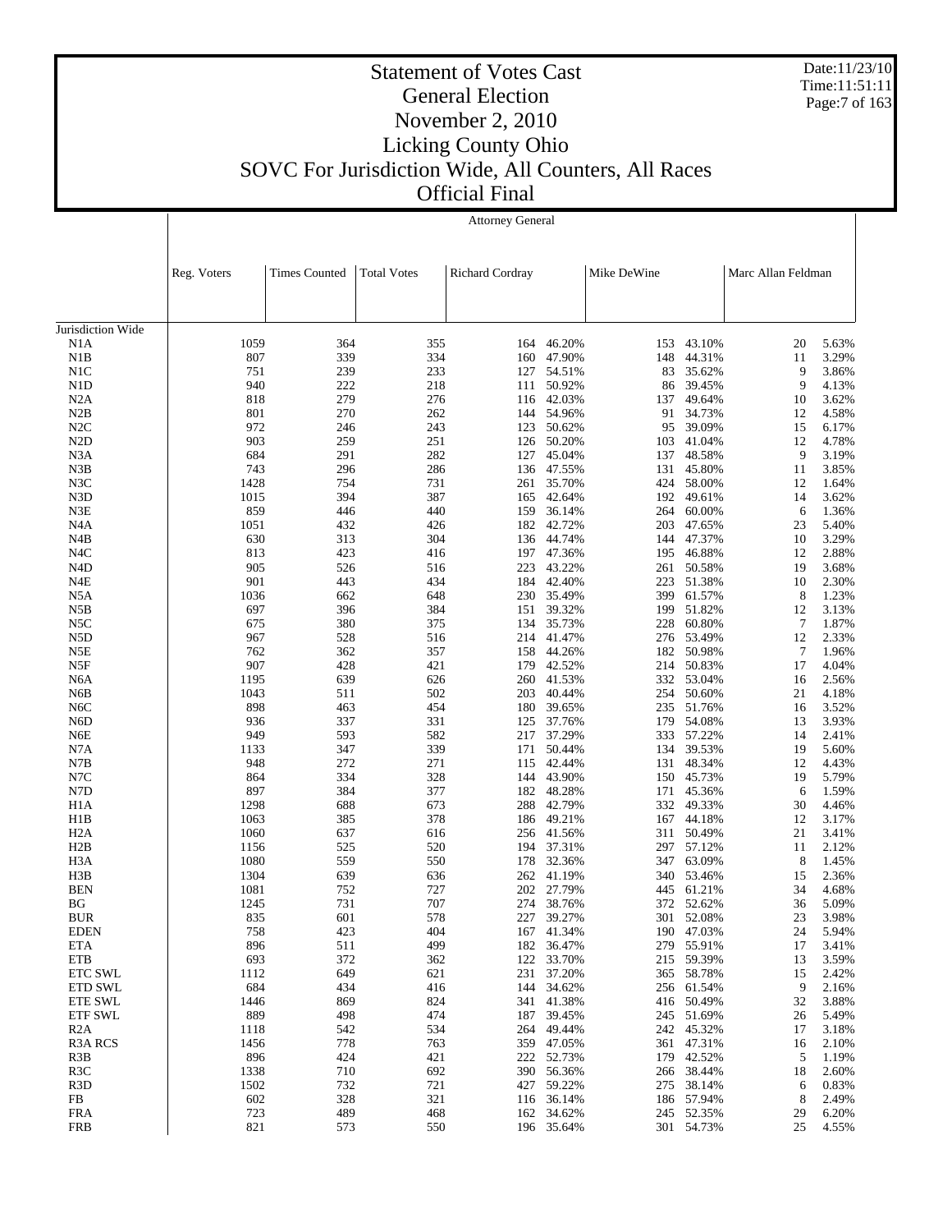# Statement of Votes Cast
## General Election
## November 2, 2010
## Licking County Ohio
## SOVC For Jurisdiction Wide, All Counters, All Races
## Official Final

Attorney General

| | Reg. Voters | Times Counted | Total Votes | Richard Cordray | | Mike DeWine | | Marc Allan Feldman | |
|---|---|---|---|---|---|---|---|---|---|
| Jurisdiction Wide | | | | | | | | | |
| N1A | 1059 | 364 | 355 | 164 | 46.20% | 153 | 43.10% | 20 | 5.63% |
| N1B | 807 | 339 | 334 | 160 | 47.90% | 148 | 44.31% | 11 | 3.29% |
| N1C | 751 | 239 | 233 | 127 | 54.51% | 83 | 35.62% | 9 | 3.86% |
| N1D | 940 | 222 | 218 | 111 | 50.92% | 86 | 39.45% | 9 | 4.13% |
| N2A | 818 | 279 | 276 | 116 | 42.03% | 137 | 49.64% | 10 | 3.62% |
| N2B | 801 | 270 | 262 | 144 | 54.96% | 91 | 34.73% | 12 | 4.58% |
| N2C | 972 | 246 | 243 | 123 | 50.62% | 95 | 39.09% | 15 | 6.17% |
| N2D | 903 | 259 | 251 | 126 | 50.20% | 103 | 41.04% | 12 | 4.78% |
| N3A | 684 | 291 | 282 | 127 | 45.04% | 137 | 48.58% | 9 | 3.19% |
| N3B | 743 | 296 | 286 | 136 | 47.55% | 131 | 45.80% | 11 | 3.85% |
| N3C | 1428 | 754 | 731 | 261 | 35.70% | 424 | 58.00% | 12 | 1.64% |
| N3D | 1015 | 394 | 387 | 165 | 42.64% | 192 | 49.61% | 14 | 3.62% |
| N3E | 859 | 446 | 440 | 159 | 36.14% | 264 | 60.00% | 6 | 1.36% |
| N4A | 1051 | 432 | 426 | 182 | 42.72% | 203 | 47.65% | 23 | 5.40% |
| N4B | 630 | 313 | 304 | 136 | 44.74% | 144 | 47.37% | 10 | 3.29% |
| N4C | 813 | 423 | 416 | 197 | 47.36% | 195 | 46.88% | 12 | 2.88% |
| N4D | 905 | 526 | 516 | 223 | 43.22% | 261 | 50.58% | 19 | 3.68% |
| N4E | 901 | 443 | 434 | 184 | 42.40% | 223 | 51.38% | 10 | 2.30% |
| N5A | 1036 | 662 | 648 | 230 | 35.49% | 399 | 61.57% | 8 | 1.23% |
| N5B | 697 | 396 | 384 | 151 | 39.32% | 199 | 51.82% | 12 | 3.13% |
| N5C | 675 | 380 | 375 | 134 | 35.73% | 228 | 60.80% | 7 | 1.87% |
| N5D | 967 | 528 | 516 | 214 | 41.47% | 276 | 53.49% | 12 | 2.33% |
| N5E | 762 | 362 | 357 | 158 | 44.26% | 182 | 50.98% | 7 | 1.96% |
| N5F | 907 | 428 | 421 | 179 | 42.52% | 214 | 50.83% | 17 | 4.04% |
| N6A | 1195 | 639 | 626 | 260 | 41.53% | 332 | 53.04% | 16 | 2.56% |
| N6B | 1043 | 511 | 502 | 203 | 40.44% | 254 | 50.60% | 21 | 4.18% |
| N6C | 898 | 463 | 454 | 180 | 39.65% | 235 | 51.76% | 16 | 3.52% |
| N6D | 936 | 337 | 331 | 125 | 37.76% | 179 | 54.08% | 13 | 3.93% |
| N6E | 949 | 593 | 582 | 217 | 37.29% | 333 | 57.22% | 14 | 2.41% |
| N7A | 1133 | 347 | 339 | 171 | 50.44% | 134 | 39.53% | 19 | 5.60% |
| N7B | 948 | 272 | 271 | 115 | 42.44% | 131 | 48.34% | 12 | 4.43% |
| N7C | 864 | 334 | 328 | 144 | 43.90% | 150 | 45.73% | 19 | 5.79% |
| N7D | 897 | 384 | 377 | 182 | 48.28% | 171 | 45.36% | 6 | 1.59% |
| H1A | 1298 | 688 | 673 | 288 | 42.79% | 332 | 49.33% | 30 | 4.46% |
| H1B | 1063 | 385 | 378 | 186 | 49.21% | 167 | 44.18% | 12 | 3.17% |
| H2A | 1060 | 637 | 616 | 256 | 41.56% | 311 | 50.49% | 21 | 3.41% |
| H2B | 1156 | 525 | 520 | 194 | 37.31% | 297 | 57.12% | 11 | 2.12% |
| H3A | 1080 | 559 | 550 | 178 | 32.36% | 347 | 63.09% | 8 | 1.45% |
| H3B | 1304 | 639 | 636 | 262 | 41.19% | 340 | 53.46% | 15 | 2.36% |
| BEN | 1081 | 752 | 727 | 202 | 27.79% | 445 | 61.21% | 34 | 4.68% |
| BG | 1245 | 731 | 707 | 274 | 38.76% | 372 | 52.62% | 36 | 5.09% |
| BUR | 835 | 601 | 578 | 227 | 39.27% | 301 | 52.08% | 23 | 3.98% |
| EDEN | 758 | 423 | 404 | 167 | 41.34% | 190 | 47.03% | 24 | 5.94% |
| ETA | 896 | 511 | 499 | 182 | 36.47% | 279 | 55.91% | 17 | 3.41% |
| ETB | 693 | 372 | 362 | 122 | 33.70% | 215 | 59.39% | 13 | 3.59% |
| ETC SWL | 1112 | 649 | 621 | 231 | 37.20% | 365 | 58.78% | 15 | 2.42% |
| ETD SWL | 684 | 434 | 416 | 144 | 34.62% | 256 | 61.54% | 9 | 2.16% |
| ETE SWL | 1446 | 869 | 824 | 341 | 41.38% | 416 | 50.49% | 32 | 3.88% |
| ETF SWL | 889 | 498 | 474 | 187 | 39.45% | 245 | 51.69% | 26 | 5.49% |
| R2A | 1118 | 542 | 534 | 264 | 49.44% | 242 | 45.32% | 17 | 3.18% |
| R3A RCS | 1456 | 778 | 763 | 359 | 47.05% | 361 | 47.31% | 16 | 2.10% |
| R3B | 896 | 424 | 421 | 222 | 52.73% | 179 | 42.52% | 5 | 1.19% |
| R3C | 1338 | 710 | 692 | 390 | 56.36% | 266 | 38.44% | 18 | 2.60% |
| R3D | 1502 | 732 | 721 | 427 | 59.22% | 275 | 38.14% | 6 | 0.83% |
| FB | 602 | 328 | 321 | 116 | 36.14% | 186 | 57.94% | 8 | 2.49% |
| FRA | 723 | 489 | 468 | 162 | 34.62% | 245 | 52.35% | 29 | 6.20% |
| FRB | 821 | 573 | 550 | 196 | 35.64% | 301 | 54.73% | 25 | 4.55% |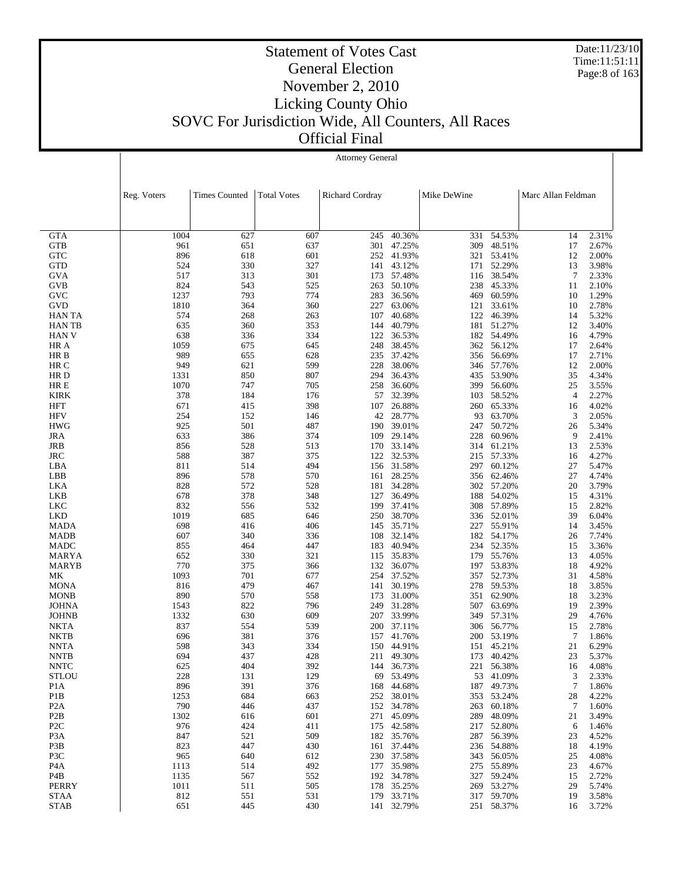# Statement of Votes Cast
## General Election
## November 2, 2010
## Licking County Ohio
## SOVC For Jurisdiction Wide, All Counters, All Races
## Official Final

Date:11/23/10
Time:11:51:11

Attorney General

| | Reg. Voters | Times Counted | Total Votes | Richard Cordray | | Mike DeWine | | Marc Allan Feldman | |
|---|---|---|---|---|---|---|---|---|---|
| GTA | 1004 | 627 | 607 | 245 | 40.36% | 331 | 54.53% | 14 | 2.31% |
| GTB | 961 | 651 | 637 | 301 | 47.25% | 309 | 48.51% | 17 | 2.67% |
| GTC | 896 | 618 | 601 | 252 | 41.93% | 321 | 53.41% | 12 | 2.00% |
| GTD | 524 | 330 | 327 | 141 | 43.12% | 171 | 52.29% | 13 | 3.98% |
| GVA | 517 | 313 | 301 | 173 | 57.48% | 116 | 38.54% | 7 | 2.33% |
| GVB | 824 | 543 | 525 | 263 | 50.10% | 238 | 45.33% | 11 | 2.10% |
| GVC | 1237 | 793 | 774 | 283 | 36.56% | 469 | 60.59% | 10 | 1.29% |
| GVD | 1810 | 364 | 360 | 227 | 63.06% | 121 | 33.61% | 10 | 2.78% |
| HAN TA | 574 | 268 | 263 | 107 | 40.68% | 122 | 46.39% | 14 | 5.32% |
| HAN TB | 635 | 360 | 353 | 144 | 40.79% | 181 | 51.27% | 12 | 3.40% |
| HAN V | 638 | 336 | 334 | 122 | 36.53% | 182 | 54.49% | 16 | 4.79% |
| HR A | 1059 | 675 | 645 | 248 | 38.45% | 362 | 56.12% | 17 | 2.64% |
| HR B | 989 | 655 | 628 | 235 | 37.42% | 356 | 56.69% | 17 | 2.71% |
| HR C | 949 | 621 | 599 | 228 | 38.06% | 346 | 57.76% | 12 | 2.00% |
| HR D | 1331 | 850 | 807 | 294 | 36.43% | 435 | 53.90% | 35 | 4.34% |
| HR E | 1070 | 747 | 705 | 258 | 36.60% | 399 | 56.60% | 25 | 3.55% |
| KIRK | 378 | 184 | 176 | 57 | 32.39% | 103 | 58.52% | 4 | 2.27% |
| HFT | 671 | 415 | 398 | 107 | 26.88% | 260 | 65.33% | 16 | 4.02% |
| HFV | 254 | 152 | 146 | 42 | 28.77% | 93 | 63.70% | 3 | 2.05% |
| HWG | 925 | 501 | 487 | 190 | 39.01% | 247 | 50.72% | 26 | 5.34% |
| JRA | 633 | 386 | 374 | 109 | 29.14% | 228 | 60.96% | 9 | 2.41% |
| JRB | 856 | 528 | 513 | 170 | 33.14% | 314 | 61.21% | 13 | 2.53% |
| JRC | 588 | 387 | 375 | 122 | 32.53% | 215 | 57.33% | 16 | 4.27% |
| LBA | 811 | 514 | 494 | 156 | 31.58% | 297 | 60.12% | 27 | 5.47% |
| LBB | 896 | 578 | 570 | 161 | 28.25% | 356 | 62.46% | 27 | 4.74% |
| LKA | 828 | 572 | 528 | 181 | 34.28% | 302 | 57.20% | 20 | 3.79% |
| LKB | 678 | 378 | 348 | 127 | 36.49% | 188 | 54.02% | 15 | 4.31% |
| LKC | 832 | 556 | 532 | 199 | 37.41% | 308 | 57.89% | 15 | 2.82% |
| LKD | 1019 | 685 | 646 | 250 | 38.70% | 336 | 52.01% | 39 | 6.04% |
| MADA | 698 | 416 | 406 | 145 | 35.71% | 227 | 55.91% | 14 | 3.45% |
| MADB | 607 | 340 | 336 | 108 | 32.14% | 182 | 54.17% | 26 | 7.74% |
| MADC | 855 | 464 | 447 | 183 | 40.94% | 234 | 52.35% | 15 | 3.36% |
| MARYA | 652 | 330 | 321 | 115 | 35.83% | 179 | 55.76% | 13 | 4.05% |
| MARYB | 770 | 375 | 366 | 132 | 36.07% | 197 | 53.83% | 18 | 4.92% |
| MK | 1093 | 701 | 677 | 254 | 37.52% | 357 | 52.73% | 31 | 4.58% |
| MONA | 816 | 479 | 467 | 141 | 30.19% | 278 | 59.53% | 18 | 3.85% |
| MONB | 890 | 570 | 558 | 173 | 31.00% | 351 | 62.90% | 18 | 3.23% |
| JOHNA | 1543 | 822 | 796 | 249 | 31.28% | 507 | 63.69% | 19 | 2.39% |
| JOHNB | 1332 | 630 | 609 | 207 | 33.99% | 349 | 57.31% | 29 | 4.76% |
| NKTA | 837 | 554 | 539 | 200 | 37.11% | 306 | 56.77% | 15 | 2.78% |
| NKTB | 696 | 381 | 376 | 157 | 41.76% | 200 | 53.19% | 7 | 1.86% |
| NNTA | 598 | 343 | 334 | 150 | 44.91% | 151 | 45.21% | 21 | 6.29% |
| NNTB | 694 | 437 | 428 | 211 | 49.30% | 173 | 40.42% | 23 | 5.37% |
| NNTC | 625 | 404 | 392 | 144 | 36.73% | 221 | 56.38% | 16 | 4.08% |
| STLOU | 228 | 131 | 129 | 69 | 53.49% | 53 | 41.09% | 3 | 2.33% |
| P1A | 896 | 391 | 376 | 168 | 44.68% | 187 | 49.73% | 7 | 1.86% |
| P1B | 1253 | 684 | 663 | 252 | 38.01% | 353 | 53.24% | 28 | 4.22% |
| P2A | 790 | 446 | 437 | 152 | 34.78% | 263 | 60.18% | 7 | 1.60% |
| P2B | 1302 | 616 | 601 | 271 | 45.09% | 289 | 48.09% | 21 | 3.49% |
| P2C | 976 | 424 | 411 | 175 | 42.58% | 217 | 52.80% | 6 | 1.46% |
| P3A | 847 | 521 | 509 | 182 | 35.76% | 287 | 56.39% | 23 | 4.52% |
| P3B | 823 | 447 | 430 | 161 | 37.44% | 236 | 54.88% | 18 | 4.19% |
| P3C | 965 | 640 | 612 | 230 | 37.58% | 343 | 56.05% | 25 | 4.08% |
| P4A | 1113 | 514 | 492 | 177 | 35.98% | 275 | 55.89% | 23 | 4.67% |
| P4B | 1135 | 567 | 552 | 192 | 34.78% | 327 | 59.24% | 15 | 2.72% |
| PERRY | 1011 | 511 | 505 | 178 | 35.25% | 269 | 53.27% | 29 | 5.74% |
| STAA | 812 | 551 | 531 | 179 | 33.71% | 317 | 59.70% | 19 | 3.58% |
| STAB | 651 | 445 | 430 | 141 | 32.79% | 251 | 58.37% | 16 | 3.72% |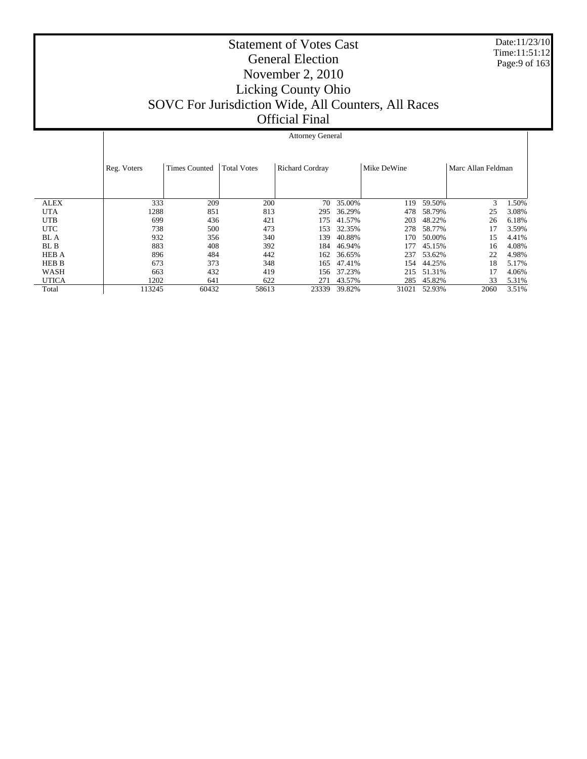# Statement of Votes Cast
## General Election
## November 2, 2010
## Licking County Ohio
## SOVC For Jurisdiction Wide, All Counters, All Races
## Official Final

Attorney General

| | Reg. Voters | Times Counted | Total Votes | Richard Cordray | | Mike DeWine | | Marc Allan Feldman | |
|---|---|---|---|---|---|---|---|---|---|
| ALEX | 333 | 209 | 200 | 70 | 35.00% | 119 | 59.50% | 3 | 1.50% |
| UTA | 1288 | 851 | 813 | 295 | 36.29% | 478 | 58.79% | 25 | 3.08% |
| UTB | 699 | 436 | 421 | 175 | 41.57% | 203 | 48.22% | 26 | 6.18% |
| UTC | 738 | 500 | 473 | 153 | 32.35% | 278 | 58.77% | 17 | 3.59% |
| BL A | 932 | 356 | 340 | 139 | 40.88% | 170 | 50.00% | 15 | 4.41% |
| BL B | 883 | 408 | 392 | 184 | 46.94% | 177 | 45.15% | 16 | 4.08% |
| HEB A | 896 | 484 | 442 | 162 | 36.65% | 237 | 53.62% | 22 | 4.98% |
| HEB B | 673 | 373 | 348 | 165 | 47.41% | 154 | 44.25% | 18 | 5.17% |
| WASH | 663 | 432 | 419 | 156 | 37.23% | 215 | 51.31% | 17 | 4.06% |
| UTICA | 1202 | 641 | 622 | 271 | 43.57% | 285 | 45.82% | 33 | 5.31% |
| Total | 113245 | 60432 | 58613 | 23339 | 39.82% | 31021 | 52.93% | 2060 | 3.51% |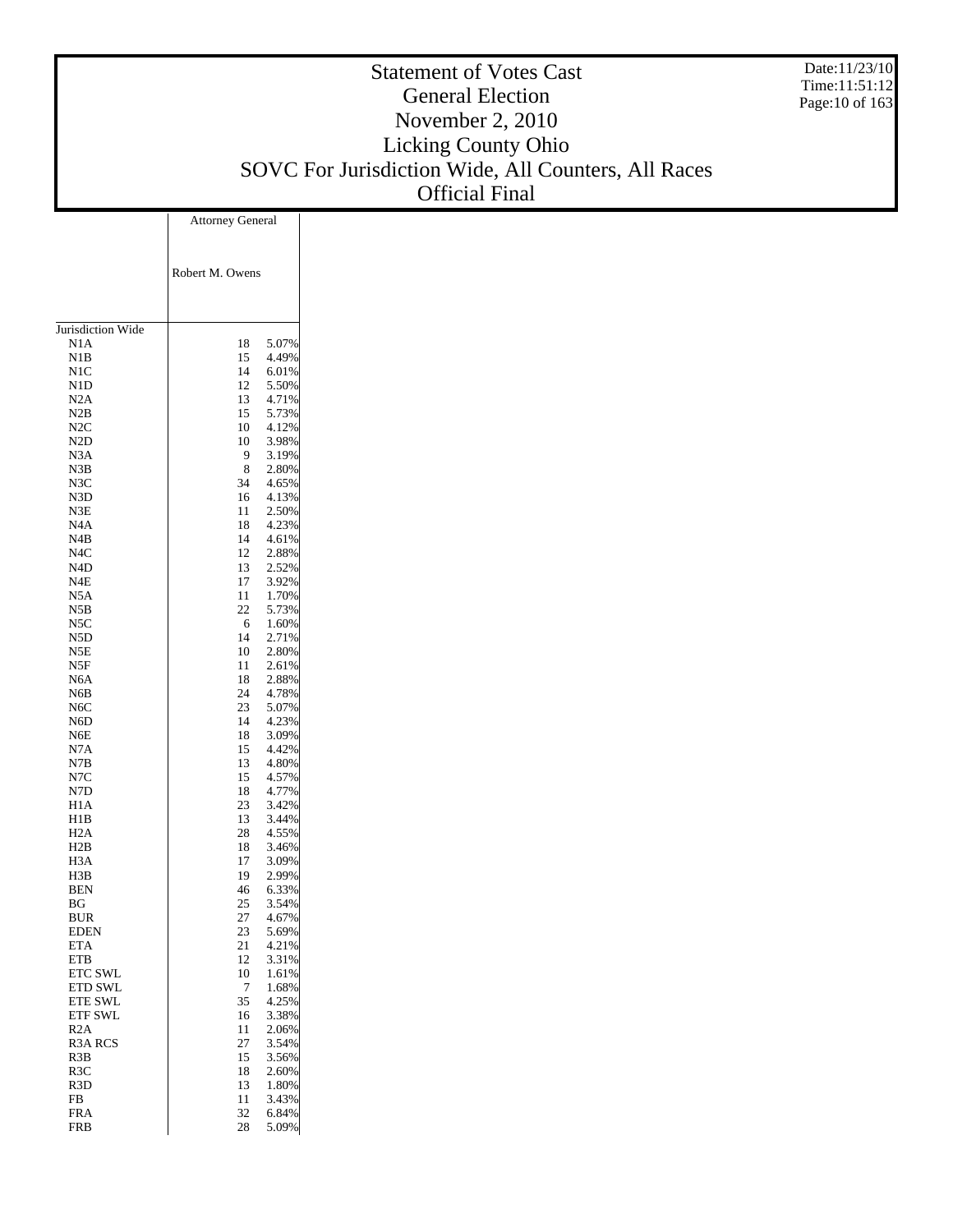# Statement of Votes Cast
## General Election
## November 2, 2010
## Licking County Ohio
## SOVC For Jurisdiction Wide, All Counters, All Races
## Official Final

Date:11/23/10
Time:11:51:12

| | Attorney General | |
|---|---|---|
| | Robert M. Owens | |
| Jurisdiction Wide | | |
| N1A | 18 | 5.07% |
| N1B | 15 | 4.49% |
| N1C | 14 | 6.01% |
| N1D | 12 | 5.50% |
| N2A | 13 | 4.71% |
| N2B | 15 | 5.73% |
| N2C | 10 | 4.12% |
| N2D | 10 | 3.98% |
| N3A | 9 | 3.19% |
| N3B | 8 | 2.80% |
| N3C | 34 | 4.65% |
| N3D | 16 | 4.13% |
| N3E | 11 | 2.50% |
| N4A | 18 | 4.23% |
| N4B | 14 | 4.61% |
| N4C | 12 | 2.88% |
| N4D | 13 | 2.52% |
| N4E | 17 | 3.92% |
| N5A | 11 | 1.70% |
| N5B | 22 | 5.73% |
| N5C | 6 | 1.60% |
| N5D | 14 | 2.71% |
| N5E | 10 | 2.80% |
| N5F | 11 | 2.61% |
| N6A | 18 | 2.88% |
| N6B | 24 | 4.78% |
| N6C | 23 | 5.07% |
| N6D | 14 | 4.23% |
| N6E | 18 | 3.09% |
| N7A | 15 | 4.42% |
| N7B | 13 | 4.80% |
| N7C | 15 | 4.57% |
| N7D | 18 | 4.77% |
| H1A | 23 | 3.42% |
| H1B | 13 | 3.44% |
| H2A | 28 | 4.55% |
| H2B | 18 | 3.46% |
| H3A | 17 | 3.09% |
| H3B | 19 | 2.99% |
| BEN | 46 | 6.33% |
| BG | 25 | 3.54% |
| BUR | 27 | 4.67% |
| EDEN | 23 | 5.69% |
| ETA | 21 | 4.21% |
| ETB | 12 | 3.31% |
| ETC SWL | 10 | 1.61% |
| ETD SWL | 7 | 1.68% |
| ETE SWL | 35 | 4.25% |
| ETF SWL | 16 | 3.38% |
| R2A | 11 | 2.06% |
| R3A RCS | 27 | 3.54% |
| R3B | 15 | 3.56% |
| R3C | 18 | 2.60% |
| R3D | 13 | 1.80% |
| FB | 11 | 3.43% |
| FRA | 32 | 6.84% |
| FRB | 28 | 5.09% |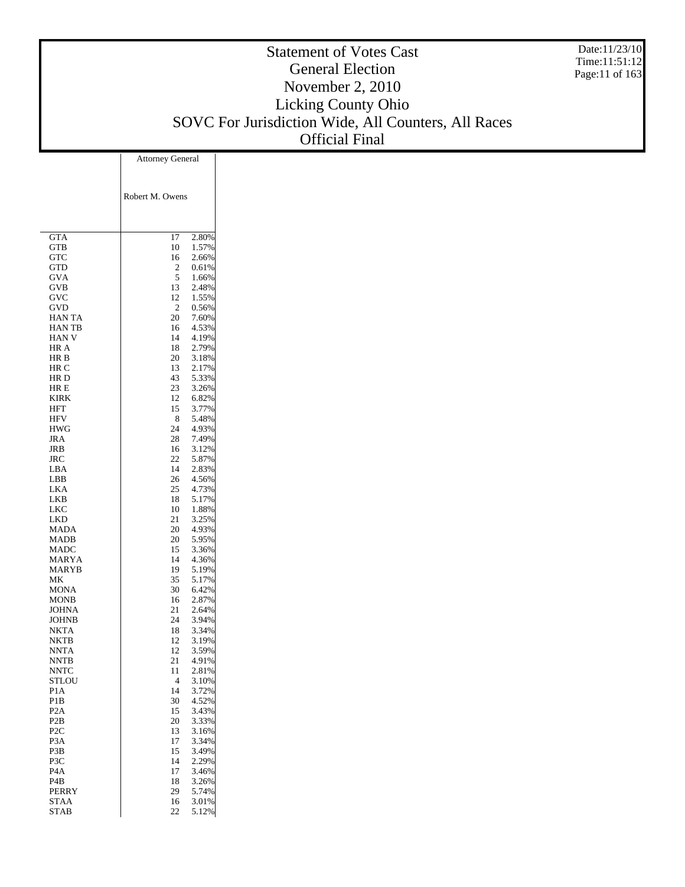# Statement of Votes Cast
## General Election
## November 2, 2010
## Licking County Ohio
## SOVC For Jurisdiction Wide, All Counters, All Races
## Official Final

Date:11/23/10
Time:11:51:12

| | Attorney General | |
|---|---|---|
| | Robert M. Owens | |
| GTA | 17 | 2.80% |
| GTB | 10 | 1.57% |
| GTC | 16 | 2.66% |
| GTD | 2 | 0.61% |
| GVA | 5 | 1.66% |
| GVB | 13 | 2.48% |
| GVC | 12 | 1.55% |
| GVD | 2 | 0.56% |
| HAN TA | 20 | 7.60% |
| HAN TB | 16 | 4.53% |
| HAN V | 14 | 4.19% |
| HR A | 18 | 2.79% |
| HR B | 20 | 3.18% |
| HR C | 13 | 2.17% |
| HR D | 43 | 5.33% |
| HR E | 23 | 3.26% |
| KIRK | 12 | 6.82% |
| HFT | 15 | 3.77% |
| HFV | 8 | 5.48% |
| HWG | 24 | 4.93% |
| JRA | 28 | 7.49% |
| JRB | 16 | 3.12% |
| JRC | 22 | 5.87% |
| LBA | 14 | 2.83% |
| LBB | 26 | 4.56% |
| LKA | 25 | 4.73% |
| LKB | 18 | 5.17% |
| LKC | 10 | 1.88% |
| LKD | 21 | 3.25% |
| MADA | 20 | 4.93% |
| MADB | 20 | 5.95% |
| MADC | 15 | 3.36% |
| MARYA | 14 | 4.36% |
| MARYB | 19 | 5.19% |
| MK | 35 | 5.17% |
| MONA | 30 | 6.42% |
| MONB | 16 | 2.87% |
| JOHNA | 21 | 2.64% |
| JOHNB | 24 | 3.94% |
| NKTA | 18 | 3.34% |
| NKTB | 12 | 3.19% |
| NNTA | 12 | 3.59% |
| NNTB | 21 | 4.91% |
| NNTC | 11 | 2.81% |
| STLOU | 4 | 3.10% |
| P1A | 14 | 3.72% |
| P1B | 30 | 4.52% |
| P2A | 15 | 3.43% |
| P2B | 20 | 3.33% |
| P2C | 13 | 3.16% |
| P3A | 17 | 3.34% |
| P3B | 15 | 3.49% |
| P3C | 14 | 2.29% |
| P4A | 17 | 3.46% |
| P4B | 18 | 3.26% |
| PERRY | 29 | 5.74% |
| STAA | 16 | 3.01% |
| STAB | 22 | 5.12% |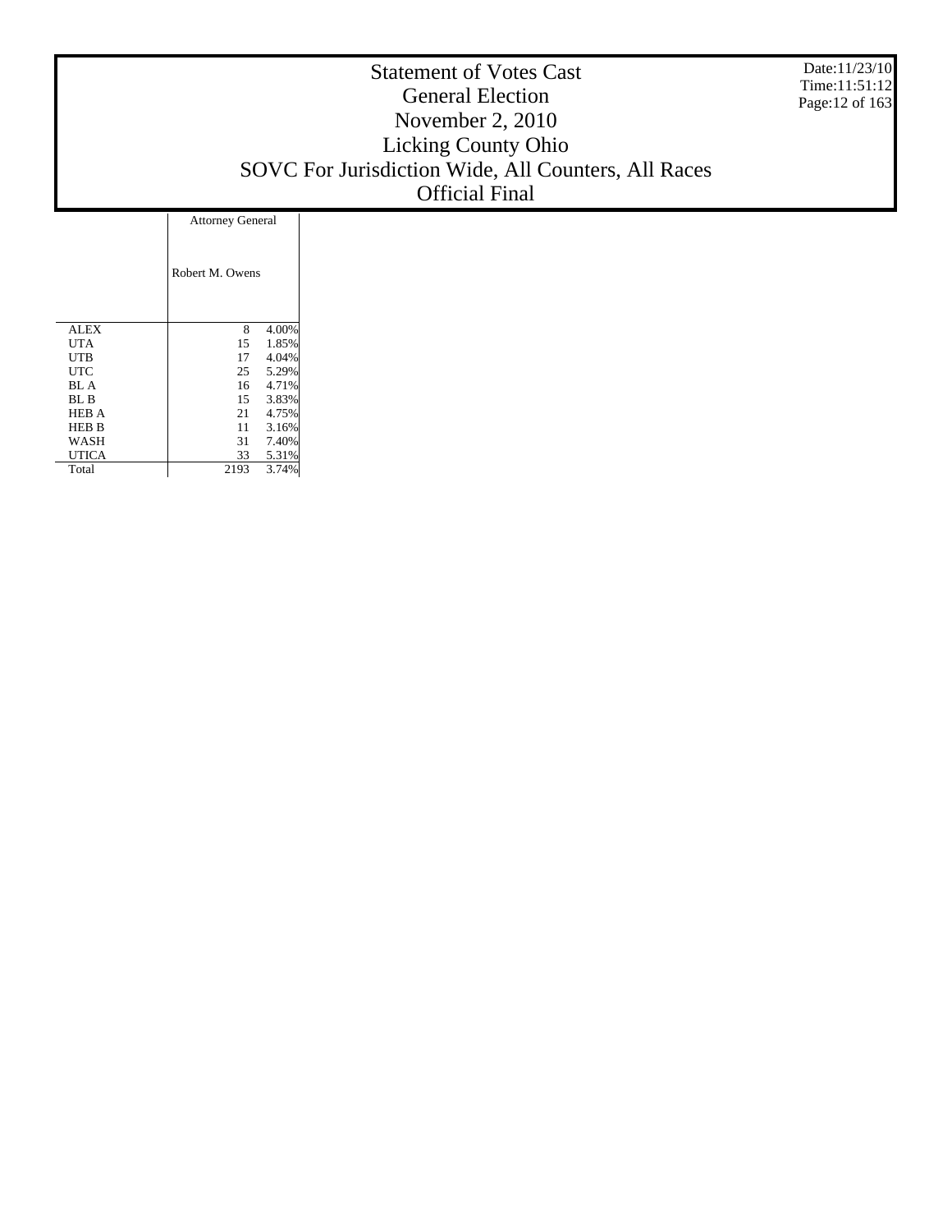# Statement of Votes Cast
## General Election
## November 2, 2010
## Licking County Ohio
## SOVC For Jurisdiction Wide, All Counters, All Races
## Official Final

Date:11/23/10
Time:11:51:12

| | Attorney General | |
|---|---|---|
| | Robert M. Owens | |
| ALEX | 8 | 4.00% |
| UTA | 15 | 1.85% |
| UTB | 17 | 4.04% |
| UTC | 25 | 5.29% |
| BL A | 16 | 4.71% |
| BL B | 15 | 3.83% |
| HEB A | 21 | 4.75% |
| HEB B | 11 | 3.16% |
| WASH | 31 | 7.40% |
| UTICA | 33 | 5.31% |
| Total | 2193 | 3.74% |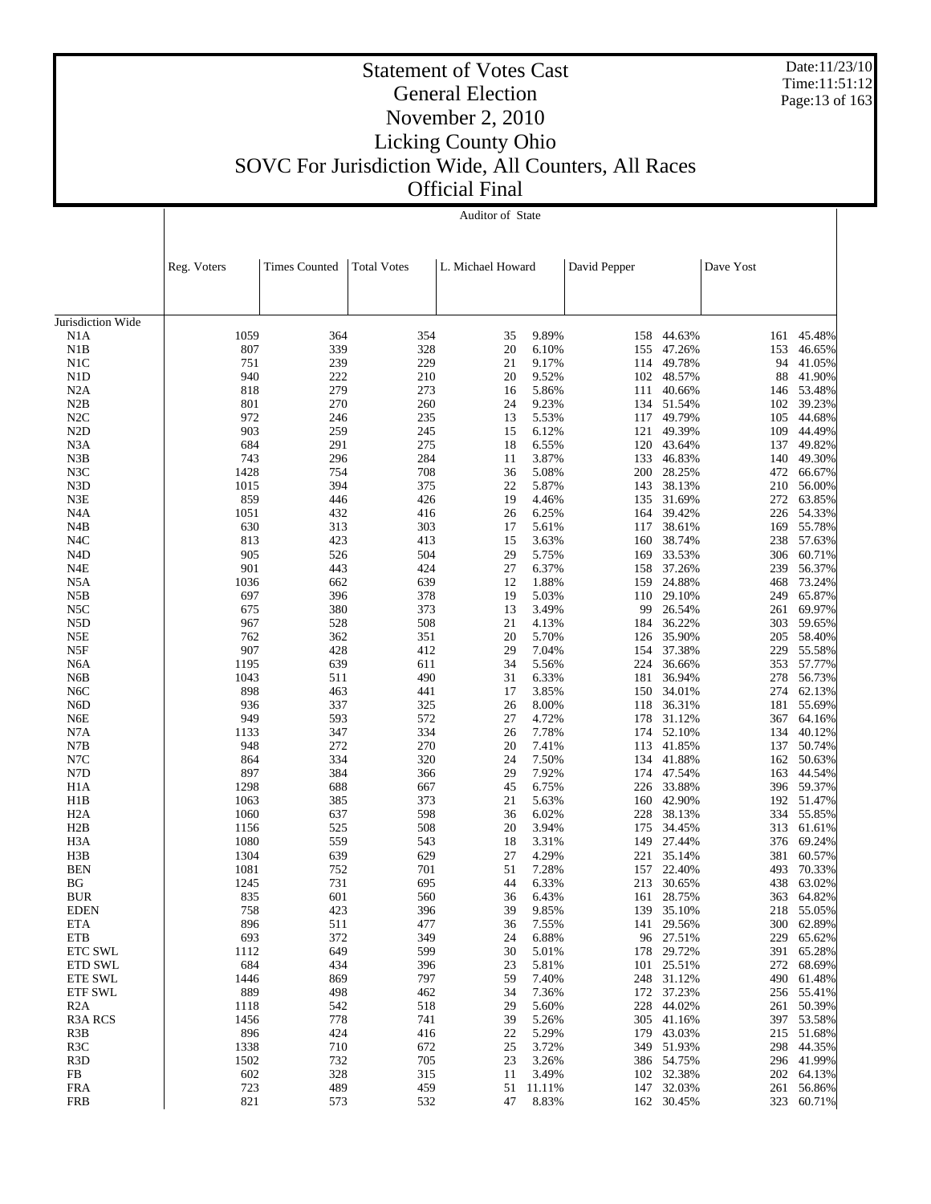# Statement of Votes Cast
## General Election
## November 2, 2010
## Licking County Ohio
## SOVC For Jurisdiction Wide, All Counters, All Races
## Official Final

Auditor of State

| | Reg. Voters | Times Counted | Total Votes | L. Michael Howard | | David Pepper | | Dave Yost | |
|---|---|---|---|---|---|---|---|---|---|
| Jurisdiction Wide | | | | | | | | | |
| N1A | 1059 | 364 | 354 | 35 | 9.89% | 158 | 44.63% | 161 | 45.48% |
| N1B | 807 | 339 | 328 | 20 | 6.10% | 155 | 47.26% | 153 | 46.65% |
| N1C | 751 | 239 | 229 | 21 | 9.17% | 114 | 49.78% | 94 | 41.05% |
| N1D | 940 | 222 | 210 | 20 | 9.52% | 102 | 48.57% | 88 | 41.90% |
| N2A | 818 | 279 | 273 | 16 | 5.86% | 111 | 40.66% | 146 | 53.48% |
| N2B | 801 | 270 | 260 | 24 | 9.23% | 134 | 51.54% | 102 | 39.23% |
| N2C | 972 | 246 | 235 | 13 | 5.53% | 117 | 49.79% | 105 | 44.68% |
| N2D | 903 | 259 | 245 | 15 | 6.12% | 121 | 49.39% | 109 | 44.49% |
| N3A | 684 | 291 | 275 | 18 | 6.55% | 120 | 43.64% | 137 | 49.82% |
| N3B | 743 | 296 | 284 | 11 | 3.87% | 133 | 46.83% | 140 | 49.30% |
| N3C | 1428 | 754 | 708 | 36 | 5.08% | 200 | 28.25% | 472 | 66.67% |
| N3D | 1015 | 394 | 375 | 22 | 5.87% | 143 | 38.13% | 210 | 56.00% |
| N3E | 859 | 446 | 426 | 19 | 4.46% | 135 | 31.69% | 272 | 63.85% |
| N4A | 1051 | 432 | 416 | 26 | 6.25% | 164 | 39.42% | 226 | 54.33% |
| N4B | 630 | 313 | 303 | 17 | 5.61% | 117 | 38.61% | 169 | 55.78% |
| N4C | 813 | 423 | 413 | 15 | 3.63% | 160 | 38.74% | 238 | 57.63% |
| N4D | 905 | 526 | 504 | 29 | 5.75% | 169 | 33.53% | 306 | 60.71% |
| N4E | 901 | 443 | 424 | 27 | 6.37% | 158 | 37.26% | 239 | 56.37% |
| N5A | 1036 | 662 | 639 | 12 | 1.88% | 159 | 24.88% | 468 | 73.24% |
| N5B | 697 | 396 | 378 | 19 | 5.03% | 110 | 29.10% | 249 | 65.87% |
| N5C | 675 | 380 | 373 | 13 | 3.49% | 99 | 26.54% | 261 | 69.97% |
| N5D | 967 | 528 | 508 | 21 | 4.13% | 184 | 36.22% | 303 | 59.65% |
| N5E | 762 | 362 | 351 | 20 | 5.70% | 126 | 35.90% | 205 | 58.40% |
| N5F | 907 | 428 | 412 | 29 | 7.04% | 154 | 37.38% | 229 | 55.58% |
| N6A | 1195 | 639 | 611 | 34 | 5.56% | 224 | 36.66% | 353 | 57.77% |
| N6B | 1043 | 511 | 490 | 31 | 6.33% | 181 | 36.94% | 278 | 56.73% |
| N6C | 898 | 463 | 441 | 17 | 3.85% | 150 | 34.01% | 274 | 62.13% |
| N6D | 936 | 337 | 325 | 26 | 8.00% | 118 | 36.31% | 181 | 55.69% |
| N6E | 949 | 593 | 572 | 27 | 4.72% | 178 | 31.12% | 367 | 64.16% |
| N7A | 1133 | 347 | 334 | 26 | 7.78% | 174 | 52.10% | 134 | 40.12% |
| N7B | 948 | 272 | 270 | 20 | 7.41% | 113 | 41.85% | 137 | 50.74% |
| N7C | 864 | 334 | 320 | 24 | 7.50% | 134 | 41.88% | 162 | 50.63% |
| N7D | 897 | 384 | 366 | 29 | 7.92% | 174 | 47.54% | 163 | 44.54% |
| H1A | 1298 | 688 | 667 | 45 | 6.75% | 226 | 33.88% | 396 | 59.37% |
| H1B | 1063 | 385 | 373 | 21 | 5.63% | 160 | 42.90% | 192 | 51.47% |
| H2A | 1060 | 637 | 598 | 36 | 6.02% | 228 | 38.13% | 334 | 55.85% |
| H2B | 1156 | 525 | 508 | 20 | 3.94% | 175 | 34.45% | 313 | 61.61% |
| H3A | 1080 | 559 | 543 | 18 | 3.31% | 149 | 27.44% | 376 | 69.24% |
| H3B | 1304 | 639 | 629 | 27 | 4.29% | 221 | 35.14% | 381 | 60.57% |
| BEN | 1081 | 752 | 701 | 51 | 7.28% | 157 | 22.40% | 493 | 70.33% |
| BG | 1245 | 731 | 695 | 44 | 6.33% | 213 | 30.65% | 438 | 63.02% |
| BUR | 835 | 601 | 560 | 36 | 6.43% | 161 | 28.75% | 363 | 64.82% |
| EDEN | 758 | 423 | 396 | 39 | 9.85% | 139 | 35.10% | 218 | 55.05% |
| ETA | 896 | 511 | 477 | 36 | 7.55% | 141 | 29.56% | 300 | 62.89% |
| ETB | 693 | 372 | 349 | 24 | 6.88% | 96 | 27.51% | 229 | 65.62% |
| ETC SWL | 1112 | 649 | 599 | 30 | 5.01% | 178 | 29.72% | 391 | 65.28% |
| ETD SWL | 684 | 434 | 396 | 23 | 5.81% | 101 | 25.51% | 272 | 68.69% |
| ETE SWL | 1446 | 869 | 797 | 59 | 7.40% | 248 | 31.12% | 490 | 61.48% |
| ETF SWL | 889 | 498 | 462 | 34 | 7.36% | 172 | 37.23% | 256 | 55.41% |
| R2A | 1118 | 542 | 518 | 29 | 5.60% | 228 | 44.02% | 261 | 50.39% |
| R3A RCS | 1456 | 778 | 741 | 39 | 5.26% | 305 | 41.16% | 397 | 53.58% |
| R3B | 896 | 424 | 416 | 22 | 5.29% | 179 | 43.03% | 215 | 51.68% |
| R3C | 1338 | 710 | 672 | 25 | 3.72% | 349 | 51.93% | 298 | 44.35% |
| R3D | 1502 | 732 | 705 | 23 | 3.26% | 386 | 54.75% | 296 | 41.99% |
| FB | 602 | 328 | 315 | 11 | 3.49% | 102 | 32.38% | 202 | 64.13% |
| FRA | 723 | 489 | 459 | 51 | 11.11% | 147 | 32.03% | 261 | 56.86% |
| FRB | 821 | 573 | 532 | 47 | 8.83% | 162 | 30.45% | 323 | 60.71% |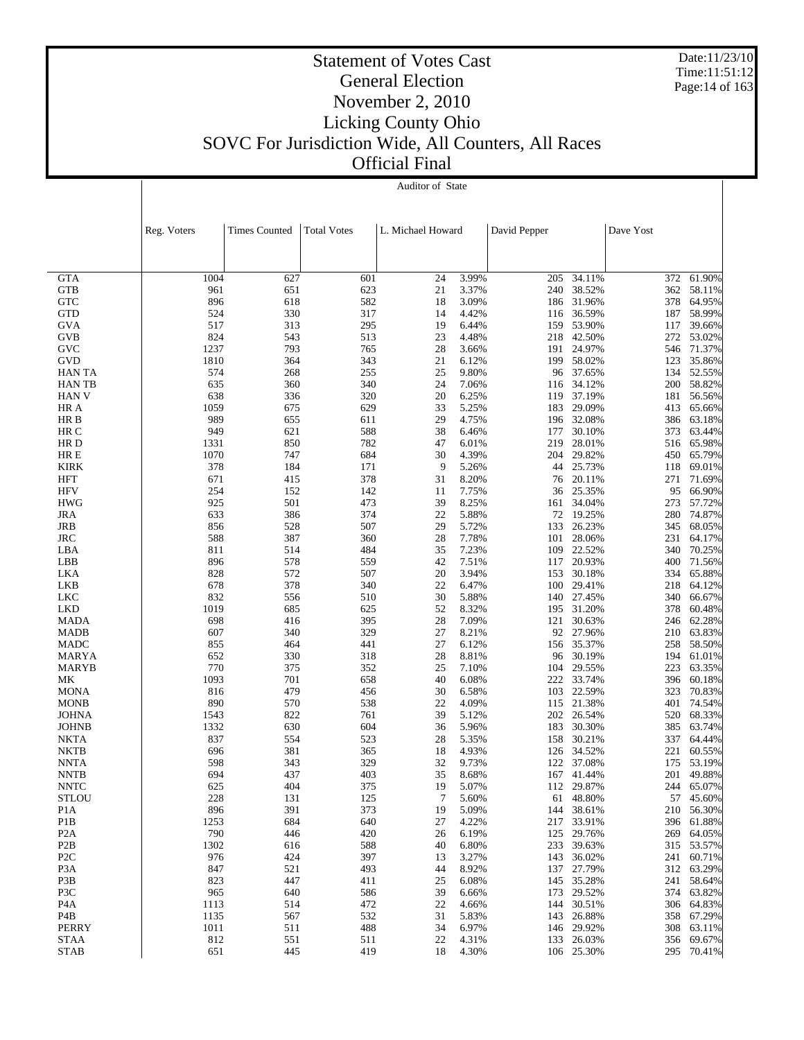# Statement of Votes Cast

## General Election

## November 2, 2010

## Licking County Ohio

## SOVC For Jurisdiction Wide, All Counters, All Races

## Official Final

Date:11/23/10
Time:11:51:12

**Auditor of State**

| | Reg. Voters | Times Counted | Total Votes | L. Michael Howard | | David Pepper | | Dave Yost | |
|---|---|---|---|---|---|---|---|---|---|
| GTA | 1004 | 627 | 601 | 24 | 3.99% | 205 | 34.11% | 372 | 61.90% |
| GTB | 961 | 651 | 623 | 21 | 3.37% | 240 | 38.52% | 362 | 58.11% |
| GTC | 896 | 618 | 582 | 18 | 3.09% | 186 | 31.96% | 378 | 64.95% |
| GTD | 524 | 330 | 317 | 14 | 4.42% | 116 | 36.59% | 187 | 58.99% |
| GVA | 517 | 313 | 295 | 19 | 6.44% | 159 | 53.90% | 117 | 39.66% |
| GVB | 824 | 543 | 513 | 23 | 4.48% | 218 | 42.50% | 272 | 53.02% |
| GVC | 1237 | 793 | 765 | 28 | 3.66% | 191 | 24.97% | 546 | 71.37% |
| GVD | 1810 | 364 | 343 | 21 | 6.12% | 199 | 58.02% | 123 | 35.86% |
| HAN TA | 574 | 268 | 255 | 25 | 9.80% | 96 | 37.65% | 134 | 52.55% |
| HAN TB | 635 | 360 | 340 | 24 | 7.06% | 116 | 34.12% | 200 | 58.82% |
| HAN V | 638 | 336 | 320 | 20 | 6.25% | 119 | 37.19% | 181 | 56.56% |
| HR A | 1059 | 675 | 629 | 33 | 5.25% | 183 | 29.09% | 413 | 65.66% |
| HR B | 989 | 655 | 611 | 29 | 4.75% | 196 | 32.08% | 386 | 63.18% |
| HR C | 949 | 621 | 588 | 38 | 6.46% | 177 | 30.10% | 373 | 63.44% |
| HR D | 1331 | 850 | 782 | 47 | 6.01% | 219 | 28.01% | 516 | 65.98% |
| HR E | 1070 | 747 | 684 | 30 | 4.39% | 204 | 29.82% | 450 | 65.79% |
| KIRK | 378 | 184 | 171 | 9 | 5.26% | 44 | 25.73% | 118 | 69.01% |
| HFT | 671 | 415 | 378 | 31 | 8.20% | 76 | 20.11% | 271 | 71.69% |
| HFV | 254 | 152 | 142 | 11 | 7.75% | 36 | 25.35% | 95 | 66.90% |
| HWG | 925 | 501 | 473 | 39 | 8.25% | 161 | 34.04% | 273 | 57.72% |
| JRA | 633 | 386 | 374 | 22 | 5.88% | 72 | 19.25% | 280 | 74.87% |
| JRB | 856 | 528 | 507 | 29 | 5.72% | 133 | 26.23% | 345 | 68.05% |
| JRC | 588 | 387 | 360 | 28 | 7.78% | 101 | 28.06% | 231 | 64.17% |
| LBA | 811 | 514 | 484 | 35 | 7.23% | 109 | 22.52% | 340 | 70.25% |
| LBB | 896 | 578 | 559 | 42 | 7.51% | 117 | 20.93% | 400 | 71.56% |
| LKA | 828 | 572 | 507 | 20 | 3.94% | 153 | 30.18% | 334 | 65.88% |
| LKB | 678 | 378 | 340 | 22 | 6.47% | 100 | 29.41% | 218 | 64.12% |
| LKC | 832 | 556 | 510 | 30 | 5.88% | 140 | 27.45% | 340 | 66.67% |
| LKD | 1019 | 685 | 625 | 52 | 8.32% | 195 | 31.20% | 378 | 60.48% |
| MADA | 698 | 416 | 395 | 28 | 7.09% | 121 | 30.63% | 246 | 62.28% |
| MADB | 607 | 340 | 329 | 27 | 8.21% | 92 | 27.96% | 210 | 63.83% |
| MADC | 855 | 464 | 441 | 27 | 6.12% | 156 | 35.37% | 258 | 58.50% |
| MARYA | 652 | 330 | 318 | 28 | 8.81% | 96 | 30.19% | 194 | 61.01% |
| MARYB | 770 | 375 | 352 | 25 | 7.10% | 104 | 29.55% | 223 | 63.35% |
| MK | 1093 | 701 | 658 | 40 | 6.08% | 222 | 33.74% | 396 | 60.18% |
| MONA | 816 | 479 | 456 | 30 | 6.58% | 103 | 22.59% | 323 | 70.83% |
| MONB | 890 | 570 | 538 | 22 | 4.09% | 115 | 21.38% | 401 | 74.54% |
| JOHNA | 1543 | 822 | 761 | 39 | 5.12% | 202 | 26.54% | 520 | 68.33% |
| JOHNB | 1332 | 630 | 604 | 36 | 5.96% | 183 | 30.30% | 385 | 63.74% |
| NKTA | 837 | 554 | 523 | 28 | 5.35% | 158 | 30.21% | 337 | 64.44% |
| NKTB | 696 | 381 | 365 | 18 | 4.93% | 126 | 34.52% | 221 | 60.55% |
| NNTA | 598 | 343 | 329 | 32 | 9.73% | 122 | 37.08% | 175 | 53.19% |
| NNTB | 694 | 437 | 403 | 35 | 8.68% | 167 | 41.44% | 201 | 49.88% |
| NNTC | 625 | 404 | 375 | 19 | 5.07% | 112 | 29.87% | 244 | 65.07% |
| STLOU | 228 | 131 | 125 | 7 | 5.60% | 61 | 48.80% | 57 | 45.60% |
| P1A | 896 | 391 | 373 | 19 | 5.09% | 144 | 38.61% | 210 | 56.30% |
| P1B | 1253 | 684 | 640 | 27 | 4.22% | 217 | 33.91% | 396 | 61.88% |
| P2A | 790 | 446 | 420 | 26 | 6.19% | 125 | 29.76% | 269 | 64.05% |
| P2B | 1302 | 616 | 588 | 40 | 6.80% | 233 | 39.63% | 315 | 53.57% |
| P2C | 976 | 424 | 397 | 13 | 3.27% | 143 | 36.02% | 241 | 60.71% |
| P3A | 847 | 521 | 493 | 44 | 8.92% | 137 | 27.79% | 312 | 63.29% |
| P3B | 823 | 447 | 411 | 25 | 6.08% | 145 | 35.28% | 241 | 58.64% |
| P3C | 965 | 640 | 586 | 39 | 6.66% | 173 | 29.52% | 374 | 63.82% |
| P4A | 1113 | 514 | 472 | 22 | 4.66% | 144 | 30.51% | 306 | 64.83% |
| P4B | 1135 | 567 | 532 | 31 | 5.83% | 143 | 26.88% | 358 | 67.29% |
| PERRY | 1011 | 511 | 488 | 34 | 6.97% | 146 | 29.92% | 308 | 63.11% |
| STAA | 812 | 551 | 511 | 22 | 4.31% | 133 | 26.03% | 356 | 69.67% |
| STAB | 651 | 445 | 419 | 18 | 4.30% | 106 | 25.30% | 295 | 70.41% |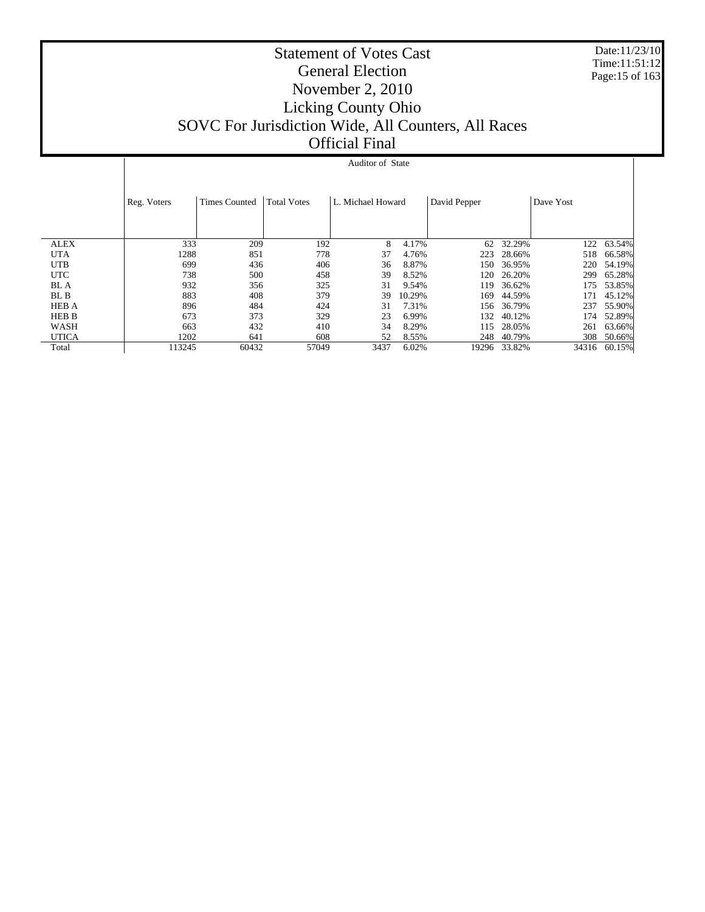# Statement of Votes Cast
## General Election
## November 2, 2010
## Licking County Ohio
## SOVC For Jurisdiction Wide, All Counters, All Races
## Official Final

Date:11/23/10
Time:11:51:12

| | Auditor of State | | | | | | | | |
|---|---|---|---|---|---|---|---|---|---|
| | Reg. Voters | Times Counted | Total Votes | L. Michael Howard | | David Pepper | | Dave Yost | |
| ALEX | 333 | 209 | 192 | 8 | 4.17% | 62 | 32.29% | 122 | 63.54% |
| UTA | 1288 | 851 | 778 | 37 | 4.76% | 223 | 28.66% | 518 | 66.58% |
| UTB | 699 | 436 | 406 | 36 | 8.87% | 150 | 36.95% | 220 | 54.19% |
| UTC | 738 | 500 | 458 | 39 | 8.52% | 120 | 26.20% | 299 | 65.28% |
| BL A | 932 | 356 | 325 | 31 | 9.54% | 119 | 36.62% | 175 | 53.85% |
| BL B | 883 | 408 | 379 | 39 | 10.29% | 169 | 44.59% | 171 | 45.12% |
| HEB A | 896 | 484 | 424 | 31 | 7.31% | 156 | 36.79% | 237 | 55.90% |
| HEB B | 673 | 373 | 329 | 23 | 6.99% | 132 | 40.12% | 174 | 52.89% |
| WASH | 663 | 432 | 410 | 34 | 8.29% | 115 | 28.05% | 261 | 63.66% |
| UTICA | 1202 | 641 | 608 | 52 | 8.55% | 248 | 40.79% | 308 | 50.66% |
| Total | 113245 | 60432 | 57049 | 3437 | 6.02% | 19296 | 33.82% | 34316 | 60.15% |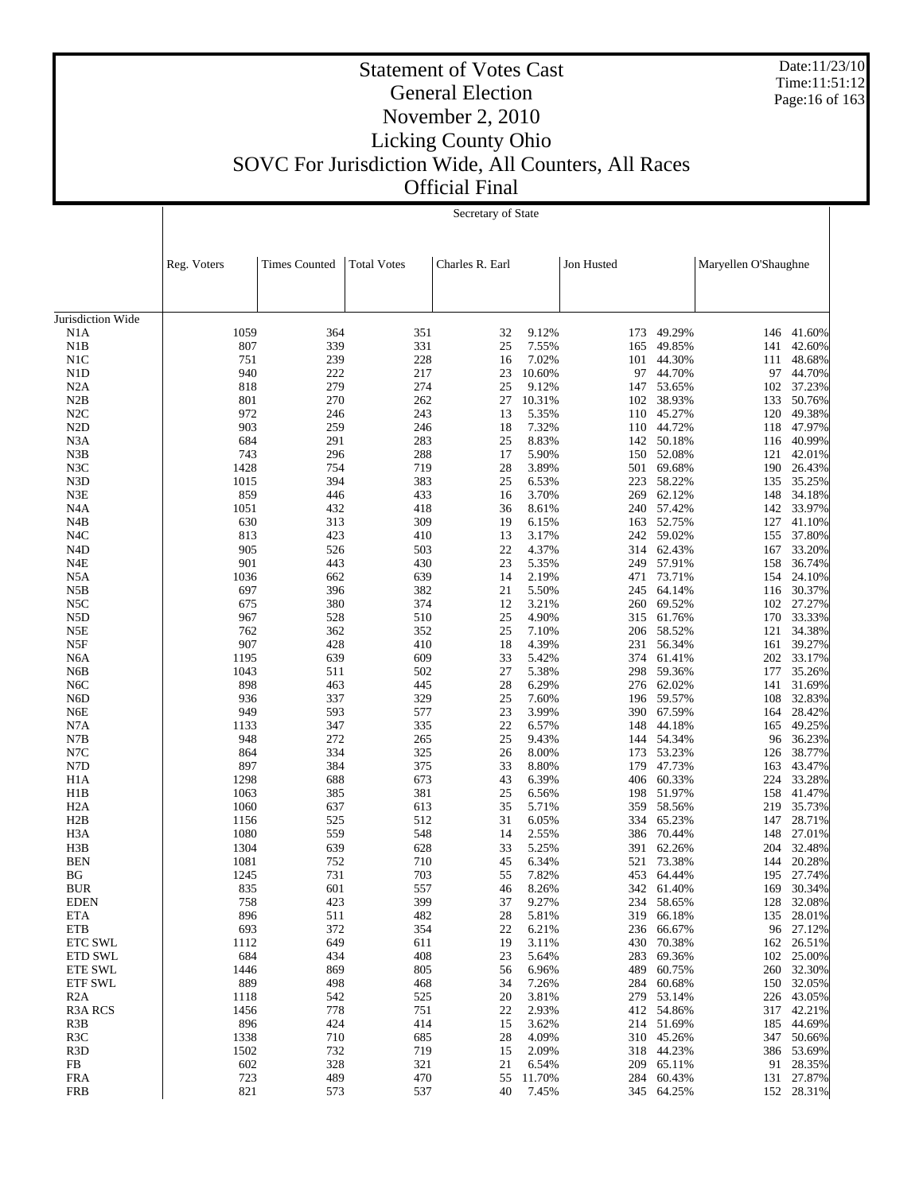# Statement of Votes Cast
## General Election
## November 2, 2010
## Licking County Ohio
## SOVC For Jurisdiction Wide, All Counters, All Races
## Official Final

Date:11/23/10
Time:11:51:12

### Secretary of State

| | Reg. Voters | Times Counted | Total Votes | Charles R. Earl | | Jon Husted | | Maryellen O'Shaughne | |
|---|---|---|---|---|---|---|---|---|---|
| Jurisdiction Wide | | | | | | | | | |
| N1A | 1059 | 364 | 351 | 32 | 9.12% | 173 | 49.29% | 146 | 41.60% |
| N1B | 807 | 339 | 331 | 25 | 7.55% | 165 | 49.85% | 141 | 42.60% |
| N1C | 751 | 239 | 228 | 16 | 7.02% | 101 | 44.30% | 111 | 48.68% |
| N1D | 940 | 222 | 217 | 23 | 10.60% | 97 | 44.70% | 97 | 44.70% |
| N2A | 818 | 279 | 274 | 25 | 9.12% | 147 | 53.65% | 102 | 37.23% |
| N2B | 801 | 270 | 262 | 27 | 10.31% | 102 | 38.93% | 133 | 50.76% |
| N2C | 972 | 246 | 243 | 13 | 5.35% | 110 | 45.27% | 120 | 49.38% |
| N2D | 903 | 259 | 246 | 18 | 7.32% | 110 | 44.72% | 118 | 47.97% |
| N3A | 684 | 291 | 283 | 25 | 8.83% | 142 | 50.18% | 116 | 40.99% |
| N3B | 743 | 296 | 288 | 17 | 5.90% | 150 | 52.08% | 121 | 42.01% |
| N3C | 1428 | 754 | 719 | 28 | 3.89% | 501 | 69.68% | 190 | 26.43% |
| N3D | 1015 | 394 | 383 | 25 | 6.53% | 223 | 58.22% | 135 | 35.25% |
| N3E | 859 | 446 | 433 | 16 | 3.70% | 269 | 62.12% | 148 | 34.18% |
| N4A | 1051 | 432 | 418 | 36 | 8.61% | 240 | 57.42% | 142 | 33.97% |
| N4B | 630 | 313 | 309 | 19 | 6.15% | 163 | 52.75% | 127 | 41.10% |
| N4C | 813 | 423 | 410 | 13 | 3.17% | 242 | 59.02% | 155 | 37.80% |
| N4D | 905 | 526 | 503 | 22 | 4.37% | 314 | 62.43% | 167 | 33.20% |
| N4E | 901 | 443 | 430 | 23 | 5.35% | 249 | 57.91% | 158 | 36.74% |
| N5A | 1036 | 662 | 639 | 14 | 2.19% | 471 | 73.71% | 154 | 24.10% |
| N5B | 697 | 396 | 382 | 21 | 5.50% | 245 | 64.14% | 116 | 30.37% |
| N5C | 675 | 380 | 374 | 12 | 3.21% | 260 | 69.52% | 102 | 27.27% |
| N5D | 967 | 528 | 510 | 25 | 4.90% | 315 | 61.76% | 170 | 33.33% |
| N5E | 762 | 362 | 352 | 25 | 7.10% | 206 | 58.52% | 121 | 34.38% |
| N5F | 907 | 428 | 410 | 18 | 4.39% | 231 | 56.34% | 161 | 39.27% |
| N6A | 1195 | 639 | 609 | 33 | 5.42% | 374 | 61.41% | 202 | 33.17% |
| N6B | 1043 | 511 | 502 | 27 | 5.38% | 298 | 59.36% | 177 | 35.26% |
| N6C | 898 | 463 | 445 | 28 | 6.29% | 276 | 62.02% | 141 | 31.69% |
| N6D | 936 | 337 | 329 | 25 | 7.60% | 196 | 59.57% | 108 | 32.83% |
| N6E | 949 | 593 | 577 | 23 | 3.99% | 390 | 67.59% | 164 | 28.42% |
| N7A | 1133 | 347 | 335 | 22 | 6.57% | 148 | 44.18% | 165 | 49.25% |
| N7B | 948 | 272 | 265 | 25 | 9.43% | 144 | 54.34% | 96 | 36.23% |
| N7C | 864 | 334 | 325 | 26 | 8.00% | 173 | 53.23% | 126 | 38.77% |
| N7D | 897 | 384 | 375 | 33 | 8.80% | 179 | 47.73% | 163 | 43.47% |
| H1A | 1298 | 688 | 673 | 43 | 6.39% | 406 | 60.33% | 224 | 33.28% |
| H1B | 1063 | 385 | 381 | 25 | 6.56% | 198 | 51.97% | 158 | 41.47% |
| H2A | 1060 | 637 | 613 | 35 | 5.71% | 359 | 58.56% | 219 | 35.73% |
| H2B | 1156 | 525 | 512 | 31 | 6.05% | 334 | 65.23% | 147 | 28.71% |
| H3A | 1080 | 559 | 548 | 14 | 2.55% | 386 | 70.44% | 148 | 27.01% |
| H3B | 1304 | 639 | 628 | 33 | 5.25% | 391 | 62.26% | 204 | 32.48% |
| BEN | 1081 | 752 | 710 | 45 | 6.34% | 521 | 73.38% | 144 | 20.28% |
| BG | 1245 | 731 | 703 | 55 | 7.82% | 453 | 64.44% | 195 | 27.74% |
| BUR | 835 | 601 | 557 | 46 | 8.26% | 342 | 61.40% | 169 | 30.34% |
| EDEN | 758 | 423 | 399 | 37 | 9.27% | 234 | 58.65% | 128 | 32.08% |
| ETA | 896 | 511 | 482 | 28 | 5.81% | 319 | 66.18% | 135 | 28.01% |
| ETB | 693 | 372 | 354 | 22 | 6.21% | 236 | 66.67% | 96 | 27.12% |
| ETC SWL | 1112 | 649 | 611 | 19 | 3.11% | 430 | 70.38% | 162 | 26.51% |
| ETD SWL | 684 | 434 | 408 | 23 | 5.64% | 283 | 69.36% | 102 | 25.00% |
| ETE SWL | 1446 | 869 | 805 | 56 | 6.96% | 489 | 60.75% | 260 | 32.30% |
| ETF SWL | 889 | 498 | 468 | 34 | 7.26% | 284 | 60.68% | 150 | 32.05% |
| R2A | 1118 | 542 | 525 | 20 | 3.81% | 279 | 53.14% | 226 | 43.05% |
| R3A RCS | 1456 | 778 | 751 | 22 | 2.93% | 412 | 54.86% | 317 | 42.21% |
| R3B | 896 | 424 | 414 | 15 | 3.62% | 214 | 51.69% | 185 | 44.69% |
| R3C | 1338 | 710 | 685 | 28 | 4.09% | 310 | 45.26% | 347 | 50.66% |
| R3D | 1502 | 732 | 719 | 15 | 2.09% | 318 | 44.23% | 386 | 53.69% |
| FB | 602 | 328 | 321 | 21 | 6.54% | 209 | 65.11% | 91 | 28.35% |
| FRA | 723 | 489 | 470 | 55 | 11.70% | 284 | 60.43% | 131 | 27.87% |
| FRB | 821 | 573 | 537 | 40 | 7.45% | 345 | 64.25% | 152 | 28.31% |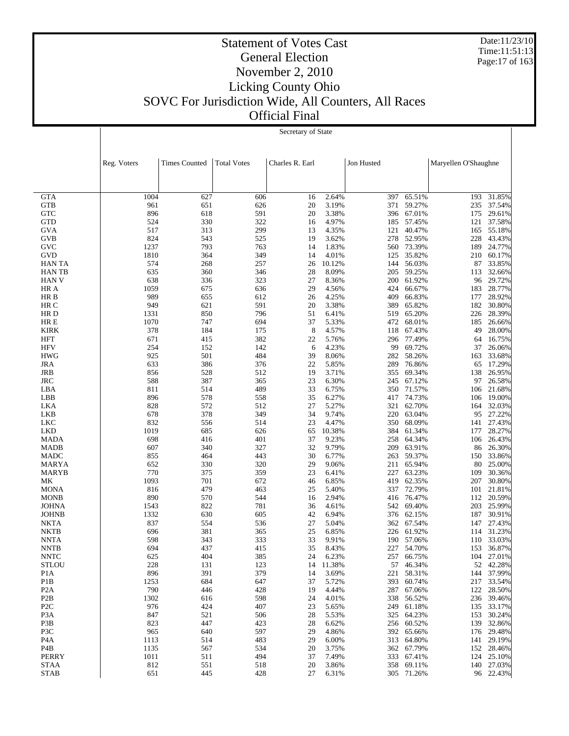# Statement of Votes Cast
## General Election
## November 2, 2010
## Licking County Ohio
## SOVC For Jurisdiction Wide, All Counters, All Races
## Official Final

Date:11/23/10
Time:11:51:13

Secretary of State

| | Reg. Voters | Times Counted | Total Votes | Charles R. Earl | | Jon Husted | | Maryellen O'Shaughne | |
|---|---|---|---|---|---|---|---|---|---|
| GTA | 1004 | 627 | 606 | 16 | 2.64% | 397 | 65.51% | 193 | 31.85% |
| GTB | 961 | 651 | 626 | 20 | 3.19% | 371 | 59.27% | 235 | 37.54% |
| GTC | 896 | 618 | 591 | 20 | 3.38% | 396 | 67.01% | 175 | 29.61% |
| GTD | 524 | 330 | 322 | 16 | 4.97% | 185 | 57.45% | 121 | 37.58% |
| GVA | 517 | 313 | 299 | 13 | 4.35% | 121 | 40.47% | 165 | 55.18% |
| GVB | 824 | 543 | 525 | 19 | 3.62% | 278 | 52.95% | 228 | 43.43% |
| GVC | 1237 | 793 | 763 | 14 | 1.83% | 560 | 73.39% | 189 | 24.77% |
| GVD | 1810 | 364 | 349 | 14 | 4.01% | 125 | 35.82% | 210 | 60.17% |
| HAN TA | 574 | 268 | 257 | 26 | 10.12% | 144 | 56.03% | 87 | 33.85% |
| HAN TB | 635 | 360 | 346 | 28 | 8.09% | 205 | 59.25% | 113 | 32.66% |
| HAN V | 638 | 336 | 323 | 27 | 8.36% | 200 | 61.92% | 96 | 29.72% |
| HR A | 1059 | 675 | 636 | 29 | 4.56% | 424 | 66.67% | 183 | 28.77% |
| HR B | 989 | 655 | 612 | 26 | 4.25% | 409 | 66.83% | 177 | 28.92% |
| HR C | 949 | 621 | 591 | 20 | 3.38% | 389 | 65.82% | 182 | 30.80% |
| HR D | 1331 | 850 | 796 | 51 | 6.41% | 519 | 65.20% | 226 | 28.39% |
| HR E | 1070 | 747 | 694 | 37 | 5.33% | 472 | 68.01% | 185 | 26.66% |
| KIRK | 378 | 184 | 175 | 8 | 4.57% | 118 | 67.43% | 49 | 28.00% |
| HFT | 671 | 415 | 382 | 22 | 5.76% | 296 | 77.49% | 64 | 16.75% |
| HFV | 254 | 152 | 142 | 6 | 4.23% | 99 | 69.72% | 37 | 26.06% |
| HWG | 925 | 501 | 484 | 39 | 8.06% | 282 | 58.26% | 163 | 33.68% |
| JRA | 633 | 386 | 376 | 22 | 5.85% | 289 | 76.86% | 65 | 17.29% |
| JRB | 856 | 528 | 512 | 19 | 3.71% | 355 | 69.34% | 138 | 26.95% |
| JRC | 588 | 387 | 365 | 23 | 6.30% | 245 | 67.12% | 97 | 26.58% |
| LBA | 811 | 514 | 489 | 33 | 6.75% | 350 | 71.57% | 106 | 21.68% |
| LBB | 896 | 578 | 558 | 35 | 6.27% | 417 | 74.73% | 106 | 19.00% |
| LKA | 828 | 572 | 512 | 27 | 5.27% | 321 | 62.70% | 164 | 32.03% |
| LKB | 678 | 378 | 349 | 34 | 9.74% | 220 | 63.04% | 95 | 27.22% |
| LKC | 832 | 556 | 514 | 23 | 4.47% | 350 | 68.09% | 141 | 27.43% |
| LKD | 1019 | 685 | 626 | 65 | 10.38% | 384 | 61.34% | 177 | 28.27% |
| MADA | 698 | 416 | 401 | 37 | 9.23% | 258 | 64.34% | 106 | 26.43% |
| MADB | 607 | 340 | 327 | 32 | 9.79% | 209 | 63.91% | 86 | 26.30% |
| MADC | 855 | 464 | 443 | 30 | 6.77% | 263 | 59.37% | 150 | 33.86% |
| MARYA | 652 | 330 | 320 | 29 | 9.06% | 211 | 65.94% | 80 | 25.00% |
| MARYB | 770 | 375 | 359 | 23 | 6.41% | 227 | 63.23% | 109 | 30.36% |
| MK | 1093 | 701 | 672 | 46 | 6.85% | 419 | 62.35% | 207 | 30.80% |
| MONA | 816 | 479 | 463 | 25 | 5.40% | 337 | 72.79% | 101 | 21.81% |
| MONB | 890 | 570 | 544 | 16 | 2.94% | 416 | 76.47% | 112 | 20.59% |
| JOHNA | 1543 | 822 | 781 | 36 | 4.61% | 542 | 69.40% | 203 | 25.99% |
| JOHNB | 1332 | 630 | 605 | 42 | 6.94% | 376 | 62.15% | 187 | 30.91% |
| NKTA | 837 | 554 | 536 | 27 | 5.04% | 362 | 67.54% | 147 | 27.43% |
| NKTB | 696 | 381 | 365 | 25 | 6.85% | 226 | 61.92% | 114 | 31.23% |
| NNTA | 598 | 343 | 333 | 33 | 9.91% | 190 | 57.06% | 110 | 33.03% |
| NNTB | 694 | 437 | 415 | 35 | 8.43% | 227 | 54.70% | 153 | 36.87% |
| NNTC | 625 | 404 | 385 | 24 | 6.23% | 257 | 66.75% | 104 | 27.01% |
| STLOU | 228 | 131 | 123 | 14 | 11.38% | 57 | 46.34% | 52 | 42.28% |
| P1A | 896 | 391 | 379 | 14 | 3.69% | 221 | 58.31% | 144 | 37.99% |
| P1B | 1253 | 684 | 647 | 37 | 5.72% | 393 | 60.74% | 217 | 33.54% |
| P2A | 790 | 446 | 428 | 19 | 4.44% | 287 | 67.06% | 122 | 28.50% |
| P2B | 1302 | 616 | 598 | 24 | 4.01% | 338 | 56.52% | 236 | 39.46% |
| P2C | 976 | 424 | 407 | 23 | 5.65% | 249 | 61.18% | 135 | 33.17% |
| P3A | 847 | 521 | 506 | 28 | 5.53% | 325 | 64.23% | 153 | 30.24% |
| P3B | 823 | 447 | 423 | 28 | 6.62% | 256 | 60.52% | 139 | 32.86% |
| P3C | 965 | 640 | 597 | 29 | 4.86% | 392 | 65.66% | 176 | 29.48% |
| P4A | 1113 | 514 | 483 | 29 | 6.00% | 313 | 64.80% | 141 | 29.19% |
| P4B | 1135 | 567 | 534 | 20 | 3.75% | 362 | 67.79% | 152 | 28.46% |
| PERRY | 1011 | 511 | 494 | 37 | 7.49% | 333 | 67.41% | 124 | 25.10% |
| STAA | 812 | 551 | 518 | 20 | 3.86% | 358 | 69.11% | 140 | 27.03% |
| STAB | 651 | 445 | 428 | 27 | 6.31% | 305 | 71.26% | 96 | 22.43% |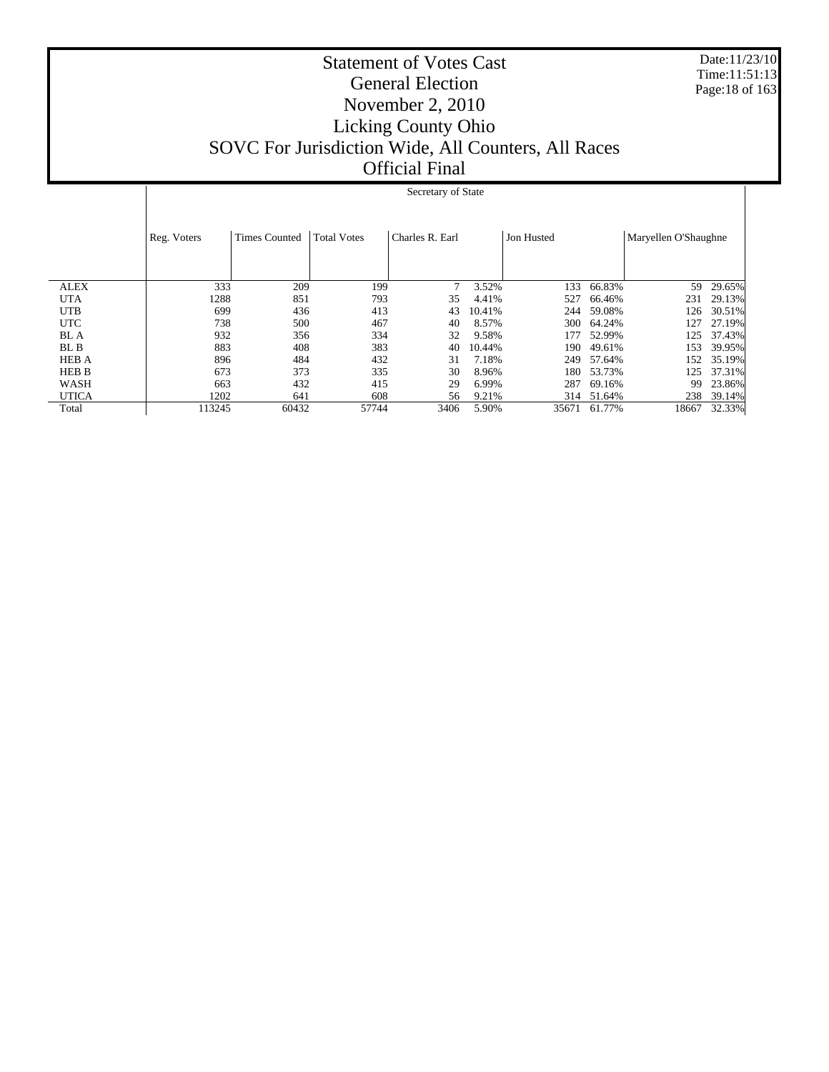# Statement of Votes Cast
## General Election
## November 2, 2010
## Licking County Ohio
## SOVC For Jurisdiction Wide, All Counters, All Races
## Official Final

Date:11/23/10
Time:11:51:13

Secretary of State

| | Reg. Voters | Times Counted | Total Votes | Charles R. Earl | | Jon Husted | | Maryellen O'Shaughne | |
|---|---|---|---|---|---|---|---|---|---|
| ALEX | 333 | 209 | 199 | 7 | 3.52% | 133 | 66.83% | 59 | 29.65% |
| UTA | 1288 | 851 | 793 | 35 | 4.41% | 527 | 66.46% | 231 | 29.13% |
| UTB | 699 | 436 | 413 | 43 | 10.41% | 244 | 59.08% | 126 | 30.51% |
| UTC | 738 | 500 | 467 | 40 | 8.57% | 300 | 64.24% | 127 | 27.19% |
| BL A | 932 | 356 | 334 | 32 | 9.58% | 177 | 52.99% | 125 | 37.43% |
| BL B | 883 | 408 | 383 | 40 | 10.44% | 190 | 49.61% | 153 | 39.95% |
| HEB A | 896 | 484 | 432 | 31 | 7.18% | 249 | 57.64% | 152 | 35.19% |
| HEB B | 673 | 373 | 335 | 30 | 8.96% | 180 | 53.73% | 125 | 37.31% |
| WASH | 663 | 432 | 415 | 29 | 6.99% | 287 | 69.16% | 99 | 23.86% |
| UTICA | 1202 | 641 | 608 | 56 | 9.21% | 314 | 51.64% | 238 | 39.14% |
| Total | 113245 | 60432 | 57744 | 3406 | 5.90% | 35671 | 61.77% | 18667 | 32.33% |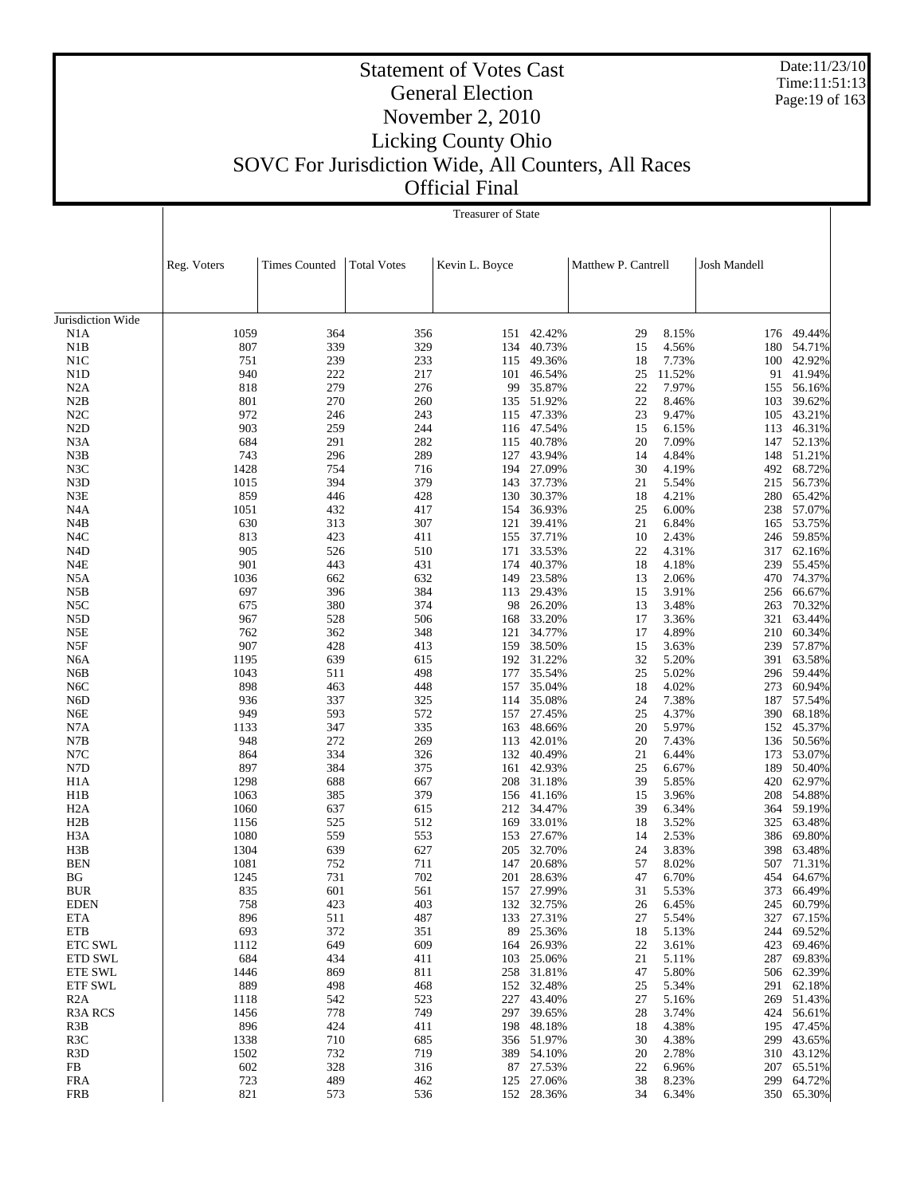# Statement of Votes Cast
## General Election
## November 2, 2010
## Licking County Ohio
## SOVC For Jurisdiction Wide, All Counters, All Races
## Official Final

Date:11/23/10
Time:11:51:13

**Treasurer of State**

| | Reg. Voters | Times Counted | Total Votes | Kevin L. Boyce | | Matthew P. Cantrell | | Josh Mandell | |
|---|---|---|---|---|---|---|---|---|---|
| Jurisdiction Wide | | | | | | | | | |
| N1A | 1059 | 364 | 356 | 151 | 42.42% | 29 | 8.15% | 176 | 49.44% |
| N1B | 807 | 339 | 329 | 134 | 40.73% | 15 | 4.56% | 180 | 54.71% |
| N1C | 751 | 239 | 233 | 115 | 49.36% | 18 | 7.73% | 100 | 42.92% |
| N1D | 940 | 222 | 217 | 101 | 46.54% | 25 | 11.52% | 91 | 41.94% |
| N2A | 818 | 279 | 276 | 99 | 35.87% | 22 | 7.97% | 155 | 56.16% |
| N2B | 801 | 270 | 260 | 135 | 51.92% | 22 | 8.46% | 103 | 39.62% |
| N2C | 972 | 246 | 243 | 115 | 47.33% | 23 | 9.47% | 105 | 43.21% |
| N2D | 903 | 259 | 244 | 116 | 47.54% | 15 | 6.15% | 113 | 46.31% |
| N3A | 684 | 291 | 282 | 115 | 40.78% | 20 | 7.09% | 147 | 52.13% |
| N3B | 743 | 296 | 289 | 127 | 43.94% | 14 | 4.84% | 148 | 51.21% |
| N3C | 1428 | 754 | 716 | 194 | 27.09% | 30 | 4.19% | 492 | 68.72% |
| N3D | 1015 | 394 | 379 | 143 | 37.73% | 21 | 5.54% | 215 | 56.73% |
| N3E | 859 | 446 | 428 | 130 | 30.37% | 18 | 4.21% | 280 | 65.42% |
| N4A | 1051 | 432 | 417 | 154 | 36.93% | 25 | 6.00% | 238 | 57.07% |
| N4B | 630 | 313 | 307 | 121 | 39.41% | 21 | 6.84% | 165 | 53.75% |
| N4C | 813 | 423 | 411 | 155 | 37.71% | 10 | 2.43% | 246 | 59.85% |
| N4D | 905 | 526 | 510 | 171 | 33.53% | 22 | 4.31% | 317 | 62.16% |
| N4E | 901 | 443 | 431 | 174 | 40.37% | 18 | 4.18% | 239 | 55.45% |
| N5A | 1036 | 662 | 632 | 149 | 23.58% | 13 | 2.06% | 470 | 74.37% |
| N5B | 697 | 396 | 384 | 113 | 29.43% | 15 | 3.91% | 256 | 66.67% |
| N5C | 675 | 380 | 374 | 98 | 26.20% | 13 | 3.48% | 263 | 70.32% |
| N5D | 967 | 528 | 506 | 168 | 33.20% | 17 | 3.36% | 321 | 63.44% |
| N5E | 762 | 362 | 348 | 121 | 34.77% | 17 | 4.89% | 210 | 60.34% |
| N5F | 907 | 428 | 413 | 159 | 38.50% | 15 | 3.63% | 239 | 57.87% |
| N6A | 1195 | 639 | 615 | 192 | 31.22% | 32 | 5.20% | 391 | 63.58% |
| N6B | 1043 | 511 | 498 | 177 | 35.54% | 25 | 5.02% | 296 | 59.44% |
| N6C | 898 | 463 | 448 | 157 | 35.04% | 18 | 4.02% | 273 | 60.94% |
| N6D | 936 | 337 | 325 | 114 | 35.08% | 24 | 7.38% | 187 | 57.54% |
| N6E | 949 | 593 | 572 | 157 | 27.45% | 25 | 4.37% | 390 | 68.18% |
| N7A | 1133 | 347 | 335 | 163 | 48.66% | 20 | 5.97% | 152 | 45.37% |
| N7B | 948 | 272 | 269 | 113 | 42.01% | 20 | 7.43% | 136 | 50.56% |
| N7C | 864 | 334 | 326 | 132 | 40.49% | 21 | 6.44% | 173 | 53.07% |
| N7D | 897 | 384 | 375 | 161 | 42.93% | 25 | 6.67% | 189 | 50.40% |
| H1A | 1298 | 688 | 667 | 208 | 31.18% | 39 | 5.85% | 420 | 62.97% |
| H1B | 1063 | 385 | 379 | 156 | 41.16% | 15 | 3.96% | 208 | 54.88% |
| H2A | 1060 | 637 | 615 | 212 | 34.47% | 39 | 6.34% | 364 | 59.19% |
| H2B | 1156 | 525 | 512 | 169 | 33.01% | 18 | 3.52% | 325 | 63.48% |
| H3A | 1080 | 559 | 553 | 153 | 27.67% | 14 | 2.53% | 386 | 69.80% |
| H3B | 1304 | 639 | 627 | 205 | 32.70% | 24 | 3.83% | 398 | 63.48% |
| BEN | 1081 | 752 | 711 | 147 | 20.68% | 57 | 8.02% | 507 | 71.31% |
| BG | 1245 | 731 | 702 | 201 | 28.63% | 47 | 6.70% | 454 | 64.67% |
| BUR | 835 | 601 | 561 | 157 | 27.99% | 31 | 5.53% | 373 | 66.49% |
| EDEN | 758 | 423 | 403 | 132 | 32.75% | 26 | 6.45% | 245 | 60.79% |
| ETA | 896 | 511 | 487 | 133 | 27.31% | 27 | 5.54% | 327 | 67.15% |
| ETB | 693 | 372 | 351 | 89 | 25.36% | 18 | 5.13% | 244 | 69.52% |
| ETC SWL | 1112 | 649 | 609 | 164 | 26.93% | 22 | 3.61% | 423 | 69.46% |
| ETD SWL | 684 | 434 | 411 | 103 | 25.06% | 21 | 5.11% | 287 | 69.83% |
| ETE SWL | 1446 | 869 | 811 | 258 | 31.81% | 47 | 5.80% | 506 | 62.39% |
| ETF SWL | 889 | 498 | 468 | 152 | 32.48% | 25 | 5.34% | 291 | 62.18% |
| R2A | 1118 | 542 | 523 | 227 | 43.40% | 27 | 5.16% | 269 | 51.43% |
| R3A RCS | 1456 | 778 | 749 | 297 | 39.65% | 28 | 3.74% | 424 | 56.61% |
| R3B | 896 | 424 | 411 | 198 | 48.18% | 18 | 4.38% | 195 | 47.45% |
| R3C | 1338 | 710 | 685 | 356 | 51.97% | 30 | 4.38% | 299 | 43.65% |
| R3D | 1502 | 732 | 719 | 389 | 54.10% | 20 | 2.78% | 310 | 43.12% |
| FB | 602 | 328 | 316 | 87 | 27.53% | 22 | 6.96% | 207 | 65.51% |
| FRA | 723 | 489 | 462 | 125 | 27.06% | 38 | 8.23% | 299 | 64.72% |
| FRB | 821 | 573 | 536 | 152 | 28.36% | 34 | 6.34% | 350 | 65.30% |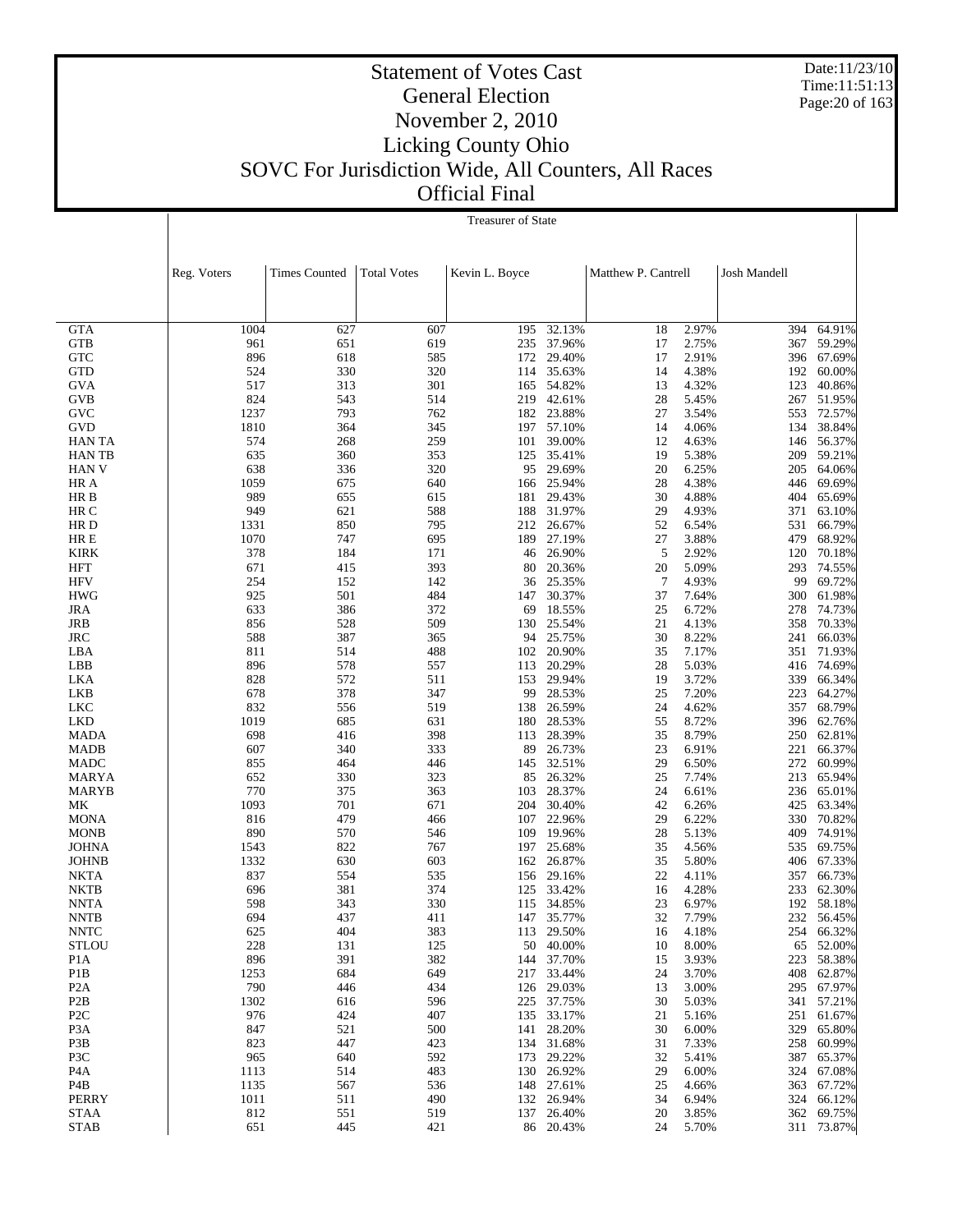# Statement of Votes Cast
## General Election
## November 2, 2010
## Licking County Ohio
## SOVC For Jurisdiction Wide, All Counters, All Races
## Official Final

Date:11/23/10
Time:11:51:13

Treasurer of State

| | Reg. Voters | Times Counted | Total Votes | Kevin L. Boyce | | Matthew P. Cantrell | | Josh Mandell | |
|---|---|---|---|---|---|---|---|---|---|
| GTA | 1004 | 627 | 607 | 195 | 32.13% | 18 | 2.97% | 394 | 64.91% |
| GTB | 961 | 651 | 619 | 235 | 37.96% | 17 | 2.75% | 367 | 59.29% |
| GTC | 896 | 618 | 585 | 172 | 29.40% | 17 | 2.91% | 396 | 67.69% |
| GTD | 524 | 330 | 320 | 114 | 35.63% | 14 | 4.38% | 192 | 60.00% |
| GVA | 517 | 313 | 301 | 165 | 54.82% | 13 | 4.32% | 123 | 40.86% |
| GVB | 824 | 543 | 514 | 219 | 42.61% | 28 | 5.45% | 267 | 51.95% |
| GVC | 1237 | 793 | 762 | 182 | 23.88% | 27 | 3.54% | 553 | 72.57% |
| GVD | 1810 | 364 | 345 | 197 | 57.10% | 14 | 4.06% | 134 | 38.84% |
| HAN TA | 574 | 268 | 259 | 101 | 39.00% | 12 | 4.63% | 146 | 56.37% |
| HAN TB | 635 | 360 | 353 | 125 | 35.41% | 19 | 5.38% | 209 | 59.21% |
| HAN V | 638 | 336 | 320 | 95 | 29.69% | 20 | 6.25% | 205 | 64.06% |
| HR A | 1059 | 675 | 640 | 166 | 25.94% | 28 | 4.38% | 446 | 69.69% |
| HR B | 989 | 655 | 615 | 181 | 29.43% | 30 | 4.88% | 404 | 65.69% |
| HR C | 949 | 621 | 588 | 188 | 31.97% | 29 | 4.93% | 371 | 63.10% |
| HR D | 1331 | 850 | 795 | 212 | 26.67% | 52 | 6.54% | 531 | 66.79% |
| HR E | 1070 | 747 | 695 | 189 | 27.19% | 27 | 3.88% | 479 | 68.92% |
| KIRK | 378 | 184 | 171 | 46 | 26.90% | 5 | 2.92% | 120 | 70.18% |
| HFT | 671 | 415 | 393 | 80 | 20.36% | 20 | 5.09% | 293 | 74.55% |
| HFV | 254 | 152 | 142 | 36 | 25.35% | 7 | 4.93% | 99 | 69.72% |
| HWG | 925 | 501 | 484 | 147 | 30.37% | 37 | 7.64% | 300 | 61.98% |
| JRA | 633 | 386 | 372 | 69 | 18.55% | 25 | 6.72% | 278 | 74.73% |
| JRB | 856 | 528 | 509 | 130 | 25.54% | 21 | 4.13% | 358 | 70.33% |
| JRC | 588 | 387 | 365 | 94 | 25.75% | 30 | 8.22% | 241 | 66.03% |
| LBA | 811 | 514 | 488 | 102 | 20.90% | 35 | 7.17% | 351 | 71.93% |
| LBB | 896 | 578 | 557 | 113 | 20.29% | 28 | 5.03% | 416 | 74.69% |
| LKA | 828 | 572 | 511 | 153 | 29.94% | 19 | 3.72% | 339 | 66.34% |
| LKB | 678 | 378 | 347 | 99 | 28.53% | 25 | 7.20% | 223 | 64.27% |
| LKC | 832 | 556 | 519 | 138 | 26.59% | 24 | 4.62% | 357 | 68.79% |
| LKD | 1019 | 685 | 631 | 180 | 28.53% | 55 | 8.72% | 396 | 62.76% |
| MADA | 698 | 416 | 398 | 113 | 28.39% | 35 | 8.79% | 250 | 62.81% |
| MADB | 607 | 340 | 333 | 89 | 26.73% | 23 | 6.91% | 221 | 66.37% |
| MADC | 855 | 464 | 446 | 145 | 32.51% | 29 | 6.50% | 272 | 60.99% |
| MARYA | 652 | 330 | 323 | 85 | 26.32% | 25 | 7.74% | 213 | 65.94% |
| MARYB | 770 | 375 | 363 | 103 | 28.37% | 24 | 6.61% | 236 | 65.01% |
| MK | 1093 | 701 | 671 | 204 | 30.40% | 42 | 6.26% | 425 | 63.34% |
| MONA | 816 | 479 | 466 | 107 | 22.96% | 29 | 6.22% | 330 | 70.82% |
| MONB | 890 | 570 | 546 | 109 | 19.96% | 28 | 5.13% | 409 | 74.91% |
| JOHNA | 1543 | 822 | 767 | 197 | 25.68% | 35 | 4.56% | 535 | 69.75% |
| JOHNB | 1332 | 630 | 603 | 162 | 26.87% | 35 | 5.80% | 406 | 67.33% |
| NKTA | 837 | 554 | 535 | 156 | 29.16% | 22 | 4.11% | 357 | 66.73% |
| NKTB | 696 | 381 | 374 | 125 | 33.42% | 16 | 4.28% | 233 | 62.30% |
| NNTA | 598 | 343 | 330 | 115 | 34.85% | 23 | 6.97% | 192 | 58.18% |
| NNTB | 694 | 437 | 411 | 147 | 35.77% | 32 | 7.79% | 232 | 56.45% |
| NNTC | 625 | 404 | 383 | 113 | 29.50% | 16 | 4.18% | 254 | 66.32% |
| STLOU | 228 | 131 | 125 | 50 | 40.00% | 10 | 8.00% | 65 | 52.00% |
| P1A | 896 | 391 | 382 | 144 | 37.70% | 15 | 3.93% | 223 | 58.38% |
| P1B | 1253 | 684 | 649 | 217 | 33.44% | 24 | 3.70% | 408 | 62.87% |
| P2A | 790 | 446 | 434 | 126 | 29.03% | 13 | 3.00% | 295 | 67.97% |
| P2B | 1302 | 616 | 596 | 225 | 37.75% | 30 | 5.03% | 341 | 57.21% |
| P2C | 976 | 424 | 407 | 135 | 33.17% | 21 | 5.16% | 251 | 61.67% |
| P3A | 847 | 521 | 500 | 141 | 28.20% | 30 | 6.00% | 329 | 65.80% |
| P3B | 823 | 447 | 423 | 134 | 31.68% | 31 | 7.33% | 258 | 60.99% |
| P3C | 965 | 640 | 592 | 173 | 29.22% | 32 | 5.41% | 387 | 65.37% |
| P4A | 1113 | 514 | 483 | 130 | 26.92% | 29 | 6.00% | 324 | 67.08% |
| P4B | 1135 | 567 | 536 | 148 | 27.61% | 25 | 4.66% | 363 | 67.72% |
| PERRY | 1011 | 511 | 490 | 132 | 26.94% | 34 | 6.94% | 324 | 66.12% |
| STAA | 812 | 551 | 519 | 137 | 26.40% | 20 | 3.85% | 362 | 69.75% |
| STAB | 651 | 445 | 421 | 86 | 20.43% | 24 | 5.70% | 311 | 73.87% |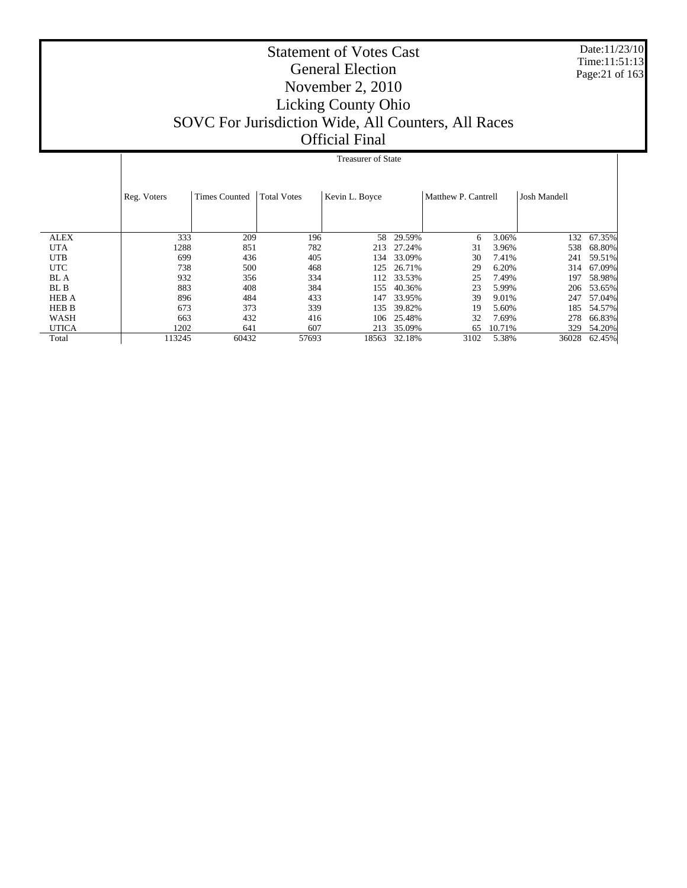# Statement of Votes Cast
## General Election
## November 2, 2010
## Licking County Ohio
## SOVC For Jurisdiction Wide, All Counters, All Races
## Official Final

Date:11/23/10
Time:11:51:13

**Treasurer of State**

| | Reg. Voters | Times Counted | Total Votes | Kevin L. Boyce | | Matthew P. Cantrell | | Josh Mandell | |
|---|---|---|---|---|---|---|---|---|---|
| ALEX | 333 | 209 | 196 | 58 | 29.59% | 6 | 3.06% | 132 | 67.35% |
| UTA | 1288 | 851 | 782 | 213 | 27.24% | 31 | 3.96% | 538 | 68.80% |
| UTB | 699 | 436 | 405 | 134 | 33.09% | 30 | 7.41% | 241 | 59.51% |
| UTC | 738 | 500 | 468 | 125 | 26.71% | 29 | 6.20% | 314 | 67.09% |
| BL A | 932 | 356 | 334 | 112 | 33.53% | 25 | 7.49% | 197 | 58.98% |
| BL B | 883 | 408 | 384 | 155 | 40.36% | 23 | 5.99% | 206 | 53.65% |
| HEB A | 896 | 484 | 433 | 147 | 33.95% | 39 | 9.01% | 247 | 57.04% |
| HEB B | 673 | 373 | 339 | 135 | 39.82% | 19 | 5.60% | 185 | 54.57% |
| WASH | 663 | 432 | 416 | 106 | 25.48% | 32 | 7.69% | 278 | 66.83% |
| UTICA | 1202 | 641 | 607 | 213 | 35.09% | 65 | 10.71% | 329 | 54.20% |
| Total | 113245 | 60432 | 57693 | 18563 | 32.18% | 3102 | 5.38% | 36028 | 62.45% |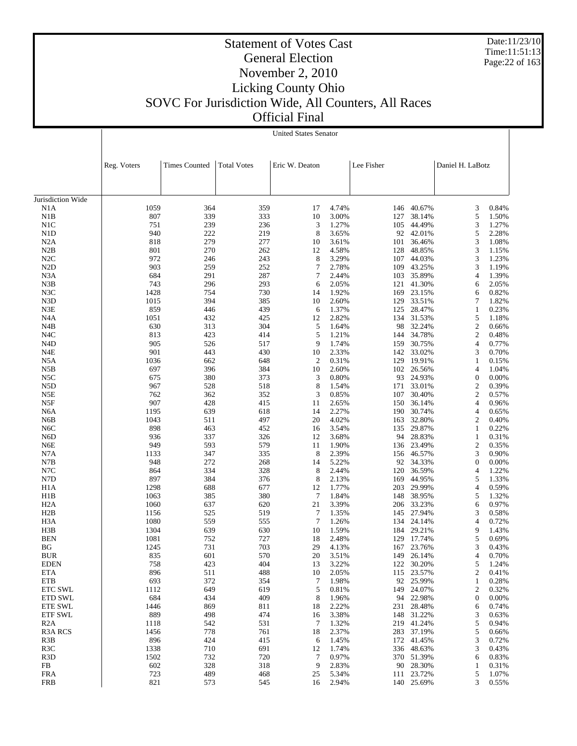# Statement of Votes Cast
## General Election
## November 2, 2010
## Licking County Ohio
## SOVC For Jurisdiction Wide, All Counters, All Races
## Official Final

United States Senator

| | Reg. Voters | Times Counted | Total Votes | Eric W. Deaton | | Lee Fisher | | Daniel H. LaBotz | |
|---|---|---|---|---|---|---|---|---|---|
| Jurisdiction Wide | | | | | | | | | |
| N1A | 1059 | 364 | 359 | 17 | 4.74% | 146 | 40.67% | 3 | 0.84% |
| N1B | 807 | 339 | 333 | 10 | 3.00% | 127 | 38.14% | 5 | 1.50% |
| N1C | 751 | 239 | 236 | 3 | 1.27% | 105 | 44.49% | 3 | 1.27% |
| N1D | 940 | 222 | 219 | 8 | 3.65% | 92 | 42.01% | 5 | 2.28% |
| N2A | 818 | 279 | 277 | 10 | 3.61% | 101 | 36.46% | 3 | 1.08% |
| N2B | 801 | 270 | 262 | 12 | 4.58% | 128 | 48.85% | 3 | 1.15% |
| N2C | 972 | 246 | 243 | 8 | 3.29% | 107 | 44.03% | 3 | 1.23% |
| N2D | 903 | 259 | 252 | 7 | 2.78% | 109 | 43.25% | 3 | 1.19% |
| N3A | 684 | 291 | 287 | 7 | 2.44% | 103 | 35.89% | 4 | 1.39% |
| N3B | 743 | 296 | 293 | 6 | 2.05% | 121 | 41.30% | 6 | 2.05% |
| N3C | 1428 | 754 | 730 | 14 | 1.92% | 169 | 23.15% | 6 | 0.82% |
| N3D | 1015 | 394 | 385 | 10 | 2.60% | 129 | 33.51% | 7 | 1.82% |
| N3E | 859 | 446 | 439 | 6 | 1.37% | 125 | 28.47% | 1 | 0.23% |
| N4A | 1051 | 432 | 425 | 12 | 2.82% | 134 | 31.53% | 5 | 1.18% |
| N4B | 630 | 313 | 304 | 5 | 1.64% | 98 | 32.24% | 2 | 0.66% |
| N4C | 813 | 423 | 414 | 5 | 1.21% | 144 | 34.78% | 2 | 0.48% |
| N4D | 905 | 526 | 517 | 9 | 1.74% | 159 | 30.75% | 4 | 0.77% |
| N4E | 901 | 443 | 430 | 10 | 2.33% | 142 | 33.02% | 3 | 0.70% |
| N5A | 1036 | 662 | 648 | 2 | 0.31% | 129 | 19.91% | 1 | 0.15% |
| N5B | 697 | 396 | 384 | 10 | 2.60% | 102 | 26.56% | 4 | 1.04% |
| N5C | 675 | 380 | 373 | 3 | 0.80% | 93 | 24.93% | 0 | 0.00% |
| N5D | 967 | 528 | 518 | 8 | 1.54% | 171 | 33.01% | 2 | 0.39% |
| N5E | 762 | 362 | 352 | 3 | 0.85% | 107 | 30.40% | 2 | 0.57% |
| N5F | 907 | 428 | 415 | 11 | 2.65% | 150 | 36.14% | 4 | 0.96% |
| N6A | 1195 | 639 | 618 | 14 | 2.27% | 190 | 30.74% | 4 | 0.65% |
| N6B | 1043 | 511 | 497 | 20 | 4.02% | 163 | 32.80% | 2 | 0.40% |
| N6C | 898 | 463 | 452 | 16 | 3.54% | 135 | 29.87% | 1 | 0.22% |
| N6D | 936 | 337 | 326 | 12 | 3.68% | 94 | 28.83% | 1 | 0.31% |
| N6E | 949 | 593 | 579 | 11 | 1.90% | 136 | 23.49% | 2 | 0.35% |
| N7A | 1133 | 347 | 335 | 8 | 2.39% | 156 | 46.57% | 3 | 0.90% |
| N7B | 948 | 272 | 268 | 14 | 5.22% | 92 | 34.33% | 0 | 0.00% |
| N7C | 864 | 334 | 328 | 8 | 2.44% | 120 | 36.59% | 4 | 1.22% |
| N7D | 897 | 384 | 376 | 8 | 2.13% | 169 | 44.95% | 5 | 1.33% |
| H1A | 1298 | 688 | 677 | 12 | 1.77% | 203 | 29.99% | 4 | 0.59% |
| H1B | 1063 | 385 | 380 | 7 | 1.84% | 148 | 38.95% | 5 | 1.32% |
| H2A | 1060 | 637 | 620 | 21 | 3.39% | 206 | 33.23% | 6 | 0.97% |
| H2B | 1156 | 525 | 519 | 7 | 1.35% | 145 | 27.94% | 3 | 0.58% |
| H3A | 1080 | 559 | 555 | 7 | 1.26% | 134 | 24.14% | 4 | 0.72% |
| H3B | 1304 | 639 | 630 | 10 | 1.59% | 184 | 29.21% | 9 | 1.43% |
| BEN | 1081 | 752 | 727 | 18 | 2.48% | 129 | 17.74% | 5 | 0.69% |
| BG | 1245 | 731 | 703 | 29 | 4.13% | 167 | 23.76% | 3 | 0.43% |
| BUR | 835 | 601 | 570 | 20 | 3.51% | 149 | 26.14% | 4 | 0.70% |
| EDEN | 758 | 423 | 404 | 13 | 3.22% | 122 | 30.20% | 5 | 1.24% |
| ETA | 896 | 511 | 488 | 10 | 2.05% | 115 | 23.57% | 2 | 0.41% |
| ETB | 693 | 372 | 354 | 7 | 1.98% | 92 | 25.99% | 1 | 0.28% |
| ETC SWL | 1112 | 649 | 619 | 5 | 0.81% | 149 | 24.07% | 2 | 0.32% |
| ETD SWL | 684 | 434 | 409 | 8 | 1.96% | 94 | 22.98% | 0 | 0.00% |
| ETE SWL | 1446 | 869 | 811 | 18 | 2.22% | 231 | 28.48% | 6 | 0.74% |
| ETF SWL | 889 | 498 | 474 | 16 | 3.38% | 148 | 31.22% | 3 | 0.63% |
| R2A | 1118 | 542 | 531 | 7 | 1.32% | 219 | 41.24% | 5 | 0.94% |
| R3A RCS | 1456 | 778 | 761 | 18 | 2.37% | 283 | 37.19% | 5 | 0.66% |
| R3B | 896 | 424 | 415 | 6 | 1.45% | 172 | 41.45% | 3 | 0.72% |
| R3C | 1338 | 710 | 691 | 12 | 1.74% | 336 | 48.63% | 3 | 0.43% |
| R3D | 1502 | 732 | 720 | 7 | 0.97% | 370 | 51.39% | 6 | 0.83% |
| FB | 602 | 328 | 318 | 9 | 2.83% | 90 | 28.30% | 1 | 0.31% |
| FRA | 723 | 489 | 468 | 25 | 5.34% | 111 | 23.72% | 5 | 1.07% |
| FRB | 821 | 573 | 545 | 16 | 2.94% | 140 | 25.69% | 3 | 0.55% |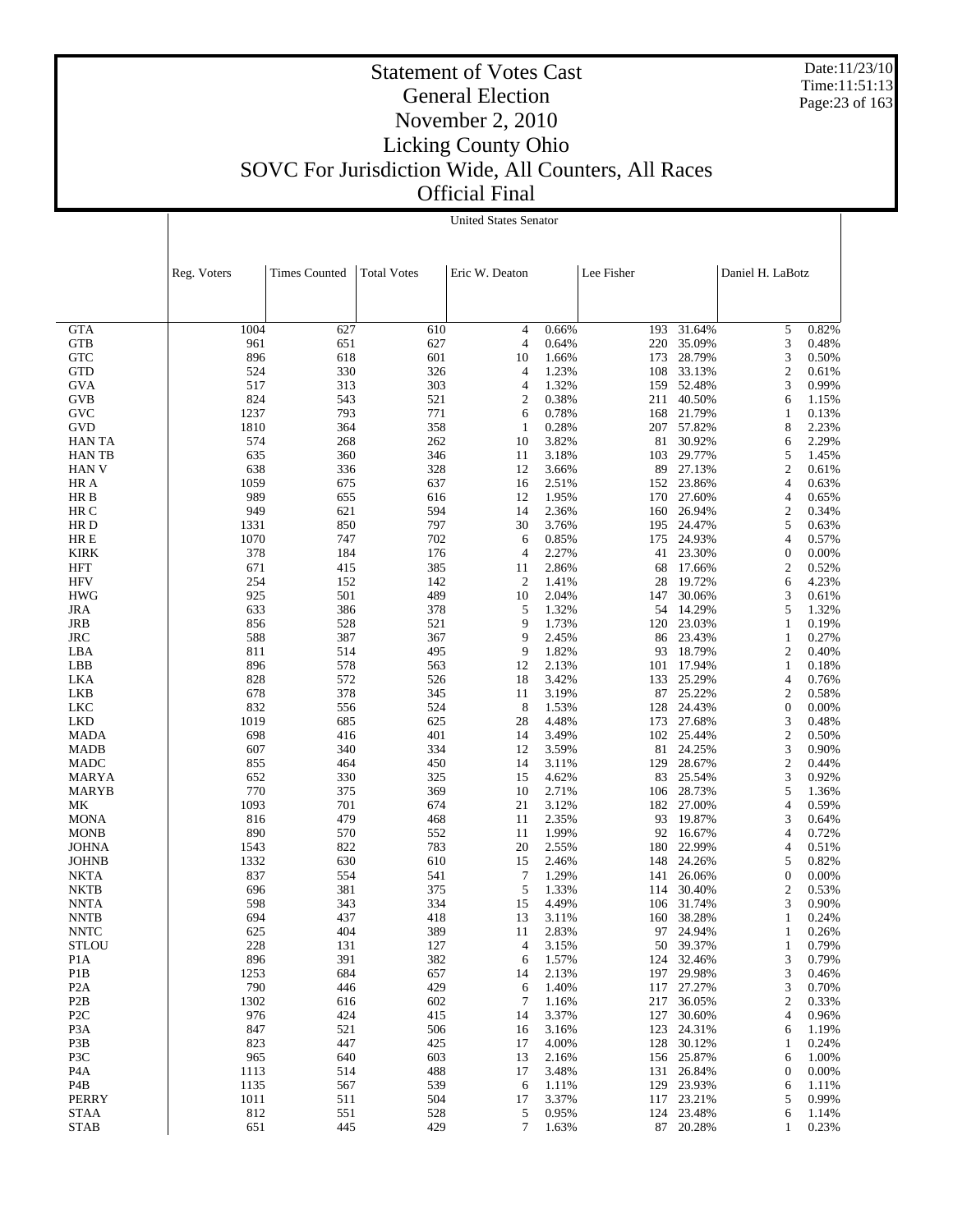# Statement of Votes Cast
## General Election
## November 2, 2010
## Licking County Ohio
## SOVC For Jurisdiction Wide, All Counters, All Races
## Official Final

Date:11/23/10
Time:11:51:13

United States Senator

| | Reg. Voters | Times Counted | Total Votes | Eric W. Deaton | | Lee Fisher | | Daniel H. LaBotz | |
|---|---|---|---|---|---|---|---|---|---|
| GTA | 1004 | 627 | 610 | 4 | 0.66% | 193 | 31.64% | 5 | 0.82% |
| GTB | 961 | 651 | 627 | 4 | 0.64% | 220 | 35.09% | 3 | 0.48% |
| GTC | 896 | 618 | 601 | 10 | 1.66% | 173 | 28.79% | 3 | 0.50% |
| GTD | 524 | 330 | 326 | 4 | 1.23% | 108 | 33.13% | 2 | 0.61% |
| GVA | 517 | 313 | 303 | 4 | 1.32% | 159 | 52.48% | 3 | 0.99% |
| GVB | 824 | 543 | 521 | 2 | 0.38% | 211 | 40.50% | 6 | 1.15% |
| GVC | 1237 | 793 | 771 | 6 | 0.78% | 168 | 21.79% | 1 | 0.13% |
| GVD | 1810 | 364 | 358 | 1 | 0.28% | 207 | 57.82% | 8 | 2.23% |
| HAN TA | 574 | 268 | 262 | 10 | 3.82% | 81 | 30.92% | 6 | 2.29% |
| HAN TB | 635 | 360 | 346 | 11 | 3.18% | 103 | 29.77% | 5 | 1.45% |
| HAN V | 638 | 336 | 328 | 12 | 3.66% | 89 | 27.13% | 2 | 0.61% |
| HR A | 1059 | 675 | 637 | 16 | 2.51% | 152 | 23.86% | 4 | 0.63% |
| HR B | 989 | 655 | 616 | 12 | 1.95% | 170 | 27.60% | 4 | 0.65% |
| HR C | 949 | 621 | 594 | 14 | 2.36% | 160 | 26.94% | 2 | 0.34% |
| HR D | 1331 | 850 | 797 | 30 | 3.76% | 195 | 24.47% | 5 | 0.63% |
| HR E | 1070 | 747 | 702 | 6 | 0.85% | 175 | 24.93% | 4 | 0.57% |
| KIRK | 378 | 184 | 176 | 4 | 2.27% | 41 | 23.30% | 0 | 0.00% |
| HFT | 671 | 415 | 385 | 11 | 2.86% | 68 | 17.66% | 2 | 0.52% |
| HFV | 254 | 152 | 142 | 2 | 1.41% | 28 | 19.72% | 6 | 4.23% |
| HWG | 925 | 501 | 489 | 10 | 2.04% | 147 | 30.06% | 3 | 0.61% |
| JRA | 633 | 386 | 378 | 5 | 1.32% | 54 | 14.29% | 5 | 1.32% |
| JRB | 856 | 528 | 521 | 9 | 1.73% | 120 | 23.03% | 1 | 0.19% |
| JRC | 588 | 387 | 367 | 9 | 2.45% | 86 | 23.43% | 1 | 0.27% |
| LBA | 811 | 514 | 495 | 9 | 1.82% | 93 | 18.79% | 2 | 0.40% |
| LBB | 896 | 578 | 563 | 12 | 2.13% | 101 | 17.94% | 1 | 0.18% |
| LKA | 828 | 572 | 526 | 18 | 3.42% | 133 | 25.29% | 4 | 0.76% |
| LKB | 678 | 378 | 345 | 11 | 3.19% | 87 | 25.22% | 2 | 0.58% |
| LKC | 832 | 556 | 524 | 8 | 1.53% | 128 | 24.43% | 0 | 0.00% |
| LKD | 1019 | 685 | 625 | 28 | 4.48% | 173 | 27.68% | 3 | 0.48% |
| MADA | 698 | 416 | 401 | 14 | 3.49% | 102 | 25.44% | 2 | 0.50% |
| MADB | 607 | 340 | 334 | 12 | 3.59% | 81 | 24.25% | 3 | 0.90% |
| MADC | 855 | 464 | 450 | 14 | 3.11% | 129 | 28.67% | 2 | 0.44% |
| MARYA | 652 | 330 | 325 | 15 | 4.62% | 83 | 25.54% | 3 | 0.92% |
| MARYB | 770 | 375 | 369 | 10 | 2.71% | 106 | 28.73% | 5 | 1.36% |
| MK | 1093 | 701 | 674 | 21 | 3.12% | 182 | 27.00% | 4 | 0.59% |
| MONA | 816 | 479 | 468 | 11 | 2.35% | 93 | 19.87% | 3 | 0.64% |
| MONB | 890 | 570 | 552 | 11 | 1.99% | 92 | 16.67% | 4 | 0.72% |
| JOHNA | 1543 | 822 | 783 | 20 | 2.55% | 180 | 22.99% | 4 | 0.51% |
| JOHNB | 1332 | 630 | 610 | 15 | 2.46% | 148 | 24.26% | 5 | 0.82% |
| NKTA | 837 | 554 | 541 | 7 | 1.29% | 141 | 26.06% | 0 | 0.00% |
| NKTB | 696 | 381 | 375 | 5 | 1.33% | 114 | 30.40% | 2 | 0.53% |
| NNTA | 598 | 343 | 334 | 15 | 4.49% | 106 | 31.74% | 3 | 0.90% |
| NNTB | 694 | 437 | 418 | 13 | 3.11% | 160 | 38.28% | 1 | 0.24% |
| NNTC | 625 | 404 | 389 | 11 | 2.83% | 97 | 24.94% | 1 | 0.26% |
| STLOU | 228 | 131 | 127 | 4 | 3.15% | 50 | 39.37% | 1 | 0.79% |
| P1A | 896 | 391 | 382 | 6 | 1.57% | 124 | 32.46% | 3 | 0.79% |
| P1B | 1253 | 684 | 657 | 14 | 2.13% | 197 | 29.98% | 3 | 0.46% |
| P2A | 790 | 446 | 429 | 6 | 1.40% | 117 | 27.27% | 3 | 0.70% |
| P2B | 1302 | 616 | 602 | 7 | 1.16% | 217 | 36.05% | 2 | 0.33% |
| P2C | 976 | 424 | 415 | 14 | 3.37% | 127 | 30.60% | 4 | 0.96% |
| P3A | 847 | 521 | 506 | 16 | 3.16% | 123 | 24.31% | 6 | 1.19% |
| P3B | 823 | 447 | 425 | 17 | 4.00% | 128 | 30.12% | 1 | 0.24% |
| P3C | 965 | 640 | 603 | 13 | 2.16% | 156 | 25.87% | 6 | 1.00% |
| P4A | 1113 | 514 | 488 | 17 | 3.48% | 131 | 26.84% | 0 | 0.00% |
| P4B | 1135 | 567 | 539 | 6 | 1.11% | 129 | 23.93% | 6 | 1.11% |
| PERRY | 1011 | 511 | 504 | 17 | 3.37% | 117 | 23.21% | 5 | 0.99% |
| STAA | 812 | 551 | 528 | 5 | 0.95% | 124 | 23.48% | 6 | 1.14% |
| STAB | 651 | 445 | 429 | 7 | 1.63% | 87 | 20.28% | 1 | 0.23% |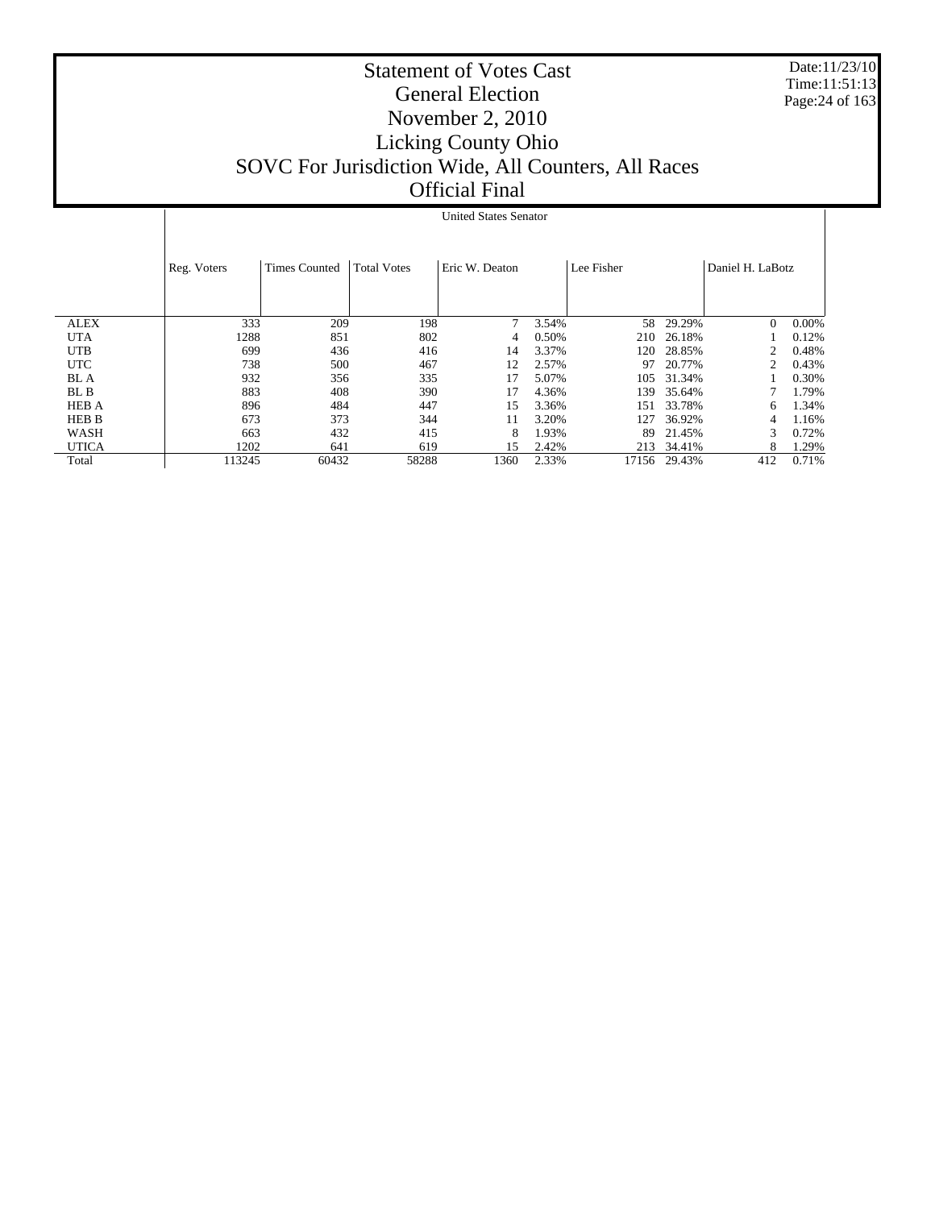# Statement of Votes Cast
## General Election
## November 2, 2010
## Licking County Ohio
## SOVC For Jurisdiction Wide, All Counters, All Races
## Official Final

Date:11/23/10
Time:11:51:13

United States Senator

| | Reg. Voters | Times Counted | Total Votes | Eric W. Deaton | | Lee Fisher | | Daniel H. LaBotz | |
|---|---|---|---|---|---|---|---|---|---|
| ALEX | 333 | 209 | 198 | 7 | 3.54% | 58 | 29.29% | 0 | 0.00% |
| UTA | 1288 | 851 | 802 | 4 | 0.50% | 210 | 26.18% | 1 | 0.12% |
| UTB | 699 | 436 | 416 | 14 | 3.37% | 120 | 28.85% | 2 | 0.48% |
| UTC | 738 | 500 | 467 | 12 | 2.57% | 97 | 20.77% | 2 | 0.43% |
| BL A | 932 | 356 | 335 | 17 | 5.07% | 105 | 31.34% | 1 | 0.30% |
| BL B | 883 | 408 | 390 | 17 | 4.36% | 139 | 35.64% | 7 | 1.79% |
| HEB A | 896 | 484 | 447 | 15 | 3.36% | 151 | 33.78% | 6 | 1.34% |
| HEB B | 673 | 373 | 344 | 11 | 3.20% | 127 | 36.92% | 4 | 1.16% |
| WASH | 663 | 432 | 415 | 8 | 1.93% | 89 | 21.45% | 3 | 0.72% |
| UTICA | 1202 | 641 | 619 | 15 | 2.42% | 213 | 34.41% | 8 | 1.29% |
| Total | 113245 | 60432 | 58288 | 1360 | 2.33% | 17156 | 29.43% | 412 | 0.71% |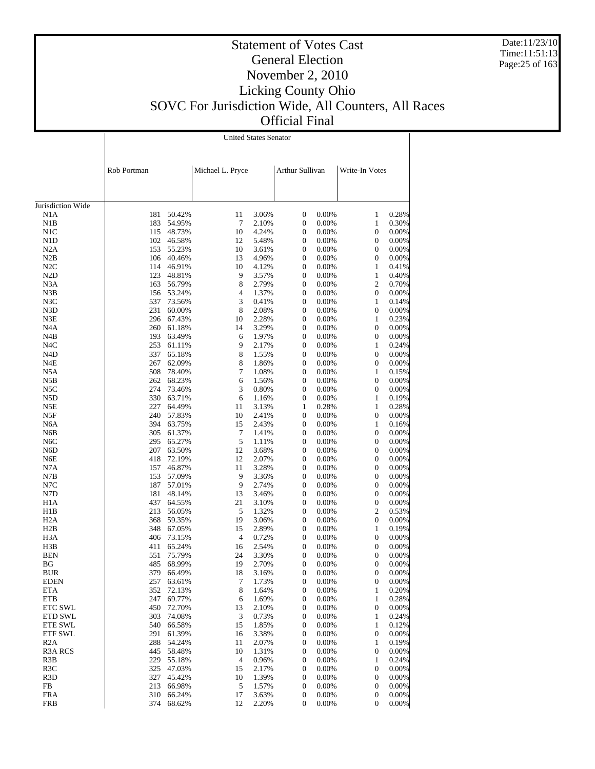# Statement of Votes Cast
## General Election
## November 2, 2010
## Licking County Ohio
## SOVC For Jurisdiction Wide, All Counters, All Races
## Official Final

Date:11/23/10
Time:11:51:13

**United States Senator**

| | Rob Portman | | Michael L. Pryce | | Arthur Sullivan | | Write-In Votes | |
|---|---|---|---|---|---|---|---|---|
| Jurisdiction Wide | | | | | | | | |
| N1A | 181 | 50.42% | 11 | 3.06% | 0 | 0.00% | 1 | 0.28% |
| N1B | 183 | 54.95% | 7 | 2.10% | 0 | 0.00% | 1 | 0.30% |
| N1C | 115 | 48.73% | 10 | 4.24% | 0 | 0.00% | 0 | 0.00% |
| N1D | 102 | 46.58% | 12 | 5.48% | 0 | 0.00% | 0 | 0.00% |
| N2A | 153 | 55.23% | 10 | 3.61% | 0 | 0.00% | 0 | 0.00% |
| N2B | 106 | 40.46% | 13 | 4.96% | 0 | 0.00% | 0 | 0.00% |
| N2C | 114 | 46.91% | 10 | 4.12% | 0 | 0.00% | 1 | 0.41% |
| N2D | 123 | 48.81% | 9 | 3.57% | 0 | 0.00% | 1 | 0.40% |
| N3A | 163 | 56.79% | 8 | 2.79% | 0 | 0.00% | 2 | 0.70% |
| N3B | 156 | 53.24% | 4 | 1.37% | 0 | 0.00% | 0 | 0.00% |
| N3C | 537 | 73.56% | 3 | 0.41% | 0 | 0.00% | 1 | 0.14% |
| N3D | 231 | 60.00% | 8 | 2.08% | 0 | 0.00% | 0 | 0.00% |
| N3E | 296 | 67.43% | 10 | 2.28% | 0 | 0.00% | 1 | 0.23% |
| N4A | 260 | 61.18% | 14 | 3.29% | 0 | 0.00% | 0 | 0.00% |
| N4B | 193 | 63.49% | 6 | 1.97% | 0 | 0.00% | 0 | 0.00% |
| N4C | 253 | 61.11% | 9 | 2.17% | 0 | 0.00% | 1 | 0.24% |
| N4D | 337 | 65.18% | 8 | 1.55% | 0 | 0.00% | 0 | 0.00% |
| N4E | 267 | 62.09% | 8 | 1.86% | 0 | 0.00% | 0 | 0.00% |
| N5A | 508 | 78.40% | 7 | 1.08% | 0 | 0.00% | 1 | 0.15% |
| N5B | 262 | 68.23% | 6 | 1.56% | 0 | 0.00% | 0 | 0.00% |
| N5C | 274 | 73.46% | 3 | 0.80% | 0 | 0.00% | 0 | 0.00% |
| N5D | 330 | 63.71% | 6 | 1.16% | 0 | 0.00% | 1 | 0.19% |
| N5E | 227 | 64.49% | 11 | 3.13% | 1 | 0.28% | 1 | 0.28% |
| N5F | 240 | 57.83% | 10 | 2.41% | 0 | 0.00% | 0 | 0.00% |
| N6A | 394 | 63.75% | 15 | 2.43% | 0 | 0.00% | 1 | 0.16% |
| N6B | 305 | 61.37% | 7 | 1.41% | 0 | 0.00% | 0 | 0.00% |
| N6C | 295 | 65.27% | 5 | 1.11% | 0 | 0.00% | 0 | 0.00% |
| N6D | 207 | 63.50% | 12 | 3.68% | 0 | 0.00% | 0 | 0.00% |
| N6E | 418 | 72.19% | 12 | 2.07% | 0 | 0.00% | 0 | 0.00% |
| N7A | 157 | 46.87% | 11 | 3.28% | 0 | 0.00% | 0 | 0.00% |
| N7B | 153 | 57.09% | 9 | 3.36% | 0 | 0.00% | 0 | 0.00% |
| N7C | 187 | 57.01% | 9 | 2.74% | 0 | 0.00% | 0 | 0.00% |
| N7D | 181 | 48.14% | 13 | 3.46% | 0 | 0.00% | 0 | 0.00% |
| H1A | 437 | 64.55% | 21 | 3.10% | 0 | 0.00% | 0 | 0.00% |
| H1B | 213 | 56.05% | 5 | 1.32% | 0 | 0.00% | 2 | 0.53% |
| H2A | 368 | 59.35% | 19 | 3.06% | 0 | 0.00% | 0 | 0.00% |
| H2B | 348 | 67.05% | 15 | 2.89% | 0 | 0.00% | 1 | 0.19% |
| H3A | 406 | 73.15% | 4 | 0.72% | 0 | 0.00% | 0 | 0.00% |
| H3B | 411 | 65.24% | 16 | 2.54% | 0 | 0.00% | 0 | 0.00% |
| BEN | 551 | 75.79% | 24 | 3.30% | 0 | 0.00% | 0 | 0.00% |
| BG | 485 | 68.99% | 19 | 2.70% | 0 | 0.00% | 0 | 0.00% |
| BUR | 379 | 66.49% | 18 | 3.16% | 0 | 0.00% | 0 | 0.00% |
| EDEN | 257 | 63.61% | 7 | 1.73% | 0 | 0.00% | 0 | 0.00% |
| ETA | 352 | 72.13% | 8 | 1.64% | 0 | 0.00% | 1 | 0.20% |
| ETB | 247 | 69.77% | 6 | 1.69% | 0 | 0.00% | 1 | 0.28% |
| ETC SWL | 450 | 72.70% | 13 | 2.10% | 0 | 0.00% | 0 | 0.00% |
| ETD SWL | 303 | 74.08% | 3 | 0.73% | 0 | 0.00% | 1 | 0.24% |
| ETE SWL | 540 | 66.58% | 15 | 1.85% | 0 | 0.00% | 1 | 0.12% |
| ETF SWL | 291 | 61.39% | 16 | 3.38% | 0 | 0.00% | 0 | 0.00% |
| R2A | 288 | 54.24% | 11 | 2.07% | 0 | 0.00% | 1 | 0.19% |
| R3A RCS | 445 | 58.48% | 10 | 1.31% | 0 | 0.00% | 0 | 0.00% |
| R3B | 229 | 55.18% | 4 | 0.96% | 0 | 0.00% | 1 | 0.24% |
| R3C | 325 | 47.03% | 15 | 2.17% | 0 | 0.00% | 0 | 0.00% |
| R3D | 327 | 45.42% | 10 | 1.39% | 0 | 0.00% | 0 | 0.00% |
| FB | 213 | 66.98% | 5 | 1.57% | 0 | 0.00% | 0 | 0.00% |
| FRA | 310 | 66.24% | 17 | 3.63% | 0 | 0.00% | 0 | 0.00% |
| FRB | 374 | 68.62% | 12 | 2.20% | 0 | 0.00% | 0 | 0.00% |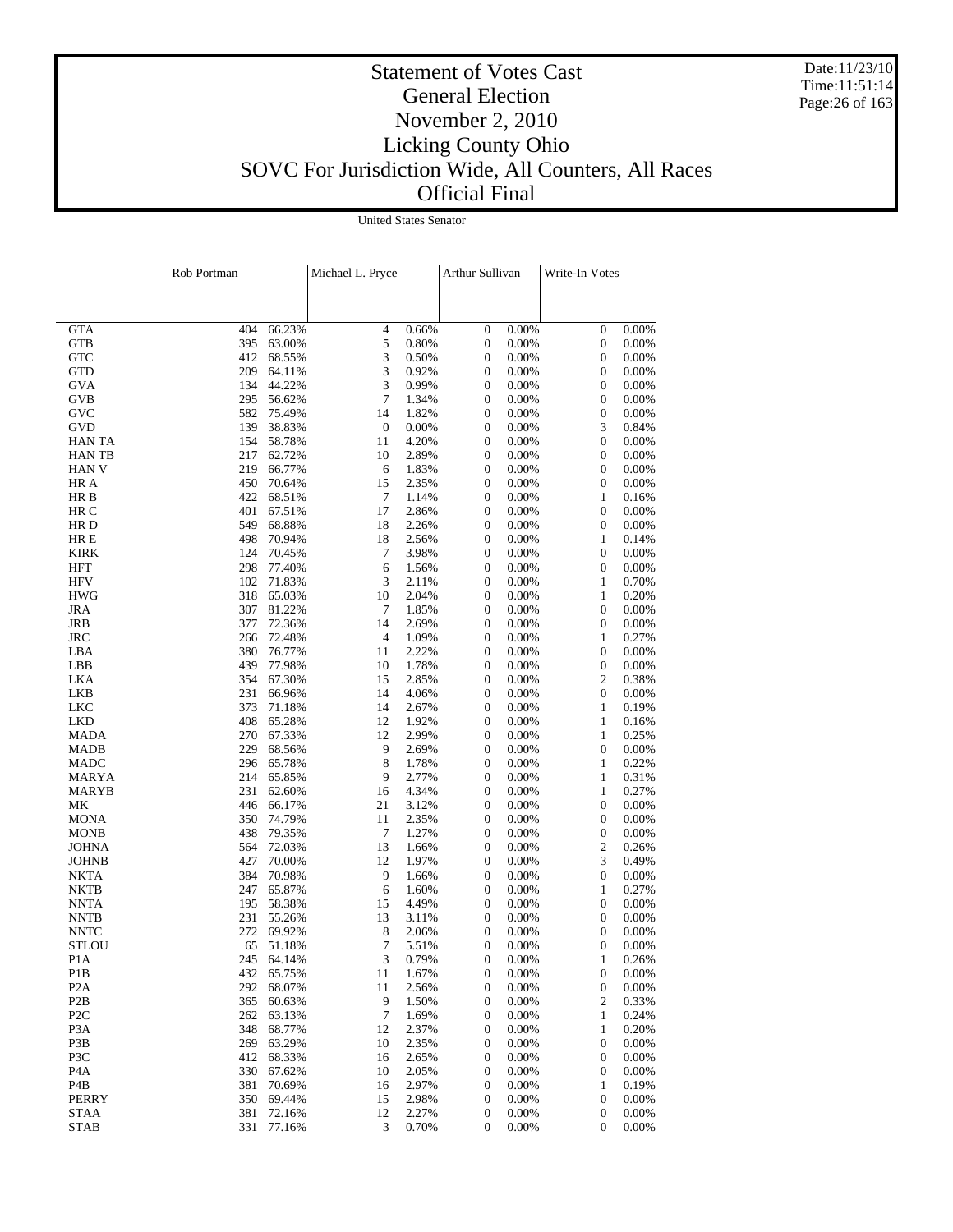# Statement of Votes Cast
## General Election
## November 2, 2010
## Licking County Ohio
## SOVC For Jurisdiction Wide, All Counters, All Races
## Official Final

Date:11/23/10
Time:11:51:14

| | United States Senator | | | | | | | |
|---|---|---|---|---|---|---|---|---|
| | Rob Portman | | Michael L. Pryce | | Arthur Sullivan | | Write-In Votes | |
| GTA | 404 | 66.23% | 4 | 0.66% | 0 | 0.00% | 0 | 0.00% |
| GTB | 395 | 63.00% | 5 | 0.80% | 0 | 0.00% | 0 | 0.00% |
| GTC | 412 | 68.55% | 3 | 0.50% | 0 | 0.00% | 0 | 0.00% |
| GTD | 209 | 64.11% | 3 | 0.92% | 0 | 0.00% | 0 | 0.00% |
| GVA | 134 | 44.22% | 3 | 0.99% | 0 | 0.00% | 0 | 0.00% |
| GVB | 295 | 56.62% | 7 | 1.34% | 0 | 0.00% | 0 | 0.00% |
| GVC | 582 | 75.49% | 14 | 1.82% | 0 | 0.00% | 0 | 0.00% |
| GVD | 139 | 38.83% | 0 | 0.00% | 0 | 0.00% | 3 | 0.84% |
| HAN TA | 154 | 58.78% | 11 | 4.20% | 0 | 0.00% | 0 | 0.00% |
| HAN TB | 217 | 62.72% | 10 | 2.89% | 0 | 0.00% | 0 | 0.00% |
| HAN V | 219 | 66.77% | 6 | 1.83% | 0 | 0.00% | 0 | 0.00% |
| HR A | 450 | 70.64% | 15 | 2.35% | 0 | 0.00% | 0 | 0.00% |
| HR B | 422 | 68.51% | 7 | 1.14% | 0 | 0.00% | 1 | 0.16% |
| HR C | 401 | 67.51% | 17 | 2.86% | 0 | 0.00% | 0 | 0.00% |
| HR D | 549 | 68.88% | 18 | 2.26% | 0 | 0.00% | 0 | 0.00% |
| HR E | 498 | 70.94% | 18 | 2.56% | 0 | 0.00% | 1 | 0.14% |
| KIRK | 124 | 70.45% | 7 | 3.98% | 0 | 0.00% | 0 | 0.00% |
| HFT | 298 | 77.40% | 6 | 1.56% | 0 | 0.00% | 0 | 0.00% |
| HFV | 102 | 71.83% | 3 | 2.11% | 0 | 0.00% | 1 | 0.70% |
| HWG | 318 | 65.03% | 10 | 2.04% | 0 | 0.00% | 1 | 0.20% |
| JRA | 307 | 81.22% | 7 | 1.85% | 0 | 0.00% | 0 | 0.00% |
| JRB | 377 | 72.36% | 14 | 2.69% | 0 | 0.00% | 0 | 0.00% |
| JRC | 266 | 72.48% | 4 | 1.09% | 0 | 0.00% | 1 | 0.27% |
| LBA | 380 | 76.77% | 11 | 2.22% | 0 | 0.00% | 0 | 0.00% |
| LBB | 439 | 77.98% | 10 | 1.78% | 0 | 0.00% | 0 | 0.00% |
| LKA | 354 | 67.30% | 15 | 2.85% | 0 | 0.00% | 2 | 0.38% |
| LKB | 231 | 66.96% | 14 | 4.06% | 0 | 0.00% | 0 | 0.00% |
| LKC | 373 | 71.18% | 14 | 2.67% | 0 | 0.00% | 1 | 0.19% |
| LKD | 408 | 65.28% | 12 | 1.92% | 0 | 0.00% | 1 | 0.16% |
| MADA | 270 | 67.33% | 12 | 2.99% | 0 | 0.00% | 1 | 0.25% |
| MADB | 229 | 68.56% | 9 | 2.69% | 0 | 0.00% | 0 | 0.00% |
| MADC | 296 | 65.78% | 8 | 1.78% | 0 | 0.00% | 1 | 0.22% |
| MARYA | 214 | 65.85% | 9 | 2.77% | 0 | 0.00% | 1 | 0.31% |
| MARYB | 231 | 62.60% | 16 | 4.34% | 0 | 0.00% | 1 | 0.27% |
| MK | 446 | 66.17% | 21 | 3.12% | 0 | 0.00% | 0 | 0.00% |
| MONA | 350 | 74.79% | 11 | 2.35% | 0 | 0.00% | 0 | 0.00% |
| MONB | 438 | 79.35% | 7 | 1.27% | 0 | 0.00% | 0 | 0.00% |
| JOHNA | 564 | 72.03% | 13 | 1.66% | 0 | 0.00% | 2 | 0.26% |
| JOHNB | 427 | 70.00% | 12 | 1.97% | 0 | 0.00% | 3 | 0.49% |
| NKTA | 384 | 70.98% | 9 | 1.66% | 0 | 0.00% | 0 | 0.00% |
| NKTB | 247 | 65.87% | 6 | 1.60% | 0 | 0.00% | 1 | 0.27% |
| NNTA | 195 | 58.38% | 15 | 4.49% | 0 | 0.00% | 0 | 0.00% |
| NNTB | 231 | 55.26% | 13 | 3.11% | 0 | 0.00% | 0 | 0.00% |
| NNTC | 272 | 69.92% | 8 | 2.06% | 0 | 0.00% | 0 | 0.00% |
| STLOU | 65 | 51.18% | 7 | 5.51% | 0 | 0.00% | 0 | 0.00% |
| P1A | 245 | 64.14% | 3 | 0.79% | 0 | 0.00% | 1 | 0.26% |
| P1B | 432 | 65.75% | 11 | 1.67% | 0 | 0.00% | 0 | 0.00% |
| P2A | 292 | 68.07% | 11 | 2.56% | 0 | 0.00% | 0 | 0.00% |
| P2B | 365 | 60.63% | 9 | 1.50% | 0 | 0.00% | 2 | 0.33% |
| P2C | 262 | 63.13% | 7 | 1.69% | 0 | 0.00% | 1 | 0.24% |
| P3A | 348 | 68.77% | 12 | 2.37% | 0 | 0.00% | 1 | 0.20% |
| P3B | 269 | 63.29% | 10 | 2.35% | 0 | 0.00% | 0 | 0.00% |
| P3C | 412 | 68.33% | 16 | 2.65% | 0 | 0.00% | 0 | 0.00% |
| P4A | 330 | 67.62% | 10 | 2.05% | 0 | 0.00% | 0 | 0.00% |
| P4B | 381 | 70.69% | 16 | 2.97% | 0 | 0.00% | 1 | 0.19% |
| PERRY | 350 | 69.44% | 15 | 2.98% | 0 | 0.00% | 0 | 0.00% |
| STAA | 381 | 72.16% | 12 | 2.27% | 0 | 0.00% | 0 | 0.00% |
| STAB | 331 | 77.16% | 3 | 0.70% | 0 | 0.00% | 0 | 0.00% |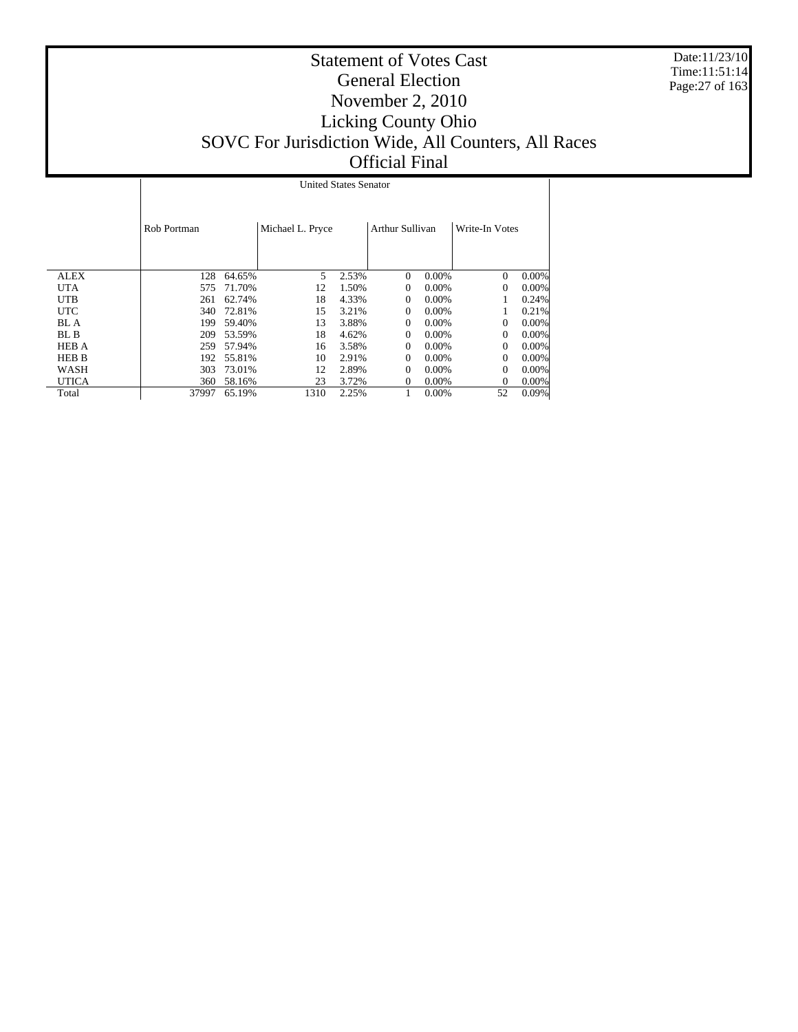# Statement of Votes Cast
## General Election
## November 2, 2010
## Licking County Ohio
## SOVC For Jurisdiction Wide, All Counters, All Races
## Official Final

Date:11/23/10
Time:11:51:14

| | United States Senator | | | | | | | |
|---|---|---|---|---|---|---|---|---|
| | Rob Portman | | Michael L. Pryce | | Arthur Sullivan | | Write-In Votes | |
| ALEX | 128 | 64.65% | 5 | 2.53% | 0 | 0.00% | 0 | 0.00% |
| UTA | 575 | 71.70% | 12 | 1.50% | 0 | 0.00% | 0 | 0.00% |
| UTB | 261 | 62.74% | 18 | 4.33% | 0 | 0.00% | 1 | 0.24% |
| UTC | 340 | 72.81% | 15 | 3.21% | 0 | 0.00% | 1 | 0.21% |
| BL A | 199 | 59.40% | 13 | 3.88% | 0 | 0.00% | 0 | 0.00% |
| BL B | 209 | 53.59% | 18 | 4.62% | 0 | 0.00% | 0 | 0.00% |
| HEB A | 259 | 57.94% | 16 | 3.58% | 0 | 0.00% | 0 | 0.00% |
| HEB B | 192 | 55.81% | 10 | 2.91% | 0 | 0.00% | 0 | 0.00% |
| WASH | 303 | 73.01% | 12 | 2.89% | 0 | 0.00% | 0 | 0.00% |
| UTICA | 360 | 58.16% | 23 | 3.72% | 0 | 0.00% | 0 | 0.00% |
| Total | 37997 | 65.19% | 1310 | 2.25% | 1 | 0.00% | 52 | 0.09% |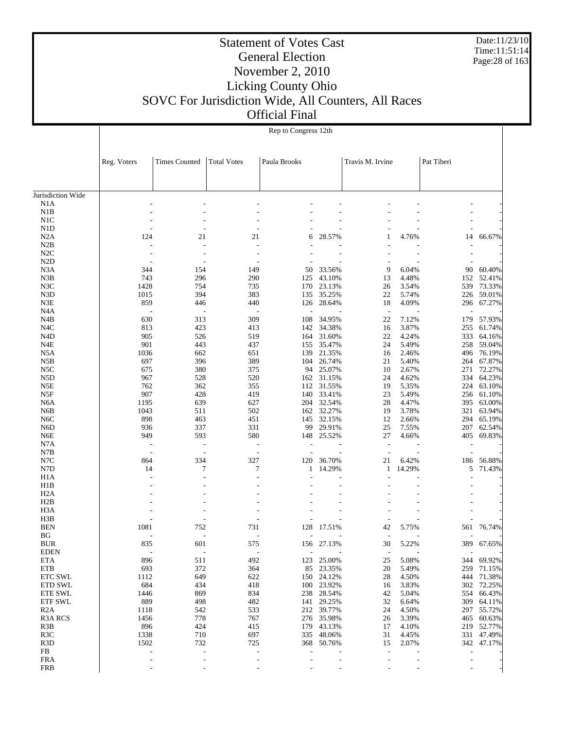# Statement of Votes Cast
## General Election
## November 2, 2010
## Licking County Ohio
## SOVC For Jurisdiction Wide, All Counters, All Races
## Official Final

Date:11/23/10
Time:11:51:14

Rep to Congress 12th

| | Reg. Voters | Times Counted | Total Votes | Paula Brooks | | Travis M. Irvine | | Pat Tiberi | |
|---|---|---|---|---|---|---|---|---|---|
| Jurisdiction Wide | | | | | | | | | |
| N1A | - | - | - | - | - | - | - | - | - |
| N1B | - | - | - | - | - | - | - | - | - |
| N1C | - | - | - | - | - | - | - | - | - |
| N1D | - | - | - | - | - | - | - | - | - |
| N2A | 124 | 21 | 21 | 6 | 28.57% | 1 | 4.76% | 14 | 66.67% |
| N2B | - | - | - | - | - | - | - | - | - |
| N2C | - | - | - | - | - | - | - | - | - |
| N2D | - | - | - | - | - | - | - | - | - |
| N3A | 344 | 154 | 149 | 50 | 33.56% | 9 | 6.04% | 90 | 60.40% |
| N3B | 743 | 296 | 290 | 125 | 43.10% | 13 | 4.48% | 152 | 52.41% |
| N3C | 1428 | 754 | 735 | 170 | 23.13% | 26 | 3.54% | 539 | 73.33% |
| N3D | 1015 | 394 | 383 | 135 | 35.25% | 22 | 5.74% | 226 | 59.01% |
| N3E | 859 | 446 | 440 | 126 | 28.64% | 18 | 4.09% | 296 | 67.27% |
| N4A | - | - | - | - | - | - | - | - | - |
| N4B | 630 | 313 | 309 | 108 | 34.95% | 22 | 7.12% | 179 | 57.93% |
| N4C | 813 | 423 | 413 | 142 | 34.38% | 16 | 3.87% | 255 | 61.74% |
| N4D | 905 | 526 | 519 | 164 | 31.60% | 22 | 4.24% | 333 | 64.16% |
| N4E | 901 | 443 | 437 | 155 | 35.47% | 24 | 5.49% | 258 | 59.04% |
| N5A | 1036 | 662 | 651 | 139 | 21.35% | 16 | 2.46% | 496 | 76.19% |
| N5B | 697 | 396 | 389 | 104 | 26.74% | 21 | 5.40% | 264 | 67.87% |
| N5C | 675 | 380 | 375 | 94 | 25.07% | 10 | 2.67% | 271 | 72.27% |
| N5D | 967 | 528 | 520 | 162 | 31.15% | 24 | 4.62% | 334 | 64.23% |
| N5E | 762 | 362 | 355 | 112 | 31.55% | 19 | 5.35% | 224 | 63.10% |
| N5F | 907 | 428 | 419 | 140 | 33.41% | 23 | 5.49% | 256 | 61.10% |
| N6A | 1195 | 639 | 627 | 204 | 32.54% | 28 | 4.47% | 395 | 63.00% |
| N6B | 1043 | 511 | 502 | 162 | 32.27% | 19 | 3.78% | 321 | 63.94% |
| N6C | 898 | 463 | 451 | 145 | 32.15% | 12 | 2.66% | 294 | 65.19% |
| N6D | 936 | 337 | 331 | 99 | 29.91% | 25 | 7.55% | 207 | 62.54% |
| N6E | 949 | 593 | 580 | 148 | 25.52% | 27 | 4.66% | 405 | 69.83% |
| N7A | - | - | - | - | - | - | - | - | - |
| N7B | - | - | - | - | - | - | - | - | - |
| N7C | 864 | 334 | 327 | 120 | 36.70% | 21 | 6.42% | 186 | 56.88% |
| N7D | 14 | 7 | 7 | 1 | 14.29% | 1 | 14.29% | 5 | 71.43% |
| H1A | - | - | - | - | - | - | - | - | - |
| H1B | - | - | - | - | - | - | - | - | - |
| H2A | - | - | - | - | - | - | - | - | - |
| H2B | - | - | - | - | - | - | - | - | - |
| H3A | - | - | - | - | - | - | - | - | - |
| H3B | - | - | - | - | - | - | - | - | - |
| BEN | 1081 | 752 | 731 | 128 | 17.51% | 42 | 5.75% | 561 | 76.74% |
| BG | - | - | - | - | - | - | - | - | - |
| BUR | 835 | 601 | 575 | 156 | 27.13% | 30 | 5.22% | 389 | 67.65% |
| EDEN | - | - | - | - | - | - | - | - | - |
| ETA | 896 | 511 | 492 | 123 | 25.00% | 25 | 5.08% | 344 | 69.92% |
| ETB | 693 | 372 | 364 | 85 | 23.35% | 20 | 5.49% | 259 | 71.15% |
| ETC SWL | 1112 | 649 | 622 | 150 | 24.12% | 28 | 4.50% | 444 | 71.38% |
| ETD SWL | 684 | 434 | 418 | 100 | 23.92% | 16 | 3.83% | 302 | 72.25% |
| ETE SWL | 1446 | 869 | 834 | 238 | 28.54% | 42 | 5.04% | 554 | 66.43% |
| ETF SWL | 889 | 498 | 482 | 141 | 29.25% | 32 | 6.64% | 309 | 64.11% |
| R2A | 1118 | 542 | 533 | 212 | 39.77% | 24 | 4.50% | 297 | 55.72% |
| R3A RCS | 1456 | 778 | 767 | 276 | 35.98% | 26 | 3.39% | 465 | 60.63% |
| R3B | 896 | 424 | 415 | 179 | 43.13% | 17 | 4.10% | 219 | 52.77% |
| R3C | 1338 | 710 | 697 | 335 | 48.06% | 31 | 4.45% | 331 | 47.49% |
| R3D | 1502 | 732 | 725 | 368 | 50.76% | 15 | 2.07% | 342 | 47.17% |
| FB | - | - | - | - | - | - | - | - | - |
| FRA | - | - | - | - | - | - | - | - | - |
| FRB | - | - | - | - | - | - | - | - | - |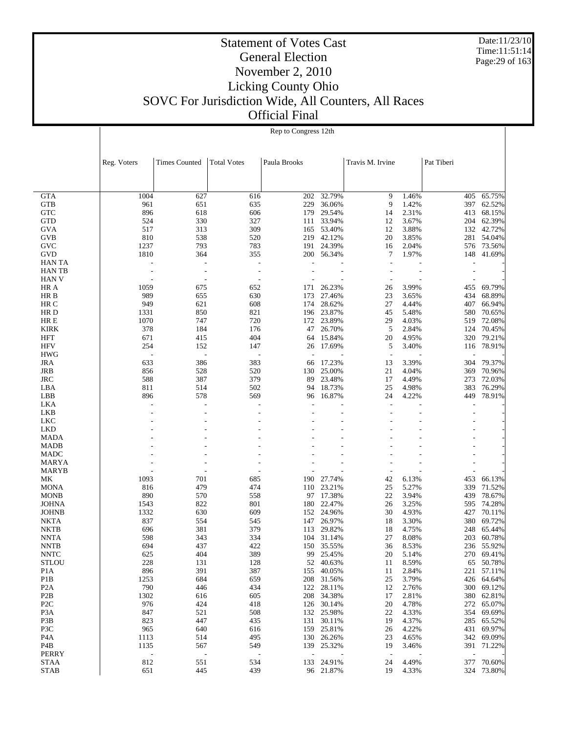# Statement of Votes Cast
## General Election
## November 2, 2010
## Licking County Ohio
## SOVC For Jurisdiction Wide, All Counters, All Races
## Official Final

Date:11/23/10
Time:11:51:14

Rep to Congress 12th

| | Reg. Voters | Times Counted | Total Votes | Paula Brooks | | Travis M. Irvine | | Pat Tiberi | |
|---|---|---|---|---|---|---|---|---|---|
| GTA | 1004 | 627 | 616 | 202 | 32.79% | 9 | 1.46% | 405 | 65.75% |
| GTB | 961 | 651 | 635 | 229 | 36.06% | 9 | 1.42% | 397 | 62.52% |
| GTC | 896 | 618 | 606 | 179 | 29.54% | 14 | 2.31% | 413 | 68.15% |
| GTD | 524 | 330 | 327 | 111 | 33.94% | 12 | 3.67% | 204 | 62.39% |
| GVA | 517 | 313 | 309 | 165 | 53.40% | 12 | 3.88% | 132 | 42.72% |
| GVB | 810 | 538 | 520 | 219 | 42.12% | 20 | 3.85% | 281 | 54.04% |
| GVC | 1237 | 793 | 783 | 191 | 24.39% | 16 | 2.04% | 576 | 73.56% |
| GVD | 1810 | 364 | 355 | 200 | 56.34% | 7 | 1.97% | 148 | 41.69% |
| HAN TA | - | - | - | - | - | - | - | - | - |
| HAN TB | - | - | - | - | - | - | - | - | - |
| HAN V | - | - | - | - | - | - | - | - | - |
| HR A | 1059 | 675 | 652 | 171 | 26.23% | 26 | 3.99% | 455 | 69.79% |
| HR B | 989 | 655 | 630 | 173 | 27.46% | 23 | 3.65% | 434 | 68.89% |
| HR C | 949 | 621 | 608 | 174 | 28.62% | 27 | 4.44% | 407 | 66.94% |
| HR D | 1331 | 850 | 821 | 196 | 23.87% | 45 | 5.48% | 580 | 70.65% |
| HR E | 1070 | 747 | 720 | 172 | 23.89% | 29 | 4.03% | 519 | 72.08% |
| KIRK | 378 | 184 | 176 | 47 | 26.70% | 5 | 2.84% | 124 | 70.45% |
| HFT | 671 | 415 | 404 | 64 | 15.84% | 20 | 4.95% | 320 | 79.21% |
| HFV | 254 | 152 | 147 | 26 | 17.69% | 5 | 3.40% | 116 | 78.91% |
| HWG | - | - | - | - | - | - | - | - | - |
| JRA | 633 | 386 | 383 | 66 | 17.23% | 13 | 3.39% | 304 | 79.37% |
| JRB | 856 | 528 | 520 | 130 | 25.00% | 21 | 4.04% | 369 | 70.96% |
| JRC | 588 | 387 | 379 | 89 | 23.48% | 17 | 4.49% | 273 | 72.03% |
| LBA | 811 | 514 | 502 | 94 | 18.73% | 25 | 4.98% | 383 | 76.29% |
| LBB | 896 | 578 | 569 | 96 | 16.87% | 24 | 4.22% | 449 | 78.91% |
| LKA | - | - | - | - | - | - | - | - | - |
| LKB | - | - | - | - | - | - | - | - | - |
| LKC | - | - | - | - | - | - | - | - | - |
| LKD | - | - | - | - | - | - | - | - | - |
| MADA | - | - | - | - | - | - | - | - | - |
| MADB | - | - | - | - | - | - | - | - | - |
| MADC | - | - | - | - | - | - | - | - | - |
| MARYA | - | - | - | - | - | - | - | - | - |
| MARYB | - | - | - | - | - | - | - | - | - |
| MK | 1093 | 701 | 685 | 190 | 27.74% | 42 | 6.13% | 453 | 66.13% |
| MONA | 816 | 479 | 474 | 110 | 23.21% | 25 | 5.27% | 339 | 71.52% |
| MONB | 890 | 570 | 558 | 97 | 17.38% | 22 | 3.94% | 439 | 78.67% |
| JOHNA | 1543 | 822 | 801 | 180 | 22.47% | 26 | 3.25% | 595 | 74.28% |
| JOHNB | 1332 | 630 | 609 | 152 | 24.96% | 30 | 4.93% | 427 | 70.11% |
| NKTA | 837 | 554 | 545 | 147 | 26.97% | 18 | 3.30% | 380 | 69.72% |
| NKTB | 696 | 381 | 379 | 113 | 29.82% | 18 | 4.75% | 248 | 65.44% |
| NNTA | 598 | 343 | 334 | 104 | 31.14% | 27 | 8.08% | 203 | 60.78% |
| NNTB | 694 | 437 | 422 | 150 | 35.55% | 36 | 8.53% | 236 | 55.92% |
| NNTC | 625 | 404 | 389 | 99 | 25.45% | 20 | 5.14% | 270 | 69.41% |
| STLOU | 228 | 131 | 128 | 52 | 40.63% | 11 | 8.59% | 65 | 50.78% |
| P1A | 896 | 391 | 387 | 155 | 40.05% | 11 | 2.84% | 221 | 57.11% |
| P1B | 1253 | 684 | 659 | 208 | 31.56% | 25 | 3.79% | 426 | 64.64% |
| P2A | 790 | 446 | 434 | 122 | 28.11% | 12 | 2.76% | 300 | 69.12% |
| P2B | 1302 | 616 | 605 | 208 | 34.38% | 17 | 2.81% | 380 | 62.81% |
| P2C | 976 | 424 | 418 | 126 | 30.14% | 20 | 4.78% | 272 | 65.07% |
| P3A | 847 | 521 | 508 | 132 | 25.98% | 22 | 4.33% | 354 | 69.69% |
| P3B | 823 | 447 | 435 | 131 | 30.11% | 19 | 4.37% | 285 | 65.52% |
| P3C | 965 | 640 | 616 | 159 | 25.81% | 26 | 4.22% | 431 | 69.97% |
| P4A | 1113 | 514 | 495 | 130 | 26.26% | 23 | 4.65% | 342 | 69.09% |
| P4B | 1135 | 567 | 549 | 139 | 25.32% | 19 | 3.46% | 391 | 71.22% |
| PERRY | - | - | - | - | - | - | - | - | - |
| STAA | 812 | 551 | 534 | 133 | 24.91% | 24 | 4.49% | 377 | 70.60% |
| STAB | 651 | 445 | 439 | 96 | 21.87% | 19 | 4.33% | 324 | 73.80% |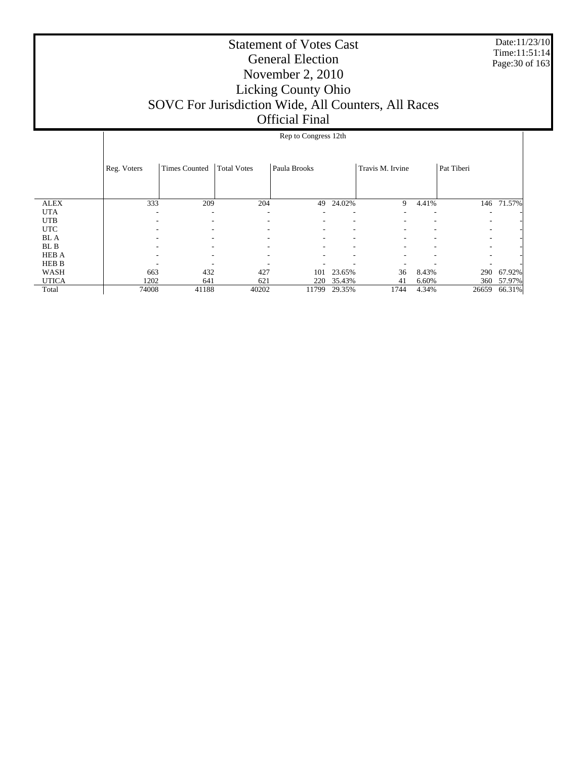# Statement of Votes Cast
## General Election
## November 2, 2010
## Licking County Ohio
## SOVC For Jurisdiction Wide, All Counters, All Races
## Official Final

Date:11/23/10
Time:11:51:14

| | Rep to Congress 12th | | | | | | | | |
|---|---|---|---|---|---|---|---|---|---|
| | Reg. Voters | Times Counted | Total Votes | Paula Brooks | | Travis M. Irvine | | Pat Tiberi | |
| ALEX | 333 | 209 | 204 | 49 | 24.02% | 9 | 4.41% | 146 | 71.57% |
| UTA | - | - | - | - | - | - | - | - | - |
| UTB | - | - | - | - | - | - | - | - | - |
| UTC | - | - | - | - | - | - | - | - | - |
| BL A | - | - | - | - | - | - | - | - | - |
| BL B | - | - | - | - | - | - | - | - | - |
| HEB A | - | - | - | - | - | - | - | - | - |
| HEB B | - | - | - | - | - | - | - | - | - |
| WASH | 663 | 432 | 427 | 101 | 23.65% | 36 | 8.43% | 290 | 67.92% |
| UTICA | 1202 | 641 | 621 | 220 | 35.43% | 41 | 6.60% | 360 | 57.97% |
| Total | 74008 | 41188 | 40202 | 11799 | 29.35% | 1744 | 4.34% | 26659 | 66.31% |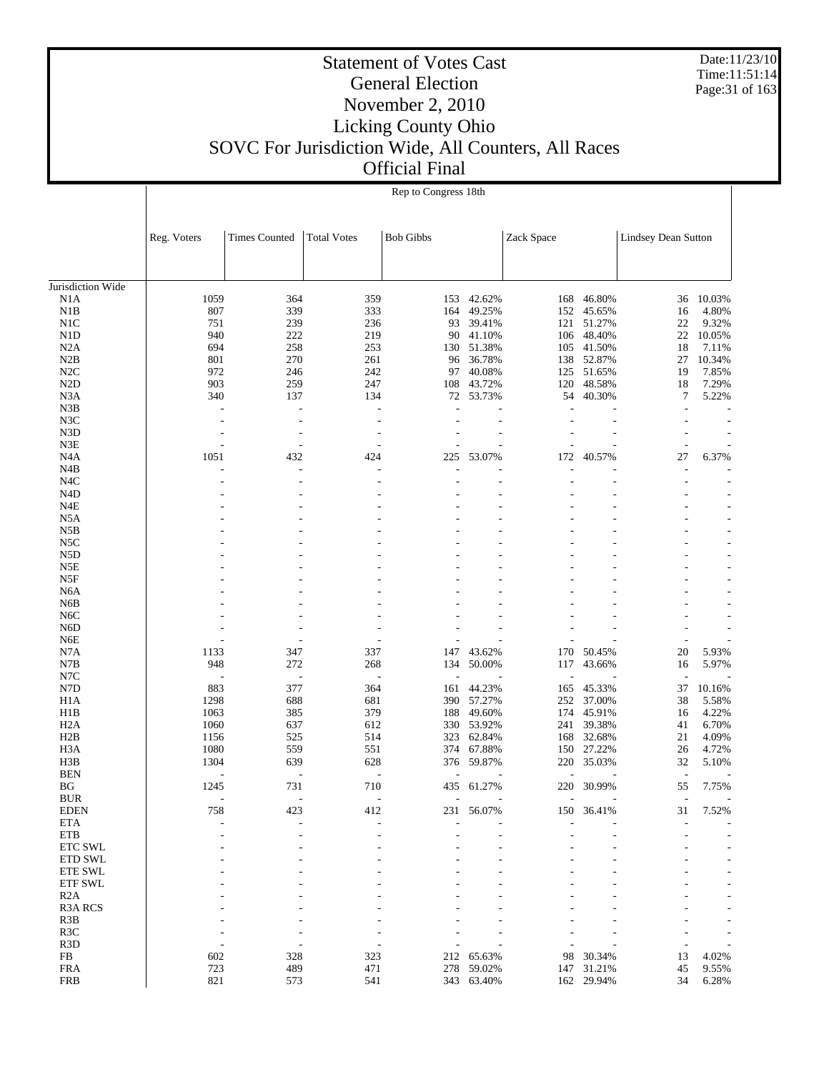# Statement of Votes Cast
## General Election
## November 2, 2010
## Licking County Ohio
## SOVC For Jurisdiction Wide, All Counters, All Races
## Official Final

Date:11/23/10
Time:11:51:14

Rep to Congress 18th

| | Reg. Voters | Times Counted | Total Votes | Bob Gibbs | | Zack Space | | Lindsey Dean Sutton | |
|---|---|---|---|---|---|---|---|---|---|
| Jurisdiction Wide | | | | | | | | | |
| N1A | 1059 | 364 | 359 | 153 | 42.62% | 168 | 46.80% | 36 | 10.03% |
| N1B | 807 | 339 | 333 | 164 | 49.25% | 152 | 45.65% | 16 | 4.80% |
| N1C | 751 | 239 | 236 | 93 | 39.41% | 121 | 51.27% | 22 | 9.32% |
| N1D | 940 | 222 | 219 | 90 | 41.10% | 106 | 48.40% | 22 | 10.05% |
| N2A | 694 | 258 | 253 | 130 | 51.38% | 105 | 41.50% | 18 | 7.11% |
| N2B | 801 | 270 | 261 | 96 | 36.78% | 138 | 52.87% | 27 | 10.34% |
| N2C | 972 | 246 | 242 | 97 | 40.08% | 125 | 51.65% | 19 | 7.85% |
| N2D | 903 | 259 | 247 | 108 | 43.72% | 120 | 48.58% | 18 | 7.29% |
| N3A | 340 | 137 | 134 | 72 | 53.73% | 54 | 40.30% | 7 | 5.22% |
| N3B | - | - | - | - | - | - | - | - | - |
| N3C | - | - | - | - | - | - | - | - | - |
| N3D | - | - | - | - | - | - | - | - | - |
| N3E | - | - | - | - | - | - | - | - | - |
| N4A | 1051 | 432 | 424 | 225 | 53.07% | 172 | 40.57% | 27 | 6.37% |
| N4B | - | - | - | - | - | - | - | - | - |
| N4C | - | - | - | - | - | - | - | - | - |
| N4D | - | - | - | - | - | - | - | - | - |
| N4E | - | - | - | - | - | - | - | - | - |
| N5A | - | - | - | - | - | - | - | - | - |
| N5B | - | - | - | - | - | - | - | - | - |
| N5C | - | - | - | - | - | - | - | - | - |
| N5D | - | - | - | - | - | - | - | - | - |
| N5E | - | - | - | - | - | - | - | - | - |
| N5F | - | - | - | - | - | - | - | - | - |
| N6A | - | - | - | - | - | - | - | - | - |
| N6B | - | - | - | - | - | - | - | - | - |
| N6C | - | - | - | - | - | - | - | - | - |
| N6D | - | - | - | - | - | - | - | - | - |
| N6E | - | - | - | - | - | - | - | - | - |
| N7A | 1133 | 347 | 337 | 147 | 43.62% | 170 | 50.45% | 20 | 5.93% |
| N7B | 948 | 272 | 268 | 134 | 50.00% | 117 | 43.66% | 16 | 5.97% |
| N7C | - | - | - | - | - | - | - | - | - |
| N7D | 883 | 377 | 364 | 161 | 44.23% | 165 | 45.33% | 37 | 10.16% |
| H1A | 1298 | 688 | 681 | 390 | 57.27% | 252 | 37.00% | 38 | 5.58% |
| H1B | 1063 | 385 | 379 | 188 | 49.60% | 174 | 45.91% | 16 | 4.22% |
| H2A | 1060 | 637 | 612 | 330 | 53.92% | 241 | 39.38% | 41 | 6.70% |
| H2B | 1156 | 525 | 514 | 323 | 62.84% | 168 | 32.68% | 21 | 4.09% |
| H3A | 1080 | 559 | 551 | 374 | 67.88% | 150 | 27.22% | 26 | 4.72% |
| H3B | 1304 | 639 | 628 | 376 | 59.87% | 220 | 35.03% | 32 | 5.10% |
| BEN | - | - | - | - | - | - | - | - | - |
| BG | 1245 | 731 | 710 | 435 | 61.27% | 220 | 30.99% | 55 | 7.75% |
| BUR | - | - | - | - | - | - | - | - | - |
| EDEN | 758 | 423 | 412 | 231 | 56.07% | 150 | 36.41% | 31 | 7.52% |
| ETA | - | - | - | - | - | - | - | - | - |
| ETB | - | - | - | - | - | - | - | - | - |
| ETC SWL | - | - | - | - | - | - | - | - | - |
| ETD SWL | - | - | - | - | - | - | - | - | - |
| ETE SWL | - | - | - | - | - | - | - | - | - |
| ETF SWL | - | - | - | - | - | - | - | - | - |
| R2A | - | - | - | - | - | - | - | - | - |
| R3A RCS | - | - | - | - | - | - | - | - | - |
| R3B | - | - | - | - | - | - | - | - | - |
| R3C | - | - | - | - | - | - | - | - | - |
| R3D | - | - | - | - | - | - | - | - | - |
| FB | 602 | 328 | 323 | 212 | 65.63% | 98 | 30.34% | 13 | 4.02% |
| FRA | 723 | 489 | 471 | 278 | 59.02% | 147 | 31.21% | 45 | 9.55% |
| FRB | 821 | 573 | 541 | 343 | 63.40% | 162 | 29.94% | 34 | 6.28% |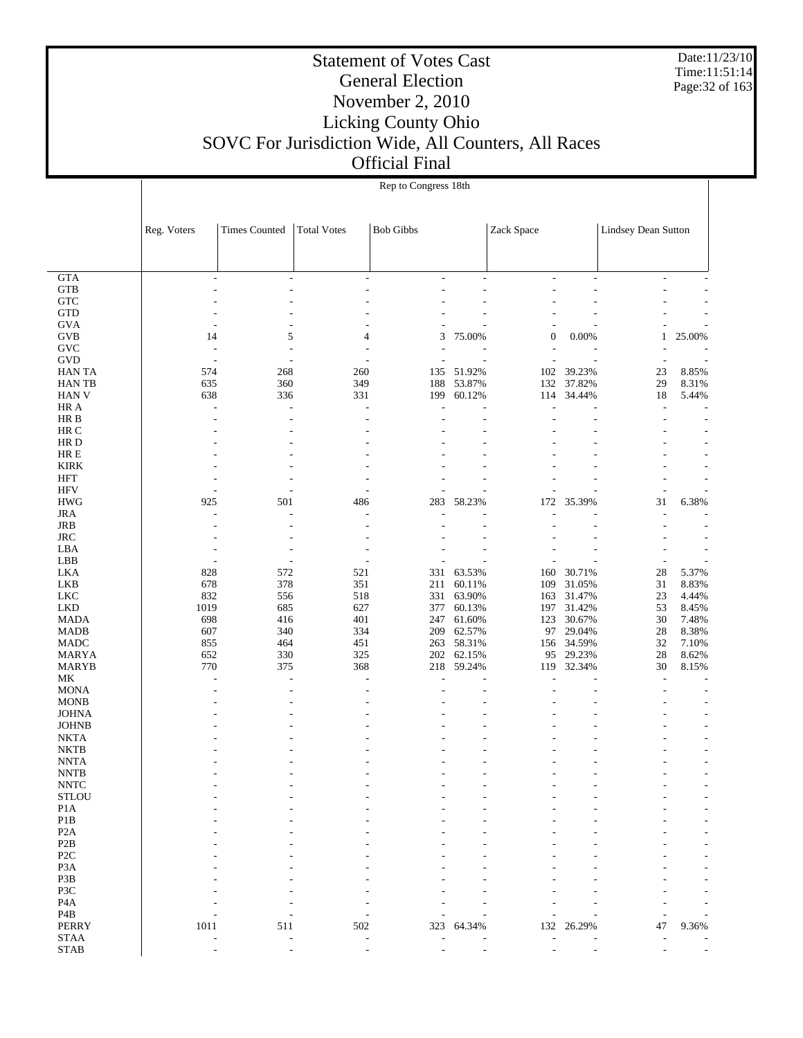# Statement of Votes Cast
## General Election
## November 2, 2010
## Licking County Ohio
## SOVC For Jurisdiction Wide, All Counters, All Races
## Official Final

Date:11/23/10
Time:11:51:14

| | Rep to Congress 18th | | | | | | | | |
|---|---|---|---|---|---|---|---|---|---|
| | Reg. Voters | Times Counted | Total Votes | Bob Gibbs | | Zack Space | | Lindsey Dean Sutton | |
| GTA | - | - | - | - | - | - | - | - | - |
| GTB | - | - | - | - | - | - | - | - | - |
| GTC | - | - | - | - | - | - | - | - | - |
| GTD | - | - | - | - | - | - | - | - | - |
| GVA | - | - | - | - | - | - | - | - | - |
| GVB | 14 | 5 | 4 | 3 | 75.00% | 0 | 0.00% | 1 | 25.00% |
| GVC | - | - | - | - | - | - | - | - | - |
| GVD | - | - | - | - | - | - | - | - | - |
| HAN TA | 574 | 268 | 260 | 135 | 51.92% | 102 | 39.23% | 23 | 8.85% |
| HAN TB | 635 | 360 | 349 | 188 | 53.87% | 132 | 37.82% | 29 | 8.31% |
| HAN V | 638 | 336 | 331 | 199 | 60.12% | 114 | 34.44% | 18 | 5.44% |
| HR A | - | - | - | - | - | - | - | - | - |
| HR B | - | - | - | - | - | - | - | - | - |
| HR C | - | - | - | - | - | - | - | - | - |
| HR D | - | - | - | - | - | - | - | - | - |
| HR E | - | - | - | - | - | - | - | - | - |
| KIRK | - | - | - | - | - | - | - | - | - |
| HFT | - | - | - | - | - | - | - | - | - |
| HFV | - | - | - | - | - | - | - | - | - |
| HWG | 925 | 501 | 486 | 283 | 58.23% | 172 | 35.39% | 31 | 6.38% |
| JRA | - | - | - | - | - | - | - | - | - |
| JRB | - | - | - | - | - | - | - | - | - |
| JRC | - | - | - | - | - | - | - | - | - |
| LBA | - | - | - | - | - | - | - | - | - |
| LBB | - | - | - | - | - | - | - | - | - |
| LKA | 828 | 572 | 521 | 331 | 63.53% | 160 | 30.71% | 28 | 5.37% |
| LKB | 678 | 378 | 351 | 211 | 60.11% | 109 | 31.05% | 31 | 8.83% |
| LKC | 832 | 556 | 518 | 331 | 63.90% | 163 | 31.47% | 23 | 4.44% |
| LKD | 1019 | 685 | 627 | 377 | 60.13% | 197 | 31.42% | 53 | 8.45% |
| MADA | 698 | 416 | 401 | 247 | 61.60% | 123 | 30.67% | 30 | 7.48% |
| MADB | 607 | 340 | 334 | 209 | 62.57% | 97 | 29.04% | 28 | 8.38% |
| MADC | 855 | 464 | 451 | 263 | 58.31% | 156 | 34.59% | 32 | 7.10% |
| MARYA | 652 | 330 | 325 | 202 | 62.15% | 95 | 29.23% | 28 | 8.62% |
| MARYB | 770 | 375 | 368 | 218 | 59.24% | 119 | 32.34% | 30 | 8.15% |
| MK | - | - | - | - | - | - | - | - | - |
| MONA | - | - | - | - | - | - | - | - | - |
| MONB | - | - | - | - | - | - | - | - | - |
| JOHNA | - | - | - | - | - | - | - | - | - |
| JOHNB | - | - | - | - | - | - | - | - | - |
| NKTA | - | - | - | - | - | - | - | - | - |
| NKTB | - | - | - | - | - | - | - | - | - |
| NNTA | - | - | - | - | - | - | - | - | - |
| NNTB | - | - | - | - | - | - | - | - | - |
| NNTC | - | - | - | - | - | - | - | - | - |
| STLOU | - | - | - | - | - | - | - | - | - |
| P1A | - | - | - | - | - | - | - | - | - |
| P1B | - | - | - | - | - | - | - | - | - |
| P2A | - | - | - | - | - | - | - | - | - |
| P2B | - | - | - | - | - | - | - | - | - |
| P2C | - | - | - | - | - | - | - | - | - |
| P3A | - | - | - | - | - | - | - | - | - |
| P3B | - | - | - | - | - | - | - | - | - |
| P3C | - | - | - | - | - | - | - | - | - |
| P4A | - | - | - | - | - | - | - | - | - |
| P4B | - | - | - | - | - | - | - | - | - |
| PERRY | 1011 | 511 | 502 | 323 | 64.34% | 132 | 26.29% | 47 | 9.36% |
| STAA | - | - | - | - | - | - | - | - | - |
| STAB | - | - | - | - | - | - | - | - | - |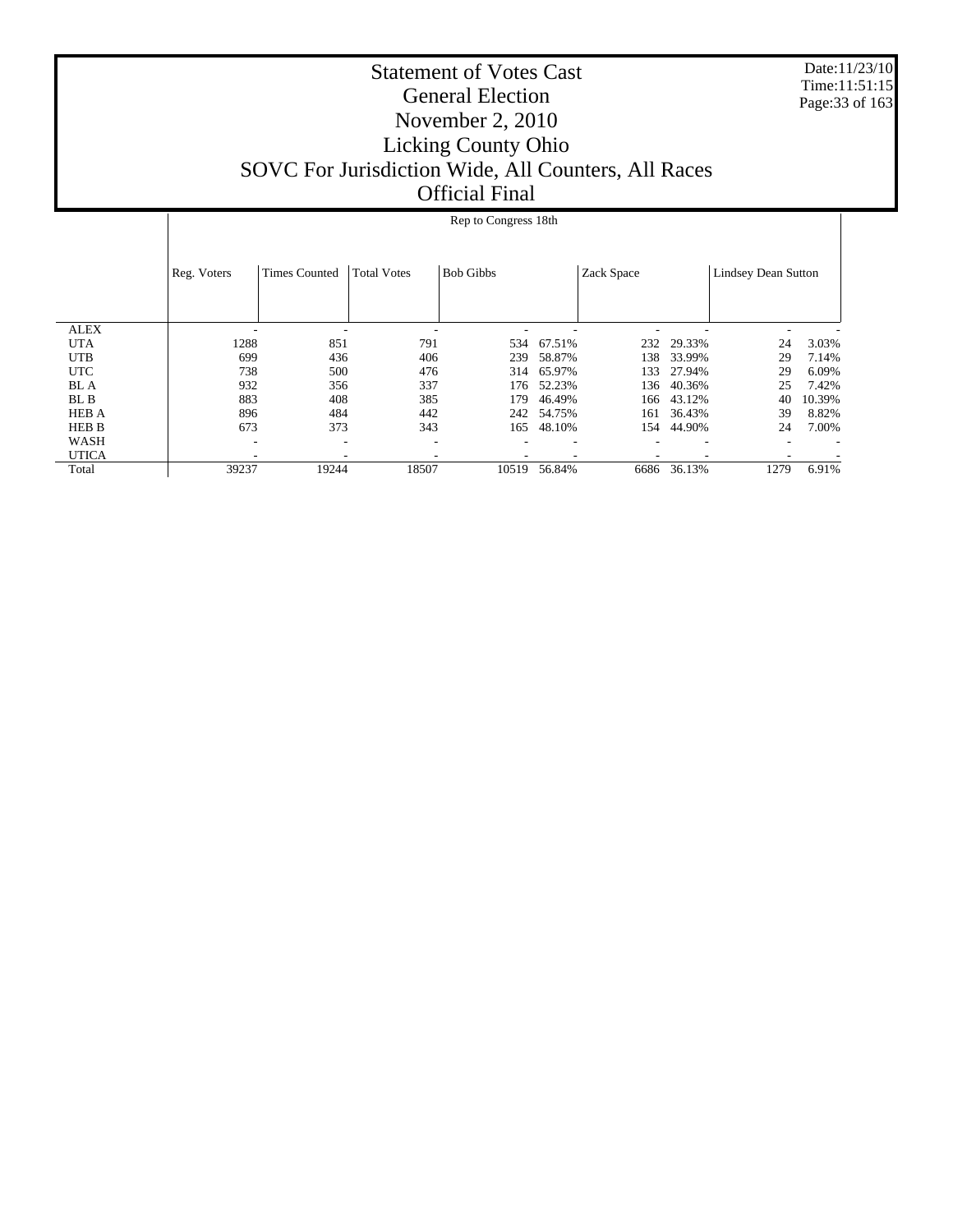# Statement of Votes Cast
## General Election
## November 2, 2010
## Licking County Ohio
## SOVC For Jurisdiction Wide, All Counters, All Races
## Official Final

Date:11/23/10
Time:11:51:15

**Rep to Congress 18th**

| | Reg. Voters | Times Counted | Total Votes | Bob Gibbs | | Zack Space | | Lindsey Dean Sutton | |
|---|---|---|---|---|---|---|---|---|---|
| ALEX | - | - | - | - | - | - | - | - | - |
| UTA | 1288 | 851 | 791 | 534 | 67.51% | 232 | 29.33% | 24 | 3.03% |
| UTB | 699 | 436 | 406 | 239 | 58.87% | 138 | 33.99% | 29 | 7.14% |
| UTC | 738 | 500 | 476 | 314 | 65.97% | 133 | 27.94% | 29 | 6.09% |
| BL A | 932 | 356 | 337 | 176 | 52.23% | 136 | 40.36% | 25 | 7.42% |
| BL B | 883 | 408 | 385 | 179 | 46.49% | 166 | 43.12% | 40 | 10.39% |
| HEB A | 896 | 484 | 442 | 242 | 54.75% | 161 | 36.43% | 39 | 8.82% |
| HEB B | 673 | 373 | 343 | 165 | 48.10% | 154 | 44.90% | 24 | 7.00% |
| WASH | - | - | - | - | - | - | - | - | - |
| UTICA | - | - | - | - | - | - | - | - | - |
| Total | 39237 | 19244 | 18507 | 10519 | 56.84% | 6686 | 36.13% | 1279 | 6.91% |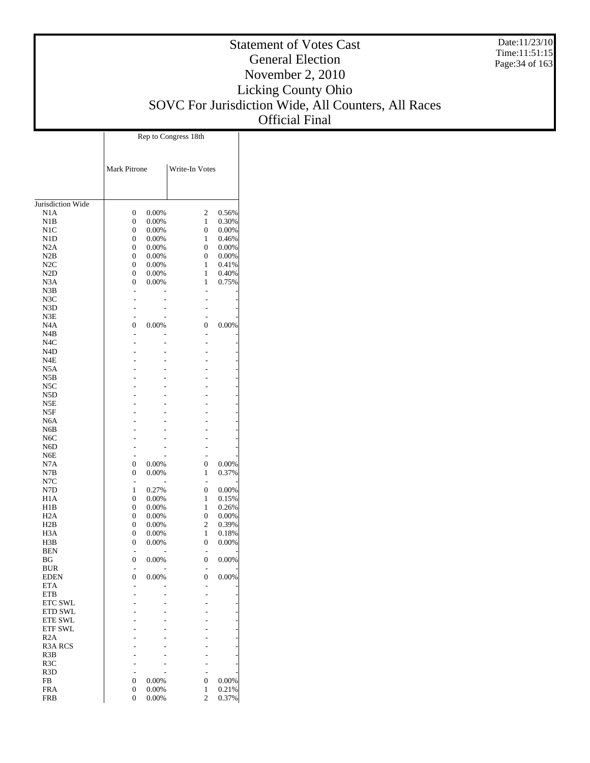# Statement of Votes Cast
## General Election
## November 2, 2010
## Licking County Ohio
## SOVC For Jurisdiction Wide, All Counters, All Races
## Official Final

| | Rep to Congress 18th | | | |
|---|---|---|---|---|
| | Mark Pitrone | | Write-In Votes | |
| Jurisdiction Wide | | | | |
| N1A | 0 | 0.00% | 2 | 0.56% |
| N1B | 0 | 0.00% | 1 | 0.30% |
| N1C | 0 | 0.00% | 0 | 0.00% |
| N1D | 0 | 0.00% | 1 | 0.46% |
| N2A | 0 | 0.00% | 0 | 0.00% |
| N2B | 0 | 0.00% | 0 | 0.00% |
| N2C | 0 | 0.00% | 1 | 0.41% |
| N2D | 0 | 0.00% | 1 | 0.40% |
| N3A | 0 | 0.00% | 1 | 0.75% |
| N3B | - | - | - | - |
| N3C | - | - | - | - |
| N3D | - | - | - | - |
| N3E | - | - | - | - |
| N4A | 0 | 0.00% | 0 | 0.00% |
| N4B | - | - | - | - |
| N4C | - | - | - | - |
| N4D | - | - | - | - |
| N4E | - | - | - | - |
| N5A | - | - | - | - |
| N5B | - | - | - | - |
| N5C | - | - | - | - |
| N5D | - | - | - | - |
| N5E | - | - | - | - |
| N5F | - | - | - | - |
| N6A | - | - | - | - |
| N6B | - | - | - | - |
| N6C | - | - | - | - |
| N6D | - | - | - | - |
| N6E | - | - | - | - |
| N7A | 0 | 0.00% | 0 | 0.00% |
| N7B | 0 | 0.00% | 1 | 0.37% |
| N7C | - | - | - | - |
| N7D | 1 | 0.27% | 0 | 0.00% |
| H1A | 0 | 0.00% | 1 | 0.15% |
| H1B | 0 | 0.00% | 1 | 0.26% |
| H2A | 0 | 0.00% | 0 | 0.00% |
| H2B | 0 | 0.00% | 2 | 0.39% |
| H3A | 0 | 0.00% | 1 | 0.18% |
| H3B | 0 | 0.00% | 0 | 0.00% |
| BEN | - | - | - | - |
| BG | 0 | 0.00% | 0 | 0.00% |
| BUR | - | - | - | - |
| EDEN | 0 | 0.00% | 0 | 0.00% |
| ETA | - | - | - | - |
| ETB | - | - | - | - |
| ETC SWL | - | - | - | - |
| ETD SWL | - | - | - | - |
| ETE SWL | - | - | - | - |
| ETF SWL | - | - | - | - |
| R2A | - | - | - | - |
| R3A RCS | - | - | - | - |
| R3B | - | - | - | - |
| R3C | - | - | - | - |
| R3D | - | - | - | - |
| FB | 0 | 0.00% | 0 | 0.00% |
| FRA | 0 | 0.00% | 1 | 0.21% |
| FRB | 0 | 0.00% | 2 | 0.37% |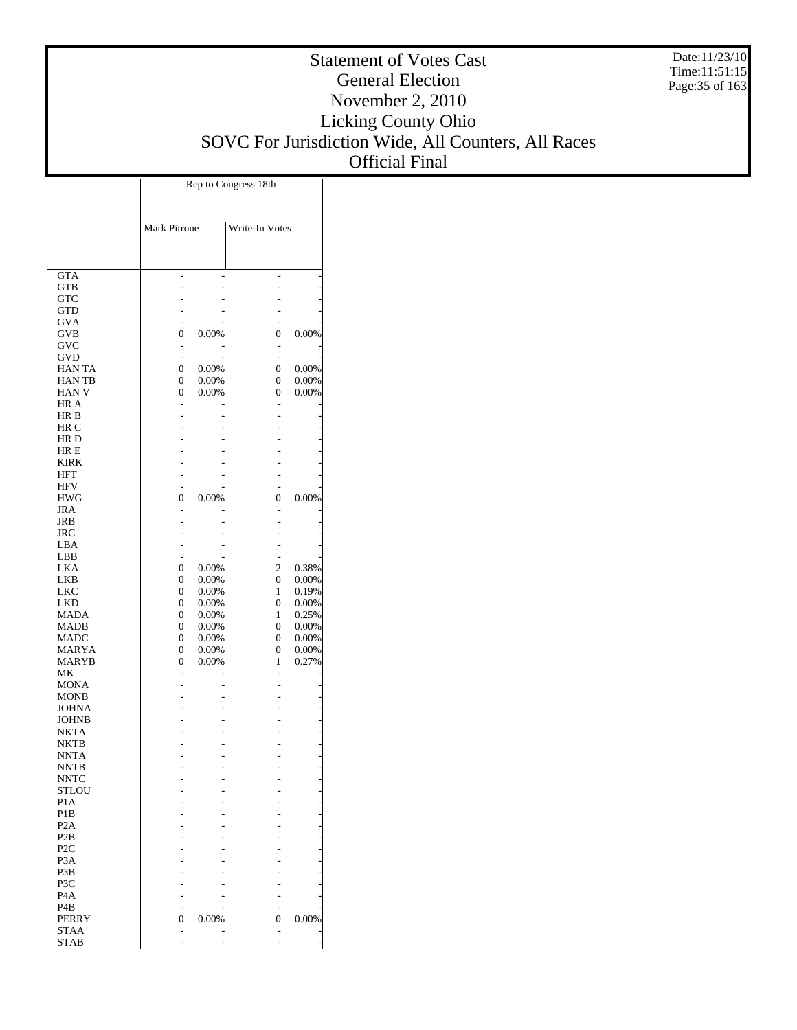# Statement of Votes Cast
## General Election
## November 2, 2010
## Licking County Ohio
## SOVC For Jurisdiction Wide, All Counters, All Races
## Official Final

Date:11/23/10
Time:11:51:15

| | Rep to Congress 18th | | | |
|---|---|---|---|---|
| | Mark Pitrone | | Write-In Votes | |
| GTA | - | - | - | - |
| GTB | - | - | - | - |
| GTC | - | - | - | - |
| GTD | - | - | - | - |
| GVA | - | - | - | - |
| GVB | 0 | 0.00% | 0 | 0.00% |
| GVC | - | - | - | - |
| GVD | - | - | - | - |
| HAN TA | 0 | 0.00% | 0 | 0.00% |
| HAN TB | 0 | 0.00% | 0 | 0.00% |
| HAN V | 0 | 0.00% | 0 | 0.00% |
| HR A | - | - | - | - |
| HR B | - | - | - | - |
| HR C | - | - | - | - |
| HR D | - | - | - | - |
| HR E | - | - | - | - |
| KIRK | - | - | - | - |
| HFT | - | - | - | - |
| HFV | - | - | - | - |
| HWG | 0 | 0.00% | 0 | 0.00% |
| JRA | - | - | - | - |
| JRB | - | - | - | - |
| JRC | - | - | - | - |
| LBA | - | - | - | - |
| LBB | - | - | - | - |
| LKA | 0 | 0.00% | 2 | 0.38% |
| LKB | 0 | 0.00% | 0 | 0.00% |
| LKC | 0 | 0.00% | 1 | 0.19% |
| LKD | 0 | 0.00% | 0 | 0.00% |
| MADA | 0 | 0.00% | 1 | 0.25% |
| MADB | 0 | 0.00% | 0 | 0.00% |
| MADC | 0 | 0.00% | 0 | 0.00% |
| MARYA | 0 | 0.00% | 0 | 0.00% |
| MARYB | 0 | 0.00% | 1 | 0.27% |
| MK | - | - | - | - |
| MONA | - | - | - | - |
| MONB | - | - | - | - |
| JOHNA | - | - | - | - |
| JOHNB | - | - | - | - |
| NKTA | - | - | - | - |
| NKTB | - | - | - | - |
| NNTA | - | - | - | - |
| NNTB | - | - | - | - |
| NNTC | - | - | - | - |
| STLOU | - | - | - | - |
| P1A | - | - | - | - |
| P1B | - | - | - | - |
| P2A | - | - | - | - |
| P2B | - | - | - | - |
| P2C | - | - | - | - |
| P3A | - | - | - | - |
| P3B | - | - | - | - |
| P3C | - | - | - | - |
| P4A | - | - | - | - |
| P4B | - | - | - | - |
| PERRY | 0 | 0.00% | 0 | 0.00% |
| STAA | - | - | - | - |
| STAB | - | - | - | - |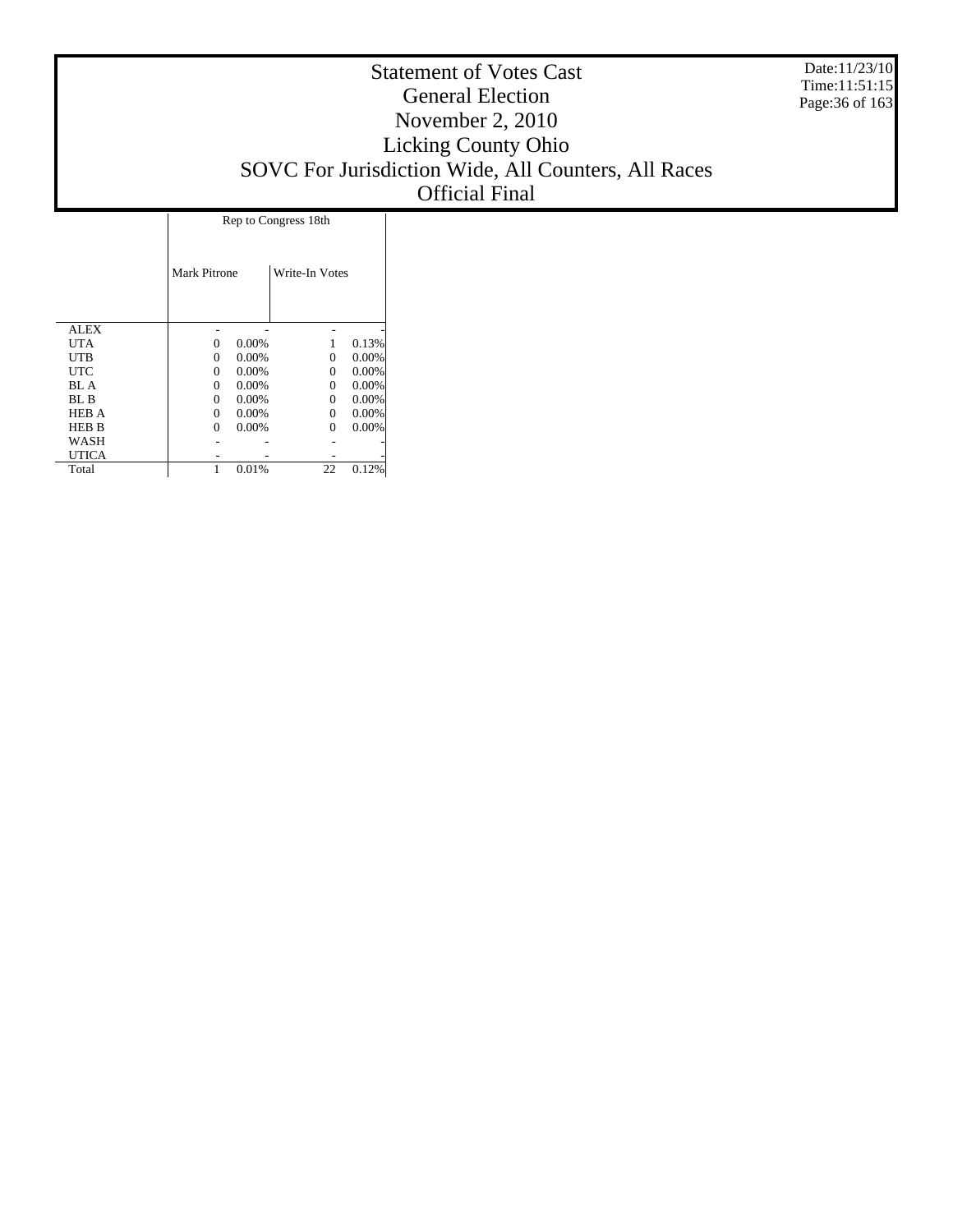# Statement of Votes Cast
## General Election
## November 2, 2010
## Licking County Ohio
## SOVC For Jurisdiction Wide, All Counters, All Races
## Official Final

Date:11/23/10
Time:11:51:15

| | Rep to Congress 18th | | | |
|---|---|---|---|---|
| | Mark Pitrone | | Write-In Votes | |
| ALEX | - | - | - | - |
| UTA | 0 | 0.00% | 1 | 0.13% |
| UTB | 0 | 0.00% | 0 | 0.00% |
| UTC | 0 | 0.00% | 0 | 0.00% |
| BL A | 0 | 0.00% | 0 | 0.00% |
| BL B | 0 | 0.00% | 0 | 0.00% |
| HEB A | 0 | 0.00% | 0 | 0.00% |
| HEB B | 0 | 0.00% | 0 | 0.00% |
| WASH | - | - | - | - |
| UTICA | - | - | - | - |
| Total | 1 | 0.01% | 22 | 0.12% |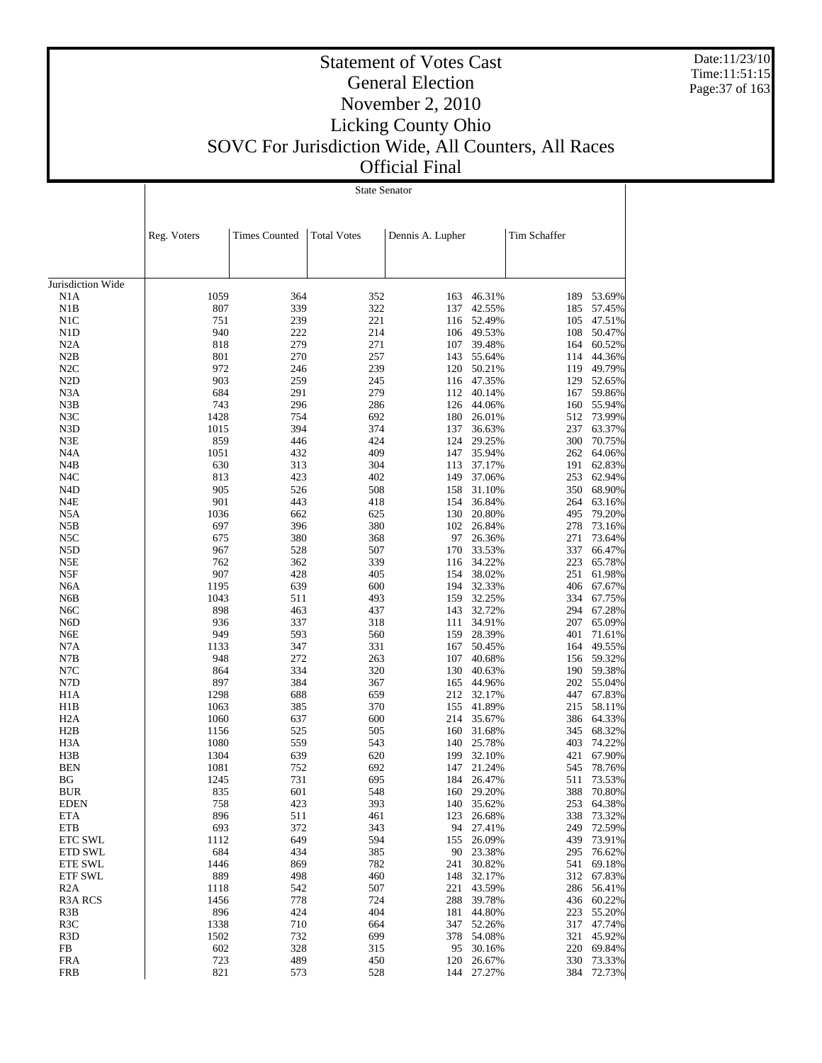# Statement of Votes Cast
## General Election
## November 2, 2010
## Licking County Ohio
## SOVC For Jurisdiction Wide, All Counters, All Races
## Official Final

Date:11/23/10
Time:11:51:15

State Senator

| | Reg. Voters | Times Counted | Total Votes | Dennis A. Lupher | | Tim Schaffer | |
|---|---|---|---|---|---|---|---|
| Jurisdiction Wide | | | | | | | |
| N1A | 1059 | 364 | 352 | 163 | 46.31% | 189 | 53.69% |
| N1B | 807 | 339 | 322 | 137 | 42.55% | 185 | 57.45% |
| N1C | 751 | 239 | 221 | 116 | 52.49% | 105 | 47.51% |
| N1D | 940 | 222 | 214 | 106 | 49.53% | 108 | 50.47% |
| N2A | 818 | 279 | 271 | 107 | 39.48% | 164 | 60.52% |
| N2B | 801 | 270 | 257 | 143 | 55.64% | 114 | 44.36% |
| N2C | 972 | 246 | 239 | 120 | 50.21% | 119 | 49.79% |
| N2D | 903 | 259 | 245 | 116 | 47.35% | 129 | 52.65% |
| N3A | 684 | 291 | 279 | 112 | 40.14% | 167 | 59.86% |
| N3B | 743 | 296 | 286 | 126 | 44.06% | 160 | 55.94% |
| N3C | 1428 | 754 | 692 | 180 | 26.01% | 512 | 73.99% |
| N3D | 1015 | 394 | 374 | 137 | 36.63% | 237 | 63.37% |
| N3E | 859 | 446 | 424 | 124 | 29.25% | 300 | 70.75% |
| N4A | 1051 | 432 | 409 | 147 | 35.94% | 262 | 64.06% |
| N4B | 630 | 313 | 304 | 113 | 37.17% | 191 | 62.83% |
| N4C | 813 | 423 | 402 | 149 | 37.06% | 253 | 62.94% |
| N4D | 905 | 526 | 508 | 158 | 31.10% | 350 | 68.90% |
| N4E | 901 | 443 | 418 | 154 | 36.84% | 264 | 63.16% |
| N5A | 1036 | 662 | 625 | 130 | 20.80% | 495 | 79.20% |
| N5B | 697 | 396 | 380 | 102 | 26.84% | 278 | 73.16% |
| N5C | 675 | 380 | 368 | 97 | 26.36% | 271 | 73.64% |
| N5D | 967 | 528 | 507 | 170 | 33.53% | 337 | 66.47% |
| N5E | 762 | 362 | 339 | 116 | 34.22% | 223 | 65.78% |
| N5F | 907 | 428 | 405 | 154 | 38.02% | 251 | 61.98% |
| N6A | 1195 | 639 | 600 | 194 | 32.33% | 406 | 67.67% |
| N6B | 1043 | 511 | 493 | 159 | 32.25% | 334 | 67.75% |
| N6C | 898 | 463 | 437 | 143 | 32.72% | 294 | 67.28% |
| N6D | 936 | 337 | 318 | 111 | 34.91% | 207 | 65.09% |
| N6E | 949 | 593 | 560 | 159 | 28.39% | 401 | 71.61% |
| N7A | 1133 | 347 | 331 | 167 | 50.45% | 164 | 49.55% |
| N7B | 948 | 272 | 263 | 107 | 40.68% | 156 | 59.32% |
| N7C | 864 | 334 | 320 | 130 | 40.63% | 190 | 59.38% |
| N7D | 897 | 384 | 367 | 165 | 44.96% | 202 | 55.04% |
| H1A | 1298 | 688 | 659 | 212 | 32.17% | 447 | 67.83% |
| H1B | 1063 | 385 | 370 | 155 | 41.89% | 215 | 58.11% |
| H2A | 1060 | 637 | 600 | 214 | 35.67% | 386 | 64.33% |
| H2B | 1156 | 525 | 505 | 160 | 31.68% | 345 | 68.32% |
| H3A | 1080 | 559 | 543 | 140 | 25.78% | 403 | 74.22% |
| H3B | 1304 | 639 | 620 | 199 | 32.10% | 421 | 67.90% |
| BEN | 1081 | 752 | 692 | 147 | 21.24% | 545 | 78.76% |
| BG | 1245 | 731 | 695 | 184 | 26.47% | 511 | 73.53% |
| BUR | 835 | 601 | 548 | 160 | 29.20% | 388 | 70.80% |
| EDEN | 758 | 423 | 393 | 140 | 35.62% | 253 | 64.38% |
| ETA | 896 | 511 | 461 | 123 | 26.68% | 338 | 73.32% |
| ETB | 693 | 372 | 343 | 94 | 27.41% | 249 | 72.59% |
| ETC SWL | 1112 | 649 | 594 | 155 | 26.09% | 439 | 73.91% |
| ETD SWL | 684 | 434 | 385 | 90 | 23.38% | 295 | 76.62% |
| ETE SWL | 1446 | 869 | 782 | 241 | 30.82% | 541 | 69.18% |
| ETF SWL | 889 | 498 | 460 | 148 | 32.17% | 312 | 67.83% |
| R2A | 1118 | 542 | 507 | 221 | 43.59% | 286 | 56.41% |
| R3A RCS | 1456 | 778 | 724 | 288 | 39.78% | 436 | 60.22% |
| R3B | 896 | 424 | 404 | 181 | 44.80% | 223 | 55.20% |
| R3C | 1338 | 710 | 664 | 347 | 52.26% | 317 | 47.74% |
| R3D | 1502 | 732 | 699 | 378 | 54.08% | 321 | 45.92% |
| FB | 602 | 328 | 315 | 95 | 30.16% | 220 | 69.84% |
| FRA | 723 | 489 | 450 | 120 | 26.67% | 330 | 73.33% |
| FRB | 821 | 573 | 528 | 144 | 27.27% | 384 | 72.73% |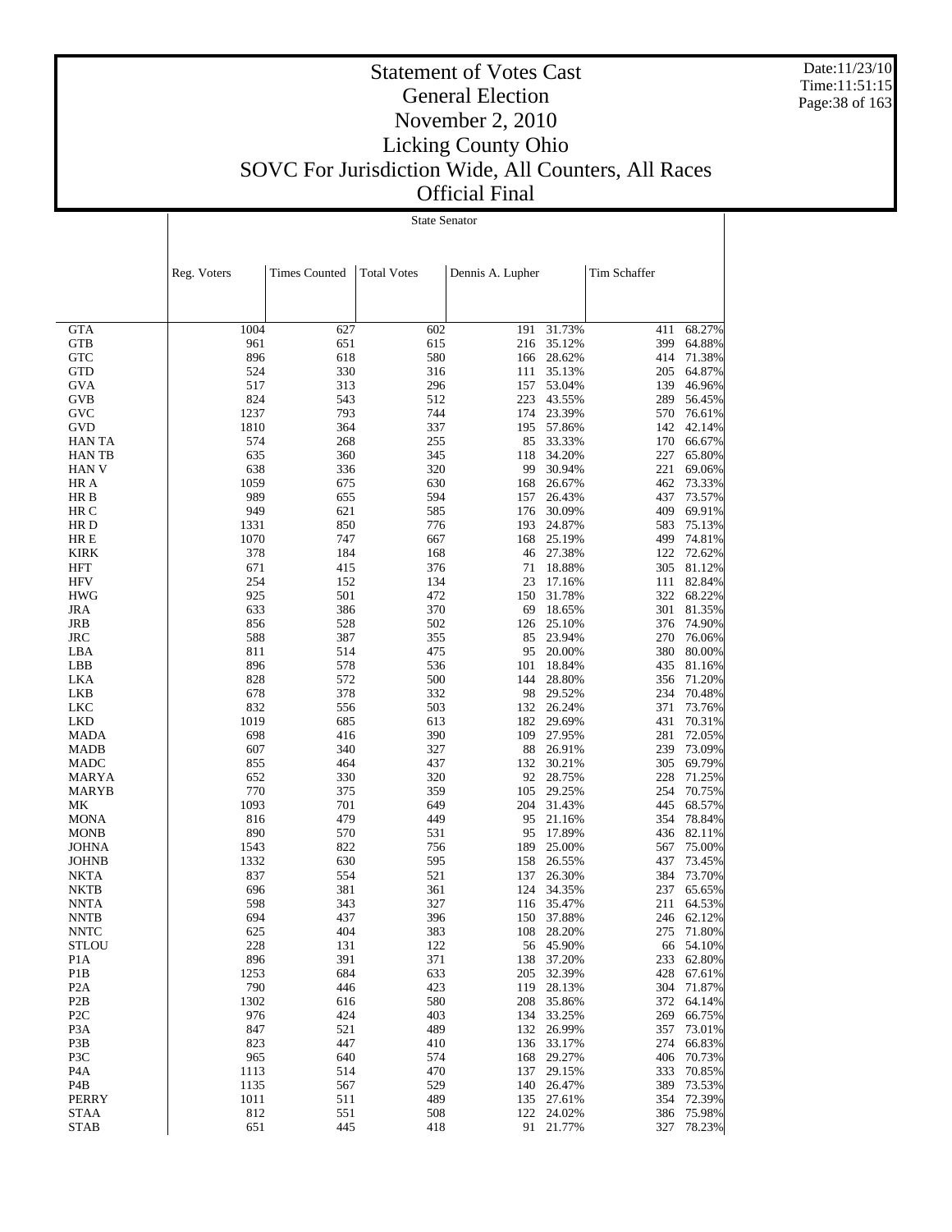# Statement of Votes Cast
## General Election
## November 2, 2010
## Licking County Ohio
## SOVC For Jurisdiction Wide, All Counters, All Races
## Official Final

State Senator

| | Reg. Voters | Times Counted | Total Votes | Dennis A. Lupher | | Tim Schaffer | |
|---|---|---|---|---|---|---|---|
| GTA | 1004 | 627 | 602 | 191 | 31.73% | 411 | 68.27% |
| GTB | 961 | 651 | 615 | 216 | 35.12% | 399 | 64.88% |
| GTC | 896 | 618 | 580 | 166 | 28.62% | 414 | 71.38% |
| GTD | 524 | 330 | 316 | 111 | 35.13% | 205 | 64.87% |
| GVA | 517 | 313 | 296 | 157 | 53.04% | 139 | 46.96% |
| GVB | 824 | 543 | 512 | 223 | 43.55% | 289 | 56.45% |
| GVC | 1237 | 793 | 744 | 174 | 23.39% | 570 | 76.61% |
| GVD | 1810 | 364 | 337 | 195 | 57.86% | 142 | 42.14% |
| HAN TA | 574 | 268 | 255 | 85 | 33.33% | 170 | 66.67% |
| HAN TB | 635 | 360 | 345 | 118 | 34.20% | 227 | 65.80% |
| HAN V | 638 | 336 | 320 | 99 | 30.94% | 221 | 69.06% |
| HR A | 1059 | 675 | 630 | 168 | 26.67% | 462 | 73.33% |
| HR B | 989 | 655 | 594 | 157 | 26.43% | 437 | 73.57% |
| HR C | 949 | 621 | 585 | 176 | 30.09% | 409 | 69.91% |
| HR D | 1331 | 850 | 776 | 193 | 24.87% | 583 | 75.13% |
| HR E | 1070 | 747 | 667 | 168 | 25.19% | 499 | 74.81% |
| KIRK | 378 | 184 | 168 | 46 | 27.38% | 122 | 72.62% |
| HFT | 671 | 415 | 376 | 71 | 18.88% | 305 | 81.12% |
| HFV | 254 | 152 | 134 | 23 | 17.16% | 111 | 82.84% |
| HWG | 925 | 501 | 472 | 150 | 31.78% | 322 | 68.22% |
| JRA | 633 | 386 | 370 | 69 | 18.65% | 301 | 81.35% |
| JRB | 856 | 528 | 502 | 126 | 25.10% | 376 | 74.90% |
| JRC | 588 | 387 | 355 | 85 | 23.94% | 270 | 76.06% |
| LBA | 811 | 514 | 475 | 95 | 20.00% | 380 | 80.00% |
| LBB | 896 | 578 | 536 | 101 | 18.84% | 435 | 81.16% |
| LKA | 828 | 572 | 500 | 144 | 28.80% | 356 | 71.20% |
| LKB | 678 | 378 | 332 | 98 | 29.52% | 234 | 70.48% |
| LKC | 832 | 556 | 503 | 132 | 26.24% | 371 | 73.76% |
| LKD | 1019 | 685 | 613 | 182 | 29.69% | 431 | 70.31% |
| MADA | 698 | 416 | 390 | 109 | 27.95% | 281 | 72.05% |
| MADB | 607 | 340 | 327 | 88 | 26.91% | 239 | 73.09% |
| MADC | 855 | 464 | 437 | 132 | 30.21% | 305 | 69.79% |
| MARYA | 652 | 330 | 320 | 92 | 28.75% | 228 | 71.25% |
| MARYB | 770 | 375 | 359 | 105 | 29.25% | 254 | 70.75% |
| MK | 1093 | 701 | 649 | 204 | 31.43% | 445 | 68.57% |
| MONA | 816 | 479 | 449 | 95 | 21.16% | 354 | 78.84% |
| MONB | 890 | 570 | 531 | 95 | 17.89% | 436 | 82.11% |
| JOHNA | 1543 | 822 | 756 | 189 | 25.00% | 567 | 75.00% |
| JOHNB | 1332 | 630 | 595 | 158 | 26.55% | 437 | 73.45% |
| NKTA | 837 | 554 | 521 | 137 | 26.30% | 384 | 73.70% |
| NKTB | 696 | 381 | 361 | 124 | 34.35% | 237 | 65.65% |
| NNTA | 598 | 343 | 327 | 116 | 35.47% | 211 | 64.53% |
| NNTB | 694 | 437 | 396 | 150 | 37.88% | 246 | 62.12% |
| NNTC | 625 | 404 | 383 | 108 | 28.20% | 275 | 71.80% |
| STLOU | 228 | 131 | 122 | 56 | 45.90% | 66 | 54.10% |
| P1A | 896 | 391 | 371 | 138 | 37.20% | 233 | 62.80% |
| P1B | 1253 | 684 | 633 | 205 | 32.39% | 428 | 67.61% |
| P2A | 790 | 446 | 423 | 119 | 28.13% | 304 | 71.87% |
| P2B | 1302 | 616 | 580 | 208 | 35.86% | 372 | 64.14% |
| P2C | 976 | 424 | 403 | 134 | 33.25% | 269 | 66.75% |
| P3A | 847 | 521 | 489 | 132 | 26.99% | 357 | 73.01% |
| P3B | 823 | 447 | 410 | 136 | 33.17% | 274 | 66.83% |
| P3C | 965 | 640 | 574 | 168 | 29.27% | 406 | 70.73% |
| P4A | 1113 | 514 | 470 | 137 | 29.15% | 333 | 70.85% |
| P4B | 1135 | 567 | 529 | 140 | 26.47% | 389 | 73.53% |
| PERRY | 1011 | 511 | 489 | 135 | 27.61% | 354 | 72.39% |
| STAA | 812 | 551 | 508 | 122 | 24.02% | 386 | 75.98% |
| STAB | 651 | 445 | 418 | 91 | 21.77% | 327 | 78.23% |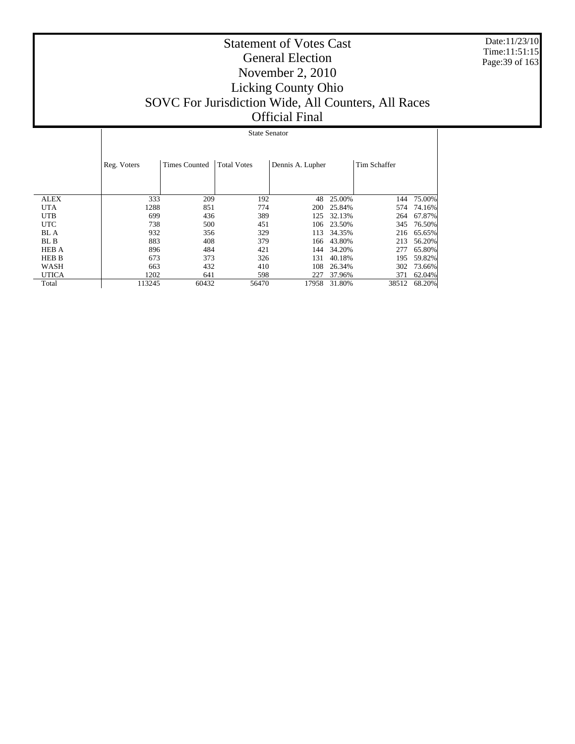# Statement of Votes Cast
## General Election
## November 2, 2010
## Licking County Ohio
## SOVC For Jurisdiction Wide, All Counters, All Races
## Official Final

| | State Senator | | | | | | |
|---|---|---|---|---|---|---|---|
| | Reg. Voters | Times Counted | Total Votes | Dennis A. Lupher | | Tim Schaffer | |
| ALEX | 333 | 209 | 192 | 48 | 25.00% | 144 | 75.00% |
| UTA | 1288 | 851 | 774 | 200 | 25.84% | 574 | 74.16% |
| UTB | 699 | 436 | 389 | 125 | 32.13% | 264 | 67.87% |
| UTC | 738 | 500 | 451 | 106 | 23.50% | 345 | 76.50% |
| BL A | 932 | 356 | 329 | 113 | 34.35% | 216 | 65.65% |
| BL B | 883 | 408 | 379 | 166 | 43.80% | 213 | 56.20% |
| HEB A | 896 | 484 | 421 | 144 | 34.20% | 277 | 65.80% |
| HEB B | 673 | 373 | 326 | 131 | 40.18% | 195 | 59.82% |
| WASH | 663 | 432 | 410 | 108 | 26.34% | 302 | 73.66% |
| UTICA | 1202 | 641 | 598 | 227 | 37.96% | 371 | 62.04% |
| Total | 113245 | 60432 | 56470 | 17958 | 31.80% | 38512 | 68.20% |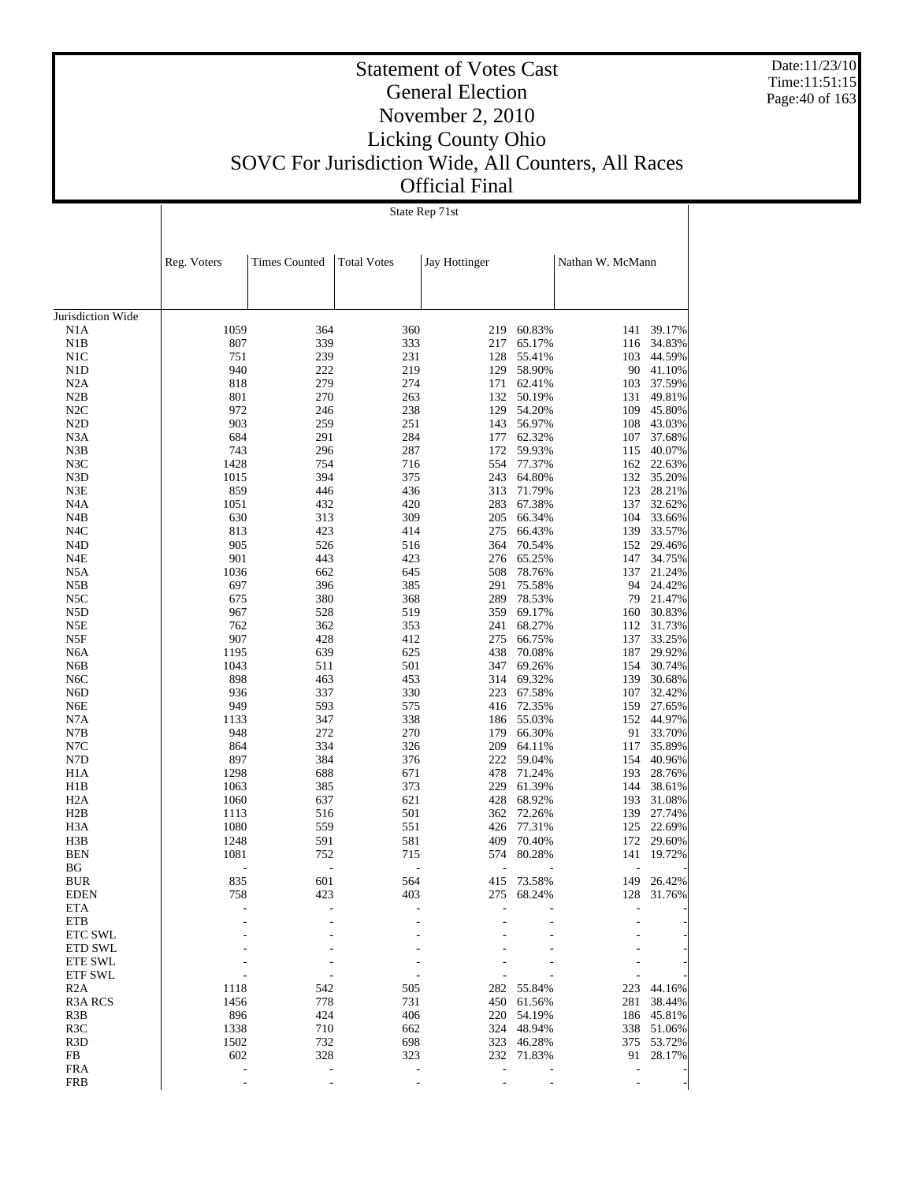# Statement of Votes Cast
## General Election
## November 2, 2010
## Licking County Ohio
## SOVC For Jurisdiction Wide, All Counters, All Races
## Official Final

Date:11/23/10
Time:11:51:15

State Rep 71st

| | Reg. Voters | Times Counted | Total Votes | Jay Hottinger | | Nathan W. McMann | |
|---|---|---|---|---|---|---|---|
| Jurisdiction Wide | | | | | | | |
| N1A | 1059 | 364 | 360 | 219 | 60.83% | 141 | 39.17% |
| N1B | 807 | 339 | 333 | 217 | 65.17% | 116 | 34.83% |
| N1C | 751 | 239 | 231 | 128 | 55.41% | 103 | 44.59% |
| N1D | 940 | 222 | 219 | 129 | 58.90% | 90 | 41.10% |
| N2A | 818 | 279 | 274 | 171 | 62.41% | 103 | 37.59% |
| N2B | 801 | 270 | 263 | 132 | 50.19% | 131 | 49.81% |
| N2C | 972 | 246 | 238 | 129 | 54.20% | 109 | 45.80% |
| N2D | 903 | 259 | 251 | 143 | 56.97% | 108 | 43.03% |
| N3A | 684 | 291 | 284 | 177 | 62.32% | 107 | 37.68% |
| N3B | 743 | 296 | 287 | 172 | 59.93% | 115 | 40.07% |
| N3C | 1428 | 754 | 716 | 554 | 77.37% | 162 | 22.63% |
| N3D | 1015 | 394 | 375 | 243 | 64.80% | 132 | 35.20% |
| N3E | 859 | 446 | 436 | 313 | 71.79% | 123 | 28.21% |
| N4A | 1051 | 432 | 420 | 283 | 67.38% | 137 | 32.62% |
| N4B | 630 | 313 | 309 | 205 | 66.34% | 104 | 33.66% |
| N4C | 813 | 423 | 414 | 275 | 66.43% | 139 | 33.57% |
| N4D | 905 | 526 | 516 | 364 | 70.54% | 152 | 29.46% |
| N4E | 901 | 443 | 423 | 276 | 65.25% | 147 | 34.75% |
| N5A | 1036 | 662 | 645 | 508 | 78.76% | 137 | 21.24% |
| N5B | 697 | 396 | 385 | 291 | 75.58% | 94 | 24.42% |
| N5C | 675 | 380 | 368 | 289 | 78.53% | 79 | 21.47% |
| N5D | 967 | 528 | 519 | 359 | 69.17% | 160 | 30.83% |
| N5E | 762 | 362 | 353 | 241 | 68.27% | 112 | 31.73% |
| N5F | 907 | 428 | 412 | 275 | 66.75% | 137 | 33.25% |
| N6A | 1195 | 639 | 625 | 438 | 70.08% | 187 | 29.92% |
| N6B | 1043 | 511 | 501 | 347 | 69.26% | 154 | 30.74% |
| N6C | 898 | 463 | 453 | 314 | 69.32% | 139 | 30.68% |
| N6D | 936 | 337 | 330 | 223 | 67.58% | 107 | 32.42% |
| N6E | 949 | 593 | 575 | 416 | 72.35% | 159 | 27.65% |
| N7A | 1133 | 347 | 338 | 186 | 55.03% | 152 | 44.97% |
| N7B | 948 | 272 | 270 | 179 | 66.30% | 91 | 33.70% |
| N7C | 864 | 334 | 326 | 209 | 64.11% | 117 | 35.89% |
| N7D | 897 | 384 | 376 | 222 | 59.04% | 154 | 40.96% |
| H1A | 1298 | 688 | 671 | 478 | 71.24% | 193 | 28.76% |
| H1B | 1063 | 385 | 373 | 229 | 61.39% | 144 | 38.61% |
| H2A | 1060 | 637 | 621 | 428 | 68.92% | 193 | 31.08% |
| H2B | 1113 | 516 | 501 | 362 | 72.26% | 139 | 27.74% |
| H3A | 1080 | 559 | 551 | 426 | 77.31% | 125 | 22.69% |
| H3B | 1248 | 591 | 581 | 409 | 70.40% | 172 | 29.60% |
| BEN | 1081 | 752 | 715 | 574 | 80.28% | 141 | 19.72% |
| BG | - | - | - | - | - | - | - |
| BUR | 835 | 601 | 564 | 415 | 73.58% | 149 | 26.42% |
| EDEN | 758 | 423 | 403 | 275 | 68.24% | 128 | 31.76% |
| ETA | - | - | - | - | - | - | - |
| ETB | - | - | - | - | - | - | - |
| ETC SWL | - | - | - | - | - | - | - |
| ETD SWL | - | - | - | - | - | - | - |
| ETE SWL | - | - | - | - | - | - | - |
| ETF SWL | - | - | - | - | - | - | - |
| R2A | 1118 | 542 | 505 | 282 | 55.84% | 223 | 44.16% |
| R3A RCS | 1456 | 778 | 731 | 450 | 61.56% | 281 | 38.44% |
| R3B | 896 | 424 | 406 | 220 | 54.19% | 186 | 45.81% |
| R3C | 1338 | 710 | 662 | 324 | 48.94% | 338 | 51.06% |
| R3D | 1502 | 732 | 698 | 323 | 46.28% | 375 | 53.72% |
| FB | 602 | 328 | 323 | 232 | 71.83% | 91 | 28.17% |
| FRA | - | - | - | - | - | - | - |
| FRB | - | - | - | - | - | - | - |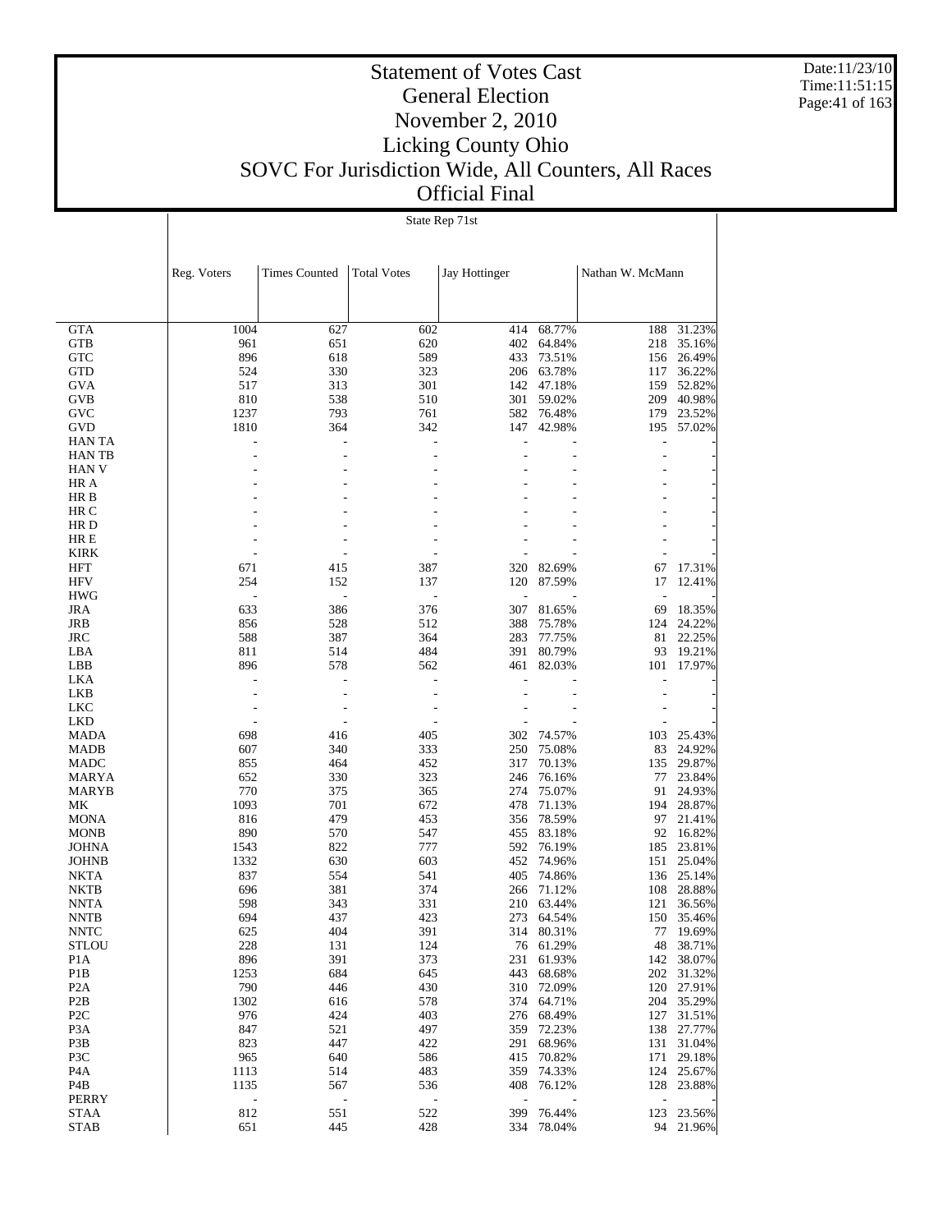# Statement of Votes Cast
## General Election
## November 2, 2010
## Licking County Ohio
## SOVC For Jurisdiction Wide, All Counters, All Races
## Official Final

Date:11/23/10
Time:11:51:15

State Rep 71st

| | Reg. Voters | Times Counted | Total Votes | Jay Hottinger | | Nathan W. McMann | |
|---|---|---|---|---|---|---|---|
| GTA | 1004 | 627 | 602 | 414 | 68.77% | 188 | 31.23% |
| GTB | 961 | 651 | 620 | 402 | 64.84% | 218 | 35.16% |
| GTC | 896 | 618 | 589 | 433 | 73.51% | 156 | 26.49% |
| GTD | 524 | 330 | 323 | 206 | 63.78% | 117 | 36.22% |
| GVA | 517 | 313 | 301 | 142 | 47.18% | 159 | 52.82% |
| GVB | 810 | 538 | 510 | 301 | 59.02% | 209 | 40.98% |
| GVC | 1237 | 793 | 761 | 582 | 76.48% | 179 | 23.52% |
| GVD | 1810 | 364 | 342 | 147 | 42.98% | 195 | 57.02% |
| HAN TA | - | - | - | - | - | - | - |
| HAN TB | - | - | - | - | - | - | - |
| HAN V | - | - | - | - | - | - | - |
| HR A | - | - | - | - | - | - | - |
| HR B | - | - | - | - | - | - | - |
| HR C | - | - | - | - | - | - | - |
| HR D | - | - | - | - | - | - | - |
| HR E | - | - | - | - | - | - | - |
| KIRK | - | - | - | - | - | - | - |
| HFT | 671 | 415 | 387 | 320 | 82.69% | 67 | 17.31% |
| HFV | 254 | 152 | 137 | 120 | 87.59% | 17 | 12.41% |
| HWG | - | - | - | - | - | - | - |
| JRA | 633 | 386 | 376 | 307 | 81.65% | 69 | 18.35% |
| JRB | 856 | 528 | 512 | 388 | 75.78% | 124 | 24.22% |
| JRC | 588 | 387 | 364 | 283 | 77.75% | 81 | 22.25% |
| LBA | 811 | 514 | 484 | 391 | 80.79% | 93 | 19.21% |
| LBB | 896 | 578 | 562 | 461 | 82.03% | 101 | 17.97% |
| LKA | - | - | - | - | - | - | - |
| LKB | - | - | - | - | - | - | - |
| LKC | - | - | - | - | - | - | - |
| LKD | - | - | - | - | - | - | - |
| MADA | 698 | 416 | 405 | 302 | 74.57% | 103 | 25.43% |
| MADB | 607 | 340 | 333 | 250 | 75.08% | 83 | 24.92% |
| MADC | 855 | 464 | 452 | 317 | 70.13% | 135 | 29.87% |
| MARYA | 652 | 330 | 323 | 246 | 76.16% | 77 | 23.84% |
| MARYB | 770 | 375 | 365 | 274 | 75.07% | 91 | 24.93% |
| MK | 1093 | 701 | 672 | 478 | 71.13% | 194 | 28.87% |
| MONA | 816 | 479 | 453 | 356 | 78.59% | 97 | 21.41% |
| MONB | 890 | 570 | 547 | 455 | 83.18% | 92 | 16.82% |
| JOHNA | 1543 | 822 | 777 | 592 | 76.19% | 185 | 23.81% |
| JOHNB | 1332 | 630 | 603 | 452 | 74.96% | 151 | 25.04% |
| NKTA | 837 | 554 | 541 | 405 | 74.86% | 136 | 25.14% |
| NKTB | 696 | 381 | 374 | 266 | 71.12% | 108 | 28.88% |
| NNTA | 598 | 343 | 331 | 210 | 63.44% | 121 | 36.56% |
| NNTB | 694 | 437 | 423 | 273 | 64.54% | 150 | 35.46% |
| NNTC | 625 | 404 | 391 | 314 | 80.31% | 77 | 19.69% |
| STLOU | 228 | 131 | 124 | 76 | 61.29% | 48 | 38.71% |
| P1A | 896 | 391 | 373 | 231 | 61.93% | 142 | 38.07% |
| P1B | 1253 | 684 | 645 | 443 | 68.68% | 202 | 31.32% |
| P2A | 790 | 446 | 430 | 310 | 72.09% | 120 | 27.91% |
| P2B | 1302 | 616 | 578 | 374 | 64.71% | 204 | 35.29% |
| P2C | 976 | 424 | 403 | 276 | 68.49% | 127 | 31.51% |
| P3A | 847 | 521 | 497 | 359 | 72.23% | 138 | 27.77% |
| P3B | 823 | 447 | 422 | 291 | 68.96% | 131 | 31.04% |
| P3C | 965 | 640 | 586 | 415 | 70.82% | 171 | 29.18% |
| P4A | 1113 | 514 | 483 | 359 | 74.33% | 124 | 25.67% |
| P4B | 1135 | 567 | 536 | 408 | 76.12% | 128 | 23.88% |
| PERRY | - | - | - | - | - | - | - |
| STAA | 812 | 551 | 522 | 399 | 76.44% | 123 | 23.56% |
| STAB | 651 | 445 | 428 | 334 | 78.04% | 94 | 21.96% |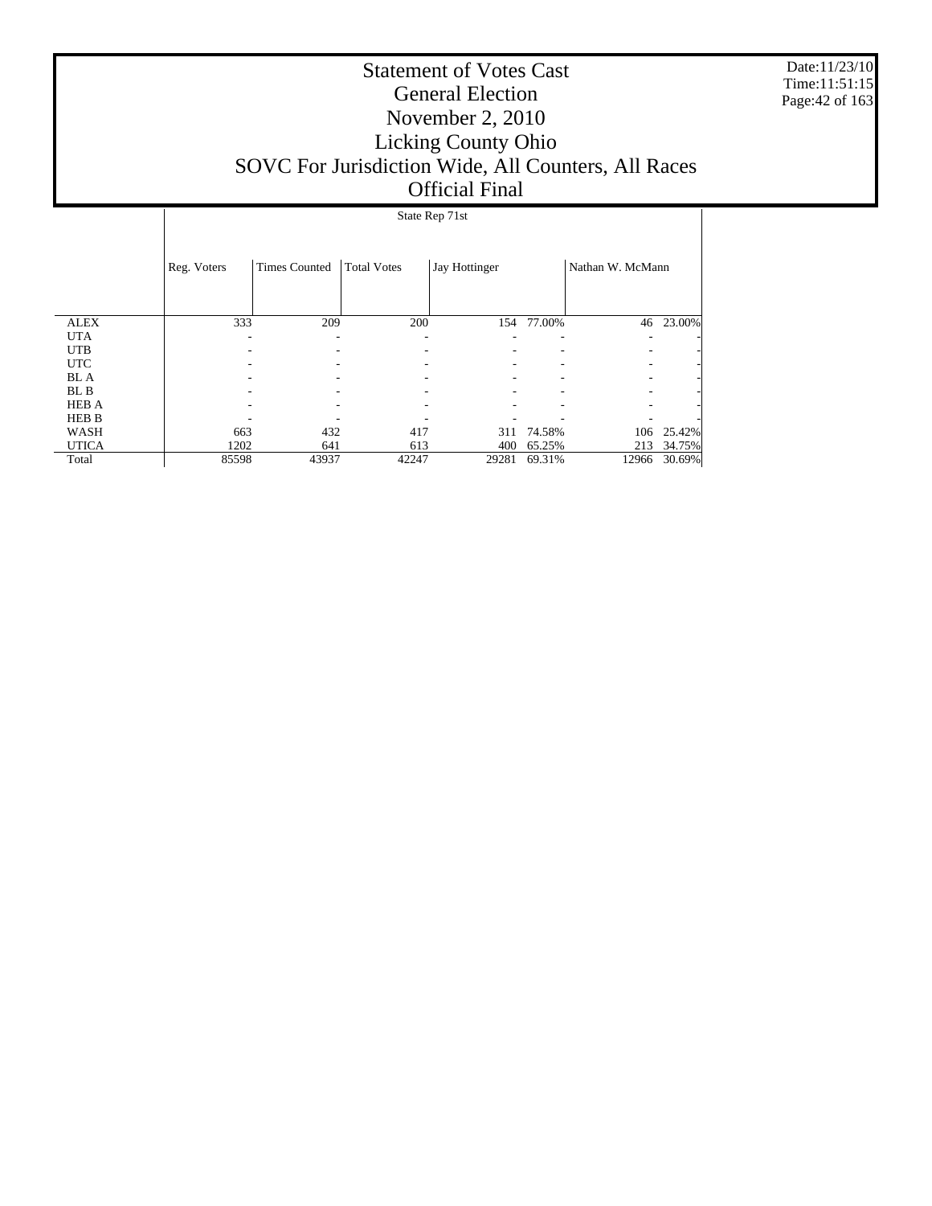# Statement of Votes Cast
## General Election
## November 2, 2010
## Licking County Ohio
## SOVC For Jurisdiction Wide, All Counters, All Races
## Official Final

Date:11/23/10
Time:11:51:15

State Rep 71st

| | Reg. Voters | Times Counted | Total Votes | Jay Hottinger | | Nathan W. McMann | |
|---|---|---|---|---|---|---|---|
| ALEX | 333 | 209 | 200 | 154 | 77.00% | 46 | 23.00% |
| UTA | - | - | - | - | - | - | - |
| UTB | - | - | - | - | - | - | - |
| UTC | - | - | - | - | - | - | - |
| BL A | - | - | - | - | - | - | - |
| BL B | - | - | - | - | - | - | - |
| HEB A | - | - | - | - | - | - | - |
| HEB B | - | - | - | - | - | - | - |
| WASH | 663 | 432 | 417 | 311 | 74.58% | 106 | 25.42% |
| UTICA | 1202 | 641 | 613 | 400 | 65.25% | 213 | 34.75% |
| Total | 85598 | 43937 | 42247 | 29281 | 69.31% | 12966 | 30.69% |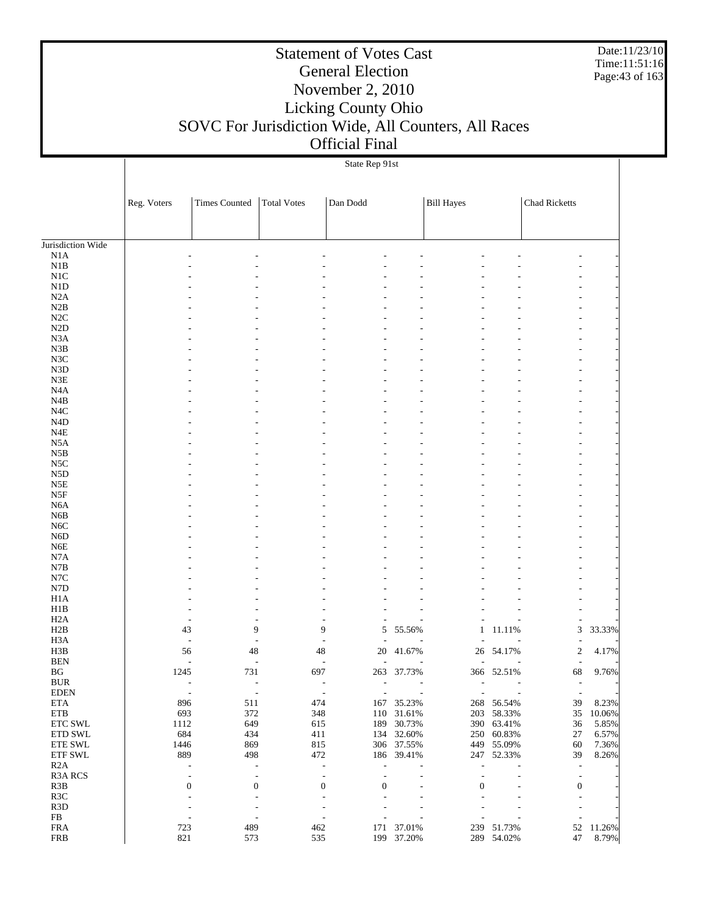# Statement of Votes Cast
## General Election
## November 2, 2010
## Licking County Ohio
## SOVC For Jurisdiction Wide, All Counters, All Races
## Official Final

Date:11/23/10
Time:11:51:16

State Rep 91st

| | Reg. Voters | Times Counted | Total Votes | Dan Dodd | | Bill Hayes | | Chad Ricketts | |
|---|---|---|---|---|---|---|---|---|---|
| Jurisdiction Wide | | | | | | | | | |
| N1A | - | - | - | - | - | - | - | - | - |
| N1B | - | - | - | - | - | - | - | - | - |
| N1C | - | - | - | - | - | - | - | - | - |
| N1D | - | - | - | - | - | - | - | - | - |
| N2A | - | - | - | - | - | - | - | - | - |
| N2B | - | - | - | - | - | - | - | - | - |
| N2C | - | - | - | - | - | - | - | - | - |
| N2D | - | - | - | - | - | - | - | - | - |
| N3A | - | - | - | - | - | - | - | - | - |
| N3B | - | - | - | - | - | - | - | - | - |
| N3C | - | - | - | - | - | - | - | - | - |
| N3D | - | - | - | - | - | - | - | - | - |
| N3E | - | - | - | - | - | - | - | - | - |
| N4A | - | - | - | - | - | - | - | - | - |
| N4B | - | - | - | - | - | - | - | - | - |
| N4C | - | - | - | - | - | - | - | - | - |
| N4D | - | - | - | - | - | - | - | - | - |
| N4E | - | - | - | - | - | - | - | - | - |
| N5A | - | - | - | - | - | - | - | - | - |
| N5B | - | - | - | - | - | - | - | - | - |
| N5C | - | - | - | - | - | - | - | - | - |
| N5D | - | - | - | - | - | - | - | - | - |
| N5E | - | - | - | - | - | - | - | - | - |
| N5F | - | - | - | - | - | - | - | - | - |
| N6A | - | - | - | - | - | - | - | - | - |
| N6B | - | - | - | - | - | - | - | - | - |
| N6C | - | - | - | - | - | - | - | - | - |
| N6D | - | - | - | - | - | - | - | - | - |
| N6E | - | - | - | - | - | - | - | - | - |
| N7A | - | - | - | - | - | - | - | - | - |
| N7B | - | - | - | - | - | - | - | - | - |
| N7C | - | - | - | - | - | - | - | - | - |
| N7D | - | - | - | - | - | - | - | - | - |
| H1A | - | - | - | - | - | - | - | - | - |
| H1B | - | - | - | - | - | - | - | - | - |
| H2A | - | - | - | - | - | - | - | - | - |
| H2B | 43 | 9 | 9 | 5 | 55.56% | 1 | 11.11% | 3 | 33.33% |
| H3A | - | - | - | - | - | - | - | - | - |
| H3B | 56 | 48 | 48 | 20 | 41.67% | 26 | 54.17% | 2 | 4.17% |
| BEN | - | - | - | - | - | - | - | - | - |
| BG | 1245 | 731 | 697 | 263 | 37.73% | 366 | 52.51% | 68 | 9.76% |
| BUR | - | - | - | - | - | - | - | - | - |
| EDEN | - | - | - | - | - | - | - | - | - |
| ETA | 896 | 511 | 474 | 167 | 35.23% | 268 | 56.54% | 39 | 8.23% |
| ETB | 693 | 372 | 348 | 110 | 31.61% | 203 | 58.33% | 35 | 10.06% |
| ETC SWL | 1112 | 649 | 615 | 189 | 30.73% | 390 | 63.41% | 36 | 5.85% |
| ETD SWL | 684 | 434 | 411 | 134 | 32.60% | 250 | 60.83% | 27 | 6.57% |
| ETE SWL | 1446 | 869 | 815 | 306 | 37.55% | 449 | 55.09% | 60 | 7.36% |
| ETF SWL | 889 | 498 | 472 | 186 | 39.41% | 247 | 52.33% | 39 | 8.26% |
| R2A | - | - | - | - | - | - | - | - | - |
| R3A RCS | - | - | - | - | - | - | - | - | - |
| R3B | 0 | 0 | 0 | 0 | - | 0 | - | 0 | - |
| R3C | - | - | - | - | - | - | - | - | - |
| R3D | - | - | - | - | - | - | - | - | - |
| FB | - | - | - | - | - | - | - | - | - |
| FRA | 723 | 489 | 462 | 171 | 37.01% | 239 | 51.73% | 52 | 11.26% |
| FRB | 821 | 573 | 535 | 199 | 37.20% | 289 | 54.02% | 47 | 8.79% |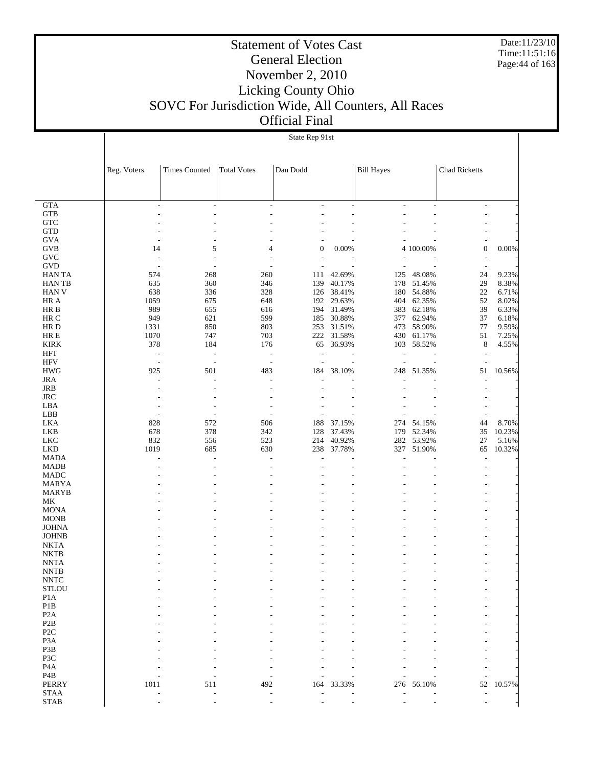# Statement of Votes Cast
## General Election
## November 2, 2010
## Licking County Ohio
## SOVC For Jurisdiction Wide, All Counters, All Races
## Official Final

Date:11/23/10
Time:11:51:16

State Rep 91st

| | Reg. Voters | Times Counted | Total Votes | Dan Dodd | | Bill Hayes | | Chad Ricketts | |
|---|---|---|---|---|---|---|---|---|---|
| GTA | - | - | - | - | - | - | - | - | - |
| GTB | - | - | - | - | - | - | - | - | - |
| GTC | - | - | - | - | - | - | - | - | - |
| GTD | - | - | - | - | - | - | - | - | - |
| GVA | - | - | - | - | - | - | - | - | - |
| GVB | 14 | 5 | 4 | 0 | 0.00% | 4 | 100.00% | 0 | 0.00% |
| GVC | - | - | - | - | - | - | - | - | - |
| GVD | - | - | - | - | - | - | - | - | - |
| HAN TA | 574 | 268 | 260 | 111 | 42.69% | 125 | 48.08% | 24 | 9.23% |
| HAN TB | 635 | 360 | 346 | 139 | 40.17% | 178 | 51.45% | 29 | 8.38% |
| HAN V | 638 | 336 | 328 | 126 | 38.41% | 180 | 54.88% | 22 | 6.71% |
| HR A | 1059 | 675 | 648 | 192 | 29.63% | 404 | 62.35% | 52 | 8.02% |
| HR B | 989 | 655 | 616 | 194 | 31.49% | 383 | 62.18% | 39 | 6.33% |
| HR C | 949 | 621 | 599 | 185 | 30.88% | 377 | 62.94% | 37 | 6.18% |
| HR D | 1331 | 850 | 803 | 253 | 31.51% | 473 | 58.90% | 77 | 9.59% |
| HR E | 1070 | 747 | 703 | 222 | 31.58% | 430 | 61.17% | 51 | 7.25% |
| KIRK | 378 | 184 | 176 | 65 | 36.93% | 103 | 58.52% | 8 | 4.55% |
| HFT | - | - | - | - | - | - | - | - | - |
| HFV | - | - | - | - | - | - | - | - | - |
| HWG | 925 | 501 | 483 | 184 | 38.10% | 248 | 51.35% | 51 | 10.56% |
| JRA | - | - | - | - | - | - | - | - | - |
| JRB | - | - | - | - | - | - | - | - | - |
| JRC | - | - | - | - | - | - | - | - | - |
| LBA | - | - | - | - | - | - | - | - | - |
| LBB | - | - | - | - | - | - | - | - | - |
| LKA | 828 | 572 | 506 | 188 | 37.15% | 274 | 54.15% | 44 | 8.70% |
| LKB | 678 | 378 | 342 | 128 | 37.43% | 179 | 52.34% | 35 | 10.23% |
| LKC | 832 | 556 | 523 | 214 | 40.92% | 282 | 53.92% | 27 | 5.16% |
| LKD | 1019 | 685 | 630 | 238 | 37.78% | 327 | 51.90% | 65 | 10.32% |
| MADA | - | - | - | - | - | - | - | - | - |
| MADB | - | - | - | - | - | - | - | - | - |
| MADC | - | - | - | - | - | - | - | - | - |
| MARYA | - | - | - | - | - | - | - | - | - |
| MARYB | - | - | - | - | - | - | - | - | - |
| MK | - | - | - | - | - | - | - | - | - |
| MONA | - | - | - | - | - | - | - | - | - |
| MONB | - | - | - | - | - | - | - | - | - |
| JOHNA | - | - | - | - | - | - | - | - | - |
| JOHNB | - | - | - | - | - | - | - | - | - |
| NKTA | - | - | - | - | - | - | - | - | - |
| NKTB | - | - | - | - | - | - | - | - | - |
| NNTA | - | - | - | - | - | - | - | - | - |
| NNTB | - | - | - | - | - | - | - | - | - |
| NNTC | - | - | - | - | - | - | - | - | - |
| STLOU | - | - | - | - | - | - | - | - | - |
| P1A | - | - | - | - | - | - | - | - | - |
| P1B | - | - | - | - | - | - | - | - | - |
| P2A | - | - | - | - | - | - | - | - | - |
| P2B | - | - | - | - | - | - | - | - | - |
| P2C | - | - | - | - | - | - | - | - | - |
| P3A | - | - | - | - | - | - | - | - | - |
| P3B | - | - | - | - | - | - | - | - | - |
| P3C | - | - | - | - | - | - | - | - | - |
| P4A | - | - | - | - | - | - | - | - | - |
| P4B | - | - | - | - | - | - | - | - | - |
| PERRY | 1011 | 511 | 492 | 164 | 33.33% | 276 | 56.10% | 52 | 10.57% |
| STAA | - | - | - | - | - | - | - | - | - |
| STAB | - | - | - | - | - | - | - | - | - |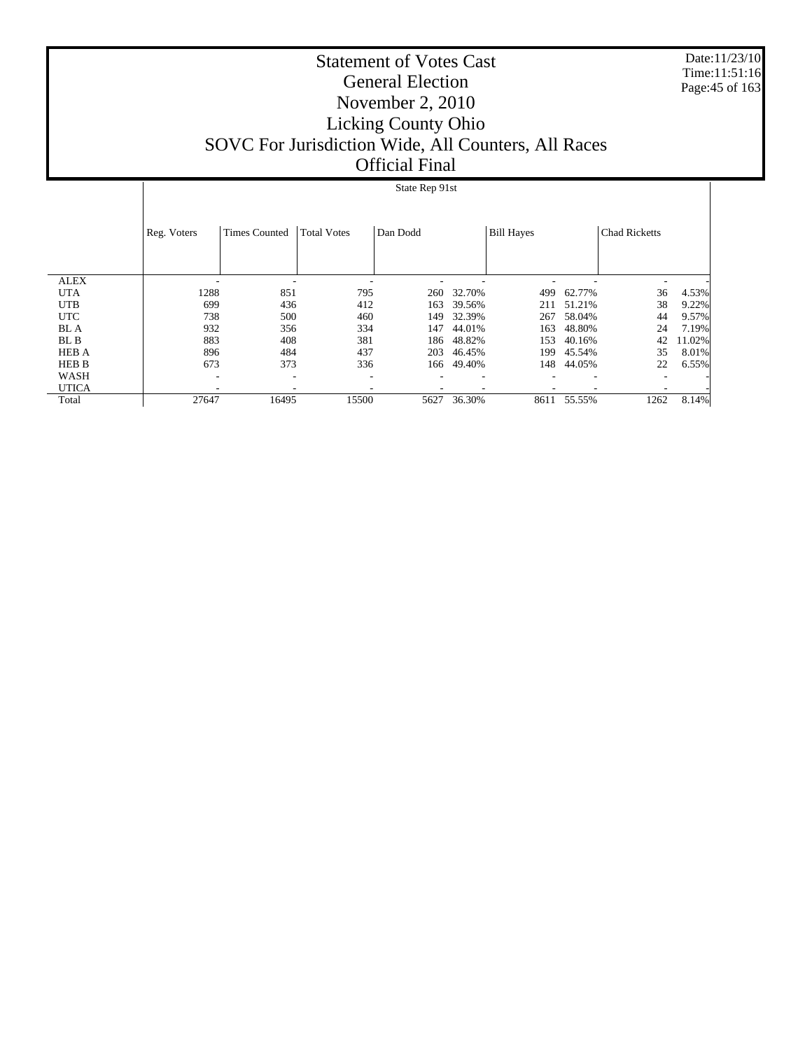# Statement of Votes Cast
## General Election
## November 2, 2010
## Licking County Ohio
## SOVC For Jurisdiction Wide, All Counters, All Races
## Official Final

Date:11/23/10
Time:11:51:16

State Rep 91st

| | Reg. Voters | Times Counted | Total Votes | Dan Dodd | | Bill Hayes | | Chad Ricketts | |
|---|---|---|---|---|---|---|---|---|---|
| ALEX | - | - | - | - | - | - | - | - | - |
| UTA | 1288 | 851 | 795 | 260 | 32.70% | 499 | 62.77% | 36 | 4.53% |
| UTB | 699 | 436 | 412 | 163 | 39.56% | 211 | 51.21% | 38 | 9.22% |
| UTC | 738 | 500 | 460 | 149 | 32.39% | 267 | 58.04% | 44 | 9.57% |
| BL A | 932 | 356 | 334 | 147 | 44.01% | 163 | 48.80% | 24 | 7.19% |
| BL B | 883 | 408 | 381 | 186 | 48.82% | 153 | 40.16% | 42 | 11.02% |
| HEB A | 896 | 484 | 437 | 203 | 46.45% | 199 | 45.54% | 35 | 8.01% |
| HEB B | 673 | 373 | 336 | 166 | 49.40% | 148 | 44.05% | 22 | 6.55% |
| WASH | - | - | - | - | - | - | - | - | - |
| UTICA | - | - | - | - | - | - | - | - | - |
| Total | 27647 | 16495 | 15500 | 5627 | 36.30% | 8611 | 55.55% | 1262 | 8.14% |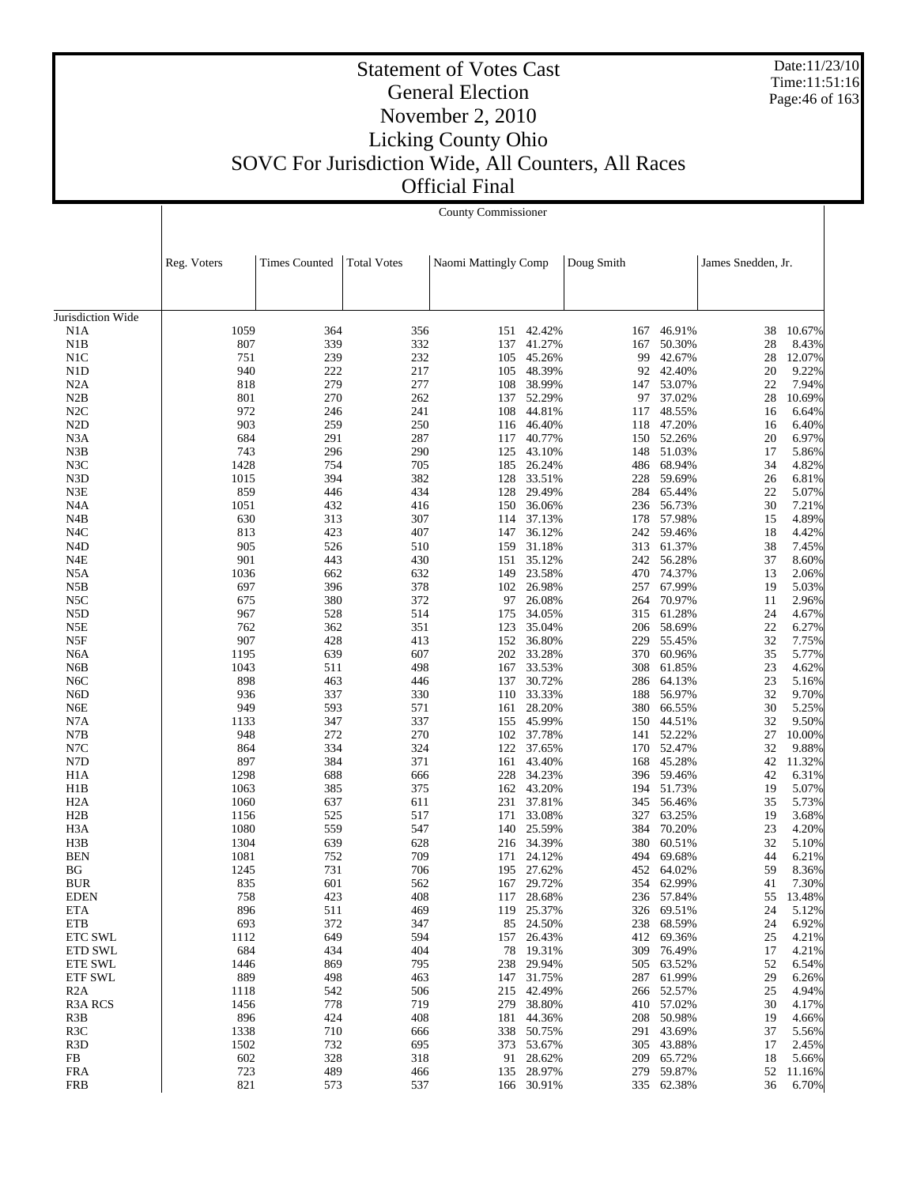# Statement of Votes Cast
## General Election
## November 2, 2010
## Licking County Ohio
## SOVC For Jurisdiction Wide, All Counters, All Races
## Official Final

Date:11/23/10
Time:11:51:16

County Commissioner

| | Reg. Voters | Times Counted | Total Votes | Naomi Mattingly Comp | | Doug Smith | | James Snedden, Jr. | |
|---|---|---|---|---|---|---|---|---|---|
| Jurisdiction Wide | | | | | | | | | |
| N1A | 1059 | 364 | 356 | 151 | 42.42% | 167 | 46.91% | 38 | 10.67% |
| N1B | 807 | 339 | 332 | 137 | 41.27% | 167 | 50.30% | 28 | 8.43% |
| N1C | 751 | 239 | 232 | 105 | 45.26% | 99 | 42.67% | 28 | 12.07% |
| N1D | 940 | 222 | 217 | 105 | 48.39% | 92 | 42.40% | 20 | 9.22% |
| N2A | 818 | 279 | 277 | 108 | 38.99% | 147 | 53.07% | 22 | 7.94% |
| N2B | 801 | 270 | 262 | 137 | 52.29% | 97 | 37.02% | 28 | 10.69% |
| N2C | 972 | 246 | 241 | 108 | 44.81% | 117 | 48.55% | 16 | 6.64% |
| N2D | 903 | 259 | 250 | 116 | 46.40% | 118 | 47.20% | 16 | 6.40% |
| N3A | 684 | 291 | 287 | 117 | 40.77% | 150 | 52.26% | 20 | 6.97% |
| N3B | 743 | 296 | 290 | 125 | 43.10% | 148 | 51.03% | 17 | 5.86% |
| N3C | 1428 | 754 | 705 | 185 | 26.24% | 486 | 68.94% | 34 | 4.82% |
| N3D | 1015 | 394 | 382 | 128 | 33.51% | 228 | 59.69% | 26 | 6.81% |
| N3E | 859 | 446 | 434 | 128 | 29.49% | 284 | 65.44% | 22 | 5.07% |
| N4A | 1051 | 432 | 416 | 150 | 36.06% | 236 | 56.73% | 30 | 7.21% |
| N4B | 630 | 313 | 307 | 114 | 37.13% | 178 | 57.98% | 15 | 4.89% |
| N4C | 813 | 423 | 407 | 147 | 36.12% | 242 | 59.46% | 18 | 4.42% |
| N4D | 905 | 526 | 510 | 159 | 31.18% | 313 | 61.37% | 38 | 7.45% |
| N4E | 901 | 443 | 430 | 151 | 35.12% | 242 | 56.28% | 37 | 8.60% |
| N5A | 1036 | 662 | 632 | 149 | 23.58% | 470 | 74.37% | 13 | 2.06% |
| N5B | 697 | 396 | 378 | 102 | 26.98% | 257 | 67.99% | 19 | 5.03% |
| N5C | 675 | 380 | 372 | 97 | 26.08% | 264 | 70.97% | 11 | 2.96% |
| N5D | 967 | 528 | 514 | 175 | 34.05% | 315 | 61.28% | 24 | 4.67% |
| N5E | 762 | 362 | 351 | 123 | 35.04% | 206 | 58.69% | 22 | 6.27% |
| N5F | 907 | 428 | 413 | 152 | 36.80% | 229 | 55.45% | 32 | 7.75% |
| N6A | 1195 | 639 | 607 | 202 | 33.28% | 370 | 60.96% | 35 | 5.77% |
| N6B | 1043 | 511 | 498 | 167 | 33.53% | 308 | 61.85% | 23 | 4.62% |
| N6C | 898 | 463 | 446 | 137 | 30.72% | 286 | 64.13% | 23 | 5.16% |
| N6D | 936 | 337 | 330 | 110 | 33.33% | 188 | 56.97% | 32 | 9.70% |
| N6E | 949 | 593 | 571 | 161 | 28.20% | 380 | 66.55% | 30 | 5.25% |
| N7A | 1133 | 347 | 337 | 155 | 45.99% | 150 | 44.51% | 32 | 9.50% |
| N7B | 948 | 272 | 270 | 102 | 37.78% | 141 | 52.22% | 27 | 10.00% |
| N7C | 864 | 334 | 324 | 122 | 37.65% | 170 | 52.47% | 32 | 9.88% |
| N7D | 897 | 384 | 371 | 161 | 43.40% | 168 | 45.28% | 42 | 11.32% |
| H1A | 1298 | 688 | 666 | 228 | 34.23% | 396 | 59.46% | 42 | 6.31% |
| H1B | 1063 | 385 | 375 | 162 | 43.20% | 194 | 51.73% | 19 | 5.07% |
| H2A | 1060 | 637 | 611 | 231 | 37.81% | 345 | 56.46% | 35 | 5.73% |
| H2B | 1156 | 525 | 517 | 171 | 33.08% | 327 | 63.25% | 19 | 3.68% |
| H3A | 1080 | 559 | 547 | 140 | 25.59% | 384 | 70.20% | 23 | 4.20% |
| H3B | 1304 | 639 | 628 | 216 | 34.39% | 380 | 60.51% | 32 | 5.10% |
| BEN | 1081 | 752 | 709 | 171 | 24.12% | 494 | 69.68% | 44 | 6.21% |
| BG | 1245 | 731 | 706 | 195 | 27.62% | 452 | 64.02% | 59 | 8.36% |
| BUR | 835 | 601 | 562 | 167 | 29.72% | 354 | 62.99% | 41 | 7.30% |
| EDEN | 758 | 423 | 408 | 117 | 28.68% | 236 | 57.84% | 55 | 13.48% |
| ETA | 896 | 511 | 469 | 119 | 25.37% | 326 | 69.51% | 24 | 5.12% |
| ETB | 693 | 372 | 347 | 85 | 24.50% | 238 | 68.59% | 24 | 6.92% |
| ETC SWL | 1112 | 649 | 594 | 157 | 26.43% | 412 | 69.36% | 25 | 4.21% |
| ETD SWL | 684 | 434 | 404 | 78 | 19.31% | 309 | 76.49% | 17 | 4.21% |
| ETE SWL | 1446 | 869 | 795 | 238 | 29.94% | 505 | 63.52% | 52 | 6.54% |
| ETF SWL | 889 | 498 | 463 | 147 | 31.75% | 287 | 61.99% | 29 | 6.26% |
| R2A | 1118 | 542 | 506 | 215 | 42.49% | 266 | 52.57% | 25 | 4.94% |
| R3A RCS | 1456 | 778 | 719 | 279 | 38.80% | 410 | 57.02% | 30 | 4.17% |
| R3B | 896 | 424 | 408 | 181 | 44.36% | 208 | 50.98% | 19 | 4.66% |
| R3C | 1338 | 710 | 666 | 338 | 50.75% | 291 | 43.69% | 37 | 5.56% |
| R3D | 1502 | 732 | 695 | 373 | 53.67% | 305 | 43.88% | 17 | 2.45% |
| FB | 602 | 328 | 318 | 91 | 28.62% | 209 | 65.72% | 18 | 5.66% |
| FRA | 723 | 489 | 466 | 135 | 28.97% | 279 | 59.87% | 52 | 11.16% |
| FRB | 821 | 573 | 537 | 166 | 30.91% | 335 | 62.38% | 36 | 6.70% |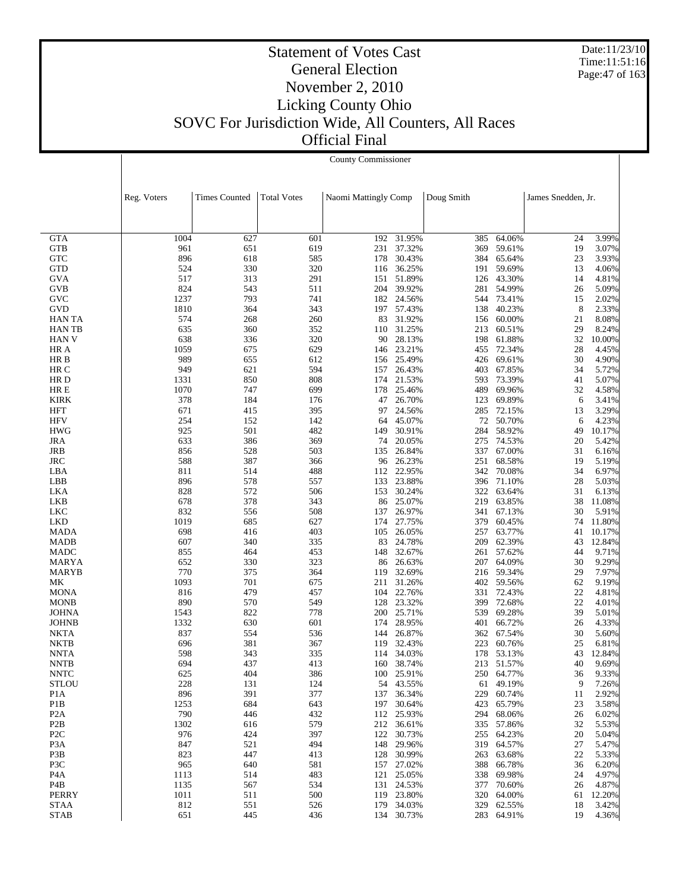# Statement of Votes Cast
## General Election
## November 2, 2010
## Licking County Ohio
## SOVC For Jurisdiction Wide, All Counters, All Races
## Official Final

Date:11/23/10
Time:11:51:16

County Commissioner

| | Reg. Voters | Times Counted | Total Votes | Naomi Mattingly Comp | | Doug Smith | | James Snedden, Jr. | |
|---|---|---|---|---|---|---|---|---|---|
| GTA | 1004 | 627 | 601 | 192 | 31.95% | 385 | 64.06% | 24 | 3.99% |
| GTB | 961 | 651 | 619 | 231 | 37.32% | 369 | 59.61% | 19 | 3.07% |
| GTC | 896 | 618 | 585 | 178 | 30.43% | 384 | 65.64% | 23 | 3.93% |
| GTD | 524 | 330 | 320 | 116 | 36.25% | 191 | 59.69% | 13 | 4.06% |
| GVA | 517 | 313 | 291 | 151 | 51.89% | 126 | 43.30% | 14 | 4.81% |
| GVB | 824 | 543 | 511 | 204 | 39.92% | 281 | 54.99% | 26 | 5.09% |
| GVC | 1237 | 793 | 741 | 182 | 24.56% | 544 | 73.41% | 15 | 2.02% |
| GVD | 1810 | 364 | 343 | 197 | 57.43% | 138 | 40.23% | 8 | 2.33% |
| HAN TA | 574 | 268 | 260 | 83 | 31.92% | 156 | 60.00% | 21 | 8.08% |
| HAN TB | 635 | 360 | 352 | 110 | 31.25% | 213 | 60.51% | 29 | 8.24% |
| HAN V | 638 | 336 | 320 | 90 | 28.13% | 198 | 61.88% | 32 | 10.00% |
| HR A | 1059 | 675 | 629 | 146 | 23.21% | 455 | 72.34% | 28 | 4.45% |
| HR B | 989 | 655 | 612 | 156 | 25.49% | 426 | 69.61% | 30 | 4.90% |
| HR C | 949 | 621 | 594 | 157 | 26.43% | 403 | 67.85% | 34 | 5.72% |
| HR D | 1331 | 850 | 808 | 174 | 21.53% | 593 | 73.39% | 41 | 5.07% |
| HR E | 1070 | 747 | 699 | 178 | 25.46% | 489 | 69.96% | 32 | 4.58% |
| KIRK | 378 | 184 | 176 | 47 | 26.70% | 123 | 69.89% | 6 | 3.41% |
| HFT | 671 | 415 | 395 | 97 | 24.56% | 285 | 72.15% | 13 | 3.29% |
| HFV | 254 | 152 | 142 | 64 | 45.07% | 72 | 50.70% | 6 | 4.23% |
| HWG | 925 | 501 | 482 | 149 | 30.91% | 284 | 58.92% | 49 | 10.17% |
| JRA | 633 | 386 | 369 | 74 | 20.05% | 275 | 74.53% | 20 | 5.42% |
| JRB | 856 | 528 | 503 | 135 | 26.84% | 337 | 67.00% | 31 | 6.16% |
| JRC | 588 | 387 | 366 | 96 | 26.23% | 251 | 68.58% | 19 | 5.19% |
| LBA | 811 | 514 | 488 | 112 | 22.95% | 342 | 70.08% | 34 | 6.97% |
| LBB | 896 | 578 | 557 | 133 | 23.88% | 396 | 71.10% | 28 | 5.03% |
| LKA | 828 | 572 | 506 | 153 | 30.24% | 322 | 63.64% | 31 | 6.13% |
| LKB | 678 | 378 | 343 | 86 | 25.07% | 219 | 63.85% | 38 | 11.08% |
| LKC | 832 | 556 | 508 | 137 | 26.97% | 341 | 67.13% | 30 | 5.91% |
| LKD | 1019 | 685 | 627 | 174 | 27.75% | 379 | 60.45% | 74 | 11.80% |
| MADA | 698 | 416 | 403 | 105 | 26.05% | 257 | 63.77% | 41 | 10.17% |
| MADB | 607 | 340 | 335 | 83 | 24.78% | 209 | 62.39% | 43 | 12.84% |
| MADC | 855 | 464 | 453 | 148 | 32.67% | 261 | 57.62% | 44 | 9.71% |
| MARYA | 652 | 330 | 323 | 86 | 26.63% | 207 | 64.09% | 30 | 9.29% |
| MARYB | 770 | 375 | 364 | 119 | 32.69% | 216 | 59.34% | 29 | 7.97% |
| MK | 1093 | 701 | 675 | 211 | 31.26% | 402 | 59.56% | 62 | 9.19% |
| MONA | 816 | 479 | 457 | 104 | 22.76% | 331 | 72.43% | 22 | 4.81% |
| MONB | 890 | 570 | 549 | 128 | 23.32% | 399 | 72.68% | 22 | 4.01% |
| JOHNA | 1543 | 822 | 778 | 200 | 25.71% | 539 | 69.28% | 39 | 5.01% |
| JOHNB | 1332 | 630 | 601 | 174 | 28.95% | 401 | 66.72% | 26 | 4.33% |
| NKTA | 837 | 554 | 536 | 144 | 26.87% | 362 | 67.54% | 30 | 5.60% |
| NKTB | 696 | 381 | 367 | 119 | 32.43% | 223 | 60.76% | 25 | 6.81% |
| NNTA | 598 | 343 | 335 | 114 | 34.03% | 178 | 53.13% | 43 | 12.84% |
| NNTB | 694 | 437 | 413 | 160 | 38.74% | 213 | 51.57% | 40 | 9.69% |
| NNTC | 625 | 404 | 386 | 100 | 25.91% | 250 | 64.77% | 36 | 9.33% |
| STLOU | 228 | 131 | 124 | 54 | 43.55% | 61 | 49.19% | 9 | 7.26% |
| P1A | 896 | 391 | 377 | 137 | 36.34% | 229 | 60.74% | 11 | 2.92% |
| P1B | 1253 | 684 | 643 | 197 | 30.64% | 423 | 65.79% | 23 | 3.58% |
| P2A | 790 | 446 | 432 | 112 | 25.93% | 294 | 68.06% | 26 | 6.02% |
| P2B | 1302 | 616 | 579 | 212 | 36.61% | 335 | 57.86% | 32 | 5.53% |
| P2C | 976 | 424 | 397 | 122 | 30.73% | 255 | 64.23% | 20 | 5.04% |
| P3A | 847 | 521 | 494 | 148 | 29.96% | 319 | 64.57% | 27 | 5.47% |
| P3B | 823 | 447 | 413 | 128 | 30.99% | 263 | 63.68% | 22 | 5.33% |
| P3C | 965 | 640 | 581 | 157 | 27.02% | 388 | 66.78% | 36 | 6.20% |
| P4A | 1113 | 514 | 483 | 121 | 25.05% | 338 | 69.98% | 24 | 4.97% |
| P4B | 1135 | 567 | 534 | 131 | 24.53% | 377 | 70.60% | 26 | 4.87% |
| PERRY | 1011 | 511 | 500 | 119 | 23.80% | 320 | 64.00% | 61 | 12.20% |
| STAA | 812 | 551 | 526 | 179 | 34.03% | 329 | 62.55% | 18 | 3.42% |
| STAB | 651 | 445 | 436 | 134 | 30.73% | 283 | 64.91% | 19 | 4.36% |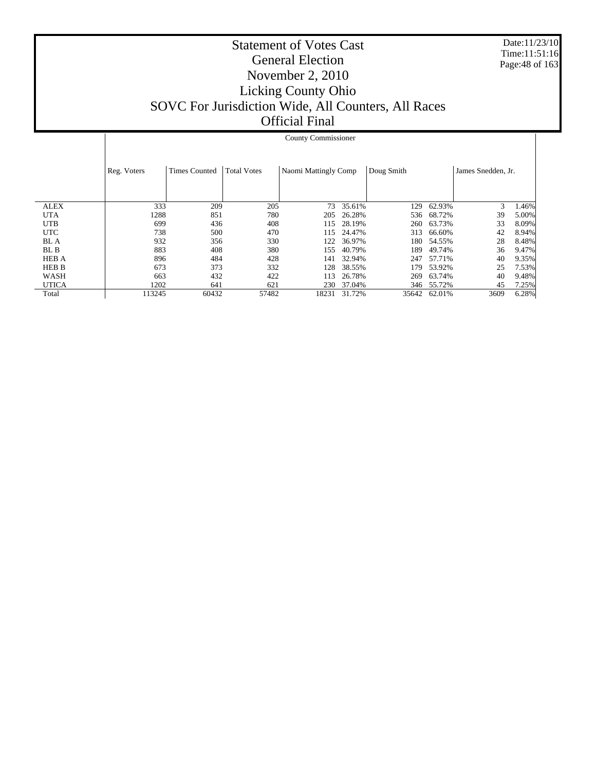# Statement of Votes Cast
## General Election
## November 2, 2010
## Licking County Ohio
## SOVC For Jurisdiction Wide, All Counters, All Races
## Official Final

Date:11/23/10
Time:11:51:16

| | Reg. Voters | Times Counted | Total Votes | County Commissioner | | | | | |
|---|---|---|---|---|---|---|---|---|---|
| | | | | Naomi Mattingly Comp | | Doug Smith | | James Snedden, Jr. | |
| ALEX | 333 | 209 | 205 | 73 | 35.61% | 129 | 62.93% | 3 | 1.46% |
| UTA | 1288 | 851 | 780 | 205 | 26.28% | 536 | 68.72% | 39 | 5.00% |
| UTB | 699 | 436 | 408 | 115 | 28.19% | 260 | 63.73% | 33 | 8.09% |
| UTC | 738 | 500 | 470 | 115 | 24.47% | 313 | 66.60% | 42 | 8.94% |
| BL A | 932 | 356 | 330 | 122 | 36.97% | 180 | 54.55% | 28 | 8.48% |
| BL B | 883 | 408 | 380 | 155 | 40.79% | 189 | 49.74% | 36 | 9.47% |
| HEB A | 896 | 484 | 428 | 141 | 32.94% | 247 | 57.71% | 40 | 9.35% |
| HEB B | 673 | 373 | 332 | 128 | 38.55% | 179 | 53.92% | 25 | 7.53% |
| WASH | 663 | 432 | 422 | 113 | 26.78% | 269 | 63.74% | 40 | 9.48% |
| UTICA | 1202 | 641 | 621 | 230 | 37.04% | 346 | 55.72% | 45 | 7.25% |
| Total | 113245 | 60432 | 57482 | 18231 | 31.72% | 35642 | 62.01% | 3609 | 6.28% |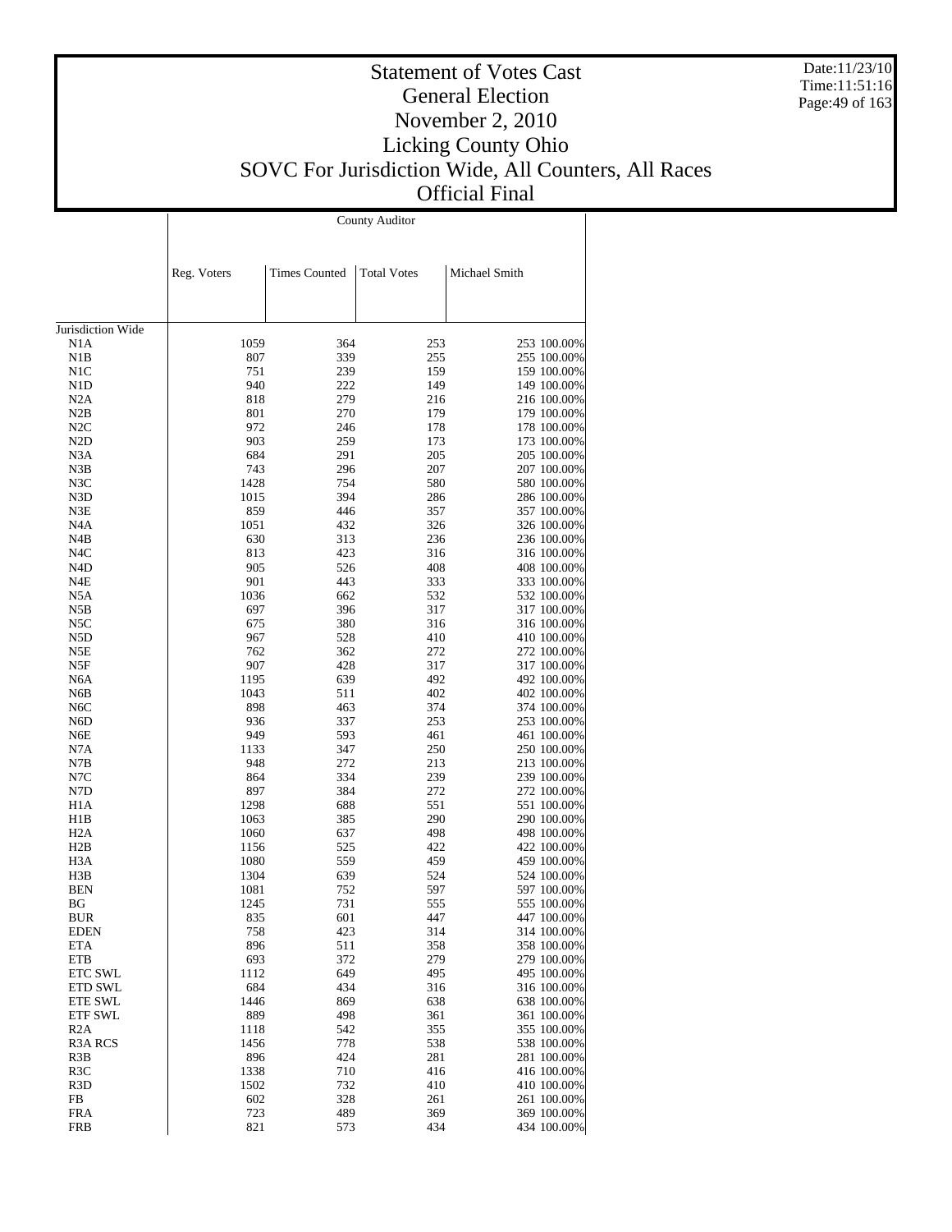# Statement of Votes Cast
## General Election
## November 2, 2010
## Licking County Ohio
## SOVC For Jurisdiction Wide, All Counters, All Races
## Official Final

| | County Auditor | | | | |
|---|---|---|---|---|---|
| | Reg. Voters | Times Counted | Total Votes | Michael Smith | |
| Jurisdiction Wide | | | | | |
| N1A | 1059 | 364 | 253 | 253 | 100.00% |
| N1B | 807 | 339 | 255 | 255 | 100.00% |
| N1C | 751 | 239 | 159 | 159 | 100.00% |
| N1D | 940 | 222 | 149 | 149 | 100.00% |
| N2A | 818 | 279 | 216 | 216 | 100.00% |
| N2B | 801 | 270 | 179 | 179 | 100.00% |
| N2C | 972 | 246 | 178 | 178 | 100.00% |
| N2D | 903 | 259 | 173 | 173 | 100.00% |
| N3A | 684 | 291 | 205 | 205 | 100.00% |
| N3B | 743 | 296 | 207 | 207 | 100.00% |
| N3C | 1428 | 754 | 580 | 580 | 100.00% |
| N3D | 1015 | 394 | 286 | 286 | 100.00% |
| N3E | 859 | 446 | 357 | 357 | 100.00% |
| N4A | 1051 | 432 | 326 | 326 | 100.00% |
| N4B | 630 | 313 | 236 | 236 | 100.00% |
| N4C | 813 | 423 | 316 | 316 | 100.00% |
| N4D | 905 | 526 | 408 | 408 | 100.00% |
| N4E | 901 | 443 | 333 | 333 | 100.00% |
| N5A | 1036 | 662 | 532 | 532 | 100.00% |
| N5B | 697 | 396 | 317 | 317 | 100.00% |
| N5C | 675 | 380 | 316 | 316 | 100.00% |
| N5D | 967 | 528 | 410 | 410 | 100.00% |
| N5E | 762 | 362 | 272 | 272 | 100.00% |
| N5F | 907 | 428 | 317 | 317 | 100.00% |
| N6A | 1195 | 639 | 492 | 492 | 100.00% |
| N6B | 1043 | 511 | 402 | 402 | 100.00% |
| N6C | 898 | 463 | 374 | 374 | 100.00% |
| N6D | 936 | 337 | 253 | 253 | 100.00% |
| N6E | 949 | 593 | 461 | 461 | 100.00% |
| N7A | 1133 | 347 | 250 | 250 | 100.00% |
| N7B | 948 | 272 | 213 | 213 | 100.00% |
| N7C | 864 | 334 | 239 | 239 | 100.00% |
| N7D | 897 | 384 | 272 | 272 | 100.00% |
| H1A | 1298 | 688 | 551 | 551 | 100.00% |
| H1B | 1063 | 385 | 290 | 290 | 100.00% |
| H2A | 1060 | 637 | 498 | 498 | 100.00% |
| H2B | 1156 | 525 | 422 | 422 | 100.00% |
| H3A | 1080 | 559 | 459 | 459 | 100.00% |
| H3B | 1304 | 639 | 524 | 524 | 100.00% |
| BEN | 1081 | 752 | 597 | 597 | 100.00% |
| BG | 1245 | 731 | 555 | 555 | 100.00% |
| BUR | 835 | 601 | 447 | 447 | 100.00% |
| EDEN | 758 | 423 | 314 | 314 | 100.00% |
| ETA | 896 | 511 | 358 | 358 | 100.00% |
| ETB | 693 | 372 | 279 | 279 | 100.00% |
| ETC SWL | 1112 | 649 | 495 | 495 | 100.00% |
| ETD SWL | 684 | 434 | 316 | 316 | 100.00% |
| ETE SWL | 1446 | 869 | 638 | 638 | 100.00% |
| ETF SWL | 889 | 498 | 361 | 361 | 100.00% |
| R2A | 1118 | 542 | 355 | 355 | 100.00% |
| R3A RCS | 1456 | 778 | 538 | 538 | 100.00% |
| R3B | 896 | 424 | 281 | 281 | 100.00% |
| R3C | 1338 | 710 | 416 | 416 | 100.00% |
| R3D | 1502 | 732 | 410 | 410 | 100.00% |
| FB | 602 | 328 | 261 | 261 | 100.00% |
| FRA | 723 | 489 | 369 | 369 | 100.00% |
| FRB | 821 | 573 | 434 | 434 | 100.00% |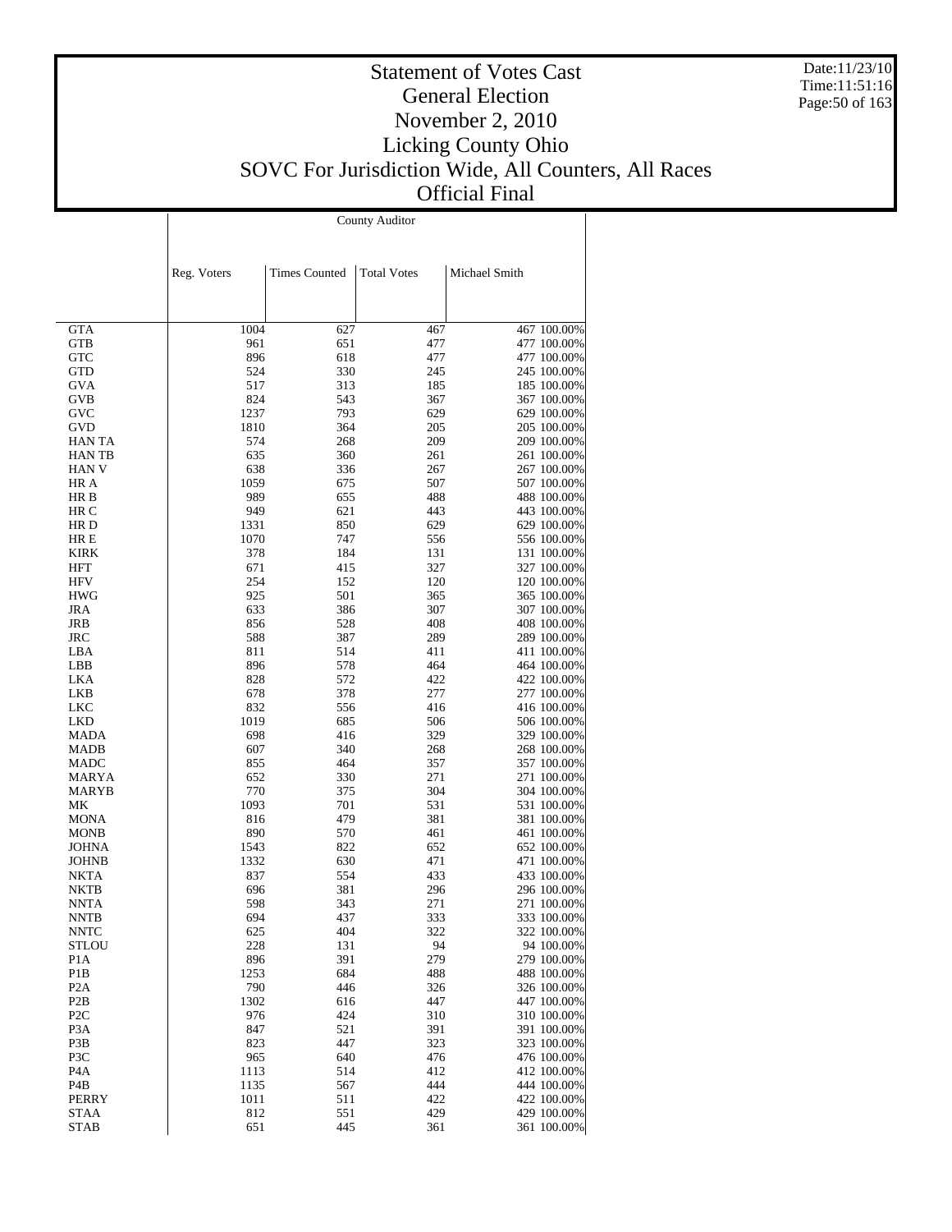# Statement of Votes Cast
## General Election
## November 2, 2010
## Licking County Ohio
## SOVC For Jurisdiction Wide, All Counters, All Races
## Official Final

Date:11/23/10
Time:11:51:16

| | County Auditor | | | | |
|---|---|---|---|---|---|
| | Reg. Voters | Times Counted | Total Votes | Michael Smith | |
| GTA | 1004 | 627 | 467 | 467 | 100.00% |
| GTB | 961 | 651 | 477 | 477 | 100.00% |
| GTC | 896 | 618 | 477 | 477 | 100.00% |
| GTD | 524 | 330 | 245 | 245 | 100.00% |
| GVA | 517 | 313 | 185 | 185 | 100.00% |
| GVB | 824 | 543 | 367 | 367 | 100.00% |
| GVC | 1237 | 793 | 629 | 629 | 100.00% |
| GVD | 1810 | 364 | 205 | 205 | 100.00% |
| HAN TA | 574 | 268 | 209 | 209 | 100.00% |
| HAN TB | 635 | 360 | 261 | 261 | 100.00% |
| HAN V | 638 | 336 | 267 | 267 | 100.00% |
| HR A | 1059 | 675 | 507 | 507 | 100.00% |
| HR B | 989 | 655 | 488 | 488 | 100.00% |
| HR C | 949 | 621 | 443 | 443 | 100.00% |
| HR D | 1331 | 850 | 629 | 629 | 100.00% |
| HR E | 1070 | 747 | 556 | 556 | 100.00% |
| KIRK | 378 | 184 | 131 | 131 | 100.00% |
| HFT | 671 | 415 | 327 | 327 | 100.00% |
| HFV | 254 | 152 | 120 | 120 | 100.00% |
| HWG | 925 | 501 | 365 | 365 | 100.00% |
| JRA | 633 | 386 | 307 | 307 | 100.00% |
| JRB | 856 | 528 | 408 | 408 | 100.00% |
| JRC | 588 | 387 | 289 | 289 | 100.00% |
| LBA | 811 | 514 | 411 | 411 | 100.00% |
| LBB | 896 | 578 | 464 | 464 | 100.00% |
| LKA | 828 | 572 | 422 | 422 | 100.00% |
| LKB | 678 | 378 | 277 | 277 | 100.00% |
| LKC | 832 | 556 | 416 | 416 | 100.00% |
| LKD | 1019 | 685 | 506 | 506 | 100.00% |
| MADA | 698 | 416 | 329 | 329 | 100.00% |
| MADB | 607 | 340 | 268 | 268 | 100.00% |
| MADC | 855 | 464 | 357 | 357 | 100.00% |
| MARYA | 652 | 330 | 271 | 271 | 100.00% |
| MARYB | 770 | 375 | 304 | 304 | 100.00% |
| MK | 1093 | 701 | 531 | 531 | 100.00% |
| MONA | 816 | 479 | 381 | 381 | 100.00% |
| MONB | 890 | 570 | 461 | 461 | 100.00% |
| JOHNA | 1543 | 822 | 652 | 652 | 100.00% |
| JOHNB | 1332 | 630 | 471 | 471 | 100.00% |
| NKTA | 837 | 554 | 433 | 433 | 100.00% |
| NKTB | 696 | 381 | 296 | 296 | 100.00% |
| NNTA | 598 | 343 | 271 | 271 | 100.00% |
| NNTB | 694 | 437 | 333 | 333 | 100.00% |
| NNTC | 625 | 404 | 322 | 322 | 100.00% |
| STLOU | 228 | 131 | 94 | 94 | 100.00% |
| P1A | 896 | 391 | 279 | 279 | 100.00% |
| P1B | 1253 | 684 | 488 | 488 | 100.00% |
| P2A | 790 | 446 | 326 | 326 | 100.00% |
| P2B | 1302 | 616 | 447 | 447 | 100.00% |
| P2C | 976 | 424 | 310 | 310 | 100.00% |
| P3A | 847 | 521 | 391 | 391 | 100.00% |
| P3B | 823 | 447 | 323 | 323 | 100.00% |
| P3C | 965 | 640 | 476 | 476 | 100.00% |
| P4A | 1113 | 514 | 412 | 412 | 100.00% |
| P4B | 1135 | 567 | 444 | 444 | 100.00% |
| PERRY | 1011 | 511 | 422 | 422 | 100.00% |
| STAA | 812 | 551 | 429 | 429 | 100.00% |
| STAB | 651 | 445 | 361 | 361 | 100.00% |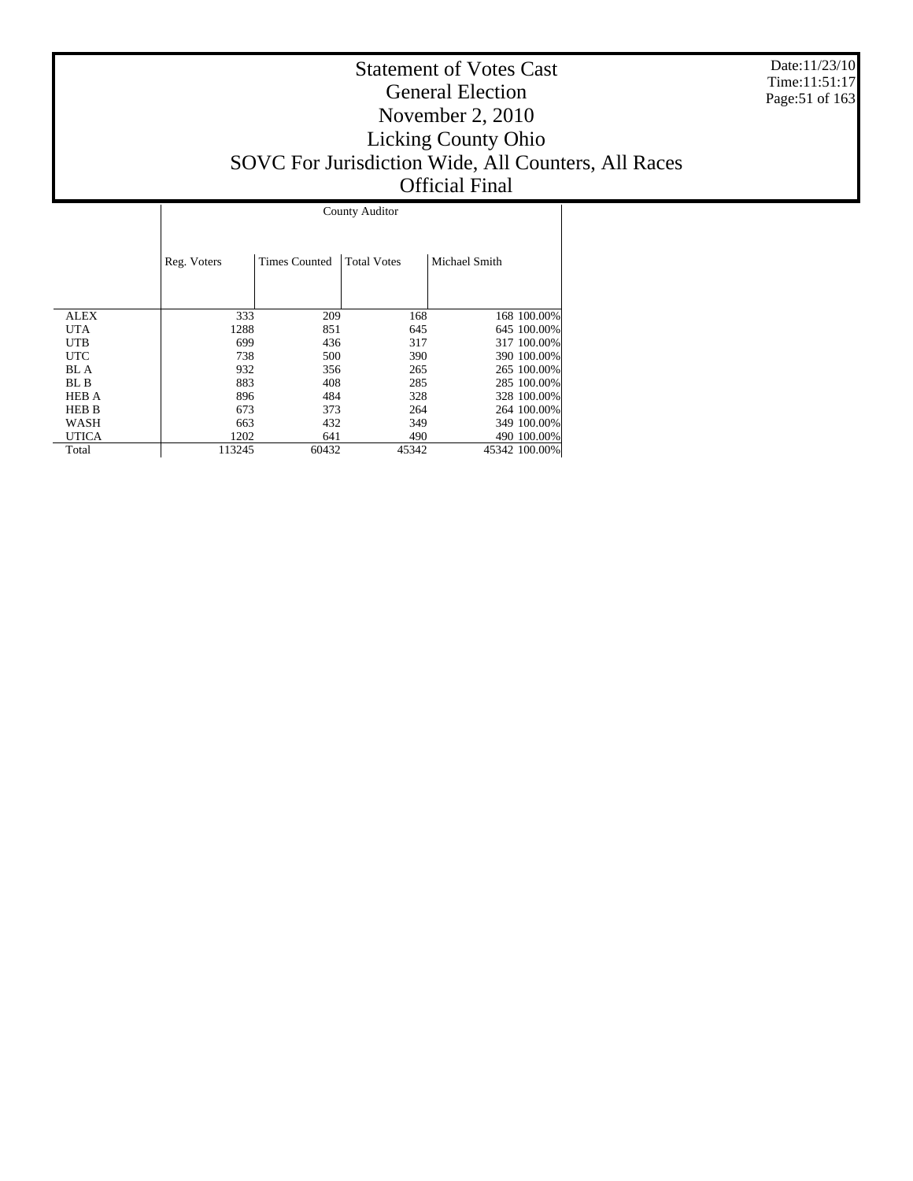# Statement of Votes Cast
## General Election
## November 2, 2010
## Licking County Ohio
## SOVC For Jurisdiction Wide, All Counters, All Races
## Official Final

| | County Auditor | | | | |
|---|---|---|---|---|---|
| | Reg. Voters | Times Counted | Total Votes | Michael Smith | |
| ALEX | 333 | 209 | 168 | 168 | 100.00% |
| UTA | 1288 | 851 | 645 | 645 | 100.00% |
| UTB | 699 | 436 | 317 | 317 | 100.00% |
| UTC | 738 | 500 | 390 | 390 | 100.00% |
| BL A | 932 | 356 | 265 | 265 | 100.00% |
| BL B | 883 | 408 | 285 | 285 | 100.00% |
| HEB A | 896 | 484 | 328 | 328 | 100.00% |
| HEB B | 673 | 373 | 264 | 264 | 100.00% |
| WASH | 663 | 432 | 349 | 349 | 100.00% |
| UTICA | 1202 | 641 | 490 | 490 | 100.00% |
| Total | 113245 | 60432 | 45342 | 45342 | 100.00% |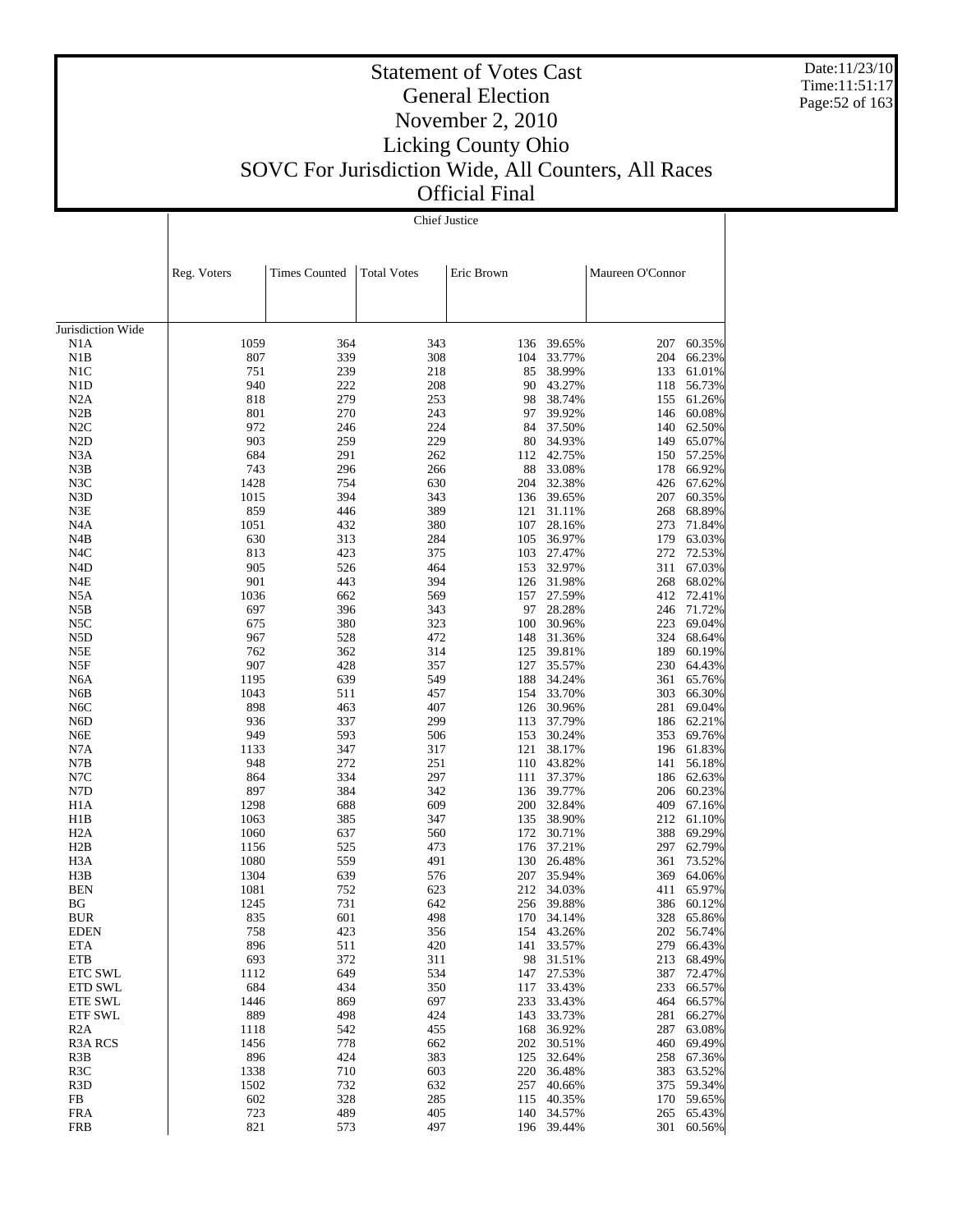# Statement of Votes Cast
## General Election
## November 2, 2010
## Licking County Ohio
## SOVC For Jurisdiction Wide, All Counters, All Races
## Official Final

Date:11/23/10
Time:11:51:17

### Chief Justice

| | Reg. Voters | Times Counted | Total Votes | Eric Brown | | Maureen O'Connor | |
|---|---|---|---|---|---|---|---|
| Jurisdiction Wide | | | | | | | |
| N1A | 1059 | 364 | 343 | 136 | 39.65% | 207 | 60.35% |
| N1B | 807 | 339 | 308 | 104 | 33.77% | 204 | 66.23% |
| N1C | 751 | 239 | 218 | 85 | 38.99% | 133 | 61.01% |
| N1D | 940 | 222 | 208 | 90 | 43.27% | 118 | 56.73% |
| N2A | 818 | 279 | 253 | 98 | 38.74% | 155 | 61.26% |
| N2B | 801 | 270 | 243 | 97 | 39.92% | 146 | 60.08% |
| N2C | 972 | 246 | 224 | 84 | 37.50% | 140 | 62.50% |
| N2D | 903 | 259 | 229 | 80 | 34.93% | 149 | 65.07% |
| N3A | 684 | 291 | 262 | 112 | 42.75% | 150 | 57.25% |
| N3B | 743 | 296 | 266 | 88 | 33.08% | 178 | 66.92% |
| N3C | 1428 | 754 | 630 | 204 | 32.38% | 426 | 67.62% |
| N3D | 1015 | 394 | 343 | 136 | 39.65% | 207 | 60.35% |
| N3E | 859 | 446 | 389 | 121 | 31.11% | 268 | 68.89% |
| N4A | 1051 | 432 | 380 | 107 | 28.16% | 273 | 71.84% |
| N4B | 630 | 313 | 284 | 105 | 36.97% | 179 | 63.03% |
| N4C | 813 | 423 | 375 | 103 | 27.47% | 272 | 72.53% |
| N4D | 905 | 526 | 464 | 153 | 32.97% | 311 | 67.03% |
| N4E | 901 | 443 | 394 | 126 | 31.98% | 268 | 68.02% |
| N5A | 1036 | 662 | 569 | 157 | 27.59% | 412 | 72.41% |
| N5B | 697 | 396 | 343 | 97 | 28.28% | 246 | 71.72% |
| N5C | 675 | 380 | 323 | 100 | 30.96% | 223 | 69.04% |
| N5D | 967 | 528 | 472 | 148 | 31.36% | 324 | 68.64% |
| N5E | 762 | 362 | 314 | 125 | 39.81% | 189 | 60.19% |
| N5F | 907 | 428 | 357 | 127 | 35.57% | 230 | 64.43% |
| N6A | 1195 | 639 | 549 | 188 | 34.24% | 361 | 65.76% |
| N6B | 1043 | 511 | 457 | 154 | 33.70% | 303 | 66.30% |
| N6C | 898 | 463 | 407 | 126 | 30.96% | 281 | 69.04% |
| N6D | 936 | 337 | 299 | 113 | 37.79% | 186 | 62.21% |
| N6E | 949 | 593 | 506 | 153 | 30.24% | 353 | 69.76% |
| N7A | 1133 | 347 | 317 | 121 | 38.17% | 196 | 61.83% |
| N7B | 948 | 272 | 251 | 110 | 43.82% | 141 | 56.18% |
| N7C | 864 | 334 | 297 | 111 | 37.37% | 186 | 62.63% |
| N7D | 897 | 384 | 342 | 136 | 39.77% | 206 | 60.23% |
| H1A | 1298 | 688 | 609 | 200 | 32.84% | 409 | 67.16% |
| H1B | 1063 | 385 | 347 | 135 | 38.90% | 212 | 61.10% |
| H2A | 1060 | 637 | 560 | 172 | 30.71% | 388 | 69.29% |
| H2B | 1156 | 525 | 473 | 176 | 37.21% | 297 | 62.79% |
| H3A | 1080 | 559 | 491 | 130 | 26.48% | 361 | 73.52% |
| H3B | 1304 | 639 | 576 | 207 | 35.94% | 369 | 64.06% |
| BEN | 1081 | 752 | 623 | 212 | 34.03% | 411 | 65.97% |
| BG | 1245 | 731 | 642 | 256 | 39.88% | 386 | 60.12% |
| BUR | 835 | 601 | 498 | 170 | 34.14% | 328 | 65.86% |
| EDEN | 758 | 423 | 356 | 154 | 43.26% | 202 | 56.74% |
| ETA | 896 | 511 | 420 | 141 | 33.57% | 279 | 66.43% |
| ETB | 693 | 372 | 311 | 98 | 31.51% | 213 | 68.49% |
| ETC SWL | 1112 | 649 | 534 | 147 | 27.53% | 387 | 72.47% |
| ETD SWL | 684 | 434 | 350 | 117 | 33.43% | 233 | 66.57% |
| ETE SWL | 1446 | 869 | 697 | 233 | 33.43% | 464 | 66.57% |
| ETF SWL | 889 | 498 | 424 | 143 | 33.73% | 281 | 66.27% |
| R2A | 1118 | 542 | 455 | 168 | 36.92% | 287 | 63.08% |
| R3A RCS | 1456 | 778 | 662 | 202 | 30.51% | 460 | 69.49% |
| R3B | 896 | 424 | 383 | 125 | 32.64% | 258 | 67.36% |
| R3C | 1338 | 710 | 603 | 220 | 36.48% | 383 | 63.52% |
| R3D | 1502 | 732 | 632 | 257 | 40.66% | 375 | 59.34% |
| FB | 602 | 328 | 285 | 115 | 40.35% | 170 | 59.65% |
| FRA | 723 | 489 | 405 | 140 | 34.57% | 265 | 65.43% |
| FRB | 821 | 573 | 497 | 196 | 39.44% | 301 | 60.56% |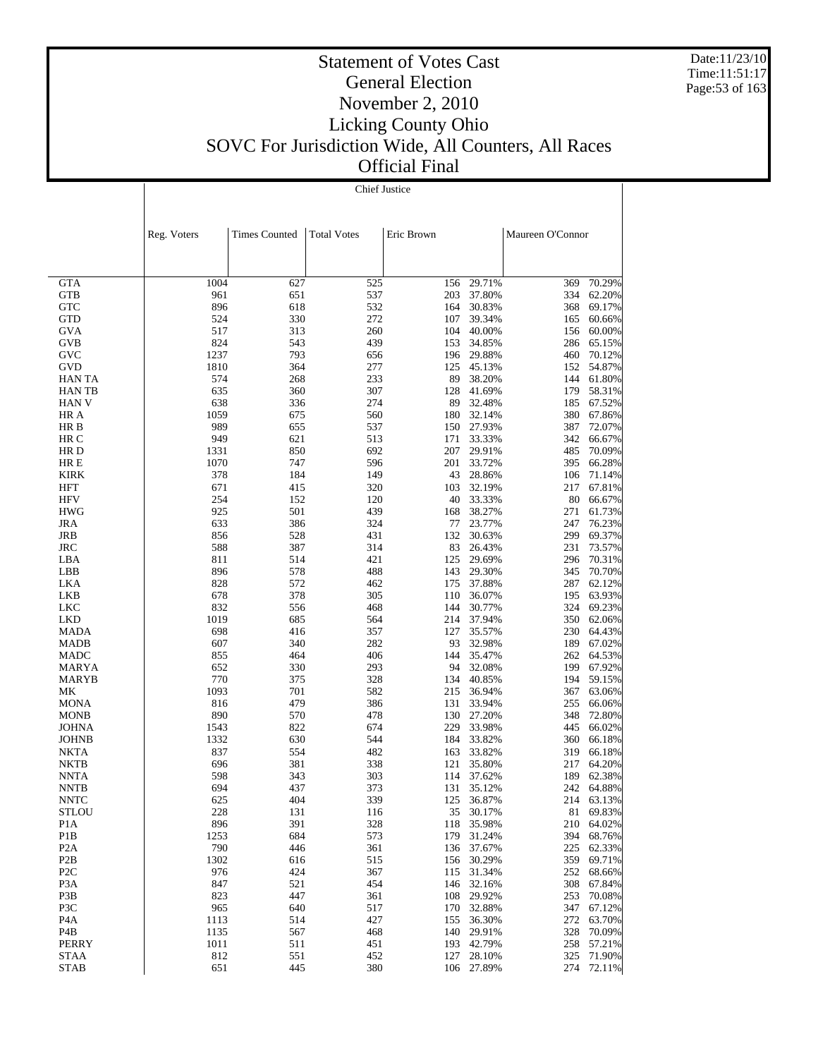# Statement of Votes Cast
## General Election
## November 2, 2010
## Licking County Ohio
## SOVC For Jurisdiction Wide, All Counters, All Races
## Official Final

Chief Justice

| | Reg. Voters | Times Counted | Total Votes | Eric Brown | | Maureen O'Connor | |
|---|---|---|---|---|---|---|---|
| GTA | 1004 | 627 | 525 | 156 | 29.71% | 369 | 70.29% |
| GTB | 961 | 651 | 537 | 203 | 37.80% | 334 | 62.20% |
| GTC | 896 | 618 | 532 | 164 | 30.83% | 368 | 69.17% |
| GTD | 524 | 330 | 272 | 107 | 39.34% | 165 | 60.66% |
| GVA | 517 | 313 | 260 | 104 | 40.00% | 156 | 60.00% |
| GVB | 824 | 543 | 439 | 153 | 34.85% | 286 | 65.15% |
| GVC | 1237 | 793 | 656 | 196 | 29.88% | 460 | 70.12% |
| GVD | 1810 | 364 | 277 | 125 | 45.13% | 152 | 54.87% |
| HAN TA | 574 | 268 | 233 | 89 | 38.20% | 144 | 61.80% |
| HAN TB | 635 | 360 | 307 | 128 | 41.69% | 179 | 58.31% |
| HAN V | 638 | 336 | 274 | 89 | 32.48% | 185 | 67.52% |
| HR A | 1059 | 675 | 560 | 180 | 32.14% | 380 | 67.86% |
| HR B | 989 | 655 | 537 | 150 | 27.93% | 387 | 72.07% |
| HR C | 949 | 621 | 513 | 171 | 33.33% | 342 | 66.67% |
| HR D | 1331 | 850 | 692 | 207 | 29.91% | 485 | 70.09% |
| HR E | 1070 | 747 | 596 | 201 | 33.72% | 395 | 66.28% |
| KIRK | 378 | 184 | 149 | 43 | 28.86% | 106 | 71.14% |
| HFT | 671 | 415 | 320 | 103 | 32.19% | 217 | 67.81% |
| HFV | 254 | 152 | 120 | 40 | 33.33% | 80 | 66.67% |
| HWG | 925 | 501 | 439 | 168 | 38.27% | 271 | 61.73% |
| JRA | 633 | 386 | 324 | 77 | 23.77% | 247 | 76.23% |
| JRB | 856 | 528 | 431 | 132 | 30.63% | 299 | 69.37% |
| JRC | 588 | 387 | 314 | 83 | 26.43% | 231 | 73.57% |
| LBA | 811 | 514 | 421 | 125 | 29.69% | 296 | 70.31% |
| LBB | 896 | 578 | 488 | 143 | 29.30% | 345 | 70.70% |
| LKA | 828 | 572 | 462 | 175 | 37.88% | 287 | 62.12% |
| LKB | 678 | 378 | 305 | 110 | 36.07% | 195 | 63.93% |
| LKC | 832 | 556 | 468 | 144 | 30.77% | 324 | 69.23% |
| LKD | 1019 | 685 | 564 | 214 | 37.94% | 350 | 62.06% |
| MADA | 698 | 416 | 357 | 127 | 35.57% | 230 | 64.43% |
| MADB | 607 | 340 | 282 | 93 | 32.98% | 189 | 67.02% |
| MADC | 855 | 464 | 406 | 144 | 35.47% | 262 | 64.53% |
| MARYA | 652 | 330 | 293 | 94 | 32.08% | 199 | 67.92% |
| MARYB | 770 | 375 | 328 | 134 | 40.85% | 194 | 59.15% |
| MK | 1093 | 701 | 582 | 215 | 36.94% | 367 | 63.06% |
| MONA | 816 | 479 | 386 | 131 | 33.94% | 255 | 66.06% |
| MONB | 890 | 570 | 478 | 130 | 27.20% | 348 | 72.80% |
| JOHNA | 1543 | 822 | 674 | 229 | 33.98% | 445 | 66.02% |
| JOHNB | 1332 | 630 | 544 | 184 | 33.82% | 360 | 66.18% |
| NKTA | 837 | 554 | 482 | 163 | 33.82% | 319 | 66.18% |
| NKTB | 696 | 381 | 338 | 121 | 35.80% | 217 | 64.20% |
| NNTA | 598 | 343 | 303 | 114 | 37.62% | 189 | 62.38% |
| NNTB | 694 | 437 | 373 | 131 | 35.12% | 242 | 64.88% |
| NNTC | 625 | 404 | 339 | 125 | 36.87% | 214 | 63.13% |
| STLOU | 228 | 131 | 116 | 35 | 30.17% | 81 | 69.83% |
| P1A | 896 | 391 | 328 | 118 | 35.98% | 210 | 64.02% |
| P1B | 1253 | 684 | 573 | 179 | 31.24% | 394 | 68.76% |
| P2A | 790 | 446 | 361 | 136 | 37.67% | 225 | 62.33% |
| P2B | 1302 | 616 | 515 | 156 | 30.29% | 359 | 69.71% |
| P2C | 976 | 424 | 367 | 115 | 31.34% | 252 | 68.66% |
| P3A | 847 | 521 | 454 | 146 | 32.16% | 308 | 67.84% |
| P3B | 823 | 447 | 361 | 108 | 29.92% | 253 | 70.08% |
| P3C | 965 | 640 | 517 | 170 | 32.88% | 347 | 67.12% |
| P4A | 1113 | 514 | 427 | 155 | 36.30% | 272 | 63.70% |
| P4B | 1135 | 567 | 468 | 140 | 29.91% | 328 | 70.09% |
| PERRY | 1011 | 511 | 451 | 193 | 42.79% | 258 | 57.21% |
| STAA | 812 | 551 | 452 | 127 | 28.10% | 325 | 71.90% |
| STAB | 651 | 445 | 380 | 106 | 27.89% | 274 | 72.11% |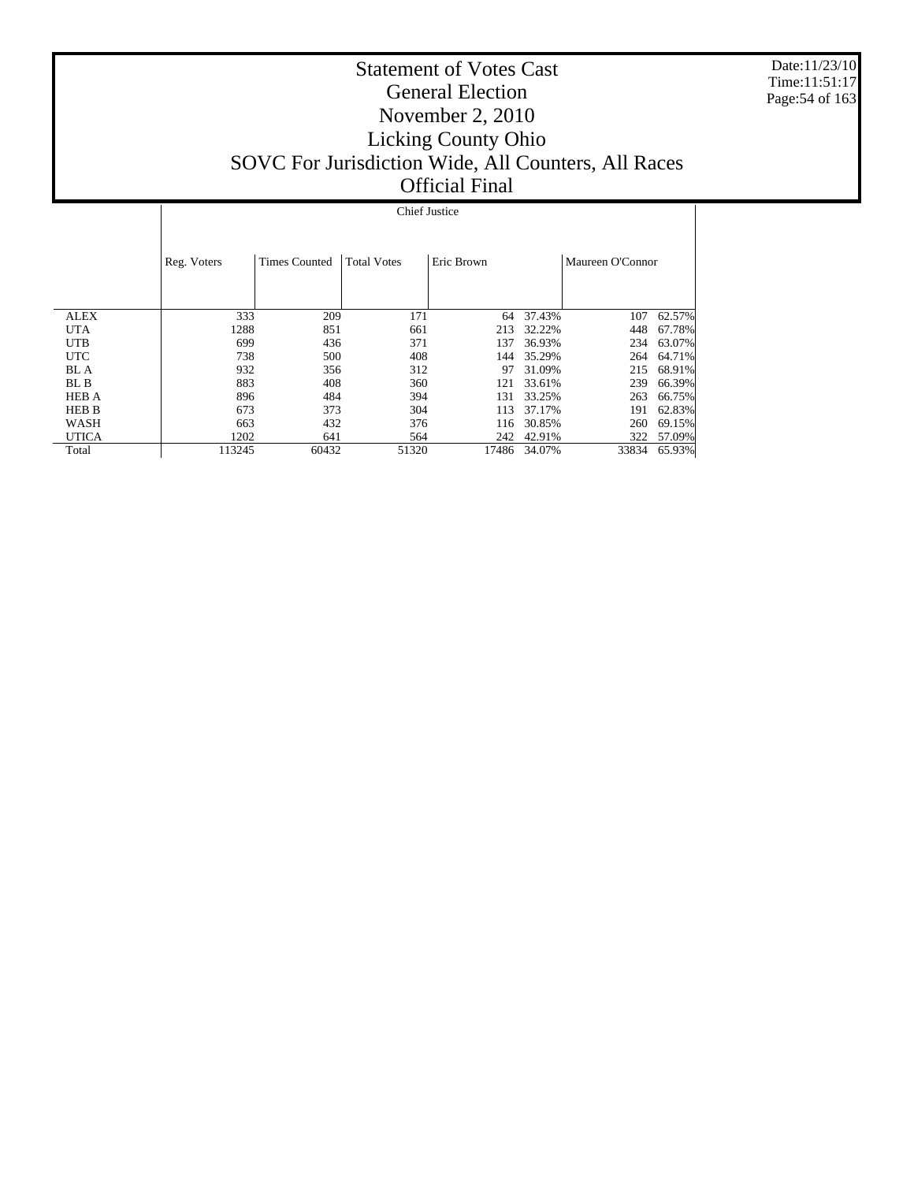# Statement of Votes Cast
## General Election
## November 2, 2010
## Licking County Ohio
## SOVC For Jurisdiction Wide, All Counters, All Races
## Official Final

Chief Justice

| | Reg. Voters | Times Counted | Total Votes | Eric Brown | | Maureen O'Connor | |
|---|---|---|---|---|---|---|---|
| ALEX | 333 | 209 | 171 | 64 | 37.43% | 107 | 62.57% |
| UTA | 1288 | 851 | 661 | 213 | 32.22% | 448 | 67.78% |
| UTB | 699 | 436 | 371 | 137 | 36.93% | 234 | 63.07% |
| UTC | 738 | 500 | 408 | 144 | 35.29% | 264 | 64.71% |
| BL A | 932 | 356 | 312 | 97 | 31.09% | 215 | 68.91% |
| BL B | 883 | 408 | 360 | 121 | 33.61% | 239 | 66.39% |
| HEB A | 896 | 484 | 394 | 131 | 33.25% | 263 | 66.75% |
| HEB B | 673 | 373 | 304 | 113 | 37.17% | 191 | 62.83% |
| WASH | 663 | 432 | 376 | 116 | 30.85% | 260 | 69.15% |
| UTICA | 1202 | 641 | 564 | 242 | 42.91% | 322 | 57.09% |
| Total | 113245 | 60432 | 51320 | 17486 | 34.07% | 33834 | 65.93% |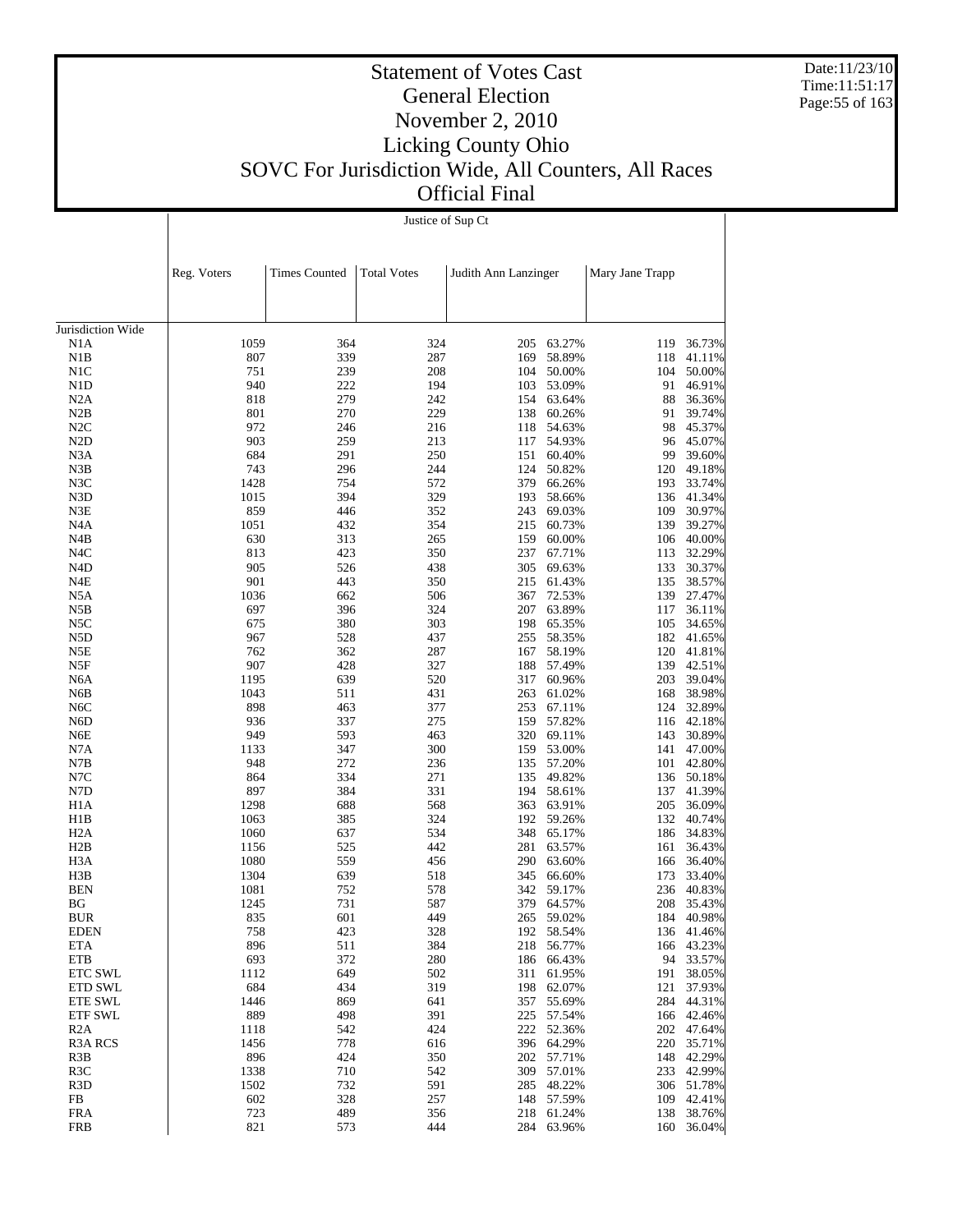# Statement of Votes Cast
## General Election
## November 2, 2010
## Licking County Ohio
## SOVC For Jurisdiction Wide, All Counters, All Races
## Official Final

Justice of Sup Ct

| | Reg. Voters | Times Counted | Total Votes | Judith Ann Lanzinger | | Mary Jane Trapp | |
|---|---|---|---|---|---|---|---|
| Jurisdiction Wide | | | | | | | |
| N1A | 1059 | 364 | 324 | 205 | 63.27% | 119 | 36.73% |
| N1B | 807 | 339 | 287 | 169 | 58.89% | 118 | 41.11% |
| N1C | 751 | 239 | 208 | 104 | 50.00% | 104 | 50.00% |
| N1D | 940 | 222 | 194 | 103 | 53.09% | 91 | 46.91% |
| N2A | 818 | 279 | 242 | 154 | 63.64% | 88 | 36.36% |
| N2B | 801 | 270 | 229 | 138 | 60.26% | 91 | 39.74% |
| N2C | 972 | 246 | 216 | 118 | 54.63% | 98 | 45.37% |
| N2D | 903 | 259 | 213 | 117 | 54.93% | 96 | 45.07% |
| N3A | 684 | 291 | 250 | 151 | 60.40% | 99 | 39.60% |
| N3B | 743 | 296 | 244 | 124 | 50.82% | 120 | 49.18% |
| N3C | 1428 | 754 | 572 | 379 | 66.26% | 193 | 33.74% |
| N3D | 1015 | 394 | 329 | 193 | 58.66% | 136 | 41.34% |
| N3E | 859 | 446 | 352 | 243 | 69.03% | 109 | 30.97% |
| N4A | 1051 | 432 | 354 | 215 | 60.73% | 139 | 39.27% |
| N4B | 630 | 313 | 265 | 159 | 60.00% | 106 | 40.00% |
| N4C | 813 | 423 | 350 | 237 | 67.71% | 113 | 32.29% |
| N4D | 905 | 526 | 438 | 305 | 69.63% | 133 | 30.37% |
| N4E | 901 | 443 | 350 | 215 | 61.43% | 135 | 38.57% |
| N5A | 1036 | 662 | 506 | 367 | 72.53% | 139 | 27.47% |
| N5B | 697 | 396 | 324 | 207 | 63.89% | 117 | 36.11% |
| N5C | 675 | 380 | 303 | 198 | 65.35% | 105 | 34.65% |
| N5D | 967 | 528 | 437 | 255 | 58.35% | 182 | 41.65% |
| N5E | 762 | 362 | 287 | 167 | 58.19% | 120 | 41.81% |
| N5F | 907 | 428 | 327 | 188 | 57.49% | 139 | 42.51% |
| N6A | 1195 | 639 | 520 | 317 | 60.96% | 203 | 39.04% |
| N6B | 1043 | 511 | 431 | 263 | 61.02% | 168 | 38.98% |
| N6C | 898 | 463 | 377 | 253 | 67.11% | 124 | 32.89% |
| N6D | 936 | 337 | 275 | 159 | 57.82% | 116 | 42.18% |
| N6E | 949 | 593 | 463 | 320 | 69.11% | 143 | 30.89% |
| N7A | 1133 | 347 | 300 | 159 | 53.00% | 141 | 47.00% |
| N7B | 948 | 272 | 236 | 135 | 57.20% | 101 | 42.80% |
| N7C | 864 | 334 | 271 | 135 | 49.82% | 136 | 50.18% |
| N7D | 897 | 384 | 331 | 194 | 58.61% | 137 | 41.39% |
| H1A | 1298 | 688 | 568 | 363 | 63.91% | 205 | 36.09% |
| H1B | 1063 | 385 | 324 | 192 | 59.26% | 132 | 40.74% |
| H2A | 1060 | 637 | 534 | 348 | 65.17% | 186 | 34.83% |
| H2B | 1156 | 525 | 442 | 281 | 63.57% | 161 | 36.43% |
| H3A | 1080 | 559 | 456 | 290 | 63.60% | 166 | 36.40% |
| H3B | 1304 | 639 | 518 | 345 | 66.60% | 173 | 33.40% |
| BEN | 1081 | 752 | 578 | 342 | 59.17% | 236 | 40.83% |
| BG | 1245 | 731 | 587 | 379 | 64.57% | 208 | 35.43% |
| BUR | 835 | 601 | 449 | 265 | 59.02% | 184 | 40.98% |
| EDEN | 758 | 423 | 328 | 192 | 58.54% | 136 | 41.46% |
| ETA | 896 | 511 | 384 | 218 | 56.77% | 166 | 43.23% |
| ETB | 693 | 372 | 280 | 186 | 66.43% | 94 | 33.57% |
| ETC SWL | 1112 | 649 | 502 | 311 | 61.95% | 191 | 38.05% |
| ETD SWL | 684 | 434 | 319 | 198 | 62.07% | 121 | 37.93% |
| ETE SWL | 1446 | 869 | 641 | 357 | 55.69% | 284 | 44.31% |
| ETF SWL | 889 | 498 | 391 | 225 | 57.54% | 166 | 42.46% |
| R2A | 1118 | 542 | 424 | 222 | 52.36% | 202 | 47.64% |
| R3A RCS | 1456 | 778 | 616 | 396 | 64.29% | 220 | 35.71% |
| R3B | 896 | 424 | 350 | 202 | 57.71% | 148 | 42.29% |
| R3C | 1338 | 710 | 542 | 309 | 57.01% | 233 | 42.99% |
| R3D | 1502 | 732 | 591 | 285 | 48.22% | 306 | 51.78% |
| FB | 602 | 328 | 257 | 148 | 57.59% | 109 | 42.41% |
| FRA | 723 | 489 | 356 | 218 | 61.24% | 138 | 38.76% |
| FRB | 821 | 573 | 444 | 284 | 63.96% | 160 | 36.04% |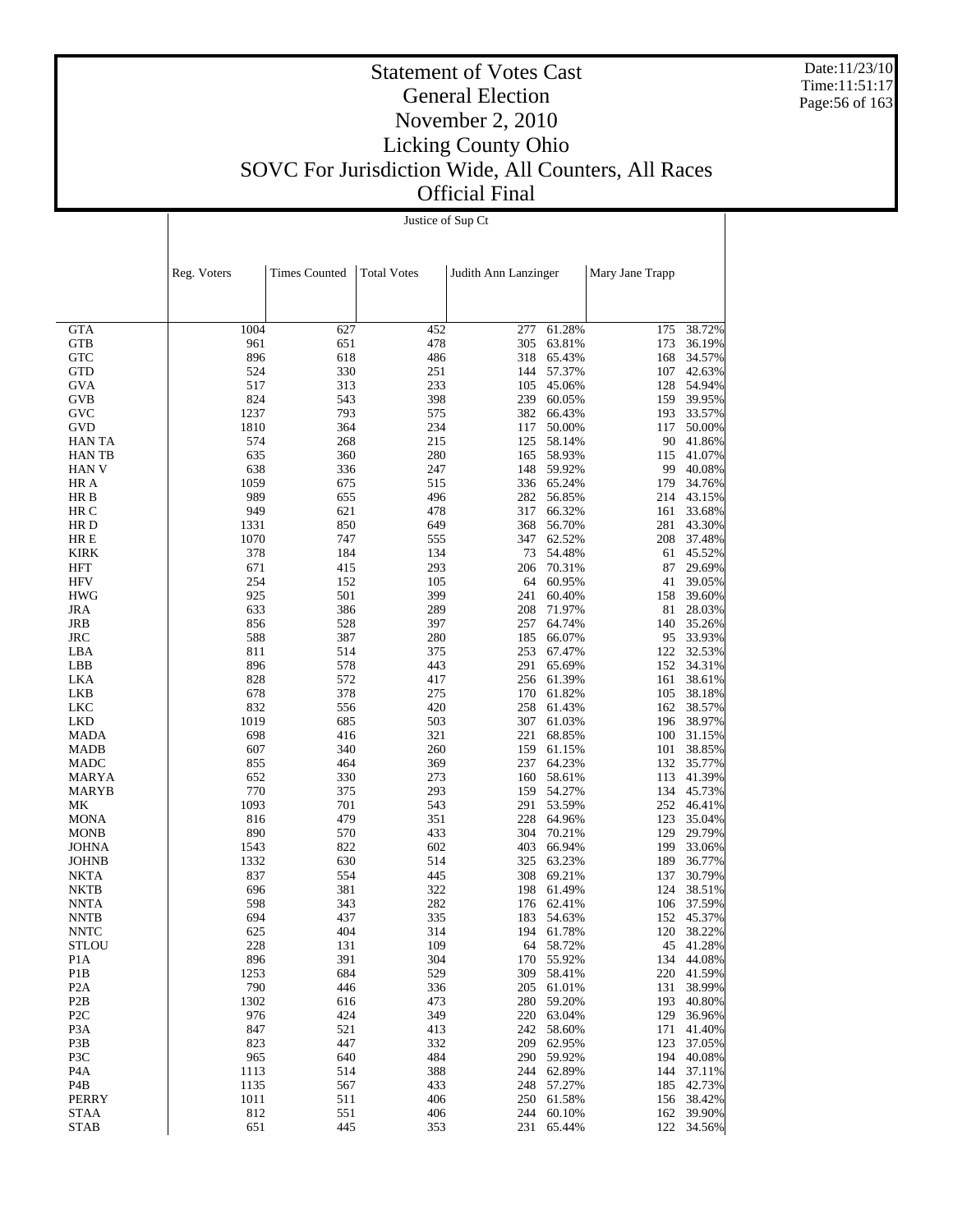# Statement of Votes Cast
# General Election
# November 2, 2010
# Licking County Ohio
# SOVC For Jurisdiction Wide, All Counters, All Races
# Official Final

Date:11/23/10
Time:11:51:17

Justice of Sup Ct

| | Reg. Voters | Times Counted | Total Votes | Judith Ann Lanzinger | | Mary Jane Trapp | |
|---|---|---|---|---|---|---|---|
| GTA | 1004 | 627 | 452 | 277 | 61.28% | 175 | 38.72% |
| GTB | 961 | 651 | 478 | 305 | 63.81% | 173 | 36.19% |
| GTC | 896 | 618 | 486 | 318 | 65.43% | 168 | 34.57% |
| GTD | 524 | 330 | 251 | 144 | 57.37% | 107 | 42.63% |
| GVA | 517 | 313 | 233 | 105 | 45.06% | 128 | 54.94% |
| GVB | 824 | 543 | 398 | 239 | 60.05% | 159 | 39.95% |
| GVC | 1237 | 793 | 575 | 382 | 66.43% | 193 | 33.57% |
| GVD | 1810 | 364 | 234 | 117 | 50.00% | 117 | 50.00% |
| HAN TA | 574 | 268 | 215 | 125 | 58.14% | 90 | 41.86% |
| HAN TB | 635 | 360 | 280 | 165 | 58.93% | 115 | 41.07% |
| HAN V | 638 | 336 | 247 | 148 | 59.92% | 99 | 40.08% |
| HR A | 1059 | 675 | 515 | 336 | 65.24% | 179 | 34.76% |
| HR B | 989 | 655 | 496 | 282 | 56.85% | 214 | 43.15% |
| HR C | 949 | 621 | 478 | 317 | 66.32% | 161 | 33.68% |
| HR D | 1331 | 850 | 649 | 368 | 56.70% | 281 | 43.30% |
| HR E | 1070 | 747 | 555 | 347 | 62.52% | 208 | 37.48% |
| KIRK | 378 | 184 | 134 | 73 | 54.48% | 61 | 45.52% |
| HFT | 671 | 415 | 293 | 206 | 70.31% | 87 | 29.69% |
| HFV | 254 | 152 | 105 | 64 | 60.95% | 41 | 39.05% |
| HWG | 925 | 501 | 399 | 241 | 60.40% | 158 | 39.60% |
| JRA | 633 | 386 | 289 | 208 | 71.97% | 81 | 28.03% |
| JRB | 856 | 528 | 397 | 257 | 64.74% | 140 | 35.26% |
| JRC | 588 | 387 | 280 | 185 | 66.07% | 95 | 33.93% |
| LBA | 811 | 514 | 375 | 253 | 67.47% | 122 | 32.53% |
| LBB | 896 | 578 | 443 | 291 | 65.69% | 152 | 34.31% |
| LKA | 828 | 572 | 417 | 256 | 61.39% | 161 | 38.61% |
| LKB | 678 | 378 | 275 | 170 | 61.82% | 105 | 38.18% |
| LKC | 832 | 556 | 420 | 258 | 61.43% | 162 | 38.57% |
| LKD | 1019 | 685 | 503 | 307 | 61.03% | 196 | 38.97% |
| MADA | 698 | 416 | 321 | 221 | 68.85% | 100 | 31.15% |
| MADB | 607 | 340 | 260 | 159 | 61.15% | 101 | 38.85% |
| MADC | 855 | 464 | 369 | 237 | 64.23% | 132 | 35.77% |
| MARYA | 652 | 330 | 273 | 160 | 58.61% | 113 | 41.39% |
| MARYB | 770 | 375 | 293 | 159 | 54.27% | 134 | 45.73% |
| MK | 1093 | 701 | 543 | 291 | 53.59% | 252 | 46.41% |
| MONA | 816 | 479 | 351 | 228 | 64.96% | 123 | 35.04% |
| MONB | 890 | 570 | 433 | 304 | 70.21% | 129 | 29.79% |
| JOHNA | 1543 | 822 | 602 | 403 | 66.94% | 199 | 33.06% |
| JOHNB | 1332 | 630 | 514 | 325 | 63.23% | 189 | 36.77% |
| NKTA | 837 | 554 | 445 | 308 | 69.21% | 137 | 30.79% |
| NKTB | 696 | 381 | 322 | 198 | 61.49% | 124 | 38.51% |
| NNTA | 598 | 343 | 282 | 176 | 62.41% | 106 | 37.59% |
| NNTB | 694 | 437 | 335 | 183 | 54.63% | 152 | 45.37% |
| NNTC | 625 | 404 | 314 | 194 | 61.78% | 120 | 38.22% |
| STLOU | 228 | 131 | 109 | 64 | 58.72% | 45 | 41.28% |
| P1A | 896 | 391 | 304 | 170 | 55.92% | 134 | 44.08% |
| P1B | 1253 | 684 | 529 | 309 | 58.41% | 220 | 41.59% |
| P2A | 790 | 446 | 336 | 205 | 61.01% | 131 | 38.99% |
| P2B | 1302 | 616 | 473 | 280 | 59.20% | 193 | 40.80% |
| P2C | 976 | 424 | 349 | 220 | 63.04% | 129 | 36.96% |
| P3A | 847 | 521 | 413 | 242 | 58.60% | 171 | 41.40% |
| P3B | 823 | 447 | 332 | 209 | 62.95% | 123 | 37.05% |
| P3C | 965 | 640 | 484 | 290 | 59.92% | 194 | 40.08% |
| P4A | 1113 | 514 | 388 | 244 | 62.89% | 144 | 37.11% |
| P4B | 1135 | 567 | 433 | 248 | 57.27% | 185 | 42.73% |
| PERRY | 1011 | 511 | 406 | 250 | 61.58% | 156 | 38.42% |
| STAA | 812 | 551 | 406 | 244 | 60.10% | 162 | 39.90% |
| STAB | 651 | 445 | 353 | 231 | 65.44% | 122 | 34.56% |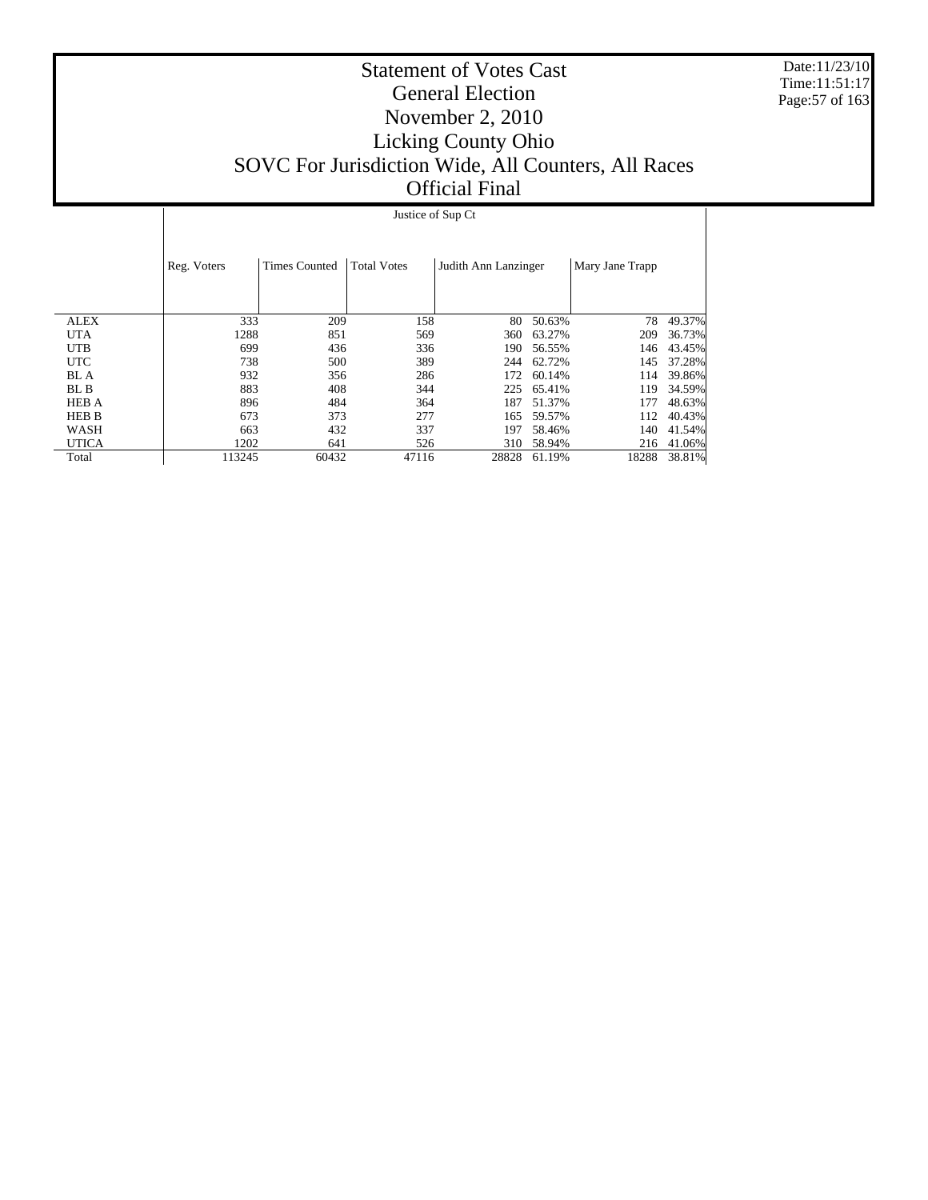# Statement of Votes Cast
## General Election
## November 2, 2010
## Licking County Ohio
## SOVC For Jurisdiction Wide, All Counters, All Races
## Official Final

Date:11/23/10
Time:11:51:17

| | Reg. Voters | Times Counted | Total Votes | Justice of Sup Ct | | | |
|---|---|---|---|---|---|---|---|
| | | | | Judith Ann Lanzinger | | Mary Jane Trapp | |
| ALEX | 333 | 209 | 158 | 80 | 50.63% | 78 | 49.37% |
| UTA | 1288 | 851 | 569 | 360 | 63.27% | 209 | 36.73% |
| UTB | 699 | 436 | 336 | 190 | 56.55% | 146 | 43.45% |
| UTC | 738 | 500 | 389 | 244 | 62.72% | 145 | 37.28% |
| BL A | 932 | 356 | 286 | 172 | 60.14% | 114 | 39.86% |
| BL B | 883 | 408 | 344 | 225 | 65.41% | 119 | 34.59% |
| HEB A | 896 | 484 | 364 | 187 | 51.37% | 177 | 48.63% |
| HEB B | 673 | 373 | 277 | 165 | 59.57% | 112 | 40.43% |
| WASH | 663 | 432 | 337 | 197 | 58.46% | 140 | 41.54% |
| UTICA | 1202 | 641 | 526 | 310 | 58.94% | 216 | 41.06% |
| Total | 113245 | 60432 | 47116 | 28828 | 61.19% | 18288 | 38.81% |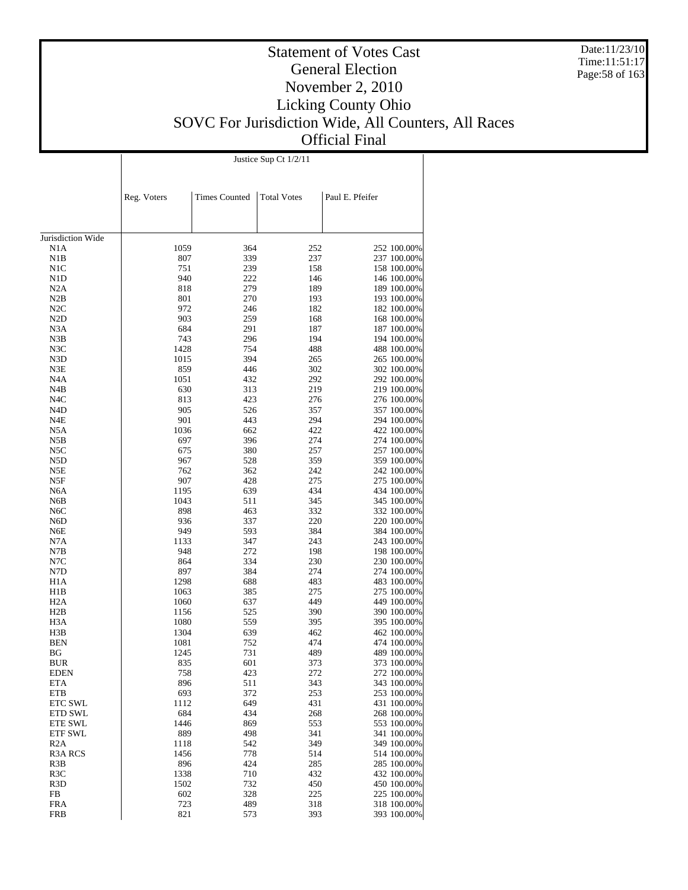# Statement of Votes Cast
## General Election
## November 2, 2010
## Licking County Ohio
## SOVC For Jurisdiction Wide, All Counters, All Races
## Official Final

| | Justice Sup Ct 1/2/11 | | | | |
|---|---|---|---|---|---|
| | Reg. Voters | Times Counted | Total Votes | Paul E. Pfeifer | |
| Jurisdiction Wide | | | | | |
| N1A | 1059 | 364 | 252 | 252 | 100.00% |
| N1B | 807 | 339 | 237 | 237 | 100.00% |
| N1C | 751 | 239 | 158 | 158 | 100.00% |
| N1D | 940 | 222 | 146 | 146 | 100.00% |
| N2A | 818 | 279 | 189 | 189 | 100.00% |
| N2B | 801 | 270 | 193 | 193 | 100.00% |
| N2C | 972 | 246 | 182 | 182 | 100.00% |
| N2D | 903 | 259 | 168 | 168 | 100.00% |
| N3A | 684 | 291 | 187 | 187 | 100.00% |
| N3B | 743 | 296 | 194 | 194 | 100.00% |
| N3C | 1428 | 754 | 488 | 488 | 100.00% |
| N3D | 1015 | 394 | 265 | 265 | 100.00% |
| N3E | 859 | 446 | 302 | 302 | 100.00% |
| N4A | 1051 | 432 | 292 | 292 | 100.00% |
| N4B | 630 | 313 | 219 | 219 | 100.00% |
| N4C | 813 | 423 | 276 | 276 | 100.00% |
| N4D | 905 | 526 | 357 | 357 | 100.00% |
| N4E | 901 | 443 | 294 | 294 | 100.00% |
| N5A | 1036 | 662 | 422 | 422 | 100.00% |
| N5B | 697 | 396 | 274 | 274 | 100.00% |
| N5C | 675 | 380 | 257 | 257 | 100.00% |
| N5D | 967 | 528 | 359 | 359 | 100.00% |
| N5E | 762 | 362 | 242 | 242 | 100.00% |
| N5F | 907 | 428 | 275 | 275 | 100.00% |
| N6A | 1195 | 639 | 434 | 434 | 100.00% |
| N6B | 1043 | 511 | 345 | 345 | 100.00% |
| N6C | 898 | 463 | 332 | 332 | 100.00% |
| N6D | 936 | 337 | 220 | 220 | 100.00% |
| N6E | 949 | 593 | 384 | 384 | 100.00% |
| N7A | 1133 | 347 | 243 | 243 | 100.00% |
| N7B | 948 | 272 | 198 | 198 | 100.00% |
| N7C | 864 | 334 | 230 | 230 | 100.00% |
| N7D | 897 | 384 | 274 | 274 | 100.00% |
| H1A | 1298 | 688 | 483 | 483 | 100.00% |
| H1B | 1063 | 385 | 275 | 275 | 100.00% |
| H2A | 1060 | 637 | 449 | 449 | 100.00% |
| H2B | 1156 | 525 | 390 | 390 | 100.00% |
| H3A | 1080 | 559 | 395 | 395 | 100.00% |
| H3B | 1304 | 639 | 462 | 462 | 100.00% |
| BEN | 1081 | 752 | 474 | 474 | 100.00% |
| BG | 1245 | 731 | 489 | 489 | 100.00% |
| BUR | 835 | 601 | 373 | 373 | 100.00% |
| EDEN | 758 | 423 | 272 | 272 | 100.00% |
| ETA | 896 | 511 | 343 | 343 | 100.00% |
| ETB | 693 | 372 | 253 | 253 | 100.00% |
| ETC SWL | 1112 | 649 | 431 | 431 | 100.00% |
| ETD SWL | 684 | 434 | 268 | 268 | 100.00% |
| ETE SWL | 1446 | 869 | 553 | 553 | 100.00% |
| ETF SWL | 889 | 498 | 341 | 341 | 100.00% |
| R2A | 1118 | 542 | 349 | 349 | 100.00% |
| R3A RCS | 1456 | 778 | 514 | 514 | 100.00% |
| R3B | 896 | 424 | 285 | 285 | 100.00% |
| R3C | 1338 | 710 | 432 | 432 | 100.00% |
| R3D | 1502 | 732 | 450 | 450 | 100.00% |
| FB | 602 | 328 | 225 | 225 | 100.00% |
| FRA | 723 | 489 | 318 | 318 | 100.00% |
| FRB | 821 | 573 | 393 | 393 | 100.00% |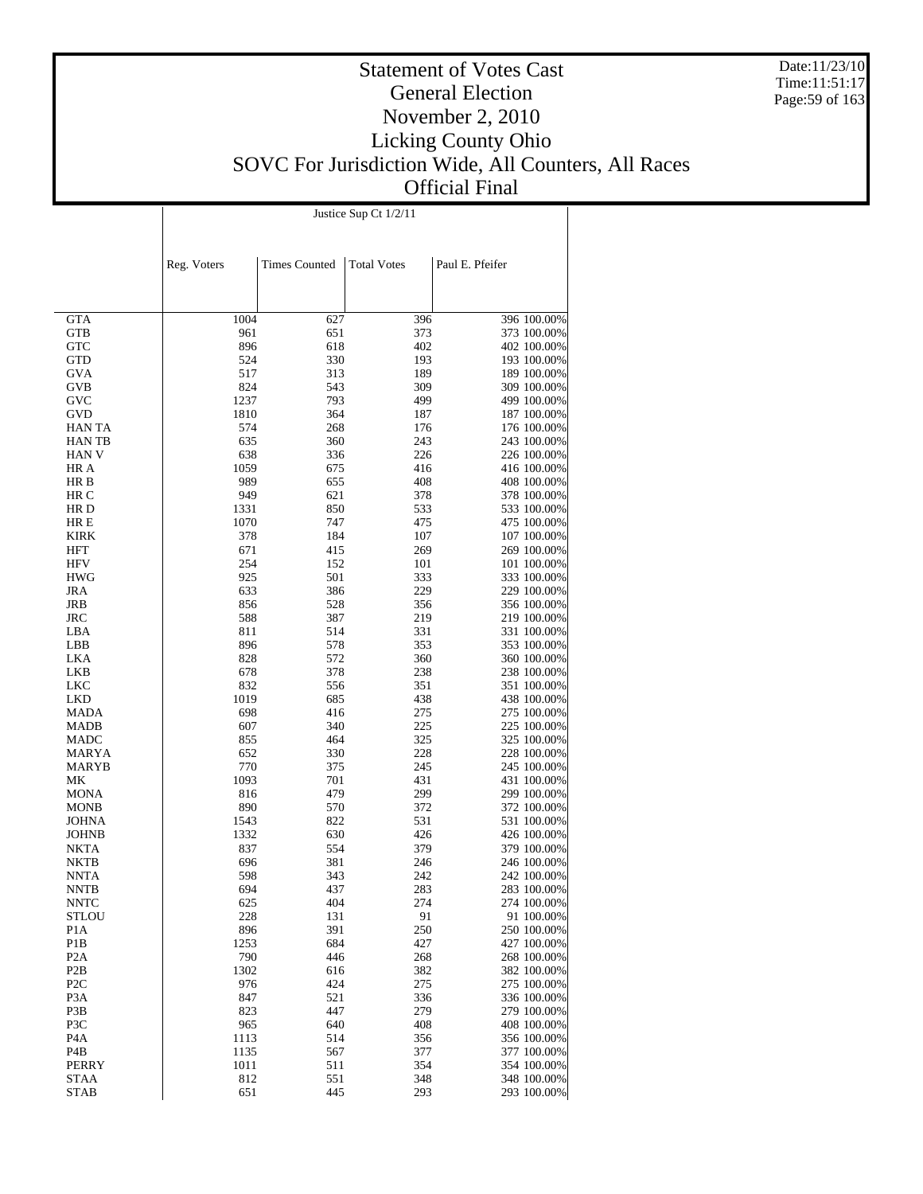# Statement of Votes Cast
## General Election
## November 2, 2010
## Licking County Ohio
## SOVC For Jurisdiction Wide, All Counters, All Races
## Official Final

Date:11/23/10
Time:11:51:17

| | Justice Sup Ct 1/2/11 | | | | |
|---|---|---|---|---|---|
| | Reg. Voters | Times Counted | Total Votes | Paul E. Pfeifer | |
| GTA | 1004 | 627 | 396 | 396 | 100.00% |
| GTB | 961 | 651 | 373 | 373 | 100.00% |
| GTC | 896 | 618 | 402 | 402 | 100.00% |
| GTD | 524 | 330 | 193 | 193 | 100.00% |
| GVA | 517 | 313 | 189 | 189 | 100.00% |
| GVB | 824 | 543 | 309 | 309 | 100.00% |
| GVC | 1237 | 793 | 499 | 499 | 100.00% |
| GVD | 1810 | 364 | 187 | 187 | 100.00% |
| HAN TA | 574 | 268 | 176 | 176 | 100.00% |
| HAN TB | 635 | 360 | 243 | 243 | 100.00% |
| HAN V | 638 | 336 | 226 | 226 | 100.00% |
| HR A | 1059 | 675 | 416 | 416 | 100.00% |
| HR B | 989 | 655 | 408 | 408 | 100.00% |
| HR C | 949 | 621 | 378 | 378 | 100.00% |
| HR D | 1331 | 850 | 533 | 533 | 100.00% |
| HR E | 1070 | 747 | 475 | 475 | 100.00% |
| KIRK | 378 | 184 | 107 | 107 | 100.00% |
| HFT | 671 | 415 | 269 | 269 | 100.00% |
| HFV | 254 | 152 | 101 | 101 | 100.00% |
| HWG | 925 | 501 | 333 | 333 | 100.00% |
| JRA | 633 | 386 | 229 | 229 | 100.00% |
| JRB | 856 | 528 | 356 | 356 | 100.00% |
| JRC | 588 | 387 | 219 | 219 | 100.00% |
| LBA | 811 | 514 | 331 | 331 | 100.00% |
| LBB | 896 | 578 | 353 | 353 | 100.00% |
| LKA | 828 | 572 | 360 | 360 | 100.00% |
| LKB | 678 | 378 | 238 | 238 | 100.00% |
| LKC | 832 | 556 | 351 | 351 | 100.00% |
| LKD | 1019 | 685 | 438 | 438 | 100.00% |
| MADA | 698 | 416 | 275 | 275 | 100.00% |
| MADB | 607 | 340 | 225 | 225 | 100.00% |
| MADC | 855 | 464 | 325 | 325 | 100.00% |
| MARYA | 652 | 330 | 228 | 228 | 100.00% |
| MARYB | 770 | 375 | 245 | 245 | 100.00% |
| MK | 1093 | 701 | 431 | 431 | 100.00% |
| MONA | 816 | 479 | 299 | 299 | 100.00% |
| MONB | 890 | 570 | 372 | 372 | 100.00% |
| JOHNA | 1543 | 822 | 531 | 531 | 100.00% |
| JOHNB | 1332 | 630 | 426 | 426 | 100.00% |
| NKTA | 837 | 554 | 379 | 379 | 100.00% |
| NKTB | 696 | 381 | 246 | 246 | 100.00% |
| NNTA | 598 | 343 | 242 | 242 | 100.00% |
| NNTB | 694 | 437 | 283 | 283 | 100.00% |
| NNTC | 625 | 404 | 274 | 274 | 100.00% |
| STLOU | 228 | 131 | 91 | 91 | 100.00% |
| P1A | 896 | 391 | 250 | 250 | 100.00% |
| P1B | 1253 | 684 | 427 | 427 | 100.00% |
| P2A | 790 | 446 | 268 | 268 | 100.00% |
| P2B | 1302 | 616 | 382 | 382 | 100.00% |
| P2C | 976 | 424 | 275 | 275 | 100.00% |
| P3A | 847 | 521 | 336 | 336 | 100.00% |
| P3B | 823 | 447 | 279 | 279 | 100.00% |
| P3C | 965 | 640 | 408 | 408 | 100.00% |
| P4A | 1113 | 514 | 356 | 356 | 100.00% |
| P4B | 1135 | 567 | 377 | 377 | 100.00% |
| PERRY | 1011 | 511 | 354 | 354 | 100.00% |
| STAA | 812 | 551 | 348 | 348 | 100.00% |
| STAB | 651 | 445 | 293 | 293 | 100.00% |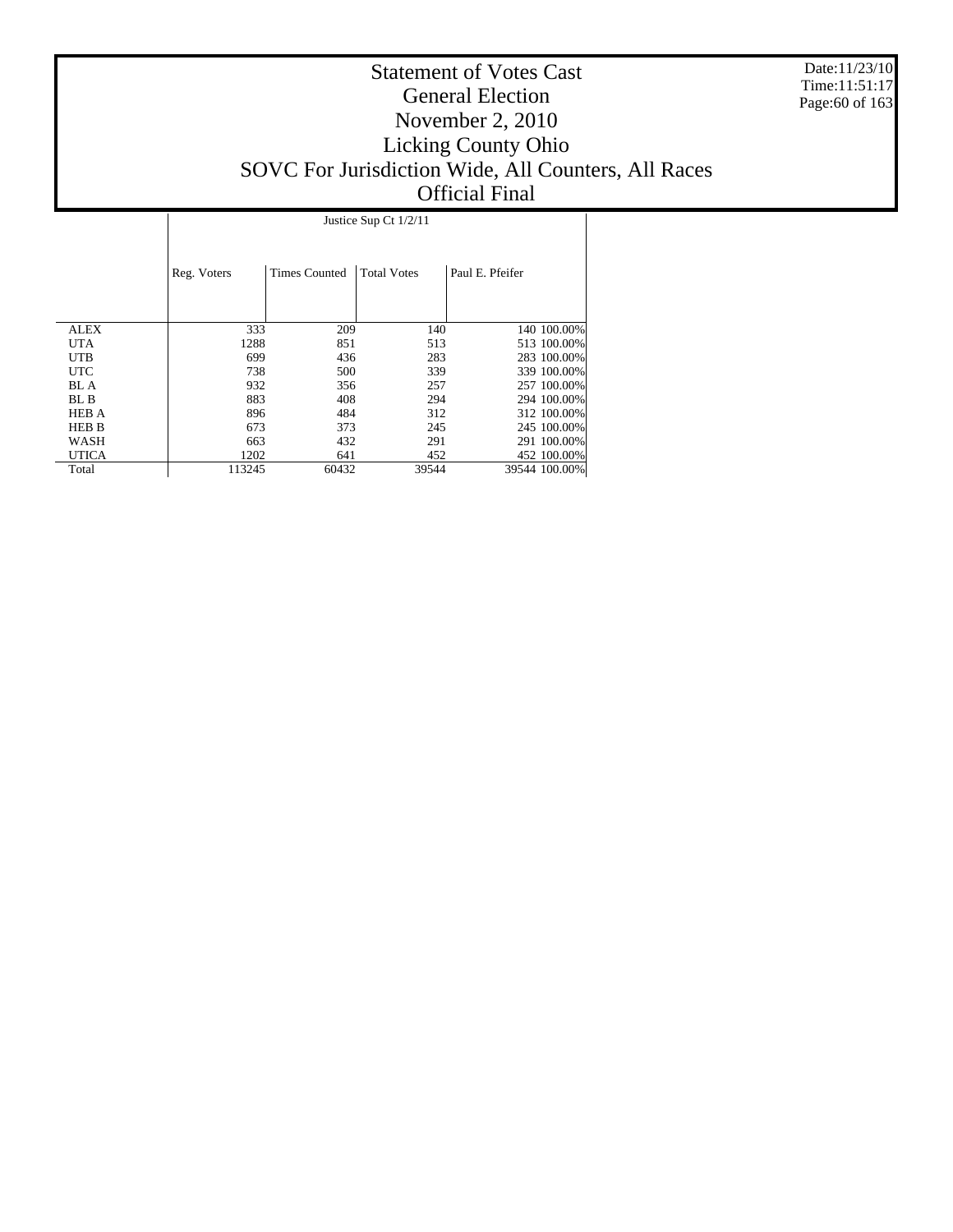# Statement of Votes Cast
## General Election
## November 2, 2010
## Licking County Ohio
## SOVC For Jurisdiction Wide, All Counters, All Races
## Official Final

Date:11/23/10
Time:11:51:17

| | Justice Sup Ct 1/2/11 | | | | |
|---|---|---|---|---|---|
| | Reg. Voters | Times Counted | Total Votes | Paul E. Pfeifer | |
| ALEX | 333 | 209 | 140 | 140 | 100.00% |
| UTA | 1288 | 851 | 513 | 513 | 100.00% |
| UTB | 699 | 436 | 283 | 283 | 100.00% |
| UTC | 738 | 500 | 339 | 339 | 100.00% |
| BL A | 932 | 356 | 257 | 257 | 100.00% |
| BL B | 883 | 408 | 294 | 294 | 100.00% |
| HEB A | 896 | 484 | 312 | 312 | 100.00% |
| HEB B | 673 | 373 | 245 | 245 | 100.00% |
| WASH | 663 | 432 | 291 | 291 | 100.00% |
| UTICA | 1202 | 641 | 452 | 452 | 100.00% |
| Total | 113245 | 60432 | 39544 | 39544 | 100.00% |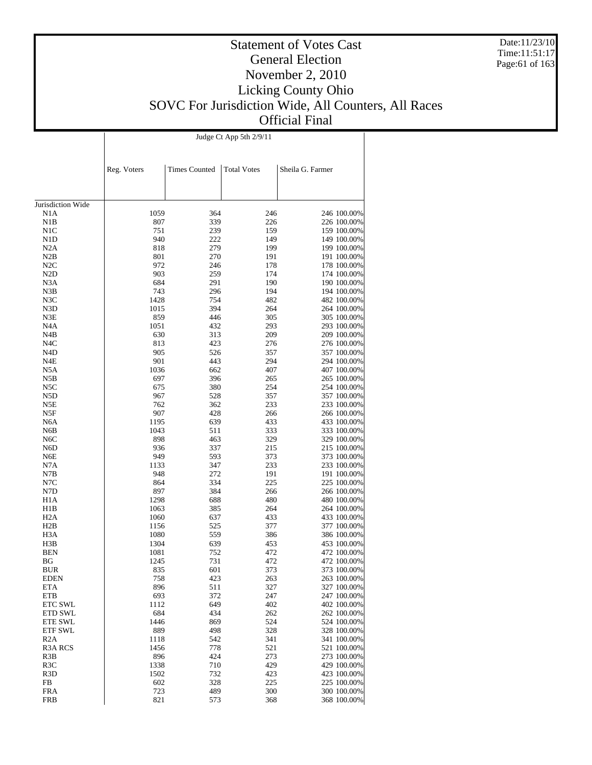# Statement of Votes Cast
## General Election
## November 2, 2010
## Licking County Ohio
## SOVC For Jurisdiction Wide, All Counters, All Races
## Official Final

Date:11/23/10
Time:11:51:17

| | Judge Ct App 5th 2/9/11 | | | | |
|---|---|---|---|---|---|
| | Reg. Voters | Times Counted | Total Votes | Sheila G. Farmer | |
| Jurisdiction Wide | | | | | |
| N1A | 1059 | 364 | 246 | 246 | 100.00% |
| N1B | 807 | 339 | 226 | 226 | 100.00% |
| N1C | 751 | 239 | 159 | 159 | 100.00% |
| N1D | 940 | 222 | 149 | 149 | 100.00% |
| N2A | 818 | 279 | 199 | 199 | 100.00% |
| N2B | 801 | 270 | 191 | 191 | 100.00% |
| N2C | 972 | 246 | 178 | 178 | 100.00% |
| N2D | 903 | 259 | 174 | 174 | 100.00% |
| N3A | 684 | 291 | 190 | 190 | 100.00% |
| N3B | 743 | 296 | 194 | 194 | 100.00% |
| N3C | 1428 | 754 | 482 | 482 | 100.00% |
| N3D | 1015 | 394 | 264 | 264 | 100.00% |
| N3E | 859 | 446 | 305 | 305 | 100.00% |
| N4A | 1051 | 432 | 293 | 293 | 100.00% |
| N4B | 630 | 313 | 209 | 209 | 100.00% |
| N4C | 813 | 423 | 276 | 276 | 100.00% |
| N4D | 905 | 526 | 357 | 357 | 100.00% |
| N4E | 901 | 443 | 294 | 294 | 100.00% |
| N5A | 1036 | 662 | 407 | 407 | 100.00% |
| N5B | 697 | 396 | 265 | 265 | 100.00% |
| N5C | 675 | 380 | 254 | 254 | 100.00% |
| N5D | 967 | 528 | 357 | 357 | 100.00% |
| N5E | 762 | 362 | 233 | 233 | 100.00% |
| N5F | 907 | 428 | 266 | 266 | 100.00% |
| N6A | 1195 | 639 | 433 | 433 | 100.00% |
| N6B | 1043 | 511 | 333 | 333 | 100.00% |
| N6C | 898 | 463 | 329 | 329 | 100.00% |
| N6D | 936 | 337 | 215 | 215 | 100.00% |
| N6E | 949 | 593 | 373 | 373 | 100.00% |
| N7A | 1133 | 347 | 233 | 233 | 100.00% |
| N7B | 948 | 272 | 191 | 191 | 100.00% |
| N7C | 864 | 334 | 225 | 225 | 100.00% |
| N7D | 897 | 384 | 266 | 266 | 100.00% |
| H1A | 1298 | 688 | 480 | 480 | 100.00% |
| H1B | 1063 | 385 | 264 | 264 | 100.00% |
| H2A | 1060 | 637 | 433 | 433 | 100.00% |
| H2B | 1156 | 525 | 377 | 377 | 100.00% |
| H3A | 1080 | 559 | 386 | 386 | 100.00% |
| H3B | 1304 | 639 | 453 | 453 | 100.00% |
| BEN | 1081 | 752 | 472 | 472 | 100.00% |
| BG | 1245 | 731 | 472 | 472 | 100.00% |
| BUR | 835 | 601 | 373 | 373 | 100.00% |
| EDEN | 758 | 423 | 263 | 263 | 100.00% |
| ETA | 896 | 511 | 327 | 327 | 100.00% |
| ETB | 693 | 372 | 247 | 247 | 100.00% |
| ETC SWL | 1112 | 649 | 402 | 402 | 100.00% |
| ETD SWL | 684 | 434 | 262 | 262 | 100.00% |
| ETE SWL | 1446 | 869 | 524 | 524 | 100.00% |
| ETF SWL | 889 | 498 | 328 | 328 | 100.00% |
| R2A | 1118 | 542 | 341 | 341 | 100.00% |
| R3A RCS | 1456 | 778 | 521 | 521 | 100.00% |
| R3B | 896 | 424 | 273 | 273 | 100.00% |
| R3C | 1338 | 710 | 429 | 429 | 100.00% |
| R3D | 1502 | 732 | 423 | 423 | 100.00% |
| FB | 602 | 328 | 225 | 225 | 100.00% |
| FRA | 723 | 489 | 300 | 300 | 100.00% |
| FRB | 821 | 573 | 368 | 368 | 100.00% |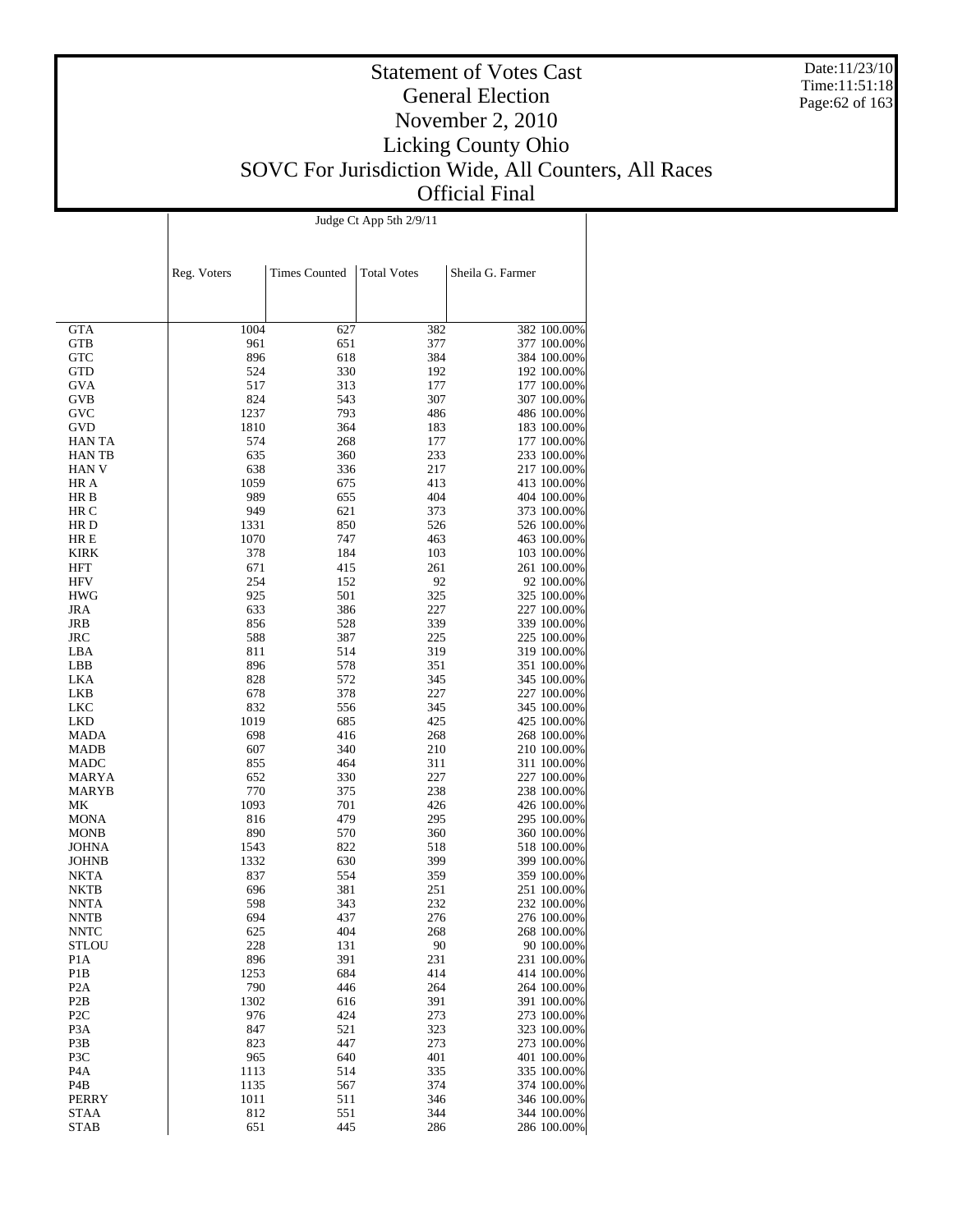# Statement of Votes Cast
# General Election
# November 2, 2010
# Licking County Ohio
# SOVC For Jurisdiction Wide, All Counters, All Races
# Official Final

Date:11/23/10
Time:11:51:18

| | Judge Ct App 5th 2/9/11 | | | | |
|---|---|---|---|---|---|
| | Reg. Voters | Times Counted | Total Votes | Sheila G. Farmer | |
| GTA | 1004 | 627 | 382 | 382 | 100.00% |
| GTB | 961 | 651 | 377 | 377 | 100.00% |
| GTC | 896 | 618 | 384 | 384 | 100.00% |
| GTD | 524 | 330 | 192 | 192 | 100.00% |
| GVA | 517 | 313 | 177 | 177 | 100.00% |
| GVB | 824 | 543 | 307 | 307 | 100.00% |
| GVC | 1237 | 793 | 486 | 486 | 100.00% |
| GVD | 1810 | 364 | 183 | 183 | 100.00% |
| HAN TA | 574 | 268 | 177 | 177 | 100.00% |
| HAN TB | 635 | 360 | 233 | 233 | 100.00% |
| HAN V | 638 | 336 | 217 | 217 | 100.00% |
| HR A | 1059 | 675 | 413 | 413 | 100.00% |
| HR B | 989 | 655 | 404 | 404 | 100.00% |
| HR C | 949 | 621 | 373 | 373 | 100.00% |
| HR D | 1331 | 850 | 526 | 526 | 100.00% |
| HR E | 1070 | 747 | 463 | 463 | 100.00% |
| KIRK | 378 | 184 | 103 | 103 | 100.00% |
| HFT | 671 | 415 | 261 | 261 | 100.00% |
| HFV | 254 | 152 | 92 | 92 | 100.00% |
| HWG | 925 | 501 | 325 | 325 | 100.00% |
| JRA | 633 | 386 | 227 | 227 | 100.00% |
| JRB | 856 | 528 | 339 | 339 | 100.00% |
| JRC | 588 | 387 | 225 | 225 | 100.00% |
| LBA | 811 | 514 | 319 | 319 | 100.00% |
| LBB | 896 | 578 | 351 | 351 | 100.00% |
| LKA | 828 | 572 | 345 | 345 | 100.00% |
| LKB | 678 | 378 | 227 | 227 | 100.00% |
| LKC | 832 | 556 | 345 | 345 | 100.00% |
| LKD | 1019 | 685 | 425 | 425 | 100.00% |
| MADA | 698 | 416 | 268 | 268 | 100.00% |
| MADB | 607 | 340 | 210 | 210 | 100.00% |
| MADC | 855 | 464 | 311 | 311 | 100.00% |
| MARYA | 652 | 330 | 227 | 227 | 100.00% |
| MARYB | 770 | 375 | 238 | 238 | 100.00% |
| MK | 1093 | 701 | 426 | 426 | 100.00% |
| MONA | 816 | 479 | 295 | 295 | 100.00% |
| MONB | 890 | 570 | 360 | 360 | 100.00% |
| JOHNA | 1543 | 822 | 518 | 518 | 100.00% |
| JOHNB | 1332 | 630 | 399 | 399 | 100.00% |
| NKTA | 837 | 554 | 359 | 359 | 100.00% |
| NKTB | 696 | 381 | 251 | 251 | 100.00% |
| NNTA | 598 | 343 | 232 | 232 | 100.00% |
| NNTB | 694 | 437 | 276 | 276 | 100.00% |
| NNTC | 625 | 404 | 268 | 268 | 100.00% |
| STLOU | 228 | 131 | 90 | 90 | 100.00% |
| P1A | 896 | 391 | 231 | 231 | 100.00% |
| P1B | 1253 | 684 | 414 | 414 | 100.00% |
| P2A | 790 | 446 | 264 | 264 | 100.00% |
| P2B | 1302 | 616 | 391 | 391 | 100.00% |
| P2C | 976 | 424 | 273 | 273 | 100.00% |
| P3A | 847 | 521 | 323 | 323 | 100.00% |
| P3B | 823 | 447 | 273 | 273 | 100.00% |
| P3C | 965 | 640 | 401 | 401 | 100.00% |
| P4A | 1113 | 514 | 335 | 335 | 100.00% |
| P4B | 1135 | 567 | 374 | 374 | 100.00% |
| PERRY | 1011 | 511 | 346 | 346 | 100.00% |
| STAA | 812 | 551 | 344 | 344 | 100.00% |
| STAB | 651 | 445 | 286 | 286 | 100.00% |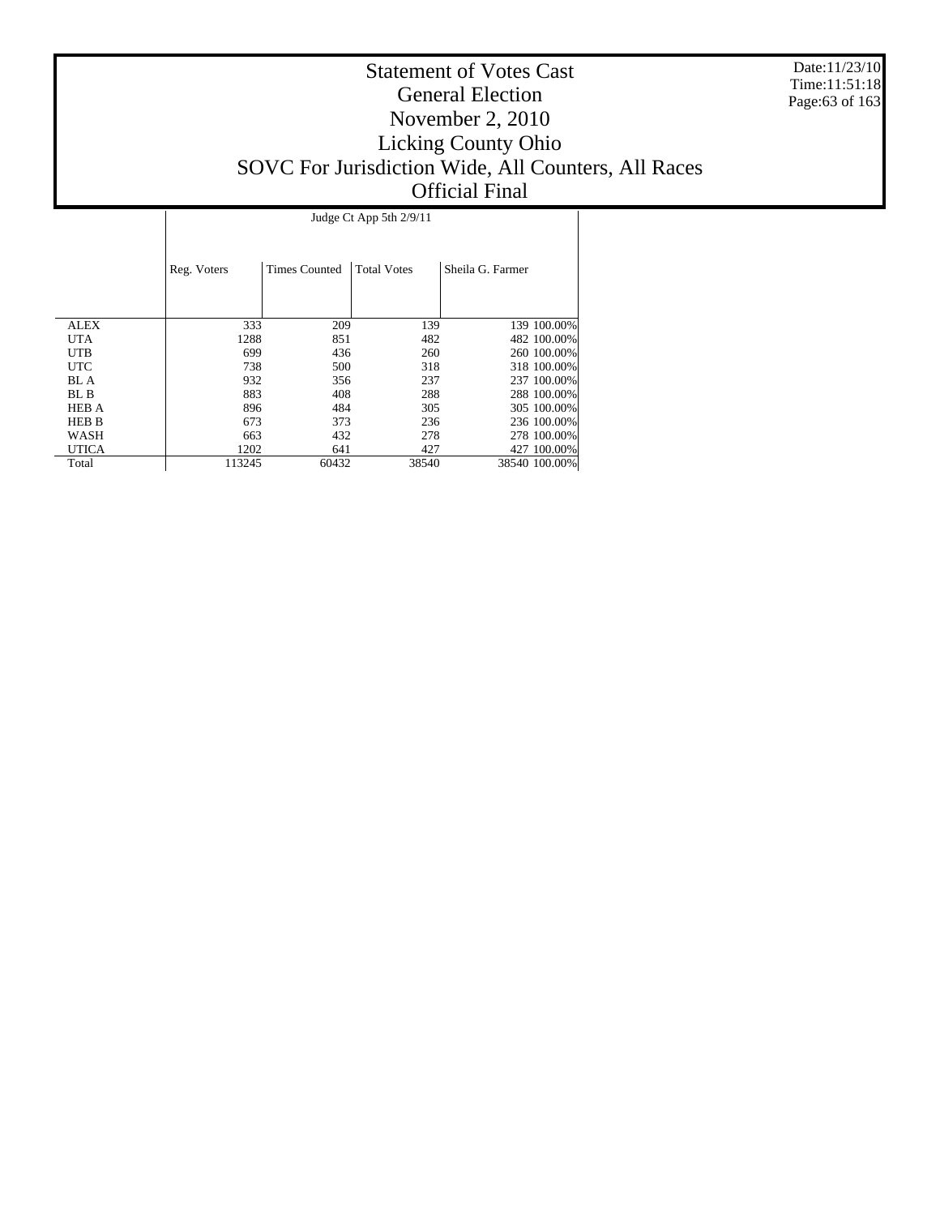# Statement of Votes Cast
## General Election
## November 2, 2010
## Licking County Ohio
## SOVC For Jurisdiction Wide, All Counters, All Races
## Official Final

Date:11/23/10
Time:11:51:18

| | Judge Ct App 5th 2/9/11 | | | | |
|---|---|---|---|---|---|
| | Reg. Voters | Times Counted | Total Votes | Sheila G. Farmer | |
| ALEX | 333 | 209 | 139 | 139 | 100.00% |
| UTA | 1288 | 851 | 482 | 482 | 100.00% |
| UTB | 699 | 436 | 260 | 260 | 100.00% |
| UTC | 738 | 500 | 318 | 318 | 100.00% |
| BL A | 932 | 356 | 237 | 237 | 100.00% |
| BL B | 883 | 408 | 288 | 288 | 100.00% |
| HEB A | 896 | 484 | 305 | 305 | 100.00% |
| HEB B | 673 | 373 | 236 | 236 | 100.00% |
| WASH | 663 | 432 | 278 | 278 | 100.00% |
| UTICA | 1202 | 641 | 427 | 427 | 100.00% |
| Total | 113245 | 60432 | 38540 | 38540 | 100.00% |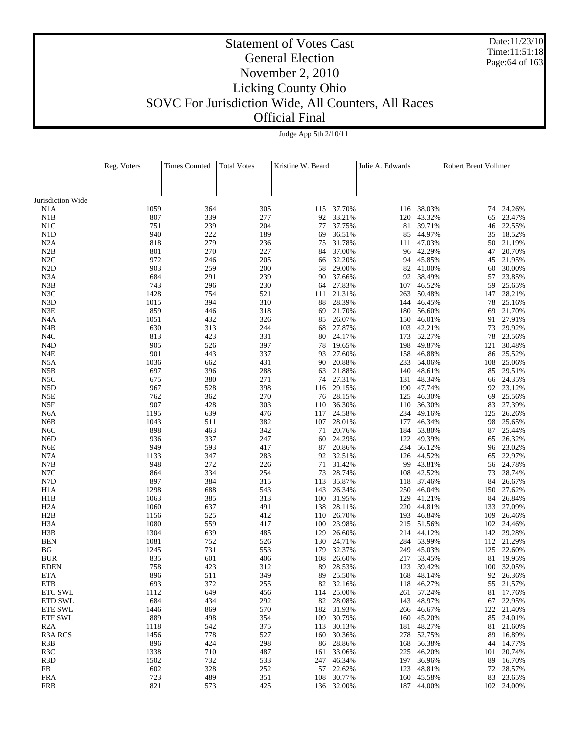# Statement of Votes Cast
## General Election
## November 2, 2010
## Licking County Ohio
## SOVC For Jurisdiction Wide, All Counters, All Races
## Official Final

Date:11/23/10
Time:11:51:18

Judge App 5th 2/10/11

| | Reg. Voters | Times Counted | Total Votes | Kristine W. Beard | | Julie A. Edwards | | Robert Brent Vollmer | |
|---|---|---|---|---|---|---|---|---|---|
| Jurisdiction Wide | | | | | | | | | |
| N1A | 1059 | 364 | 305 | 115 | 37.70% | 116 | 38.03% | 74 | 24.26% |
| N1B | 807 | 339 | 277 | 92 | 33.21% | 120 | 43.32% | 65 | 23.47% |
| N1C | 751 | 239 | 204 | 77 | 37.75% | 81 | 39.71% | 46 | 22.55% |
| N1D | 940 | 222 | 189 | 69 | 36.51% | 85 | 44.97% | 35 | 18.52% |
| N2A | 818 | 279 | 236 | 75 | 31.78% | 111 | 47.03% | 50 | 21.19% |
| N2B | 801 | 270 | 227 | 84 | 37.00% | 96 | 42.29% | 47 | 20.70% |
| N2C | 972 | 246 | 205 | 66 | 32.20% | 94 | 45.85% | 45 | 21.95% |
| N2D | 903 | 259 | 200 | 58 | 29.00% | 82 | 41.00% | 60 | 30.00% |
| N3A | 684 | 291 | 239 | 90 | 37.66% | 92 | 38.49% | 57 | 23.85% |
| N3B | 743 | 296 | 230 | 64 | 27.83% | 107 | 46.52% | 59 | 25.65% |
| N3C | 1428 | 754 | 521 | 111 | 21.31% | 263 | 50.48% | 147 | 28.21% |
| N3D | 1015 | 394 | 310 | 88 | 28.39% | 144 | 46.45% | 78 | 25.16% |
| N3E | 859 | 446 | 318 | 69 | 21.70% | 180 | 56.60% | 69 | 21.70% |
| N4A | 1051 | 432 | 326 | 85 | 26.07% | 150 | 46.01% | 91 | 27.91% |
| N4B | 630 | 313 | 244 | 68 | 27.87% | 103 | 42.21% | 73 | 29.92% |
| N4C | 813 | 423 | 331 | 80 | 24.17% | 173 | 52.27% | 78 | 23.56% |
| N4D | 905 | 526 | 397 | 78 | 19.65% | 198 | 49.87% | 121 | 30.48% |
| N4E | 901 | 443 | 337 | 93 | 27.60% | 158 | 46.88% | 86 | 25.52% |
| N5A | 1036 | 662 | 431 | 90 | 20.88% | 233 | 54.06% | 108 | 25.06% |
| N5B | 697 | 396 | 288 | 63 | 21.88% | 140 | 48.61% | 85 | 29.51% |
| N5C | 675 | 380 | 271 | 74 | 27.31% | 131 | 48.34% | 66 | 24.35% |
| N5D | 967 | 528 | 398 | 116 | 29.15% | 190 | 47.74% | 92 | 23.12% |
| N5E | 762 | 362 | 270 | 76 | 28.15% | 125 | 46.30% | 69 | 25.56% |
| N5F | 907 | 428 | 303 | 110 | 36.30% | 110 | 36.30% | 83 | 27.39% |
| N6A | 1195 | 639 | 476 | 117 | 24.58% | 234 | 49.16% | 125 | 26.26% |
| N6B | 1043 | 511 | 382 | 107 | 28.01% | 177 | 46.34% | 98 | 25.65% |
| N6C | 898 | 463 | 342 | 71 | 20.76% | 184 | 53.80% | 87 | 25.44% |
| N6D | 936 | 337 | 247 | 60 | 24.29% | 122 | 49.39% | 65 | 26.32% |
| N6E | 949 | 593 | 417 | 87 | 20.86% | 234 | 56.12% | 96 | 23.02% |
| N7A | 1133 | 347 | 283 | 92 | 32.51% | 126 | 44.52% | 65 | 22.97% |
| N7B | 948 | 272 | 226 | 71 | 31.42% | 99 | 43.81% | 56 | 24.78% |
| N7C | 864 | 334 | 254 | 73 | 28.74% | 108 | 42.52% | 73 | 28.74% |
| N7D | 897 | 384 | 315 | 113 | 35.87% | 118 | 37.46% | 84 | 26.67% |
| H1A | 1298 | 688 | 543 | 143 | 26.34% | 250 | 46.04% | 150 | 27.62% |
| H1B | 1063 | 385 | 313 | 100 | 31.95% | 129 | 41.21% | 84 | 26.84% |
| H2A | 1060 | 637 | 491 | 138 | 28.11% | 220 | 44.81% | 133 | 27.09% |
| H2B | 1156 | 525 | 412 | 110 | 26.70% | 193 | 46.84% | 109 | 26.46% |
| H3A | 1080 | 559 | 417 | 100 | 23.98% | 215 | 51.56% | 102 | 24.46% |
| H3B | 1304 | 639 | 485 | 129 | 26.60% | 214 | 44.12% | 142 | 29.28% |
| BEN | 1081 | 752 | 526 | 130 | 24.71% | 284 | 53.99% | 112 | 21.29% |
| BG | 1245 | 731 | 553 | 179 | 32.37% | 249 | 45.03% | 125 | 22.60% |
| BUR | 835 | 601 | 406 | 108 | 26.60% | 217 | 53.45% | 81 | 19.95% |
| EDEN | 758 | 423 | 312 | 89 | 28.53% | 123 | 39.42% | 100 | 32.05% |
| ETA | 896 | 511 | 349 | 89 | 25.50% | 168 | 48.14% | 92 | 26.36% |
| ETB | 693 | 372 | 255 | 82 | 32.16% | 118 | 46.27% | 55 | 21.57% |
| ETC SWL | 1112 | 649 | 456 | 114 | 25.00% | 261 | 57.24% | 81 | 17.76% |
| ETD SWL | 684 | 434 | 292 | 82 | 28.08% | 143 | 48.97% | 67 | 22.95% |
| ETE SWL | 1446 | 869 | 570 | 182 | 31.93% | 266 | 46.67% | 122 | 21.40% |
| ETF SWL | 889 | 498 | 354 | 109 | 30.79% | 160 | 45.20% | 85 | 24.01% |
| R2A | 1118 | 542 | 375 | 113 | 30.13% | 181 | 48.27% | 81 | 21.60% |
| R3A RCS | 1456 | 778 | 527 | 160 | 30.36% | 278 | 52.75% | 89 | 16.89% |
| R3B | 896 | 424 | 298 | 86 | 28.86% | 168 | 56.38% | 44 | 14.77% |
| R3C | 1338 | 710 | 487 | 161 | 33.06% | 225 | 46.20% | 101 | 20.74% |
| R3D | 1502 | 732 | 533 | 247 | 46.34% | 197 | 36.96% | 89 | 16.70% |
| FB | 602 | 328 | 252 | 57 | 22.62% | 123 | 48.81% | 72 | 28.57% |
| FRA | 723 | 489 | 351 | 108 | 30.77% | 160 | 45.58% | 83 | 23.65% |
| FRB | 821 | 573 | 425 | 136 | 32.00% | 187 | 44.00% | 102 | 24.00% |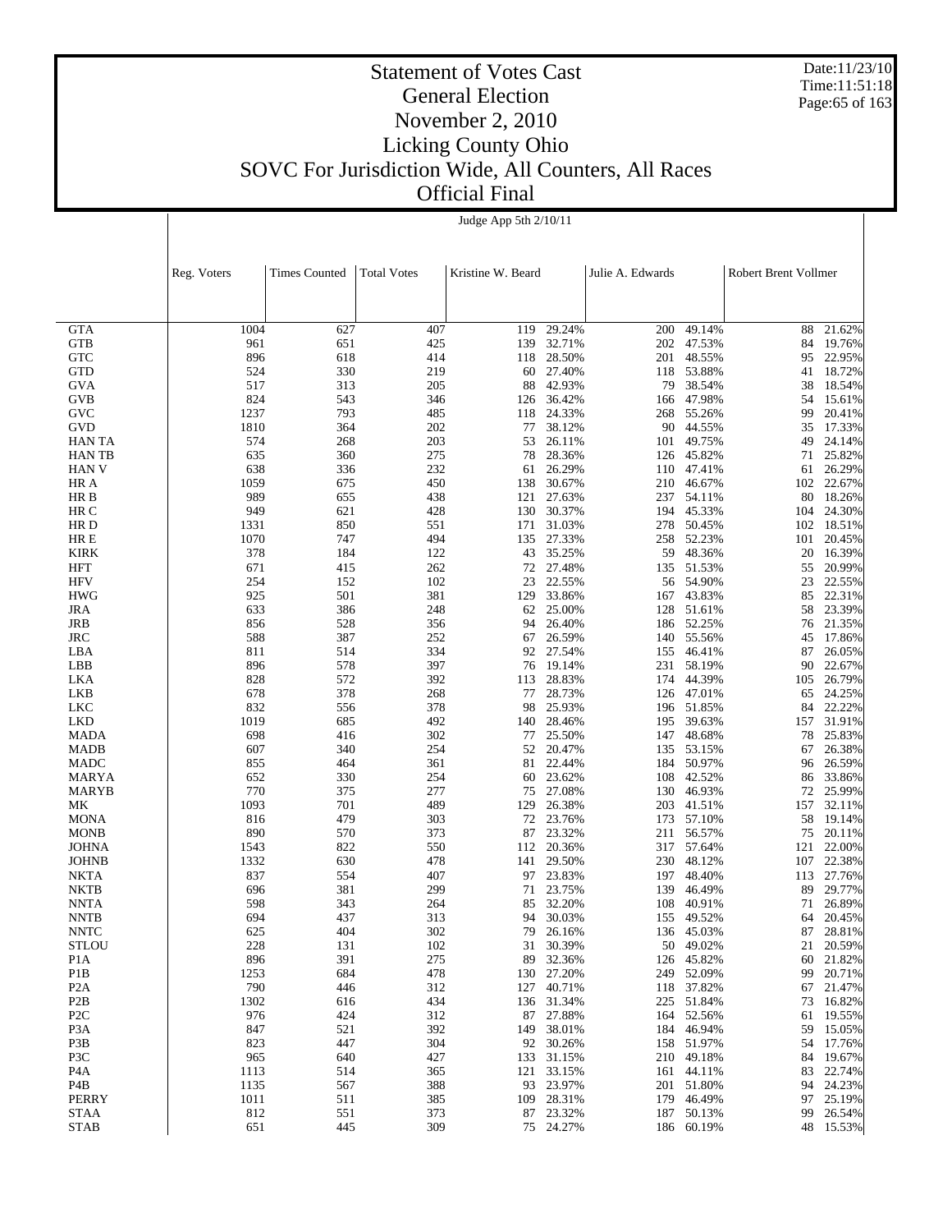# Statement of Votes Cast
## General Election
## November 2, 2010
## Licking County Ohio
## SOVC For Jurisdiction Wide, All Counters, All Races
## Official Final

Date:11/23/10
Time:11:51:18

Judge App 5th 2/10/11

| | Reg. Voters | Times Counted | Total Votes | Kristine W. Beard | | Julie A. Edwards | | Robert Brent Vollmer | |
|---|---|---|---|---|---|---|---|---|---|
| GTA | 1004 | 627 | 407 | 119 | 29.24% | 200 | 49.14% | 88 | 21.62% |
| GTB | 961 | 651 | 425 | 139 | 32.71% | 202 | 47.53% | 84 | 19.76% |
| GTC | 896 | 618 | 414 | 118 | 28.50% | 201 | 48.55% | 95 | 22.95% |
| GTD | 524 | 330 | 219 | 60 | 27.40% | 118 | 53.88% | 41 | 18.72% |
| GVA | 517 | 313 | 205 | 88 | 42.93% | 79 | 38.54% | 38 | 18.54% |
| GVB | 824 | 543 | 346 | 126 | 36.42% | 166 | 47.98% | 54 | 15.61% |
| GVC | 1237 | 793 | 485 | 118 | 24.33% | 268 | 55.26% | 99 | 20.41% |
| GVD | 1810 | 364 | 202 | 77 | 38.12% | 90 | 44.55% | 35 | 17.33% |
| HAN TA | 574 | 268 | 203 | 53 | 26.11% | 101 | 49.75% | 49 | 24.14% |
| HAN TB | 635 | 360 | 275 | 78 | 28.36% | 126 | 45.82% | 71 | 25.82% |
| HAN V | 638 | 336 | 232 | 61 | 26.29% | 110 | 47.41% | 61 | 26.29% |
| HR A | 1059 | 675 | 450 | 138 | 30.67% | 210 | 46.67% | 102 | 22.67% |
| HR B | 989 | 655 | 438 | 121 | 27.63% | 237 | 54.11% | 80 | 18.26% |
| HR C | 949 | 621 | 428 | 130 | 30.37% | 194 | 45.33% | 104 | 24.30% |
| HR D | 1331 | 850 | 551 | 171 | 31.03% | 278 | 50.45% | 102 | 18.51% |
| HR E | 1070 | 747 | 494 | 135 | 27.33% | 258 | 52.23% | 101 | 20.45% |
| KIRK | 378 | 184 | 122 | 43 | 35.25% | 59 | 48.36% | 20 | 16.39% |
| HFT | 671 | 415 | 262 | 72 | 27.48% | 135 | 51.53% | 55 | 20.99% |
| HFV | 254 | 152 | 102 | 23 | 22.55% | 56 | 54.90% | 23 | 22.55% |
| HWG | 925 | 501 | 381 | 129 | 33.86% | 167 | 43.83% | 85 | 22.31% |
| JRA | 633 | 386 | 248 | 62 | 25.00% | 128 | 51.61% | 58 | 23.39% |
| JRB | 856 | 528 | 356 | 94 | 26.40% | 186 | 52.25% | 76 | 21.35% |
| JRC | 588 | 387 | 252 | 67 | 26.59% | 140 | 55.56% | 45 | 17.86% |
| LBA | 811 | 514 | 334 | 92 | 27.54% | 155 | 46.41% | 87 | 26.05% |
| LBB | 896 | 578 | 397 | 76 | 19.14% | 231 | 58.19% | 90 | 22.67% |
| LKA | 828 | 572 | 392 | 113 | 28.83% | 174 | 44.39% | 105 | 26.79% |
| LKB | 678 | 378 | 268 | 77 | 28.73% | 126 | 47.01% | 65 | 24.25% |
| LKC | 832 | 556 | 378 | 98 | 25.93% | 196 | 51.85% | 84 | 22.22% |
| LKD | 1019 | 685 | 492 | 140 | 28.46% | 195 | 39.63% | 157 | 31.91% |
| MADA | 698 | 416 | 302 | 77 | 25.50% | 147 | 48.68% | 78 | 25.83% |
| MADB | 607 | 340 | 254 | 52 | 20.47% | 135 | 53.15% | 67 | 26.38% |
| MADC | 855 | 464 | 361 | 81 | 22.44% | 184 | 50.97% | 96 | 26.59% |
| MARYA | 652 | 330 | 254 | 60 | 23.62% | 108 | 42.52% | 86 | 33.86% |
| MARYB | 770 | 375 | 277 | 75 | 27.08% | 130 | 46.93% | 72 | 25.99% |
| MK | 1093 | 701 | 489 | 129 | 26.38% | 203 | 41.51% | 157 | 32.11% |
| MONA | 816 | 479 | 303 | 72 | 23.76% | 173 | 57.10% | 58 | 19.14% |
| MONB | 890 | 570 | 373 | 87 | 23.32% | 211 | 56.57% | 75 | 20.11% |
| JOHNA | 1543 | 822 | 550 | 112 | 20.36% | 317 | 57.64% | 121 | 22.00% |
| JOHNB | 1332 | 630 | 478 | 141 | 29.50% | 230 | 48.12% | 107 | 22.38% |
| NKTA | 837 | 554 | 407 | 97 | 23.83% | 197 | 48.40% | 113 | 27.76% |
| NKTB | 696 | 381 | 299 | 71 | 23.75% | 139 | 46.49% | 89 | 29.77% |
| NNTA | 598 | 343 | 264 | 85 | 32.20% | 108 | 40.91% | 71 | 26.89% |
| NNTB | 694 | 437 | 313 | 94 | 30.03% | 155 | 49.52% | 64 | 20.45% |
| NNTC | 625 | 404 | 302 | 79 | 26.16% | 136 | 45.03% | 87 | 28.81% |
| STLOU | 228 | 131 | 102 | 31 | 30.39% | 50 | 49.02% | 21 | 20.59% |
| P1A | 896 | 391 | 275 | 89 | 32.36% | 126 | 45.82% | 60 | 21.82% |
| P1B | 1253 | 684 | 478 | 130 | 27.20% | 249 | 52.09% | 99 | 20.71% |
| P2A | 790 | 446 | 312 | 127 | 40.71% | 118 | 37.82% | 67 | 21.47% |
| P2B | 1302 | 616 | 434 | 136 | 31.34% | 225 | 51.84% | 73 | 16.82% |
| P2C | 976 | 424 | 312 | 87 | 27.88% | 164 | 52.56% | 61 | 19.55% |
| P3A | 847 | 521 | 392 | 149 | 38.01% | 184 | 46.94% | 59 | 15.05% |
| P3B | 823 | 447 | 304 | 92 | 30.26% | 158 | 51.97% | 54 | 17.76% |
| P3C | 965 | 640 | 427 | 133 | 31.15% | 210 | 49.18% | 84 | 19.67% |
| P4A | 1113 | 514 | 365 | 121 | 33.15% | 161 | 44.11% | 83 | 22.74% |
| P4B | 1135 | 567 | 388 | 93 | 23.97% | 201 | 51.80% | 94 | 24.23% |
| PERRY | 1011 | 511 | 385 | 109 | 28.31% | 179 | 46.49% | 97 | 25.19% |
| STAA | 812 | 551 | 373 | 87 | 23.32% | 187 | 50.13% | 99 | 26.54% |
| STAB | 651 | 445 | 309 | 75 | 24.27% | 186 | 60.19% | 48 | 15.53% |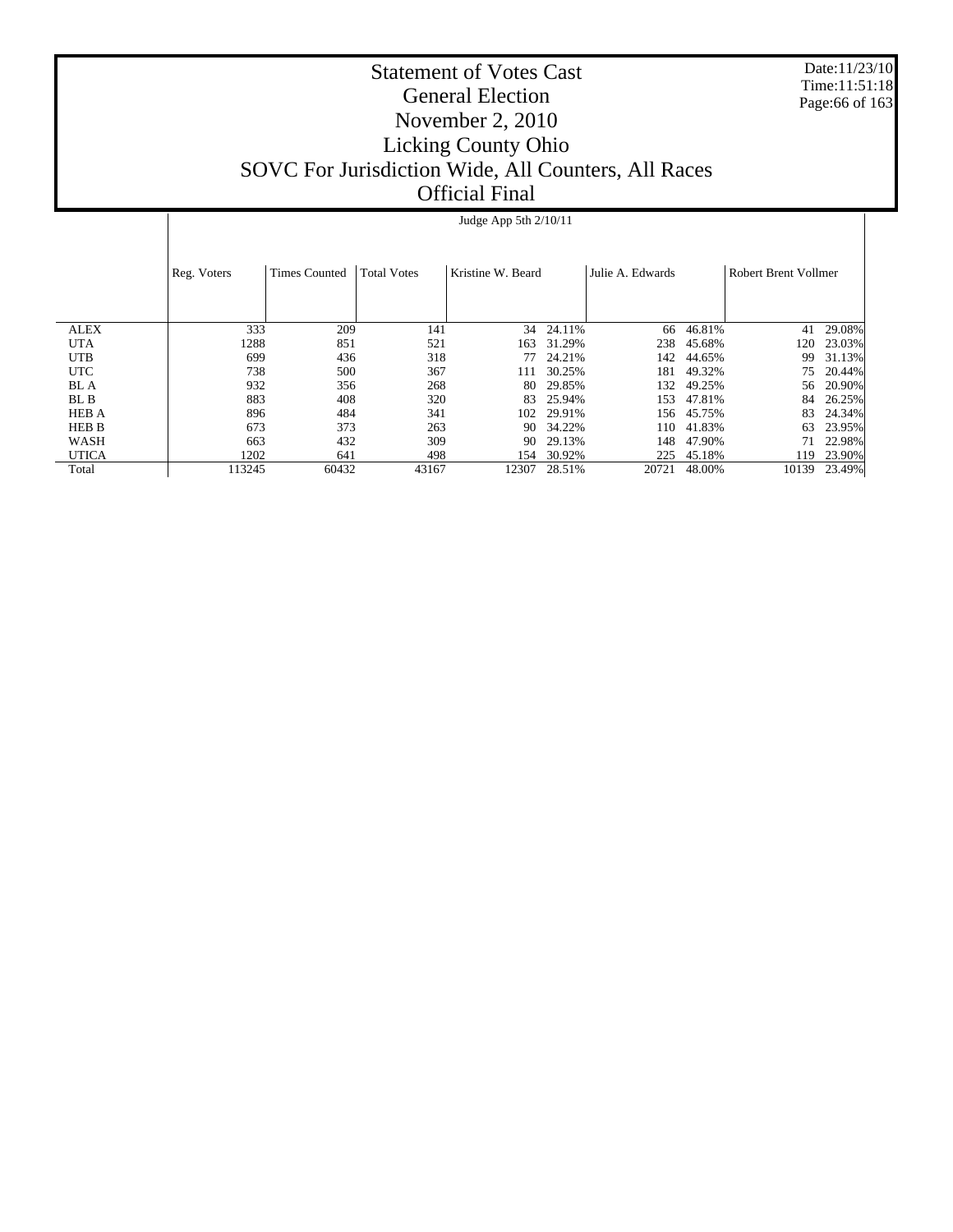# Statement of Votes Cast
## General Election
## November 2, 2010
## Licking County Ohio
## SOVC For Jurisdiction Wide, All Counters, All Races
## Official Final

Date:11/23/10
Time:11:51:18

| | Judge App 5th 2/10/11 | | | | | | | | |
|---|---|---|---|---|---|---|---|---|---|
| | Reg. Voters | Times Counted | Total Votes | Kristine W. Beard | | Julie A. Edwards | | Robert Brent Vollmer | |
| ALEX | 333 | 209 | 141 | 34 | 24.11% | 66 | 46.81% | 41 | 29.08% |
| UTA | 1288 | 851 | 521 | 163 | 31.29% | 238 | 45.68% | 120 | 23.03% |
| UTB | 699 | 436 | 318 | 77 | 24.21% | 142 | 44.65% | 99 | 31.13% |
| UTC | 738 | 500 | 367 | 111 | 30.25% | 181 | 49.32% | 75 | 20.44% |
| BL A | 932 | 356 | 268 | 80 | 29.85% | 132 | 49.25% | 56 | 20.90% |
| BL B | 883 | 408 | 320 | 83 | 25.94% | 153 | 47.81% | 84 | 26.25% |
| HEB A | 896 | 484 | 341 | 102 | 29.91% | 156 | 45.75% | 83 | 24.34% |
| HEB B | 673 | 373 | 263 | 90 | 34.22% | 110 | 41.83% | 63 | 23.95% |
| WASH | 663 | 432 | 309 | 90 | 29.13% | 148 | 47.90% | 71 | 22.98% |
| UTICA | 1202 | 641 | 498 | 154 | 30.92% | 225 | 45.18% | 119 | 23.90% |
| Total | 113245 | 60432 | 43167 | 12307 | 28.51% | 20721 | 48.00% | 10139 | 23.49% |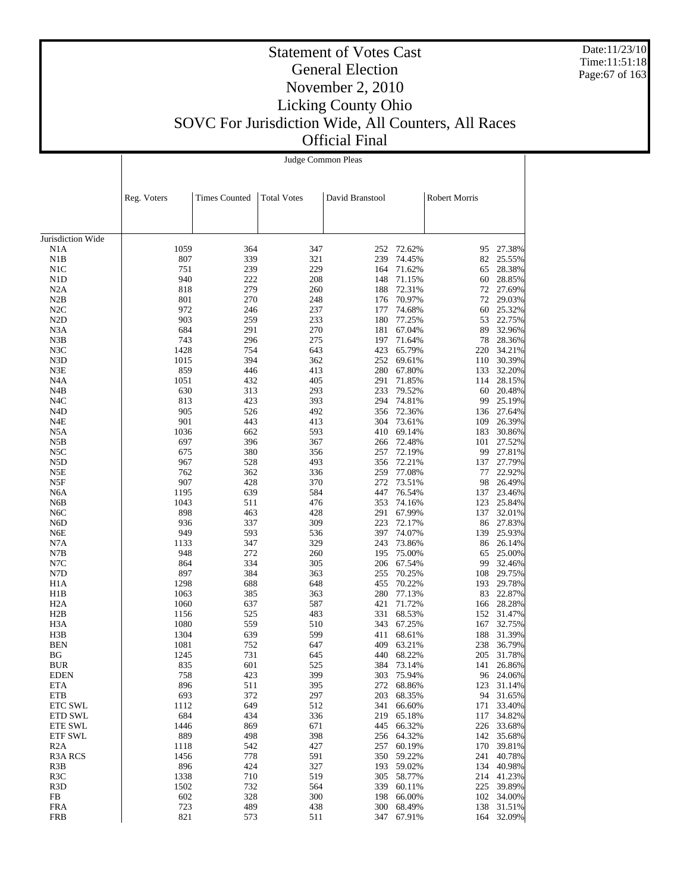# Statement of Votes Cast
## General Election
## November 2, 2010
## Licking County Ohio
## SOVC For Jurisdiction Wide, All Counters, All Races
## Official Final

Judge Common Pleas

| | Reg. Voters | Times Counted | Total Votes | David Branstool | | Robert Morris | |
|---|---|---|---|---|---|---|---|
| Jurisdiction Wide | | | | | | | |
| N1A | 1059 | 364 | 347 | 252 | 72.62% | 95 | 27.38% |
| N1B | 807 | 339 | 321 | 239 | 74.45% | 82 | 25.55% |
| N1C | 751 | 239 | 229 | 164 | 71.62% | 65 | 28.38% |
| N1D | 940 | 222 | 208 | 148 | 71.15% | 60 | 28.85% |
| N2A | 818 | 279 | 260 | 188 | 72.31% | 72 | 27.69% |
| N2B | 801 | 270 | 248 | 176 | 70.97% | 72 | 29.03% |
| N2C | 972 | 246 | 237 | 177 | 74.68% | 60 | 25.32% |
| N2D | 903 | 259 | 233 | 180 | 77.25% | 53 | 22.75% |
| N3A | 684 | 291 | 270 | 181 | 67.04% | 89 | 32.96% |
| N3B | 743 | 296 | 275 | 197 | 71.64% | 78 | 28.36% |
| N3C | 1428 | 754 | 643 | 423 | 65.79% | 220 | 34.21% |
| N3D | 1015 | 394 | 362 | 252 | 69.61% | 110 | 30.39% |
| N3E | 859 | 446 | 413 | 280 | 67.80% | 133 | 32.20% |
| N4A | 1051 | 432 | 405 | 291 | 71.85% | 114 | 28.15% |
| N4B | 630 | 313 | 293 | 233 | 79.52% | 60 | 20.48% |
| N4C | 813 | 423 | 393 | 294 | 74.81% | 99 | 25.19% |
| N4D | 905 | 526 | 492 | 356 | 72.36% | 136 | 27.64% |
| N4E | 901 | 443 | 413 | 304 | 73.61% | 109 | 26.39% |
| N5A | 1036 | 662 | 593 | 410 | 69.14% | 183 | 30.86% |
| N5B | 697 | 396 | 367 | 266 | 72.48% | 101 | 27.52% |
| N5C | 675 | 380 | 356 | 257 | 72.19% | 99 | 27.81% |
| N5D | 967 | 528 | 493 | 356 | 72.21% | 137 | 27.79% |
| N5E | 762 | 362 | 336 | 259 | 77.08% | 77 | 22.92% |
| N5F | 907 | 428 | 370 | 272 | 73.51% | 98 | 26.49% |
| N6A | 1195 | 639 | 584 | 447 | 76.54% | 137 | 23.46% |
| N6B | 1043 | 511 | 476 | 353 | 74.16% | 123 | 25.84% |
| N6C | 898 | 463 | 428 | 291 | 67.99% | 137 | 32.01% |
| N6D | 936 | 337 | 309 | 223 | 72.17% | 86 | 27.83% |
| N6E | 949 | 593 | 536 | 397 | 74.07% | 139 | 25.93% |
| N7A | 1133 | 347 | 329 | 243 | 73.86% | 86 | 26.14% |
| N7B | 948 | 272 | 260 | 195 | 75.00% | 65 | 25.00% |
| N7C | 864 | 334 | 305 | 206 | 67.54% | 99 | 32.46% |
| N7D | 897 | 384 | 363 | 255 | 70.25% | 108 | 29.75% |
| H1A | 1298 | 688 | 648 | 455 | 70.22% | 193 | 29.78% |
| H1B | 1063 | 385 | 363 | 280 | 77.13% | 83 | 22.87% |
| H2A | 1060 | 637 | 587 | 421 | 71.72% | 166 | 28.28% |
| H2B | 1156 | 525 | 483 | 331 | 68.53% | 152 | 31.47% |
| H3A | 1080 | 559 | 510 | 343 | 67.25% | 167 | 32.75% |
| H3B | 1304 | 639 | 599 | 411 | 68.61% | 188 | 31.39% |
| BEN | 1081 | 752 | 647 | 409 | 63.21% | 238 | 36.79% |
| BG | 1245 | 731 | 645 | 440 | 68.22% | 205 | 31.78% |
| BUR | 835 | 601 | 525 | 384 | 73.14% | 141 | 26.86% |
| EDEN | 758 | 423 | 399 | 303 | 75.94% | 96 | 24.06% |
| ETA | 896 | 511 | 395 | 272 | 68.86% | 123 | 31.14% |
| ETB | 693 | 372 | 297 | 203 | 68.35% | 94 | 31.65% |
| ETC SWL | 1112 | 649 | 512 | 341 | 66.60% | 171 | 33.40% |
| ETD SWL | 684 | 434 | 336 | 219 | 65.18% | 117 | 34.82% |
| ETE SWL | 1446 | 869 | 671 | 445 | 66.32% | 226 | 33.68% |
| ETF SWL | 889 | 498 | 398 | 256 | 64.32% | 142 | 35.68% |
| R2A | 1118 | 542 | 427 | 257 | 60.19% | 170 | 39.81% |
| R3A RCS | 1456 | 778 | 591 | 350 | 59.22% | 241 | 40.78% |
| R3B | 896 | 424 | 327 | 193 | 59.02% | 134 | 40.98% |
| R3C | 1338 | 710 | 519 | 305 | 58.77% | 214 | 41.23% |
| R3D | 1502 | 732 | 564 | 339 | 60.11% | 225 | 39.89% |
| FB | 602 | 328 | 300 | 198 | 66.00% | 102 | 34.00% |
| FRA | 723 | 489 | 438 | 300 | 68.49% | 138 | 31.51% |
| FRB | 821 | 573 | 511 | 347 | 67.91% | 164 | 32.09% |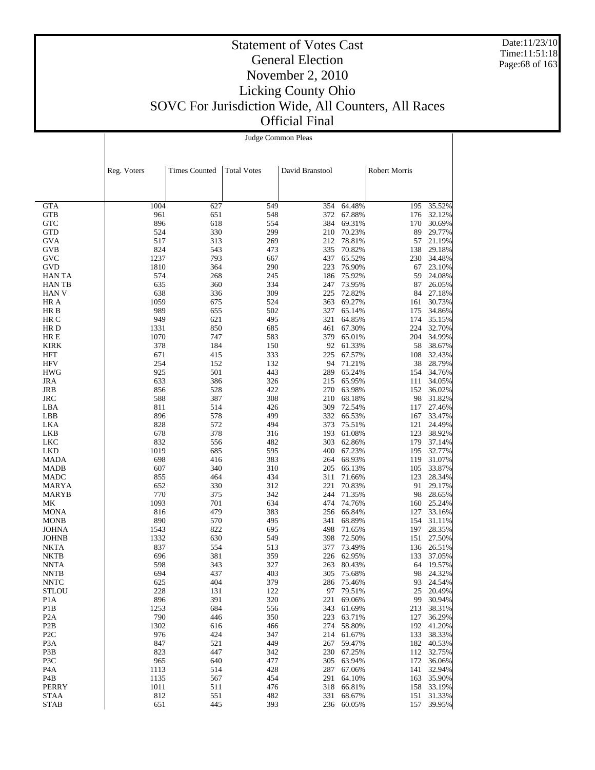# Statement of Votes Cast

## General Election

## November 2, 2010

## Licking County Ohio

## SOVC For Jurisdiction Wide, All Counters, All Races

## Official Final

Date:11/23/10
Time:11:51:18

### Judge Common Pleas

| | Reg. Voters | Times Counted | Total Votes | David Branstool | | Robert Morris | |
|---|---|---|---|---|---|---|---|
| GTA | 1004 | 627 | 549 | 354 | 64.48% | 195 | 35.52% |
| GTB | 961 | 651 | 548 | 372 | 67.88% | 176 | 32.12% |
| GTC | 896 | 618 | 554 | 384 | 69.31% | 170 | 30.69% |
| GTD | 524 | 330 | 299 | 210 | 70.23% | 89 | 29.77% |
| GVA | 517 | 313 | 269 | 212 | 78.81% | 57 | 21.19% |
| GVB | 824 | 543 | 473 | 335 | 70.82% | 138 | 29.18% |
| GVC | 1237 | 793 | 667 | 437 | 65.52% | 230 | 34.48% |
| GVD | 1810 | 364 | 290 | 223 | 76.90% | 67 | 23.10% |
| HAN TA | 574 | 268 | 245 | 186 | 75.92% | 59 | 24.08% |
| HAN TB | 635 | 360 | 334 | 247 | 73.95% | 87 | 26.05% |
| HAN V | 638 | 336 | 309 | 225 | 72.82% | 84 | 27.18% |
| HR A | 1059 | 675 | 524 | 363 | 69.27% | 161 | 30.73% |
| HR B | 989 | 655 | 502 | 327 | 65.14% | 175 | 34.86% |
| HR C | 949 | 621 | 495 | 321 | 64.85% | 174 | 35.15% |
| HR D | 1331 | 850 | 685 | 461 | 67.30% | 224 | 32.70% |
| HR E | 1070 | 747 | 583 | 379 | 65.01% | 204 | 34.99% |
| KIRK | 378 | 184 | 150 | 92 | 61.33% | 58 | 38.67% |
| HFT | 671 | 415 | 333 | 225 | 67.57% | 108 | 32.43% |
| HFV | 254 | 152 | 132 | 94 | 71.21% | 38 | 28.79% |
| HWG | 925 | 501 | 443 | 289 | 65.24% | 154 | 34.76% |
| JRA | 633 | 386 | 326 | 215 | 65.95% | 111 | 34.05% |
| JRB | 856 | 528 | 422 | 270 | 63.98% | 152 | 36.02% |
| JRC | 588 | 387 | 308 | 210 | 68.18% | 98 | 31.82% |
| LBA | 811 | 514 | 426 | 309 | 72.54% | 117 | 27.46% |
| LBB | 896 | 578 | 499 | 332 | 66.53% | 167 | 33.47% |
| LKA | 828 | 572 | 494 | 373 | 75.51% | 121 | 24.49% |
| LKB | 678 | 378 | 316 | 193 | 61.08% | 123 | 38.92% |
| LKC | 832 | 556 | 482 | 303 | 62.86% | 179 | 37.14% |
| LKD | 1019 | 685 | 595 | 400 | 67.23% | 195 | 32.77% |
| MADA | 698 | 416 | 383 | 264 | 68.93% | 119 | 31.07% |
| MADB | 607 | 340 | 310 | 205 | 66.13% | 105 | 33.87% |
| MADC | 855 | 464 | 434 | 311 | 71.66% | 123 | 28.34% |
| MARYA | 652 | 330 | 312 | 221 | 70.83% | 91 | 29.17% |
| MARYB | 770 | 375 | 342 | 244 | 71.35% | 98 | 28.65% |
| MK | 1093 | 701 | 634 | 474 | 74.76% | 160 | 25.24% |
| MONA | 816 | 479 | 383 | 256 | 66.84% | 127 | 33.16% |
| MONB | 890 | 570 | 495 | 341 | 68.89% | 154 | 31.11% |
| JOHNA | 1543 | 822 | 695 | 498 | 71.65% | 197 | 28.35% |
| JOHNB | 1332 | 630 | 549 | 398 | 72.50% | 151 | 27.50% |
| NKTA | 837 | 554 | 513 | 377 | 73.49% | 136 | 26.51% |
| NKTB | 696 | 381 | 359 | 226 | 62.95% | 133 | 37.05% |
| NNTA | 598 | 343 | 327 | 263 | 80.43% | 64 | 19.57% |
| NNTB | 694 | 437 | 403 | 305 | 75.68% | 98 | 24.32% |
| NNTC | 625 | 404 | 379 | 286 | 75.46% | 93 | 24.54% |
| STLOU | 228 | 131 | 122 | 97 | 79.51% | 25 | 20.49% |
| P1A | 896 | 391 | 320 | 221 | 69.06% | 99 | 30.94% |
| P1B | 1253 | 684 | 556 | 343 | 61.69% | 213 | 38.31% |
| P2A | 790 | 446 | 350 | 223 | 63.71% | 127 | 36.29% |
| P2B | 1302 | 616 | 466 | 274 | 58.80% | 192 | 41.20% |
| P2C | 976 | 424 | 347 | 214 | 61.67% | 133 | 38.33% |
| P3A | 847 | 521 | 449 | 267 | 59.47% | 182 | 40.53% |
| P3B | 823 | 447 | 342 | 230 | 67.25% | 112 | 32.75% |
| P3C | 965 | 640 | 477 | 305 | 63.94% | 172 | 36.06% |
| P4A | 1113 | 514 | 428 | 287 | 67.06% | 141 | 32.94% |
| P4B | 1135 | 567 | 454 | 291 | 64.10% | 163 | 35.90% |
| PERRY | 1011 | 511 | 476 | 318 | 66.81% | 158 | 33.19% |
| STAA | 812 | 551 | 482 | 331 | 68.67% | 151 | 31.33% |
| STAB | 651 | 445 | 393 | 236 | 60.05% | 157 | 39.95% |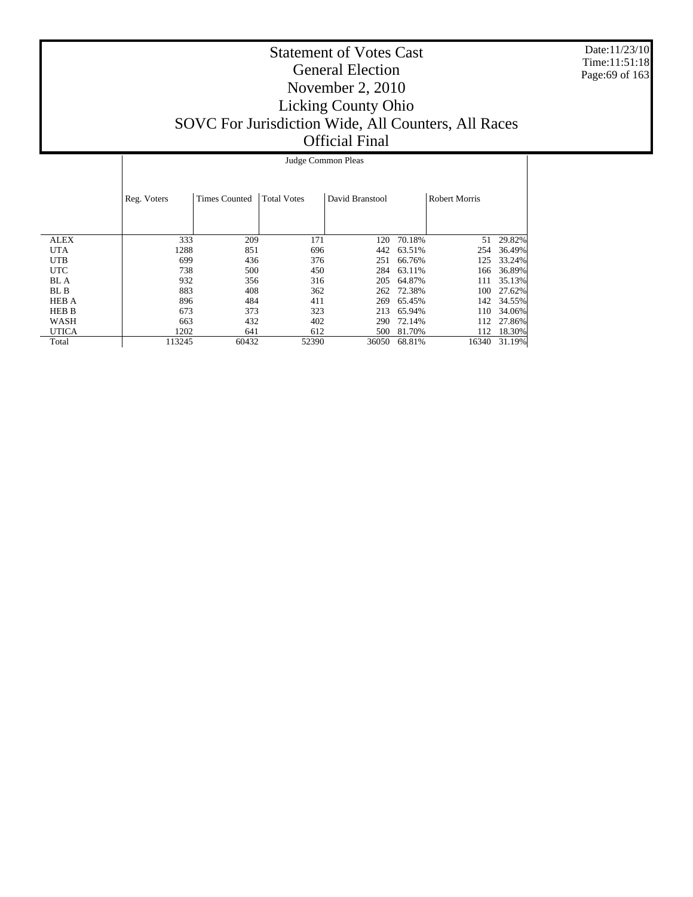# Statement of Votes Cast
## General Election
## November 2, 2010
## Licking County Ohio
## SOVC For Jurisdiction Wide, All Counters, All Races
## Official Final

Judge Common Pleas

| | Reg. Voters | Times Counted | Total Votes | David Branstool | | Robert Morris | |
|---|---|---|---|---|---|---|---|
| ALEX | 333 | 209 | 171 | 120 | 70.18% | 51 | 29.82% |
| UTA | 1288 | 851 | 696 | 442 | 63.51% | 254 | 36.49% |
| UTB | 699 | 436 | 376 | 251 | 66.76% | 125 | 33.24% |
| UTC | 738 | 500 | 450 | 284 | 63.11% | 166 | 36.89% |
| BL A | 932 | 356 | 316 | 205 | 64.87% | 111 | 35.13% |
| BL B | 883 | 408 | 362 | 262 | 72.38% | 100 | 27.62% |
| HEB A | 896 | 484 | 411 | 269 | 65.45% | 142 | 34.55% |
| HEB B | 673 | 373 | 323 | 213 | 65.94% | 110 | 34.06% |
| WASH | 663 | 432 | 402 | 290 | 72.14% | 112 | 27.86% |
| UTICA | 1202 | 641 | 612 | 500 | 81.70% | 112 | 18.30% |
| Total | 113245 | 60432 | 52390 | 36050 | 68.81% | 16340 | 31.19% |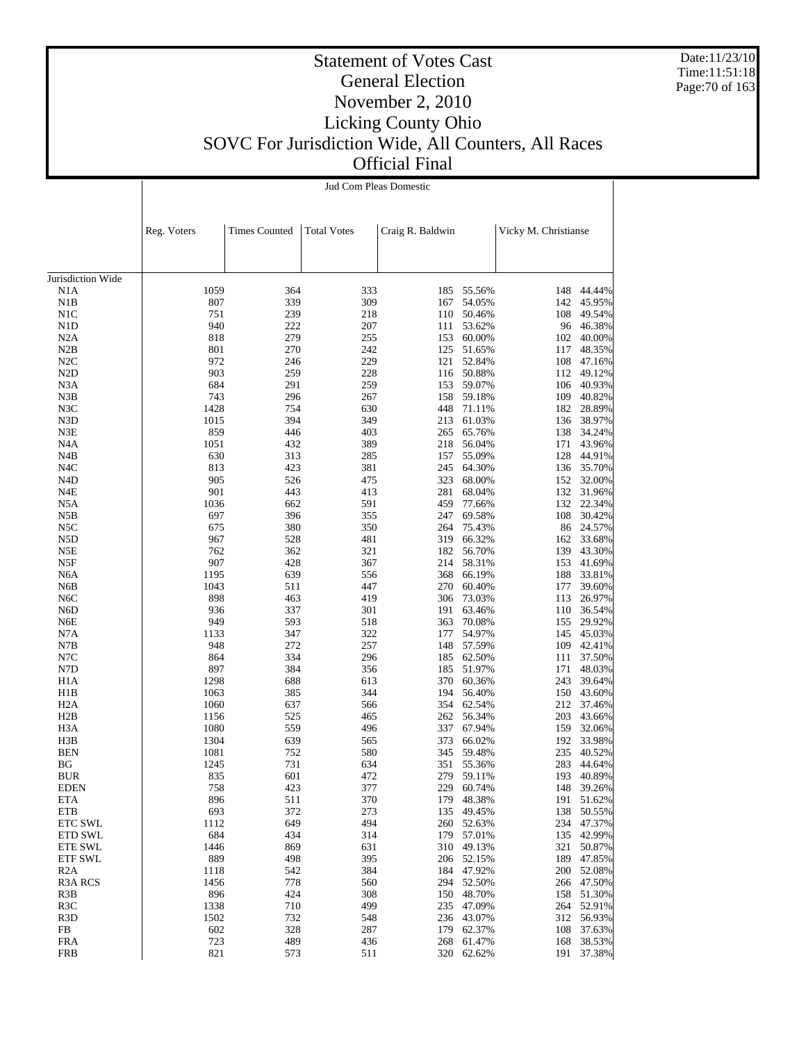# Statement of Votes Cast
## General Election
## November 2, 2010
## Licking County Ohio
## SOVC For Jurisdiction Wide, All Counters, All Races
## Official Final

Jud Com Pleas Domestic

| | Reg. Voters | Times Counted | Total Votes | Craig R. Baldwin | | Vicky M. Christianse | |
|---|---|---|---|---|---|---|---|
| Jurisdiction Wide | | | | | | | |
| N1A | 1059 | 364 | 333 | 185 | 55.56% | 148 | 44.44% |
| N1B | 807 | 339 | 309 | 167 | 54.05% | 142 | 45.95% |
| N1C | 751 | 239 | 218 | 110 | 50.46% | 108 | 49.54% |
| N1D | 940 | 222 | 207 | 111 | 53.62% | 96 | 46.38% |
| N2A | 818 | 279 | 255 | 153 | 60.00% | 102 | 40.00% |
| N2B | 801 | 270 | 242 | 125 | 51.65% | 117 | 48.35% |
| N2C | 972 | 246 | 229 | 121 | 52.84% | 108 | 47.16% |
| N2D | 903 | 259 | 228 | 116 | 50.88% | 112 | 49.12% |
| N3A | 684 | 291 | 259 | 153 | 59.07% | 106 | 40.93% |
| N3B | 743 | 296 | 267 | 158 | 59.18% | 109 | 40.82% |
| N3C | 1428 | 754 | 630 | 448 | 71.11% | 182 | 28.89% |
| N3D | 1015 | 394 | 349 | 213 | 61.03% | 136 | 38.97% |
| N3E | 859 | 446 | 403 | 265 | 65.76% | 138 | 34.24% |
| N4A | 1051 | 432 | 389 | 218 | 56.04% | 171 | 43.96% |
| N4B | 630 | 313 | 285 | 157 | 55.09% | 128 | 44.91% |
| N4C | 813 | 423 | 381 | 245 | 64.30% | 136 | 35.70% |
| N4D | 905 | 526 | 475 | 323 | 68.00% | 152 | 32.00% |
| N4E | 901 | 443 | 413 | 281 | 68.04% | 132 | 31.96% |
| N5A | 1036 | 662 | 591 | 459 | 77.66% | 132 | 22.34% |
| N5B | 697 | 396 | 355 | 247 | 69.58% | 108 | 30.42% |
| N5C | 675 | 380 | 350 | 264 | 75.43% | 86 | 24.57% |
| N5D | 967 | 528 | 481 | 319 | 66.32% | 162 | 33.68% |
| N5E | 762 | 362 | 321 | 182 | 56.70% | 139 | 43.30% |
| N5F | 907 | 428 | 367 | 214 | 58.31% | 153 | 41.69% |
| N6A | 1195 | 639 | 556 | 368 | 66.19% | 188 | 33.81% |
| N6B | 1043 | 511 | 447 | 270 | 60.40% | 177 | 39.60% |
| N6C | 898 | 463 | 419 | 306 | 73.03% | 113 | 26.97% |
| N6D | 936 | 337 | 301 | 191 | 63.46% | 110 | 36.54% |
| N6E | 949 | 593 | 518 | 363 | 70.08% | 155 | 29.92% |
| N7A | 1133 | 347 | 322 | 177 | 54.97% | 145 | 45.03% |
| N7B | 948 | 272 | 257 | 148 | 57.59% | 109 | 42.41% |
| N7C | 864 | 334 | 296 | 185 | 62.50% | 111 | 37.50% |
| N7D | 897 | 384 | 356 | 185 | 51.97% | 171 | 48.03% |
| H1A | 1298 | 688 | 613 | 370 | 60.36% | 243 | 39.64% |
| H1B | 1063 | 385 | 344 | 194 | 56.40% | 150 | 43.60% |
| H2A | 1060 | 637 | 566 | 354 | 62.54% | 212 | 37.46% |
| H2B | 1156 | 525 | 465 | 262 | 56.34% | 203 | 43.66% |
| H3A | 1080 | 559 | 496 | 337 | 67.94% | 159 | 32.06% |
| H3B | 1304 | 639 | 565 | 373 | 66.02% | 192 | 33.98% |
| BEN | 1081 | 752 | 580 | 345 | 59.48% | 235 | 40.52% |
| BG | 1245 | 731 | 634 | 351 | 55.36% | 283 | 44.64% |
| BUR | 835 | 601 | 472 | 279 | 59.11% | 193 | 40.89% |
| EDEN | 758 | 423 | 377 | 229 | 60.74% | 148 | 39.26% |
| ETA | 896 | 511 | 370 | 179 | 48.38% | 191 | 51.62% |
| ETB | 693 | 372 | 273 | 135 | 49.45% | 138 | 50.55% |
| ETC SWL | 1112 | 649 | 494 | 260 | 52.63% | 234 | 47.37% |
| ETD SWL | 684 | 434 | 314 | 179 | 57.01% | 135 | 42.99% |
| ETE SWL | 1446 | 869 | 631 | 310 | 49.13% | 321 | 50.87% |
| ETF SWL | 889 | 498 | 395 | 206 | 52.15% | 189 | 47.85% |
| R2A | 1118 | 542 | 384 | 184 | 47.92% | 200 | 52.08% |
| R3A RCS | 1456 | 778 | 560 | 294 | 52.50% | 266 | 47.50% |
| R3B | 896 | 424 | 308 | 150 | 48.70% | 158 | 51.30% |
| R3C | 1338 | 710 | 499 | 235 | 47.09% | 264 | 52.91% |
| R3D | 1502 | 732 | 548 | 236 | 43.07% | 312 | 56.93% |
| FB | 602 | 328 | 287 | 179 | 62.37% | 108 | 37.63% |
| FRA | 723 | 489 | 436 | 268 | 61.47% | 168 | 38.53% |
| FRB | 821 | 573 | 511 | 320 | 62.62% | 191 | 37.38% |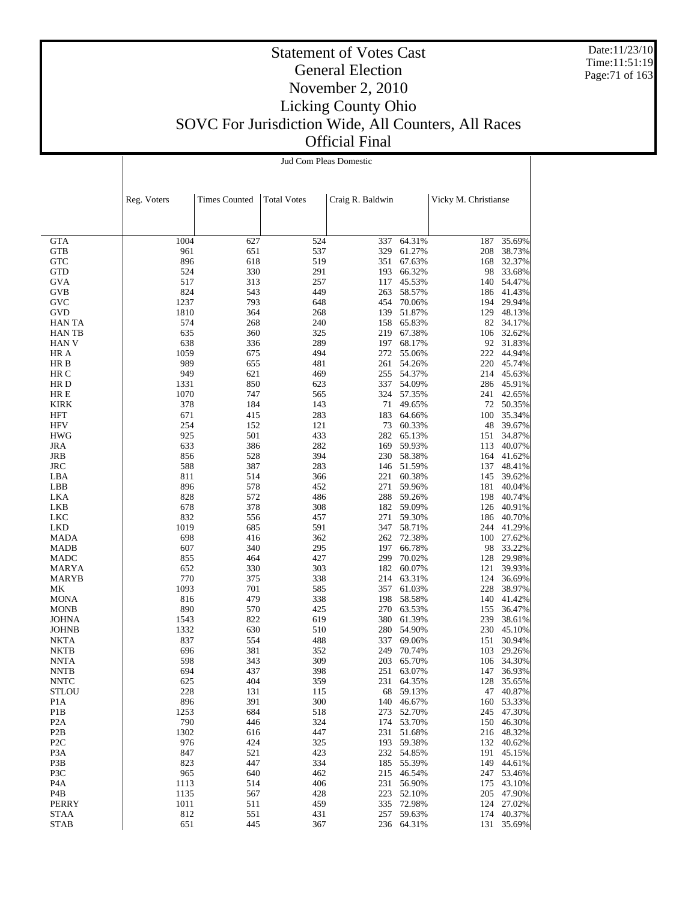# Statement of Votes Cast
## General Election
## November 2, 2010
## Licking County Ohio
## SOVC For Jurisdiction Wide, All Counters, All Races
## Official Final

Date:11/23/10
Time:11:51:19

| | Reg. Voters | Times Counted | Total Votes | Craig R. Baldwin | | Vicky M. Christianse | |
|---|---|---|---|---|---|---|---|
| | Jud Com Pleas Domestic | | | | | | |
| GTA | 1004 | 627 | 524 | 337 | 64.31% | 187 | 35.69% |
| GTB | 961 | 651 | 537 | 329 | 61.27% | 208 | 38.73% |
| GTC | 896 | 618 | 519 | 351 | 67.63% | 168 | 32.37% |
| GTD | 524 | 330 | 291 | 193 | 66.32% | 98 | 33.68% |
| GVA | 517 | 313 | 257 | 117 | 45.53% | 140 | 54.47% |
| GVB | 824 | 543 | 449 | 263 | 58.57% | 186 | 41.43% |
| GVC | 1237 | 793 | 648 | 454 | 70.06% | 194 | 29.94% |
| GVD | 1810 | 364 | 268 | 139 | 51.87% | 129 | 48.13% |
| HAN TA | 574 | 268 | 240 | 158 | 65.83% | 82 | 34.17% |
| HAN TB | 635 | 360 | 325 | 219 | 67.38% | 106 | 32.62% |
| HAN V | 638 | 336 | 289 | 197 | 68.17% | 92 | 31.83% |
| HR A | 1059 | 675 | 494 | 272 | 55.06% | 222 | 44.94% |
| HR B | 989 | 655 | 481 | 261 | 54.26% | 220 | 45.74% |
| HR C | 949 | 621 | 469 | 255 | 54.37% | 214 | 45.63% |
| HR D | 1331 | 850 | 623 | 337 | 54.09% | 286 | 45.91% |
| HR E | 1070 | 747 | 565 | 324 | 57.35% | 241 | 42.65% |
| KIRK | 378 | 184 | 143 | 71 | 49.65% | 72 | 50.35% |
| HFT | 671 | 415 | 283 | 183 | 64.66% | 100 | 35.34% |
| HFV | 254 | 152 | 121 | 73 | 60.33% | 48 | 39.67% |
| HWG | 925 | 501 | 433 | 282 | 65.13% | 151 | 34.87% |
| JRA | 633 | 386 | 282 | 169 | 59.93% | 113 | 40.07% |
| JRB | 856 | 528 | 394 | 230 | 58.38% | 164 | 41.62% |
| JRC | 588 | 387 | 283 | 146 | 51.59% | 137 | 48.41% |
| LBA | 811 | 514 | 366 | 221 | 60.38% | 145 | 39.62% |
| LBB | 896 | 578 | 452 | 271 | 59.96% | 181 | 40.04% |
| LKA | 828 | 572 | 486 | 288 | 59.26% | 198 | 40.74% |
| LKB | 678 | 378 | 308 | 182 | 59.09% | 126 | 40.91% |
| LKC | 832 | 556 | 457 | 271 | 59.30% | 186 | 40.70% |
| LKD | 1019 | 685 | 591 | 347 | 58.71% | 244 | 41.29% |
| MADA | 698 | 416 | 362 | 262 | 72.38% | 100 | 27.62% |
| MADB | 607 | 340 | 295 | 197 | 66.78% | 98 | 33.22% |
| MADC | 855 | 464 | 427 | 299 | 70.02% | 128 | 29.98% |
| MARYA | 652 | 330 | 303 | 182 | 60.07% | 121 | 39.93% |
| MARYB | 770 | 375 | 338 | 214 | 63.31% | 124 | 36.69% |
| MK | 1093 | 701 | 585 | 357 | 61.03% | 228 | 38.97% |
| MONA | 816 | 479 | 338 | 198 | 58.58% | 140 | 41.42% |
| MONB | 890 | 570 | 425 | 270 | 63.53% | 155 | 36.47% |
| JOHNA | 1543 | 822 | 619 | 380 | 61.39% | 239 | 38.61% |
| JOHNB | 1332 | 630 | 510 | 280 | 54.90% | 230 | 45.10% |
| NKTA | 837 | 554 | 488 | 337 | 69.06% | 151 | 30.94% |
| NKTB | 696 | 381 | 352 | 249 | 70.74% | 103 | 29.26% |
| NNTA | 598 | 343 | 309 | 203 | 65.70% | 106 | 34.30% |
| NNTB | 694 | 437 | 398 | 251 | 63.07% | 147 | 36.93% |
| NNTC | 625 | 404 | 359 | 231 | 64.35% | 128 | 35.65% |
| STLOU | 228 | 131 | 115 | 68 | 59.13% | 47 | 40.87% |
| P1A | 896 | 391 | 300 | 140 | 46.67% | 160 | 53.33% |
| P1B | 1253 | 684 | 518 | 273 | 52.70% | 245 | 47.30% |
| P2A | 790 | 446 | 324 | 174 | 53.70% | 150 | 46.30% |
| P2B | 1302 | 616 | 447 | 231 | 51.68% | 216 | 48.32% |
| P2C | 976 | 424 | 325 | 193 | 59.38% | 132 | 40.62% |
| P3A | 847 | 521 | 423 | 232 | 54.85% | 191 | 45.15% |
| P3B | 823 | 447 | 334 | 185 | 55.39% | 149 | 44.61% |
| P3C | 965 | 640 | 462 | 215 | 46.54% | 247 | 53.46% |
| P4A | 1113 | 514 | 406 | 231 | 56.90% | 175 | 43.10% |
| P4B | 1135 | 567 | 428 | 223 | 52.10% | 205 | 47.90% |
| PERRY | 1011 | 511 | 459 | 335 | 72.98% | 124 | 27.02% |
| STAA | 812 | 551 | 431 | 257 | 59.63% | 174 | 40.37% |
| STAB | 651 | 445 | 367 | 236 | 64.31% | 131 | 35.69% |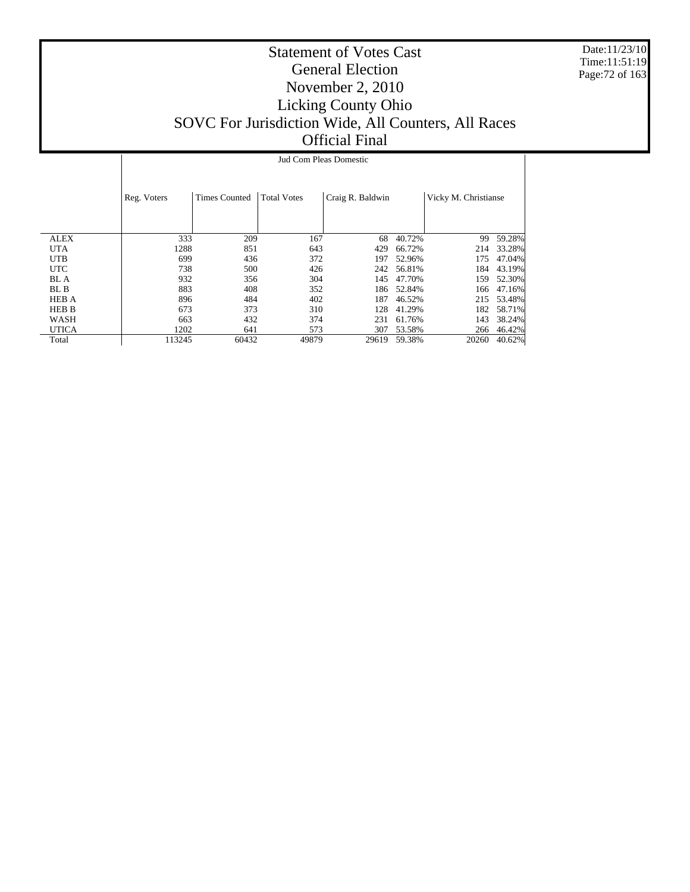# Statement of Votes Cast
## General Election
## November 2, 2010
## Licking County Ohio
## SOVC For Jurisdiction Wide, All Counters, All Races
## Official Final

Date:11/23/10
Time:11:51:19

| | Jud Com Pleas Domestic | | | | | | |
|---|---|---|---|---|---|---|---|
| | Reg. Voters | Times Counted | Total Votes | Craig R. Baldwin | | Vicky M. Christianse | |
| ALEX | 333 | 209 | 167 | 68 | 40.72% | 99 | 59.28% |
| UTA | 1288 | 851 | 643 | 429 | 66.72% | 214 | 33.28% |
| UTB | 699 | 436 | 372 | 197 | 52.96% | 175 | 47.04% |
| UTC | 738 | 500 | 426 | 242 | 56.81% | 184 | 43.19% |
| BL A | 932 | 356 | 304 | 145 | 47.70% | 159 | 52.30% |
| BL B | 883 | 408 | 352 | 186 | 52.84% | 166 | 47.16% |
| HEB A | 896 | 484 | 402 | 187 | 46.52% | 215 | 53.48% |
| HEB B | 673 | 373 | 310 | 128 | 41.29% | 182 | 58.71% |
| WASH | 663 | 432 | 374 | 231 | 61.76% | 143 | 38.24% |
| UTICA | 1202 | 641 | 573 | 307 | 53.58% | 266 | 46.42% |
| Total | 113245 | 60432 | 49879 | 29619 | 59.38% | 20260 | 40.62% |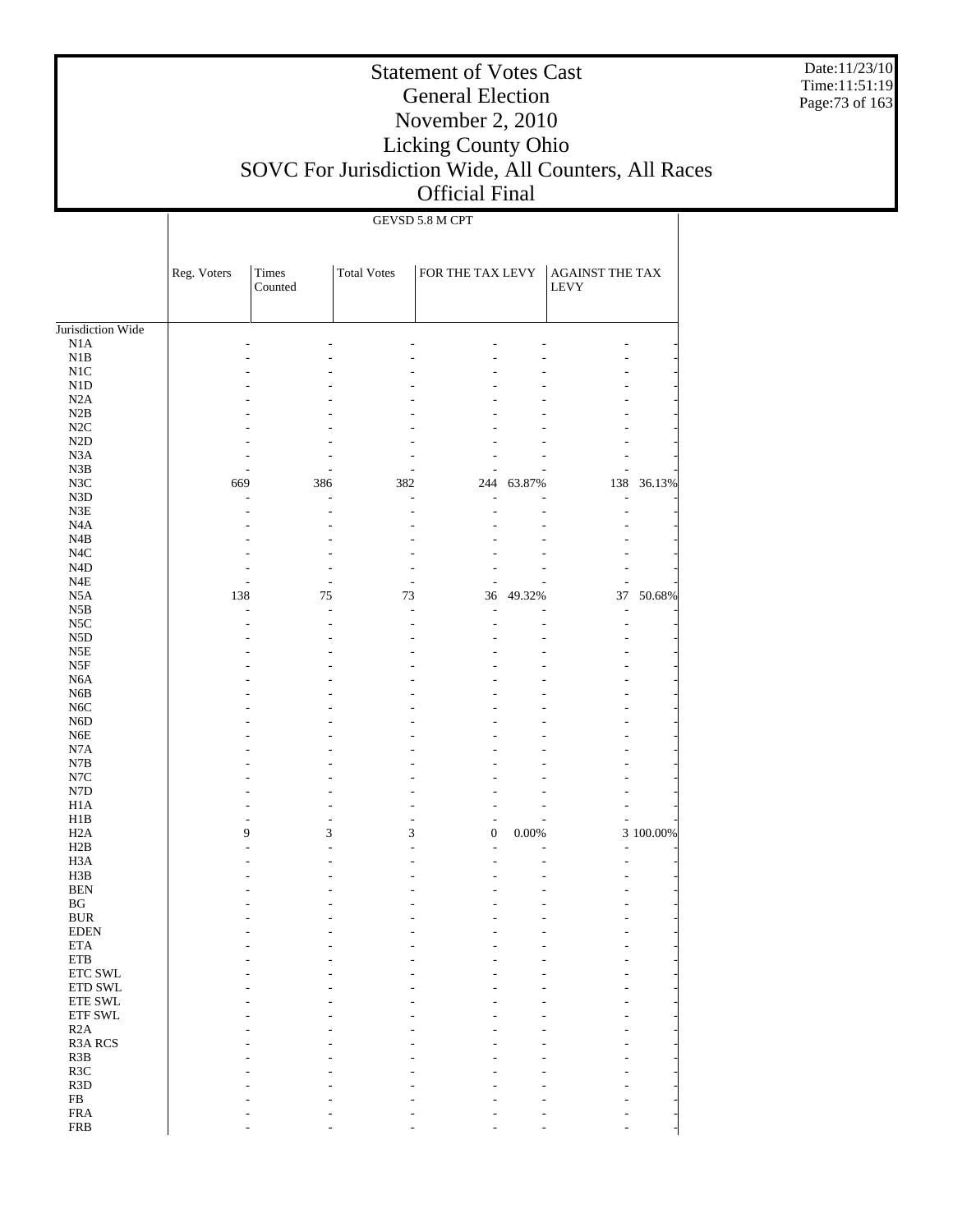# Statement of Votes Cast
## General Election
## November 2, 2010
## Licking County Ohio
## SOVC For Jurisdiction Wide, All Counters, All Races
## Official Final

Date:11/23/10
Time:11:51:19

| | GEVSD 5.8 M CPT | | | | | | |
|---|---|---|---|---|---|---|---|
| | Reg. Voters | Times Counted | Total Votes | FOR THE TAX LEVY | | AGAINST THE TAX LEVY | |
| Jurisdiction Wide | | | | | | | |
| N1A | - | - | - | - | - | - | - |
| N1B | - | - | - | - | - | - | - |
| N1C | - | - | - | - | - | - | - |
| N1D | - | - | - | - | - | - | - |
| N2A | - | - | - | - | - | - | - |
| N2B | - | - | - | - | - | - | - |
| N2C | - | - | - | - | - | - | - |
| N2D | - | - | - | - | - | - | - |
| N3A | - | - | - | - | - | - | - |
| N3B | - | - | - | - | - | - | - |
| N3C | 669 | 386 | 382 | 244 | 63.87% | 138 | 36.13% |
| N3D | - | - | - | - | - | - | - |
| N3E | - | - | - | - | - | - | - |
| N4A | - | - | - | - | - | - | - |
| N4B | - | - | - | - | - | - | - |
| N4C | - | - | - | - | - | - | - |
| N4D | - | - | - | - | - | - | - |
| N4E | - | - | - | - | - | - | - |
| N5A | 138 | 75 | 73 | 36 | 49.32% | 37 | 50.68% |
| N5B | - | - | - | - | - | - | - |
| N5C | - | - | - | - | - | - | - |
| N5D | - | - | - | - | - | - | - |
| N5E | - | - | - | - | - | - | - |
| N5F | - | - | - | - | - | - | - |
| N6A | - | - | - | - | - | - | - |
| N6B | - | - | - | - | - | - | - |
| N6C | - | - | - | - | - | - | - |
| N6D | - | - | - | - | - | - | - |
| N6E | - | - | - | - | - | - | - |
| N7A | - | - | - | - | - | - | - |
| N7B | - | - | - | - | - | - | - |
| N7C | - | - | - | - | - | - | - |
| N7D | - | - | - | - | - | - | - |
| H1A | - | - | - | - | - | - | - |
| H1B | - | - | - | - | - | - | - |
| H2A | 9 | 3 | 3 | 0 | 0.00% | 3 | 100.00% |
| H2B | - | - | - | - | - | - | - |
| H3A | - | - | - | - | - | - | - |
| H3B | - | - | - | - | - | - | - |
| BEN | - | - | - | - | - | - | - |
| BG | - | - | - | - | - | - | - |
| BUR | - | - | - | - | - | - | - |
| EDEN | - | - | - | - | - | - | - |
| ETA | - | - | - | - | - | - | - |
| ETB | - | - | - | - | - | - | - |
| ETC SWL | - | - | - | - | - | - | - |
| ETD SWL | - | - | - | - | - | - | - |
| ETE SWL | - | - | - | - | - | - | - |
| ETF SWL | - | - | - | - | - | - | - |
| R2A | - | - | - | - | - | - | - |
| R3A RCS | - | - | - | - | - | - | - |
| R3B | - | - | - | - | - | - | - |
| R3C | - | - | - | - | - | - | - |
| R3D | - | - | - | - | - | - | - |
| FB | - | - | - | - | - | - | - |
| FRA | - | - | - | - | - | - | - |
| FRB | - | - | - | - | - | - | - |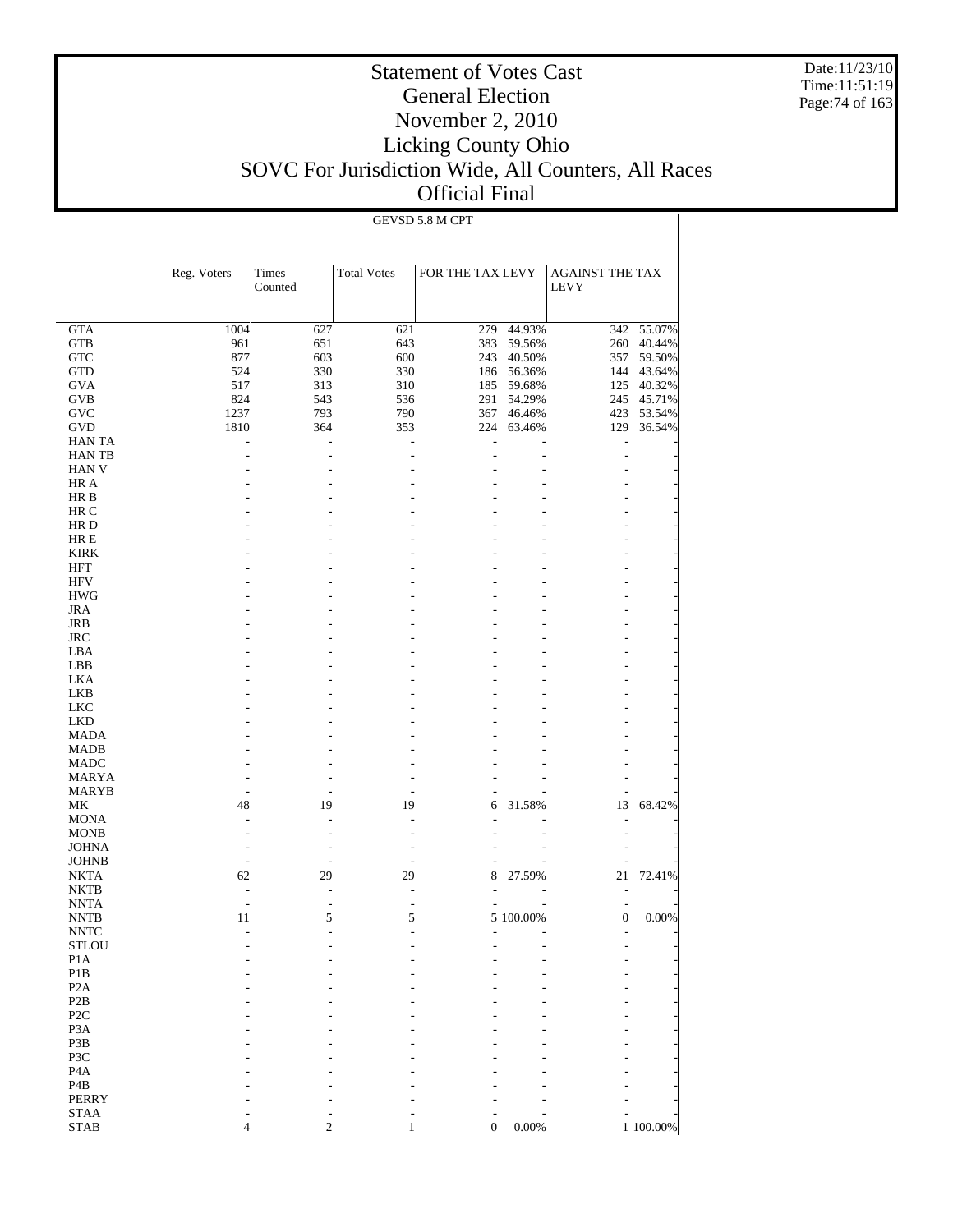# Statement of Votes Cast
## General Election
## November 2, 2010
## Licking County Ohio
## SOVC For Jurisdiction Wide, All Counters, All Races
## Official Final

Date:11/23/10
Time:11:51:19

GEVSD 5.8 M CPT

| | Reg. Voters | Times Counted | Total Votes | FOR THE TAX LEVY | | AGAINST THE TAX LEVY | |
|---|---|---|---|---|---|---|---|
| GTA | 1004 | 627 | 621 | 279 | 44.93% | 342 | 55.07% |
| GTB | 961 | 651 | 643 | 383 | 59.56% | 260 | 40.44% |
| GTC | 877 | 603 | 600 | 243 | 40.50% | 357 | 59.50% |
| GTD | 524 | 330 | 330 | 186 | 56.36% | 144 | 43.64% |
| GVA | 517 | 313 | 310 | 185 | 59.68% | 125 | 40.32% |
| GVB | 824 | 543 | 536 | 291 | 54.29% | 245 | 45.71% |
| GVC | 1237 | 793 | 790 | 367 | 46.46% | 423 | 53.54% |
| GVD | 1810 | 364 | 353 | 224 | 63.46% | 129 | 36.54% |
| HAN TA | - | - | - | - | - | - | - |
| HAN TB | - | - | - | - | - | - | - |
| HAN V | - | - | - | - | - | - | - |
| HR A | - | - | - | - | - | - | - |
| HR B | - | - | - | - | - | - | - |
| HR C | - | - | - | - | - | - | - |
| HR D | - | - | - | - | - | - | - |
| HR E | - | - | - | - | - | - | - |
| KIRK | - | - | - | - | - | - | - |
| HFT | - | - | - | - | - | - | - |
| HFV | - | - | - | - | - | - | - |
| HWG | - | - | - | - | - | - | - |
| JRA | - | - | - | - | - | - | - |
| JRB | - | - | - | - | - | - | - |
| JRC | - | - | - | - | - | - | - |
| LBA | - | - | - | - | - | - | - |
| LBB | - | - | - | - | - | - | - |
| LKA | - | - | - | - | - | - | - |
| LKB | - | - | - | - | - | - | - |
| LKC | - | - | - | - | - | - | - |
| LKD | - | - | - | - | - | - | - |
| MADA | - | - | - | - | - | - | - |
| MADB | - | - | - | - | - | - | - |
| MADC | - | - | - | - | - | - | - |
| MARYA | - | - | - | - | - | - | - |
| MARYB | - | - | - | - | - | - | - |
| MK | 48 | 19 | 19 | 6 | 31.58% | 13 | 68.42% |
| MONA | - | - | - | - | - | - | - |
| MONB | - | - | - | - | - | - | - |
| JOHNA | - | - | - | - | - | - | - |
| JOHNB | - | - | - | - | - | - | - |
| NKTA | 62 | 29 | 29 | 8 | 27.59% | 21 | 72.41% |
| NKTB | - | - | - | - | - | - | - |
| NNTA | - | - | - | - | - | - | - |
| NNTB | 11 | 5 | 5 | 5 | 100.00% | 0 | 0.00% |
| NNTC | - | - | - | - | - | - | - |
| STLOU | - | - | - | - | - | - | - |
| P1A | - | - | - | - | - | - | - |
| P1B | - | - | - | - | - | - | - |
| P2A | - | - | - | - | - | - | - |
| P2B | - | - | - | - | - | - | - |
| P2C | - | - | - | - | - | - | - |
| P3A | - | - | - | - | - | - | - |
| P3B | - | - | - | - | - | - | - |
| P3C | - | - | - | - | - | - | - |
| P4A | - | - | - | - | - | - | - |
| P4B | - | - | - | - | - | - | - |
| PERRY | - | - | - | - | - | - | - |
| STAA | - | - | - | - | - | - | - |
| STAB | 4 | 2 | 1 | 0 | 0.00% | 1 | 100.00% |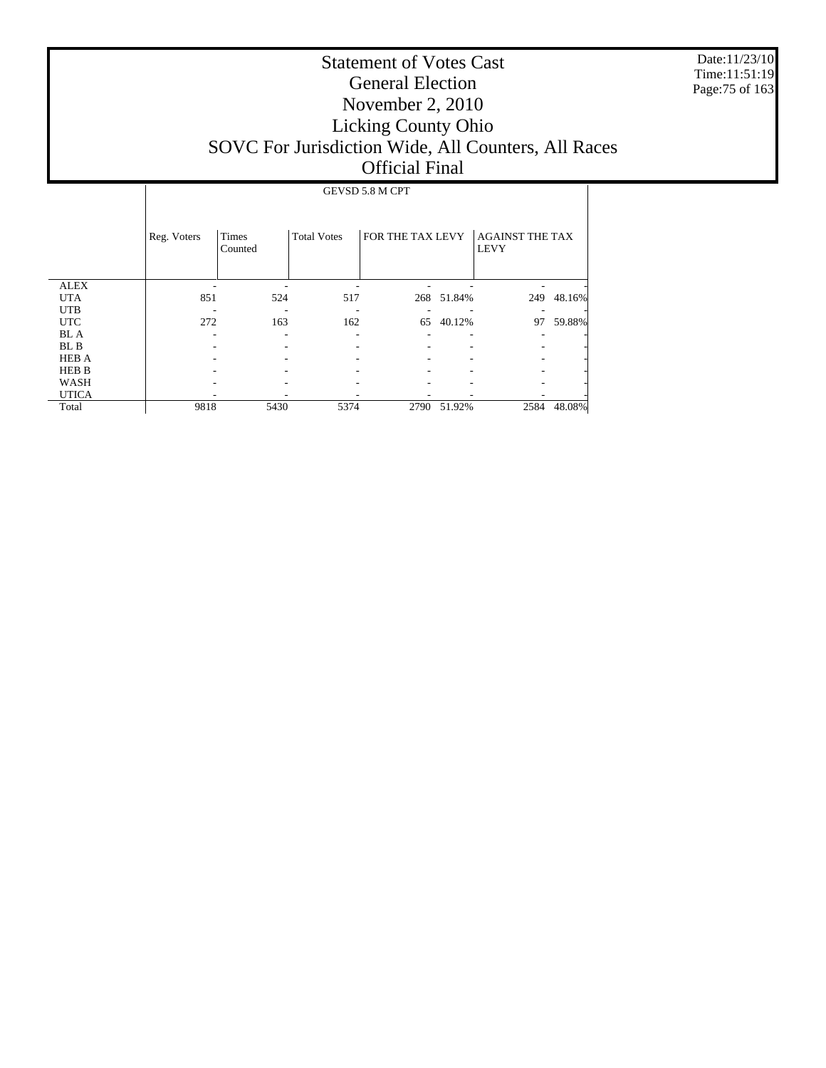# Statement of Votes Cast
## General Election
## November 2, 2010
## Licking County Ohio
## SOVC For Jurisdiction Wide, All Counters, All Races
## Official Final

Date:11/23/10
Time:11:51:19

| | GEVSD 5.8 M CPT | | | | | | |
|---|---|---|---|---|---|---|---|
| | Reg. Voters | Times Counted | Total Votes | FOR THE TAX LEVY | | AGAINST THE TAX LEVY | |
| ALEX | - | - | - | - | - | - | - |
| UTA | 851 | 524 | 517 | 268 | 51.84% | 249 | 48.16% |
| UTB | - | - | - | - | - | - | - |
| UTC | 272 | 163 | 162 | 65 | 40.12% | 97 | 59.88% |
| BL A | - | - | - | - | - | - | - |
| BL B | - | - | - | - | - | - | - |
| HEB A | - | - | - | - | - | - | - |
| HEB B | - | - | - | - | - | - | - |
| WASH | - | - | - | - | - | - | - |
| UTICA | - | - | - | - | - | - | - |
| Total | 9818 | 5430 | 5374 | 2790 | 51.92% | 2584 | 48.08% |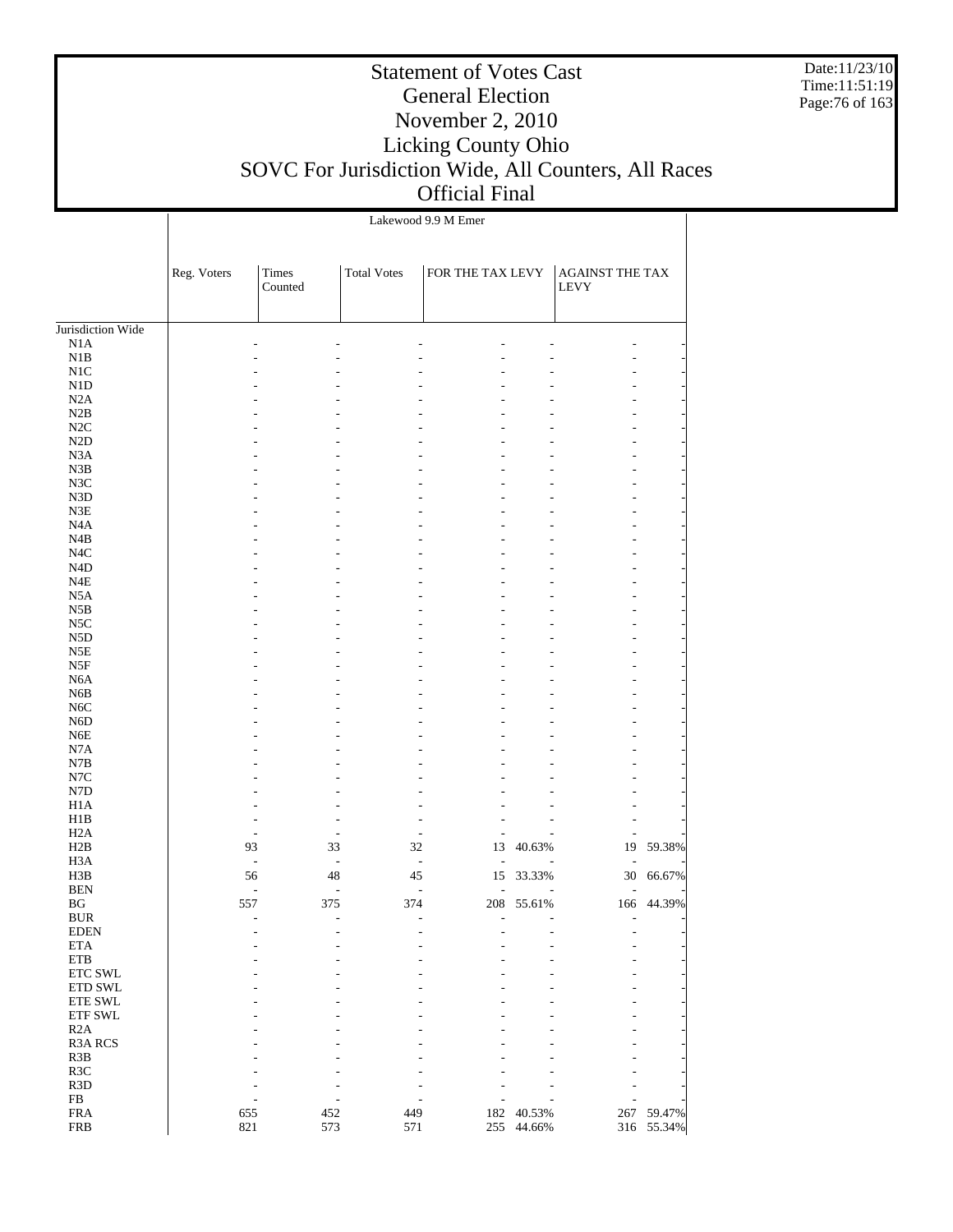# Statement of Votes Cast
# General Election
# November 2, 2010
# Licking County Ohio
# SOVC For Jurisdiction Wide, All Counters, All Races
# Official Final

Date:11/23/10
Time:11:51:19

| | Lakewood 9.9 M Emer | | | | | | |
|---|---|---|---|---|---|---|---|
| | Reg. Voters | Times Counted | Total Votes | FOR THE TAX LEVY | | AGAINST THE TAX LEVY | |
| Jurisdiction Wide | | | | | | | |
| N1A | - | - | - | - | - | - | - |
| N1B | - | - | - | - | - | - | - |
| N1C | - | - | - | - | - | - | - |
| N1D | - | - | - | - | - | - | - |
| N2A | - | - | - | - | - | - | - |
| N2B | - | - | - | - | - | - | - |
| N2C | - | - | - | - | - | - | - |
| N2D | - | - | - | - | - | - | - |
| N3A | - | - | - | - | - | - | - |
| N3B | - | - | - | - | - | - | - |
| N3C | - | - | - | - | - | - | - |
| N3D | - | - | - | - | - | - | - |
| N3E | - | - | - | - | - | - | - |
| N4A | - | - | - | - | - | - | - |
| N4B | - | - | - | - | - | - | - |
| N4C | - | - | - | - | - | - | - |
| N4D | - | - | - | - | - | - | - |
| N4E | - | - | - | - | - | - | - |
| N5A | - | - | - | - | - | - | - |
| N5B | - | - | - | - | - | - | - |
| N5C | - | - | - | - | - | - | - |
| N5D | - | - | - | - | - | - | - |
| N5E | - | - | - | - | - | - | - |
| N5F | - | - | - | - | - | - | - |
| N6A | - | - | - | - | - | - | - |
| N6B | - | - | - | - | - | - | - |
| N6C | - | - | - | - | - | - | - |
| N6D | - | - | - | - | - | - | - |
| N6E | - | - | - | - | - | - | - |
| N7A | - | - | - | - | - | - | - |
| N7B | - | - | - | - | - | - | - |
| N7C | - | - | - | - | - | - | - |
| N7D | - | - | - | - | - | - | - |
| H1A | - | - | - | - | - | - | - |
| H1B | - | - | - | - | - | - | - |
| H2A | - | - | - | - | - | - | - |
| H2B | 93 | 33 | 32 | 13 | 40.63% | 19 | 59.38% |
| H3A | - | - | - | - | - | - | - |
| H3B | 56 | 48 | 45 | 15 | 33.33% | 30 | 66.67% |
| BEN | - | - | - | - | - | - | - |
| BG | 557 | 375 | 374 | 208 | 55.61% | 166 | 44.39% |
| BUR | - | - | - | - | - | - | - |
| EDEN | - | - | - | - | - | - | - |
| ETA | - | - | - | - | - | - | - |
| ETB | - | - | - | - | - | - | - |
| ETC SWL | - | - | - | - | - | - | - |
| ETD SWL | - | - | - | - | - | - | - |
| ETE SWL | - | - | - | - | - | - | - |
| ETF SWL | - | - | - | - | - | - | - |
| R2A | - | - | - | - | - | - | - |
| R3A RCS | - | - | - | - | - | - | - |
| R3B | - | - | - | - | - | - | - |
| R3C | - | - | - | - | - | - | - |
| R3D | - | - | - | - | - | - | - |
| FB | - | - | - | - | - | - | - |
| FRA | 655 | 452 | 449 | 182 | 40.53% | 267 | 59.47% |
| FRB | 821 | 573 | 571 | 255 | 44.66% | 316 | 55.34% |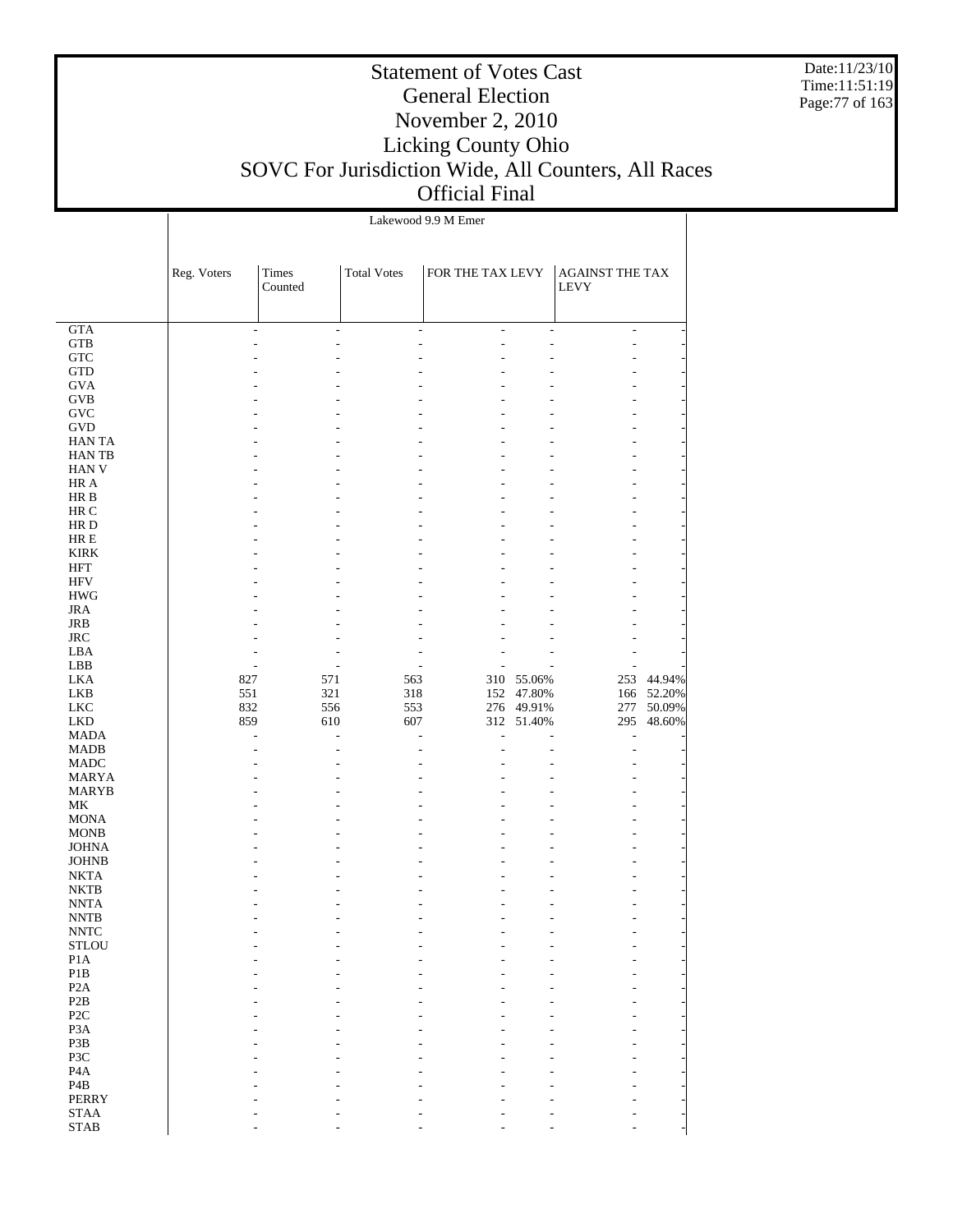# Statement of Votes Cast
## General Election
## November 2, 2010
## Licking County Ohio
## SOVC For Jurisdiction Wide, All Counters, All Races
## Official Final

Date:11/23/10
Time:11:51:19

| | Lakewood 9.9 M Emer | | | | | | |
|---|---|---|---|---|---|---|---|
| | Reg. Voters | Times Counted | Total Votes | FOR THE TAX LEVY | | AGAINST THE TAX LEVY | |
| GTA | - | - | - | - | - | - | - |
| GTB | - | - | - | - | - | - | - |
| GTC | - | - | - | - | - | - | - |
| GTD | - | - | - | - | - | - | - |
| GVA | - | - | - | - | - | - | - |
| GVB | - | - | - | - | - | - | - |
| GVC | - | - | - | - | - | - | - |
| GVD | - | - | - | - | - | - | - |
| HAN TA | - | - | - | - | - | - | - |
| HAN TB | - | - | - | - | - | - | - |
| HAN V | - | - | - | - | - | - | - |
| HR A | - | - | - | - | - | - | - |
| HR B | - | - | - | - | - | - | - |
| HR C | - | - | - | - | - | - | - |
| HR D | - | - | - | - | - | - | - |
| HR E | - | - | - | - | - | - | - |
| KIRK | - | - | - | - | - | - | - |
| HFT | - | - | - | - | - | - | - |
| HFV | - | - | - | - | - | - | - |
| HWG | - | - | - | - | - | - | - |
| JRA | - | - | - | - | - | - | - |
| JRB | - | - | - | - | - | - | - |
| JRC | - | - | - | - | - | - | - |
| LBA | - | - | - | - | - | - | - |
| LBB | - | - | - | - | - | - | - |
| LKA | 827 | 571 | 563 | 310 | 55.06% | 253 | 44.94% |
| LKB | 551 | 321 | 318 | 152 | 47.80% | 166 | 52.20% |
| LKC | 832 | 556 | 553 | 276 | 49.91% | 277 | 50.09% |
| LKD | 859 | 610 | 607 | 312 | 51.40% | 295 | 48.60% |
| MADA | - | - | - | - | - | - | - |
| MADB | - | - | - | - | - | - | - |
| MADC | - | - | - | - | - | - | - |
| MARYA | - | - | - | - | - | - | - |
| MARYB | - | - | - | - | - | - | - |
| MK | - | - | - | - | - | - | - |
| MONA | - | - | - | - | - | - | - |
| MONB | - | - | - | - | - | - | - |
| JOHNA | - | - | - | - | - | - | - |
| JOHNB | - | - | - | - | - | - | - |
| NKTA | - | - | - | - | - | - | - |
| NKTB | - | - | - | - | - | - | - |
| NNTA | - | - | - | - | - | - | - |
| NNTB | - | - | - | - | - | - | - |
| NNTC | - | - | - | - | - | - | - |
| STLOU | - | - | - | - | - | - | - |
| P1A | - | - | - | - | - | - | - |
| P1B | - | - | - | - | - | - | - |
| P2A | - | - | - | - | - | - | - |
| P2B | - | - | - | - | - | - | - |
| P2C | - | - | - | - | - | - | - |
| P3A | - | - | - | - | - | - | - |
| P3B | - | - | - | - | - | - | - |
| P3C | - | - | - | - | - | - | - |
| P4A | - | - | - | - | - | - | - |
| P4B | - | - | - | - | - | - | - |
| PERRY | - | - | - | - | - | - | - |
| STAA | - | - | - | - | - | - | - |
| STAB | - | - | - | - | - | - | - |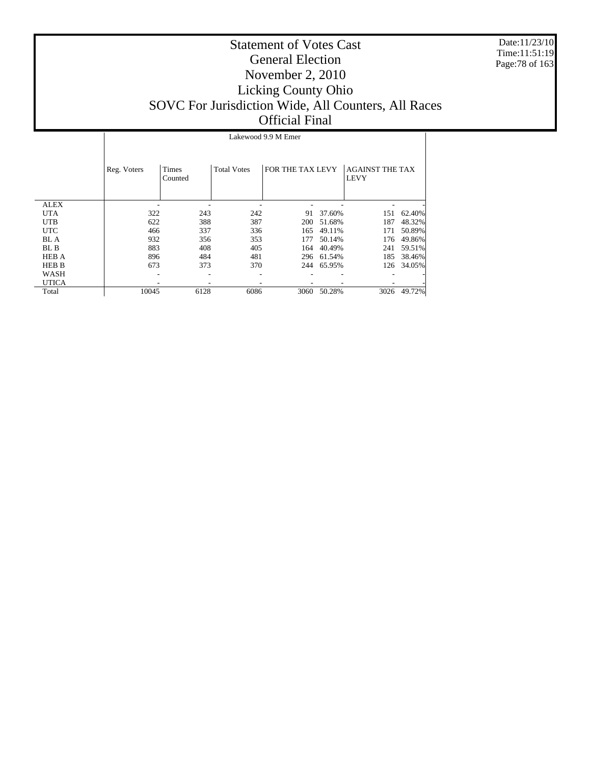# Statement of Votes Cast
## General Election
## November 2, 2010
## Licking County Ohio
## SOVC For Jurisdiction Wide, All Counters, All Races
## Official Final

Date:11/23/10
Time:11:51:19

| | Lakewood 9.9 M Emer | | | | | | |
|---|---|---|---|---|---|---|---|
| | Reg. Voters | Times Counted | Total Votes | FOR THE TAX LEVY | | AGAINST THE TAX LEVY | |
| ALEX | - | - | - | - | - | - | - |
| UTA | 322 | 243 | 242 | 91 | 37.60% | 151 | 62.40% |
| UTB | 622 | 388 | 387 | 200 | 51.68% | 187 | 48.32% |
| UTC | 466 | 337 | 336 | 165 | 49.11% | 171 | 50.89% |
| BL A | 932 | 356 | 353 | 177 | 50.14% | 176 | 49.86% |
| BL B | 883 | 408 | 405 | 164 | 40.49% | 241 | 59.51% |
| HEB A | 896 | 484 | 481 | 296 | 61.54% | 185 | 38.46% |
| HEB B | 673 | 373 | 370 | 244 | 65.95% | 126 | 34.05% |
| WASH | - | - | - | - | - | - | - |
| UTICA | - | - | - | - | - | - | - |
| Total | 10045 | 6128 | 6086 | 3060 | 50.28% | 3026 | 49.72% |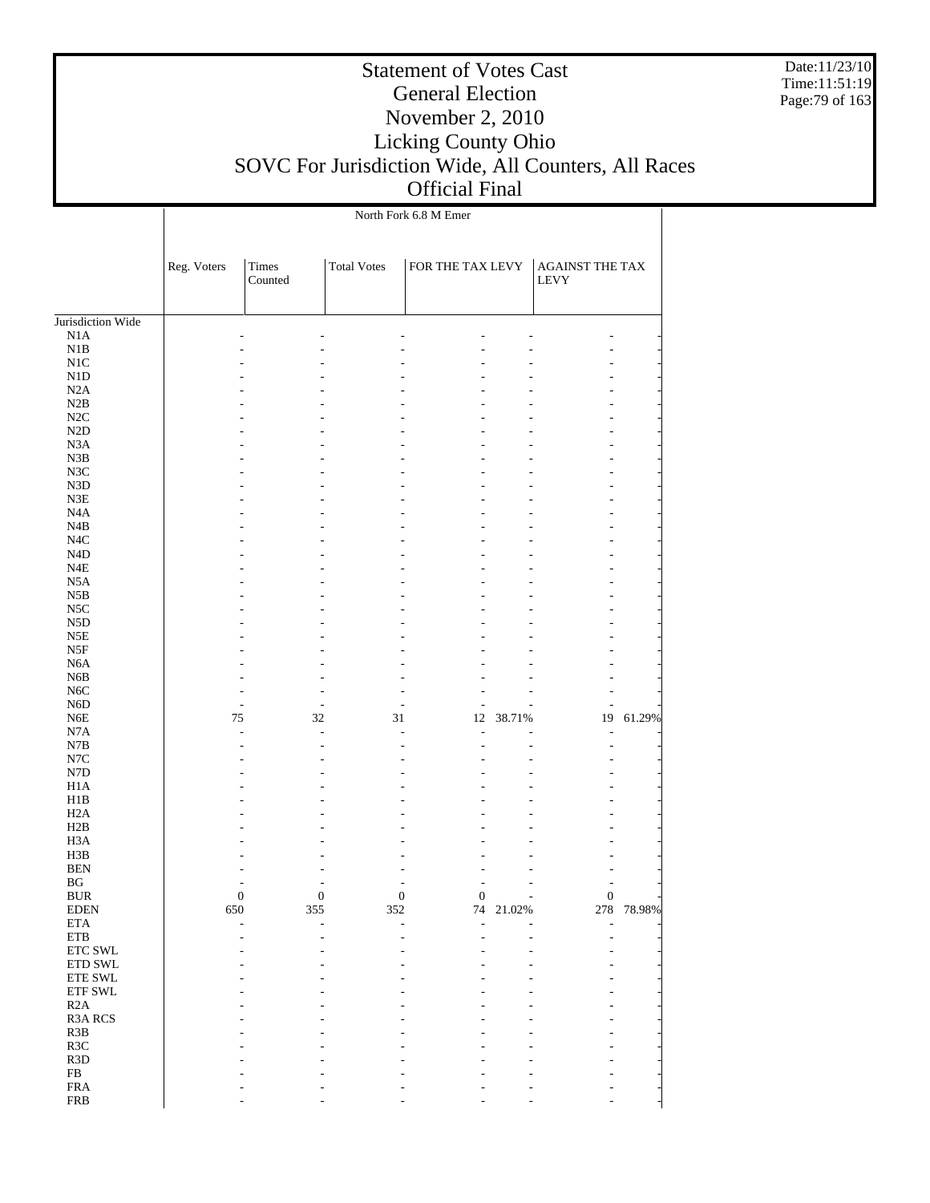# Statement of Votes Cast
## General Election
## November 2, 2010
## Licking County Ohio
## SOVC For Jurisdiction Wide, All Counters, All Races
## Official Final

North Fork 6.8 M Emer

| | Reg. Voters | Times Counted | Total Votes | FOR THE TAX LEVY | | AGAINST THE TAX LEVY | |
|---|---|---|---|---|---|---|---|
| Jurisdiction Wide | | | | | | | |
| N1A | - | - | - | - | - | - | - |
| N1B | - | - | - | - | - | - | - |
| N1C | - | - | - | - | - | - | - |
| N1D | - | - | - | - | - | - | - |
| N2A | - | - | - | - | - | - | - |
| N2B | - | - | - | - | - | - | - |
| N2C | - | - | - | - | - | - | - |
| N2D | - | - | - | - | - | - | - |
| N3A | - | - | - | - | - | - | - |
| N3B | - | - | - | - | - | - | - |
| N3C | - | - | - | - | - | - | - |
| N3D | - | - | - | - | - | - | - |
| N3E | - | - | - | - | - | - | - |
| N4A | - | - | - | - | - | - | - |
| N4B | - | - | - | - | - | - | - |
| N4C | - | - | - | - | - | - | - |
| N4D | - | - | - | - | - | - | - |
| N4E | - | - | - | - | - | - | - |
| N5A | - | - | - | - | - | - | - |
| N5B | - | - | - | - | - | - | - |
| N5C | - | - | - | - | - | - | - |
| N5D | - | - | - | - | - | - | - |
| N5E | - | - | - | - | - | - | - |
| N5F | - | - | - | - | - | - | - |
| N6A | - | - | - | - | - | - | - |
| N6B | - | - | - | - | - | - | - |
| N6C | - | - | - | - | - | - | - |
| N6D | - | - | - | - | - | - | - |
| N6E | 75 | 32 | 31 | 12 | 38.71% | 19 | 61.29% |
| N7A | - | - | - | - | - | - | - |
| N7B | - | - | - | - | - | - | - |
| N7C | - | - | - | - | - | - | - |
| N7D | - | - | - | - | - | - | - |
| H1A | - | - | - | - | - | - | - |
| H1B | - | - | - | - | - | - | - |
| H2A | - | - | - | - | - | - | - |
| H2B | - | - | - | - | - | - | - |
| H3A | - | - | - | - | - | - | - |
| H3B | - | - | - | - | - | - | - |
| BEN | - | - | - | - | - | - | - |
| BG | - | - | - | - | - | - | - |
| BUR | 0 | 0 | 0 | 0 | - | 0 | - |
| EDEN | 650 | 355 | 352 | 74 | 21.02% | 278 | 78.98% |
| ETA | - | - | - | - | - | - | - |
| ETB | - | - | - | - | - | - | - |
| ETC SWL | - | - | - | - | - | - | - |
| ETD SWL | - | - | - | - | - | - | - |
| ETE SWL | - | - | - | - | - | - | - |
| ETF SWL | - | - | - | - | - | - | - |
| R2A | - | - | - | - | - | - | - |
| R3A RCS | - | - | - | - | - | - | - |
| R3B | - | - | - | - | - | - | - |
| R3C | - | - | - | - | - | - | - |
| R3D | - | - | - | - | - | - | - |
| FB | - | - | - | - | - | - | - |
| FRA | - | - | - | - | - | - | - |
| FRB | - | - | - | - | - | - | - |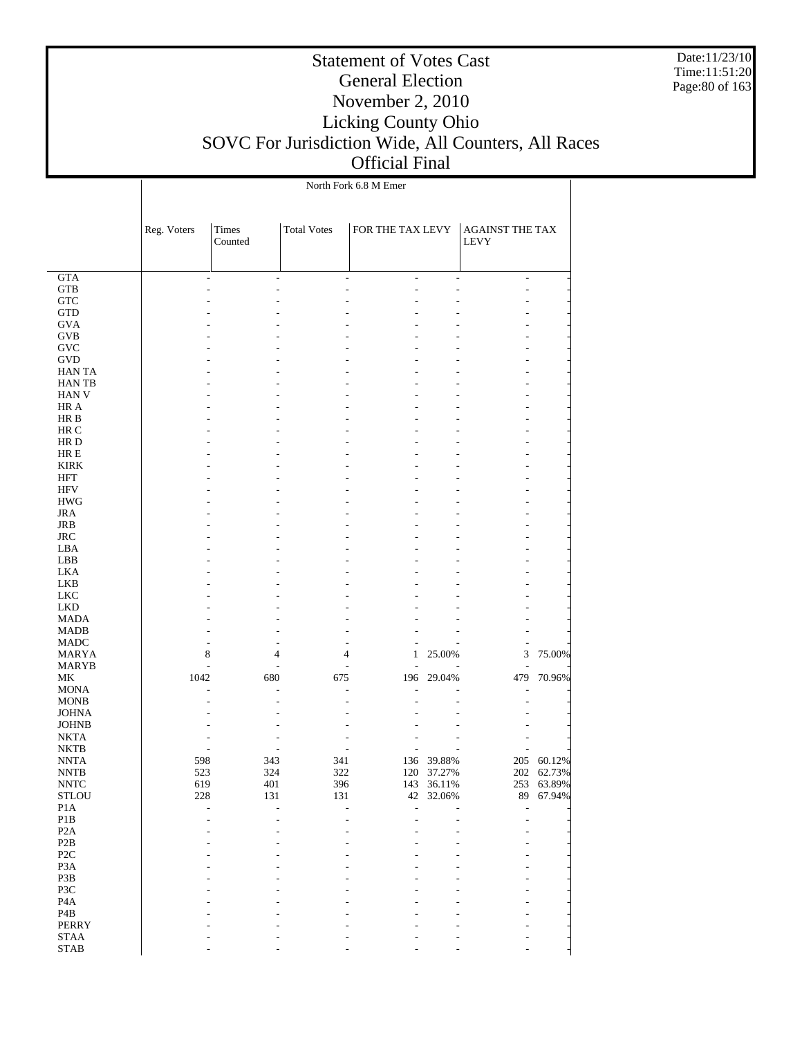# Statement of Votes Cast
## General Election
## November 2, 2010
## Licking County Ohio
## SOVC For Jurisdiction Wide, All Counters, All Races
## Official Final

North Fork 6.8 M Emer

| | Reg. Voters | Times Counted | Total Votes | FOR THE TAX LEVY | | AGAINST THE TAX LEVY | |
|---|---|---|---|---|---|---|---|
| GTA | - | - | - | - | - | - | - |
| GTB | - | - | - | - | - | - | - |
| GTC | - | - | - | - | - | - | - |
| GTD | - | - | - | - | - | - | - |
| GVA | - | - | - | - | - | - | - |
| GVB | - | - | - | - | - | - | - |
| GVC | - | - | - | - | - | - | - |
| GVD | - | - | - | - | - | - | - |
| HAN TA | - | - | - | - | - | - | - |
| HAN TB | - | - | - | - | - | - | - |
| HAN V | - | - | - | - | - | - | - |
| HR A | - | - | - | - | - | - | - |
| HR B | - | - | - | - | - | - | - |
| HR C | - | - | - | - | - | - | - |
| HR D | - | - | - | - | - | - | - |
| HR E | - | - | - | - | - | - | - |
| KIRK | - | - | - | - | - | - | - |
| HFT | - | - | - | - | - | - | - |
| HFV | - | - | - | - | - | - | - |
| HWG | - | - | - | - | - | - | - |
| JRA | - | - | - | - | - | - | - |
| JRB | - | - | - | - | - | - | - |
| JRC | - | - | - | - | - | - | - |
| LBA | - | - | - | - | - | - | - |
| LBB | - | - | - | - | - | - | - |
| LKA | - | - | - | - | - | - | - |
| LKB | - | - | - | - | - | - | - |
| LKC | - | - | - | - | - | - | - |
| LKD | - | - | - | - | - | - | - |
| MADA | - | - | - | - | - | - | - |
| MADB | - | - | - | - | - | - | - |
| MADC | - | - | - | - | - | - | - |
| MARYA | 8 | 4 | 4 | 1 | 25.00% | 3 | 75.00% |
| MARYB | - | - | - | - | - | - | - |
| MK | 1042 | 680 | 675 | 196 | 29.04% | 479 | 70.96% |
| MONA | - | - | - | - | - | - | - |
| MONB | - | - | - | - | - | - | - |
| JOHNA | - | - | - | - | - | - | - |
| JOHNB | - | - | - | - | - | - | - |
| NKTA | - | - | - | - | - | - | - |
| NKTB | - | - | - | - | - | - | - |
| NNTA | 598 | 343 | 341 | 136 | 39.88% | 205 | 60.12% |
| NNTB | 523 | 324 | 322 | 120 | 37.27% | 202 | 62.73% |
| NNTC | 619 | 401 | 396 | 143 | 36.11% | 253 | 63.89% |
| STLOU | 228 | 131 | 131 | 42 | 32.06% | 89 | 67.94% |
| P1A | - | - | - | - | - | - | - |
| P1B | - | - | - | - | - | - | - |
| P2A | - | - | - | - | - | - | - |
| P2B | - | - | - | - | - | - | - |
| P2C | - | - | - | - | - | - | - |
| P3A | - | - | - | - | - | - | - |
| P3B | - | - | - | - | - | - | - |
| P3C | - | - | - | - | - | - | - |
| P4A | - | - | - | - | - | - | - |
| P4B | - | - | - | - | - | - | - |
| PERRY | - | - | - | - | - | - | - |
| STAA | - | - | - | - | - | - | - |
| STAB | - | - | - | - | - | - | - |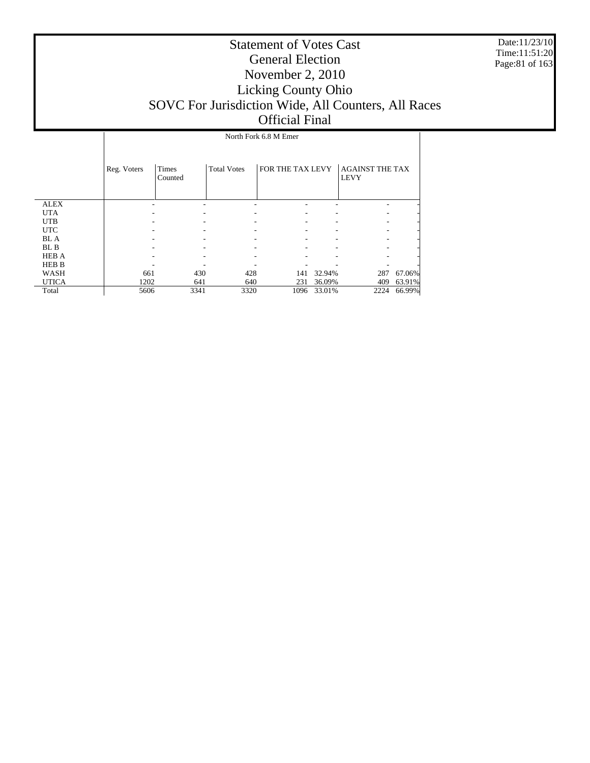# Statement of Votes Cast
## General Election
## November 2, 2010
## Licking County Ohio
## SOVC For Jurisdiction Wide, All Counters, All Races
## Official Final

Date:11/23/10
Time:11:51:20

| | North Fork 6.8 M Emer | | | | | | |
|---|---|---|---|---|---|---|---|
| | Reg. Voters | Times Counted | Total Votes | FOR THE TAX LEVY | | AGAINST THE TAX LEVY | |
| ALEX | - | - | - | - | - | - | - |
| UTA | - | - | - | - | - | - | - |
| UTB | - | - | - | - | - | - | - |
| UTC | - | - | - | - | - | - | - |
| BL A | - | - | - | - | - | - | - |
| BL B | - | - | - | - | - | - | - |
| HEB A | - | - | - | - | - | - | - |
| HEB B | - | - | - | - | - | - | - |
| WASH | 661 | 430 | 428 | 141 | 32.94% | 287 | 67.06% |
| UTICA | 1202 | 641 | 640 | 231 | 36.09% | 409 | 63.91% |
| Total | 5606 | 3341 | 3320 | 1096 | 33.01% | 2224 | 66.99% |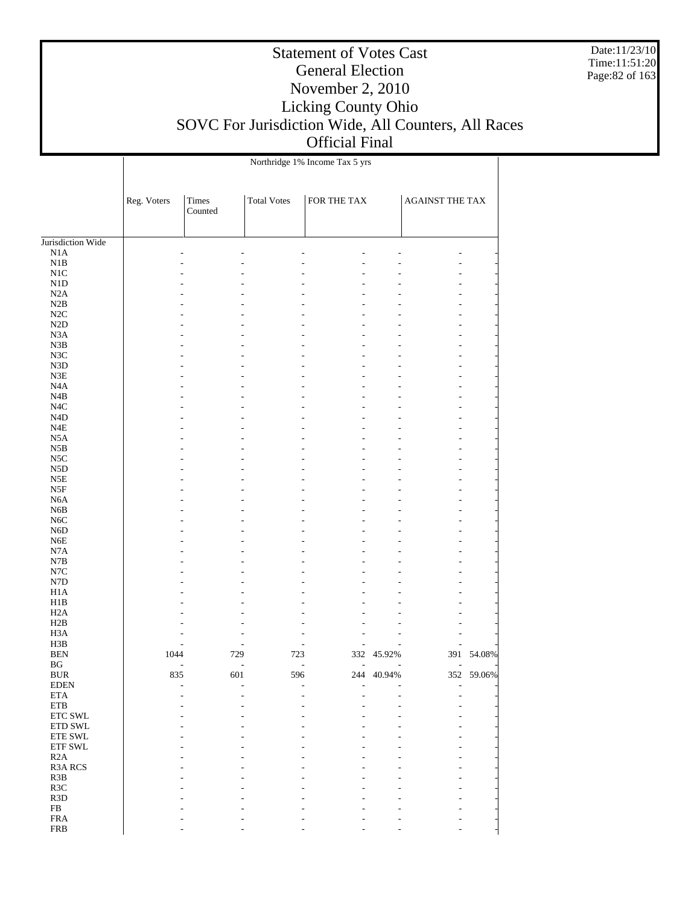# Statement of Votes Cast
## General Election
## November 2, 2010
## Licking County Ohio
## SOVC For Jurisdiction Wide, All Counters, All Races
## Official Final

Date:11/23/10
Time:11:51:20

| | Northridge 1% Income Tax 5 yrs | | | | | | |
|---|---|---|---|---|---|---|---|
| | Reg. Voters | Times Counted | Total Votes | FOR THE TAX | | AGAINST THE TAX | |
| Jurisdiction Wide | | | | | | | |
| N1A | - | - | - | - | - | - | - |
| N1B | - | - | - | - | - | - | - |
| N1C | - | - | - | - | - | - | - |
| N1D | - | - | - | - | - | - | - |
| N2A | - | - | - | - | - | - | - |
| N2B | - | - | - | - | - | - | - |
| N2C | - | - | - | - | - | - | - |
| N2D | - | - | - | - | - | - | - |
| N3A | - | - | - | - | - | - | - |
| N3B | - | - | - | - | - | - | - |
| N3C | - | - | - | - | - | - | - |
| N3D | - | - | - | - | - | - | - |
| N3E | - | - | - | - | - | - | - |
| N4A | - | - | - | - | - | - | - |
| N4B | - | - | - | - | - | - | - |
| N4C | - | - | - | - | - | - | - |
| N4D | - | - | - | - | - | - | - |
| N4E | - | - | - | - | - | - | - |
| N5A | - | - | - | - | - | - | - |
| N5B | - | - | - | - | - | - | - |
| N5C | - | - | - | - | - | - | - |
| N5D | - | - | - | - | - | - | - |
| N5E | - | - | - | - | - | - | - |
| N5F | - | - | - | - | - | - | - |
| N6A | - | - | - | - | - | - | - |
| N6B | - | - | - | - | - | - | - |
| N6C | - | - | - | - | - | - | - |
| N6D | - | - | - | - | - | - | - |
| N6E | - | - | - | - | - | - | - |
| N7A | - | - | - | - | - | - | - |
| N7B | - | - | - | - | - | - | - |
| N7C | - | - | - | - | - | - | - |
| N7D | - | - | - | - | - | - | - |
| H1A | - | - | - | - | - | - | - |
| H1B | - | - | - | - | - | - | - |
| H2A | - | - | - | - | - | - | - |
| H2B | - | - | - | - | - | - | - |
| H3A | - | - | - | - | - | - | - |
| H3B | - | - | - | - | - | - | - |
| BEN | 1044 | 729 | 723 | 332 | 45.92% | 391 | 54.08% |
| BG | - | - | - | - | - | - | - |
| BUR | 835 | 601 | 596 | 244 | 40.94% | 352 | 59.06% |
| EDEN | - | - | - | - | - | - | - |
| ETA | - | - | - | - | - | - | - |
| ETB | - | - | - | - | - | - | - |
| ETC SWL | - | - | - | - | - | - | - |
| ETD SWL | - | - | - | - | - | - | - |
| ETE SWL | - | - | - | - | - | - | - |
| ETF SWL | - | - | - | - | - | - | - |
| R2A | - | - | - | - | - | - | - |
| R3A RCS | - | - | - | - | - | - | - |
| R3B | - | - | - | - | - | - | - |
| R3C | - | - | - | - | - | - | - |
| R3D | - | - | - | - | - | - | - |
| FB | - | - | - | - | - | - | - |
| FRA | - | - | - | - | - | - | - |
| FRB | - | - | - | - | - | - | - |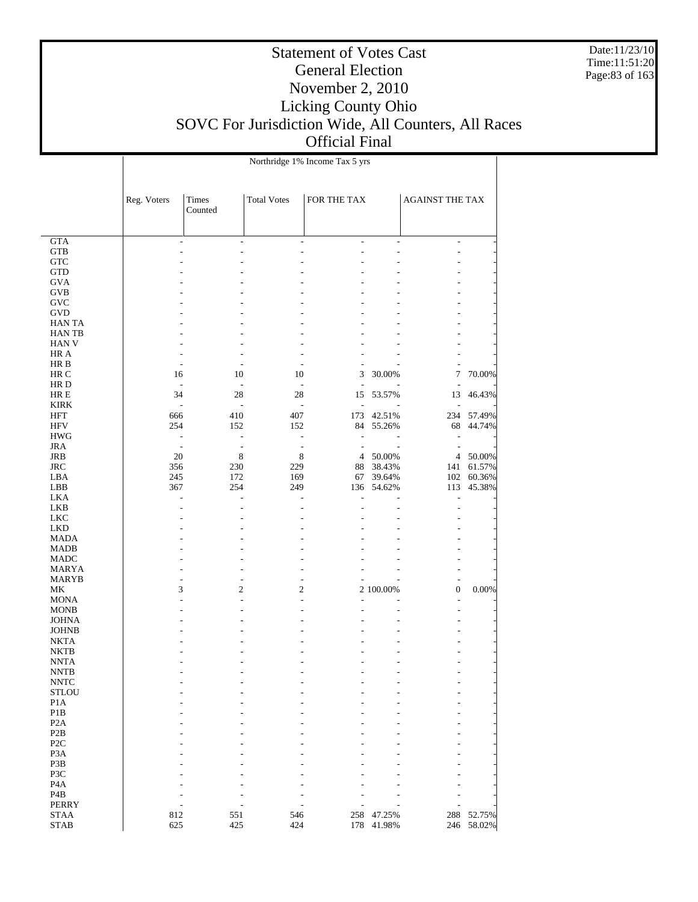# Statement of Votes Cast
# General Election
# November 2, 2010
# Licking County Ohio
# SOVC For Jurisdiction Wide, All Counters, All Races
# Official Final

Northridge 1% Income Tax 5 yrs

| | Reg. Voters | Times Counted | Total Votes | FOR THE TAX | | AGAINST THE TAX | |
|---|---|---|---|---|---|---|---|
| GTA | - | - | - | - | - | - | - |
| GTB | - | - | - | - | - | - | - |
| GTC | - | - | - | - | - | - | - |
| GTD | - | - | - | - | - | - | - |
| GVA | - | - | - | - | - | - | - |
| GVB | - | - | - | - | - | - | - |
| GVC | - | - | - | - | - | - | - |
| GVD | - | - | - | - | - | - | - |
| HAN TA | - | - | - | - | - | - | - |
| HAN TB | - | - | - | - | - | - | - |
| HAN V | - | - | - | - | - | - | - |
| HR A | - | - | - | - | - | - | - |
| HR B | - | - | - | - | - | - | - |
| HR C | 16 | 10 | 10 | 3 | 30.00% | 7 | 70.00% |
| HR D | - | - | - | - | - | - | - |
| HR E | 34 | 28 | 28 | 15 | 53.57% | 13 | 46.43% |
| KIRK | - | - | - | - | - | - | - |
| HFT | 666 | 410 | 407 | 173 | 42.51% | 234 | 57.49% |
| HFV | 254 | 152 | 152 | 84 | 55.26% | 68 | 44.74% |
| HWG | - | - | - | - | - | - | - |
| JRA | - | - | - | - | - | - | - |
| JRB | 20 | 8 | 8 | 4 | 50.00% | 4 | 50.00% |
| JRC | 356 | 230 | 229 | 88 | 38.43% | 141 | 61.57% |
| LBA | 245 | 172 | 169 | 67 | 39.64% | 102 | 60.36% |
| LBB | 367 | 254 | 249 | 136 | 54.62% | 113 | 45.38% |
| LKA | - | - | - | - | - | - | - |
| LKB | - | - | - | - | - | - | - |
| LKC | - | - | - | - | - | - | - |
| LKD | - | - | - | - | - | - | - |
| MADA | - | - | - | - | - | - | - |
| MADB | - | - | - | - | - | - | - |
| MADC | - | - | - | - | - | - | - |
| MARYA | - | - | - | - | - | - | - |
| MARYB | - | - | - | - | - | - | - |
| MK | 3 | 2 | 2 | 2 | 100.00% | 0 | 0.00% |
| MONA | - | - | - | - | - | - | - |
| MONB | - | - | - | - | - | - | - |
| JOHNA | - | - | - | - | - | - | - |
| JOHNB | - | - | - | - | - | - | - |
| NKTA | - | - | - | - | - | - | - |
| NKTB | - | - | - | - | - | - | - |
| NNTA | - | - | - | - | - | - | - |
| NNTB | - | - | - | - | - | - | - |
| NNTC | - | - | - | - | - | - | - |
| STLOU | - | - | - | - | - | - | - |
| P1A | - | - | - | - | - | - | - |
| P1B | - | - | - | - | - | - | - |
| P2A | - | - | - | - | - | - | - |
| P2B | - | - | - | - | - | - | - |
| P2C | - | - | - | - | - | - | - |
| P3A | - | - | - | - | - | - | - |
| P3B | - | - | - | - | - | - | - |
| P3C | - | - | - | - | - | - | - |
| P4A | - | - | - | - | - | - | - |
| P4B | - | - | - | - | - | - | - |
| PERRY | - | - | - | - | - | - | - |
| STAA | 812 | 551 | 546 | 258 | 47.25% | 288 | 52.75% |
| STAB | 625 | 425 | 424 | 178 | 41.98% | 246 | 58.02% |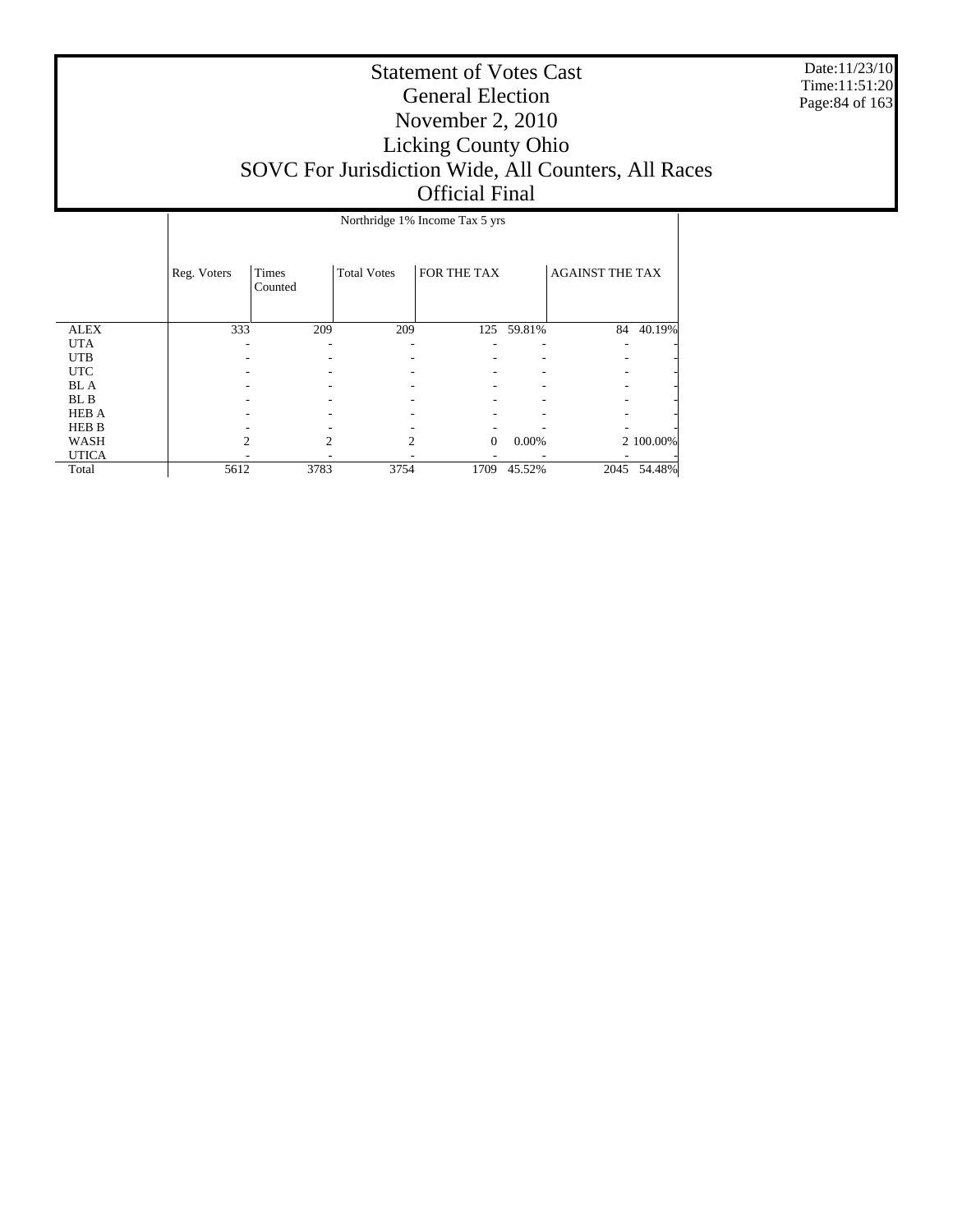# Statement of Votes Cast
## General Election
## November 2, 2010
## Licking County Ohio
## SOVC For Jurisdiction Wide, All Counters, All Races
## Official Final

Date:11/23/10
Time:11:51:20

| | Northridge 1% Income Tax 5 yrs | | | | | | |
|---|---|---|---|---|---|---|---|
| | Reg. Voters | Times Counted | Total Votes | FOR THE TAX | | AGAINST THE TAX | |
| ALEX | 333 | 209 | 209 | 125 | 59.81% | 84 | 40.19% |
| UTA | - | - | - | - | - | - | - |
| UTB | - | - | - | - | - | - | - |
| UTC | - | - | - | - | - | - | - |
| BL A | - | - | - | - | - | - | - |
| BL B | - | - | - | - | - | - | - |
| HEB A | - | - | - | - | - | - | - |
| HEB B | - | - | - | - | - | - | - |
| WASH | 2 | 2 | 2 | 0 | 0.00% | 2 | 100.00% |
| UTICA | - | - | - | - | - | - | - |
| Total | 5612 | 3783 | 3754 | 1709 | 45.52% | 2045 | 54.48% |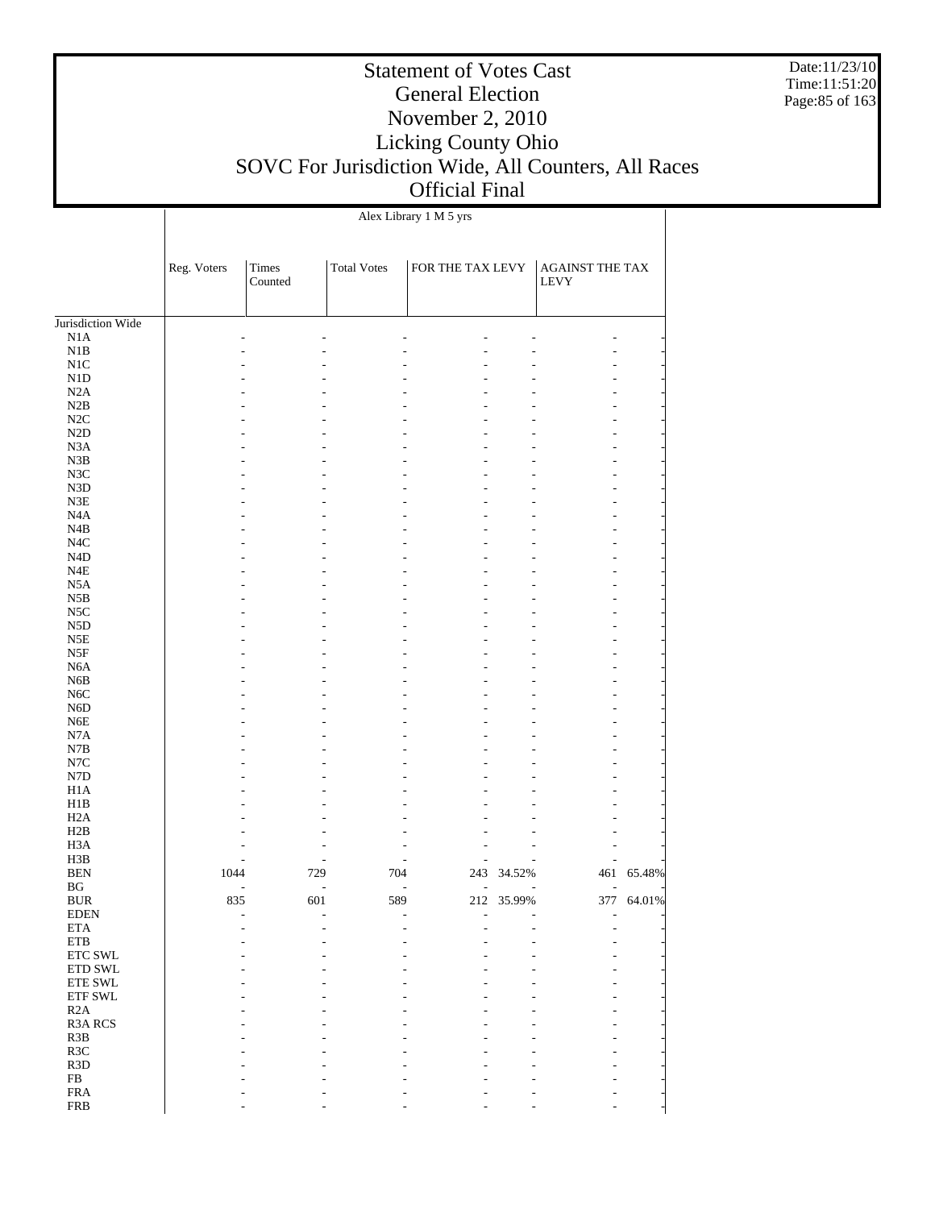# Statement of Votes Cast
# General Election
# November 2, 2010
# Licking County Ohio
# SOVC For Jurisdiction Wide, All Counters, All Races
# Official Final

| | Alex Library 1 M 5 yrs | | | | | | |
|---|---|---|---|---|---|---|---|
| | Reg. Voters | Times Counted | Total Votes | FOR THE TAX LEVY | | AGAINST THE TAX LEVY | |
| Jurisdiction Wide | | | | | | | |
| N1A | - | - | - | - | - | - | - |
| N1B | - | - | - | - | - | - | - |
| N1C | - | - | - | - | - | - | - |
| N1D | - | - | - | - | - | - | - |
| N2A | - | - | - | - | - | - | - |
| N2B | - | - | - | - | - | - | - |
| N2C | - | - | - | - | - | - | - |
| N2D | - | - | - | - | - | - | - |
| N3A | - | - | - | - | - | - | - |
| N3B | - | - | - | - | - | - | - |
| N3C | - | - | - | - | - | - | - |
| N3D | - | - | - | - | - | - | - |
| N3E | - | - | - | - | - | - | - |
| N4A | - | - | - | - | - | - | - |
| N4B | - | - | - | - | - | - | - |
| N4C | - | - | - | - | - | - | - |
| N4D | - | - | - | - | - | - | - |
| N4E | - | - | - | - | - | - | - |
| N5A | - | - | - | - | - | - | - |
| N5B | - | - | - | - | - | - | - |
| N5C | - | - | - | - | - | - | - |
| N5D | - | - | - | - | - | - | - |
| N5E | - | - | - | - | - | - | - |
| N5F | - | - | - | - | - | - | - |
| N6A | - | - | - | - | - | - | - |
| N6B | - | - | - | - | - | - | - |
| N6C | - | - | - | - | - | - | - |
| N6D | - | - | - | - | - | - | - |
| N6E | - | - | - | - | - | - | - |
| N7A | - | - | - | - | - | - | - |
| N7B | - | - | - | - | - | - | - |
| N7C | - | - | - | - | - | - | - |
| N7D | - | - | - | - | - | - | - |
| H1A | - | - | - | - | - | - | - |
| H1B | - | - | - | - | - | - | - |
| H2A | - | - | - | - | - | - | - |
| H2B | - | - | - | - | - | - | - |
| H3A | - | - | - | - | - | - | - |
| H3B | - | - | - | - | - | - | - |
| BEN | 1044 | 729 | 704 | 243 | 34.52% | 461 | 65.48% |
| BG | - | - | - | - | - | - | - |
| BUR | 835 | 601 | 589 | 212 | 35.99% | 377 | 64.01% |
| EDEN | - | - | - | - | - | - | - |
| ETA | - | - | - | - | - | - | - |
| ETB | - | - | - | - | - | - | - |
| ETC SWL | - | - | - | - | - | - | - |
| ETD SWL | - | - | - | - | - | - | - |
| ETE SWL | - | - | - | - | - | - | - |
| ETF SWL | - | - | - | - | - | - | - |
| R2A | - | - | - | - | - | - | - |
| R3A RCS | - | - | - | - | - | - | - |
| R3B | - | - | - | - | - | - | - |
| R3C | - | - | - | - | - | - | - |
| R3D | - | - | - | - | - | - | - |
| FB | - | - | - | - | - | - | - |
| FRA | - | - | - | - | - | - | - |
| FRB | - | - | - | - | - | - | - |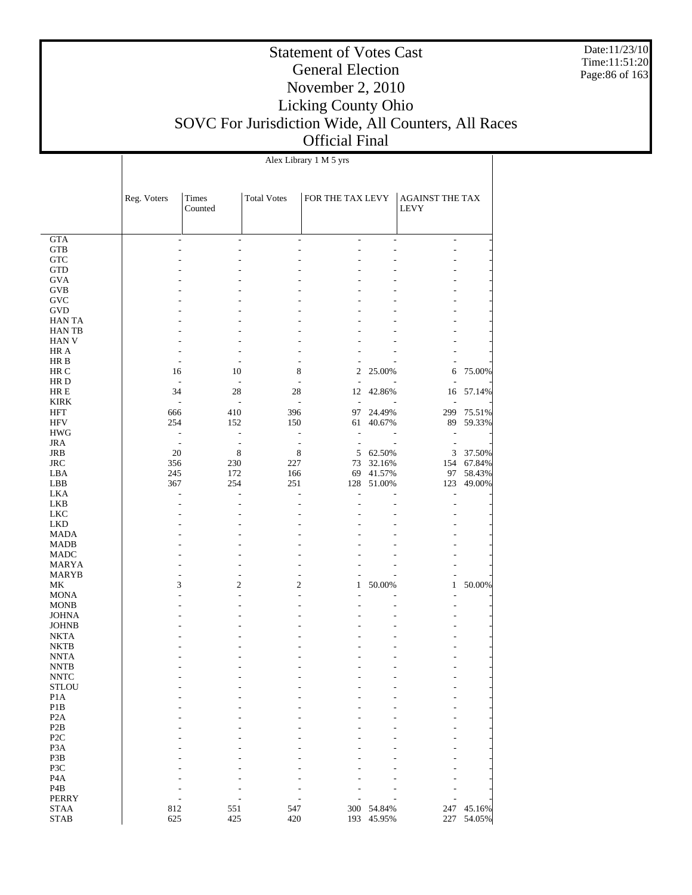# Statement of Votes Cast
## General Election
## November 2, 2010
## Licking County Ohio
## SOVC For Jurisdiction Wide, All Counters, All Races
## Official Final

Alex Library 1 M 5 yrs

| | Reg. Voters | Times Counted | Total Votes | FOR THE TAX LEVY | | AGAINST THE TAX LEVY | |
|---|---|---|---|---|---|---|---|
| GTA | - | - | - | - | - | - | - |
| GTB | - | - | - | - | - | - | - |
| GTC | - | - | - | - | - | - | - |
| GTD | - | - | - | - | - | - | - |
| GVA | - | - | - | - | - | - | - |
| GVB | - | - | - | - | - | - | - |
| GVC | - | - | - | - | - | - | - |
| GVD | - | - | - | - | - | - | - |
| HAN TA | - | - | - | - | - | - | - |
| HAN TB | - | - | - | - | - | - | - |
| HAN V | - | - | - | - | - | - | - |
| HR A | - | - | - | - | - | - | - |
| HR B | - | - | - | - | - | - | - |
| HR C | 16 | 10 | 8 | 2 | 25.00% | 6 | 75.00% |
| HR D | - | - | - | - | - | - | - |
| HR E | 34 | 28 | 28 | 12 | 42.86% | 16 | 57.14% |
| KIRK | - | - | - | - | - | - | - |
| HFT | 666 | 410 | 396 | 97 | 24.49% | 299 | 75.51% |
| HFV | 254 | 152 | 150 | 61 | 40.67% | 89 | 59.33% |
| HWG | - | - | - | - | - | - | - |
| JRA | - | - | - | - | - | - | - |
| JRB | 20 | 8 | 8 | 5 | 62.50% | 3 | 37.50% |
| JRC | 356 | 230 | 227 | 73 | 32.16% | 154 | 67.84% |
| LBA | 245 | 172 | 166 | 69 | 41.57% | 97 | 58.43% |
| LBB | 367 | 254 | 251 | 128 | 51.00% | 123 | 49.00% |
| LKA | - | - | - | - | - | - | - |
| LKB | - | - | - | - | - | - | - |
| LKC | - | - | - | - | - | - | - |
| LKD | - | - | - | - | - | - | - |
| MADA | - | - | - | - | - | - | - |
| MADB | - | - | - | - | - | - | - |
| MADC | - | - | - | - | - | - | - |
| MARYA | - | - | - | - | - | - | - |
| MARYB | - | - | - | - | - | - | - |
| MK | 3 | 2 | 2 | 1 | 50.00% | 1 | 50.00% |
| MONA | - | - | - | - | - | - | - |
| MONB | - | - | - | - | - | - | - |
| JOHNA | - | - | - | - | - | - | - |
| JOHNB | - | - | - | - | - | - | - |
| NKTA | - | - | - | - | - | - | - |
| NKTB | - | - | - | - | - | - | - |
| NNTA | - | - | - | - | - | - | - |
| NNTB | - | - | - | - | - | - | - |
| NNTC | - | - | - | - | - | - | - |
| STLOU | - | - | - | - | - | - | - |
| P1A | - | - | - | - | - | - | - |
| P1B | - | - | - | - | - | - | - |
| P2A | - | - | - | - | - | - | - |
| P2B | - | - | - | - | - | - | - |
| P2C | - | - | - | - | - | - | - |
| P3A | - | - | - | - | - | - | - |
| P3B | - | - | - | - | - | - | - |
| P3C | - | - | - | - | - | - | - |
| P4A | - | - | - | - | - | - | - |
| P4B | - | - | - | - | - | - | - |
| PERRY | - | - | - | - | - | - | - |
| STAA | 812 | 551 | 547 | 300 | 54.84% | 247 | 45.16% |
| STAB | 625 | 425 | 420 | 193 | 45.95% | 227 | 54.05% |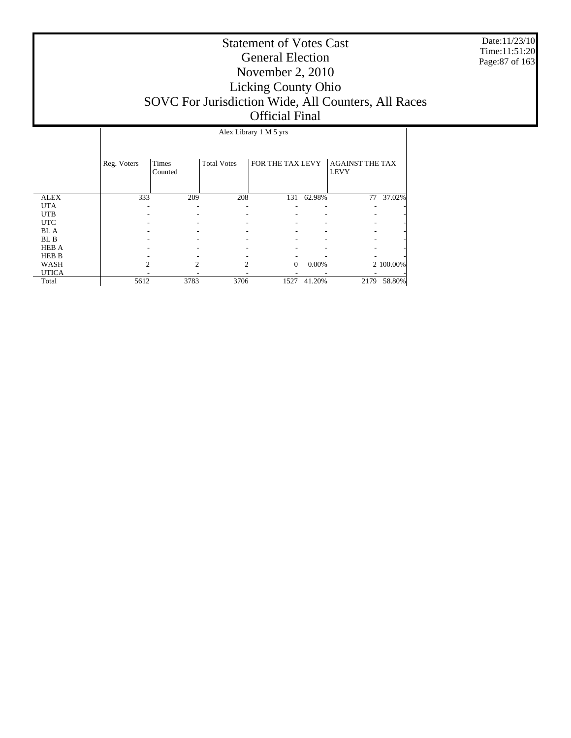# Statement of Votes Cast
## General Election
## November 2, 2010
## Licking County Ohio
## SOVC For Jurisdiction Wide, All Counters, All Races
## Official Final

Date:11/23/10
Time:11:51:20

| | Alex Library 1 M 5 yrs | | | | | | |
|---|---|---|---|---|---|---|---|
| | Reg. Voters | Times Counted | Total Votes | FOR THE TAX LEVY | | AGAINST THE TAX LEVY | |
| ALEX | 333 | 209 | 208 | 131 | 62.98% | 77 | 37.02% |
| UTA | - | - | - | - | - | - | - |
| UTB | - | - | - | - | - | - | - |
| UTC | - | - | - | - | - | - | - |
| BL A | - | - | - | - | - | - | - |
| BL B | - | - | - | - | - | - | - |
| HEB A | - | - | - | - | - | - | - |
| HEB B | - | - | - | - | - | - | - |
| WASH | 2 | 2 | 2 | 0 | 0.00% | 2 | 100.00% |
| UTICA | - | - | - | - | - | - | - |
| Total | 5612 | 3783 | 3706 | 1527 | 41.20% | 2179 | 58.80% |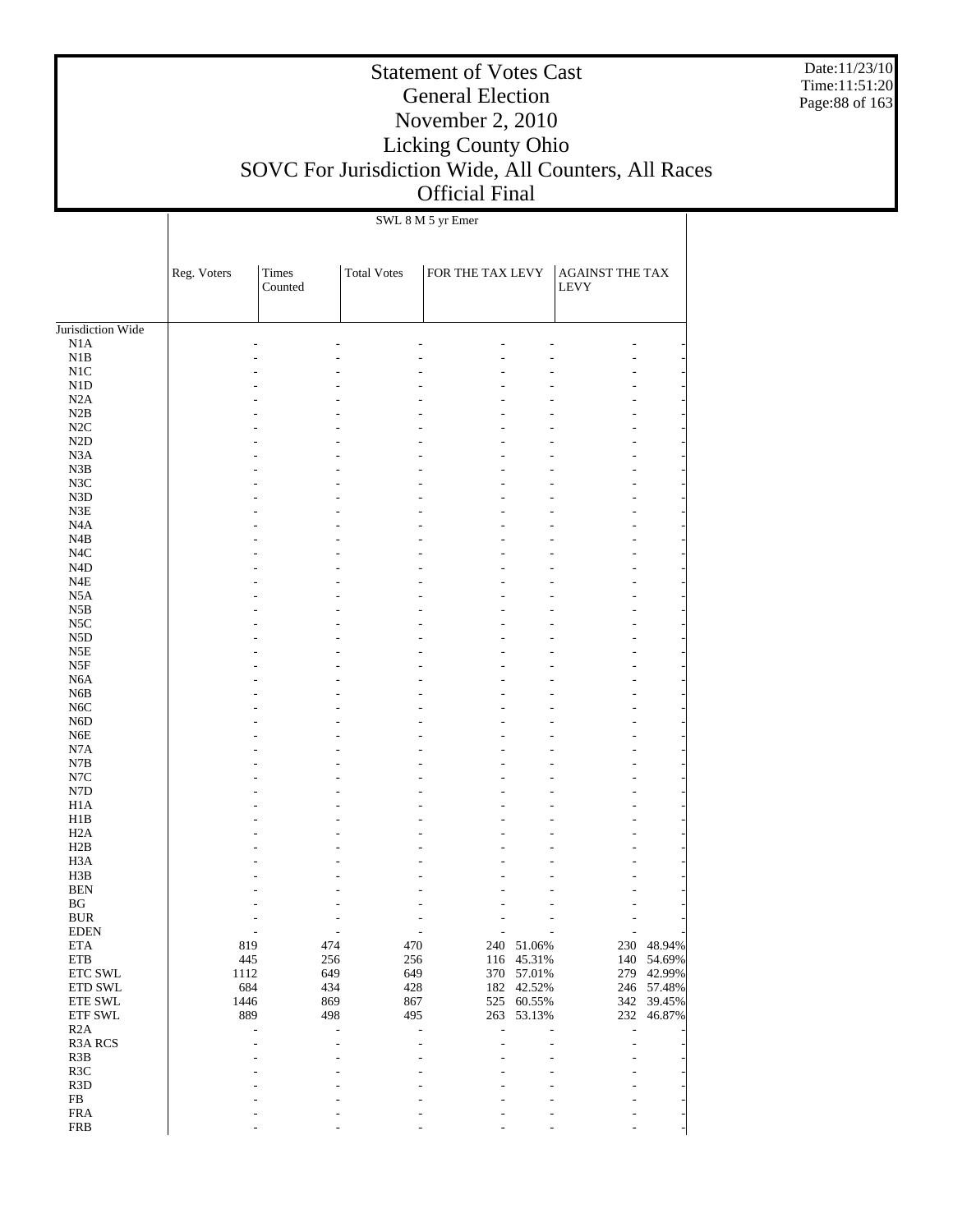# Statement of Votes Cast
## General Election
## November 2, 2010
## Licking County Ohio
## SOVC For Jurisdiction Wide, All Counters, All Races
## Official Final

Date:11/23/10
Time:11:51:20

SWL 8 M 5 yr Emer

| | Reg. Voters | Times Counted | Total Votes | FOR THE TAX LEVY | | AGAINST THE TAX LEVY | |
|---|---|---|---|---|---|---|---|
| Jurisdiction Wide | | | | | | | |
| N1A | - | - | - | - | - | - | - |
| N1B | - | - | - | - | - | - | - |
| N1C | - | - | - | - | - | - | - |
| N1D | - | - | - | - | - | - | - |
| N2A | - | - | - | - | - | - | - |
| N2B | - | - | - | - | - | - | - |
| N2C | - | - | - | - | - | - | - |
| N2D | - | - | - | - | - | - | - |
| N3A | - | - | - | - | - | - | - |
| N3B | - | - | - | - | - | - | - |
| N3C | - | - | - | - | - | - | - |
| N3D | - | - | - | - | - | - | - |
| N3E | - | - | - | - | - | - | - |
| N4A | - | - | - | - | - | - | - |
| N4B | - | - | - | - | - | - | - |
| N4C | - | - | - | - | - | - | - |
| N4D | - | - | - | - | - | - | - |
| N4E | - | - | - | - | - | - | - |
| N5A | - | - | - | - | - | - | - |
| N5B | - | - | - | - | - | - | - |
| N5C | - | - | - | - | - | - | - |
| N5D | - | - | - | - | - | - | - |
| N5E | - | - | - | - | - | - | - |
| N5F | - | - | - | - | - | - | - |
| N6A | - | - | - | - | - | - | - |
| N6B | - | - | - | - | - | - | - |
| N6C | - | - | - | - | - | - | - |
| N6D | - | - | - | - | - | - | - |
| N6E | - | - | - | - | - | - | - |
| N7A | - | - | - | - | - | - | - |
| N7B | - | - | - | - | - | - | - |
| N7C | - | - | - | - | - | - | - |
| N7D | - | - | - | - | - | - | - |
| H1A | - | - | - | - | - | - | - |
| H1B | - | - | - | - | - | - | - |
| H2A | - | - | - | - | - | - | - |
| H2B | - | - | - | - | - | - | - |
| H3A | - | - | - | - | - | - | - |
| H3B | - | - | - | - | - | - | - |
| BEN | - | - | - | - | - | - | - |
| BG | - | - | - | - | - | - | - |
| BUR | - | - | - | - | - | - | - |
| EDEN | - | - | - | - | - | - | - |
| ETA | 819 | 474 | 470 | 240 | 51.06% | 230 | 48.94% |
| ETB | 445 | 256 | 256 | 116 | 45.31% | 140 | 54.69% |
| ETC SWL | 1112 | 649 | 649 | 370 | 57.01% | 279 | 42.99% |
| ETD SWL | 684 | 434 | 428 | 182 | 42.52% | 246 | 57.48% |
| ETE SWL | 1446 | 869 | 867 | 525 | 60.55% | 342 | 39.45% |
| ETF SWL | 889 | 498 | 495 | 263 | 53.13% | 232 | 46.87% |
| R2A | - | - | - | - | - | - | - |
| R3A RCS | - | - | - | - | - | - | - |
| R3B | - | - | - | - | - | - | - |
| R3C | - | - | - | - | - | - | - |
| R3D | - | - | - | - | - | - | - |
| FB | - | - | - | - | - | - | - |
| FRA | - | - | - | - | - | - | - |
| FRB | - | - | - | - | - | - | - |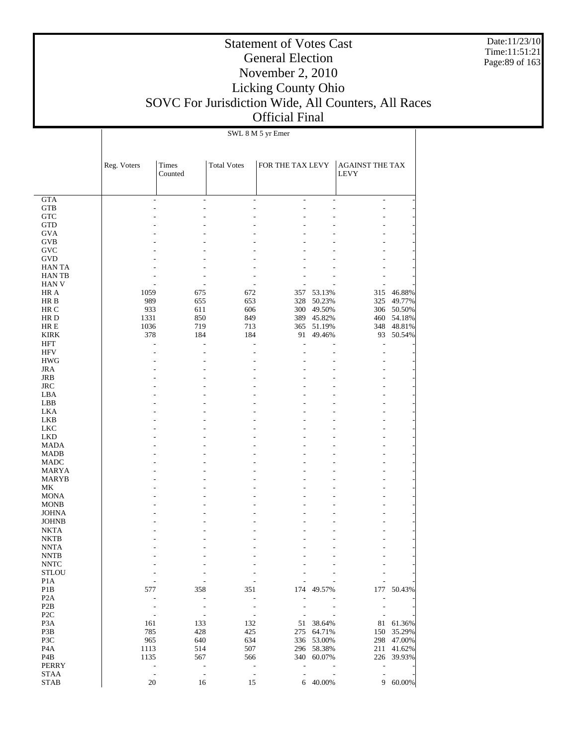# Statement of Votes Cast
## General Election
## November 2, 2010
## Licking County Ohio
## SOVC For Jurisdiction Wide, All Counters, All Races
## Official Final

SWL 8 M 5 yr Emer

| | Reg. Voters | Times Counted | Total Votes | FOR THE TAX LEVY | | AGAINST THE TAX LEVY | |
|---|---|---|---|---|---|---|---|
| GTA | - | - | - | - | - | - | - |
| GTB | - | - | - | - | - | - | - |
| GTC | - | - | - | - | - | - | - |
| GTD | - | - | - | - | - | - | - |
| GVA | - | - | - | - | - | - | - |
| GVB | - | - | - | - | - | - | - |
| GVC | - | - | - | - | - | - | - |
| GVD | - | - | - | - | - | - | - |
| HAN TA | - | - | - | - | - | - | - |
| HAN TB | - | - | - | - | - | - | - |
| HAN V | - | - | - | - | - | - | - |
| HR A | 1059 | 675 | 672 | 357 | 53.13% | 315 | 46.88% |
| HR B | 989 | 655 | 653 | 328 | 50.23% | 325 | 49.77% |
| HR C | 933 | 611 | 606 | 300 | 49.50% | 306 | 50.50% |
| HR D | 1331 | 850 | 849 | 389 | 45.82% | 460 | 54.18% |
| HR E | 1036 | 719 | 713 | 365 | 51.19% | 348 | 48.81% |
| KIRK | 378 | 184 | 184 | 91 | 49.46% | 93 | 50.54% |
| HFT | - | - | - | - | - | - | - |
| HFV | - | - | - | - | - | - | - |
| HWG | - | - | - | - | - | - | - |
| JRA | - | - | - | - | - | - | - |
| JRB | - | - | - | - | - | - | - |
| JRC | - | - | - | - | - | - | - |
| LBA | - | - | - | - | - | - | - |
| LBB | - | - | - | - | - | - | - |
| LKA | - | - | - | - | - | - | - |
| LKB | - | - | - | - | - | - | - |
| LKC | - | - | - | - | - | - | - |
| LKD | - | - | - | - | - | - | - |
| MADA | - | - | - | - | - | - | - |
| MADB | - | - | - | - | - | - | - |
| MADC | - | - | - | - | - | - | - |
| MARYA | - | - | - | - | - | - | - |
| MARYB | - | - | - | - | - | - | - |
| MK | - | - | - | - | - | - | - |
| MONA | - | - | - | - | - | - | - |
| MONB | - | - | - | - | - | - | - |
| JOHNA | - | - | - | - | - | - | - |
| JOHNB | - | - | - | - | - | - | - |
| NKTA | - | - | - | - | - | - | - |
| NKTB | - | - | - | - | - | - | - |
| NNTA | - | - | - | - | - | - | - |
| NNTB | - | - | - | - | - | - | - |
| NNTC | - | - | - | - | - | - | - |
| STLOU | - | - | - | - | - | - | - |
| P1A | - | - | - | - | - | - | - |
| P1B | 577 | 358 | 351 | 174 | 49.57% | 177 | 50.43% |
| P2A | - | - | - | - | - | - | - |
| P2B | - | - | - | - | - | - | - |
| P2C | - | - | - | - | - | - | - |
| P3A | 161 | 133 | 132 | 51 | 38.64% | 81 | 61.36% |
| P3B | 785 | 428 | 425 | 275 | 64.71% | 150 | 35.29% |
| P3C | 965 | 640 | 634 | 336 | 53.00% | 298 | 47.00% |
| P4A | 1113 | 514 | 507 | 296 | 58.38% | 211 | 41.62% |
| P4B | 1135 | 567 | 566 | 340 | 60.07% | 226 | 39.93% |
| PERRY | - | - | - | - | - | - | - |
| STAA | - | - | - | - | - | - | - |
| STAB | 20 | 16 | 15 | 6 | 40.00% | 9 | 60.00% |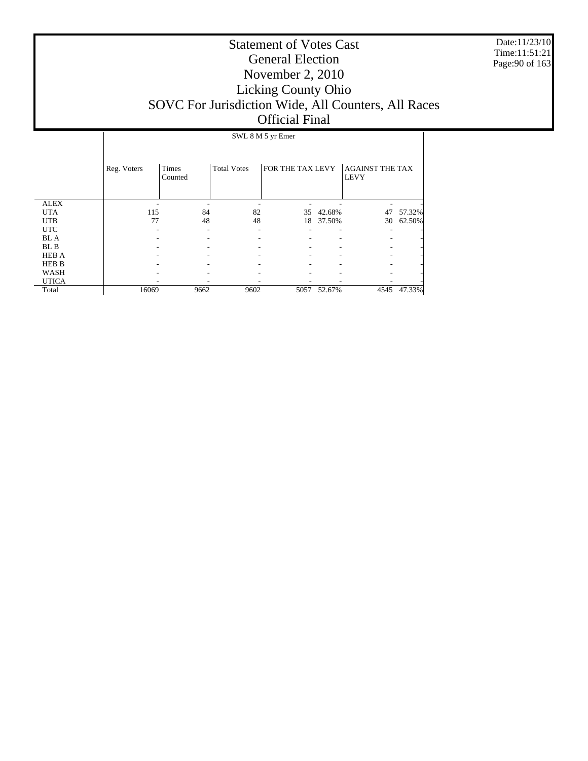# Statement of Votes Cast
## General Election
## November 2, 2010
## Licking County Ohio
## SOVC For Jurisdiction Wide, All Counters, All Races
## Official Final

Date:11/23/10
Time:11:51:21

| | SWL 8 M 5 yr Emer | | | | | | |
|---|---|---|---|---|---|---|---|
| | Reg. Voters | Times Counted | Total Votes | FOR THE TAX LEVY | | AGAINST THE TAX LEVY | |
| ALEX | - | - | - | - | - | - | - |
| UTA | 115 | 84 | 82 | 35 | 42.68% | 47 | 57.32% |
| UTB | 77 | 48 | 48 | 18 | 37.50% | 30 | 62.50% |
| UTC | - | - | - | - | - | - | - |
| BL A | - | - | - | - | - | - | - |
| BL B | - | - | - | - | - | - | - |
| HEB A | - | - | - | - | - | - | - |
| HEB B | - | - | - | - | - | - | - |
| WASH | - | - | - | - | - | - | - |
| UTICA | - | - | - | - | - | - | - |
| Total | 16069 | 9662 | 9602 | 5057 | 52.67% | 4545 | 47.33% |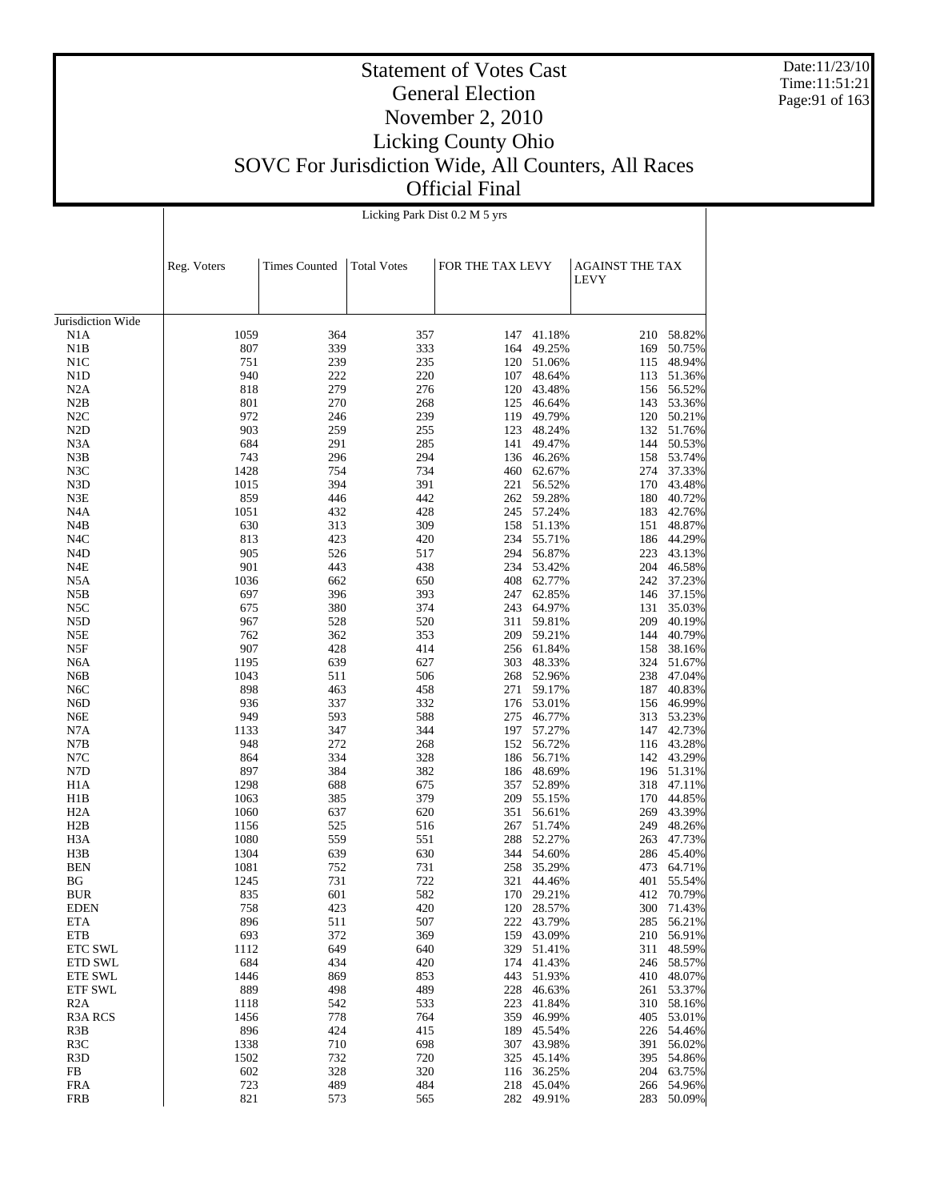# Statement of Votes Cast
## General Election
## November 2, 2010
## Licking County Ohio
## SOVC For Jurisdiction Wide, All Counters, All Races
## Official Final

Licking Park Dist 0.2 M 5 yrs

| | Reg. Voters | Times Counted | Total Votes | FOR THE TAX LEVY | | AGAINST THE TAX LEVY | |
|---|---|---|---|---|---|---|---|
| Jurisdiction Wide | | | | | | | |
| N1A | 1059 | 364 | 357 | 147 | 41.18% | 210 | 58.82% |
| N1B | 807 | 339 | 333 | 164 | 49.25% | 169 | 50.75% |
| N1C | 751 | 239 | 235 | 120 | 51.06% | 115 | 48.94% |
| N1D | 940 | 222 | 220 | 107 | 48.64% | 113 | 51.36% |
| N2A | 818 | 279 | 276 | 120 | 43.48% | 156 | 56.52% |
| N2B | 801 | 270 | 268 | 125 | 46.64% | 143 | 53.36% |
| N2C | 972 | 246 | 239 | 119 | 49.79% | 120 | 50.21% |
| N2D | 903 | 259 | 255 | 123 | 48.24% | 132 | 51.76% |
| N3A | 684 | 291 | 285 | 141 | 49.47% | 144 | 50.53% |
| N3B | 743 | 296 | 294 | 136 | 46.26% | 158 | 53.74% |
| N3C | 1428 | 754 | 734 | 460 | 62.67% | 274 | 37.33% |
| N3D | 1015 | 394 | 391 | 221 | 56.52% | 170 | 43.48% |
| N3E | 859 | 446 | 442 | 262 | 59.28% | 180 | 40.72% |
| N4A | 1051 | 432 | 428 | 245 | 57.24% | 183 | 42.76% |
| N4B | 630 | 313 | 309 | 158 | 51.13% | 151 | 48.87% |
| N4C | 813 | 423 | 420 | 234 | 55.71% | 186 | 44.29% |
| N4D | 905 | 526 | 517 | 294 | 56.87% | 223 | 43.13% |
| N4E | 901 | 443 | 438 | 234 | 53.42% | 204 | 46.58% |
| N5A | 1036 | 662 | 650 | 408 | 62.77% | 242 | 37.23% |
| N5B | 697 | 396 | 393 | 247 | 62.85% | 146 | 37.15% |
| N5C | 675 | 380 | 374 | 243 | 64.97% | 131 | 35.03% |
| N5D | 967 | 528 | 520 | 311 | 59.81% | 209 | 40.19% |
| N5E | 762 | 362 | 353 | 209 | 59.21% | 144 | 40.79% |
| N5F | 907 | 428 | 414 | 256 | 61.84% | 158 | 38.16% |
| N6A | 1195 | 639 | 627 | 303 | 48.33% | 324 | 51.67% |
| N6B | 1043 | 511 | 506 | 268 | 52.96% | 238 | 47.04% |
| N6C | 898 | 463 | 458 | 271 | 59.17% | 187 | 40.83% |
| N6D | 936 | 337 | 332 | 176 | 53.01% | 156 | 46.99% |
| N6E | 949 | 593 | 588 | 275 | 46.77% | 313 | 53.23% |
| N7A | 1133 | 347 | 344 | 197 | 57.27% | 147 | 42.73% |
| N7B | 948 | 272 | 268 | 152 | 56.72% | 116 | 43.28% |
| N7C | 864 | 334 | 328 | 186 | 56.71% | 142 | 43.29% |
| N7D | 897 | 384 | 382 | 186 | 48.69% | 196 | 51.31% |
| H1A | 1298 | 688 | 675 | 357 | 52.89% | 318 | 47.11% |
| H1B | 1063 | 385 | 379 | 209 | 55.15% | 170 | 44.85% |
| H2A | 1060 | 637 | 620 | 351 | 56.61% | 269 | 43.39% |
| H2B | 1156 | 525 | 516 | 267 | 51.74% | 249 | 48.26% |
| H3A | 1080 | 559 | 551 | 288 | 52.27% | 263 | 47.73% |
| H3B | 1304 | 639 | 630 | 344 | 54.60% | 286 | 45.40% |
| BEN | 1081 | 752 | 731 | 258 | 35.29% | 473 | 64.71% |
| BG | 1245 | 731 | 722 | 321 | 44.46% | 401 | 55.54% |
| BUR | 835 | 601 | 582 | 170 | 29.21% | 412 | 70.79% |
| EDEN | 758 | 423 | 420 | 120 | 28.57% | 300 | 71.43% |
| ETA | 896 | 511 | 507 | 222 | 43.79% | 285 | 56.21% |
| ETB | 693 | 372 | 369 | 159 | 43.09% | 210 | 56.91% |
| ETC SWL | 1112 | 649 | 640 | 329 | 51.41% | 311 | 48.59% |
| ETD SWL | 684 | 434 | 420 | 174 | 41.43% | 246 | 58.57% |
| ETE SWL | 1446 | 869 | 853 | 443 | 51.93% | 410 | 48.07% |
| ETF SWL | 889 | 498 | 489 | 228 | 46.63% | 261 | 53.37% |
| R2A | 1118 | 542 | 533 | 223 | 41.84% | 310 | 58.16% |
| R3A RCS | 1456 | 778 | 764 | 359 | 46.99% | 405 | 53.01% |
| R3B | 896 | 424 | 415 | 189 | 45.54% | 226 | 54.46% |
| R3C | 1338 | 710 | 698 | 307 | 43.98% | 391 | 56.02% |
| R3D | 1502 | 732 | 720 | 325 | 45.14% | 395 | 54.86% |
| FB | 602 | 328 | 320 | 116 | 36.25% | 204 | 63.75% |
| FRA | 723 | 489 | 484 | 218 | 45.04% | 266 | 54.96% |
| FRB | 821 | 573 | 565 | 282 | 49.91% | 283 | 50.09% |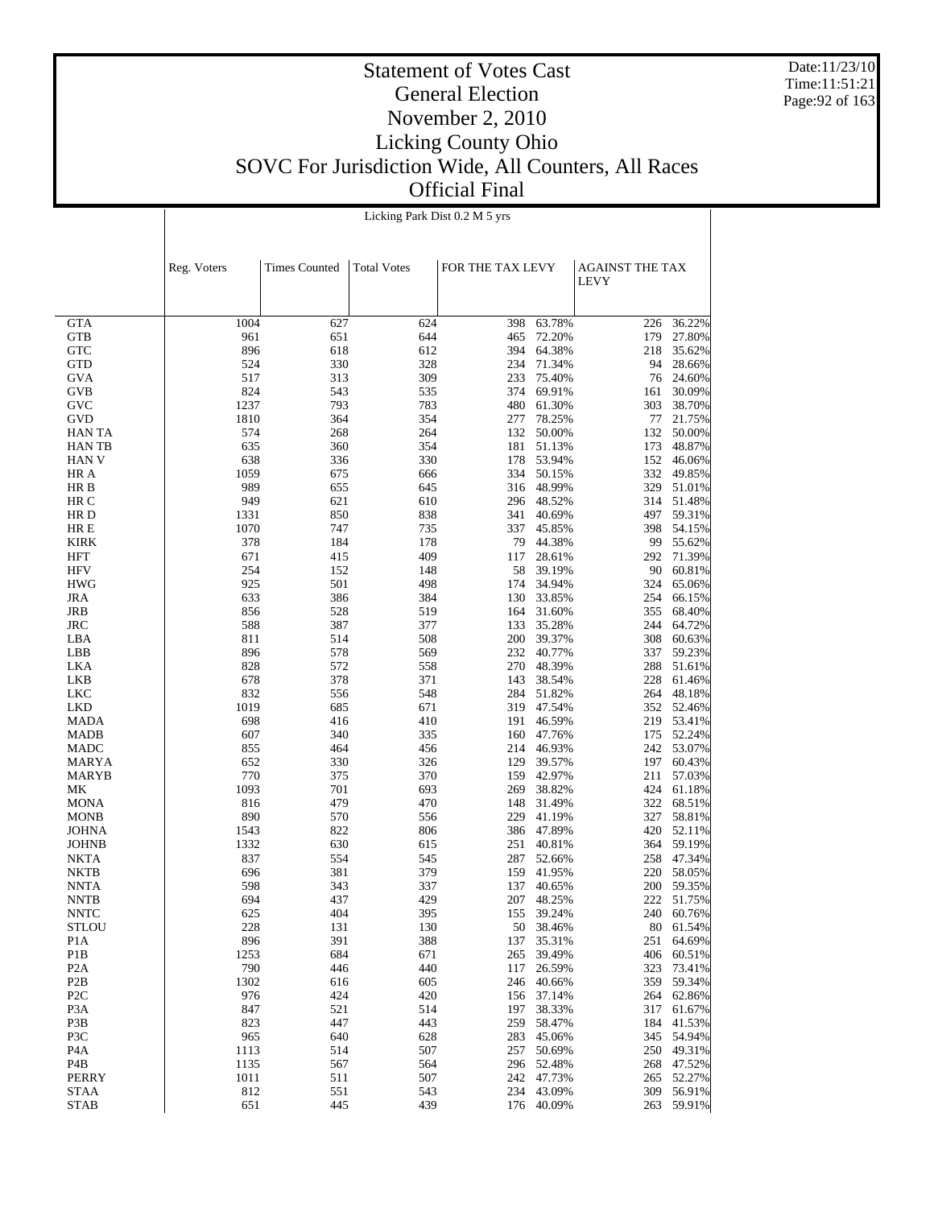# Statement of Votes Cast
## General Election
## November 2, 2010
## Licking County Ohio
## SOVC For Jurisdiction Wide, All Counters, All Races
## Official Final

Date:11/23/10
Time:11:51:21

Licking Park Dist 0.2 M 5 yrs

| | Reg. Voters | Times Counted | Total Votes | FOR THE TAX LEVY | | AGAINST THE TAX LEVY | |
|---|---|---|---|---|---|---|---|
| GTA | 1004 | 627 | 624 | 398 | 63.78% | 226 | 36.22% |
| GTB | 961 | 651 | 644 | 465 | 72.20% | 179 | 27.80% |
| GTC | 896 | 618 | 612 | 394 | 64.38% | 218 | 35.62% |
| GTD | 524 | 330 | 328 | 234 | 71.34% | 94 | 28.66% |
| GVA | 517 | 313 | 309 | 233 | 75.40% | 76 | 24.60% |
| GVB | 824 | 543 | 535 | 374 | 69.91% | 161 | 30.09% |
| GVC | 1237 | 793 | 783 | 480 | 61.30% | 303 | 38.70% |
| GVD | 1810 | 364 | 354 | 277 | 78.25% | 77 | 21.75% |
| HAN TA | 574 | 268 | 264 | 132 | 50.00% | 132 | 50.00% |
| HAN TB | 635 | 360 | 354 | 181 | 51.13% | 173 | 48.87% |
| HAN V | 638 | 336 | 330 | 178 | 53.94% | 152 | 46.06% |
| HR A | 1059 | 675 | 666 | 334 | 50.15% | 332 | 49.85% |
| HR B | 989 | 655 | 645 | 316 | 48.99% | 329 | 51.01% |
| HR C | 949 | 621 | 610 | 296 | 48.52% | 314 | 51.48% |
| HR D | 1331 | 850 | 838 | 341 | 40.69% | 497 | 59.31% |
| HR E | 1070 | 747 | 735 | 337 | 45.85% | 398 | 54.15% |
| KIRK | 378 | 184 | 178 | 79 | 44.38% | 99 | 55.62% |
| HFT | 671 | 415 | 409 | 117 | 28.61% | 292 | 71.39% |
| HFV | 254 | 152 | 148 | 58 | 39.19% | 90 | 60.81% |
| HWG | 925 | 501 | 498 | 174 | 34.94% | 324 | 65.06% |
| JRA | 633 | 386 | 384 | 130 | 33.85% | 254 | 66.15% |
| JRB | 856 | 528 | 519 | 164 | 31.60% | 355 | 68.40% |
| JRC | 588 | 387 | 377 | 133 | 35.28% | 244 | 64.72% |
| LBA | 811 | 514 | 508 | 200 | 39.37% | 308 | 60.63% |
| LBB | 896 | 578 | 569 | 232 | 40.77% | 337 | 59.23% |
| LKA | 828 | 572 | 558 | 270 | 48.39% | 288 | 51.61% |
| LKB | 678 | 378 | 371 | 143 | 38.54% | 228 | 61.46% |
| LKC | 832 | 556 | 548 | 284 | 51.82% | 264 | 48.18% |
| LKD | 1019 | 685 | 671 | 319 | 47.54% | 352 | 52.46% |
| MADA | 698 | 416 | 410 | 191 | 46.59% | 219 | 53.41% |
| MADB | 607 | 340 | 335 | 160 | 47.76% | 175 | 52.24% |
| MADC | 855 | 464 | 456 | 214 | 46.93% | 242 | 53.07% |
| MARYA | 652 | 330 | 326 | 129 | 39.57% | 197 | 60.43% |
| MARYB | 770 | 375 | 370 | 159 | 42.97% | 211 | 57.03% |
| MK | 1093 | 701 | 693 | 269 | 38.82% | 424 | 61.18% |
| MONA | 816 | 479 | 470 | 148 | 31.49% | 322 | 68.51% |
| MONB | 890 | 570 | 556 | 229 | 41.19% | 327 | 58.81% |
| JOHNA | 1543 | 822 | 806 | 386 | 47.89% | 420 | 52.11% |
| JOHNB | 1332 | 630 | 615 | 251 | 40.81% | 364 | 59.19% |
| NKTA | 837 | 554 | 545 | 287 | 52.66% | 258 | 47.34% |
| NKTB | 696 | 381 | 379 | 159 | 41.95% | 220 | 58.05% |
| NNTA | 598 | 343 | 337 | 137 | 40.65% | 200 | 59.35% |
| NNTB | 694 | 437 | 429 | 207 | 48.25% | 222 | 51.75% |
| NNTC | 625 | 404 | 395 | 155 | 39.24% | 240 | 60.76% |
| STLOU | 228 | 131 | 130 | 50 | 38.46% | 80 | 61.54% |
| P1A | 896 | 391 | 388 | 137 | 35.31% | 251 | 64.69% |
| P1B | 1253 | 684 | 671 | 265 | 39.49% | 406 | 60.51% |
| P2A | 790 | 446 | 440 | 117 | 26.59% | 323 | 73.41% |
| P2B | 1302 | 616 | 605 | 246 | 40.66% | 359 | 59.34% |
| P2C | 976 | 424 | 420 | 156 | 37.14% | 264 | 62.86% |
| P3A | 847 | 521 | 514 | 197 | 38.33% | 317 | 61.67% |
| P3B | 823 | 447 | 443 | 259 | 58.47% | 184 | 41.53% |
| P3C | 965 | 640 | 628 | 283 | 45.06% | 345 | 54.94% |
| P4A | 1113 | 514 | 507 | 257 | 50.69% | 250 | 49.31% |
| P4B | 1135 | 567 | 564 | 296 | 52.48% | 268 | 47.52% |
| PERRY | 1011 | 511 | 507 | 242 | 47.73% | 265 | 52.27% |
| STAA | 812 | 551 | 543 | 234 | 43.09% | 309 | 56.91% |
| STAB | 651 | 445 | 439 | 176 | 40.09% | 263 | 59.91% |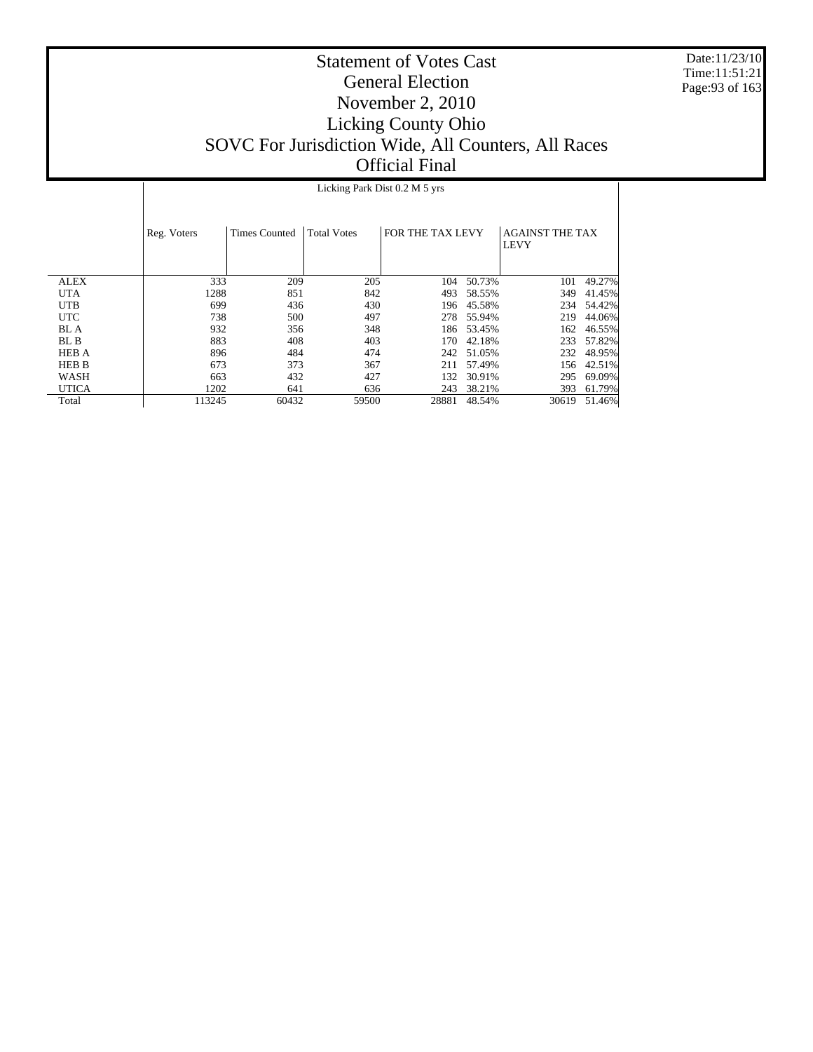# Statement of Votes Cast
## General Election
## November 2, 2010
## Licking County Ohio
## SOVC For Jurisdiction Wide, All Counters, All Races
## Official Final

Date:11/23/10
Time:11:51:21

| | Licking Park Dist 0.2 M 5 yrs | | | | | | |
|---|---|---|---|---|---|---|---|
| | Reg. Voters | Times Counted | Total Votes | FOR THE TAX LEVY | | AGAINST THE TAX LEVY | |
| ALEX | 333 | 209 | 205 | 104 | 50.73% | 101 | 49.27% |
| UTA | 1288 | 851 | 842 | 493 | 58.55% | 349 | 41.45% |
| UTB | 699 | 436 | 430 | 196 | 45.58% | 234 | 54.42% |
| UTC | 738 | 500 | 497 | 278 | 55.94% | 219 | 44.06% |
| BL A | 932 | 356 | 348 | 186 | 53.45% | 162 | 46.55% |
| BL B | 883 | 408 | 403 | 170 | 42.18% | 233 | 57.82% |
| HEB A | 896 | 484 | 474 | 242 | 51.05% | 232 | 48.95% |
| HEB B | 673 | 373 | 367 | 211 | 57.49% | 156 | 42.51% |
| WASH | 663 | 432 | 427 | 132 | 30.91% | 295 | 69.09% |
| UTICA | 1202 | 641 | 636 | 243 | 38.21% | 393 | 61.79% |
| Total | 113245 | 60432 | 59500 | 28881 | 48.54% | 30619 | 51.46% |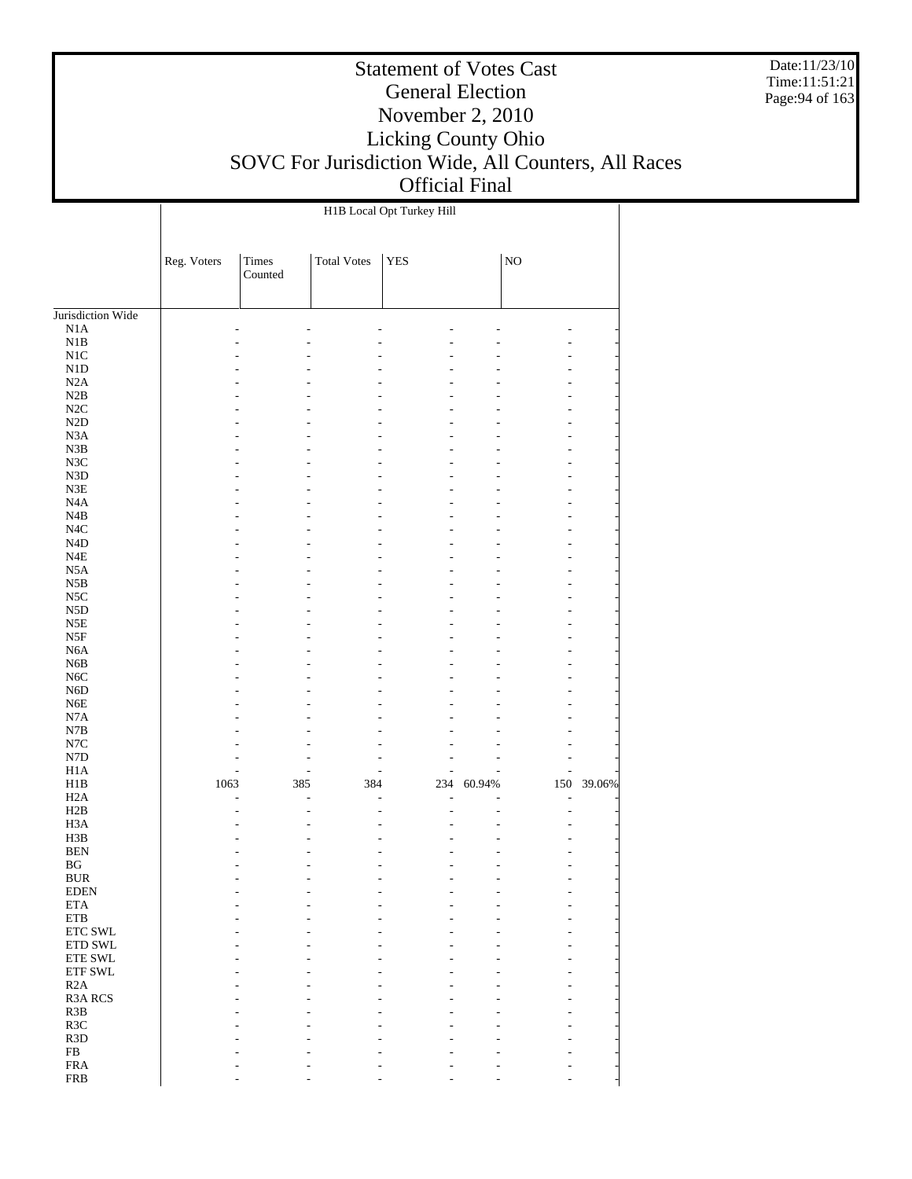# Statement of Votes Cast
## General Election
## November 2, 2010
## Licking County Ohio
## SOVC For Jurisdiction Wide, All Counters, All Races
## Official Final

Date:11/23/10
Time:11:51:21

| | H1B Local Opt Turkey Hill | | | | | | |
|---|---|---|---|---|---|---|---|
| | Reg. Voters | Times Counted | Total Votes | YES | | NO | |
| Jurisdiction Wide | | | | | | | |
| N1A | - | - | - | - | - | - | - |
| N1B | - | - | - | - | - | - | - |
| N1C | - | - | - | - | - | - | - |
| N1D | - | - | - | - | - | - | - |
| N2A | - | - | - | - | - | - | - |
| N2B | - | - | - | - | - | - | - |
| N2C | - | - | - | - | - | - | - |
| N2D | - | - | - | - | - | - | - |
| N3A | - | - | - | - | - | - | - |
| N3B | - | - | - | - | - | - | - |
| N3C | - | - | - | - | - | - | - |
| N3D | - | - | - | - | - | - | - |
| N3E | - | - | - | - | - | - | - |
| N4A | - | - | - | - | - | - | - |
| N4B | - | - | - | - | - | - | - |
| N4C | - | - | - | - | - | - | - |
| N4D | - | - | - | - | - | - | - |
| N4E | - | - | - | - | - | - | - |
| N5A | - | - | - | - | - | - | - |
| N5B | - | - | - | - | - | - | - |
| N5C | - | - | - | - | - | - | - |
| N5D | - | - | - | - | - | - | - |
| N5E | - | - | - | - | - | - | - |
| N5F | - | - | - | - | - | - | - |
| N6A | - | - | - | - | - | - | - |
| N6B | - | - | - | - | - | - | - |
| N6C | - | - | - | - | - | - | - |
| N6D | - | - | - | - | - | - | - |
| N6E | - | - | - | - | - | - | - |
| N7A | - | - | - | - | - | - | - |
| N7B | - | - | - | - | - | - | - |
| N7C | - | - | - | - | - | - | - |
| N7D | - | - | - | - | - | - | - |
| H1A | - | - | - | - | - | - | - |
| H1B | 1063 | 385 | 384 | 234 | 60.94% | 150 | 39.06% |
| H2A | - | - | - | - | - | - | - |
| H2B | - | - | - | - | - | - | - |
| H3A | - | - | - | - | - | - | - |
| H3B | - | - | - | - | - | - | - |
| BEN | - | - | - | - | - | - | - |
| BG | - | - | - | - | - | - | - |
| BUR | - | - | - | - | - | - | - |
| EDEN | - | - | - | - | - | - | - |
| ETA | - | - | - | - | - | - | - |
| ETB | - | - | - | - | - | - | - |
| ETC SWL | - | - | - | - | - | - | - |
| ETD SWL | - | - | - | - | - | - | - |
| ETE SWL | - | - | - | - | - | - | - |
| ETF SWL | - | - | - | - | - | - | - |
| R2A | - | - | - | - | - | - | - |
| R3A RCS | - | - | - | - | - | - | - |
| R3B | - | - | - | - | - | - | - |
| R3C | - | - | - | - | - | - | - |
| R3D | - | - | - | - | - | - | - |
| FB | - | - | - | - | - | - | - |
| FRA | - | - | - | - | - | - | - |
| FRB | - | - | - | - | - | - | - |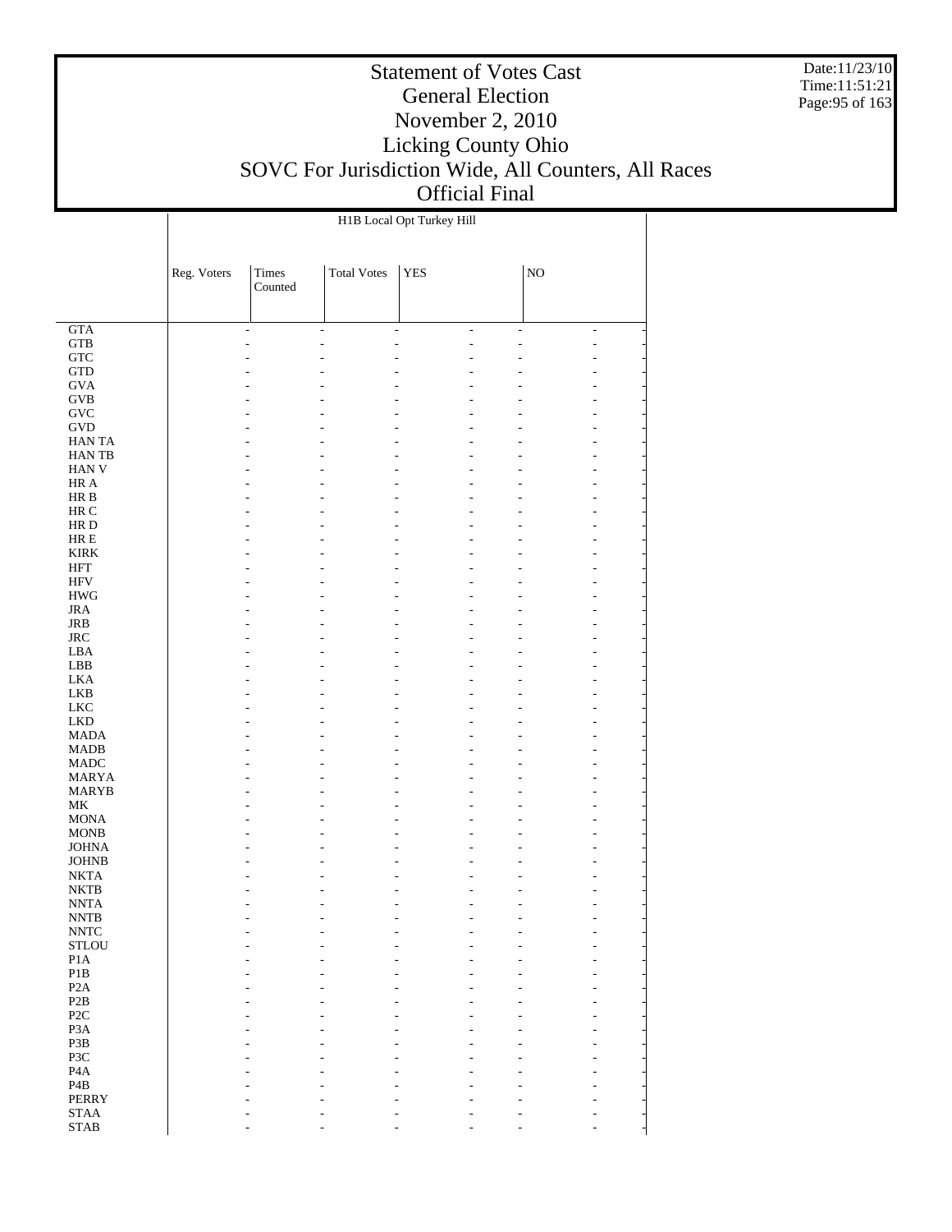# Statement of Votes Cast
## General Election
## November 2, 2010
## Licking County Ohio
## SOVC For Jurisdiction Wide, All Counters, All Races
## Official Final

Date:11/23/10
Time:11:51:21

| | H1B Local Opt Turkey Hill | | | | | | |
|---|---|---|---|---|---|---|---|
| | Reg. Voters | Times Counted | Total Votes | YES | | NO | |
| GTA | - | - | - | - | - | - | - |
| GTB | - | - | - | - | - | - | - |
| GTC | - | - | - | - | - | - | - |
| GTD | - | - | - | - | - | - | - |
| GVA | - | - | - | - | - | - | - |
| GVB | - | - | - | - | - | - | - |
| GVC | - | - | - | - | - | - | - |
| GVD | - | - | - | - | - | - | - |
| HAN TA | - | - | - | - | - | - | - |
| HAN TB | - | - | - | - | - | - | - |
| HAN V | - | - | - | - | - | - | - |
| HR A | - | - | - | - | - | - | - |
| HR B | - | - | - | - | - | - | - |
| HR C | - | - | - | - | - | - | - |
| HR D | - | - | - | - | - | - | - |
| HR E | - | - | - | - | - | - | - |
| KIRK | - | - | - | - | - | - | - |
| HFT | - | - | - | - | - | - | - |
| HFV | - | - | - | - | - | - | - |
| HWG | - | - | - | - | - | - | - |
| JRA | - | - | - | - | - | - | - |
| JRB | - | - | - | - | - | - | - |
| JRC | - | - | - | - | - | - | - |
| LBA | - | - | - | - | - | - | - |
| LBB | - | - | - | - | - | - | - |
| LKA | - | - | - | - | - | - | - |
| LKB | - | - | - | - | - | - | - |
| LKC | - | - | - | - | - | - | - |
| LKD | - | - | - | - | - | - | - |
| MADA | - | - | - | - | - | - | - |
| MADB | - | - | - | - | - | - | - |
| MADC | - | - | - | - | - | - | - |
| MARYA | - | - | - | - | - | - | - |
| MARYB | - | - | - | - | - | - | - |
| MK | - | - | - | - | - | - | - |
| MONA | - | - | - | - | - | - | - |
| MONB | - | - | - | - | - | - | - |
| JOHNA | - | - | - | - | - | - | - |
| JOHNB | - | - | - | - | - | - | - |
| NKTA | - | - | - | - | - | - | - |
| NKTB | - | - | - | - | - | - | - |
| NNTA | - | - | - | - | - | - | - |
| NNTB | - | - | - | - | - | - | - |
| NNTC | - | - | - | - | - | - | - |
| STLOU | - | - | - | - | - | - | - |
| P1A | - | - | - | - | - | - | - |
| P1B | - | - | - | - | - | - | - |
| P2A | - | - | - | - | - | - | - |
| P2B | - | - | - | - | - | - | - |
| P2C | - | - | - | - | - | - | - |
| P3A | - | - | - | - | - | - | - |
| P3B | - | - | - | - | - | - | - |
| P3C | - | - | - | - | - | - | - |
| P4A | - | - | - | - | - | - | - |
| P4B | - | - | - | - | - | - | - |
| PERRY | - | - | - | - | - | - | - |
| STAA | - | - | - | - | - | - | - |
| STAB | - | - | - | - | - | - | - |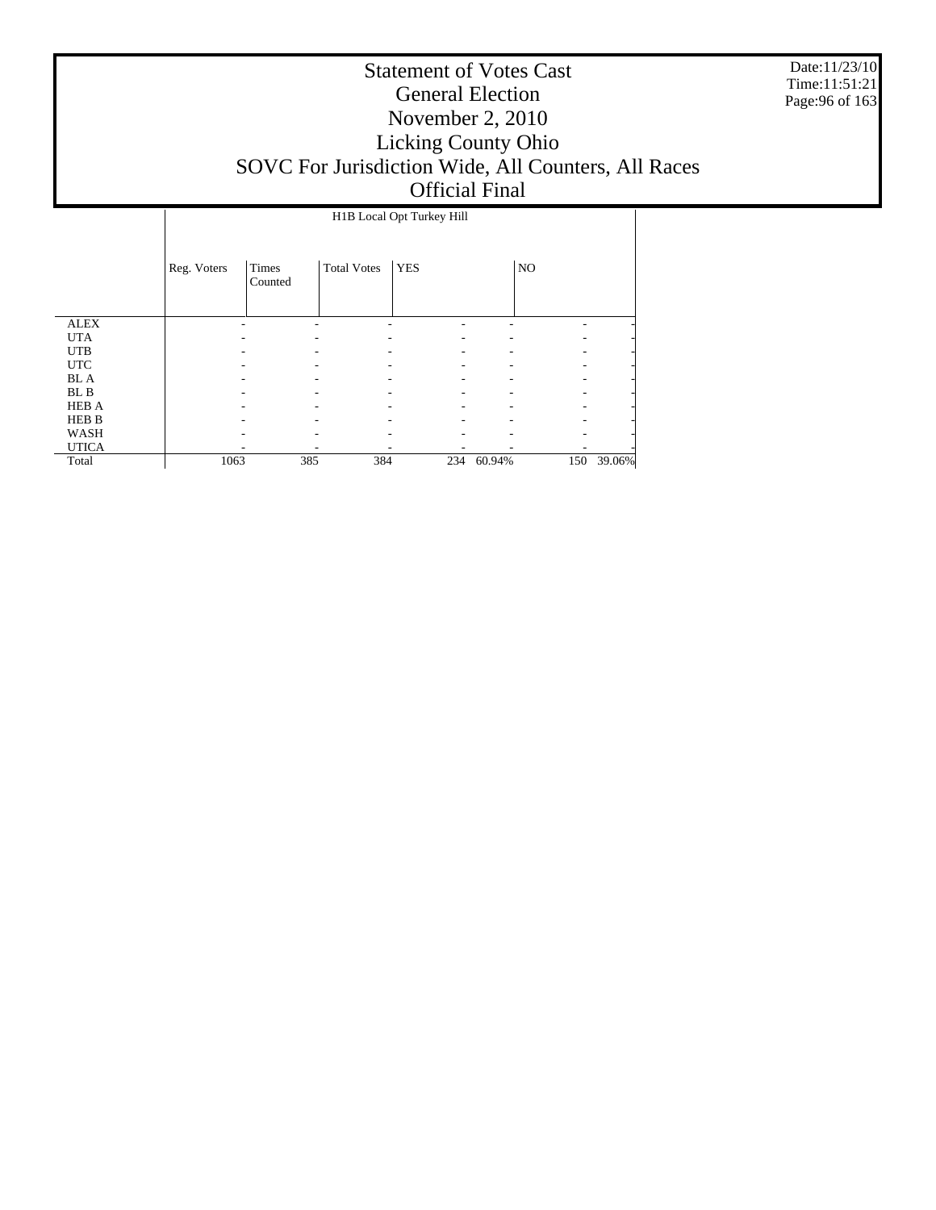# Statement of Votes Cast
## General Election
## November 2, 2010
## Licking County Ohio
## SOVC For Jurisdiction Wide, All Counters, All Races
## Official Final

Date:11/23/10
Time:11:51:21

| | H1B Local Opt Turkey Hill | | | | | | |
|---|---|---|---|---|---|---|---|
| | Reg. Voters | Times Counted | Total Votes | YES | | NO | |
| ALEX | - | - | - | - | - | - | - |
| UTA | - | - | - | - | - | - | - |
| UTB | - | - | - | - | - | - | - |
| UTC | - | - | - | - | - | - | - |
| BL A | - | - | - | - | - | - | - |
| BL B | - | - | - | - | - | - | - |
| HEB A | - | - | - | - | - | - | - |
| HEB B | - | - | - | - | - | - | - |
| WASH | - | - | - | - | - | - | - |
| UTICA | - | - | - | - | - | - | - |
| Total | 1063 | 385 | 384 | 234 | 60.94% | 150 | 39.06% |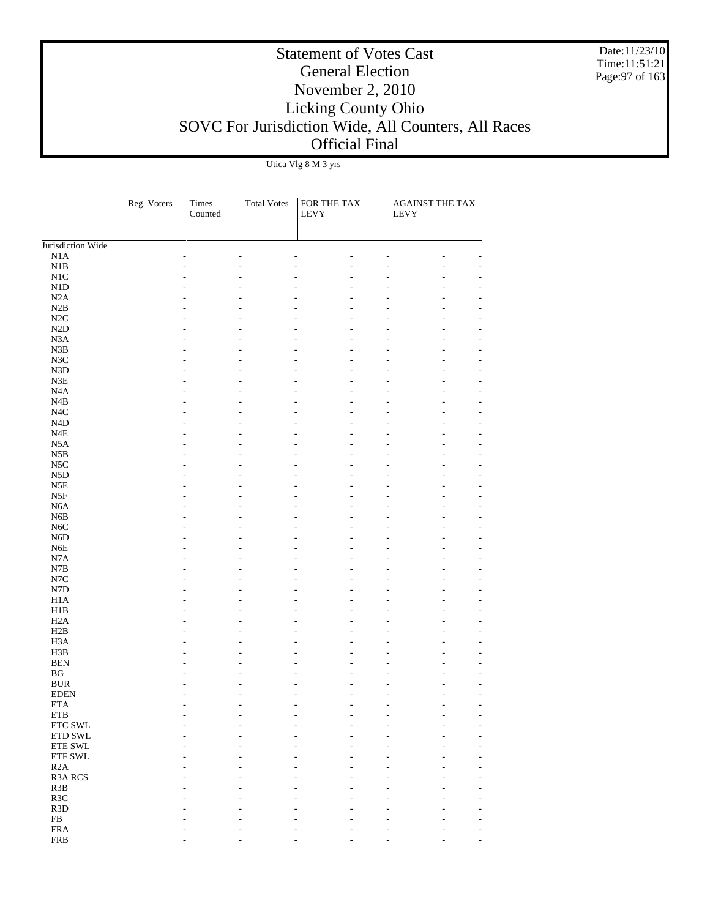# Statement of Votes Cast
## General Election
## November 2, 2010
## Licking County Ohio
## SOVC For Jurisdiction Wide, All Counters, All Races
## Official Final

| | Utica Vlg 8 M 3 yrs | | | | | | |
|---|---|---|---|---|---|---|---|
| | Reg. Voters | Times Counted | Total Votes | FOR THE TAX LEVY | | AGAINST THE TAX LEVY | |
| Jurisdiction Wide | | | | | | | |
| N1A | - | - | - | - | - | - | - |
| N1B | - | - | - | - | - | - | - |
| N1C | - | - | - | - | - | - | - |
| N1D | - | - | - | - | - | - | - |
| N2A | - | - | - | - | - | - | - |
| N2B | - | - | - | - | - | - | - |
| N2C | - | - | - | - | - | - | - |
| N2D | - | - | - | - | - | - | - |
| N3A | - | - | - | - | - | - | - |
| N3B | - | - | - | - | - | - | - |
| N3C | - | - | - | - | - | - | - |
| N3D | - | - | - | - | - | - | - |
| N3E | - | - | - | - | - | - | - |
| N4A | - | - | - | - | - | - | - |
| N4B | - | - | - | - | - | - | - |
| N4C | - | - | - | - | - | - | - |
| N4D | - | - | - | - | - | - | - |
| N4E | - | - | - | - | - | - | - |
| N5A | - | - | - | - | - | - | - |
| N5B | - | - | - | - | - | - | - |
| N5C | - | - | - | - | - | - | - |
| N5D | - | - | - | - | - | - | - |
| N5E | - | - | - | - | - | - | - |
| N5F | - | - | - | - | - | - | - |
| N6A | - | - | - | - | - | - | - |
| N6B | - | - | - | - | - | - | - |
| N6C | - | - | - | - | - | - | - |
| N6D | - | - | - | - | - | - | - |
| N6E | - | - | - | - | - | - | - |
| N7A | - | - | - | - | - | - | - |
| N7B | - | - | - | - | - | - | - |
| N7C | - | - | - | - | - | - | - |
| N7D | - | - | - | - | - | - | - |
| H1A | - | - | - | - | - | - | - |
| H1B | - | - | - | - | - | - | - |
| H2A | - | - | - | - | - | - | - |
| H2B | - | - | - | - | - | - | - |
| H3A | - | - | - | - | - | - | - |
| H3B | - | - | - | - | - | - | - |
| BEN | - | - | - | - | - | - | - |
| BG | - | - | - | - | - | - | - |
| BUR | - | - | - | - | - | - | - |
| EDEN | - | - | - | - | - | - | - |
| ETA | - | - | - | - | - | - | - |
| ETB | - | - | - | - | - | - | - |
| ETC SWL | - | - | - | - | - | - | - |
| ETD SWL | - | - | - | - | - | - | - |
| ETE SWL | - | - | - | - | - | - | - |
| ETF SWL | - | - | - | - | - | - | - |
| R2A | - | - | - | - | - | - | - |
| R3A RCS | - | - | - | - | - | - | - |
| R3B | - | - | - | - | - | - | - |
| R3C | - | - | - | - | - | - | - |
| R3D | - | - | - | - | - | - | - |
| FB | - | - | - | - | - | - | - |
| FRA | - | - | - | - | - | - | - |
| FRB | - | - | - | - | - | - | - |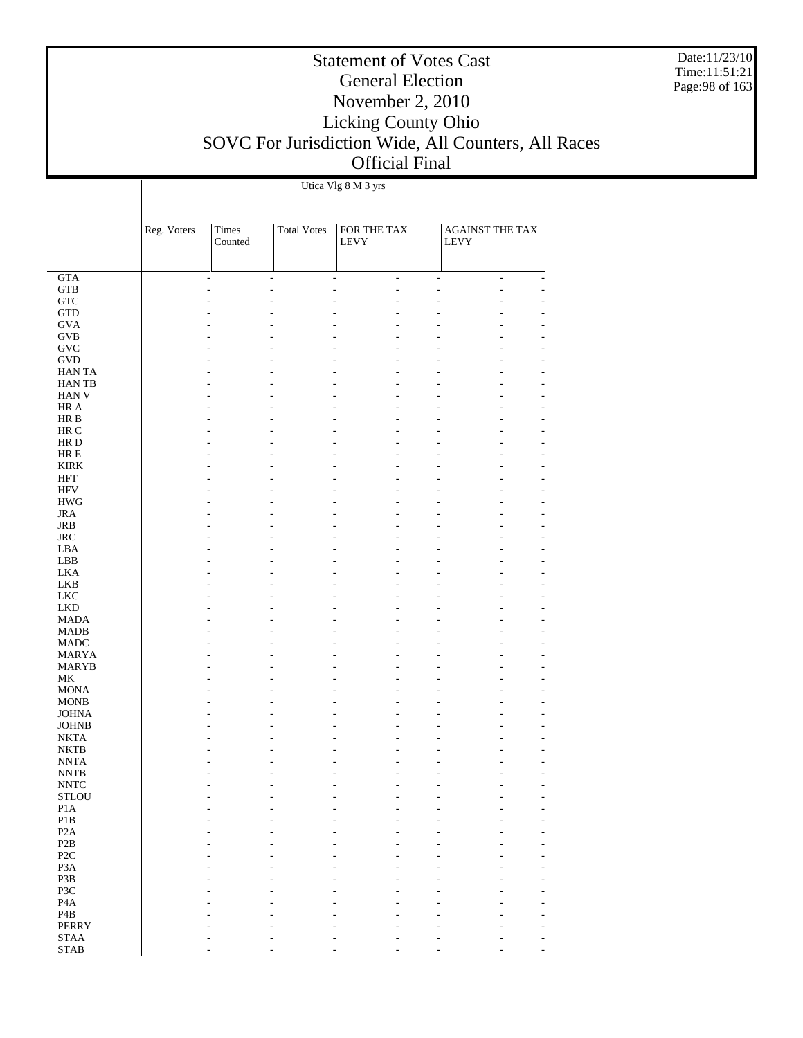# Statement of Votes Cast
## General Election
## November 2, 2010
## Licking County Ohio
## SOVC For Jurisdiction Wide, All Counters, All Races
## Official Final

| | Utica Vlg 8 M 3 yrs | | | | | | |
|---|---|---|---|---|---|---|---|
| | Reg. Voters | Times Counted | Total Votes | FOR THE TAX LEVY | | AGAINST THE TAX LEVY | |
| GTA | - | - | - | - | - | - | - |
| GTB | - | - | - | - | - | - | - |
| GTC | - | - | - | - | - | - | - |
| GTD | - | - | - | - | - | - | - |
| GVA | - | - | - | - | - | - | - |
| GVB | - | - | - | - | - | - | - |
| GVC | - | - | - | - | - | - | - |
| GVD | - | - | - | - | - | - | - |
| HAN TA | - | - | - | - | - | - | - |
| HAN TB | - | - | - | - | - | - | - |
| HAN V | - | - | - | - | - | - | - |
| HR A | - | - | - | - | - | - | - |
| HR B | - | - | - | - | - | - | - |
| HR C | - | - | - | - | - | - | - |
| HR D | - | - | - | - | - | - | - |
| HR E | - | - | - | - | - | - | - |
| KIRK | - | - | - | - | - | - | - |
| HFT | - | - | - | - | - | - | - |
| HFV | - | - | - | - | - | - | - |
| HWG | - | - | - | - | - | - | - |
| JRA | - | - | - | - | - | - | - |
| JRB | - | - | - | - | - | - | - |
| JRC | - | - | - | - | - | - | - |
| LBA | - | - | - | - | - | - | - |
| LBB | - | - | - | - | - | - | - |
| LKA | - | - | - | - | - | - | - |
| LKB | - | - | - | - | - | - | - |
| LKC | - | - | - | - | - | - | - |
| LKD | - | - | - | - | - | - | - |
| MADA | - | - | - | - | - | - | - |
| MADB | - | - | - | - | - | - | - |
| MADC | - | - | - | - | - | - | - |
| MARYA | - | - | - | - | - | - | - |
| MARYB | - | - | - | - | - | - | - |
| MK | - | - | - | - | - | - | - |
| MONA | - | - | - | - | - | - | - |
| MONB | - | - | - | - | - | - | - |
| JOHNA | - | - | - | - | - | - | - |
| JOHNB | - | - | - | - | - | - | - |
| NKTA | - | - | - | - | - | - | - |
| NKTB | - | - | - | - | - | - | - |
| NNTA | - | - | - | - | - | - | - |
| NNTB | - | - | - | - | - | - | - |
| NNTC | - | - | - | - | - | - | - |
| STLOU | - | - | - | - | - | - | - |
| P1A | - | - | - | - | - | - | - |
| P1B | - | - | - | - | - | - | - |
| P2A | - | - | - | - | - | - | - |
| P2B | - | - | - | - | - | - | - |
| P2C | - | - | - | - | - | - | - |
| P3A | - | - | - | - | - | - | - |
| P3B | - | - | - | - | - | - | - |
| P3C | - | - | - | - | - | - | - |
| P4A | - | - | - | - | - | - | - |
| P4B | - | - | - | - | - | - | - |
| PERRY | - | - | - | - | - | - | - |
| STAA | - | - | - | - | - | - | - |
| STAB | - | - | - | - | - | - | - |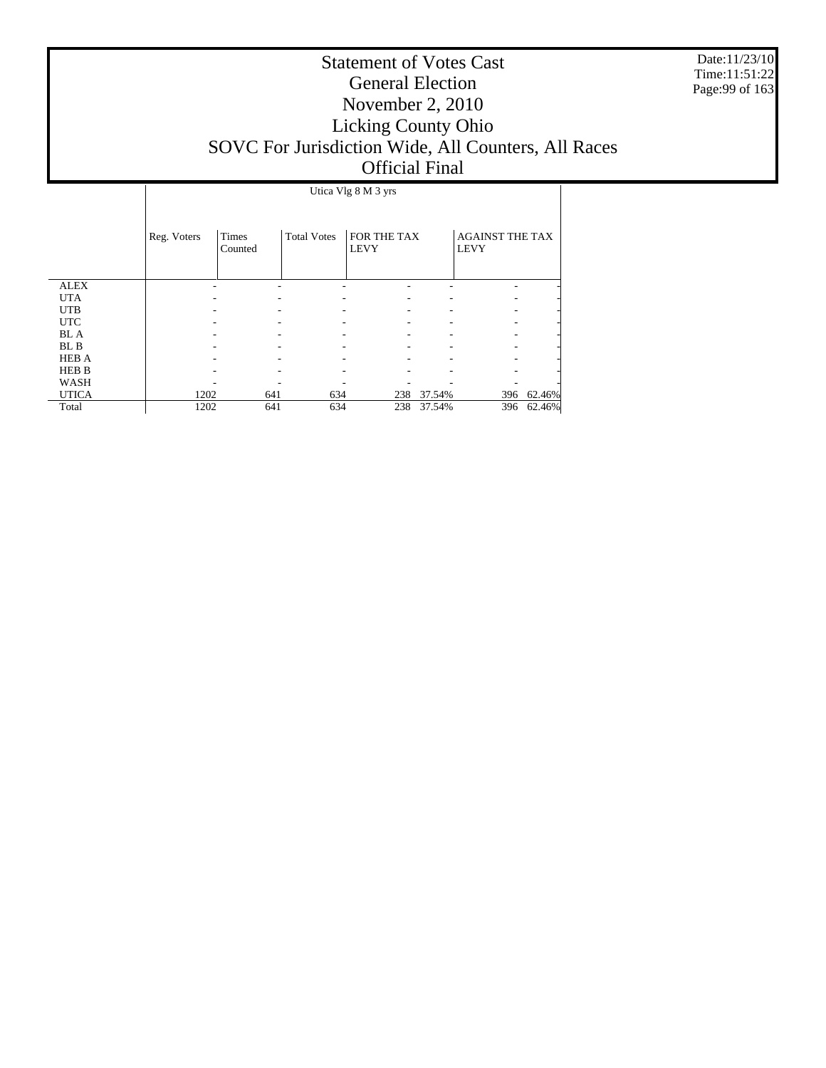# Statement of Votes Cast
## General Election
## November 2, 2010
## Licking County Ohio
## SOVC For Jurisdiction Wide, All Counters, All Races
## Official Final

Date:11/23/10
Time:11:51:22

| | Utica Vlg 8 M 3 yrs | | | | | | |
|---|---|---|---|---|---|---|---|
| | Reg. Voters | Times Counted | Total Votes | FOR THE TAX LEVY | | AGAINST THE TAX LEVY | |
| ALEX | - | - | - | - | - | - | - |
| UTA | - | - | - | - | - | - | - |
| UTB | - | - | - | - | - | - | - |
| UTC | - | - | - | - | - | - | - |
| BL A | - | - | - | - | - | - | - |
| BL B | - | - | - | - | - | - | - |
| HEB A | - | - | - | - | - | - | - |
| HEB B | - | - | - | - | - | - | - |
| WASH | - | - | - | - | - | - | - |
| UTICA | 1202 | 641 | 634 | 238 | 37.54% | 396 | 62.46% |
| Total | 1202 | 641 | 634 | 238 | 37.54% | 396 | 62.46% |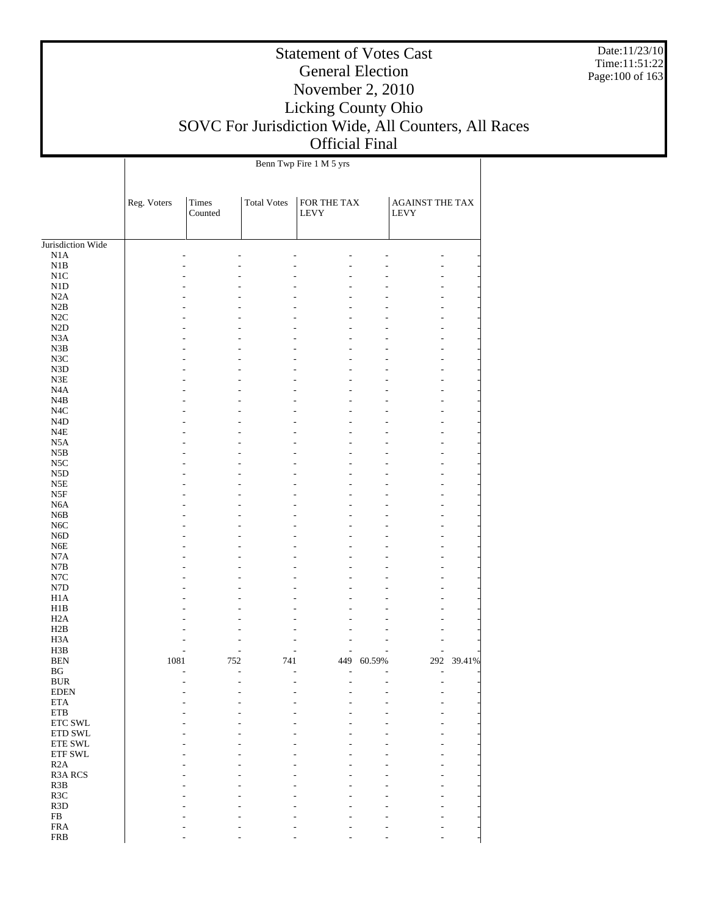# Statement of Votes Cast
## General Election
## November 2, 2010
## Licking County Ohio
## SOVC For Jurisdiction Wide, All Counters, All Races
## Official Final

Date:11/23/10
Time:11:51:22

| | Benn Twp Fire 1 M 5 yrs | | | | | | |
|---|---|---|---|---|---|---|---|
| | Reg. Voters | Times Counted | Total Votes | FOR THE TAX LEVY | | AGAINST THE TAX LEVY | |
| Jurisdiction Wide | | | | | | | |
| N1A | - | - | - | - | - | - | - |
| N1B | - | - | - | - | - | - | - |
| N1C | - | - | - | - | - | - | - |
| N1D | - | - | - | - | - | - | - |
| N2A | - | - | - | - | - | - | - |
| N2B | - | - | - | - | - | - | - |
| N2C | - | - | - | - | - | - | - |
| N2D | - | - | - | - | - | - | - |
| N3A | - | - | - | - | - | - | - |
| N3B | - | - | - | - | - | - | - |
| N3C | - | - | - | - | - | - | - |
| N3D | - | - | - | - | - | - | - |
| N3E | - | - | - | - | - | - | - |
| N4A | - | - | - | - | - | - | - |
| N4B | - | - | - | - | - | - | - |
| N4C | - | - | - | - | - | - | - |
| N4D | - | - | - | - | - | - | - |
| N4E | - | - | - | - | - | - | - |
| N5A | - | - | - | - | - | - | - |
| N5B | - | - | - | - | - | - | - |
| N5C | - | - | - | - | - | - | - |
| N5D | - | - | - | - | - | - | - |
| N5E | - | - | - | - | - | - | - |
| N5F | - | - | - | - | - | - | - |
| N6A | - | - | - | - | - | - | - |
| N6B | - | - | - | - | - | - | - |
| N6C | - | - | - | - | - | - | - |
| N6D | - | - | - | - | - | - | - |
| N6E | - | - | - | - | - | - | - |
| N7A | - | - | - | - | - | - | - |
| N7B | - | - | - | - | - | - | - |
| N7C | - | - | - | - | - | - | - |
| N7D | - | - | - | - | - | - | - |
| H1A | - | - | - | - | - | - | - |
| H1B | - | - | - | - | - | - | - |
| H2A | - | - | - | - | - | - | - |
| H2B | - | - | - | - | - | - | - |
| H3A | - | - | - | - | - | - | - |
| H3B | - | - | - | - | - | - | - |
| BEN | 1081 | 752 | 741 | 449 | 60.59% | 292 | 39.41% |
| BG | - | - | - | - | - | - | - |
| BUR | - | - | - | - | - | - | - |
| EDEN | - | - | - | - | - | - | - |
| ETA | - | - | - | - | - | - | - |
| ETB | - | - | - | - | - | - | - |
| ETC SWL | - | - | - | - | - | - | - |
| ETD SWL | - | - | - | - | - | - | - |
| ETE SWL | - | - | - | - | - | - | - |
| ETF SWL | - | - | - | - | - | - | - |
| R2A | - | - | - | - | - | - | - |
| R3A RCS | - | - | - | - | - | - | - |
| R3B | - | - | - | - | - | - | - |
| R3C | - | - | - | - | - | - | - |
| R3D | - | - | - | - | - | - | - |
| FB | - | - | - | - | - | - | - |
| FRA | - | - | - | - | - | - | - |
| FRB | - | - | - | - | - | - | - |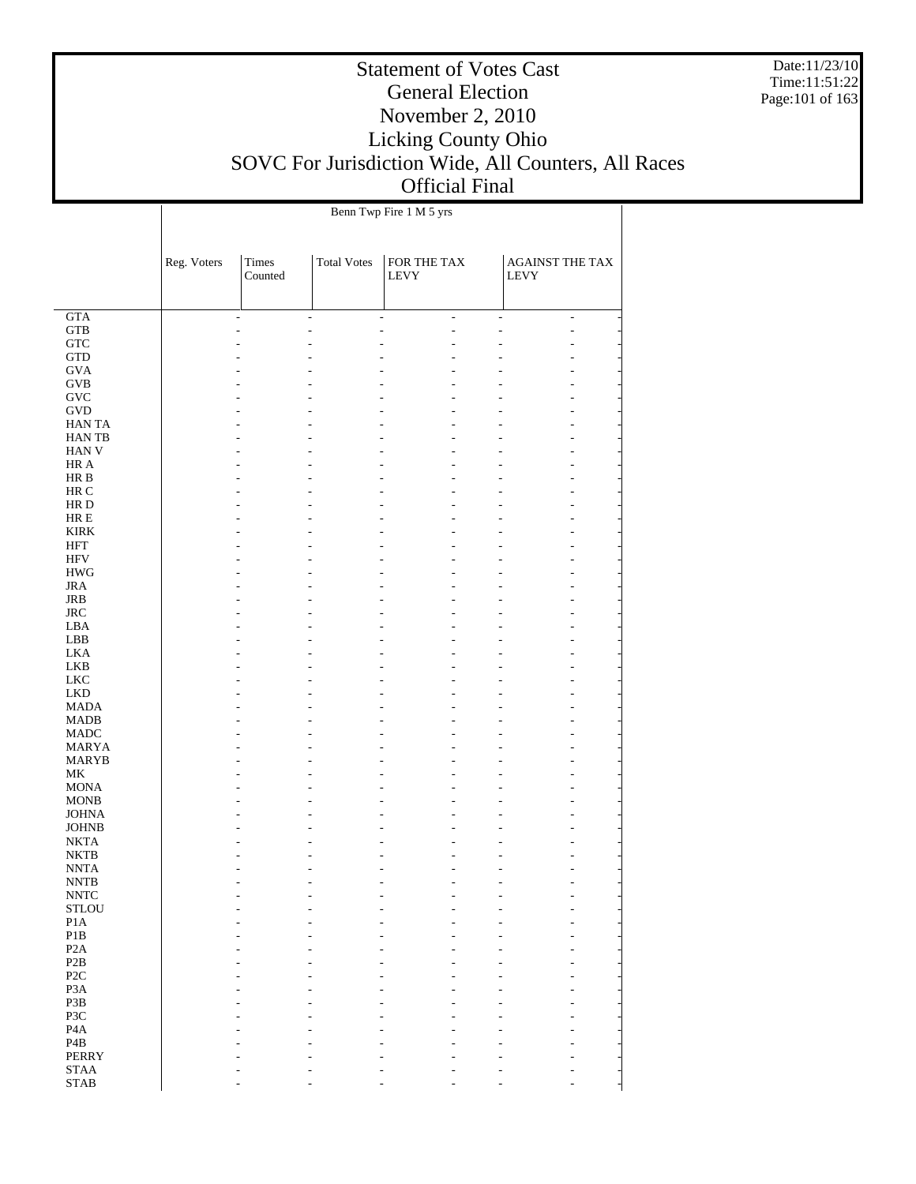# Statement of Votes Cast
## General Election
## November 2, 2010
## Licking County Ohio
## SOVC For Jurisdiction Wide, All Counters, All Races
## Official Final

| | Benn Twp Fire 1 M 5 yrs | | | | | | |
|---|---|---|---|---|---|---|---|
| | Reg. Voters | Times Counted | Total Votes | FOR THE TAX LEVY | | AGAINST THE TAX LEVY | |
| GTA | - | - | - | - | - | - | - |
| GTB | - | - | - | - | - | - | - |
| GTC | - | - | - | - | - | - | - |
| GTD | - | - | - | - | - | - | - |
| GVA | - | - | - | - | - | - | - |
| GVB | - | - | - | - | - | - | - |
| GVC | - | - | - | - | - | - | - |
| GVD | - | - | - | - | - | - | - |
| HAN TA | - | - | - | - | - | - | - |
| HAN TB | - | - | - | - | - | - | - |
| HAN V | - | - | - | - | - | - | - |
| HR A | - | - | - | - | - | - | - |
| HR B | - | - | - | - | - | - | - |
| HR C | - | - | - | - | - | - | - |
| HR D | - | - | - | - | - | - | - |
| HR E | - | - | - | - | - | - | - |
| KIRK | - | - | - | - | - | - | - |
| HFT | - | - | - | - | - | - | - |
| HFV | - | - | - | - | - | - | - |
| HWG | - | - | - | - | - | - | - |
| JRA | - | - | - | - | - | - | - |
| JRB | - | - | - | - | - | - | - |
| JRC | - | - | - | - | - | - | - |
| LBA | - | - | - | - | - | - | - |
| LBB | - | - | - | - | - | - | - |
| LKA | - | - | - | - | - | - | - |
| LKB | - | - | - | - | - | - | - |
| LKC | - | - | - | - | - | - | - |
| LKD | - | - | - | - | - | - | - |
| MADA | - | - | - | - | - | - | - |
| MADB | - | - | - | - | - | - | - |
| MADC | - | - | - | - | - | - | - |
| MARYA | - | - | - | - | - | - | - |
| MARYB | - | - | - | - | - | - | - |
| MK | - | - | - | - | - | - | - |
| MONA | - | - | - | - | - | - | - |
| MONB | - | - | - | - | - | - | - |
| JOHNA | - | - | - | - | - | - | - |
| JOHNB | - | - | - | - | - | - | - |
| NKTA | - | - | - | - | - | - | - |
| NKTB | - | - | - | - | - | - | - |
| NNTA | - | - | - | - | - | - | - |
| NNTB | - | - | - | - | - | - | - |
| NNTC | - | - | - | - | - | - | - |
| STLOU | - | - | - | - | - | - | - |
| P1A | - | - | - | - | - | - | - |
| P1B | - | - | - | - | - | - | - |
| P2A | - | - | - | - | - | - | - |
| P2B | - | - | - | - | - | - | - |
| P2C | - | - | - | - | - | - | - |
| P3A | - | - | - | - | - | - | - |
| P3B | - | - | - | - | - | - | - |
| P3C | - | - | - | - | - | - | - |
| P4A | - | - | - | - | - | - | - |
| P4B | - | - | - | - | - | - | - |
| PERRY | - | - | - | - | - | - | - |
| STAA | - | - | - | - | - | - | - |
| STAB | - | - | - | - | - | - | - |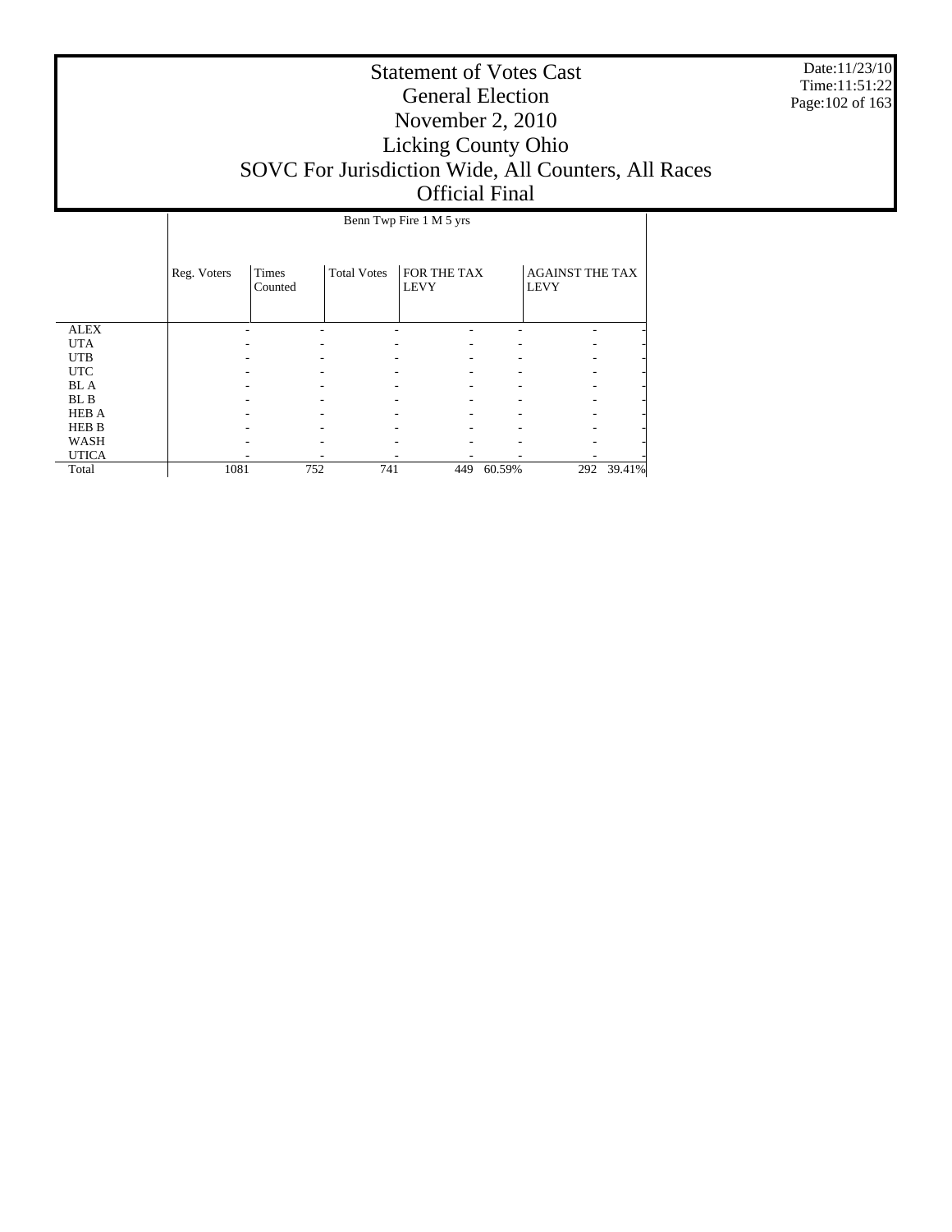# Statement of Votes Cast
## General Election
## November 2, 2010
## Licking County Ohio
## SOVC For Jurisdiction Wide, All Counters, All Races
## Official Final

Date:11/23/10
Time:11:51:22

| | Benn Twp Fire 1 M 5 yrs | | | | | | |
|---|---|---|---|---|---|---|---|
| | Reg. Voters | Times Counted | Total Votes | FOR THE TAX LEVY | | AGAINST THE TAX LEVY | |
| ALEX | - | - | - | - | - | - | - |
| UTA | - | - | - | - | - | - | - |
| UTB | - | - | - | - | - | - | - |
| UTC | - | - | - | - | - | - | - |
| BL A | - | - | - | - | - | - | - |
| BL B | - | - | - | - | - | - | - |
| HEB A | - | - | - | - | - | - | - |
| HEB B | - | - | - | - | - | - | - |
| WASH | - | - | - | - | - | - | - |
| UTICA | - | - | - | - | - | - | - |
| Total | 1081 | 752 | 741 | 449 | 60.59% | 292 | 39.41% |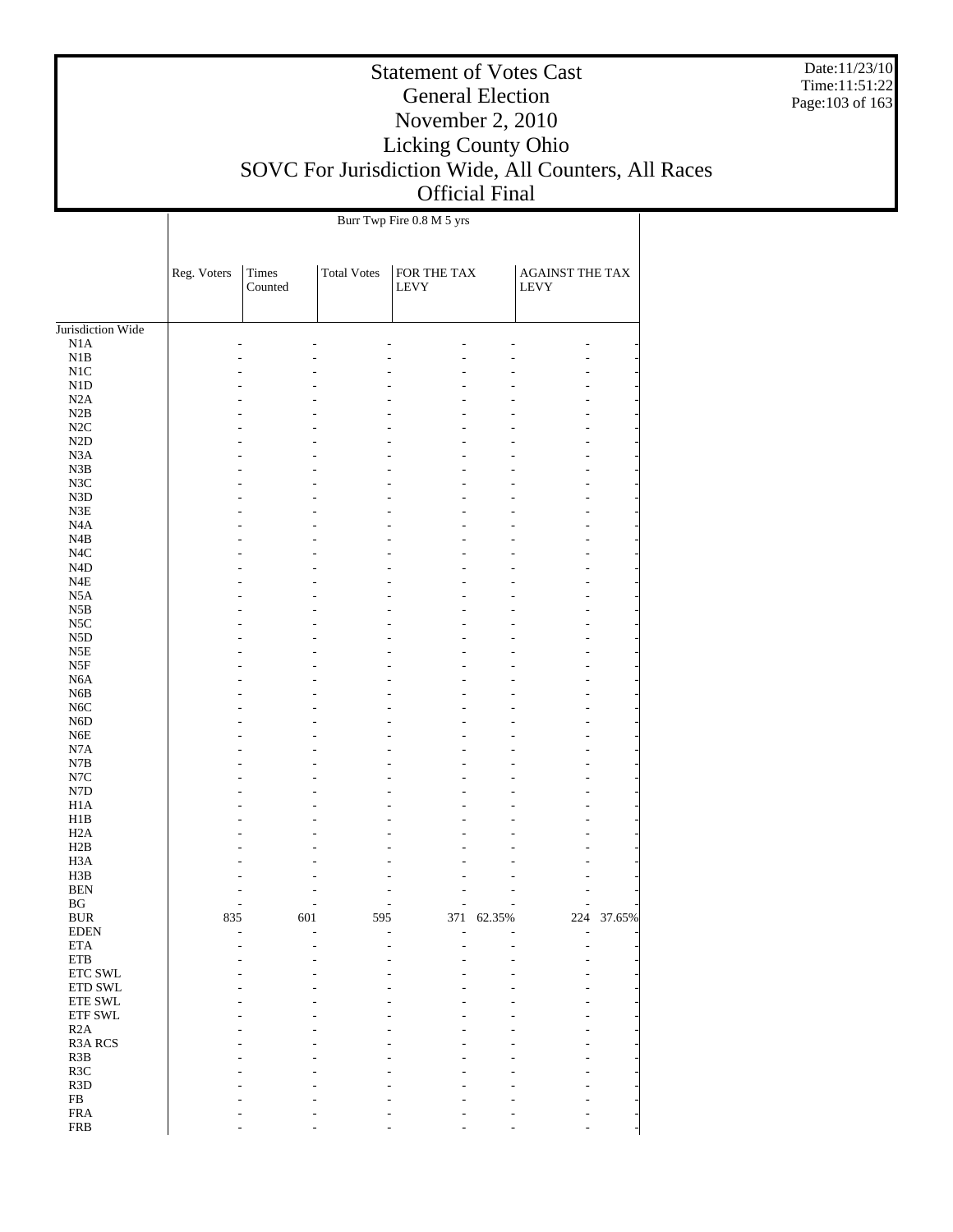# Statement of Votes Cast
## General Election
## November 2, 2010
## Licking County Ohio
## SOVC For Jurisdiction Wide, All Counters, All Races
## Official Final

Date:11/23/10
Time:11:51:22

| | Burr Twp Fire 0.8 M 5 yrs | | | | | | |
|---|---|---|---|---|---|---|---|
| | Reg. Voters | Times Counted | Total Votes | FOR THE TAX LEVY | | AGAINST THE TAX LEVY | |
| Jurisdiction Wide | | | | | | | |
| N1A | - | - | - | - | - | - | - |
| N1B | - | - | - | - | - | - | - |
| N1C | - | - | - | - | - | - | - |
| N1D | - | - | - | - | - | - | - |
| N2A | - | - | - | - | - | - | - |
| N2B | - | - | - | - | - | - | - |
| N2C | - | - | - | - | - | - | - |
| N2D | - | - | - | - | - | - | - |
| N3A | - | - | - | - | - | - | - |
| N3B | - | - | - | - | - | - | - |
| N3C | - | - | - | - | - | - | - |
| N3D | - | - | - | - | - | - | - |
| N3E | - | - | - | - | - | - | - |
| N4A | - | - | - | - | - | - | - |
| N4B | - | - | - | - | - | - | - |
| N4C | - | - | - | - | - | - | - |
| N4D | - | - | - | - | - | - | - |
| N4E | - | - | - | - | - | - | - |
| N5A | - | - | - | - | - | - | - |
| N5B | - | - | - | - | - | - | - |
| N5C | - | - | - | - | - | - | - |
| N5D | - | - | - | - | - | - | - |
| N5E | - | - | - | - | - | - | - |
| N5F | - | - | - | - | - | - | - |
| N6A | - | - | - | - | - | - | - |
| N6B | - | - | - | - | - | - | - |
| N6C | - | - | - | - | - | - | - |
| N6D | - | - | - | - | - | - | - |
| N6E | - | - | - | - | - | - | - |
| N7A | - | - | - | - | - | - | - |
| N7B | - | - | - | - | - | - | - |
| N7C | - | - | - | - | - | - | - |
| N7D | - | - | - | - | - | - | - |
| H1A | - | - | - | - | - | - | - |
| H1B | - | - | - | - | - | - | - |
| H2A | - | - | - | - | - | - | - |
| H2B | - | - | - | - | - | - | - |
| H3A | - | - | - | - | - | - | - |
| H3B | - | - | - | - | - | - | - |
| BEN | - | - | - | - | - | - | - |
| BG | - | - | - | - | - | - | - |
| BUR | 835 | 601 | 595 | 371 | 62.35% | 224 | 37.65% |
| EDEN | - | - | - | - | - | - | - |
| ETA | - | - | - | - | - | - | - |
| ETB | - | - | - | - | - | - | - |
| ETC SWL | - | - | - | - | - | - | - |
| ETD SWL | - | - | - | - | - | - | - |
| ETE SWL | - | - | - | - | - | - | - |
| ETF SWL | - | - | - | - | - | - | - |
| R2A | - | - | - | - | - | - | - |
| R3A RCS | - | - | - | - | - | - | - |
| R3B | - | - | - | - | - | - | - |
| R3C | - | - | - | - | - | - | - |
| R3D | - | - | - | - | - | - | - |
| FB | - | - | - | - | - | - | - |
| FRA | - | - | - | - | - | - | - |
| FRB | - | - | - | - | - | - | - |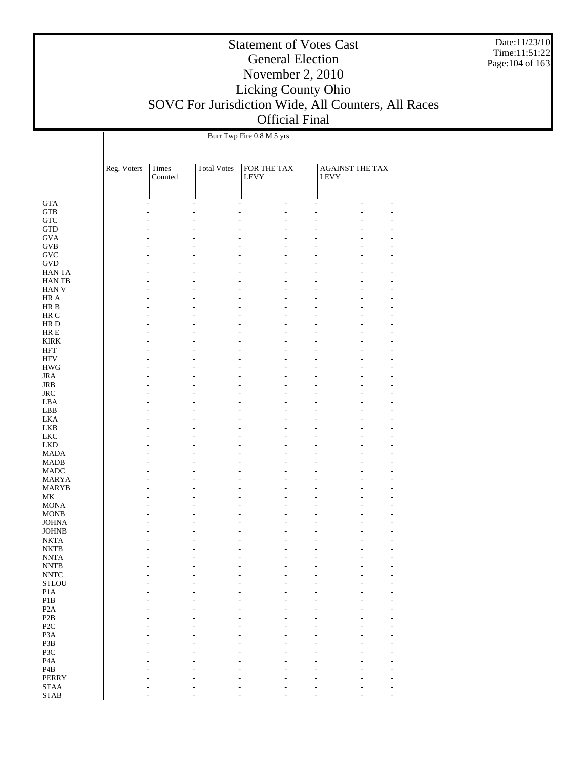# Statement of Votes Cast
## General Election
## November 2, 2010
## Licking County Ohio
## SOVC For Jurisdiction Wide, All Counters, All Races
## Official Final

Date:11/23/10
Time:11:51:22

| | Burr Twp Fire 0.8 M 5 yrs | | | | | | |
|---|---|---|---|---|---|---|---|
| | Reg. Voters | Times Counted | Total Votes | FOR THE TAX LEVY | | AGAINST THE TAX LEVY | |
| GTA | - | - | - | - | - | - | - |
| GTB | - | - | - | - | - | - | - |
| GTC | - | - | - | - | - | - | - |
| GTD | - | - | - | - | - | - | - |
| GVA | - | - | - | - | - | - | - |
| GVB | - | - | - | - | - | - | - |
| GVC | - | - | - | - | - | - | - |
| GVD | - | - | - | - | - | - | - |
| HAN TA | - | - | - | - | - | - | - |
| HAN TB | - | - | - | - | - | - | - |
| HAN V | - | - | - | - | - | - | - |
| HR A | - | - | - | - | - | - | - |
| HR B | - | - | - | - | - | - | - |
| HR C | - | - | - | - | - | - | - |
| HR D | - | - | - | - | - | - | - |
| HR E | - | - | - | - | - | - | - |
| KIRK | - | - | - | - | - | - | - |
| HFT | - | - | - | - | - | - | - |
| HFV | - | - | - | - | - | - | - |
| HWG | - | - | - | - | - | - | - |
| JRA | - | - | - | - | - | - | - |
| JRB | - | - | - | - | - | - | - |
| JRC | - | - | - | - | - | - | - |
| LBA | - | - | - | - | - | - | - |
| LBB | - | - | - | - | - | - | - |
| LKA | - | - | - | - | - | - | - |
| LKB | - | - | - | - | - | - | - |
| LKC | - | - | - | - | - | - | - |
| LKD | - | - | - | - | - | - | - |
| MADA | - | - | - | - | - | - | - |
| MADB | - | - | - | - | - | - | - |
| MADC | - | - | - | - | - | - | - |
| MARYA | - | - | - | - | - | - | - |
| MARYB | - | - | - | - | - | - | - |
| MK | - | - | - | - | - | - | - |
| MONA | - | - | - | - | - | - | - |
| MONB | - | - | - | - | - | - | - |
| JOHNA | - | - | - | - | - | - | - |
| JOHNB | - | - | - | - | - | - | - |
| NKTA | - | - | - | - | - | - | - |
| NKTB | - | - | - | - | - | - | - |
| NNTA | - | - | - | - | - | - | - |
| NNTB | - | - | - | - | - | - | - |
| NNTC | - | - | - | - | - | - | - |
| STLOU | - | - | - | - | - | - | - |
| P1A | - | - | - | - | - | - | - |
| P1B | - | - | - | - | - | - | - |
| P2A | - | - | - | - | - | - | - |
| P2B | - | - | - | - | - | - | - |
| P2C | - | - | - | - | - | - | - |
| P3A | - | - | - | - | - | - | - |
| P3B | - | - | - | - | - | - | - |
| P3C | - | - | - | - | - | - | - |
| P4A | - | - | - | - | - | - | - |
| P4B | - | - | - | - | - | - | - |
| PERRY | - | - | - | - | - | - | - |
| STAA | - | - | - | - | - | - | - |
| STAB | - | - | - | - | - | - | - |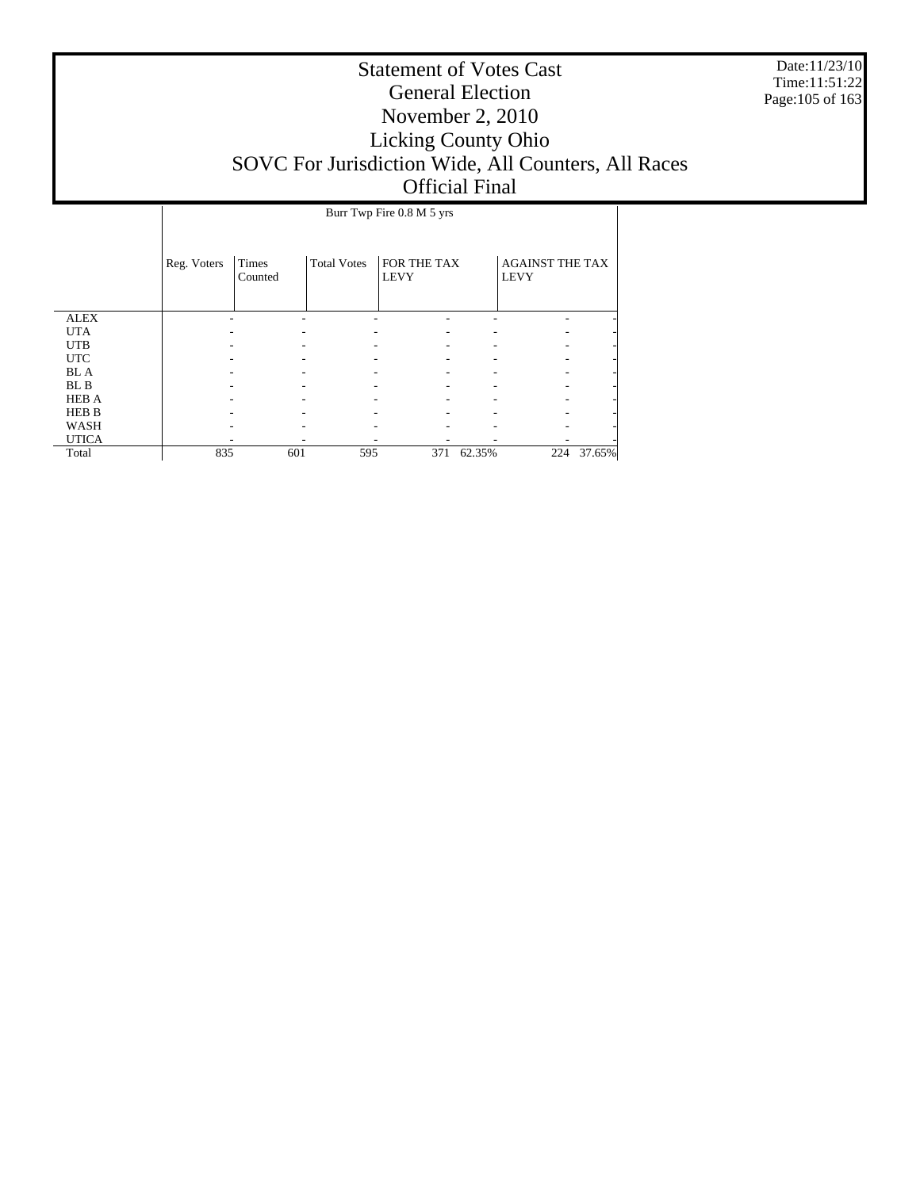# Statement of Votes Cast
## General Election
## November 2, 2010
## Licking County Ohio
## SOVC For Jurisdiction Wide, All Counters, All Races
## Official Final

Date:11/23/10
Time:11:51:22

| | Burr Twp Fire 0.8 M 5 yrs | | | | | | |
|---|---|---|---|---|---|---|---|
| | Reg. Voters | Times Counted | Total Votes | FOR THE TAX LEVY | | AGAINST THE TAX LEVY | |
| ALEX | - | - | - | - | - | - | - |
| UTA | - | - | - | - | - | - | - |
| UTB | - | - | - | - | - | - | - |
| UTC | - | - | - | - | - | - | - |
| BL A | - | - | - | - | - | - | - |
| BL B | - | - | - | - | - | - | - |
| HEB A | - | - | - | - | - | - | - |
| HEB B | - | - | - | - | - | - | - |
| WASH | - | - | - | - | - | - | - |
| UTICA | - | - | - | - | - | - | - |
| Total | 835 | 601 | 595 | 371 | 62.35% | 224 | 37.65% |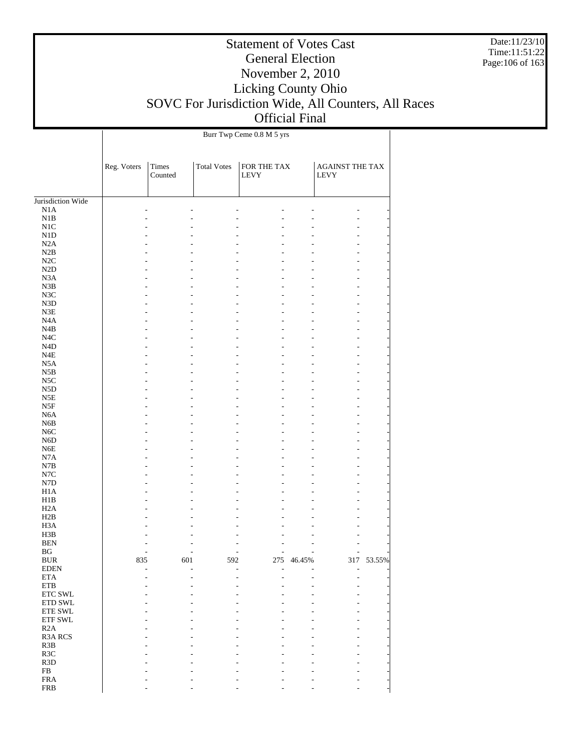# Statement of Votes Cast
## General Election
## November 2, 2010
## Licking County Ohio
## SOVC For Jurisdiction Wide, All Counters, All Races
## Official Final

Date:11/23/10
Time:11:51:22

| | Burr Twp Ceme 0.8 M 5 yrs | | | | | | |
|---|---|---|---|---|---|---|---|
| | Reg. Voters | Times Counted | Total Votes | FOR THE TAX LEVY | | AGAINST THE TAX LEVY | |
| Jurisdiction Wide | | | | | | | |
| N1A | - | - | - | - | - | - | - |
| N1B | - | - | - | - | - | - | - |
| N1C | - | - | - | - | - | - | - |
| N1D | - | - | - | - | - | - | - |
| N2A | - | - | - | - | - | - | - |
| N2B | - | - | - | - | - | - | - |
| N2C | - | - | - | - | - | - | - |
| N2D | - | - | - | - | - | - | - |
| N3A | - | - | - | - | - | - | - |
| N3B | - | - | - | - | - | - | - |
| N3C | - | - | - | - | - | - | - |
| N3D | - | - | - | - | - | - | - |
| N3E | - | - | - | - | - | - | - |
| N4A | - | - | - | - | - | - | - |
| N4B | - | - | - | - | - | - | - |
| N4C | - | - | - | - | - | - | - |
| N4D | - | - | - | - | - | - | - |
| N4E | - | - | - | - | - | - | - |
| N5A | - | - | - | - | - | - | - |
| N5B | - | - | - | - | - | - | - |
| N5C | - | - | - | - | - | - | - |
| N5D | - | - | - | - | - | - | - |
| N5E | - | - | - | - | - | - | - |
| N5F | - | - | - | - | - | - | - |
| N6A | - | - | - | - | - | - | - |
| N6B | - | - | - | - | - | - | - |
| N6C | - | - | - | - | - | - | - |
| N6D | - | - | - | - | - | - | - |
| N6E | - | - | - | - | - | - | - |
| N7A | - | - | - | - | - | - | - |
| N7B | - | - | - | - | - | - | - |
| N7C | - | - | - | - | - | - | - |
| N7D | - | - | - | - | - | - | - |
| H1A | - | - | - | - | - | - | - |
| H1B | - | - | - | - | - | - | - |
| H2A | - | - | - | - | - | - | - |
| H2B | - | - | - | - | - | - | - |
| H3A | - | - | - | - | - | - | - |
| H3B | - | - | - | - | - | - | - |
| BEN | - | - | - | - | - | - | - |
| BG | - | - | - | - | - | - | - |
| BUR | 835 | 601 | 592 | 275 | 46.45% | 317 | 53.55% |
| EDEN | - | - | - | - | - | - | - |
| ETA | - | - | - | - | - | - | - |
| ETB | - | - | - | - | - | - | - |
| ETC SWL | - | - | - | - | - | - | - |
| ETD SWL | - | - | - | - | - | - | - |
| ETE SWL | - | - | - | - | - | - | - |
| ETF SWL | - | - | - | - | - | - | - |
| R2A | - | - | - | - | - | - | - |
| R3A RCS | - | - | - | - | - | - | - |
| R3B | - | - | - | - | - | - | - |
| R3C | - | - | - | - | - | - | - |
| R3D | - | - | - | - | - | - | - |
| FB | - | - | - | - | - | - | - |
| FRA | - | - | - | - | - | - | - |
| FRB | - | - | - | - | - | - | - |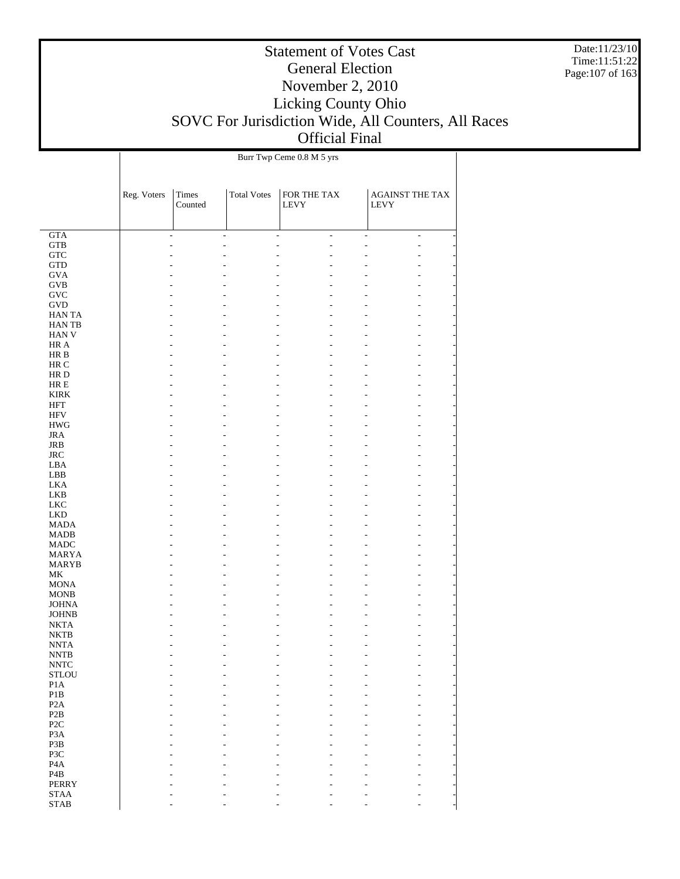# Statement of Votes Cast
## General Election
## November 2, 2010
## Licking County Ohio
## SOVC For Jurisdiction Wide, All Counters, All Races
## Official Final

Date:11/23/10
Time:11:51:22

| | Burr Twp Ceme 0.8 M 5 yrs | | | | | | |
|---|---|---|---|---|---|---|---|
| | Reg. Voters | Times Counted | Total Votes | FOR THE TAX LEVY | | AGAINST THE TAX LEVY | |
| GTA | - | - | - | - | - | - | - |
| GTB | - | - | - | - | - | - | - |
| GTC | - | - | - | - | - | - | - |
| GTD | - | - | - | - | - | - | - |
| GVA | - | - | - | - | - | - | - |
| GVB | - | - | - | - | - | - | - |
| GVC | - | - | - | - | - | - | - |
| GVD | - | - | - | - | - | - | - |
| HAN TA | - | - | - | - | - | - | - |
| HAN TB | - | - | - | - | - | - | - |
| HAN V | - | - | - | - | - | - | - |
| HR A | - | - | - | - | - | - | - |
| HR B | - | - | - | - | - | - | - |
| HR C | - | - | - | - | - | - | - |
| HR D | - | - | - | - | - | - | - |
| HR E | - | - | - | - | - | - | - |
| KIRK | - | - | - | - | - | - | - |
| HFT | - | - | - | - | - | - | - |
| HFV | - | - | - | - | - | - | - |
| HWG | - | - | - | - | - | - | - |
| JRA | - | - | - | - | - | - | - |
| JRB | - | - | - | - | - | - | - |
| JRC | - | - | - | - | - | - | - |
| LBA | - | - | - | - | - | - | - |
| LBB | - | - | - | - | - | - | - |
| LKA | - | - | - | - | - | - | - |
| LKB | - | - | - | - | - | - | - |
| LKC | - | - | - | - | - | - | - |
| LKD | - | - | - | - | - | - | - |
| MADA | - | - | - | - | - | - | - |
| MADB | - | - | - | - | - | - | - |
| MADC | - | - | - | - | - | - | - |
| MARYA | - | - | - | - | - | - | - |
| MARYB | - | - | - | - | - | - | - |
| MK | - | - | - | - | - | - | - |
| MONA | - | - | - | - | - | - | - |
| MONB | - | - | - | - | - | - | - |
| JOHNA | - | - | - | - | - | - | - |
| JOHNB | - | - | - | - | - | - | - |
| NKTA | - | - | - | - | - | - | - |
| NKTB | - | - | - | - | - | - | - |
| NNTA | - | - | - | - | - | - | - |
| NNTB | - | - | - | - | - | - | - |
| NNTC | - | - | - | - | - | - | - |
| STLOU | - | - | - | - | - | - | - |
| P1A | - | - | - | - | - | - | - |
| P1B | - | - | - | - | - | - | - |
| P2A | - | - | - | - | - | - | - |
| P2B | - | - | - | - | - | - | - |
| P2C | - | - | - | - | - | - | - |
| P3A | - | - | - | - | - | - | - |
| P3B | - | - | - | - | - | - | - |
| P3C | - | - | - | - | - | - | - |
| P4A | - | - | - | - | - | - | - |
| P4B | - | - | - | - | - | - | - |
| PERRY | - | - | - | - | - | - | - |
| STAA | - | - | - | - | - | - | - |
| STAB | - | - | - | - | - | - | - |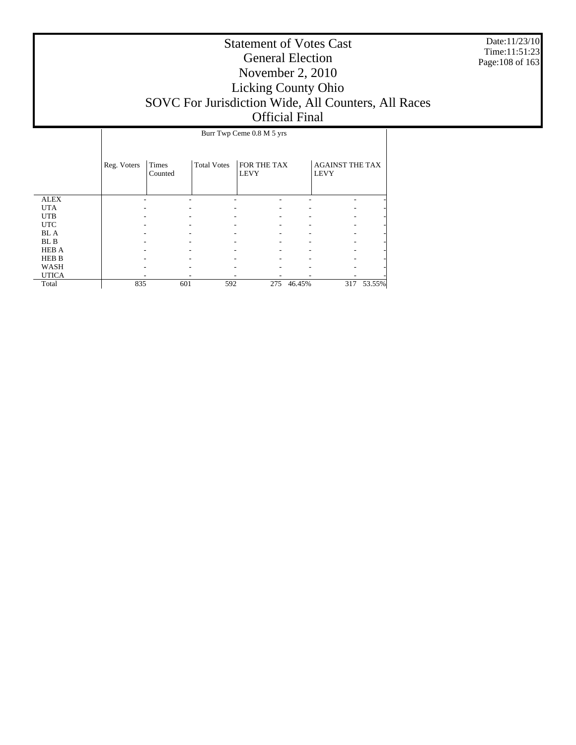# Statement of Votes Cast
## General Election
## November 2, 2010
## Licking County Ohio
## SOVC For Jurisdiction Wide, All Counters, All Races
## Official Final

Date:11/23/10
Time:11:51:23

| | Burr Twp Ceme 0.8 M 5 yrs | | | | | | |
|---|---|---|---|---|---|---|---|
| | Reg. Voters | Times Counted | Total Votes | FOR THE TAX LEVY | | AGAINST THE TAX LEVY | |
| ALEX | - | - | - | - | - | - | - |
| UTA | - | - | - | - | - | - | - |
| UTB | - | - | - | - | - | - | - |
| UTC | - | - | - | - | - | - | - |
| BL A | - | - | - | - | - | - | - |
| BL B | - | - | - | - | - | - | - |
| HEB A | - | - | - | - | - | - | - |
| HEB B | - | - | - | - | - | - | - |
| WASH | - | - | - | - | - | - | - |
| UTICA | - | - | - | - | - | - | - |
| Total | 835 | 601 | 592 | 275 | 46.45% | 317 | 53.55% |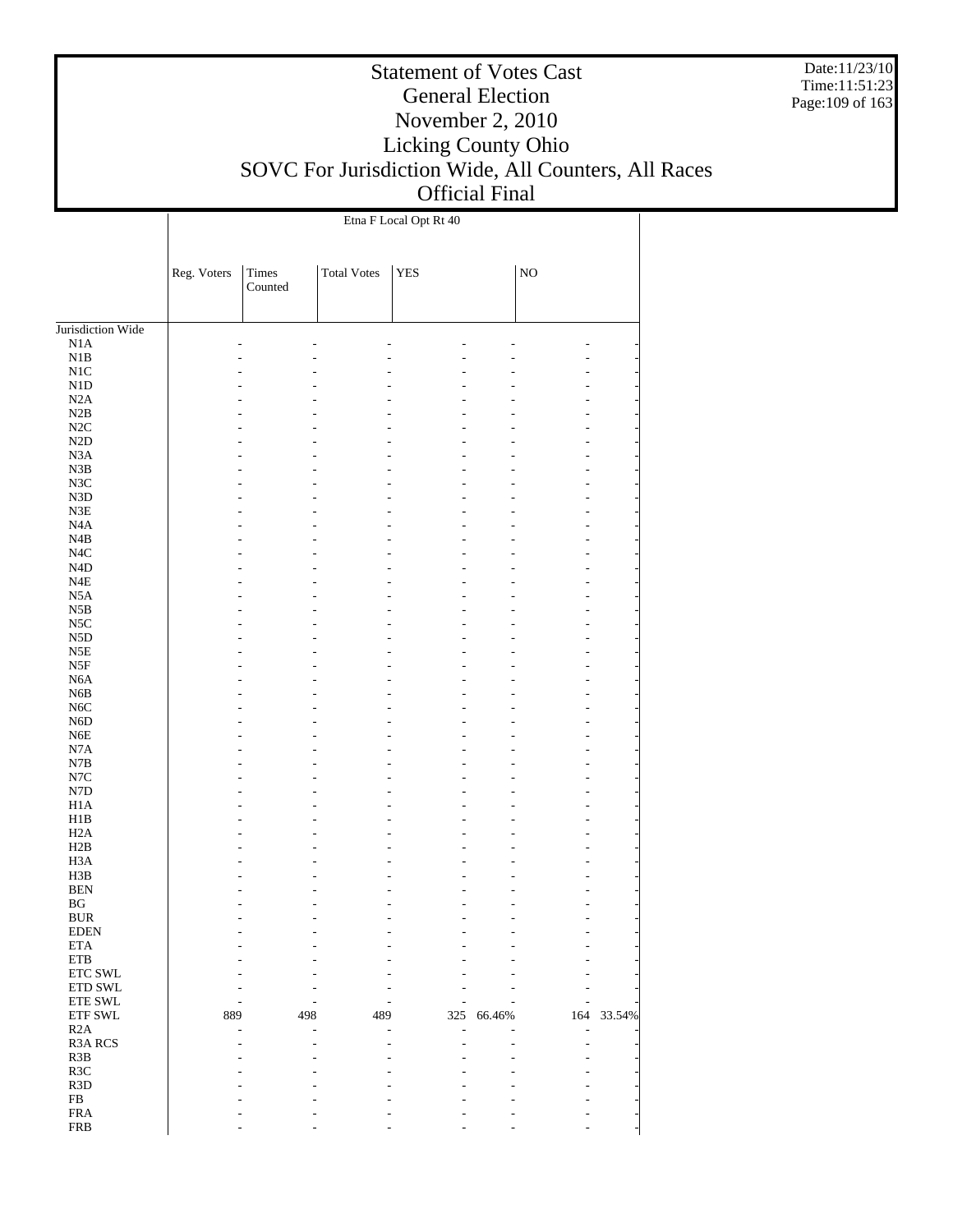# Statement of Votes Cast
## General Election
## November 2, 2010
## Licking County Ohio
## SOVC For Jurisdiction Wide, All Counters, All Races
## Official Final

| | Etna F Local Opt Rt 40 | | | | | | |
|---|---|---|---|---|---|---|---|
| | Reg. Voters | Times Counted | Total Votes | YES | | NO | |
| Jurisdiction Wide | | | | | | | |
| N1A | - | - | - | - | - | - | - |
| N1B | - | - | - | - | - | - | - |
| N1C | - | - | - | - | - | - | - |
| N1D | - | - | - | - | - | - | - |
| N2A | - | - | - | - | - | - | - |
| N2B | - | - | - | - | - | - | - |
| N2C | - | - | - | - | - | - | - |
| N2D | - | - | - | - | - | - | - |
| N3A | - | - | - | - | - | - | - |
| N3B | - | - | - | - | - | - | - |
| N3C | - | - | - | - | - | - | - |
| N3D | - | - | - | - | - | - | - |
| N3E | - | - | - | - | - | - | - |
| N4A | - | - | - | - | - | - | - |
| N4B | - | - | - | - | - | - | - |
| N4C | - | - | - | - | - | - | - |
| N4D | - | - | - | - | - | - | - |
| N4E | - | - | - | - | - | - | - |
| N5A | - | - | - | - | - | - | - |
| N5B | - | - | - | - | - | - | - |
| N5C | - | - | - | - | - | - | - |
| N5D | - | - | - | - | - | - | - |
| N5E | - | - | - | - | - | - | - |
| N5F | - | - | - | - | - | - | - |
| N6A | - | - | - | - | - | - | - |
| N6B | - | - | - | - | - | - | - |
| N6C | - | - | - | - | - | - | - |
| N6D | - | - | - | - | - | - | - |
| N6E | - | - | - | - | - | - | - |
| N7A | - | - | - | - | - | - | - |
| N7B | - | - | - | - | - | - | - |
| N7C | - | - | - | - | - | - | - |
| N7D | - | - | - | - | - | - | - |
| H1A | - | - | - | - | - | - | - |
| H1B | - | - | - | - | - | - | - |
| H2A | - | - | - | - | - | - | - |
| H2B | - | - | - | - | - | - | - |
| H3A | - | - | - | - | - | - | - |
| H3B | - | - | - | - | - | - | - |
| BEN | - | - | - | - | - | - | - |
| BG | - | - | - | - | - | - | - |
| BUR | - | - | - | - | - | - | - |
| EDEN | - | - | - | - | - | - | - |
| ETA | - | - | - | - | - | - | - |
| ETB | - | - | - | - | - | - | - |
| ETC SWL | - | - | - | - | - | - | - |
| ETD SWL | - | - | - | - | - | - | - |
| ETE SWL | - | - | - | - | - | - | - |
| ETF SWL | 889 | 498 | 489 | 325 | 66.46% | 164 | 33.54% |
| R2A | - | - | - | - | - | - | - |
| R3A RCS | - | - | - | - | - | - | - |
| R3B | - | - | - | - | - | - | - |
| R3C | - | - | - | - | - | - | - |
| R3D | - | - | - | - | - | - | - |
| FB | - | - | - | - | - | - | - |
| FRA | - | - | - | - | - | - | - |
| FRB | - | - | - | - | - | - | - |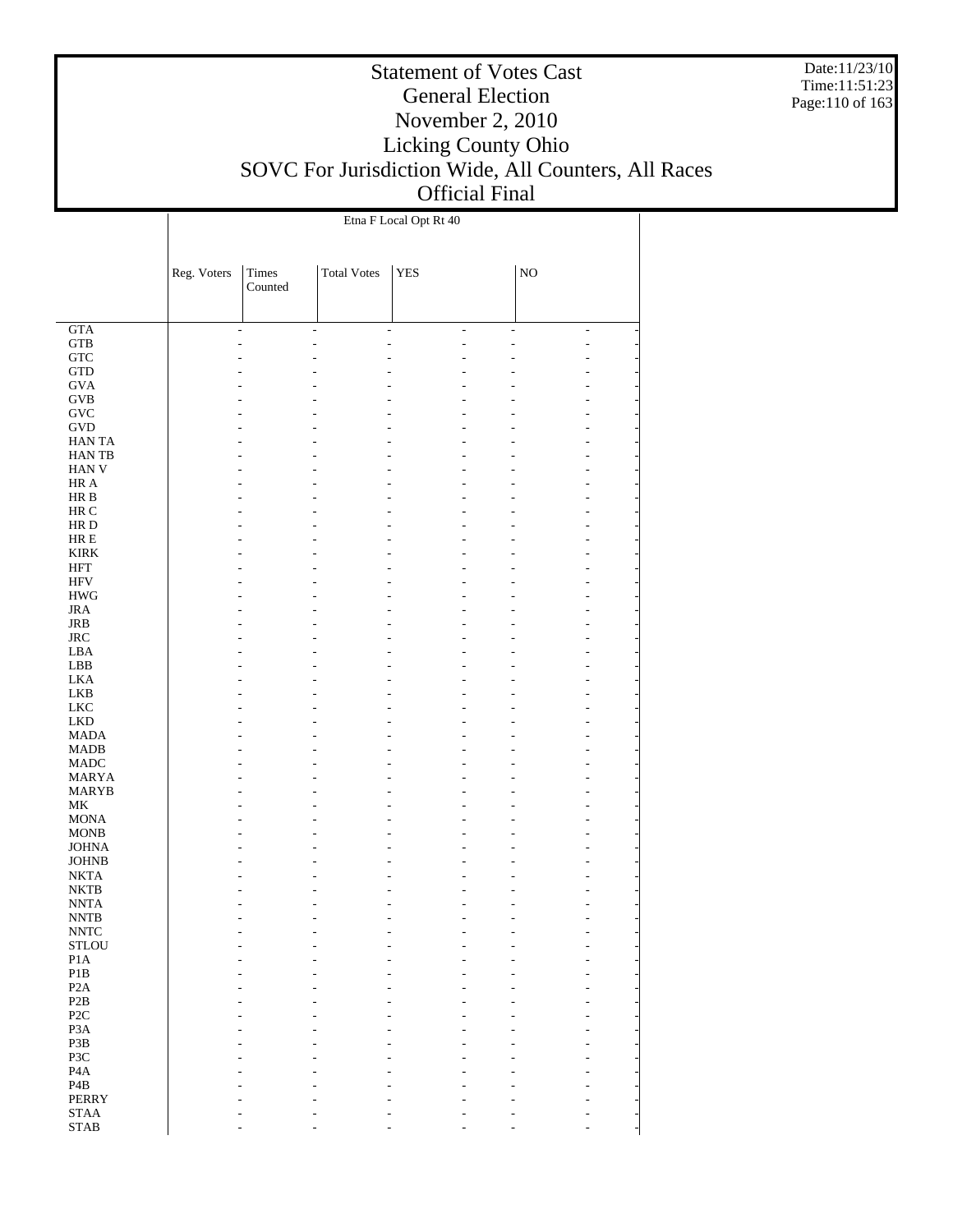Etna F Local Opt Rt 40

| | Reg. Voters | Times Counted | Total Votes | YES | | NO | |
|---|---|---|---|---|---|---|---|
| GTA | - | - | - | - | - | - | - |
| GTB | - | - | - | - | - | - | - |
| GTC | - | - | - | - | - | - | - |
| GTD | - | - | - | - | - | - | - |
| GVA | - | - | - | - | - | - | - |
| GVB | - | - | - | - | - | - | - |
| GVC | - | - | - | - | - | - | - |
| GVD | - | - | - | - | - | - | - |
| HAN TA | - | - | - | - | - | - | - |
| HAN TB | - | - | - | - | - | - | - |
| HAN V | - | - | - | - | - | - | - |
| HR A | - | - | - | - | - | - | - |
| HR B | - | - | - | - | - | - | - |
| HR C | - | - | - | - | - | - | - |
| HR D | - | - | - | - | - | - | - |
| HR E | - | - | - | - | - | - | - |
| KIRK | - | - | - | - | - | - | - |
| HFT | - | - | - | - | - | - | - |
| HFV | - | - | - | - | - | - | - |
| HWG | - | - | - | - | - | - | - |
| JRA | - | - | - | - | - | - | - |
| JRB | - | - | - | - | - | - | - |
| JRC | - | - | - | - | - | - | - |
| LBA | - | - | - | - | - | - | - |
| LBB | - | - | - | - | - | - | - |
| LKA | - | - | - | - | - | - | - |
| LKB | - | - | - | - | - | - | - |
| LKC | - | - | - | - | - | - | - |
| LKD | - | - | - | - | - | - | - |
| MADA | - | - | - | - | - | - | - |
| MADB | - | - | - | - | - | - | - |
| MADC | - | - | - | - | - | - | - |
| MARYA | - | - | - | - | - | - | - |
| MARYB | - | - | - | - | - | - | - |
| MK | - | - | - | - | - | - | - |
| MONA | - | - | - | - | - | - | - |
| MONB | - | - | - | - | - | - | - |
| JOHNA | - | - | - | - | - | - | - |
| JOHNB | - | - | - | - | - | - | - |
| NKTA | - | - | - | - | - | - | - |
| NKTB | - | - | - | - | - | - | - |
| NNTA | - | - | - | - | - | - | - |
| NNTB | - | - | - | - | - | - | - |
| NNTC | - | - | - | - | - | - | - |
| STLOU | - | - | - | - | - | - | - |
| P1A | - | - | - | - | - | - | - |
| P1B | - | - | - | - | - | - | - |
| P2A | - | - | - | - | - | - | - |
| P2B | - | - | - | - | - | - | - |
| P2C | - | - | - | - | - | - | - |
| P3A | - | - | - | - | - | - | - |
| P3B | - | - | - | - | - | - | - |
| P3C | - | - | - | - | - | - | - |
| P4A | - | - | - | - | - | - | - |
| P4B | - | - | - | - | - | - | - |
| PERRY | - | - | - | - | - | - | - |
| STAA | - | - | - | - | - | - | - |
| STAB | - | - | - | - | - | - | - |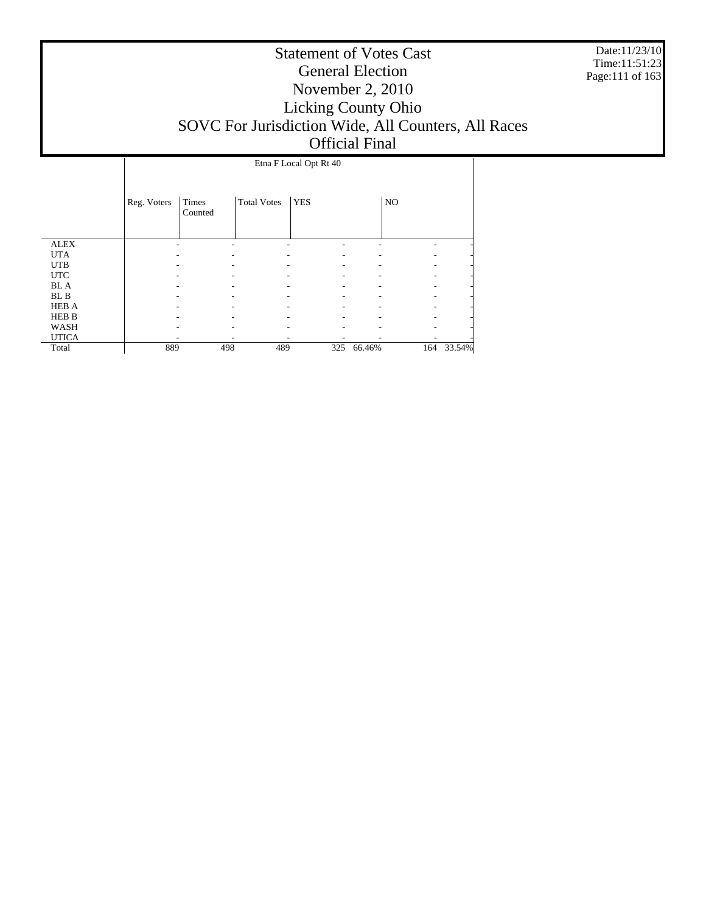# Statement of Votes Cast
## General Election
## November 2, 2010
## Licking County Ohio
## SOVC For Jurisdiction Wide, All Counters, All Races
## Official Final

Date:11/23/10
Time:11:51:23

| | Etna F Local Opt Rt 40 | | | | | | |
|---|---|---|---|---|---|---|---|
| | Reg. Voters | Times Counted | Total Votes | YES | | NO | |
| ALEX | - | - | - | - | - | - | - |
| UTA | - | - | - | - | - | - | - |
| UTB | - | - | - | - | - | - | - |
| UTC | - | - | - | - | - | - | - |
| BL A | - | - | - | - | - | - | - |
| BL B | - | - | - | - | - | - | - |
| HEB A | - | - | - | - | - | - | - |
| HEB B | - | - | - | - | - | - | - |
| WASH | - | - | - | - | - | - | - |
| UTICA | - | - | - | - | - | - | - |
| Total | 889 | 498 | 489 | 325 | 66.46% | 164 | 33.54% |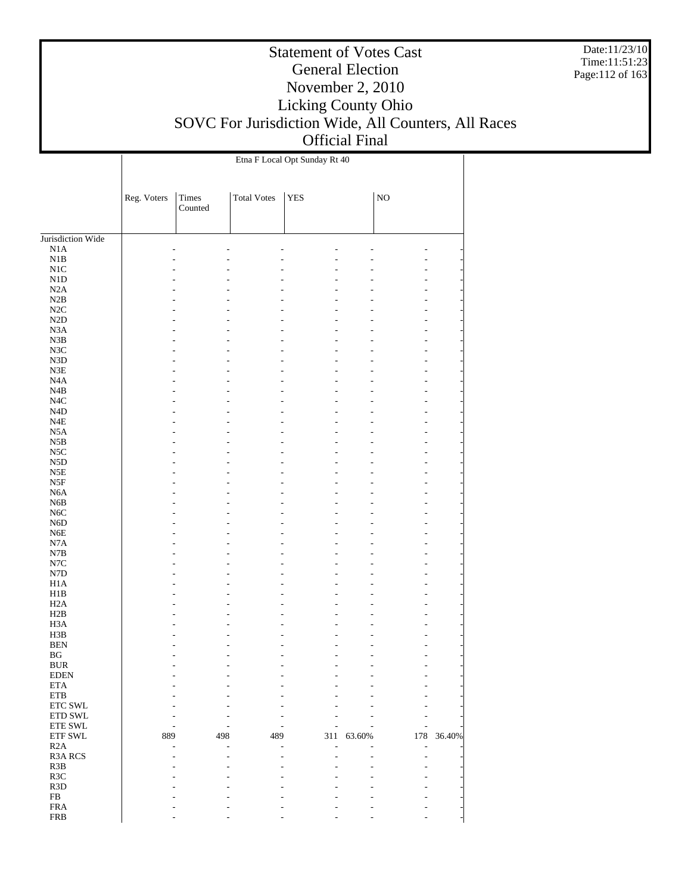# Statement of Votes Cast
## General Election
## November 2, 2010
## Licking County Ohio
## SOVC For Jurisdiction Wide, All Counters, All Races
## Official Final

| | Etna F Local Opt Sunday Rt 40 | | | | | | |
|---|---|---|---|---|---|---|---|
| | Reg. Voters | Times Counted | Total Votes | YES | | NO | |
| Jurisdiction Wide | | | | | | | |
| N1A | - | - | - | - | - | - | - |
| N1B | - | - | - | - | - | - | - |
| N1C | - | - | - | - | - | - | - |
| N1D | - | - | - | - | - | - | - |
| N2A | - | - | - | - | - | - | - |
| N2B | - | - | - | - | - | - | - |
| N2C | - | - | - | - | - | - | - |
| N2D | - | - | - | - | - | - | - |
| N3A | - | - | - | - | - | - | - |
| N3B | - | - | - | - | - | - | - |
| N3C | - | - | - | - | - | - | - |
| N3D | - | - | - | - | - | - | - |
| N3E | - | - | - | - | - | - | - |
| N4A | - | - | - | - | - | - | - |
| N4B | - | - | - | - | - | - | - |
| N4C | - | - | - | - | - | - | - |
| N4D | - | - | - | - | - | - | - |
| N4E | - | - | - | - | - | - | - |
| N5A | - | - | - | - | - | - | - |
| N5B | - | - | - | - | - | - | - |
| N5C | - | - | - | - | - | - | - |
| N5D | - | - | - | - | - | - | - |
| N5E | - | - | - | - | - | - | - |
| N5F | - | - | - | - | - | - | - |
| N6A | - | - | - | - | - | - | - |
| N6B | - | - | - | - | - | - | - |
| N6C | - | - | - | - | - | - | - |
| N6D | - | - | - | - | - | - | - |
| N6E | - | - | - | - | - | - | - |
| N7A | - | - | - | - | - | - | - |
| N7B | - | - | - | - | - | - | - |
| N7C | - | - | - | - | - | - | - |
| N7D | - | - | - | - | - | - | - |
| H1A | - | - | - | - | - | - | - |
| H1B | - | - | - | - | - | - | - |
| H2A | - | - | - | - | - | - | - |
| H2B | - | - | - | - | - | - | - |
| H3A | - | - | - | - | - | - | - |
| H3B | - | - | - | - | - | - | - |
| BEN | - | - | - | - | - | - | - |
| BG | - | - | - | - | - | - | - |
| BUR | - | - | - | - | - | - | - |
| EDEN | - | - | - | - | - | - | - |
| ETA | - | - | - | - | - | - | - |
| ETB | - | - | - | - | - | - | - |
| ETC SWL | - | - | - | - | - | - | - |
| ETD SWL | - | - | - | - | - | - | - |
| ETE SWL | - | - | - | - | - | - | - |
| ETF SWL | 889 | 498 | 489 | 311 | 63.60% | 178 | 36.40% |
| R2A | - | - | - | - | - | - | - |
| R3A RCS | - | - | - | - | - | - | - |
| R3B | - | - | - | - | - | - | - |
| R3C | - | - | - | - | - | - | - |
| R3D | - | - | - | - | - | - | - |
| FB | - | - | - | - | - | - | - |
| FRA | - | - | - | - | - | - | - |
| FRB | - | - | - | - | - | - | - |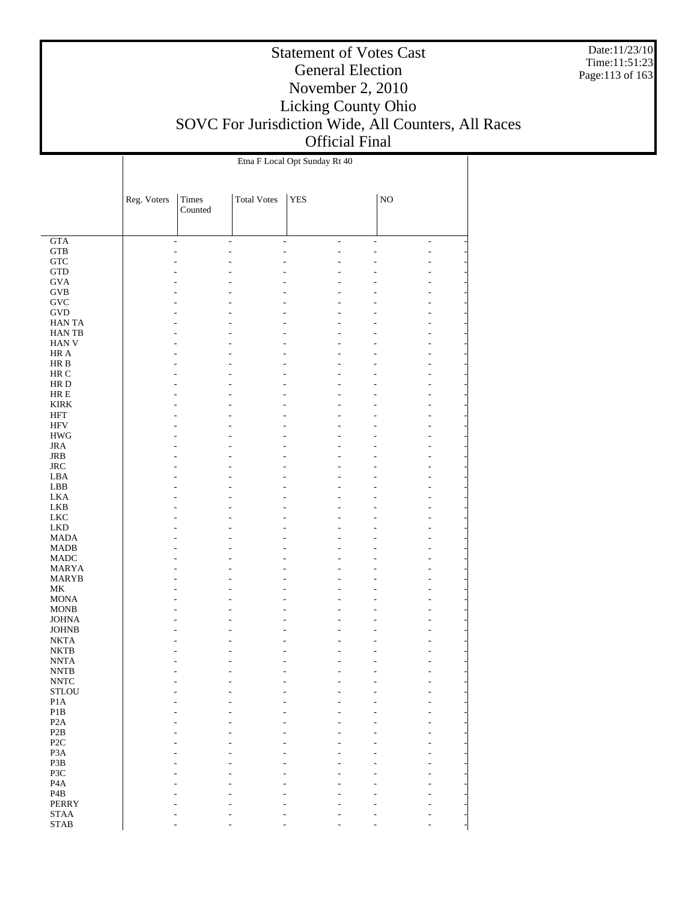# Statement of Votes Cast
## General Election
## November 2, 2010
## Licking County Ohio
## SOVC For Jurisdiction Wide, All Counters, All Races
## Official Final

Date:11/23/10
Time:11:51:23

| | Etna F Local Opt Sunday Rt 40 | | | | | | |
|---|---|---|---|---|---|---|---|
| | Reg. Voters | Times Counted | Total Votes | YES | | NO | |
| GTA | - | - | - | - | - | - | - |
| GTB | - | - | - | - | - | - | - |
| GTC | - | - | - | - | - | - | - |
| GTD | - | - | - | - | - | - | - |
| GVA | - | - | - | - | - | - | - |
| GVB | - | - | - | - | - | - | - |
| GVC | - | - | - | - | - | - | - |
| GVD | - | - | - | - | - | - | - |
| HAN TA | - | - | - | - | - | - | - |
| HAN TB | - | - | - | - | - | - | - |
| HAN V | - | - | - | - | - | - | - |
| HR A | - | - | - | - | - | - | - |
| HR B | - | - | - | - | - | - | - |
| HR C | - | - | - | - | - | - | - |
| HR D | - | - | - | - | - | - | - |
| HR E | - | - | - | - | - | - | - |
| KIRK | - | - | - | - | - | - | - |
| HFT | - | - | - | - | - | - | - |
| HFV | - | - | - | - | - | - | - |
| HWG | - | - | - | - | - | - | - |
| JRA | - | - | - | - | - | - | - |
| JRB | - | - | - | - | - | - | - |
| JRC | - | - | - | - | - | - | - |
| LBA | - | - | - | - | - | - | - |
| LBB | - | - | - | - | - | - | - |
| LKA | - | - | - | - | - | - | - |
| LKB | - | - | - | - | - | - | - |
| LKC | - | - | - | - | - | - | - |
| LKD | - | - | - | - | - | - | - |
| MADA | - | - | - | - | - | - | - |
| MADB | - | - | - | - | - | - | - |
| MADC | - | - | - | - | - | - | - |
| MARYA | - | - | - | - | - | - | - |
| MARYB | - | - | - | - | - | - | - |
| MK | - | - | - | - | - | - | - |
| MONA | - | - | - | - | - | - | - |
| MONB | - | - | - | - | - | - | - |
| JOHNA | - | - | - | - | - | - | - |
| JOHNB | - | - | - | - | - | - | - |
| NKTA | - | - | - | - | - | - | - |
| NKTB | - | - | - | - | - | - | - |
| NNTA | - | - | - | - | - | - | - |
| NNTB | - | - | - | - | - | - | - |
| NNTC | - | - | - | - | - | - | - |
| STLOU | - | - | - | - | - | - | - |
| P1A | - | - | - | - | - | - | - |
| P1B | - | - | - | - | - | - | - |
| P2A | - | - | - | - | - | - | - |
| P2B | - | - | - | - | - | - | - |
| P2C | - | - | - | - | - | - | - |
| P3A | - | - | - | - | - | - | - |
| P3B | - | - | - | - | - | - | - |
| P3C | - | - | - | - | - | - | - |
| P4A | - | - | - | - | - | - | - |
| P4B | - | - | - | - | - | - | - |
| PERRY | - | - | - | - | - | - | - |
| STAA | - | - | - | - | - | - | - |
| STAB | - | - | - | - | - | - | - |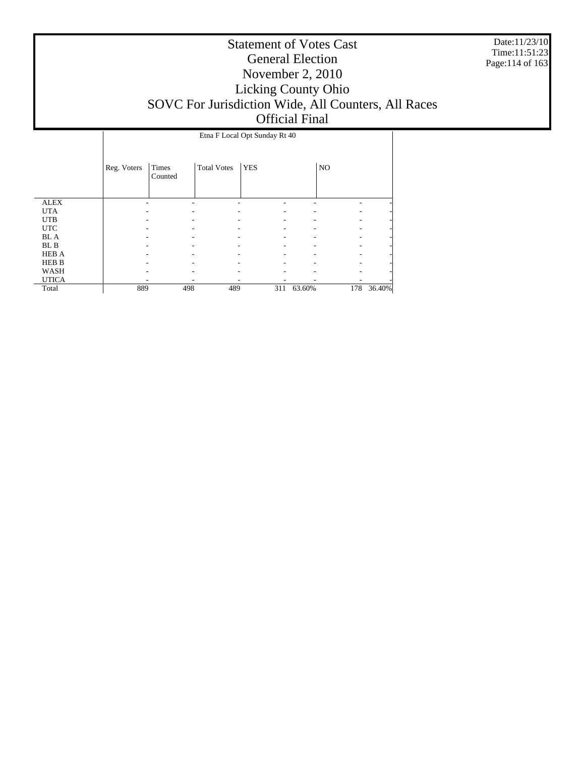# Statement of Votes Cast
# General Election
# November 2, 2010
# Licking County Ohio
# SOVC For Jurisdiction Wide, All Counters, All Races
# Official Final

Date:11/23/10
Time:11:51:23

| | Etna F Local Opt Sunday Rt 40 | | | | | | |
|---|---|---|---|---|---|---|---|
| | Reg. Voters | Times Counted | Total Votes | YES | | NO | |
| ALEX | - | - | - | - | - | - | - |
| UTA | - | - | - | - | - | - | - |
| UTB | - | - | - | - | - | - | - |
| UTC | - | - | - | - | - | - | - |
| BL A | - | - | - | - | - | - | - |
| BL B | - | - | - | - | - | - | - |
| HEB A | - | - | - | - | - | - | - |
| HEB B | - | - | - | - | - | - | - |
| WASH | - | - | - | - | - | - | - |
| UTICA | - | - | - | - | - | - | - |
| Total | 889 | 498 | 489 | 311 | 63.60% | 178 | 36.40% |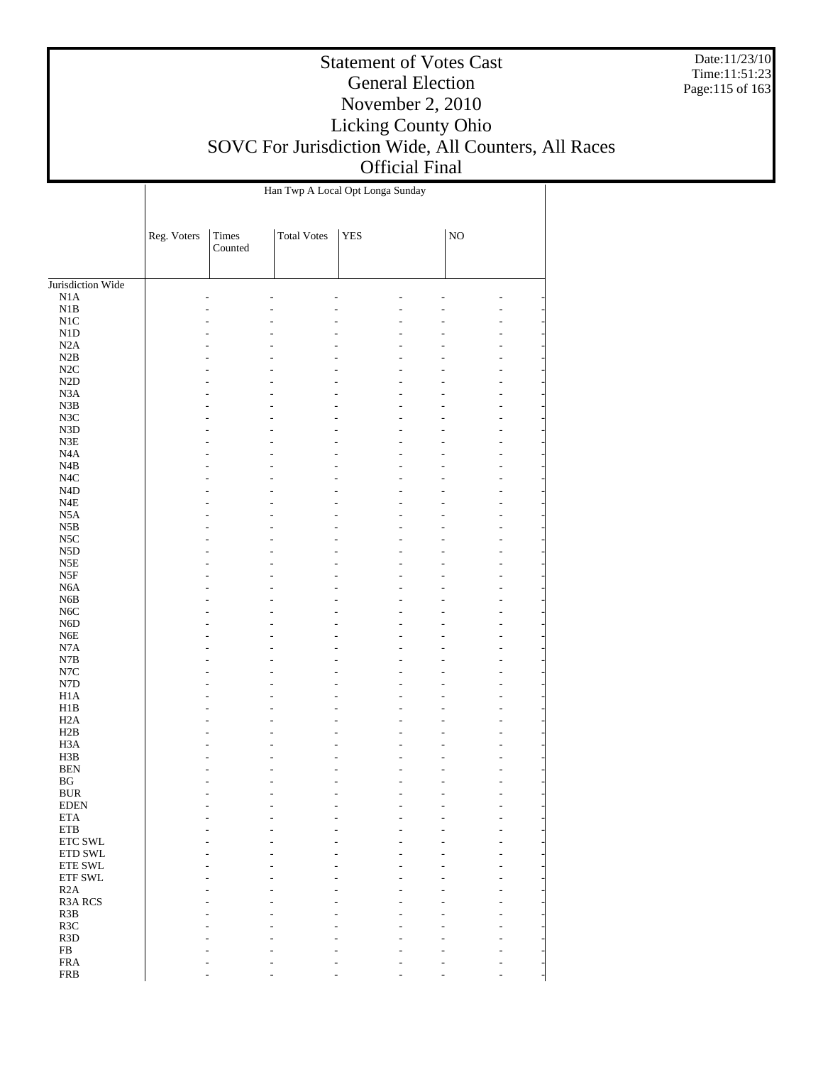# Statement of Votes Cast
## General Election
## November 2, 2010
## Licking County Ohio
## SOVC For Jurisdiction Wide, All Counters, All Races
## Official Final

| | Han Twp A Local Opt Longa Sunday | | | | | | |
|---|---|---|---|---|---|---|---|
| | Reg. Voters | Times Counted | Total Votes | YES | | NO | |
| Jurisdiction Wide | | | | | | | |
| N1A | - | - | - | - | - | - | - |
| N1B | - | - | - | - | - | - | - |
| N1C | - | - | - | - | - | - | - |
| N1D | - | - | - | - | - | - | - |
| N2A | - | - | - | - | - | - | - |
| N2B | - | - | - | - | - | - | - |
| N2C | - | - | - | - | - | - | - |
| N2D | - | - | - | - | - | - | - |
| N3A | - | - | - | - | - | - | - |
| N3B | - | - | - | - | - | - | - |
| N3C | - | - | - | - | - | - | - |
| N3D | - | - | - | - | - | - | - |
| N3E | - | - | - | - | - | - | - |
| N4A | - | - | - | - | - | - | - |
| N4B | - | - | - | - | - | - | - |
| N4C | - | - | - | - | - | - | - |
| N4D | - | - | - | - | - | - | - |
| N4E | - | - | - | - | - | - | - |
| N5A | - | - | - | - | - | - | - |
| N5B | - | - | - | - | - | - | - |
| N5C | - | - | - | - | - | - | - |
| N5D | - | - | - | - | - | - | - |
| N5E | - | - | - | - | - | - | - |
| N5F | - | - | - | - | - | - | - |
| N6A | - | - | - | - | - | - | - |
| N6B | - | - | - | - | - | - | - |
| N6C | - | - | - | - | - | - | - |
| N6D | - | - | - | - | - | - | - |
| N6E | - | - | - | - | - | - | - |
| N7A | - | - | - | - | - | - | - |
| N7B | - | - | - | - | - | - | - |
| N7C | - | - | - | - | - | - | - |
| N7D | - | - | - | - | - | - | - |
| H1A | - | - | - | - | - | - | - |
| H1B | - | - | - | - | - | - | - |
| H2A | - | - | - | - | - | - | - |
| H2B | - | - | - | - | - | - | - |
| H3A | - | - | - | - | - | - | - |
| H3B | - | - | - | - | - | - | - |
| BEN | - | - | - | - | - | - | - |
| BG | - | - | - | - | - | - | - |
| BUR | - | - | - | - | - | - | - |
| EDEN | - | - | - | - | - | - | - |
| ETA | - | - | - | - | - | - | - |
| ETB | - | - | - | - | - | - | - |
| ETC SWL | - | - | - | - | - | - | - |
| ETD SWL | - | - | - | - | - | - | - |
| ETE SWL | - | - | - | - | - | - | - |
| ETF SWL | - | - | - | - | - | - | - |
| R2A | - | - | - | - | - | - | - |
| R3A RCS | - | - | - | - | - | - | - |
| R3B | - | - | - | - | - | - | - |
| R3C | - | - | - | - | - | - | - |
| R3D | - | - | - | - | - | - | - |
| FB | - | - | - | - | - | - | - |
| FRA | - | - | - | - | - | - | - |
| FRB | - | - | - | - | - | - | - |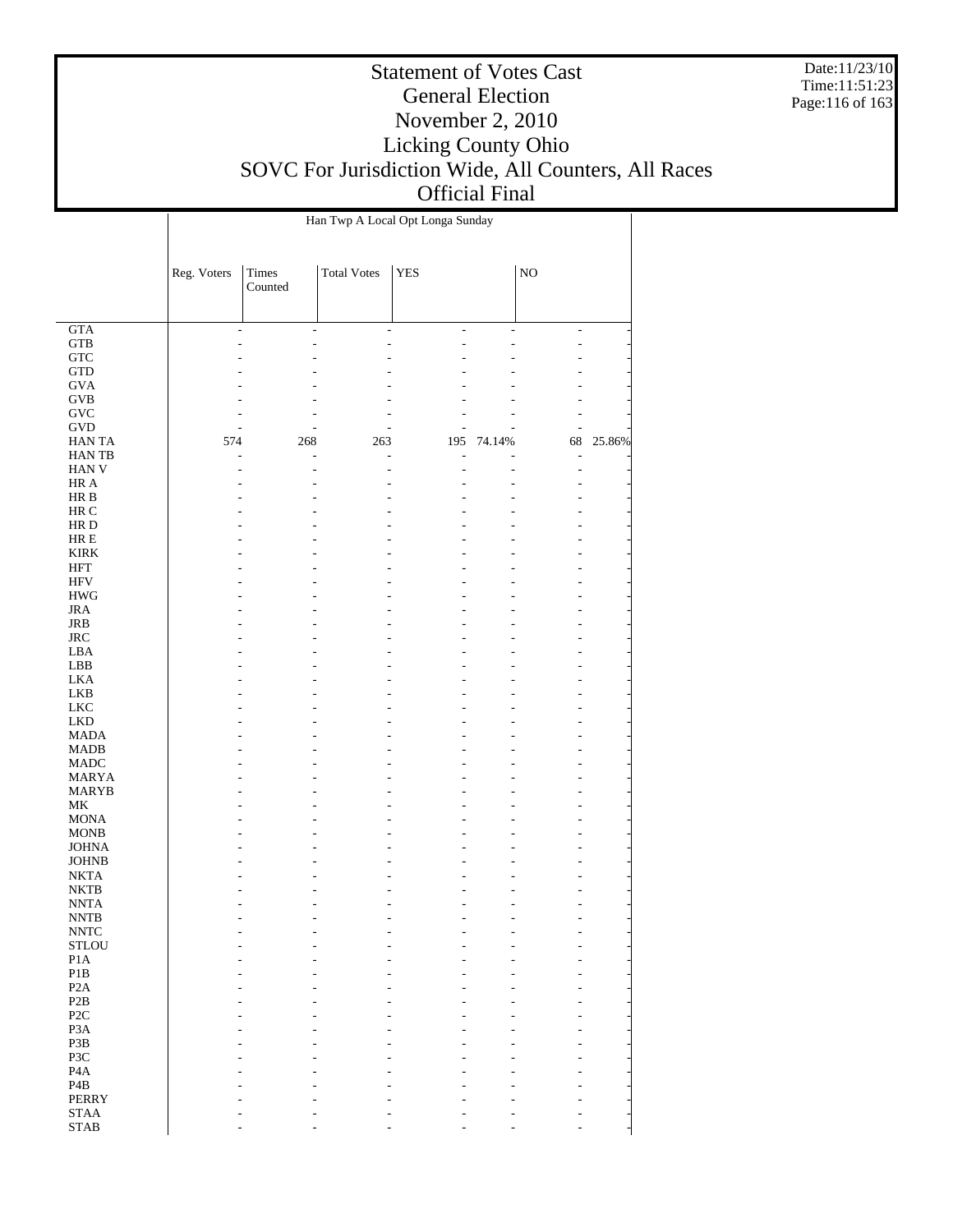# Statement of Votes Cast
## General Election
## November 2, 2010
## Licking County Ohio
## SOVC For Jurisdiction Wide, All Counters, All Races
## Official Final

Date:11/23/10
Time:11:51:23

| | Han Twp A Local Opt Longa Sunday | | | | | | |
|---|---|---|---|---|---|---|---|
| | Reg. Voters | Times Counted | Total Votes | YES | | NO | |
| GTA | - | - | - | - | - | - | - |
| GTB | - | - | - | - | - | - | - |
| GTC | - | - | - | - | - | - | - |
| GTD | - | - | - | - | - | - | - |
| GVA | - | - | - | - | - | - | - |
| GVB | - | - | - | - | - | - | - |
| GVC | - | - | - | - | - | - | - |
| GVD | - | - | - | - | - | - | - |
| HAN TA | 574 | 268 | 263 | 195 | 74.14% | 68 | 25.86% |
| HAN TB | - | - | - | - | - | - | - |
| HAN V | - | - | - | - | - | - | - |
| HR A | - | - | - | - | - | - | - |
| HR B | - | - | - | - | - | - | - |
| HR C | - | - | - | - | - | - | - |
| HR D | - | - | - | - | - | - | - |
| HR E | - | - | - | - | - | - | - |
| KIRK | - | - | - | - | - | - | - |
| HFT | - | - | - | - | - | - | - |
| HFV | - | - | - | - | - | - | - |
| HWG | - | - | - | - | - | - | - |
| JRA | - | - | - | - | - | - | - |
| JRB | - | - | - | - | - | - | - |
| JRC | - | - | - | - | - | - | - |
| LBA | - | - | - | - | - | - | - |
| LBB | - | - | - | - | - | - | - |
| LKA | - | - | - | - | - | - | - |
| LKB | - | - | - | - | - | - | - |
| LKC | - | - | - | - | - | - | - |
| LKD | - | - | - | - | - | - | - |
| MADA | - | - | - | - | - | - | - |
| MADB | - | - | - | - | - | - | - |
| MADC | - | - | - | - | - | - | - |
| MARYA | - | - | - | - | - | - | - |
| MARYB | - | - | - | - | - | - | - |
| MK | - | - | - | - | - | - | - |
| MONA | - | - | - | - | - | - | - |
| MONB | - | - | - | - | - | - | - |
| JOHNA | - | - | - | - | - | - | - |
| JOHNB | - | - | - | - | - | - | - |
| NKTA | - | - | - | - | - | - | - |
| NKTB | - | - | - | - | - | - | - |
| NNTA | - | - | - | - | - | - | - |
| NNTB | - | - | - | - | - | - | - |
| NNTC | - | - | - | - | - | - | - |
| STLOU | - | - | - | - | - | - | - |
| P1A | - | - | - | - | - | - | - |
| P1B | - | - | - | - | - | - | - |
| P2A | - | - | - | - | - | - | - |
| P2B | - | - | - | - | - | - | - |
| P2C | - | - | - | - | - | - | - |
| P3A | - | - | - | - | - | - | - |
| P3B | - | - | - | - | - | - | - |
| P3C | - | - | - | - | - | - | - |
| P4A | - | - | - | - | - | - | - |
| P4B | - | - | - | - | - | - | - |
| PERRY | - | - | - | - | - | - | - |
| STAA | - | - | - | - | - | - | - |
| STAB | - | - | - | - | - | - | - |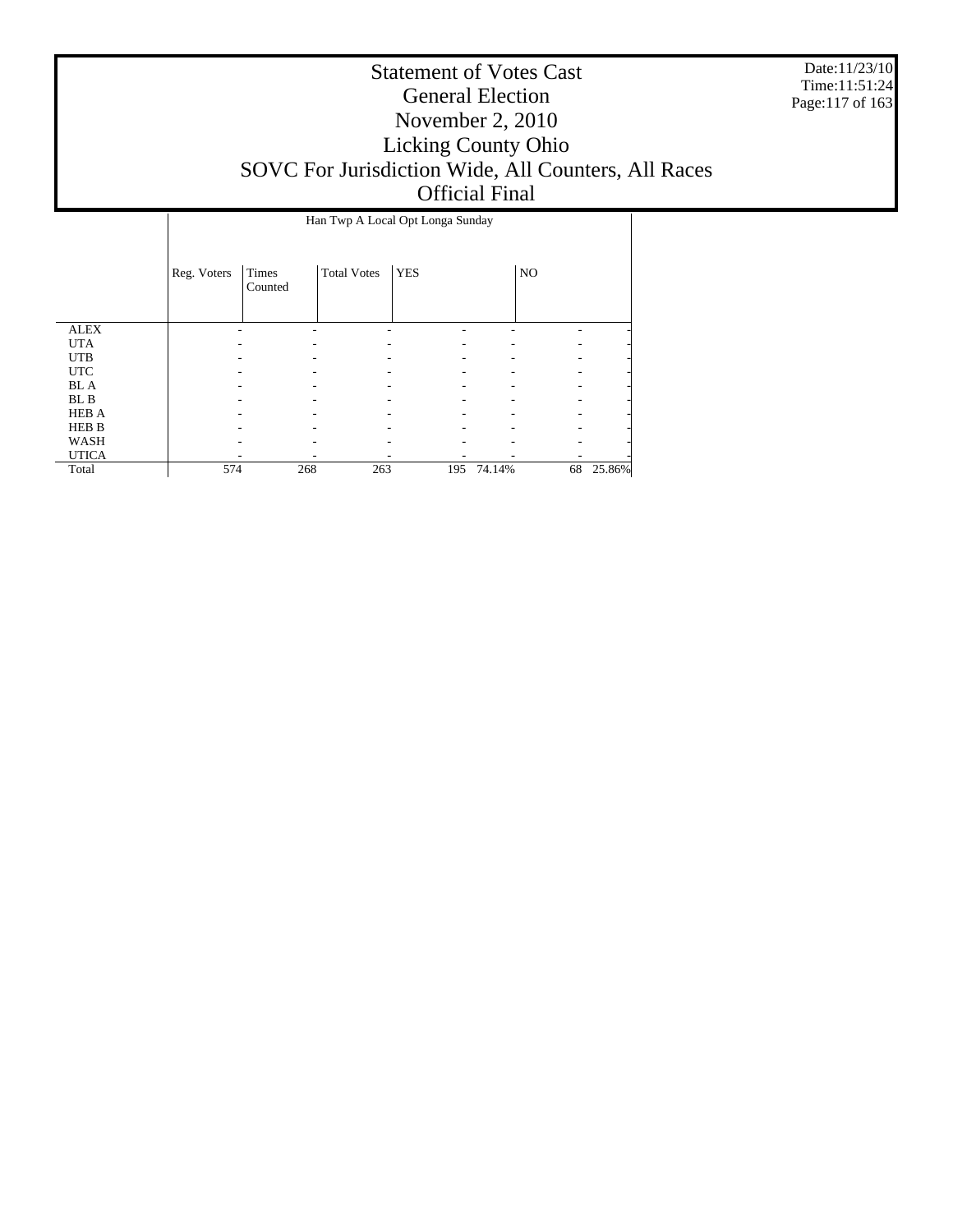# Statement of Votes Cast
## General Election
## November 2, 2010
## Licking County Ohio
## SOVC For Jurisdiction Wide, All Counters, All Races
## Official Final

Date:11/23/10
Time:11:51:24

| | Han Twp A Local Opt Longa Sunday | | | | | | |
|---|---|---|---|---|---|---|---|
| | Reg. Voters | Times Counted | Total Votes | YES | | NO | |
| ALEX | - | - | - | - | - | - | - |
| UTA | - | - | - | - | - | - | - |
| UTB | - | - | - | - | - | - | - |
| UTC | - | - | - | - | - | - | - |
| BL A | - | - | - | - | - | - | - |
| BL B | - | - | - | - | - | - | - |
| HEB A | - | - | - | - | - | - | - |
| HEB B | - | - | - | - | - | - | - |
| WASH | - | - | - | - | - | - | - |
| UTICA | - | - | - | - | - | - | - |
| Total | 574 | 268 | 263 | 195 | 74.14% | 68 | 25.86% |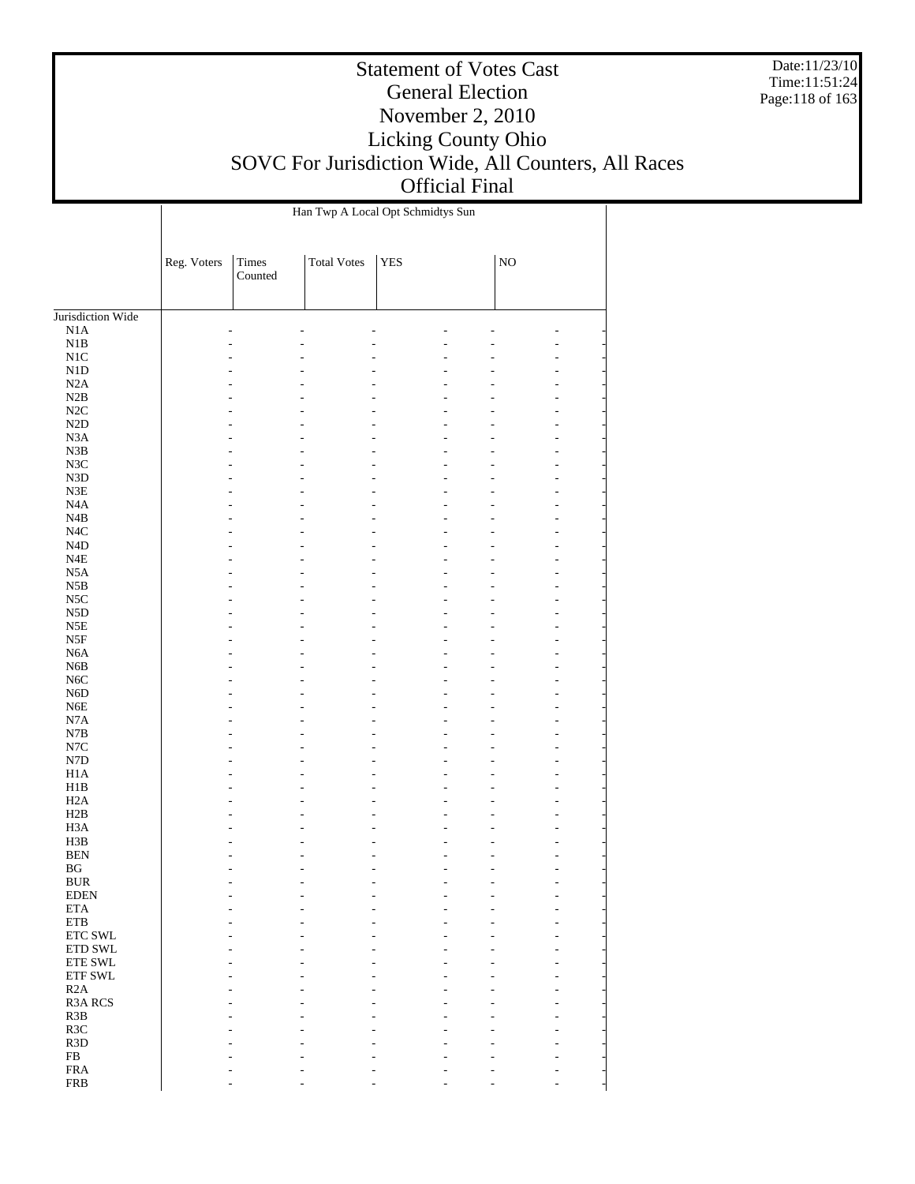# Statement of Votes Cast
## General Election
## November 2, 2010
## Licking County Ohio
## SOVC For Jurisdiction Wide, All Counters, All Races
## Official Final

| | Han Twp A Local Opt Schmidtys Sun | | | | | | |
|---|---|---|---|---|---|---|---|
| | Reg. Voters | Times Counted | Total Votes | YES | | NO | |
| Jurisdiction Wide | | | | | | | |
| N1A | - | - | - | - | - | - | - |
| N1B | - | - | - | - | - | - | - |
| N1C | - | - | - | - | - | - | - |
| N1D | - | - | - | - | - | - | - |
| N2A | - | - | - | - | - | - | - |
| N2B | - | - | - | - | - | - | - |
| N2C | - | - | - | - | - | - | - |
| N2D | - | - | - | - | - | - | - |
| N3A | - | - | - | - | - | - | - |
| N3B | - | - | - | - | - | - | - |
| N3C | - | - | - | - | - | - | - |
| N3D | - | - | - | - | - | - | - |
| N3E | - | - | - | - | - | - | - |
| N4A | - | - | - | - | - | - | - |
| N4B | - | - | - | - | - | - | - |
| N4C | - | - | - | - | - | - | - |
| N4D | - | - | - | - | - | - | - |
| N4E | - | - | - | - | - | - | - |
| N5A | - | - | - | - | - | - | - |
| N5B | - | - | - | - | - | - | - |
| N5C | - | - | - | - | - | - | - |
| N5D | - | - | - | - | - | - | - |
| N5E | - | - | - | - | - | - | - |
| N5F | - | - | - | - | - | - | - |
| N6A | - | - | - | - | - | - | - |
| N6B | - | - | - | - | - | - | - |
| N6C | - | - | - | - | - | - | - |
| N6D | - | - | - | - | - | - | - |
| N6E | - | - | - | - | - | - | - |
| N7A | - | - | - | - | - | - | - |
| N7B | - | - | - | - | - | - | - |
| N7C | - | - | - | - | - | - | - |
| N7D | - | - | - | - | - | - | - |
| H1A | - | - | - | - | - | - | - |
| H1B | - | - | - | - | - | - | - |
| H2A | - | - | - | - | - | - | - |
| H2B | - | - | - | - | - | - | - |
| H3A | - | - | - | - | - | - | - |
| H3B | - | - | - | - | - | - | - |
| BEN | - | - | - | - | - | - | - |
| BG | - | - | - | - | - | - | - |
| BUR | - | - | - | - | - | - | - |
| EDEN | - | - | - | - | - | - | - |
| ETA | - | - | - | - | - | - | - |
| ETB | - | - | - | - | - | - | - |
| ETC SWL | - | - | - | - | - | - | - |
| ETD SWL | - | - | - | - | - | - | - |
| ETE SWL | - | - | - | - | - | - | - |
| ETF SWL | - | - | - | - | - | - | - |
| R2A | - | - | - | - | - | - | - |
| R3A RCS | - | - | - | - | - | - | - |
| R3B | - | - | - | - | - | - | - |
| R3C | - | - | - | - | - | - | - |
| R3D | - | - | - | - | - | - | - |
| FB | - | - | - | - | - | - | - |
| FRA | - | - | - | - | - | - | - |
| FRB | - | - | - | - | - | - | - |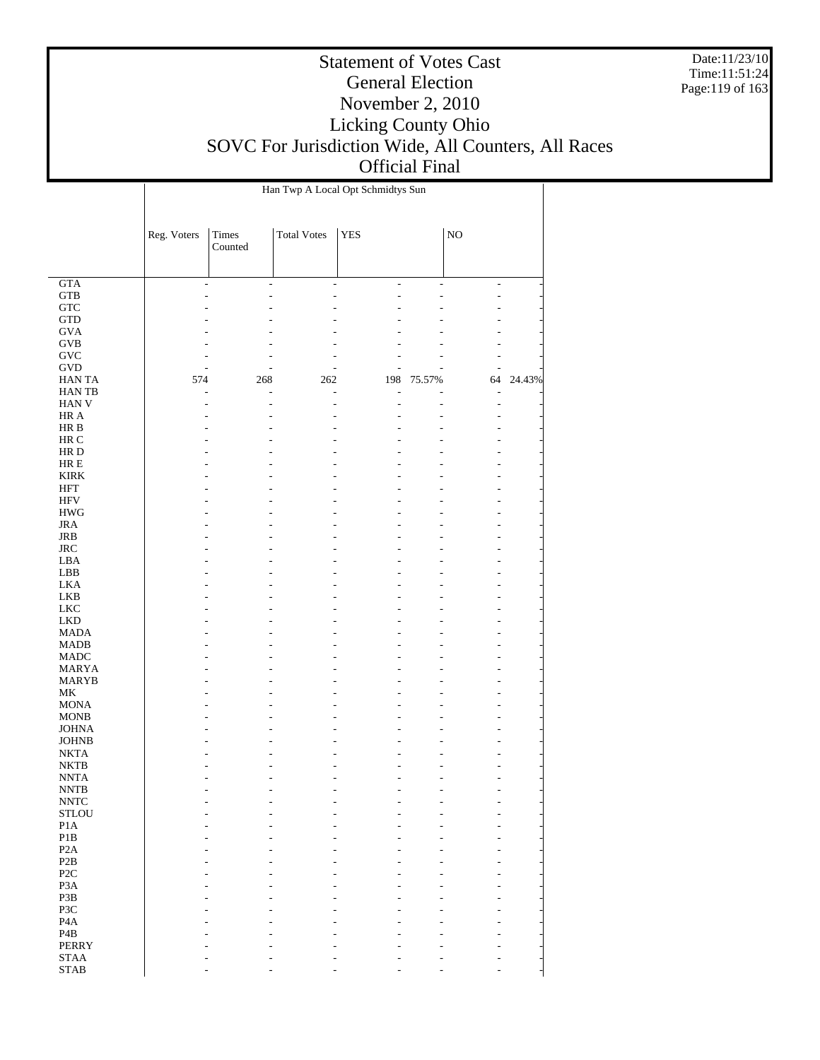# Statement of Votes Cast
## General Election
## November 2, 2010
## Licking County Ohio
## SOVC For Jurisdiction Wide, All Counters, All Races
## Official Final

Date:11/23/10
Time:11:51:24

| | Han Twp A Local Opt Schmidtys Sun | | | | | | |
|---|---|---|---|---|---|---|---|
| | Reg. Voters | Times Counted | Total Votes | YES | | NO | |
| GTA | - | - | - | - | - | - | - |
| GTB | - | - | - | - | - | - | - |
| GTC | - | - | - | - | - | - | - |
| GTD | - | - | - | - | - | - | - |
| GVA | - | - | - | - | - | - | - |
| GVB | - | - | - | - | - | - | - |
| GVC | - | - | - | - | - | - | - |
| GVD | - | - | - | - | - | - | - |
| HAN TA | 574 | 268 | 262 | 198 | 75.57% | 64 | 24.43% |
| HAN TB | - | - | - | - | - | - | - |
| HAN V | - | - | - | - | - | - | - |
| HR A | - | - | - | - | - | - | - |
| HR B | - | - | - | - | - | - | - |
| HR C | - | - | - | - | - | - | - |
| HR D | - | - | - | - | - | - | - |
| HR E | - | - | - | - | - | - | - |
| KIRK | - | - | - | - | - | - | - |
| HFT | - | - | - | - | - | - | - |
| HFV | - | - | - | - | - | - | - |
| HWG | - | - | - | - | - | - | - |
| JRA | - | - | - | - | - | - | - |
| JRB | - | - | - | - | - | - | - |
| JRC | - | - | - | - | - | - | - |
| LBA | - | - | - | - | - | - | - |
| LBB | - | - | - | - | - | - | - |
| LKA | - | - | - | - | - | - | - |
| LKB | - | - | - | - | - | - | - |
| LKC | - | - | - | - | - | - | - |
| LKD | - | - | - | - | - | - | - |
| MADA | - | - | - | - | - | - | - |
| MADB | - | - | - | - | - | - | - |
| MADC | - | - | - | - | - | - | - |
| MARYA | - | - | - | - | - | - | - |
| MARYB | - | - | - | - | - | - | - |
| MK | - | - | - | - | - | - | - |
| MONA | - | - | - | - | - | - | - |
| MONB | - | - | - | - | - | - | - |
| JOHNA | - | - | - | - | - | - | - |
| JOHNB | - | - | - | - | - | - | - |
| NKTA | - | - | - | - | - | - | - |
| NKTB | - | - | - | - | - | - | - |
| NNTA | - | - | - | - | - | - | - |
| NNTB | - | - | - | - | - | - | - |
| NNTC | - | - | - | - | - | - | - |
| STLOU | - | - | - | - | - | - | - |
| P1A | - | - | - | - | - | - | - |
| P1B | - | - | - | - | - | - | - |
| P2A | - | - | - | - | - | - | - |
| P2B | - | - | - | - | - | - | - |
| P2C | - | - | - | - | - | - | - |
| P3A | - | - | - | - | - | - | - |
| P3B | - | - | - | - | - | - | - |
| P3C | - | - | - | - | - | - | - |
| P4A | - | - | - | - | - | - | - |
| P4B | - | - | - | - | - | - | - |
| PERRY | - | - | - | - | - | - | - |
| STAA | - | - | - | - | - | - | - |
| STAB | - | - | - | - | - | - | - |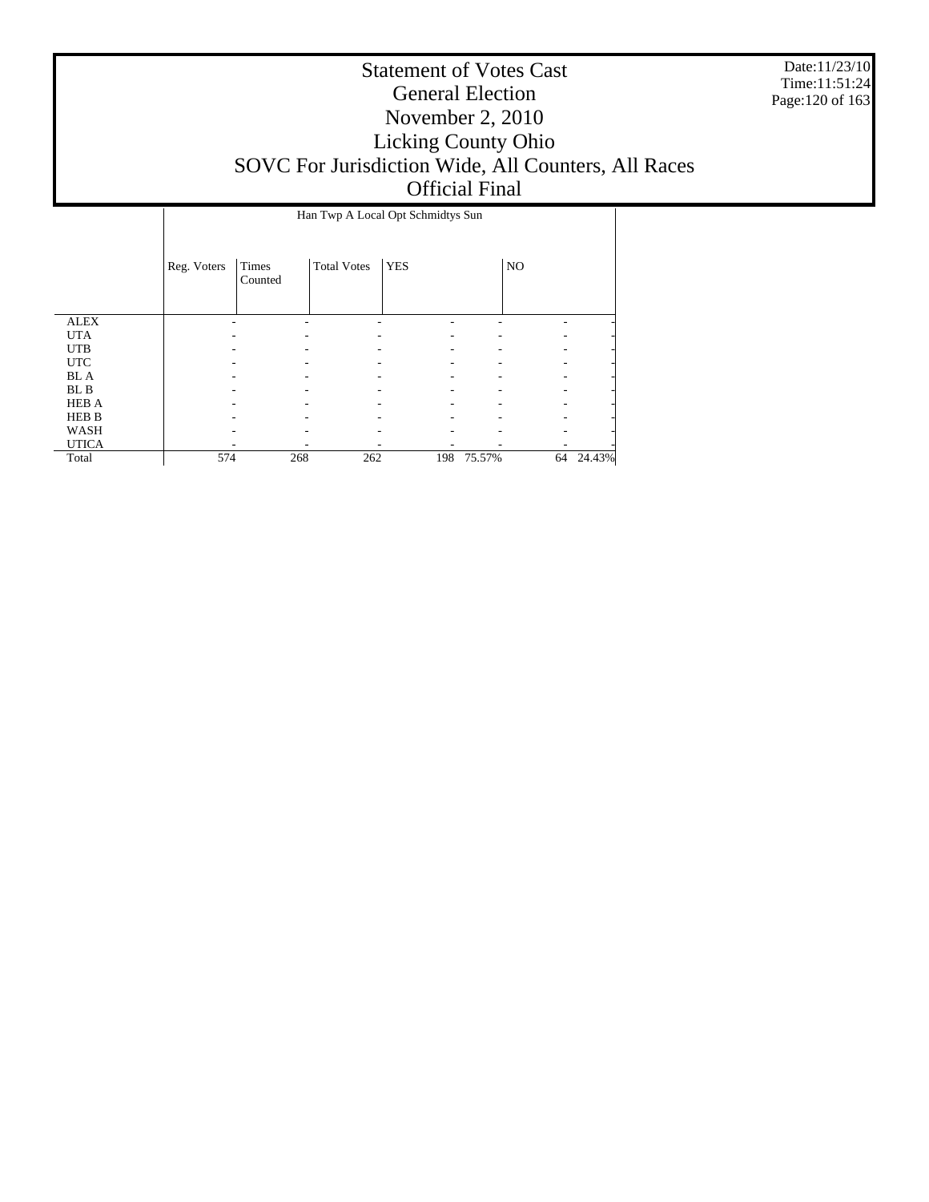# Statement of Votes Cast
## General Election
## November 2, 2010
## Licking County Ohio
## SOVC For Jurisdiction Wide, All Counters, All Races
## Official Final

Date:11/23/10
Time:11:51:24

| | Han Twp A Local Opt Schmidtys Sun | | | | | | |
|---|---|---|---|---|---|---|---|
| | Reg. Voters | Times Counted | Total Votes | YES | | NO | |
| ALEX | - | - | - | - | - | - | - |
| UTA | - | - | - | - | - | - | - |
| UTB | - | - | - | - | - | - | - |
| UTC | - | - | - | - | - | - | - |
| BL A | - | - | - | - | - | - | - |
| BL B | - | - | - | - | - | - | - |
| HEB A | - | - | - | - | - | - | - |
| HEB B | - | - | - | - | - | - | - |
| WASH | - | - | - | - | - | - | - |
| UTICA | - | - | - | - | - | - | - |
| Total | 574 | 268 | 262 | 198 | 75.57% | 64 | 24.43% |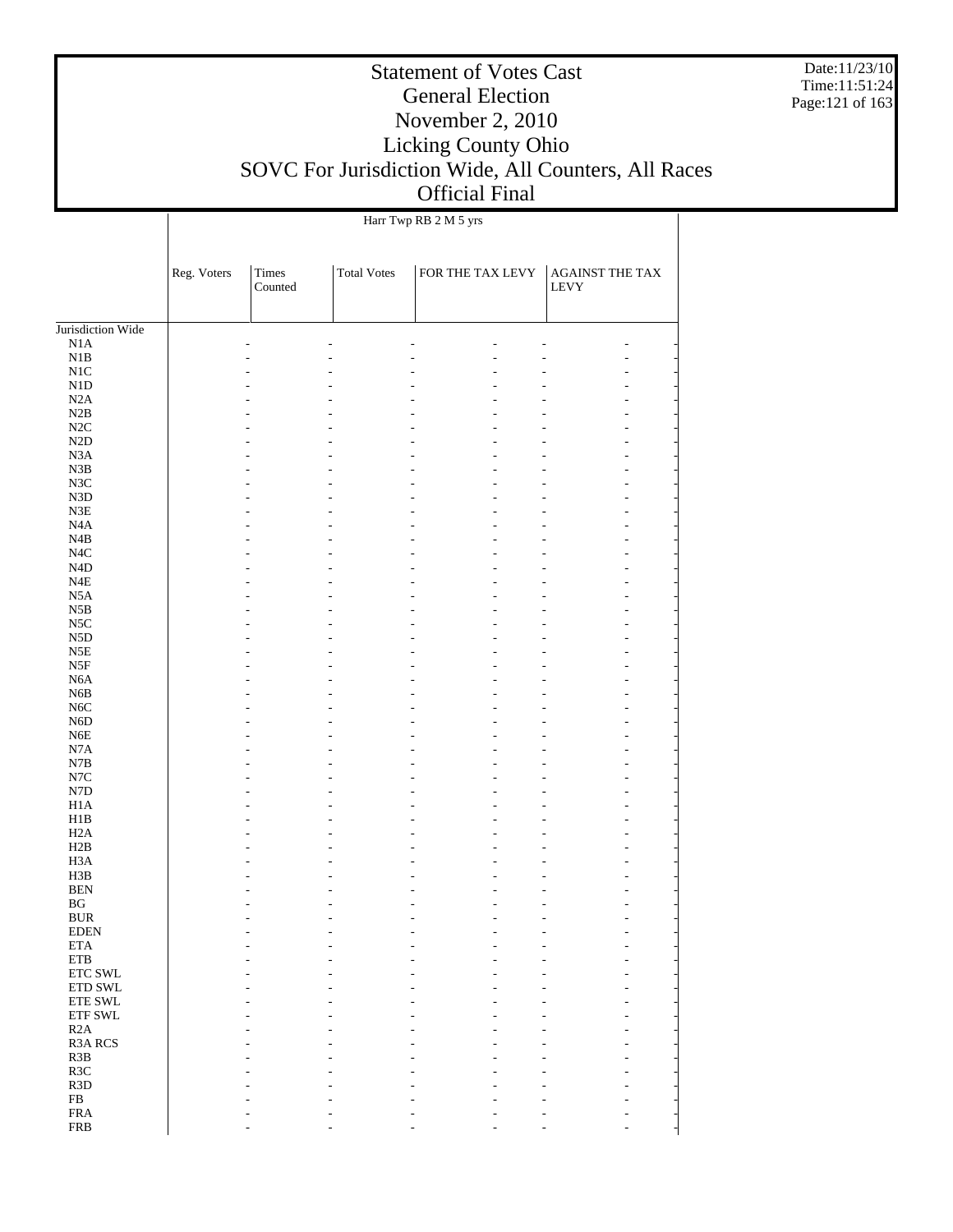# Statement of Votes Cast
## General Election
## November 2, 2010
## Licking County Ohio
## SOVC For Jurisdiction Wide, All Counters, All Races
## Official Final

Date:11/23/10
Time:11:51:24

| | Harr Twp RB 2 M 5 yrs | | | | | | |
|---|---|---|---|---|---|---|---|
| | Reg. Voters | Times Counted | Total Votes | FOR THE TAX LEVY | | AGAINST THE TAX LEVY | |
| Jurisdiction Wide | | | | | | | |
| N1A | - | - | - | - | - | - | - |
| N1B | - | - | - | - | - | - | - |
| N1C | - | - | - | - | - | - | - |
| N1D | - | - | - | - | - | - | - |
| N2A | - | - | - | - | - | - | - |
| N2B | - | - | - | - | - | - | - |
| N2C | - | - | - | - | - | - | - |
| N2D | - | - | - | - | - | - | - |
| N3A | - | - | - | - | - | - | - |
| N3B | - | - | - | - | - | - | - |
| N3C | - | - | - | - | - | - | - |
| N3D | - | - | - | - | - | - | - |
| N3E | - | - | - | - | - | - | - |
| N4A | - | - | - | - | - | - | - |
| N4B | - | - | - | - | - | - | - |
| N4C | - | - | - | - | - | - | - |
| N4D | - | - | - | - | - | - | - |
| N4E | - | - | - | - | - | - | - |
| N5A | - | - | - | - | - | - | - |
| N5B | - | - | - | - | - | - | - |
| N5C | - | - | - | - | - | - | - |
| N5D | - | - | - | - | - | - | - |
| N5E | - | - | - | - | - | - | - |
| N5F | - | - | - | - | - | - | - |
| N6A | - | - | - | - | - | - | - |
| N6B | - | - | - | - | - | - | - |
| N6C | - | - | - | - | - | - | - |
| N6D | - | - | - | - | - | - | - |
| N6E | - | - | - | - | - | - | - |
| N7A | - | - | - | - | - | - | - |
| N7B | - | - | - | - | - | - | - |
| N7C | - | - | - | - | - | - | - |
| N7D | - | - | - | - | - | - | - |
| H1A | - | - | - | - | - | - | - |
| H1B | - | - | - | - | - | - | - |
| H2A | - | - | - | - | - | - | - |
| H2B | - | - | - | - | - | - | - |
| H3A | - | - | - | - | - | - | - |
| H3B | - | - | - | - | - | - | - |
| BEN | - | - | - | - | - | - | - |
| BG | - | - | - | - | - | - | - |
| BUR | - | - | - | - | - | - | - |
| EDEN | - | - | - | - | - | - | - |
| ETA | - | - | - | - | - | - | - |
| ETB | - | - | - | - | - | - | - |
| ETC SWL | - | - | - | - | - | - | - |
| ETD SWL | - | - | - | - | - | - | - |
| ETE SWL | - | - | - | - | - | - | - |
| ETF SWL | - | - | - | - | - | - | - |
| R2A | - | - | - | - | - | - | - |
| R3A RCS | - | - | - | - | - | - | - |
| R3B | - | - | - | - | - | - | - |
| R3C | - | - | - | - | - | - | - |
| R3D | - | - | - | - | - | - | - |
| FB | - | - | - | - | - | - | - |
| FRA | - | - | - | - | - | - | - |
| FRB | - | - | - | - | - | - | - |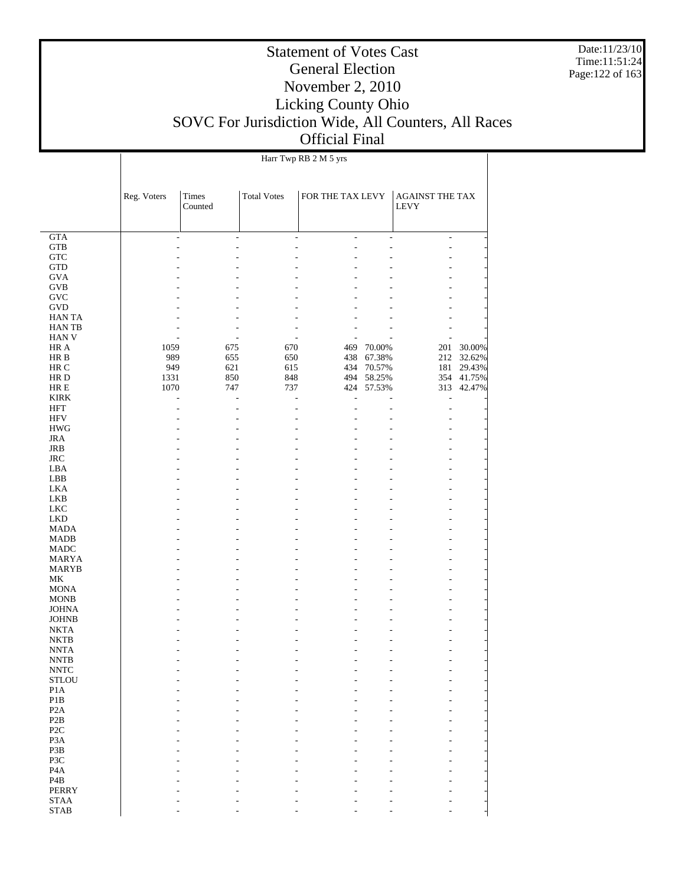# Statement of Votes Cast
## General Election
## November 2, 2010
## Licking County Ohio
## SOVC For Jurisdiction Wide, All Counters, All Races
## Official Final

Harr Twp RB 2 M 5 yrs

| | Reg. Voters | Times Counted | Total Votes | FOR THE TAX LEVY | | AGAINST THE TAX LEVY | |
|---|---|---|---|---|---|---|---|
| GTA | - | - | - | - | - | - | - |
| GTB | - | - | - | - | - | - | - |
| GTC | - | - | - | - | - | - | - |
| GTD | - | - | - | - | - | - | - |
| GVA | - | - | - | - | - | - | - |
| GVB | - | - | - | - | - | - | - |
| GVC | - | - | - | - | - | - | - |
| GVD | - | - | - | - | - | - | - |
| HAN TA | - | - | - | - | - | - | - |
| HAN TB | - | - | - | - | - | - | - |
| HAN V | - | - | - | - | - | - | - |
| HR A | 1059 | 675 | 670 | 469 | 70.00% | 201 | 30.00% |
| HR B | 989 | 655 | 650 | 438 | 67.38% | 212 | 32.62% |
| HR C | 949 | 621 | 615 | 434 | 70.57% | 181 | 29.43% |
| HR D | 1331 | 850 | 848 | 494 | 58.25% | 354 | 41.75% |
| HR E | 1070 | 747 | 737 | 424 | 57.53% | 313 | 42.47% |
| KIRK | - | - | - | - | - | - | - |
| HFT | - | - | - | - | - | - | - |
| HFV | - | - | - | - | - | - | - |
| HWG | - | - | - | - | - | - | - |
| JRA | - | - | - | - | - | - | - |
| JRB | - | - | - | - | - | - | - |
| JRC | - | - | - | - | - | - | - |
| LBA | - | - | - | - | - | - | - |
| LBB | - | - | - | - | - | - | - |
| LKA | - | - | - | - | - | - | - |
| LKB | - | - | - | - | - | - | - |
| LKC | - | - | - | - | - | - | - |
| LKD | - | - | - | - | - | - | - |
| MADA | - | - | - | - | - | - | - |
| MADB | - | - | - | - | - | - | - |
| MADC | - | - | - | - | - | - | - |
| MARYA | - | - | - | - | - | - | - |
| MARYB | - | - | - | - | - | - | - |
| MK | - | - | - | - | - | - | - |
| MONA | - | - | - | - | - | - | - |
| MONB | - | - | - | - | - | - | - |
| JOHNA | - | - | - | - | - | - | - |
| JOHNB | - | - | - | - | - | - | - |
| NKTA | - | - | - | - | - | - | - |
| NKTB | - | - | - | - | - | - | - |
| NNTA | - | - | - | - | - | - | - |
| NNTB | - | - | - | - | - | - | - |
| NNTC | - | - | - | - | - | - | - |
| STLOU | - | - | - | - | - | - | - |
| P1A | - | - | - | - | - | - | - |
| P1B | - | - | - | - | - | - | - |
| P2A | - | - | - | - | - | - | - |
| P2B | - | - | - | - | - | - | - |
| P2C | - | - | - | - | - | - | - |
| P3A | - | - | - | - | - | - | - |
| P3B | - | - | - | - | - | - | - |
| P3C | - | - | - | - | - | - | - |
| P4A | - | - | - | - | - | - | - |
| P4B | - | - | - | - | - | - | - |
| PERRY | - | - | - | - | - | - | - |
| STAA | - | - | - | - | - | - | - |
| STAB | - | - | - | - | - | - | - |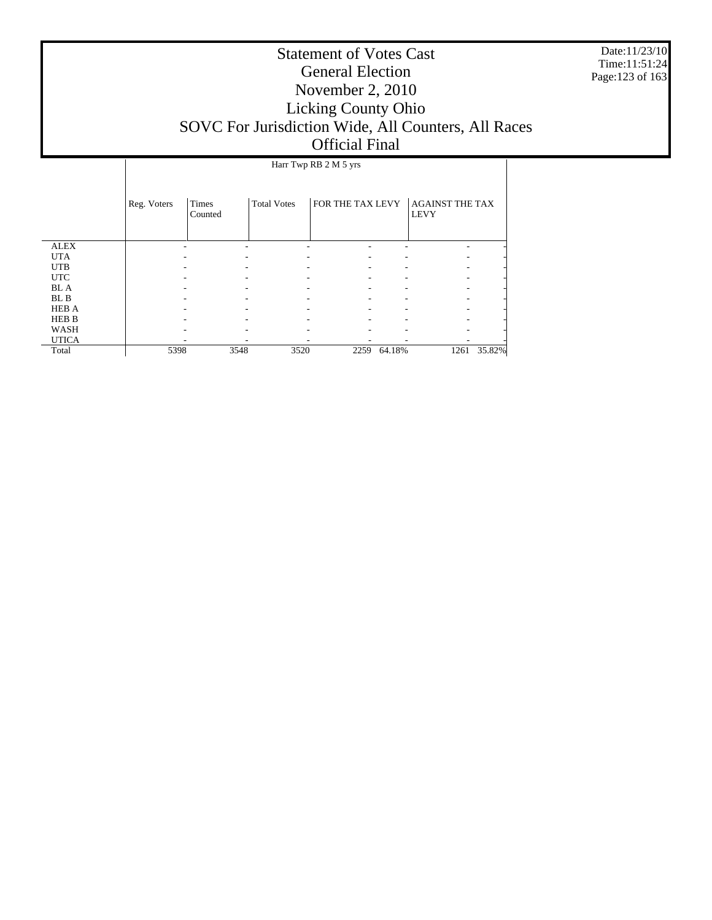# Statement of Votes Cast
# General Election
# November 2, 2010
# Licking County Ohio
# SOVC For Jurisdiction Wide, All Counters, All Races
# Official Final

Date:11/23/10
Time:11:51:24

| | Harr Twp RB 2 M 5 yrs | | | | | | |
|---|---|---|---|---|---|---|---|
| | Reg. Voters | Times Counted | Total Votes | FOR THE TAX LEVY | | AGAINST THE TAX LEVY | |
| ALEX | - | - | - | - | - | - | - |
| UTA | - | - | - | - | - | - | - |
| UTB | - | - | - | - | - | - | - |
| UTC | - | - | - | - | - | - | - |
| BL A | - | - | - | - | - | - | - |
| BL B | - | - | - | - | - | - | - |
| HEB A | - | - | - | - | - | - | - |
| HEB B | - | - | - | - | - | - | - |
| WASH | - | - | - | - | - | - | - |
| UTICA | - | - | - | - | - | - | - |
| Total | 5398 | 3548 | 3520 | 2259 | 64.18% | 1261 | 35.82% |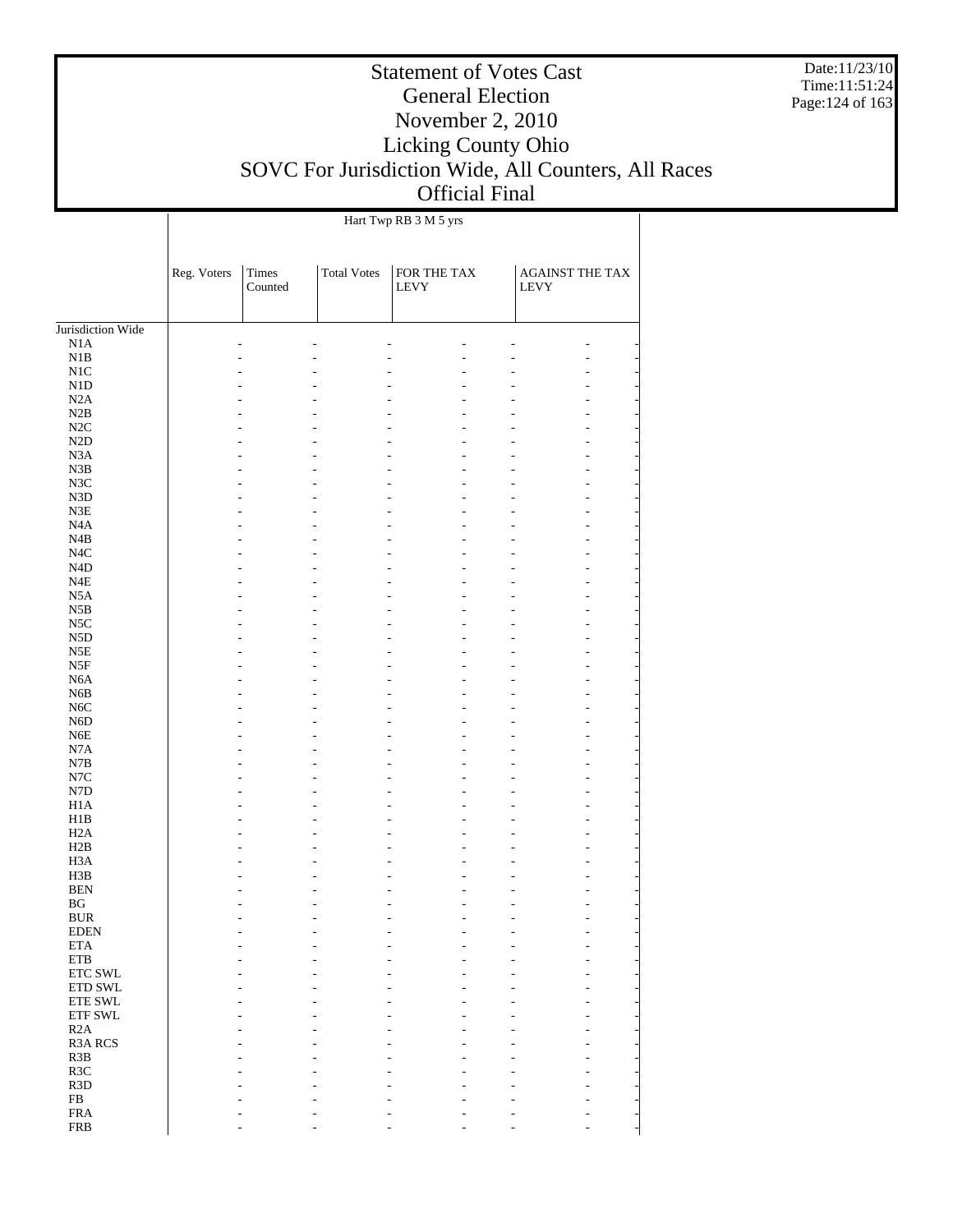# Statement of Votes Cast
## General Election
## November 2, 2010
## Licking County Ohio
## SOVC For Jurisdiction Wide, All Counters, All Races
## Official Final

| | Hart Twp RB 3 M 5 yrs | | | | | | |
|---|---|---|---|---|---|---|---|
| | Reg. Voters | Times Counted | Total Votes | FOR THE TAX LEVY | | AGAINST THE TAX LEVY | |
| Jurisdiction Wide | | | | | | | |
| N1A | - | - | - | - | - | - | - |
| N1B | - | - | - | - | - | - | - |
| N1C | - | - | - | - | - | - | - |
| N1D | - | - | - | - | - | - | - |
| N2A | - | - | - | - | - | - | - |
| N2B | - | - | - | - | - | - | - |
| N2C | - | - | - | - | - | - | - |
| N2D | - | - | - | - | - | - | - |
| N3A | - | - | - | - | - | - | - |
| N3B | - | - | - | - | - | - | - |
| N3C | - | - | - | - | - | - | - |
| N3D | - | - | - | - | - | - | - |
| N3E | - | - | - | - | - | - | - |
| N4A | - | - | - | - | - | - | - |
| N4B | - | - | - | - | - | - | - |
| N4C | - | - | - | - | - | - | - |
| N4D | - | - | - | - | - | - | - |
| N4E | - | - | - | - | - | - | - |
| N5A | - | - | - | - | - | - | - |
| N5B | - | - | - | - | - | - | - |
| N5C | - | - | - | - | - | - | - |
| N5D | - | - | - | - | - | - | - |
| N5E | - | - | - | - | - | - | - |
| N5F | - | - | - | - | - | - | - |
| N6A | - | - | - | - | - | - | - |
| N6B | - | - | - | - | - | - | - |
| N6C | - | - | - | - | - | - | - |
| N6D | - | - | - | - | - | - | - |
| N6E | - | - | - | - | - | - | - |
| N7A | - | - | - | - | - | - | - |
| N7B | - | - | - | - | - | - | - |
| N7C | - | - | - | - | - | - | - |
| N7D | - | - | - | - | - | - | - |
| H1A | - | - | - | - | - | - | - |
| H1B | - | - | - | - | - | - | - |
| H2A | - | - | - | - | - | - | - |
| H2B | - | - | - | - | - | - | - |
| H3A | - | - | - | - | - | - | - |
| H3B | - | - | - | - | - | - | - |
| BEN | - | - | - | - | - | - | - |
| BG | - | - | - | - | - | - | - |
| BUR | - | - | - | - | - | - | - |
| EDEN | - | - | - | - | - | - | - |
| ETA | - | - | - | - | - | - | - |
| ETB | - | - | - | - | - | - | - |
| ETC SWL | - | - | - | - | - | - | - |
| ETD SWL | - | - | - | - | - | - | - |
| ETE SWL | - | - | - | - | - | - | - |
| ETF SWL | - | - | - | - | - | - | - |
| R2A | - | - | - | - | - | - | - |
| R3A RCS | - | - | - | - | - | - | - |
| R3B | - | - | - | - | - | - | - |
| R3C | - | - | - | - | - | - | - |
| R3D | - | - | - | - | - | - | - |
| FB | - | - | - | - | - | - | - |
| FRA | - | - | - | - | - | - | - |
| FRB | - | - | - | - | - | - | - |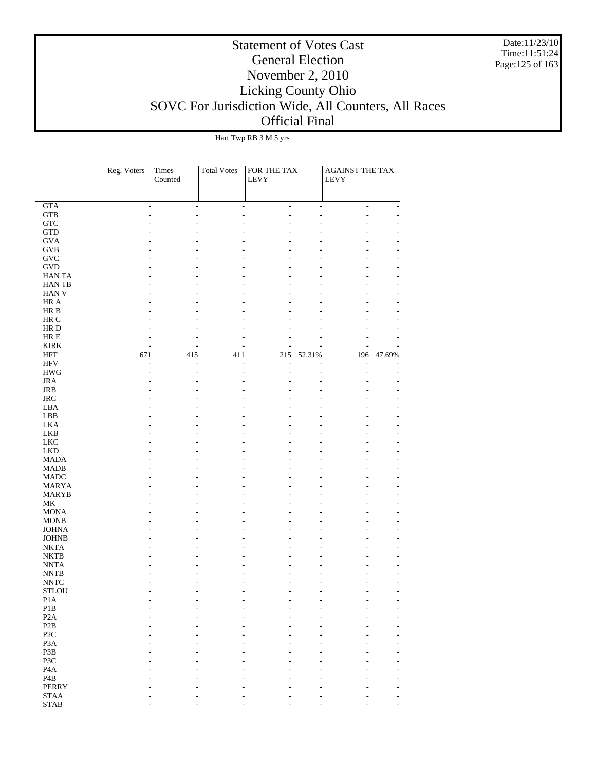# Statement of Votes Cast
## General Election
## November 2, 2010
## Licking County Ohio
## SOVC For Jurisdiction Wide, All Counters, All Races
## Official Final

Date:11/23/10
Time:11:51:24

| | Hart Twp RB 3 M 5 yrs | | | | | | |
|---|---|---|---|---|---|---|---|
| | Reg. Voters | Times Counted | Total Votes | FOR THE TAX LEVY | | AGAINST THE TAX LEVY | |
| GTA | - | - | - | - | - | - | - |
| GTB | - | - | - | - | - | - | - |
| GTC | - | - | - | - | - | - | - |
| GTD | - | - | - | - | - | - | - |
| GVA | - | - | - | - | - | - | - |
| GVB | - | - | - | - | - | - | - |
| GVC | - | - | - | - | - | - | - |
| GVD | - | - | - | - | - | - | - |
| HAN TA | - | - | - | - | - | - | - |
| HAN TB | - | - | - | - | - | - | - |
| HAN V | - | - | - | - | - | - | - |
| HR A | - | - | - | - | - | - | - |
| HR B | - | - | - | - | - | - | - |
| HR C | - | - | - | - | - | - | - |
| HR D | - | - | - | - | - | - | - |
| HR E | - | - | - | - | - | - | - |
| KIRK | - | - | - | - | - | - | - |
| HFT | 671 | 415 | 411 | 215 | 52.31% | 196 | 47.69% |
| HFV | - | - | - | - | - | - | - |
| HWG | - | - | - | - | - | - | - |
| JRA | - | - | - | - | - | - | - |
| JRB | - | - | - | - | - | - | - |
| JRC | - | - | - | - | - | - | - |
| LBA | - | - | - | - | - | - | - |
| LBB | - | - | - | - | - | - | - |
| LKA | - | - | - | - | - | - | - |
| LKB | - | - | - | - | - | - | - |
| LKC | - | - | - | - | - | - | - |
| LKD | - | - | - | - | - | - | - |
| MADA | - | - | - | - | - | - | - |
| MADB | - | - | - | - | - | - | - |
| MADC | - | - | - | - | - | - | - |
| MARYA | - | - | - | - | - | - | - |
| MARYB | - | - | - | - | - | - | - |
| MK | - | - | - | - | - | - | - |
| MONA | - | - | - | - | - | - | - |
| MONB | - | - | - | - | - | - | - |
| JOHNA | - | - | - | - | - | - | - |
| JOHNB | - | - | - | - | - | - | - |
| NKTA | - | - | - | - | - | - | - |
| NKTB | - | - | - | - | - | - | - |
| NNTA | - | - | - | - | - | - | - |
| NNTB | - | - | - | - | - | - | - |
| NNTC | - | - | - | - | - | - | - |
| STLOU | - | - | - | - | - | - | - |
| P1A | - | - | - | - | - | - | - |
| P1B | - | - | - | - | - | - | - |
| P2A | - | - | - | - | - | - | - |
| P2B | - | - | - | - | - | - | - |
| P2C | - | - | - | - | - | - | - |
| P3A | - | - | - | - | - | - | - |
| P3B | - | - | - | - | - | - | - |
| P3C | - | - | - | - | - | - | - |
| P4A | - | - | - | - | - | - | - |
| P4B | - | - | - | - | - | - | - |
| PERRY | - | - | - | - | - | - | - |
| STAA | - | - | - | - | - | - | - |
| STAB | - | - | - | - | - | - | - |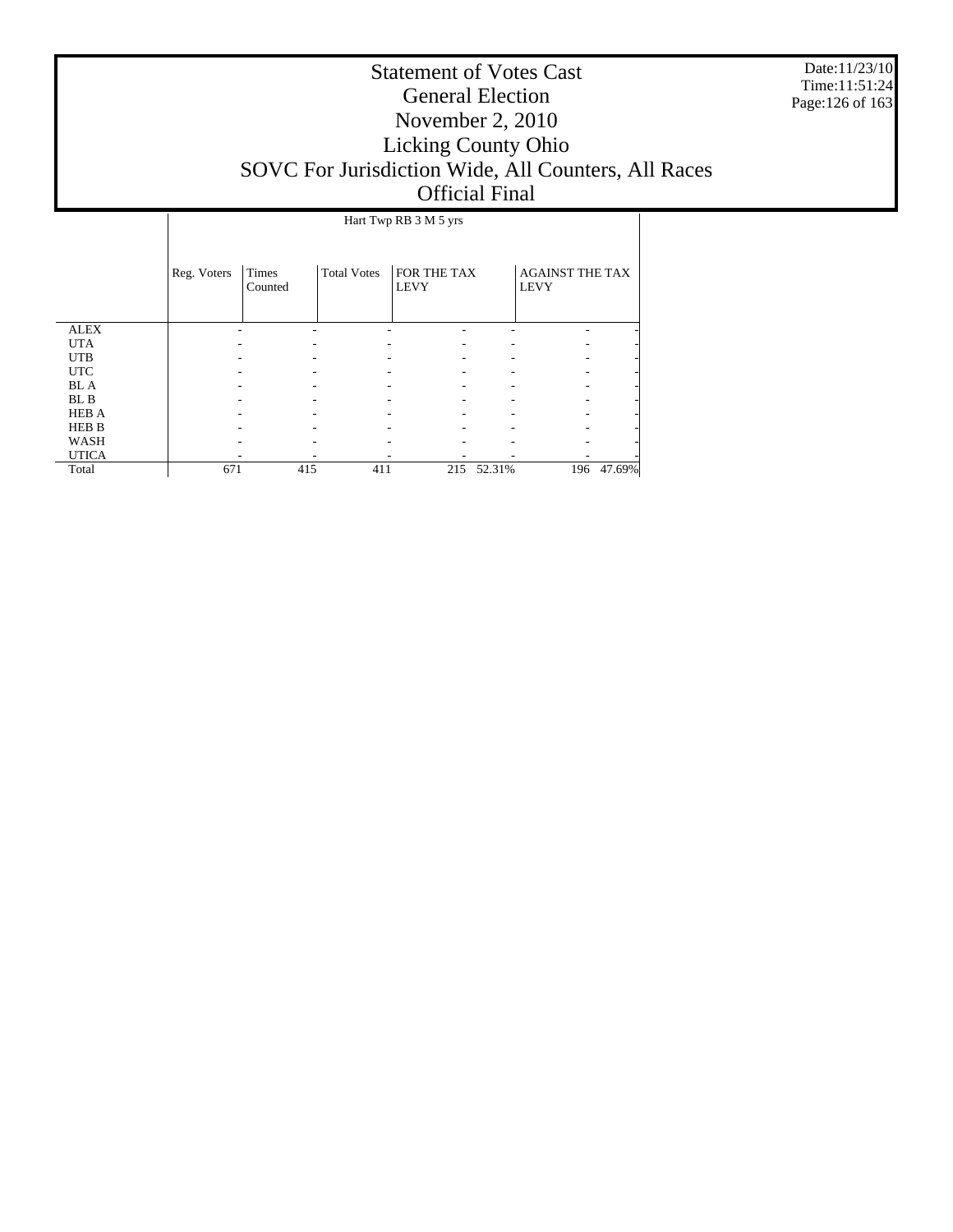# Statement of Votes Cast
## General Election
## November 2, 2010
## Licking County Ohio
## SOVC For Jurisdiction Wide, All Counters, All Races
## Official Final

Date:11/23/10
Time:11:51:24

| | Hart Twp RB 3 M 5 yrs | | | | | | |
|---|---|---|---|---|---|---|---|
| | Reg. Voters | Times Counted | Total Votes | FOR THE TAX LEVY | | AGAINST THE TAX LEVY | |
| ALEX | - | - | - | - | - | - | - |
| UTA | - | - | - | - | - | - | - |
| UTB | - | - | - | - | - | - | - |
| UTC | - | - | - | - | - | - | - |
| BL A | - | - | - | - | - | - | - |
| BL B | - | - | - | - | - | - | - |
| HEB A | - | - | - | - | - | - | - |
| HEB B | - | - | - | - | - | - | - |
| WASH | - | - | - | - | - | - | - |
| UTICA | - | - | - | - | - | - | - |
| Total | 671 | 415 | 411 | 215 | 52.31% | 196 | 47.69% |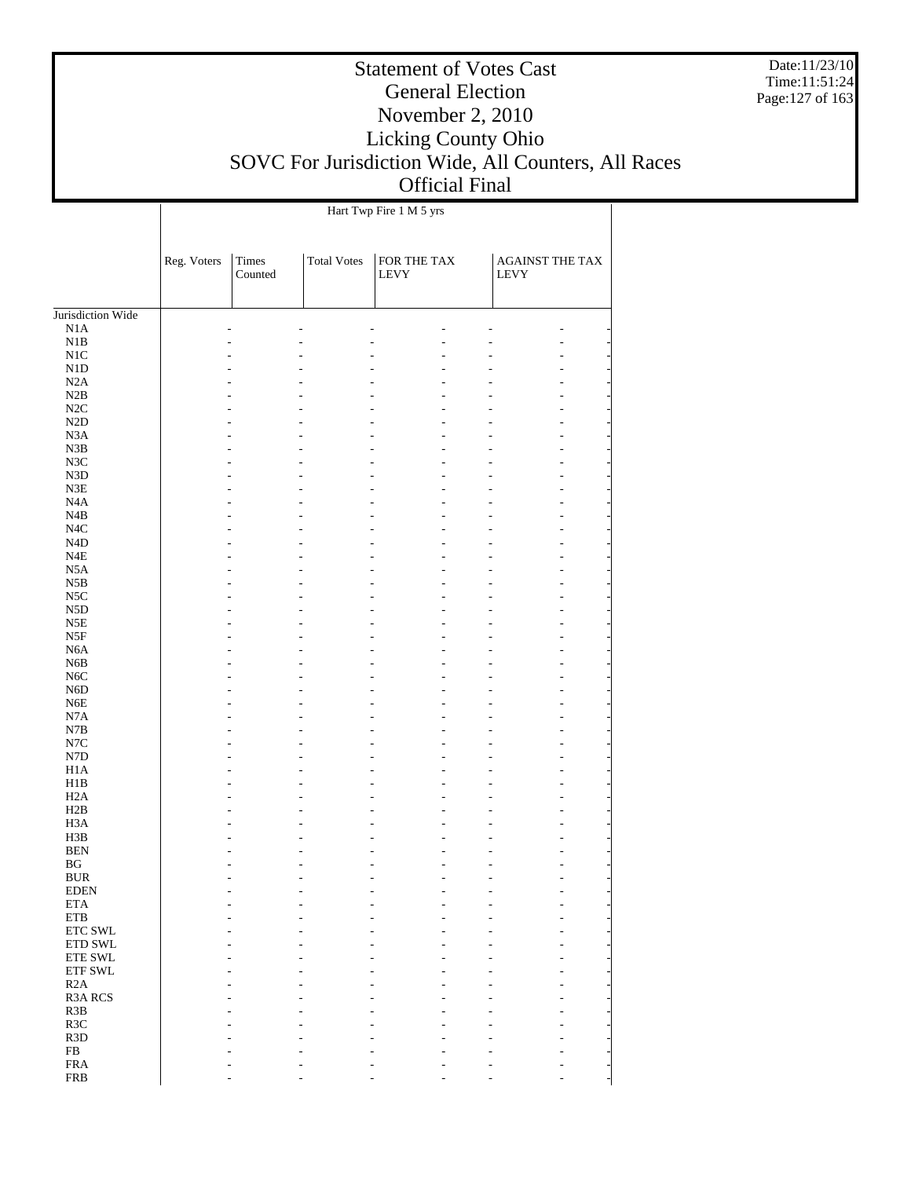| | Hart Twp Fire 1 M 5 yrs | | | | | | |
|---|---|---|---|---|---|---|---|
| | Reg. Voters | Times Counted | Total Votes | FOR THE TAX LEVY | | AGAINST THE TAX LEVY | |
| Jurisdiction Wide | | | | | | | |
| N1A | - | - | - | - | - | - | - |
| N1B | - | - | - | - | - | - | - |
| N1C | - | - | - | - | - | - | - |
| N1D | - | - | - | - | - | - | - |
| N2A | - | - | - | - | - | - | - |
| N2B | - | - | - | - | - | - | - |
| N2C | - | - | - | - | - | - | - |
| N2D | - | - | - | - | - | - | - |
| N3A | - | - | - | - | - | - | - |
| N3B | - | - | - | - | - | - | - |
| N3C | - | - | - | - | - | - | - |
| N3D | - | - | - | - | - | - | - |
| N3E | - | - | - | - | - | - | - |
| N4A | - | - | - | - | - | - | - |
| N4B | - | - | - | - | - | - | - |
| N4C | - | - | - | - | - | - | - |
| N4D | - | - | - | - | - | - | - |
| N4E | - | - | - | - | - | - | - |
| N5A | - | - | - | - | - | - | - |
| N5B | - | - | - | - | - | - | - |
| N5C | - | - | - | - | - | - | - |
| N5D | - | - | - | - | - | - | - |
| N5E | - | - | - | - | - | - | - |
| N5F | - | - | - | - | - | - | - |
| N6A | - | - | - | - | - | - | - |
| N6B | - | - | - | - | - | - | - |
| N6C | - | - | - | - | - | - | - |
| N6D | - | - | - | - | - | - | - |
| N6E | - | - | - | - | - | - | - |
| N7A | - | - | - | - | - | - | - |
| N7B | - | - | - | - | - | - | - |
| N7C | - | - | - | - | - | - | - |
| N7D | - | - | - | - | - | - | - |
| H1A | - | - | - | - | - | - | - |
| H1B | - | - | - | - | - | - | - |
| H2A | - | - | - | - | - | - | - |
| H2B | - | - | - | - | - | - | - |
| H3A | - | - | - | - | - | - | - |
| H3B | - | - | - | - | - | - | - |
| BEN | - | - | - | - | - | - | - |
| BG | - | - | - | - | - | - | - |
| BUR | - | - | - | - | - | - | - |
| EDEN | - | - | - | - | - | - | - |
| ETA | - | - | - | - | - | - | - |
| ETB | - | - | - | - | - | - | - |
| ETC SWL | - | - | - | - | - | - | - |
| ETD SWL | - | - | - | - | - | - | - |
| ETE SWL | - | - | - | - | - | - | - |
| ETF SWL | - | - | - | - | - | - | - |
| R2A | - | - | - | - | - | - | - |
| R3A RCS | - | - | - | - | - | - | - |
| R3B | - | - | - | - | - | - | - |
| R3C | - | - | - | - | - | - | - |
| R3D | - | - | - | - | - | - | - |
| FB | - | - | - | - | - | - | - |
| FRA | - | - | - | - | - | - | - |
| FRB | - | - | - | - | - | - | - |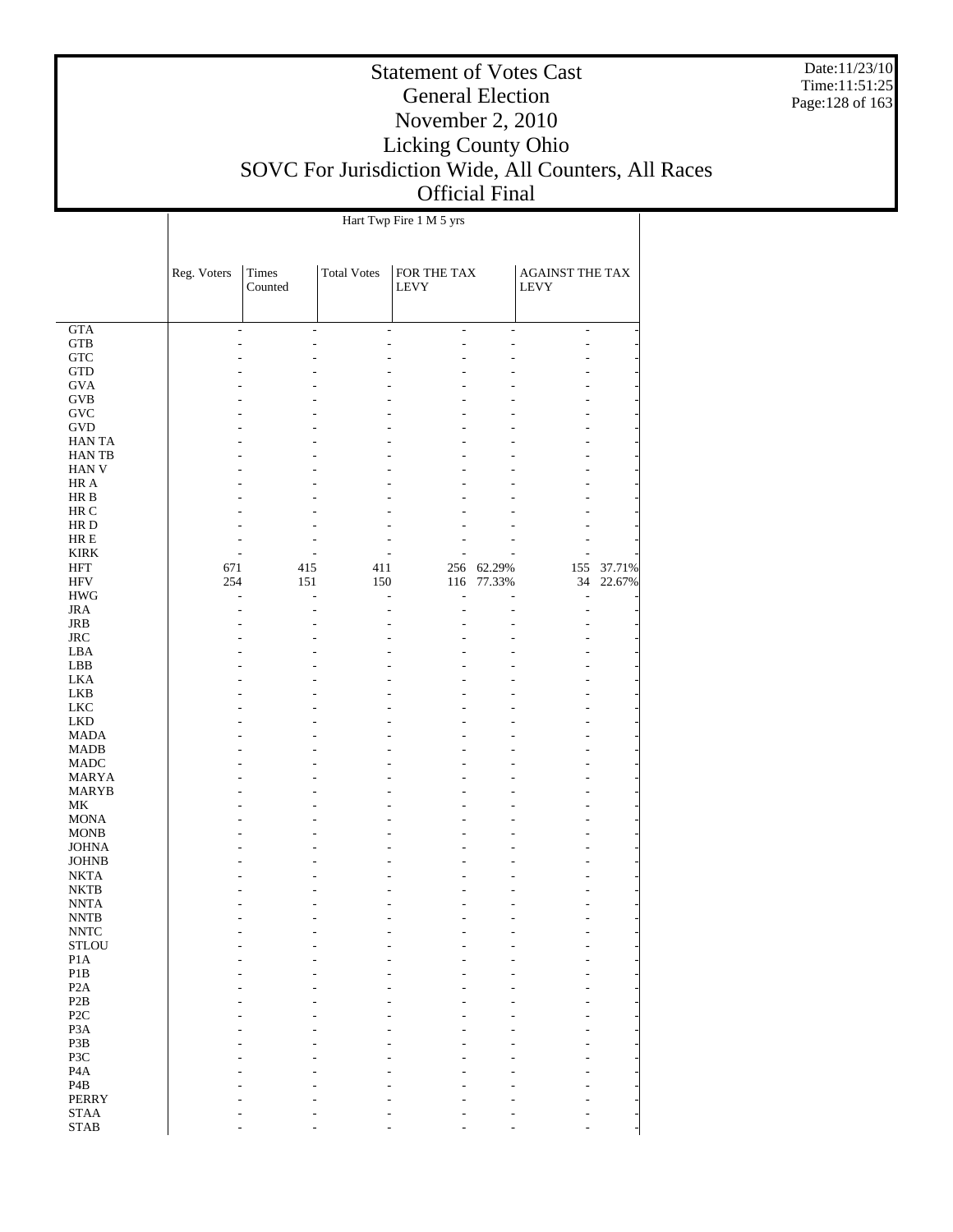# Statement of Votes Cast
## General Election
## November 2, 2010
## Licking County Ohio
## SOVC For Jurisdiction Wide, All Counters, All Races
## Official Final

Date:11/23/10
Time:11:51:25

| Hart Twp Fire 1 M 5 yrs | | | | | | | |
|---|---|---|---|---|---|---|---|
| | Reg. Voters | Times Counted | Total Votes | FOR THE TAX LEVY | | AGAINST THE TAX LEVY | |
| GTA | - | - | - | - | - | - | - |
| GTB | - | - | - | - | - | - | - |
| GTC | - | - | - | - | - | - | - |
| GTD | - | - | - | - | - | - | - |
| GVA | - | - | - | - | - | - | - |
| GVB | - | - | - | - | - | - | - |
| GVC | - | - | - | - | - | - | - |
| GVD | - | - | - | - | - | - | - |
| HAN TA | - | - | - | - | - | - | - |
| HAN TB | - | - | - | - | - | - | - |
| HAN V | - | - | - | - | - | - | - |
| HR A | - | - | - | - | - | - | - |
| HR B | - | - | - | - | - | - | - |
| HR C | - | - | - | - | - | - | - |
| HR D | - | - | - | - | - | - | - |
| HR E | - | - | - | - | - | - | - |
| KIRK | - | - | - | - | - | - | - |
| HFT | 671 | 415 | 411 | 256 | 62.29% | 155 | 37.71% |
| HFV | 254 | 151 | 150 | 116 | 77.33% | 34 | 22.67% |
| HWG | - | - | - | - | - | - | - |
| JRA | - | - | - | - | - | - | - |
| JRB | - | - | - | - | - | - | - |
| JRC | - | - | - | - | - | - | - |
| LBA | - | - | - | - | - | - | - |
| LBB | - | - | - | - | - | - | - |
| LKA | - | - | - | - | - | - | - |
| LKB | - | - | - | - | - | - | - |
| LKC | - | - | - | - | - | - | - |
| LKD | - | - | - | - | - | - | - |
| MADA | - | - | - | - | - | - | - |
| MADB | - | - | - | - | - | - | - |
| MADC | - | - | - | - | - | - | - |
| MARYA | - | - | - | - | - | - | - |
| MARYB | - | - | - | - | - | - | - |
| MK | - | - | - | - | - | - | - |
| MONA | - | - | - | - | - | - | - |
| MONB | - | - | - | - | - | - | - |
| JOHNA | - | - | - | - | - | - | - |
| JOHNB | - | - | - | - | - | - | - |
| NKTA | - | - | - | - | - | - | - |
| NKTB | - | - | - | - | - | - | - |
| NNTA | - | - | - | - | - | - | - |
| NNTB | - | - | - | - | - | - | - |
| NNTC | - | - | - | - | - | - | - |
| STLOU | - | - | - | - | - | - | - |
| P1A | - | - | - | - | - | - | - |
| P1B | - | - | - | - | - | - | - |
| P2A | - | - | - | - | - | - | - |
| P2B | - | - | - | - | - | - | - |
| P2C | - | - | - | - | - | - | - |
| P3A | - | - | - | - | - | - | - |
| P3B | - | - | - | - | - | - | - |
| P3C | - | - | - | - | - | - | - |
| P4A | - | - | - | - | - | - | - |
| P4B | - | - | - | - | - | - | - |
| PERRY | - | - | - | - | - | - | - |
| STAA | - | - | - | - | - | - | - |
| STAB | - | - | - | - | - | - | - |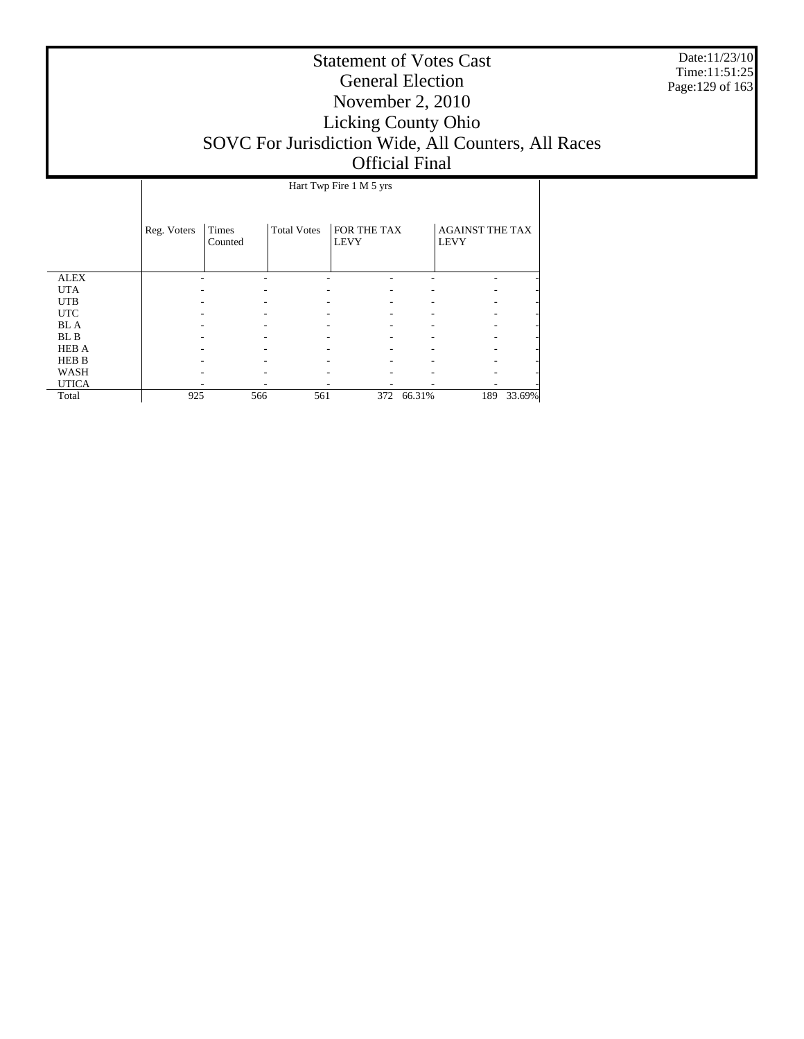# Statement of Votes Cast
# General Election
# November 2, 2010
# Licking County Ohio
# SOVC For Jurisdiction Wide, All Counters, All Races
# Official Final

Date:11/23/10
Time:11:51:25

| | Hart Twp Fire 1 M 5 yrs | | | | | | |
|---|---|---|---|---|---|---|---|
| | Reg. Voters | Times Counted | Total Votes | FOR THE TAX LEVY | | AGAINST THE TAX LEVY | |
| ALEX | - | - | - | - | - | - | - |
| UTA | - | - | - | - | - | - | - |
| UTB | - | - | - | - | - | - | - |
| UTC | - | - | - | - | - | - | - |
| BL A | - | - | - | - | - | - | - |
| BL B | - | - | - | - | - | - | - |
| HEB A | - | - | - | - | - | - | - |
| HEB B | - | - | - | - | - | - | - |
| WASH | - | - | - | - | - | - | - |
| UTICA | - | - | - | - | - | - | - |
| Total | 925 | 566 | 561 | 372 | 66.31% | 189 | 33.69% |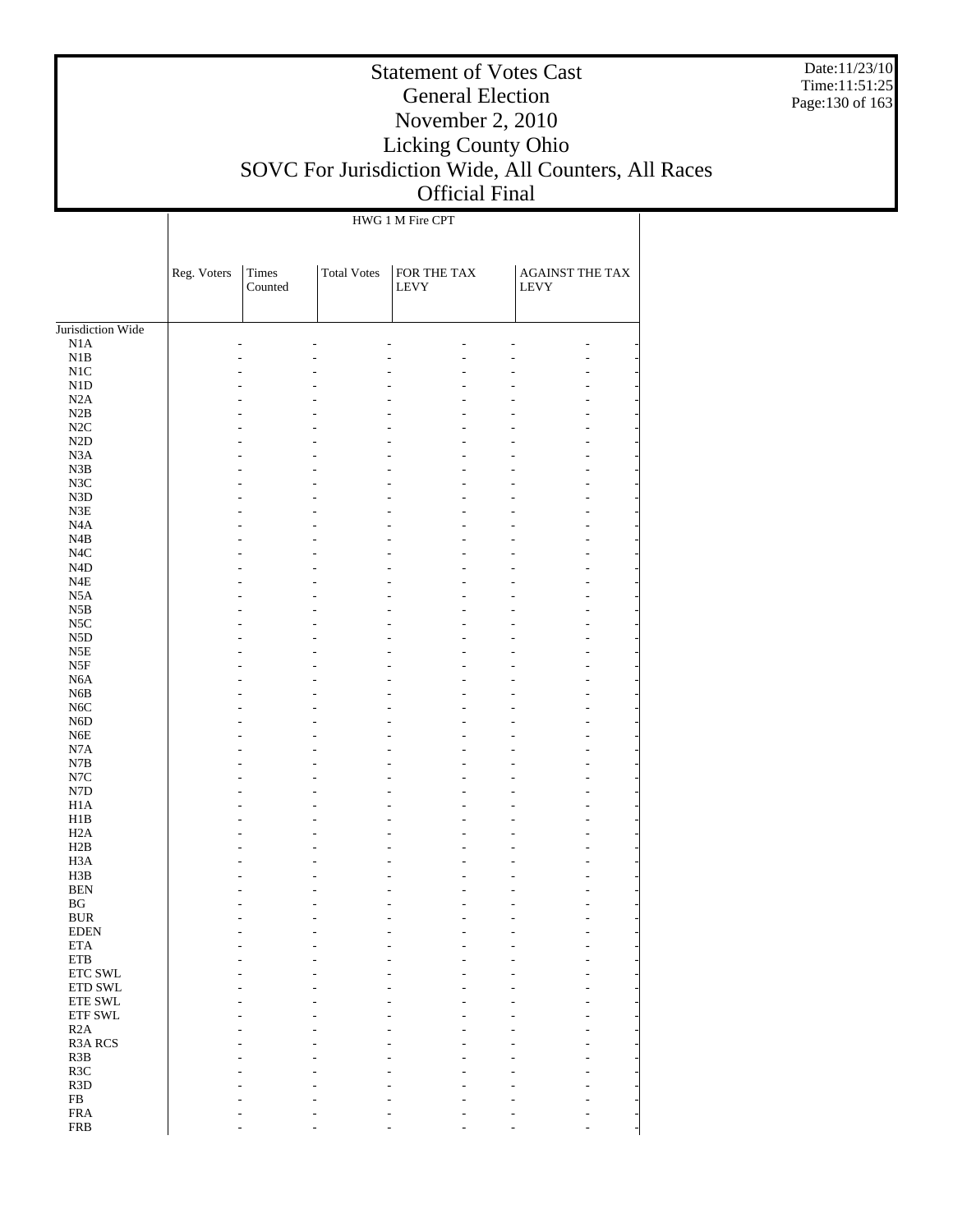# Statement of Votes Cast
# General Election
# November 2, 2010
# Licking County Ohio
# SOVC For Jurisdiction Wide, All Counters, All Races
# Official Final

Date:11/23/10
Time:11:51:25

| | HWG 1 M Fire CPT | | | | | | | |
|---|---|---|---|---|---|---|---|---|
| | Reg. Voters | Times Counted | Total Votes | FOR THE TAX LEVY | | AGAINST THE TAX LEVY | | |
| Jurisdiction Wide | | | | | | | | |
| N1A | - | - | - | - | - | - | - | - |
| N1B | - | - | - | - | - | - | - | - |
| N1C | - | - | - | - | - | - | - | - |
| N1D | - | - | - | - | - | - | - | - |
| N2A | - | - | - | - | - | - | - | - |
| N2B | - | - | - | - | - | - | - | - |
| N2C | - | - | - | - | - | - | - | - |
| N2D | - | - | - | - | - | - | - | - |
| N3A | - | - | - | - | - | - | - | - |
| N3B | - | - | - | - | - | - | - | - |
| N3C | - | - | - | - | - | - | - | - |
| N3D | - | - | - | - | - | - | - | - |
| N3E | - | - | - | - | - | - | - | - |
| N4A | - | - | - | - | - | - | - | - |
| N4B | - | - | - | - | - | - | - | - |
| N4C | - | - | - | - | - | - | - | - |
| N4D | - | - | - | - | - | - | - | - |
| N4E | - | - | - | - | - | - | - | - |
| N5A | - | - | - | - | - | - | - | - |
| N5B | - | - | - | - | - | - | - | - |
| N5C | - | - | - | - | - | - | - | - |
| N5D | - | - | - | - | - | - | - | - |
| N5E | - | - | - | - | - | - | - | - |
| N5F | - | - | - | - | - | - | - | - |
| N6A | - | - | - | - | - | - | - | - |
| N6B | - | - | - | - | - | - | - | - |
| N6C | - | - | - | - | - | - | - | - |
| N6D | - | - | - | - | - | - | - | - |
| N6E | - | - | - | - | - | - | - | - |
| N7A | - | - | - | - | - | - | - | - |
| N7B | - | - | - | - | - | - | - | - |
| N7C | - | - | - | - | - | - | - | - |
| N7D | - | - | - | - | - | - | - | - |
| H1A | - | - | - | - | - | - | - | - |
| H1B | - | - | - | - | - | - | - | - |
| H2A | - | - | - | - | - | - | - | - |
| H2B | - | - | - | - | - | - | - | - |
| H3A | - | - | - | - | - | - | - | - |
| H3B | - | - | - | - | - | - | - | - |
| BEN | - | - | - | - | - | - | - | - |
| BG | - | - | - | - | - | - | - | - |
| BUR | - | - | - | - | - | - | - | - |
| EDEN | - | - | - | - | - | - | - | - |
| ETA | - | - | - | - | - | - | - | - |
| ETB | - | - | - | - | - | - | - | - |
| ETC SWL | - | - | - | - | - | - | - | - |
| ETD SWL | - | - | - | - | - | - | - | - |
| ETE SWL | - | - | - | - | - | - | - | - |
| ETF SWL | - | - | - | - | - | - | - | - |
| R2A | - | - | - | - | - | - | - | - |
| R3A RCS | - | - | - | - | - | - | - | - |
| R3B | - | - | - | - | - | - | - | - |
| R3C | - | - | - | - | - | - | - | - |
| R3D | - | - | - | - | - | - | - | - |
| FB | - | - | - | - | - | - | - | - |
| FRA | - | - | - | - | - | - | - | - |
| FRB | - | - | - | - | - | - | - | - |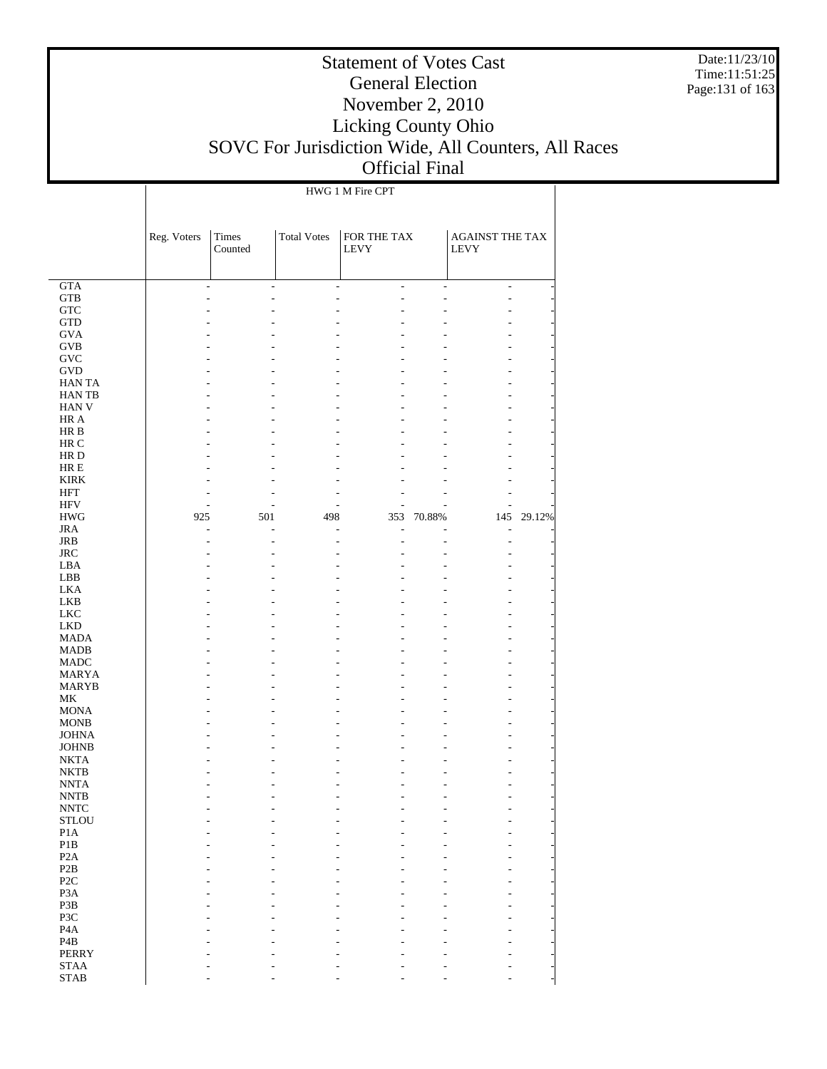# Statement of Votes Cast
## General Election
## November 2, 2010
## Licking County Ohio
## SOVC For Jurisdiction Wide, All Counters, All Races
## Official Final

Date:11/23/10
Time:11:51:25

| | HWG 1 M Fire CPT | | | | | | |
|---|---|---|---|---|---|---|---|
| | Reg. Voters | Times Counted | Total Votes | FOR THE TAX LEVY | | AGAINST THE TAX LEVY | |
| GTA | - | - | - | - | - | - | - |
| GTB | - | - | - | - | - | - | - |
| GTC | - | - | - | - | - | - | - |
| GTD | - | - | - | - | - | - | - |
| GVA | - | - | - | - | - | - | - |
| GVB | - | - | - | - | - | - | - |
| GVC | - | - | - | - | - | - | - |
| GVD | - | - | - | - | - | - | - |
| HAN TA | - | - | - | - | - | - | - |
| HAN TB | - | - | - | - | - | - | - |
| HAN V | - | - | - | - | - | - | - |
| HR A | - | - | - | - | - | - | - |
| HR B | - | - | - | - | - | - | - |
| HR C | - | - | - | - | - | - | - |
| HR D | - | - | - | - | - | - | - |
| HR E | - | - | - | - | - | - | - |
| KIRK | - | - | - | - | - | - | - |
| HFT | - | - | - | - | - | - | - |
| HFV | - | - | - | - | - | - | - |
| HWG | 925 | 501 | 498 | 353 | 70.88% | 145 | 29.12% |
| JRA | - | - | - | - | - | - | - |
| JRB | - | - | - | - | - | - | - |
| JRC | - | - | - | - | - | - | - |
| LBA | - | - | - | - | - | - | - |
| LBB | - | - | - | - | - | - | - |
| LKA | - | - | - | - | - | - | - |
| LKB | - | - | - | - | - | - | - |
| LKC | - | - | - | - | - | - | - |
| LKD | - | - | - | - | - | - | - |
| MADA | - | - | - | - | - | - | - |
| MADB | - | - | - | - | - | - | - |
| MADC | - | - | - | - | - | - | - |
| MARYA | - | - | - | - | - | - | - |
| MARYB | - | - | - | - | - | - | - |
| MK | - | - | - | - | - | - | - |
| MONA | - | - | - | - | - | - | - |
| MONB | - | - | - | - | - | - | - |
| JOHNA | - | - | - | - | - | - | - |
| JOHNB | - | - | - | - | - | - | - |
| NKTA | - | - | - | - | - | - | - |
| NKTB | - | - | - | - | - | - | - |
| NNTA | - | - | - | - | - | - | - |
| NNTB | - | - | - | - | - | - | - |
| NNTC | - | - | - | - | - | - | - |
| STLOU | - | - | - | - | - | - | - |
| P1A | - | - | - | - | - | - | - |
| P1B | - | - | - | - | - | - | - |
| P2A | - | - | - | - | - | - | - |
| P2B | - | - | - | - | - | - | - |
| P2C | - | - | - | - | - | - | - |
| P3A | - | - | - | - | - | - | - |
| P3B | - | - | - | - | - | - | - |
| P3C | - | - | - | - | - | - | - |
| P4A | - | - | - | - | - | - | - |
| P4B | - | - | - | - | - | - | - |
| PERRY | - | - | - | - | - | - | - |
| STAA | - | - | - | - | - | - | - |
| STAB | - | - | - | - | - | - | - |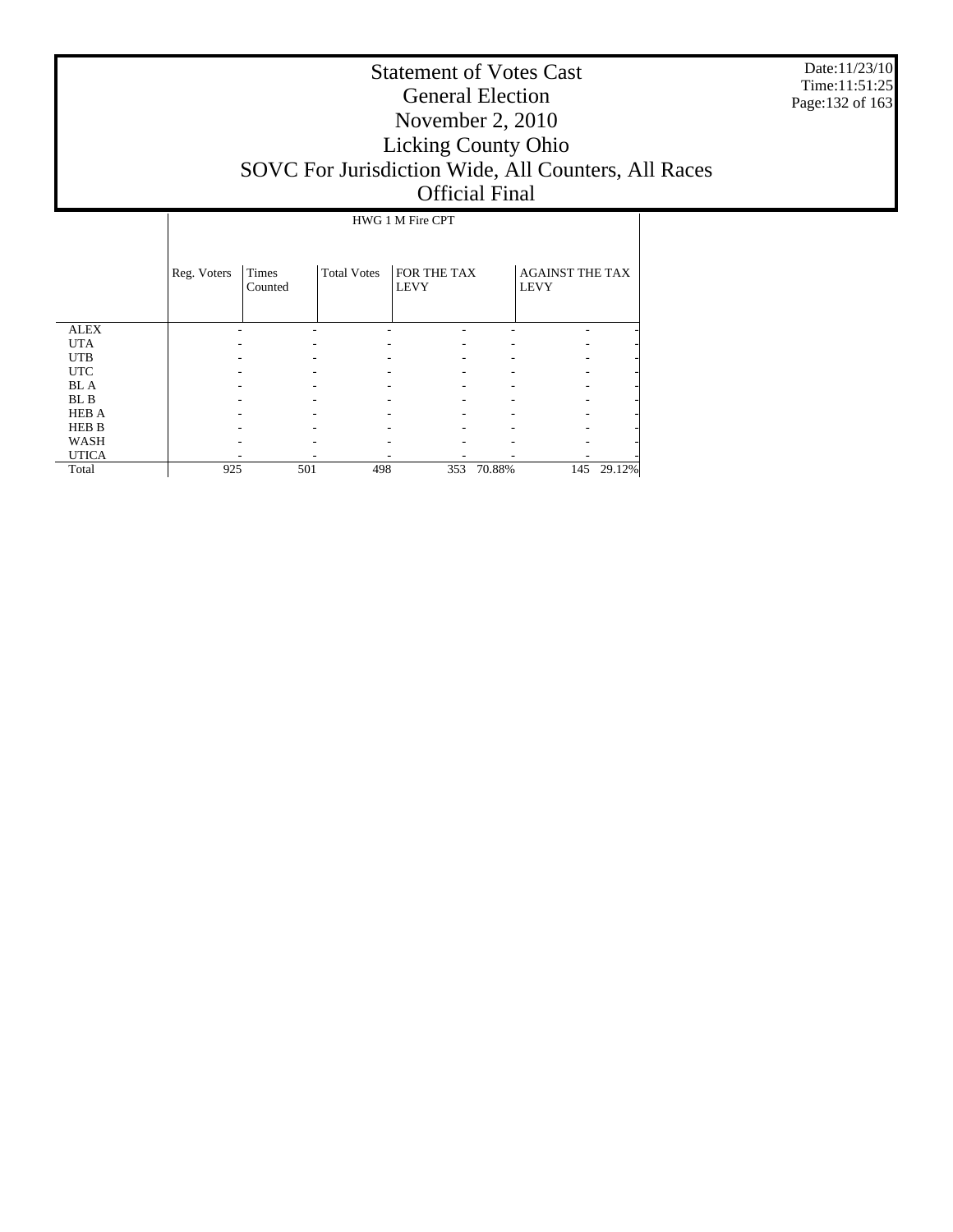# Statement of Votes Cast
## General Election
## November 2, 2010
## Licking County Ohio
## SOVC For Jurisdiction Wide, All Counters, All Races
## Official Final

Date:11/23/10
Time:11:51:25

| | HWG 1 M Fire CPT | | | | | | |
|---|---|---|---|---|---|---|---|
| | Reg. Voters | Times Counted | Total Votes | FOR THE TAX LEVY | | AGAINST THE TAX LEVY | |
| ALEX | - | - | - | - | - | - | - |
| UTA | - | - | - | - | - | - | - |
| UTB | - | - | - | - | - | - | - |
| UTC | - | - | - | - | - | - | - |
| BL A | - | - | - | - | - | - | - |
| BL B | - | - | - | - | - | - | - |
| HEB A | - | - | - | - | - | - | - |
| HEB B | - | - | - | - | - | - | - |
| WASH | - | - | - | - | - | - | - |
| UTICA | - | - | - | - | - | - | - |
| Total | 925 | 501 | 498 | 353 | 70.88% | 145 | 29.12% |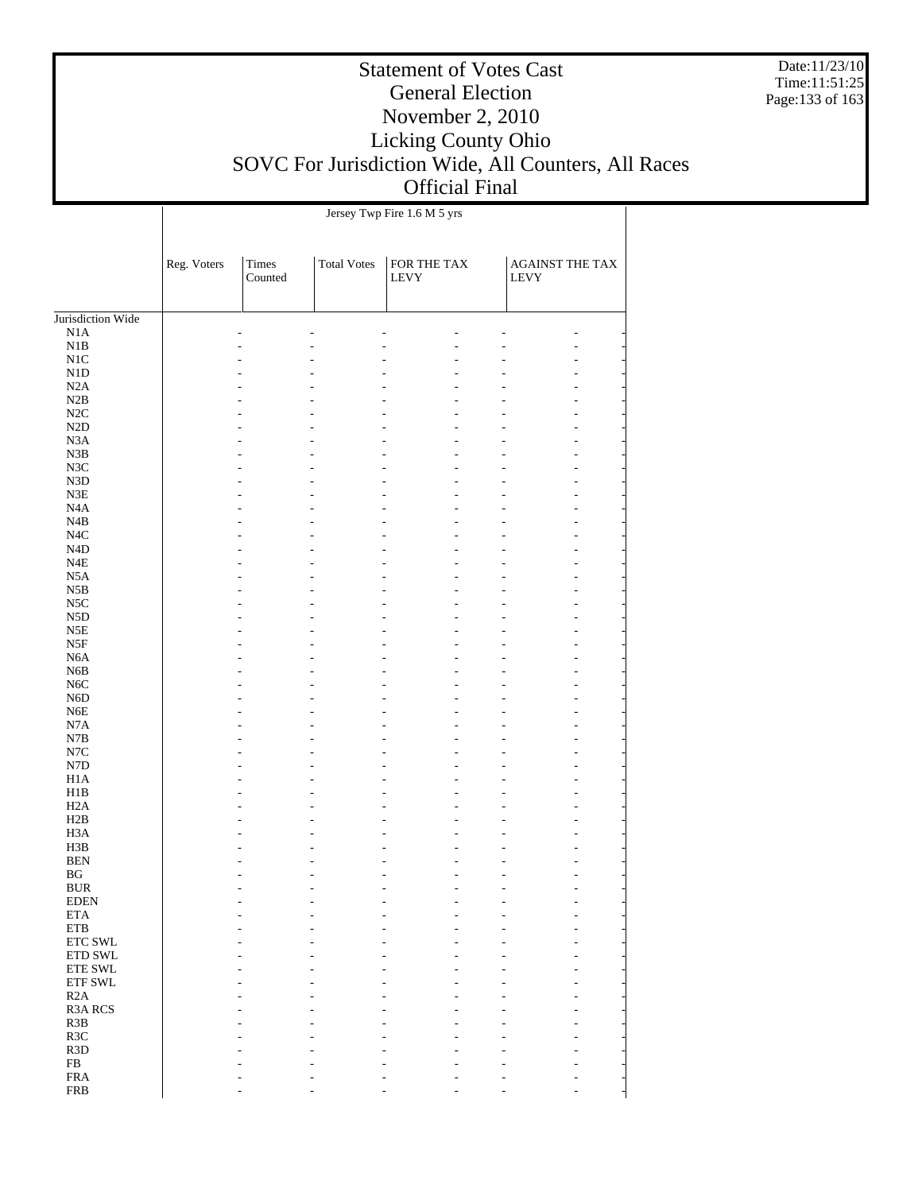# Statement of Votes Cast
## General Election
## November 2, 2010
## Licking County Ohio
## SOVC For Jurisdiction Wide, All Counters, All Races
## Official Final

| | Jersey Twp Fire 1.6 M 5 yrs | | | | | | |
|---|---|---|---|---|---|---|---|
| | Reg. Voters | Times Counted | Total Votes | FOR THE TAX LEVY | | AGAINST THE TAX LEVY | |
| Jurisdiction Wide | | | | | | | |
| N1A | - | - | - | - | - | - | - |
| N1B | - | - | - | - | - | - | - |
| N1C | - | - | - | - | - | - | - |
| N1D | - | - | - | - | - | - | - |
| N2A | - | - | - | - | - | - | - |
| N2B | - | - | - | - | - | - | - |
| N2C | - | - | - | - | - | - | - |
| N2D | - | - | - | - | - | - | - |
| N3A | - | - | - | - | - | - | - |
| N3B | - | - | - | - | - | - | - |
| N3C | - | - | - | - | - | - | - |
| N3D | - | - | - | - | - | - | - |
| N3E | - | - | - | - | - | - | - |
| N4A | - | - | - | - | - | - | - |
| N4B | - | - | - | - | - | - | - |
| N4C | - | - | - | - | - | - | - |
| N4D | - | - | - | - | - | - | - |
| N4E | - | - | - | - | - | - | - |
| N5A | - | - | - | - | - | - | - |
| N5B | - | - | - | - | - | - | - |
| N5C | - | - | - | - | - | - | - |
| N5D | - | - | - | - | - | - | - |
| N5E | - | - | - | - | - | - | - |
| N5F | - | - | - | - | - | - | - |
| N6A | - | - | - | - | - | - | - |
| N6B | - | - | - | - | - | - | - |
| N6C | - | - | - | - | - | - | - |
| N6D | - | - | - | - | - | - | - |
| N6E | - | - | - | - | - | - | - |
| N7A | - | - | - | - | - | - | - |
| N7B | - | - | - | - | - | - | - |
| N7C | - | - | - | - | - | - | - |
| N7D | - | - | - | - | - | - | - |
| H1A | - | - | - | - | - | - | - |
| H1B | - | - | - | - | - | - | - |
| H2A | - | - | - | - | - | - | - |
| H2B | - | - | - | - | - | - | - |
| H3A | - | - | - | - | - | - | - |
| H3B | - | - | - | - | - | - | - |
| BEN | - | - | - | - | - | - | - |
| BG | - | - | - | - | - | - | - |
| BUR | - | - | - | - | - | - | - |
| EDEN | - | - | - | - | - | - | - |
| ETA | - | - | - | - | - | - | - |
| ETB | - | - | - | - | - | - | - |
| ETC SWL | - | - | - | - | - | - | - |
| ETD SWL | - | - | - | - | - | - | - |
| ETE SWL | - | - | - | - | - | - | - |
| ETF SWL | - | - | - | - | - | - | - |
| R2A | - | - | - | - | - | - | - |
| R3A RCS | - | - | - | - | - | - | - |
| R3B | - | - | - | - | - | - | - |
| R3C | - | - | - | - | - | - | - |
| R3D | - | - | - | - | - | - | - |
| FB | - | - | - | - | - | - | - |
| FRA | - | - | - | - | - | - | - |
| FRB | - | - | - | - | - | - | - |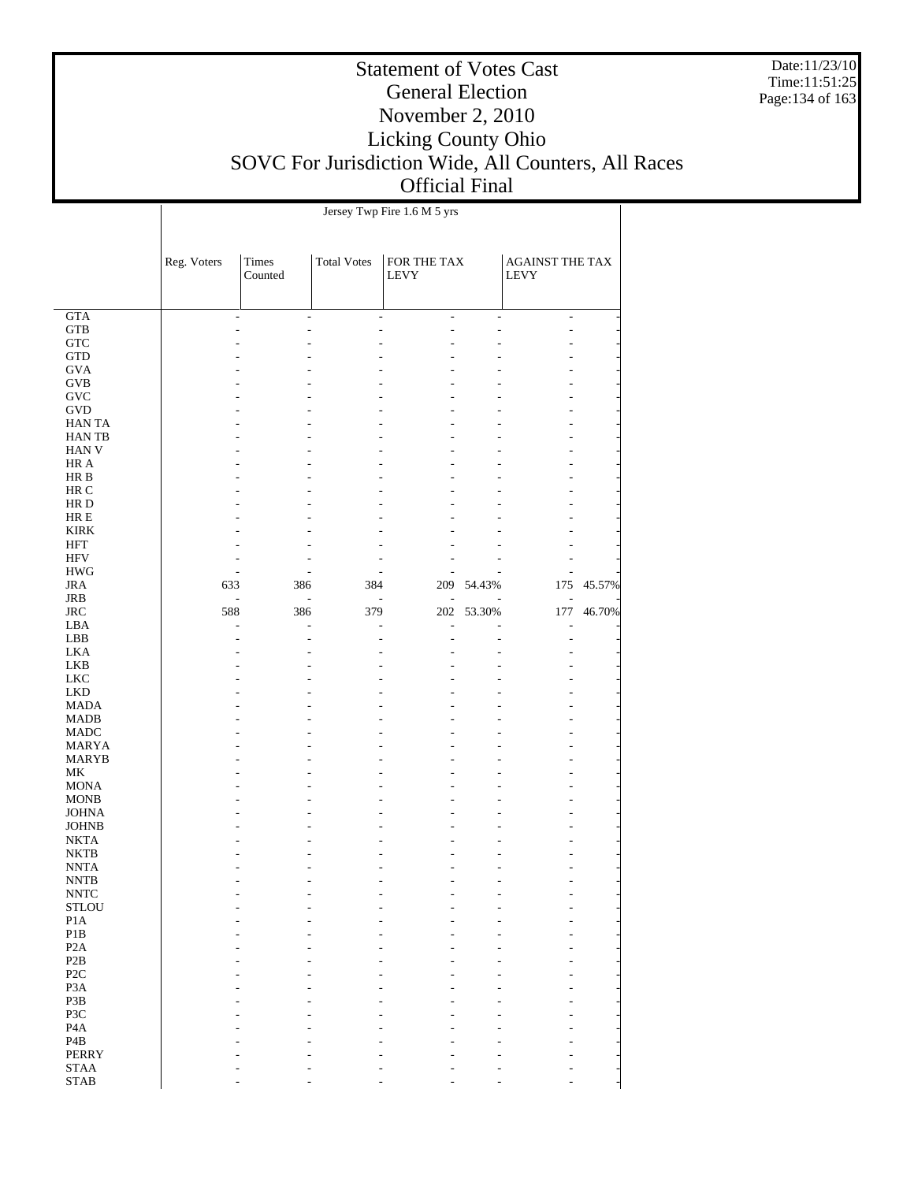# Statement of Votes Cast
# General Election
# November 2, 2010
# Licking County Ohio
# SOVC For Jurisdiction Wide, All Counters, All Races
# Official Final

Date:11/23/10
Time:11:51:25

| | Jersey Twp Fire 1.6 M 5 yrs | | | | | | |
|---|---|---|---|---|---|---|---|
| | Reg. Voters | Times Counted | Total Votes | FOR THE TAX LEVY | | AGAINST THE TAX LEVY | |
| GTA | - | - | - | - | - | - | - |
| GTB | - | - | - | - | - | - | - |
| GTC | - | - | - | - | - | - | - |
| GTD | - | - | - | - | - | - | - |
| GVA | - | - | - | - | - | - | - |
| GVB | - | - | - | - | - | - | - |
| GVC | - | - | - | - | - | - | - |
| GVD | - | - | - | - | - | - | - |
| HAN TA | - | - | - | - | - | - | - |
| HAN TB | - | - | - | - | - | - | - |
| HAN V | - | - | - | - | - | - | - |
| HR A | - | - | - | - | - | - | - |
| HR B | - | - | - | - | - | - | - |
| HR C | - | - | - | - | - | - | - |
| HR D | - | - | - | - | - | - | - |
| HR E | - | - | - | - | - | - | - |
| KIRK | - | - | - | - | - | - | - |
| HFT | - | - | - | - | - | - | - |
| HFV | - | - | - | - | - | - | - |
| HWG | - | - | - | - | - | - | - |
| JRA | 633 | 386 | 384 | 209 | 54.43% | 175 | 45.57% |
| JRB | - | - | - | - | - | - | - |
| JRC | 588 | 386 | 379 | 202 | 53.30% | 177 | 46.70% |
| LBA | - | - | - | - | - | - | - |
| LBB | - | - | - | - | - | - | - |
| LKA | - | - | - | - | - | - | - |
| LKB | - | - | - | - | - | - | - |
| LKC | - | - | - | - | - | - | - |
| LKD | - | - | - | - | - | - | - |
| MADA | - | - | - | - | - | - | - |
| MADB | - | - | - | - | - | - | - |
| MADC | - | - | - | - | - | - | - |
| MARYA | - | - | - | - | - | - | - |
| MARYB | - | - | - | - | - | - | - |
| MK | - | - | - | - | - | - | - |
| MONA | - | - | - | - | - | - | - |
| MONB | - | - | - | - | - | - | - |
| JOHNA | - | - | - | - | - | - | - |
| JOHNB | - | - | - | - | - | - | - |
| NKTA | - | - | - | - | - | - | - |
| NKTB | - | - | - | - | - | - | - |
| NNTA | - | - | - | - | - | - | - |
| NNTB | - | - | - | - | - | - | - |
| NNTC | - | - | - | - | - | - | - |
| STLOU | - | - | - | - | - | - | - |
| P1A | - | - | - | - | - | - | - |
| P1B | - | - | - | - | - | - | - |
| P2A | - | - | - | - | - | - | - |
| P2B | - | - | - | - | - | - | - |
| P2C | - | - | - | - | - | - | - |
| P3A | - | - | - | - | - | - | - |
| P3B | - | - | - | - | - | - | - |
| P3C | - | - | - | - | - | - | - |
| P4A | - | - | - | - | - | - | - |
| P4B | - | - | - | - | - | - | - |
| PERRY | - | - | - | - | - | - | - |
| STAA | - | - | - | - | - | - | - |
| STAB | - | - | - | - | - | - | - |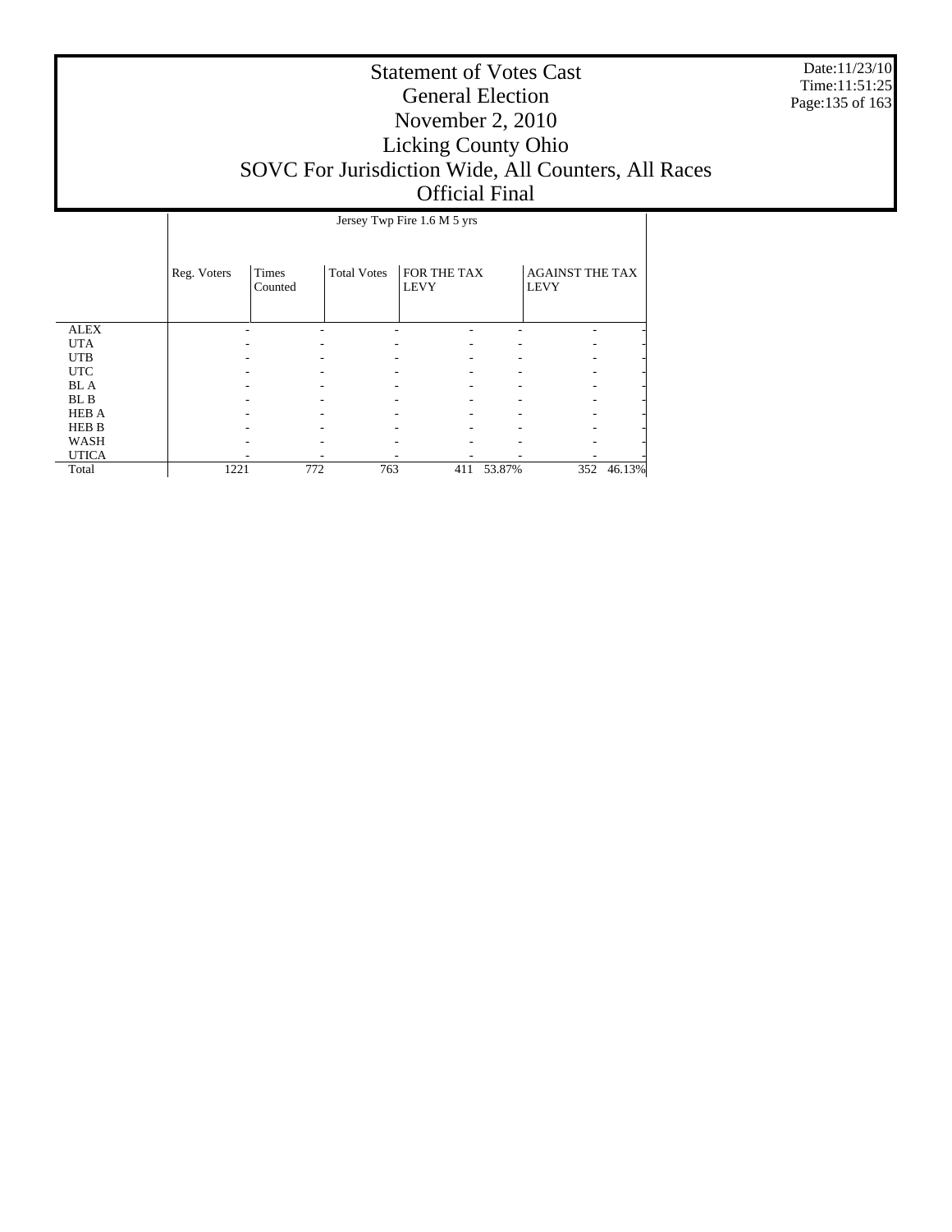# Statement of Votes Cast
# General Election
# November 2, 2010
# Licking County Ohio
# SOVC For Jurisdiction Wide, All Counters, All Races
# Official Final

| | Jersey Twp Fire 1.6 M 5 yrs | | | | | | |
|---|---|---|---|---|---|---|---|
| | Reg. Voters | Times Counted | Total Votes | FOR THE TAX LEVY | | AGAINST THE TAX LEVY | |
| ALEX | - | - | - | - | - | - | - |
| UTA | - | - | - | - | - | - | - |
| UTB | - | - | - | - | - | - | - |
| UTC | - | - | - | - | - | - | - |
| BL A | - | - | - | - | - | - | - |
| BL B | - | - | - | - | - | - | - |
| HEB A | - | - | - | - | - | - | - |
| HEB B | - | - | - | - | - | - | - |
| WASH | - | - | - | - | - | - | - |
| UTICA | - | - | - | - | - | - | - |
| Total | 1221 | 772 | 763 | 411 | 53.87% | 352 | 46.13% |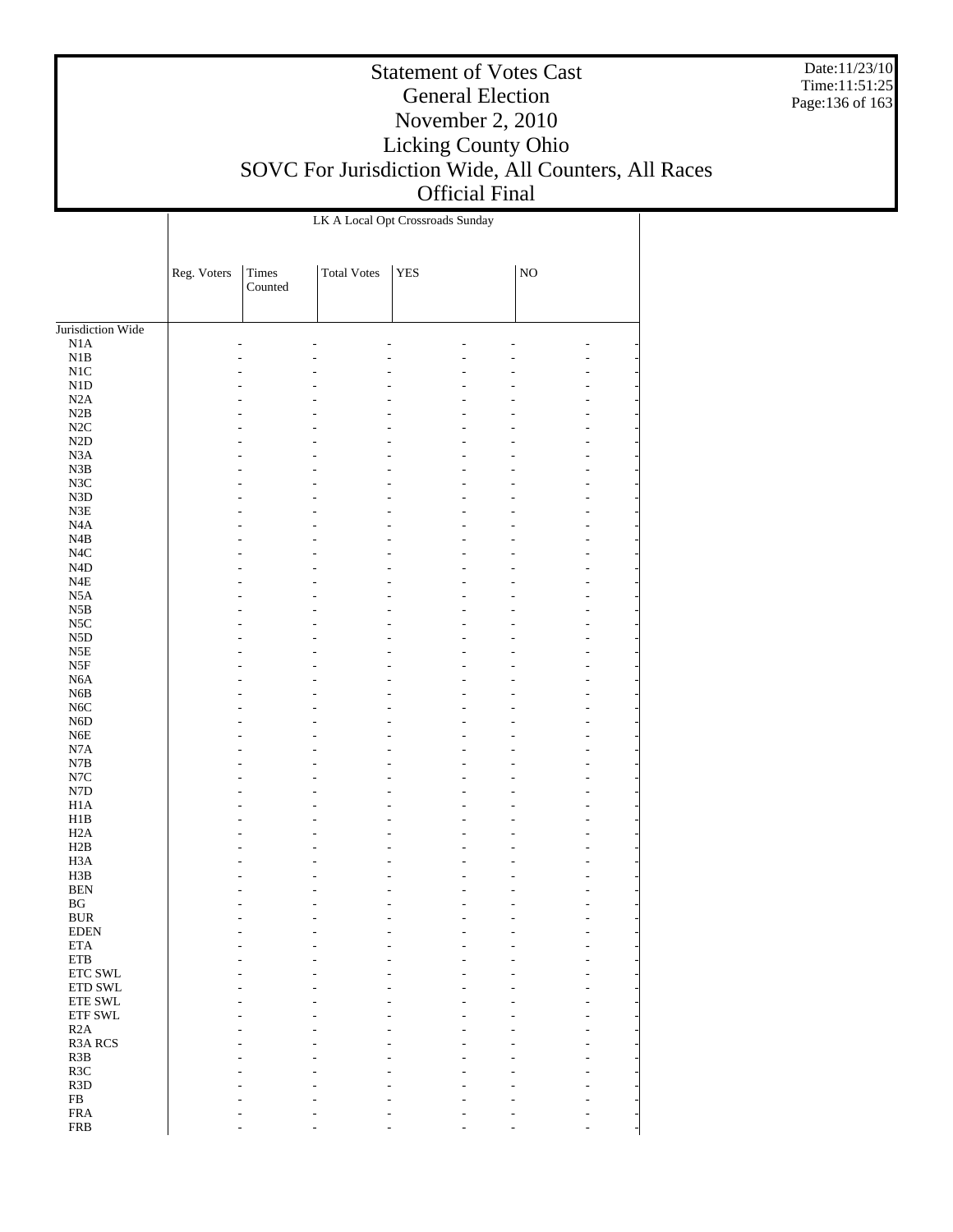LK A Local Opt Crossroads Sunday

| | Reg. Voters | Times Counted | Total Votes | YES | | NO | |
|---|---|---|---|---|---|---|---|
| Jurisdiction Wide | | | | | | | |
| N1A | - | - | - | - | - | - | - |
| N1B | - | - | - | - | - | - | - |
| N1C | - | - | - | - | - | - | - |
| N1D | - | - | - | - | - | - | - |
| N2A | - | - | - | - | - | - | - |
| N2B | - | - | - | - | - | - | - |
| N2C | - | - | - | - | - | - | - |
| N2D | - | - | - | - | - | - | - |
| N3A | - | - | - | - | - | - | - |
| N3B | - | - | - | - | - | - | - |
| N3C | - | - | - | - | - | - | - |
| N3D | - | - | - | - | - | - | - |
| N3E | - | - | - | - | - | - | - |
| N4A | - | - | - | - | - | - | - |
| N4B | - | - | - | - | - | - | - |
| N4C | - | - | - | - | - | - | - |
| N4D | - | - | - | - | - | - | - |
| N4E | - | - | - | - | - | - | - |
| N5A | - | - | - | - | - | - | - |
| N5B | - | - | - | - | - | - | - |
| N5C | - | - | - | - | - | - | - |
| N5D | - | - | - | - | - | - | - |
| N5E | - | - | - | - | - | - | - |
| N5F | - | - | - | - | - | - | - |
| N6A | - | - | - | - | - | - | - |
| N6B | - | - | - | - | - | - | - |
| N6C | - | - | - | - | - | - | - |
| N6D | - | - | - | - | - | - | - |
| N6E | - | - | - | - | - | - | - |
| N7A | - | - | - | - | - | - | - |
| N7B | - | - | - | - | - | - | - |
| N7C | - | - | - | - | - | - | - |
| N7D | - | - | - | - | - | - | - |
| H1A | - | - | - | - | - | - | - |
| H1B | - | - | - | - | - | - | - |
| H2A | - | - | - | - | - | - | - |
| H2B | - | - | - | - | - | - | - |
| H3A | - | - | - | - | - | - | - |
| H3B | - | - | - | - | - | - | - |
| BEN | - | - | - | - | - | - | - |
| BG | - | - | - | - | - | - | - |
| BUR | - | - | - | - | - | - | - |
| EDEN | - | - | - | - | - | - | - |
| ETA | - | - | - | - | - | - | - |
| ETB | - | - | - | - | - | - | - |
| ETC SWL | - | - | - | - | - | - | - |
| ETD SWL | - | - | - | - | - | - | - |
| ETE SWL | - | - | - | - | - | - | - |
| ETF SWL | - | - | - | - | - | - | - |
| R2A | - | - | - | - | - | - | - |
| R3A RCS | - | - | - | - | - | - | - |
| R3B | - | - | - | - | - | - | - |
| R3C | - | - | - | - | - | - | - |
| R3D | - | - | - | - | - | - | - |
| FB | - | - | - | - | - | - | - |
| FRA | - | - | - | - | - | - | - |
| FRB | - | - | - | - | - | - | - |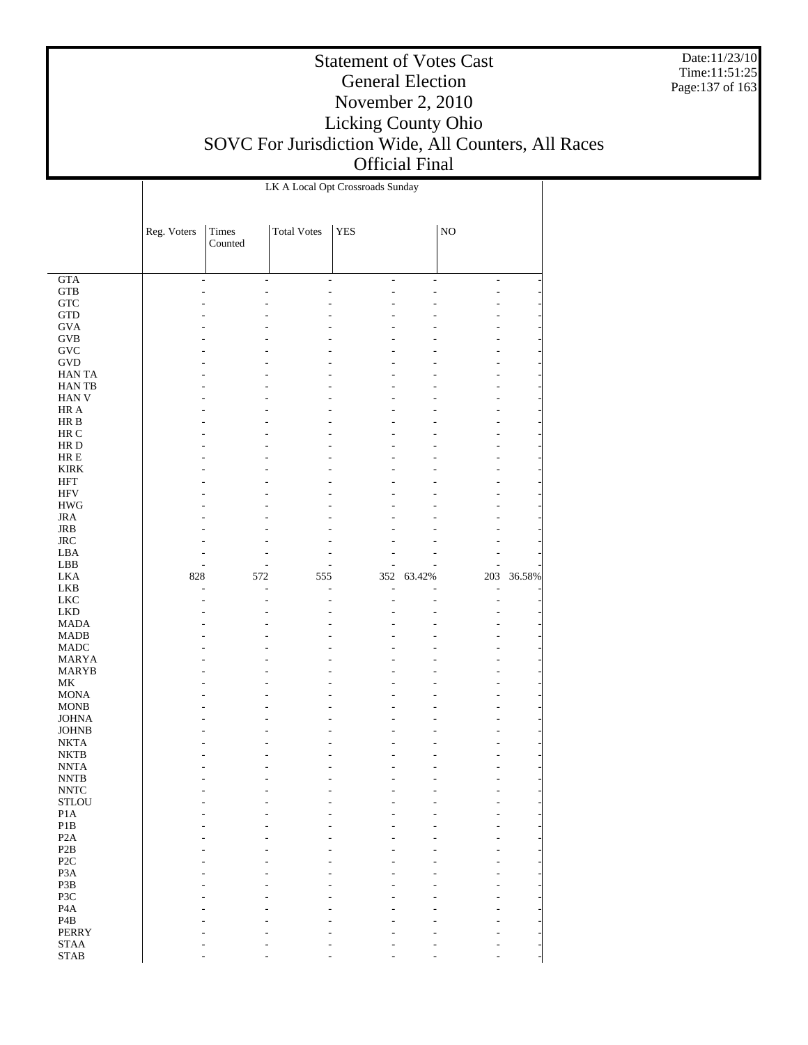# Statement of Votes Cast
## General Election
## November 2, 2010
## Licking County Ohio
## SOVC For Jurisdiction Wide, All Counters, All Races
## Official Final

Date:11/23/10
Time:11:51:25

LK A Local Opt Crossroads Sunday

| | Reg. Voters | Times Counted | Total Votes | YES | | NO | |
|---|---|---|---|---|---|---|---|
| GTA | - | - | - | - | - | - | - |
| GTB | - | - | - | - | - | - | - |
| GTC | - | - | - | - | - | - | - |
| GTD | - | - | - | - | - | - | - |
| GVA | - | - | - | - | - | - | - |
| GVB | - | - | - | - | - | - | - |
| GVC | - | - | - | - | - | - | - |
| GVD | - | - | - | - | - | - | - |
| HAN TA | - | - | - | - | - | - | - |
| HAN TB | - | - | - | - | - | - | - |
| HAN V | - | - | - | - | - | - | - |
| HR A | - | - | - | - | - | - | - |
| HR B | - | - | - | - | - | - | - |
| HR C | - | - | - | - | - | - | - |
| HR D | - | - | - | - | - | - | - |
| HR E | - | - | - | - | - | - | - |
| KIRK | - | - | - | - | - | - | - |
| HFT | - | - | - | - | - | - | - |
| HFV | - | - | - | - | - | - | - |
| HWG | - | - | - | - | - | - | - |
| JRA | - | - | - | - | - | - | - |
| JRB | - | - | - | - | - | - | - |
| JRC | - | - | - | - | - | - | - |
| LBA | - | - | - | - | - | - | - |
| LBB | - | - | - | - | - | - | - |
| LKA | 828 | 572 | 555 | 352 | 63.42% | 203 | 36.58% |
| LKB | - | - | - | - | - | - | - |
| LKC | - | - | - | - | - | - | - |
| LKD | - | - | - | - | - | - | - |
| MADA | - | - | - | - | - | - | - |
| MADB | - | - | - | - | - | - | - |
| MADC | - | - | - | - | - | - | - |
| MARYA | - | - | - | - | - | - | - |
| MARYB | - | - | - | - | - | - | - |
| MK | - | - | - | - | - | - | - |
| MONA | - | - | - | - | - | - | - |
| MONB | - | - | - | - | - | - | - |
| JOHNA | - | - | - | - | - | - | - |
| JOHNB | - | - | - | - | - | - | - |
| NKTA | - | - | - | - | - | - | - |
| NKTB | - | - | - | - | - | - | - |
| NNTA | - | - | - | - | - | - | - |
| NNTB | - | - | - | - | - | - | - |
| NNTC | - | - | - | - | - | - | - |
| STLOU | - | - | - | - | - | - | - |
| P1A | - | - | - | - | - | - | - |
| P1B | - | - | - | - | - | - | - |
| P2A | - | - | - | - | - | - | - |
| P2B | - | - | - | - | - | - | - |
| P2C | - | - | - | - | - | - | - |
| P3A | - | - | - | - | - | - | - |
| P3B | - | - | - | - | - | - | - |
| P3C | - | - | - | - | - | - | - |
| P4A | - | - | - | - | - | - | - |
| P4B | - | - | - | - | - | - | - |
| PERRY | - | - | - | - | - | - | - |
| STAA | - | - | - | - | - | - | - |
| STAB | - | - | - | - | - | - | - |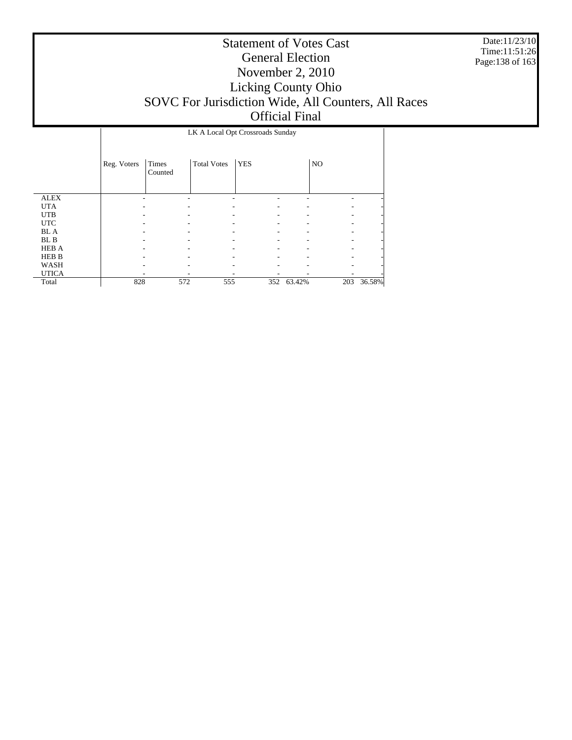# Statement of Votes Cast
## General Election
## November 2, 2010
## Licking County Ohio
## SOVC For Jurisdiction Wide, All Counters, All Races
## Official Final

Date:11/23/10
Time:11:51:26

| | LK A Local Opt Crossroads Sunday | | | | | | |
|---|---|---|---|---|---|---|---|
| | Reg. Voters | Times Counted | Total Votes | YES | | NO | |
| ALEX | - | - | - | - | - | - | - |
| UTA | - | - | - | - | - | - | - |
| UTB | - | - | - | - | - | - | - |
| UTC | - | - | - | - | - | - | - |
| BL A | - | - | - | - | - | - | - |
| BL B | - | - | - | - | - | - | - |
| HEB A | - | - | - | - | - | - | - |
| HEB B | - | - | - | - | - | - | - |
| WASH | - | - | - | - | - | - | - |
| UTICA | - | - | - | - | - | - | - |
| Total | 828 | 572 | 555 | 352 | 63.42% | 203 | 36.58% |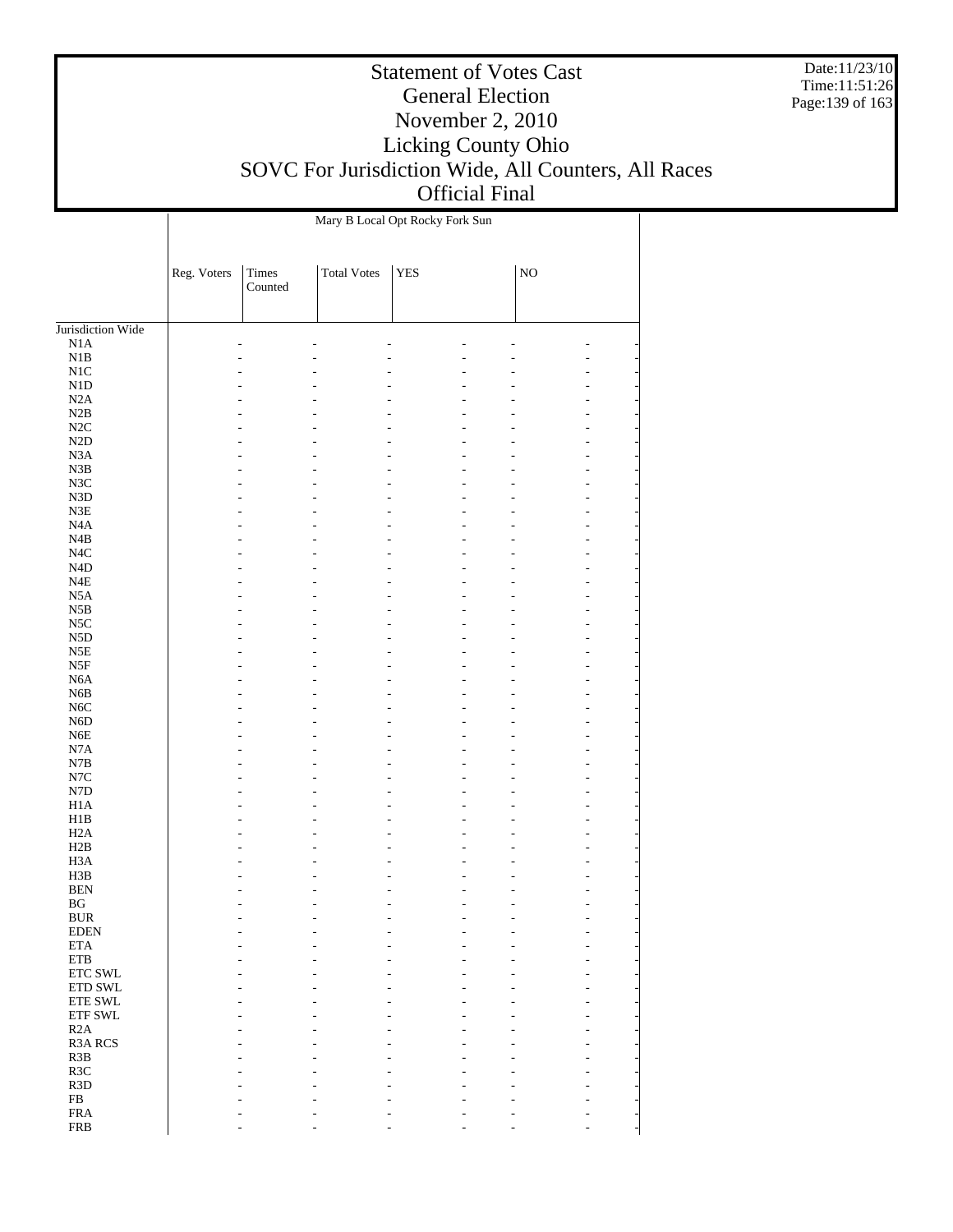# Statement of Votes Cast
## General Election
## November 2, 2010
## Licking County Ohio
## SOVC For Jurisdiction Wide, All Counters, All Races
## Official Final

Date:11/23/10
Time:11:51:26

| | Mary B Local Opt Rocky Fork Sun | | | | | | |
|---|---|---|---|---|---|---|---|
| | Reg. Voters | Times Counted | Total Votes | YES | | NO | |
| Jurisdiction Wide | | | | | | | |
| N1A | - | - | - | - | - | - | - |
| N1B | - | - | - | - | - | - | - |
| N1C | - | - | - | - | - | - | - |
| N1D | - | - | - | - | - | - | - |
| N2A | - | - | - | - | - | - | - |
| N2B | - | - | - | - | - | - | - |
| N2C | - | - | - | - | - | - | - |
| N2D | - | - | - | - | - | - | - |
| N3A | - | - | - | - | - | - | - |
| N3B | - | - | - | - | - | - | - |
| N3C | - | - | - | - | - | - | - |
| N3D | - | - | - | - | - | - | - |
| N3E | - | - | - | - | - | - | - |
| N4A | - | - | - | - | - | - | - |
| N4B | - | - | - | - | - | - | - |
| N4C | - | - | - | - | - | - | - |
| N4D | - | - | - | - | - | - | - |
| N4E | - | - | - | - | - | - | - |
| N5A | - | - | - | - | - | - | - |
| N5B | - | - | - | - | - | - | - |
| N5C | - | - | - | - | - | - | - |
| N5D | - | - | - | - | - | - | - |
| N5E | - | - | - | - | - | - | - |
| N5F | - | - | - | - | - | - | - |
| N6A | - | - | - | - | - | - | - |
| N6B | - | - | - | - | - | - | - |
| N6C | - | - | - | - | - | - | - |
| N6D | - | - | - | - | - | - | - |
| N6E | - | - | - | - | - | - | - |
| N7A | - | - | - | - | - | - | - |
| N7B | - | - | - | - | - | - | - |
| N7C | - | - | - | - | - | - | - |
| N7D | - | - | - | - | - | - | - |
| H1A | - | - | - | - | - | - | - |
| H1B | - | - | - | - | - | - | - |
| H2A | - | - | - | - | - | - | - |
| H2B | - | - | - | - | - | - | - |
| H3A | - | - | - | - | - | - | - |
| H3B | - | - | - | - | - | - | - |
| BEN | - | - | - | - | - | - | - |
| BG | - | - | - | - | - | - | - |
| BUR | - | - | - | - | - | - | - |
| EDEN | - | - | - | - | - | - | - |
| ETA | - | - | - | - | - | - | - |
| ETB | - | - | - | - | - | - | - |
| ETC SWL | - | - | - | - | - | - | - |
| ETD SWL | - | - | - | - | - | - | - |
| ETE SWL | - | - | - | - | - | - | - |
| ETF SWL | - | - | - | - | - | - | - |
| R2A | - | - | - | - | - | - | - |
| R3A RCS | - | - | - | - | - | - | - |
| R3B | - | - | - | - | - | - | - |
| R3C | - | - | - | - | - | - | - |
| R3D | - | - | - | - | - | - | - |
| FB | - | - | - | - | - | - | - |
| FRA | - | - | - | - | - | - | - |
| FRB | - | - | - | - | - | - | - |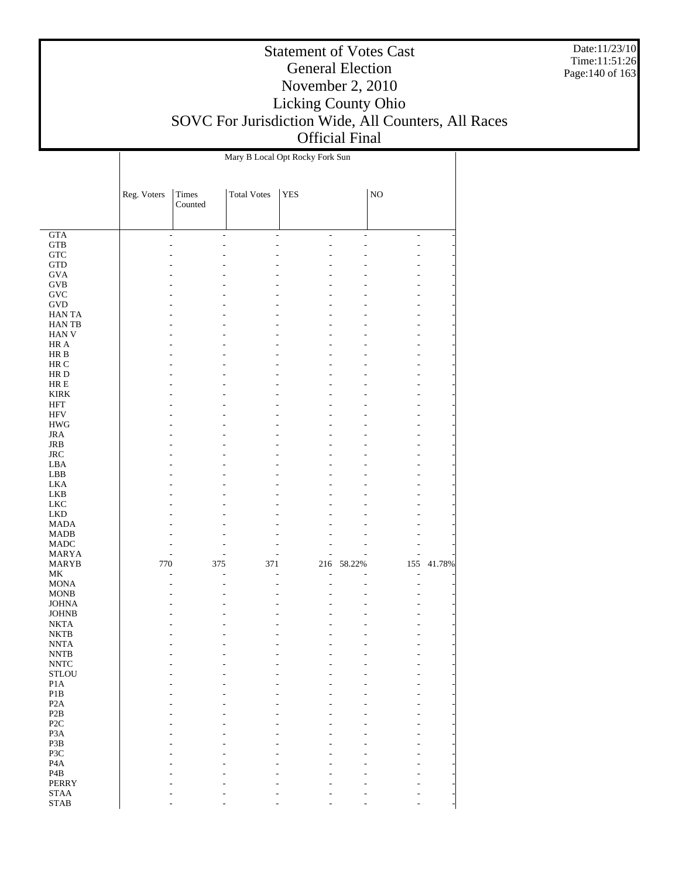# Statement of Votes Cast
## General Election
## November 2, 2010
## Licking County Ohio
## SOVC For Jurisdiction Wide, All Counters, All Races
## Official Final

Date:11/23/10
Time:11:51:26

| | Mary B Local Opt Rocky Fork Sun | | | | | | |
|---|---|---|---|---|---|---|---|
| | Reg. Voters | Times Counted | Total Votes | YES | | NO | |
| GTA | - | - | - | - | - | - | - |
| GTB | - | - | - | - | - | - | - |
| GTC | - | - | - | - | - | - | - |
| GTD | - | - | - | - | - | - | - |
| GVA | - | - | - | - | - | - | - |
| GVB | - | - | - | - | - | - | - |
| GVC | - | - | - | - | - | - | - |
| GVD | - | - | - | - | - | - | - |
| HAN TA | - | - | - | - | - | - | - |
| HAN TB | - | - | - | - | - | - | - |
| HAN V | - | - | - | - | - | - | - |
| HR A | - | - | - | - | - | - | - |
| HR B | - | - | - | - | - | - | - |
| HR C | - | - | - | - | - | - | - |
| HR D | - | - | - | - | - | - | - |
| HR E | - | - | - | - | - | - | - |
| KIRK | - | - | - | - | - | - | - |
| HFT | - | - | - | - | - | - | - |
| HFV | - | - | - | - | - | - | - |
| HWG | - | - | - | - | - | - | - |
| JRA | - | - | - | - | - | - | - |
| JRB | - | - | - | - | - | - | - |
| JRC | - | - | - | - | - | - | - |
| LBA | - | - | - | - | - | - | - |
| LBB | - | - | - | - | - | - | - |
| LKA | - | - | - | - | - | - | - |
| LKB | - | - | - | - | - | - | - |
| LKC | - | - | - | - | - | - | - |
| LKD | - | - | - | - | - | - | - |
| MADA | - | - | - | - | - | - | - |
| MADB | - | - | - | - | - | - | - |
| MADC | - | - | - | - | - | - | - |
| MARYA | - | - | - | - | - | - | - |
| MARYB | 770 | 375 | 371 | 216 | 58.22% | 155 | 41.78% |
| MK | - | - | - | - | - | - | - |
| MONA | - | - | - | - | - | - | - |
| MONB | - | - | - | - | - | - | - |
| JOHNA | - | - | - | - | - | - | - |
| JOHNB | - | - | - | - | - | - | - |
| NKTA | - | - | - | - | - | - | - |
| NKTB | - | - | - | - | - | - | - |
| NNTA | - | - | - | - | - | - | - |
| NNTB | - | - | - | - | - | - | - |
| NNTC | - | - | - | - | - | - | - |
| STLOU | - | - | - | - | - | - | - |
| P1A | - | - | - | - | - | - | - |
| P1B | - | - | - | - | - | - | - |
| P2A | - | - | - | - | - | - | - |
| P2B | - | - | - | - | - | - | - |
| P2C | - | - | - | - | - | - | - |
| P3A | - | - | - | - | - | - | - |
| P3B | - | - | - | - | - | - | - |
| P3C | - | - | - | - | - | - | - |
| P4A | - | - | - | - | - | - | - |
| P4B | - | - | - | - | - | - | - |
| PERRY | - | - | - | - | - | - | - |
| STAA | - | - | - | - | - | - | - |
| STAB | - | - | - | - | - | - | - |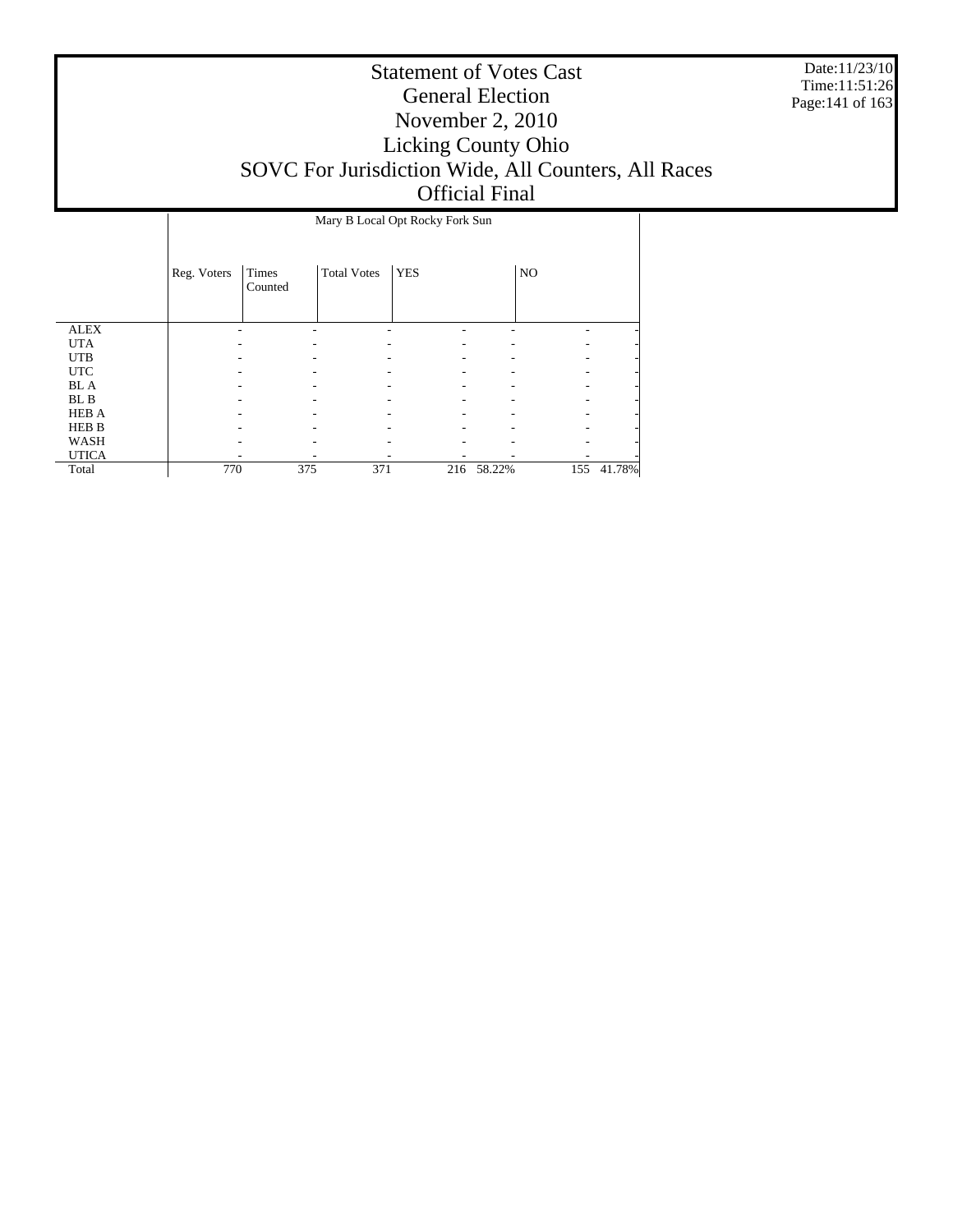# Statement of Votes Cast
## General Election
## November 2, 2010
## Licking County Ohio
## SOVC For Jurisdiction Wide, All Counters, All Races
## Official Final

| | Mary B Local Opt Rocky Fork Sun | | | | | | |
|---|---|---|---|---|---|---|---|
| | Reg. Voters | Times Counted | Total Votes | YES | | NO | |
| ALEX | - | - | - | - | - | - | - |
| UTA | - | - | - | - | - | - | - |
| UTB | - | - | - | - | - | - | - |
| UTC | - | - | - | - | - | - | - |
| BL A | - | - | - | - | - | - | - |
| BL B | - | - | - | - | - | - | - |
| HEB A | - | - | - | - | - | - | - |
| HEB B | - | - | - | - | - | - | - |
| WASH | - | - | - | - | - | - | - |
| UTICA | - | - | - | - | - | - | - |
| Total | 770 | 375 | 371 | 216 | 58.22% | 155 | 41.78% |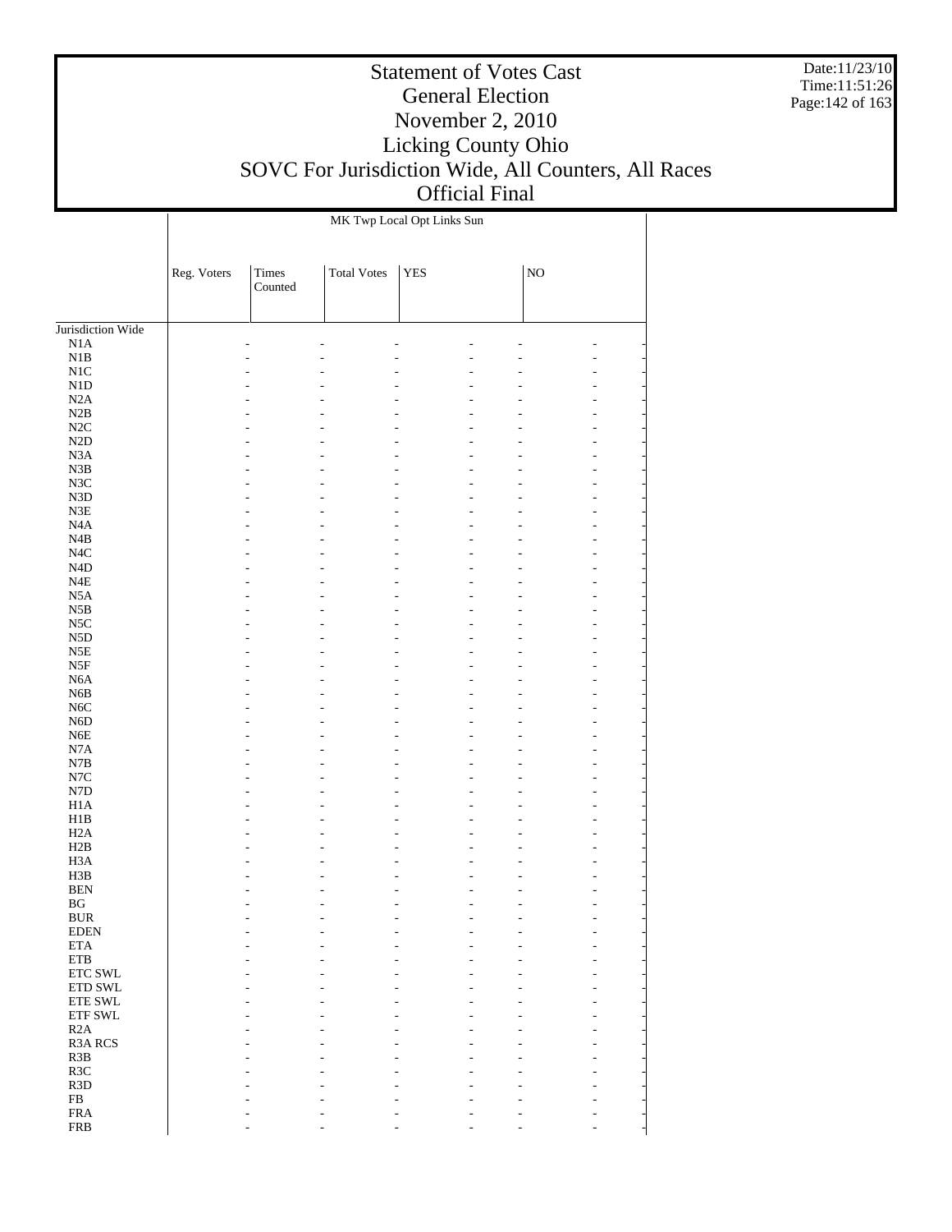# Statement of Votes Cast
## General Election
## November 2, 2010
## Licking County Ohio
## SOVC For Jurisdiction Wide, All Counters, All Races
## Official Final

| | MK Twp Local Opt Links Sun | | | | | | |
|---|---|---|---|---|---|---|---|
| | Reg. Voters | Times Counted | Total Votes | YES | | NO | |
| Jurisdiction Wide | | | | | | | |
| N1A | - | - | - | - | - | - | - |
| N1B | - | - | - | - | - | - | - |
| N1C | - | - | - | - | - | - | - |
| N1D | - | - | - | - | - | - | - |
| N2A | - | - | - | - | - | - | - |
| N2B | - | - | - | - | - | - | - |
| N2C | - | - | - | - | - | - | - |
| N2D | - | - | - | - | - | - | - |
| N3A | - | - | - | - | - | - | - |
| N3B | - | - | - | - | - | - | - |
| N3C | - | - | - | - | - | - | - |
| N3D | - | - | - | - | - | - | - |
| N3E | - | - | - | - | - | - | - |
| N4A | - | - | - | - | - | - | - |
| N4B | - | - | - | - | - | - | - |
| N4C | - | - | - | - | - | - | - |
| N4D | - | - | - | - | - | - | - |
| N4E | - | - | - | - | - | - | - |
| N5A | - | - | - | - | - | - | - |
| N5B | - | - | - | - | - | - | - |
| N5C | - | - | - | - | - | - | - |
| N5D | - | - | - | - | - | - | - |
| N5E | - | - | - | - | - | - | - |
| N5F | - | - | - | - | - | - | - |
| N6A | - | - | - | - | - | - | - |
| N6B | - | - | - | - | - | - | - |
| N6C | - | - | - | - | - | - | - |
| N6D | - | - | - | - | - | - | - |
| N6E | - | - | - | - | - | - | - |
| N7A | - | - | - | - | - | - | - |
| N7B | - | - | - | - | - | - | - |
| N7C | - | - | - | - | - | - | - |
| N7D | - | - | - | - | - | - | - |
| H1A | - | - | - | - | - | - | - |
| H1B | - | - | - | - | - | - | - |
| H2A | - | - | - | - | - | - | - |
| H2B | - | - | - | - | - | - | - |
| H3A | - | - | - | - | - | - | - |
| H3B | - | - | - | - | - | - | - |
| BEN | - | - | - | - | - | - | - |
| BG | - | - | - | - | - | - | - |
| BUR | - | - | - | - | - | - | - |
| EDEN | - | - | - | - | - | - | - |
| ETA | - | - | - | - | - | - | - |
| ETB | - | - | - | - | - | - | - |
| ETC SWL | - | - | - | - | - | - | - |
| ETD SWL | - | - | - | - | - | - | - |
| ETE SWL | - | - | - | - | - | - | - |
| ETF SWL | - | - | - | - | - | - | - |
| R2A | - | - | - | - | - | - | - |
| R3A RCS | - | - | - | - | - | - | - |
| R3B | - | - | - | - | - | - | - |
| R3C | - | - | - | - | - | - | - |
| R3D | - | - | - | - | - | - | - |
| FB | - | - | - | - | - | - | - |
| FRA | - | - | - | - | - | - | - |
| FRB | - | - | - | - | - | - | - |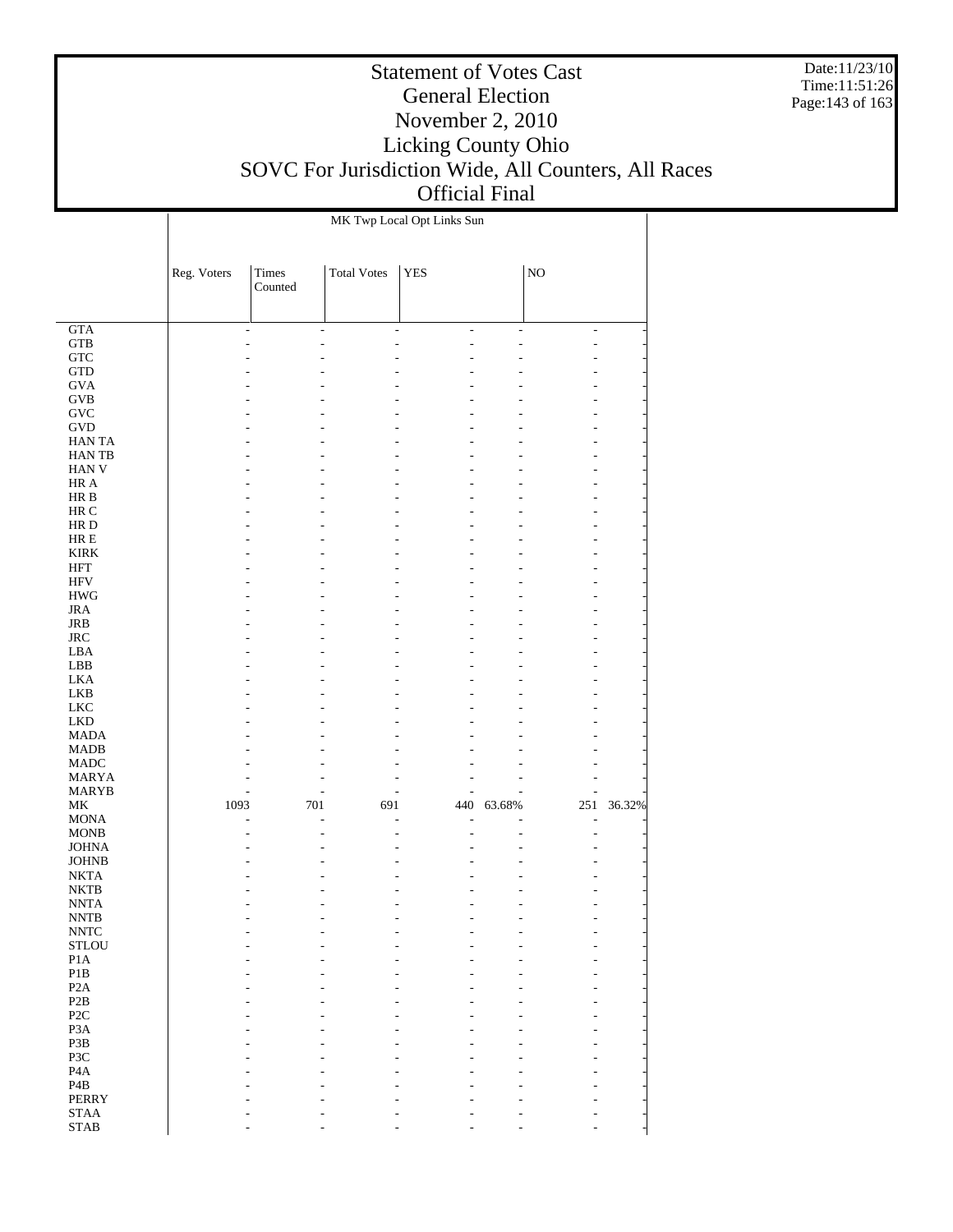# Statement of Votes Cast
## General Election
## November 2, 2010
## Licking County Ohio
## SOVC For Jurisdiction Wide, All Counters, All Races
## Official Final

Date:11/23/10
Time:11:51:26

| | MK Twp Local Opt Links Sun | | | | | | |
|---|---|---|---|---|---|---|---|
| | Reg. Voters | Times Counted | Total Votes | YES | | NO | |
| GTA | - | - | - | - | - | - | - |
| GTB | - | - | - | - | - | - | - |
| GTC | - | - | - | - | - | - | - |
| GTD | - | - | - | - | - | - | - |
| GVA | - | - | - | - | - | - | - |
| GVB | - | - | - | - | - | - | - |
| GVC | - | - | - | - | - | - | - |
| GVD | - | - | - | - | - | - | - |
| HAN TA | - | - | - | - | - | - | - |
| HAN TB | - | - | - | - | - | - | - |
| HAN V | - | - | - | - | - | - | - |
| HR A | - | - | - | - | - | - | - |
| HR B | - | - | - | - | - | - | - |
| HR C | - | - | - | - | - | - | - |
| HR D | - | - | - | - | - | - | - |
| HR E | - | - | - | - | - | - | - |
| KIRK | - | - | - | - | - | - | - |
| HFT | - | - | - | - | - | - | - |
| HFV | - | - | - | - | - | - | - |
| HWG | - | - | - | - | - | - | - |
| JRA | - | - | - | - | - | - | - |
| JRB | - | - | - | - | - | - | - |
| JRC | - | - | - | - | - | - | - |
| LBA | - | - | - | - | - | - | - |
| LBB | - | - | - | - | - | - | - |
| LKA | - | - | - | - | - | - | - |
| LKB | - | - | - | - | - | - | - |
| LKC | - | - | - | - | - | - | - |
| LKD | - | - | - | - | - | - | - |
| MADA | - | - | - | - | - | - | - |
| MADB | - | - | - | - | - | - | - |
| MADC | - | - | - | - | - | - | - |
| MARYA | - | - | - | - | - | - | - |
| MARYB | - | - | - | - | - | - | - |
| MK | 1093 | 701 | 691 | 440 | 63.68% | 251 | 36.32% |
| MONA | - | - | - | - | - | - | - |
| MONB | - | - | - | - | - | - | - |
| JOHNA | - | - | - | - | - | - | - |
| JOHNB | - | - | - | - | - | - | - |
| NKTA | - | - | - | - | - | - | - |
| NKTB | - | - | - | - | - | - | - |
| NNTA | - | - | - | - | - | - | - |
| NNTB | - | - | - | - | - | - | - |
| NNTC | - | - | - | - | - | - | - |
| STLOU | - | - | - | - | - | - | - |
| P1A | - | - | - | - | - | - | - |
| P1B | - | - | - | - | - | - | - |
| P2A | - | - | - | - | - | - | - |
| P2B | - | - | - | - | - | - | - |
| P2C | - | - | - | - | - | - | - |
| P3A | - | - | - | - | - | - | - |
| P3B | - | - | - | - | - | - | - |
| P3C | - | - | - | - | - | - | - |
| P4A | - | - | - | - | - | - | - |
| P4B | - | - | - | - | - | - | - |
| PERRY | - | - | - | - | - | - | - |
| STAA | - | - | - | - | - | - | - |
| STAB | - | - | - | - | - | - | - |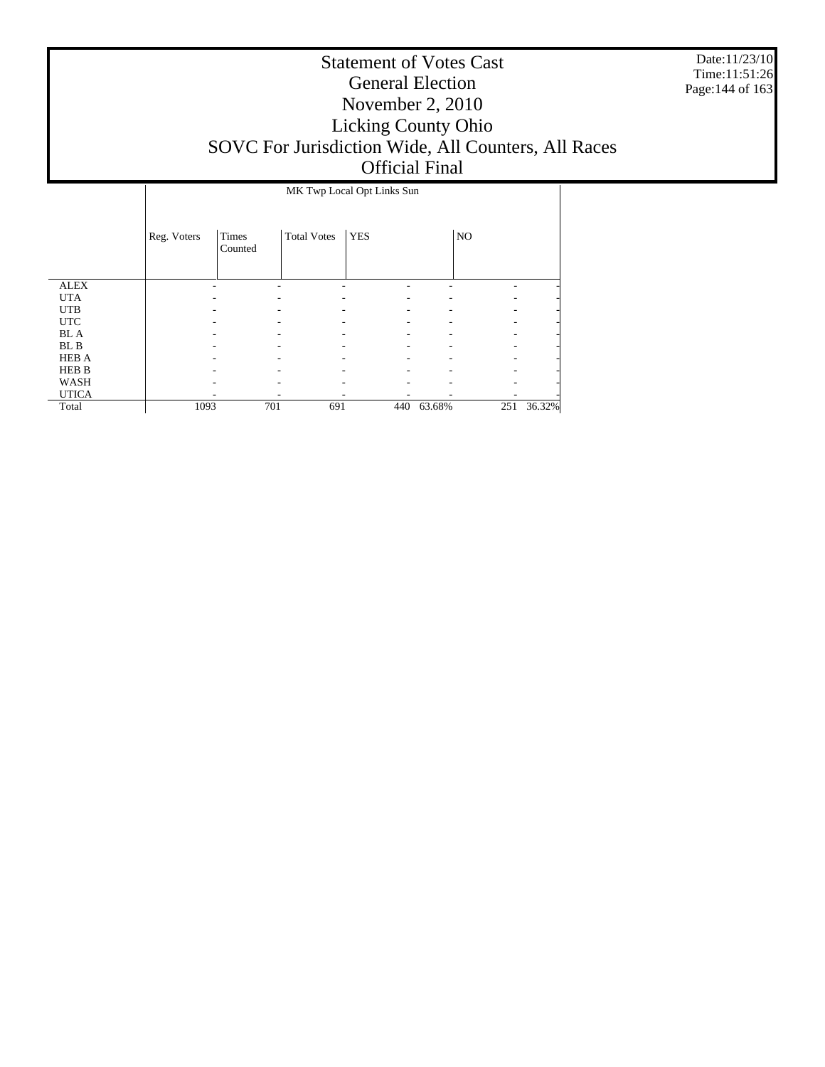# Statement of Votes Cast
## General Election
## November 2, 2010
## Licking County Ohio
## SOVC For Jurisdiction Wide, All Counters, All Races
## Official Final

Date:11/23/10
Time:11:51:26

| | MK Twp Local Opt Links Sun | | | | | | |
|---|---|---|---|---|---|---|---|
| | Reg. Voters | Times Counted | Total Votes | YES | | NO | |
| ALEX | - | - | - | - | - | - | - |
| UTA | - | - | - | - | - | - | - |
| UTB | - | - | - | - | - | - | - |
| UTC | - | - | - | - | - | - | - |
| BL A | - | - | - | - | - | - | - |
| BL B | - | - | - | - | - | - | - |
| HEB A | - | - | - | - | - | - | - |
| HEB B | - | - | - | - | - | - | - |
| WASH | - | - | - | - | - | - | - |
| UTICA | - | - | - | - | - | - | - |
| Total | 1093 | 701 | 691 | 440 | 63.68% | 251 | 36.32% |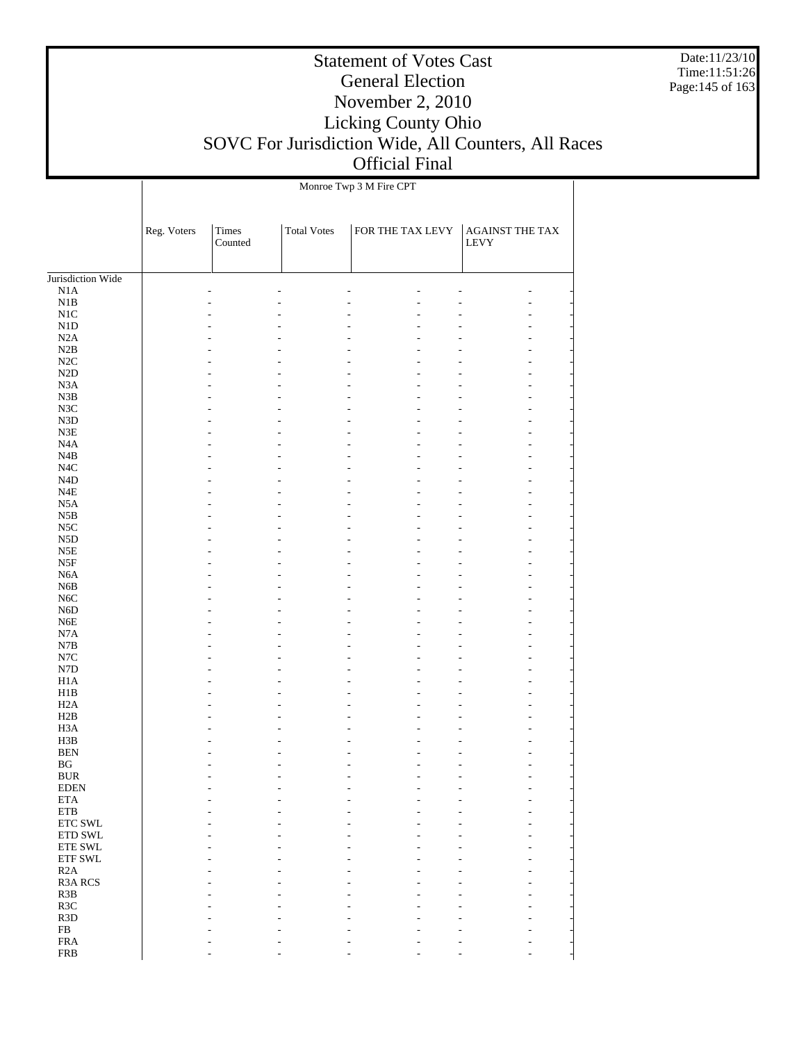# Statement of Votes Cast
## General Election
## November 2, 2010
## Licking County Ohio
## SOVC For Jurisdiction Wide, All Counters, All Races
## Official Final

Date:11/23/10
Time:11:51:26

| | Monroe Twp 3 M Fire CPT | | | | |
|---|---|---|---|---|---|
| | Reg. Voters | Times Counted | Total Votes | FOR THE TAX LEVY | AGAINST THE TAX LEVY |
| Jurisdiction Wide | | | | | |
| N1A | - | - | - | - | - |
| N1B | - | - | - | - | - |
| N1C | - | - | - | - | - |
| N1D | - | - | - | - | - |
| N2A | - | - | - | - | - |
| N2B | - | - | - | - | - |
| N2C | - | - | - | - | - |
| N2D | - | - | - | - | - |
| N3A | - | - | - | - | - |
| N3B | - | - | - | - | - |
| N3C | - | - | - | - | - |
| N3D | - | - | - | - | - |
| N3E | - | - | - | - | - |
| N4A | - | - | - | - | - |
| N4B | - | - | - | - | - |
| N4C | - | - | - | - | - |
| N4D | - | - | - | - | - |
| N4E | - | - | - | - | - |
| N5A | - | - | - | - | - |
| N5B | - | - | - | - | - |
| N5C | - | - | - | - | - |
| N5D | - | - | - | - | - |
| N5E | - | - | - | - | - |
| N5F | - | - | - | - | - |
| N6A | - | - | - | - | - |
| N6B | - | - | - | - | - |
| N6C | - | - | - | - | - |
| N6D | - | - | - | - | - |
| N6E | - | - | - | - | - |
| N7A | - | - | - | - | - |
| N7B | - | - | - | - | - |
| N7C | - | - | - | - | - |
| N7D | - | - | - | - | - |
| H1A | - | - | - | - | - |
| H1B | - | - | - | - | - |
| H2A | - | - | - | - | - |
| H2B | - | - | - | - | - |
| H3A | - | - | - | - | - |
| H3B | - | - | - | - | - |
| BEN | - | - | - | - | - |
| BG | - | - | - | - | - |
| BUR | - | - | - | - | - |
| EDEN | - | - | - | - | - |
| ETA | - | - | - | - | - |
| ETB | - | - | - | - | - |
| ETC SWL | - | - | - | - | - |
| ETD SWL | - | - | - | - | - |
| ETE SWL | - | - | - | - | - |
| ETF SWL | - | - | - | - | - |
| R2A | - | - | - | - | - |
| R3A RCS | - | - | - | - | - |
| R3B | - | - | - | - | - |
| R3C | - | - | - | - | - |
| R3D | - | - | - | - | - |
| FB | - | - | - | - | - |
| FRA | - | - | - | - | - |
| FRB | - | - | - | - | - |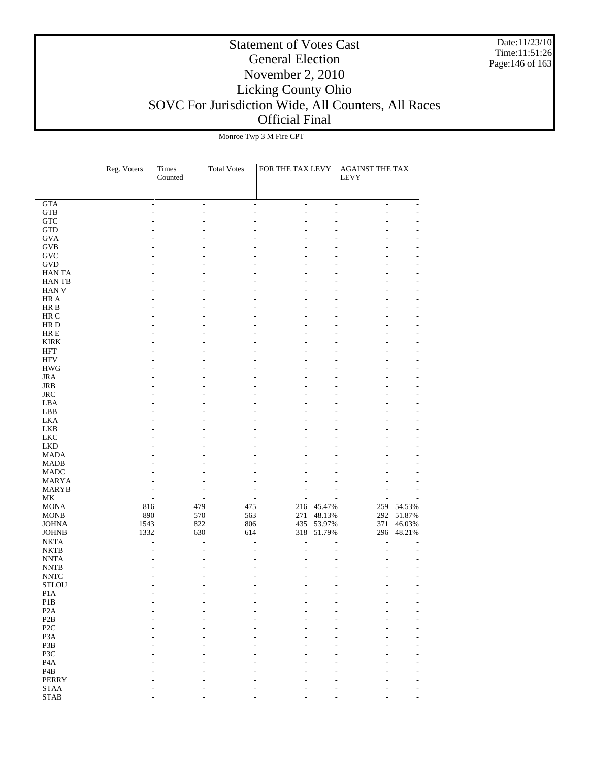# Statement of Votes Cast
## General Election
## November 2, 2010
## Licking County Ohio
## SOVC For Jurisdiction Wide, All Counters, All Races
## Official Final

Date:11/23/10
Time:11:51:26

| | Monroe Twp 3 M Fire CPT | | | | | | |
|---|---|---|---|---|---|---|---|
| | Reg. Voters | Times Counted | Total Votes | FOR THE TAX LEVY | | AGAINST THE TAX LEVY | |
| GTA | - | - | - | - | - | - | - |
| GTB | - | - | - | - | - | - | - |
| GTC | - | - | - | - | - | - | - |
| GTD | - | - | - | - | - | - | - |
| GVA | - | - | - | - | - | - | - |
| GVB | - | - | - | - | - | - | - |
| GVC | - | - | - | - | - | - | - |
| GVD | - | - | - | - | - | - | - |
| HAN TA | - | - | - | - | - | - | - |
| HAN TB | - | - | - | - | - | - | - |
| HAN V | - | - | - | - | - | - | - |
| HR A | - | - | - | - | - | - | - |
| HR B | - | - | - | - | - | - | - |
| HR C | - | - | - | - | - | - | - |
| HR D | - | - | - | - | - | - | - |
| HR E | - | - | - | - | - | - | - |
| KIRK | - | - | - | - | - | - | - |
| HFT | - | - | - | - | - | - | - |
| HFV | - | - | - | - | - | - | - |
| HWG | - | - | - | - | - | - | - |
| JRA | - | - | - | - | - | - | - |
| JRB | - | - | - | - | - | - | - |
| JRC | - | - | - | - | - | - | - |
| LBA | - | - | - | - | - | - | - |
| LBB | - | - | - | - | - | - | - |
| LKA | - | - | - | - | - | - | - |
| LKB | - | - | - | - | - | - | - |
| LKC | - | - | - | - | - | - | - |
| LKD | - | - | - | - | - | - | - |
| MADA | - | - | - | - | - | - | - |
| MADB | - | - | - | - | - | - | - |
| MADC | - | - | - | - | - | - | - |
| MARYA | - | - | - | - | - | - | - |
| MARYB | - | - | - | - | - | - | - |
| MK | - | - | - | - | - | - | - |
| MONA | 816 | 479 | 475 | 216 | 45.47% | 259 | 54.53% |
| MONB | 890 | 570 | 563 | 271 | 48.13% | 292 | 51.87% |
| JOHNA | 1543 | 822 | 806 | 435 | 53.97% | 371 | 46.03% |
| JOHNB | 1332 | 630 | 614 | 318 | 51.79% | 296 | 48.21% |
| NKTA | - | - | - | - | - | - | - |
| NKTB | - | - | - | - | - | - | - |
| NNTA | - | - | - | - | - | - | - |
| NNTB | - | - | - | - | - | - | - |
| NNTC | - | - | - | - | - | - | - |
| STLOU | - | - | - | - | - | - | - |
| P1A | - | - | - | - | - | - | - |
| P1B | - | - | - | - | - | - | - |
| P2A | - | - | - | - | - | - | - |
| P2B | - | - | - | - | - | - | - |
| P2C | - | - | - | - | - | - | - |
| P3A | - | - | - | - | - | - | - |
| P3B | - | - | - | - | - | - | - |
| P3C | - | - | - | - | - | - | - |
| P4A | - | - | - | - | - | - | - |
| P4B | - | - | - | - | - | - | - |
| PERRY | - | - | - | - | - | - | - |
| STAA | - | - | - | - | - | - | - |
| STAB | - | - | - | - | - | - | - |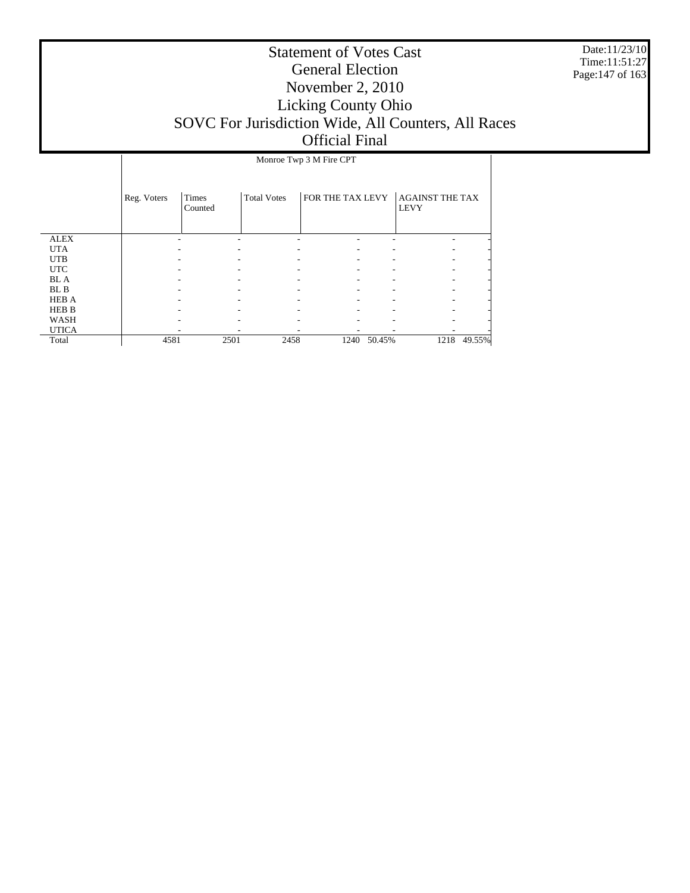# Statement of Votes Cast
## General Election
## November 2, 2010
## Licking County Ohio
## SOVC For Jurisdiction Wide, All Counters, All Races
## Official Final

Date:11/23/10
Time:11:51:27

| | Monroe Twp 3 M Fire CPT | | | | | | |
|---|---|---|---|---|---|---|---|
| | Reg. Voters | Times Counted | Total Votes | FOR THE TAX LEVY | | AGAINST THE TAX LEVY | |
| ALEX | - | - | - | - | - | - | - |
| UTA | - | - | - | - | - | - | - |
| UTB | - | - | - | - | - | - | - |
| UTC | - | - | - | - | - | - | - |
| BL A | - | - | - | - | - | - | - |
| BL B | - | - | - | - | - | - | - |
| HEB A | - | - | - | - | - | - | - |
| HEB B | - | - | - | - | - | - | - |
| WASH | - | - | - | - | - | - | - |
| UTICA | - | - | - | - | - | - | - |
| Total | 4581 | 2501 | 2458 | 1240 | 50.45% | 1218 | 49.55% |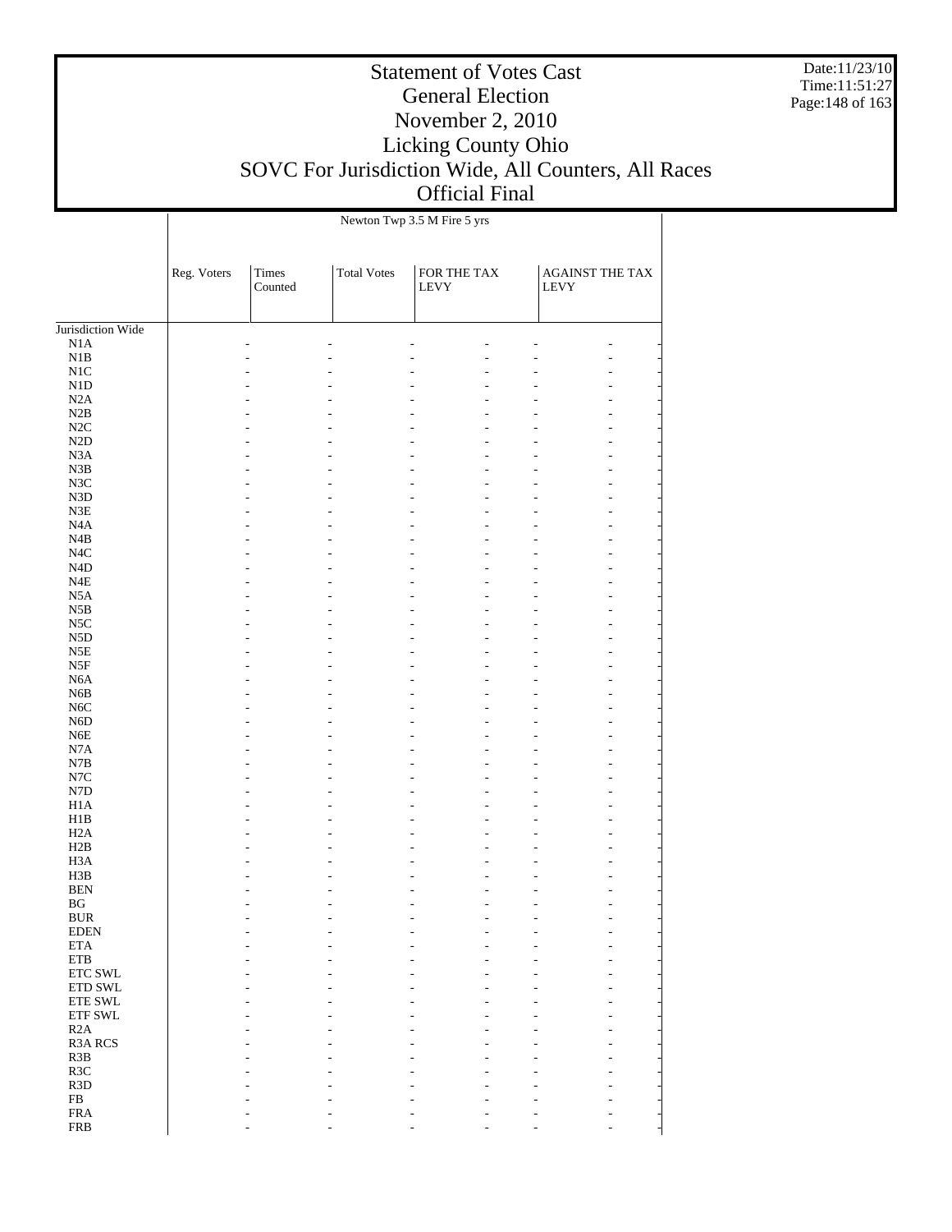Newton Twp 3.5 M Fire 5 yrs

| | Reg. Voters | Times Counted | Total Votes | FOR THE TAX LEVY | | AGAINST THE TAX LEVY | |
|---|---|---|---|---|---|---|---|
| Jurisdiction Wide | | | | | | | |
| N1A | - | - | - | - | - | - | - |
| N1B | - | - | - | - | - | - | - |
| N1C | - | - | - | - | - | - | - |
| N1D | - | - | - | - | - | - | - |
| N2A | - | - | - | - | - | - | - |
| N2B | - | - | - | - | - | - | - |
| N2C | - | - | - | - | - | - | - |
| N2D | - | - | - | - | - | - | - |
| N3A | - | - | - | - | - | - | - |
| N3B | - | - | - | - | - | - | - |
| N3C | - | - | - | - | - | - | - |
| N3D | - | - | - | - | - | - | - |
| N3E | - | - | - | - | - | - | - |
| N4A | - | - | - | - | - | - | - |
| N4B | - | - | - | - | - | - | - |
| N4C | - | - | - | - | - | - | - |
| N4D | - | - | - | - | - | - | - |
| N4E | - | - | - | - | - | - | - |
| N5A | - | - | - | - | - | - | - |
| N5B | - | - | - | - | - | - | - |
| N5C | - | - | - | - | - | - | - |
| N5D | - | - | - | - | - | - | - |
| N5E | - | - | - | - | - | - | - |
| N5F | - | - | - | - | - | - | - |
| N6A | - | - | - | - | - | - | - |
| N6B | - | - | - | - | - | - | - |
| N6C | - | - | - | - | - | - | - |
| N6D | - | - | - | - | - | - | - |
| N6E | - | - | - | - | - | - | - |
| N7A | - | - | - | - | - | - | - |
| N7B | - | - | - | - | - | - | - |
| N7C | - | - | - | - | - | - | - |
| N7D | - | - | - | - | - | - | - |
| H1A | - | - | - | - | - | - | - |
| H1B | - | - | - | - | - | - | - |
| H2A | - | - | - | - | - | - | - |
| H2B | - | - | - | - | - | - | - |
| H3A | - | - | - | - | - | - | - |
| H3B | - | - | - | - | - | - | - |
| BEN | - | - | - | - | - | - | - |
| BG | - | - | - | - | - | - | - |
| BUR | - | - | - | - | - | - | - |
| EDEN | - | - | - | - | - | - | - |
| ETA | - | - | - | - | - | - | - |
| ETB | - | - | - | - | - | - | - |
| ETC SWL | - | - | - | - | - | - | - |
| ETD SWL | - | - | - | - | - | - | - |
| ETE SWL | - | - | - | - | - | - | - |
| ETF SWL | - | - | - | - | - | - | - |
| R2A | - | - | - | - | - | - | - |
| R3A RCS | - | - | - | - | - | - | - |
| R3B | - | - | - | - | - | - | - |
| R3C | - | - | - | - | - | - | - |
| R3D | - | - | - | - | - | - | - |
| FB | - | - | - | - | - | - | - |
| FRA | - | - | - | - | - | - | - |
| FRB | - | - | - | - | - | - | - |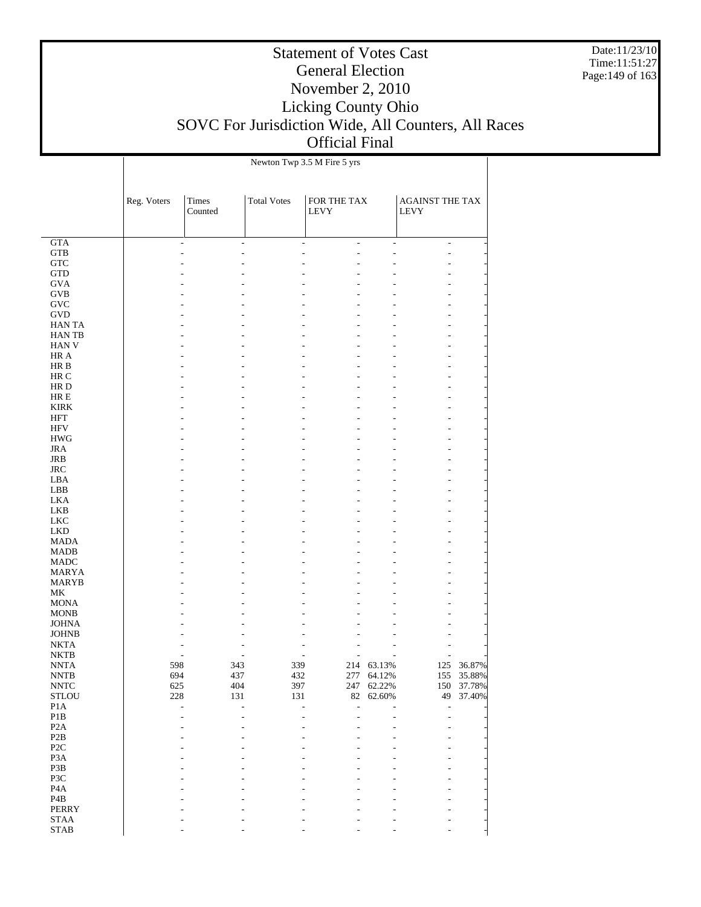# Statement of Votes Cast
## General Election
## November 2, 2010
## Licking County Ohio
## SOVC For Jurisdiction Wide, All Counters, All Races
## Official Final

Date:11/23/10
Time:11:51:27

| | Newton Twp 3.5 M Fire 5 yrs | | | | | | |
|---|---|---|---|---|---|---|---|
| | Reg. Voters | Times Counted | Total Votes | FOR THE TAX LEVY | | AGAINST THE TAX LEVY | |
| GTA | - | - | - | - | - | - | - |
| GTB | - | - | - | - | - | - | - |
| GTC | - | - | - | - | - | - | - |
| GTD | - | - | - | - | - | - | - |
| GVA | - | - | - | - | - | - | - |
| GVB | - | - | - | - | - | - | - |
| GVC | - | - | - | - | - | - | - |
| GVD | - | - | - | - | - | - | - |
| HAN TA | - | - | - | - | - | - | - |
| HAN TB | - | - | - | - | - | - | - |
| HAN V | - | - | - | - | - | - | - |
| HR A | - | - | - | - | - | - | - |
| HR B | - | - | - | - | - | - | - |
| HR C | - | - | - | - | - | - | - |
| HR D | - | - | - | - | - | - | - |
| HR E | - | - | - | - | - | - | - |
| KIRK | - | - | - | - | - | - | - |
| HFT | - | - | - | - | - | - | - |
| HFV | - | - | - | - | - | - | - |
| HWG | - | - | - | - | - | - | - |
| JRA | - | - | - | - | - | - | - |
| JRB | - | - | - | - | - | - | - |
| JRC | - | - | - | - | - | - | - |
| LBA | - | - | - | - | - | - | - |
| LBB | - | - | - | - | - | - | - |
| LKA | - | - | - | - | - | - | - |
| LKB | - | - | - | - | - | - | - |
| LKC | - | - | - | - | - | - | - |
| LKD | - | - | - | - | - | - | - |
| MADA | - | - | - | - | - | - | - |
| MADB | - | - | - | - | - | - | - |
| MADC | - | - | - | - | - | - | - |
| MARYA | - | - | - | - | - | - | - |
| MARYB | - | - | - | - | - | - | - |
| MK | - | - | - | - | - | - | - |
| MONA | - | - | - | - | - | - | - |
| MONB | - | - | - | - | - | - | - |
| JOHNA | - | - | - | - | - | - | - |
| JOHNB | - | - | - | - | - | - | - |
| NKTA | - | - | - | - | - | - | - |
| NKTB | - | - | - | - | - | - | - |
| NNTA | 598 | 343 | 339 | 214 | 63.13% | 125 | 36.87% |
| NNTB | 694 | 437 | 432 | 277 | 64.12% | 155 | 35.88% |
| NNTC | 625 | 404 | 397 | 247 | 62.22% | 150 | 37.78% |
| STLOU | 228 | 131 | 131 | 82 | 62.60% | 49 | 37.40% |
| P1A | - | - | - | - | - | - | - |
| P1B | - | - | - | - | - | - | - |
| P2A | - | - | - | - | - | - | - |
| P2B | - | - | - | - | - | - | - |
| P2C | - | - | - | - | - | - | - |
| P3A | - | - | - | - | - | - | - |
| P3B | - | - | - | - | - | - | - |
| P3C | - | - | - | - | - | - | - |
| P4A | - | - | - | - | - | - | - |
| P4B | - | - | - | - | - | - | - |
| PERRY | - | - | - | - | - | - | - |
| STAA | - | - | - | - | - | - | - |
| STAB | - | - | - | - | - | - | - |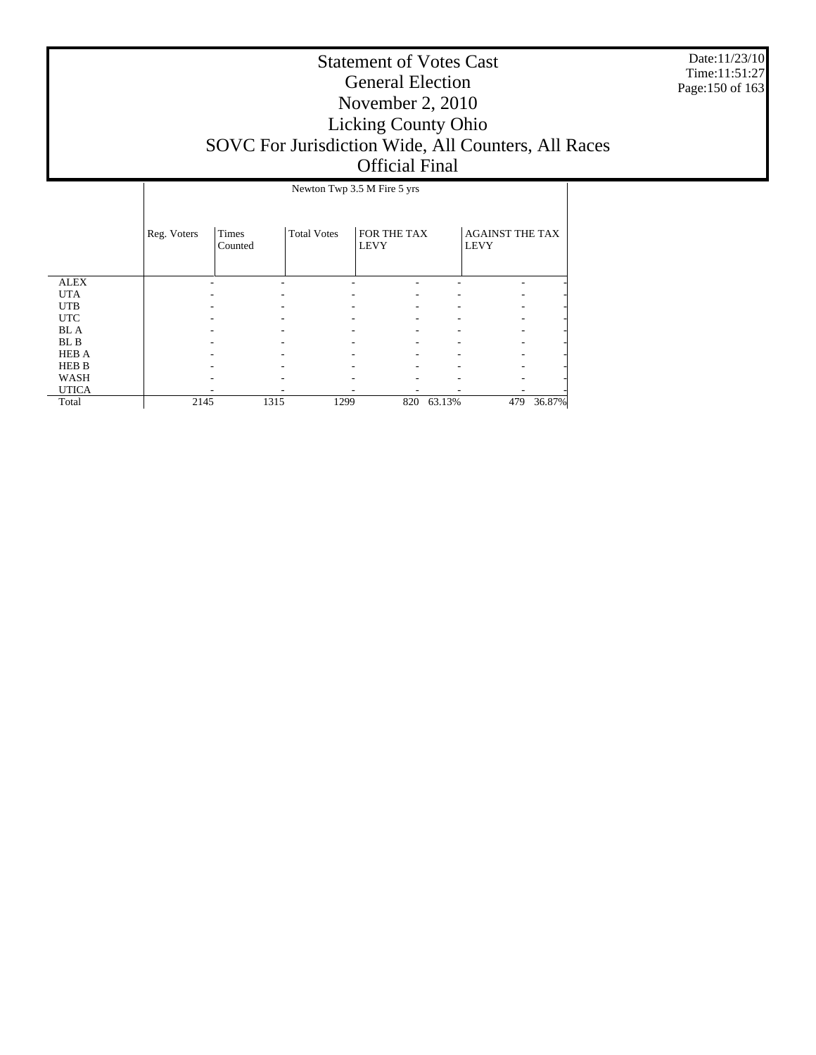# Statement of Votes Cast
## General Election
## November 2, 2010
## Licking County Ohio
## SOVC For Jurisdiction Wide, All Counters, All Races
## Official Final

Date:11/23/10
Time:11:51:27

| | Newton Twp 3.5 M Fire 5 yrs | | | | | | |
|---|---|---|---|---|---|---|---|
| | Reg. Voters | Times Counted | Total Votes | FOR THE TAX LEVY | | AGAINST THE TAX LEVY | |
| ALEX | - | - | - | - | - | - | - |
| UTA | - | - | - | - | - | - | - |
| UTB | - | - | - | - | - | - | - |
| UTC | - | - | - | - | - | - | - |
| BL A | - | - | - | - | - | - | - |
| BL B | - | - | - | - | - | - | - |
| HEB A | - | - | - | - | - | - | - |
| HEB B | - | - | - | - | - | - | - |
| WASH | - | - | - | - | - | - | - |
| UTICA | - | - | - | - | - | - | - |
| Total | 2145 | 1315 | 1299 | 820 | 63.13% | 479 | 36.87% |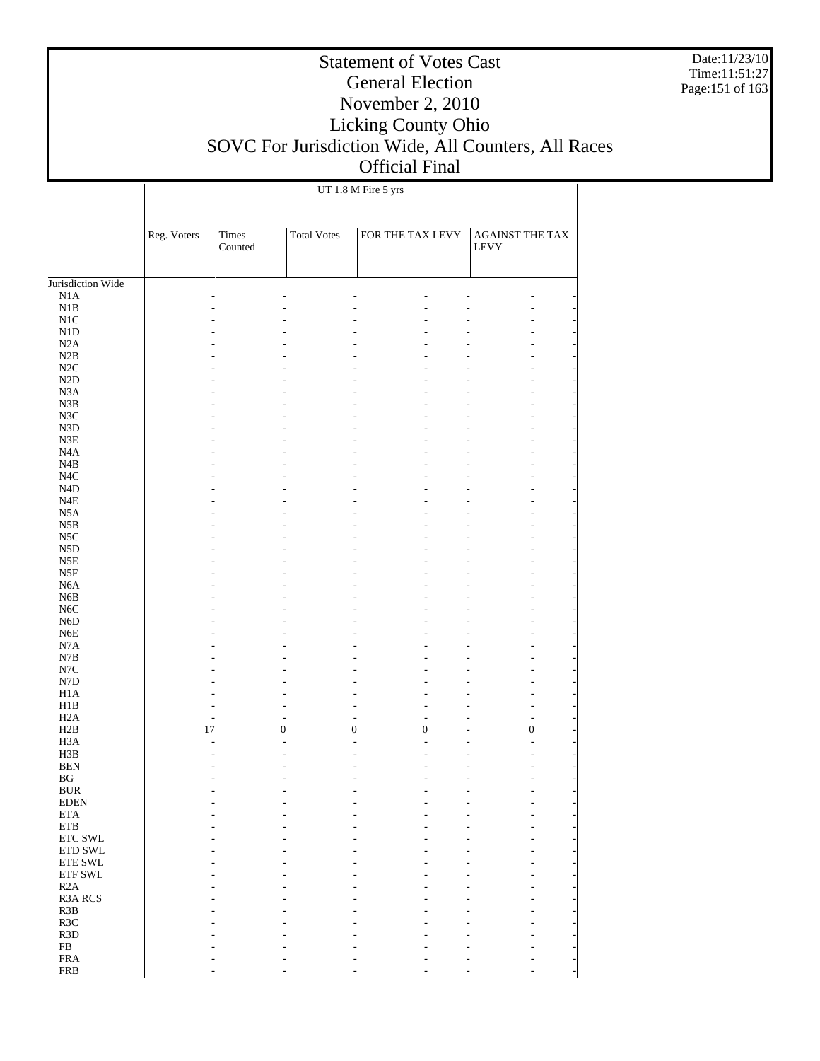# Statement of Votes Cast
# General Election
# November 2, 2010
# Licking County Ohio
# SOVC For Jurisdiction Wide, All Counters, All Races
# Official Final

| | UT 1.8 M Fire 5 yrs | | | | | | |
|---|---|---|---|---|---|---|---|
| | Reg. Voters | Times Counted | Total Votes | FOR THE TAX LEVY | | AGAINST THE TAX LEVY | |
| Jurisdiction Wide | | | | | | | |
| N1A | - | - | - | - | - | - | - |
| N1B | - | - | - | - | - | - | - |
| N1C | - | - | - | - | - | - | - |
| N1D | - | - | - | - | - | - | - |
| N2A | - | - | - | - | - | - | - |
| N2B | - | - | - | - | - | - | - |
| N2C | - | - | - | - | - | - | - |
| N2D | - | - | - | - | - | - | - |
| N3A | - | - | - | - | - | - | - |
| N3B | - | - | - | - | - | - | - |
| N3C | - | - | - | - | - | - | - |
| N3D | - | - | - | - | - | - | - |
| N3E | - | - | - | - | - | - | - |
| N4A | - | - | - | - | - | - | - |
| N4B | - | - | - | - | - | - | - |
| N4C | - | - | - | - | - | - | - |
| N4D | - | - | - | - | - | - | - |
| N4E | - | - | - | - | - | - | - |
| N5A | - | - | - | - | - | - | - |
| N5B | - | - | - | - | - | - | - |
| N5C | - | - | - | - | - | - | - |
| N5D | - | - | - | - | - | - | - |
| N5E | - | - | - | - | - | - | - |
| N5F | - | - | - | - | - | - | - |
| N6A | - | - | - | - | - | - | - |
| N6B | - | - | - | - | - | - | - |
| N6C | - | - | - | - | - | - | - |
| N6D | - | - | - | - | - | - | - |
| N6E | - | - | - | - | - | - | - |
| N7A | - | - | - | - | - | - | - |
| N7B | - | - | - | - | - | - | - |
| N7C | - | - | - | - | - | - | - |
| N7D | - | - | - | - | - | - | - |
| H1A | - | - | - | - | - | - | - |
| H1B | - | - | - | - | - | - | - |
| H2A | - | - | - | - | - | - | - |
| H2B | 17 | 0 | 0 | 0 | - | 0 | - |
| H3A | - | - | - | - | - | - | - |
| H3B | - | - | - | - | - | - | - |
| BEN | - | - | - | - | - | - | - |
| BG | - | - | - | - | - | - | - |
| BUR | - | - | - | - | - | - | - |
| EDEN | - | - | - | - | - | - | - |
| ETA | - | - | - | - | - | - | - |
| ETB | - | - | - | - | - | - | - |
| ETC SWL | - | - | - | - | - | - | - |
| ETD SWL | - | - | - | - | - | - | - |
| ETE SWL | - | - | - | - | - | - | - |
| ETF SWL | - | - | - | - | - | - | - |
| R2A | - | - | - | - | - | - | - |
| R3A RCS | - | - | - | - | - | - | - |
| R3B | - | - | - | - | - | - | - |
| R3C | - | - | - | - | - | - | - |
| R3D | - | - | - | - | - | - | - |
| FB | - | - | - | - | - | - | - |
| FRA | - | - | - | - | - | - | - |
| FRB | - | - | - | - | - | - | - |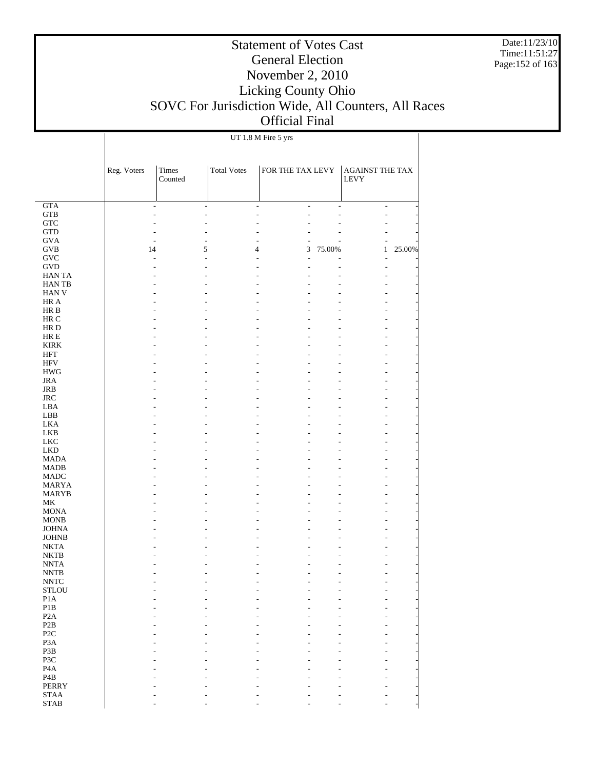# Statement of Votes Cast
## General Election
## November 2, 2010
## Licking County Ohio
## SOVC For Jurisdiction Wide, All Counters, All Races
## Official Final

UT 1.8 M Fire 5 yrs

| | Reg. Voters | Times Counted | Total Votes | FOR THE TAX LEVY | | AGAINST THE TAX LEVY | |
|---|---|---|---|---|---|---|---|
| GTA | - | - | - | - | - | - | - |
| GTB | - | - | - | - | - | - | - |
| GTC | - | - | - | - | - | - | - |
| GTD | - | - | - | - | - | - | - |
| GVA | - | - | - | - | - | - | - |
| GVB | 14 | 5 | 4 | 3 | 75.00% | 1 | 25.00% |
| GVC | - | - | - | - | - | - | - |
| GVD | - | - | - | - | - | - | - |
| HAN TA | - | - | - | - | - | - | - |
| HAN TB | - | - | - | - | - | - | - |
| HAN V | - | - | - | - | - | - | - |
| HR A | - | - | - | - | - | - | - |
| HR B | - | - | - | - | - | - | - |
| HR C | - | - | - | - | - | - | - |
| HR D | - | - | - | - | - | - | - |
| HR E | - | - | - | - | - | - | - |
| KIRK | - | - | - | - | - | - | - |
| HFT | - | - | - | - | - | - | - |
| HFV | - | - | - | - | - | - | - |
| HWG | - | - | - | - | - | - | - |
| JRA | - | - | - | - | - | - | - |
| JRB | - | - | - | - | - | - | - |
| JRC | - | - | - | - | - | - | - |
| LBA | - | - | - | - | - | - | - |
| LBB | - | - | - | - | - | - | - |
| LKA | - | - | - | - | - | - | - |
| LKB | - | - | - | - | - | - | - |
| LKC | - | - | - | - | - | - | - |
| LKD | - | - | - | - | - | - | - |
| MADA | - | - | - | - | - | - | - |
| MADB | - | - | - | - | - | - | - |
| MADC | - | - | - | - | - | - | - |
| MARYA | - | - | - | - | - | - | - |
| MARYB | - | - | - | - | - | - | - |
| MK | - | - | - | - | - | - | - |
| MONA | - | - | - | - | - | - | - |
| MONB | - | - | - | - | - | - | - |
| JOHNA | - | - | - | - | - | - | - |
| JOHNB | - | - | - | - | - | - | - |
| NKTA | - | - | - | - | - | - | - |
| NKTB | - | - | - | - | - | - | - |
| NNTA | - | - | - | - | - | - | - |
| NNTB | - | - | - | - | - | - | - |
| NNTC | - | - | - | - | - | - | - |
| STLOU | - | - | - | - | - | - | - |
| P1A | - | - | - | - | - | - | - |
| P1B | - | - | - | - | - | - | - |
| P2A | - | - | - | - | - | - | - |
| P2B | - | - | - | - | - | - | - |
| P2C | - | - | - | - | - | - | - |
| P3A | - | - | - | - | - | - | - |
| P3B | - | - | - | - | - | - | - |
| P3C | - | - | - | - | - | - | - |
| P4A | - | - | - | - | - | - | - |
| P4B | - | - | - | - | - | - | - |
| PERRY | - | - | - | - | - | - | - |
| STAA | - | - | - | - | - | - | - |
| STAB | - | - | - | - | - | - | - |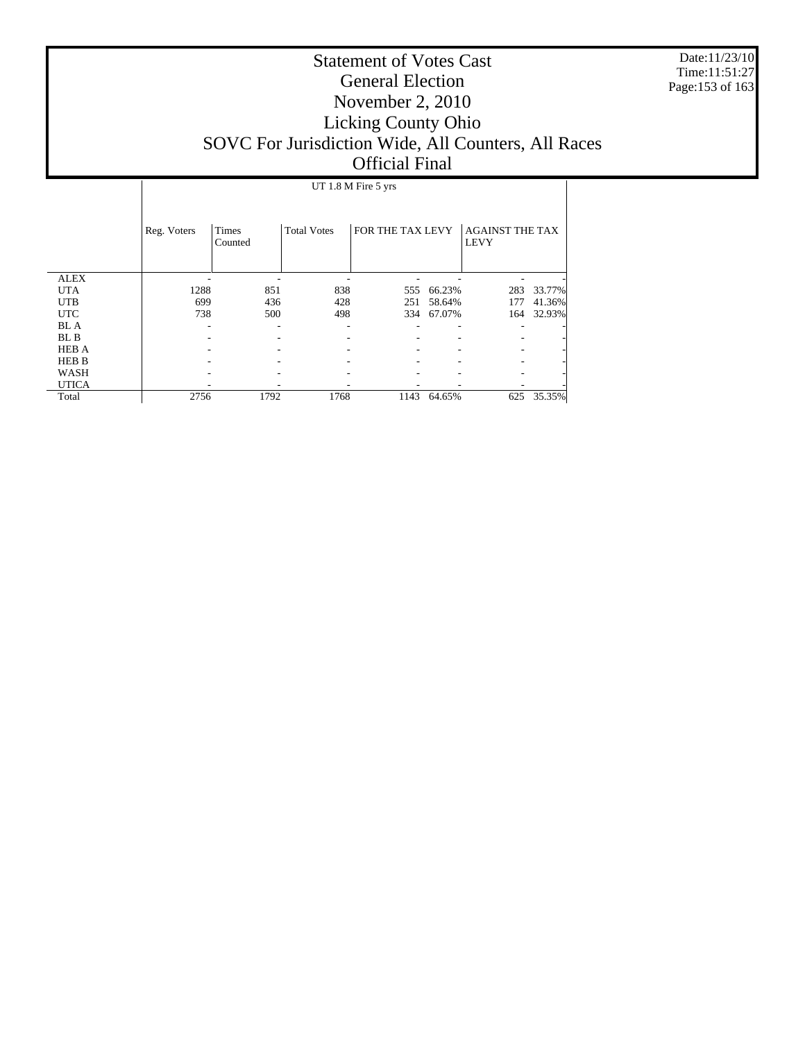# Statement of Votes Cast
## General Election
## November 2, 2010
## Licking County Ohio
## SOVC For Jurisdiction Wide, All Counters, All Races
## Official Final

Date:11/23/10
Time:11:51:27

| | UT 1.8 M Fire 5 yrs | | | | | | |
|---|---|---|---|---|---|---|---|
| | Reg. Voters | Times Counted | Total Votes | FOR THE TAX LEVY | | AGAINST THE TAX LEVY | |
| ALEX | - | - | - | - | - | - | - |
| UTA | 1288 | 851 | 838 | 555 | 66.23% | 283 | 33.77% |
| UTB | 699 | 436 | 428 | 251 | 58.64% | 177 | 41.36% |
| UTC | 738 | 500 | 498 | 334 | 67.07% | 164 | 32.93% |
| BL A | - | - | - | - | - | - | - |
| BL B | - | - | - | - | - | - | - |
| HEB A | - | - | - | - | - | - | - |
| HEB B | - | - | - | - | - | - | - |
| WASH | - | - | - | - | - | - | - |
| UTICA | - | - | - | - | - | - | - |
| Total | 2756 | 1792 | 1768 | 1143 | 64.65% | 625 | 35.35% |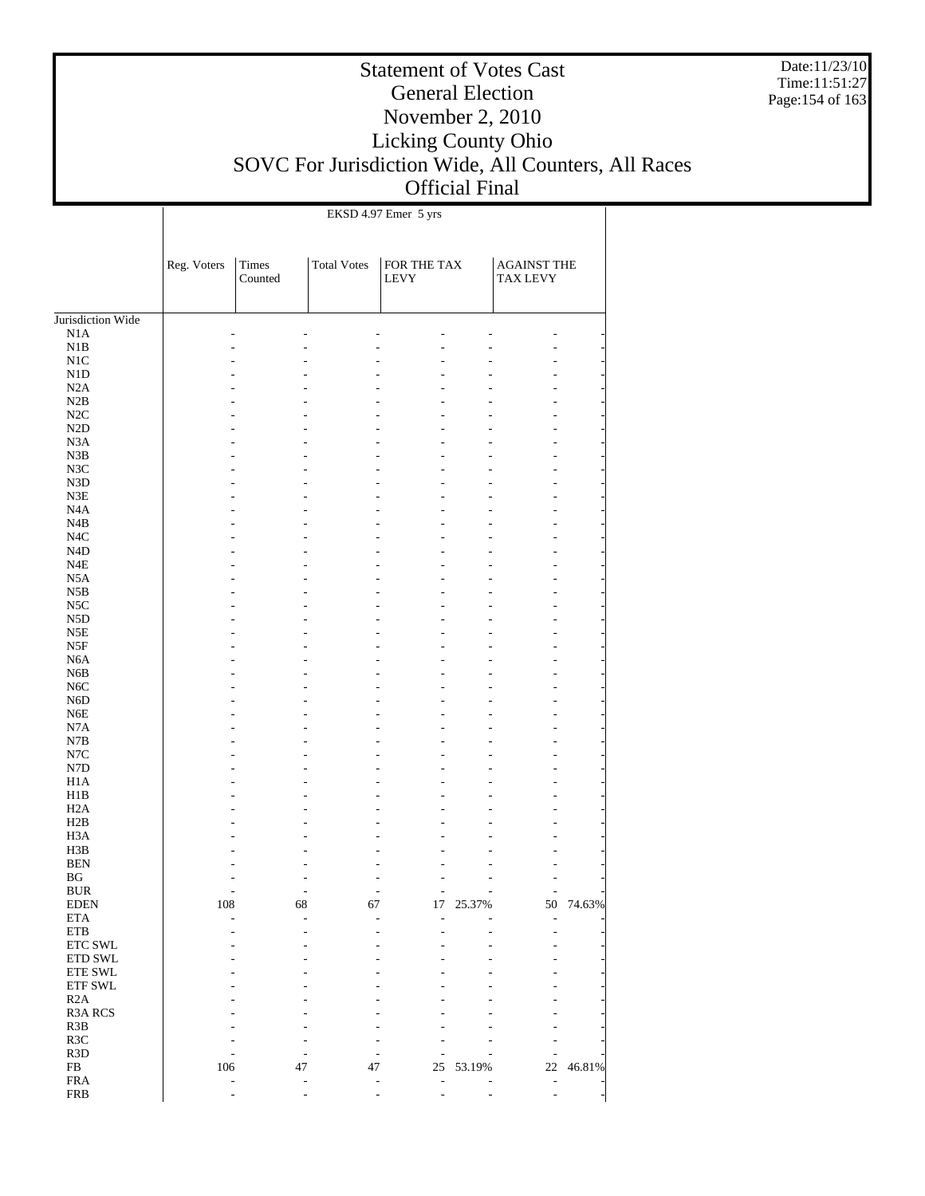# Statement of Votes Cast
## General Election
## November 2, 2010
## Licking County Ohio
## SOVC For Jurisdiction Wide, All Counters, All Races
## Official Final

Date:11/23/10
Time:11:51:27

EKSD 4.97 Emer 5 yrs

| | Reg. Voters | Times Counted | Total Votes | FOR THE TAX LEVY | | AGAINST THE TAX LEVY | |
|---|---|---|---|---|---|---|---|
| Jurisdiction Wide | | | | | | | |
| N1A | - | - | - | - | - | - | - |
| N1B | - | - | - | - | - | - | - |
| N1C | - | - | - | - | - | - | - |
| N1D | - | - | - | - | - | - | - |
| N2A | - | - | - | - | - | - | - |
| N2B | - | - | - | - | - | - | - |
| N2C | - | - | - | - | - | - | - |
| N2D | - | - | - | - | - | - | - |
| N3A | - | - | - | - | - | - | - |
| N3B | - | - | - | - | - | - | - |
| N3C | - | - | - | - | - | - | - |
| N3D | - | - | - | - | - | - | - |
| N3E | - | - | - | - | - | - | - |
| N4A | - | - | - | - | - | - | - |
| N4B | - | - | - | - | - | - | - |
| N4C | - | - | - | - | - | - | - |
| N4D | - | - | - | - | - | - | - |
| N4E | - | - | - | - | - | - | - |
| N5A | - | - | - | - | - | - | - |
| N5B | - | - | - | - | - | - | - |
| N5C | - | - | - | - | - | - | - |
| N5D | - | - | - | - | - | - | - |
| N5E | - | - | - | - | - | - | - |
| N5F | - | - | - | - | - | - | - |
| N6A | - | - | - | - | - | - | - |
| N6B | - | - | - | - | - | - | - |
| N6C | - | - | - | - | - | - | - |
| N6D | - | - | - | - | - | - | - |
| N6E | - | - | - | - | - | - | - |
| N7A | - | - | - | - | - | - | - |
| N7B | - | - | - | - | - | - | - |
| N7C | - | - | - | - | - | - | - |
| N7D | - | - | - | - | - | - | - |
| H1A | - | - | - | - | - | - | - |
| H1B | - | - | - | - | - | - | - |
| H2A | - | - | - | - | - | - | - |
| H2B | - | - | - | - | - | - | - |
| H3A | - | - | - | - | - | - | - |
| H3B | - | - | - | - | - | - | - |
| BEN | - | - | - | - | - | - | - |
| BG | - | - | - | - | - | - | - |
| BUR | - | - | - | - | - | - | - |
| EDEN | 108 | 68 | 67 | 17 | 25.37% | 50 | 74.63% |
| ETA | - | - | - | - | - | - | - |
| ETB | - | - | - | - | - | - | - |
| ETC SWL | - | - | - | - | - | - | - |
| ETD SWL | - | - | - | - | - | - | - |
| ETE SWL | - | - | - | - | - | - | - |
| ETF SWL | - | - | - | - | - | - | - |
| R2A | - | - | - | - | - | - | - |
| R3A RCS | - | - | - | - | - | - | - |
| R3B | - | - | - | - | - | - | - |
| R3C | - | - | - | - | - | - | - |
| R3D | - | - | - | - | - | - | - |
| FB | 106 | 47 | 47 | 25 | 53.19% | 22 | 46.81% |
| FRA | - | - | - | - | - | - | - |
| FRB | - | - | - | - | - | - | - |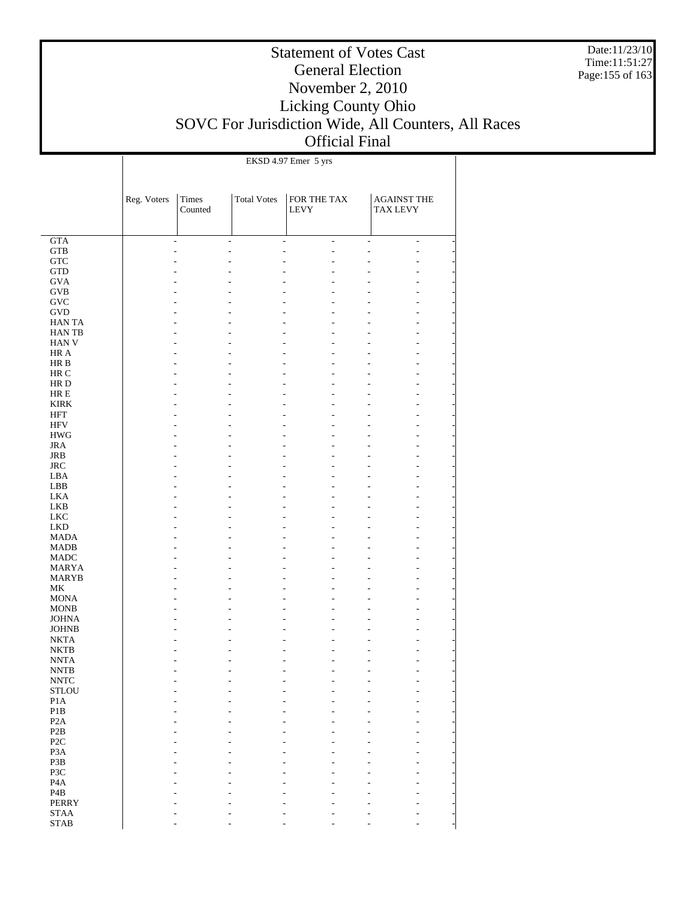# Statement of Votes Cast
## General Election
## November 2, 2010
## Licking County Ohio
## SOVC For Jurisdiction Wide, All Counters, All Races
## Official Final

| | EKSD 4.97 Emer 5 yrs | | | | | | |
|---|---|---|---|---|---|---|---|
| | Reg. Voters | Times Counted | Total Votes | FOR THE TAX LEVY | | AGAINST THE TAX LEVY | |
| GTA | - | - | - | - | - | - | - |
| GTB | - | - | - | - | - | - | - |
| GTC | - | - | - | - | - | - | - |
| GTD | - | - | - | - | - | - | - |
| GVA | - | - | - | - | - | - | - |
| GVB | - | - | - | - | - | - | - |
| GVC | - | - | - | - | - | - | - |
| GVD | - | - | - | - | - | - | - |
| HAN TA | - | - | - | - | - | - | - |
| HAN TB | - | - | - | - | - | - | - |
| HAN V | - | - | - | - | - | - | - |
| HR A | - | - | - | - | - | - | - |
| HR B | - | - | - | - | - | - | - |
| HR C | - | - | - | - | - | - | - |
| HR D | - | - | - | - | - | - | - |
| HR E | - | - | - | - | - | - | - |
| KIRK | - | - | - | - | - | - | - |
| HFT | - | - | - | - | - | - | - |
| HFV | - | - | - | - | - | - | - |
| HWG | - | - | - | - | - | - | - |
| JRA | - | - | - | - | - | - | - |
| JRB | - | - | - | - | - | - | - |
| JRC | - | - | - | - | - | - | - |
| LBA | - | - | - | - | - | - | - |
| LBB | - | - | - | - | - | - | - |
| LKA | - | - | - | - | - | - | - |
| LKB | - | - | - | - | - | - | - |
| LKC | - | - | - | - | - | - | - |
| LKD | - | - | - | - | - | - | - |
| MADA | - | - | - | - | - | - | - |
| MADB | - | - | - | - | - | - | - |
| MADC | - | - | - | - | - | - | - |
| MARYA | - | - | - | - | - | - | - |
| MARYB | - | - | - | - | - | - | - |
| MK | - | - | - | - | - | - | - |
| MONA | - | - | - | - | - | - | - |
| MONB | - | - | - | - | - | - | - |
| JOHNA | - | - | - | - | - | - | - |
| JOHNB | - | - | - | - | - | - | - |
| NKTA | - | - | - | - | - | - | - |
| NKTB | - | - | - | - | - | - | - |
| NNTA | - | - | - | - | - | - | - |
| NNTB | - | - | - | - | - | - | - |
| NNTC | - | - | - | - | - | - | - |
| STLOU | - | - | - | - | - | - | - |
| P1A | - | - | - | - | - | - | - |
| P1B | - | - | - | - | - | - | - |
| P2A | - | - | - | - | - | - | - |
| P2B | - | - | - | - | - | - | - |
| P2C | - | - | - | - | - | - | - |
| P3A | - | - | - | - | - | - | - |
| P3B | - | - | - | - | - | - | - |
| P3C | - | - | - | - | - | - | - |
| P4A | - | - | - | - | - | - | - |
| P4B | - | - | - | - | - | - | - |
| PERRY | - | - | - | - | - | - | - |
| STAA | - | - | - | - | - | - | - |
| STAB | - | - | - | - | - | - | - |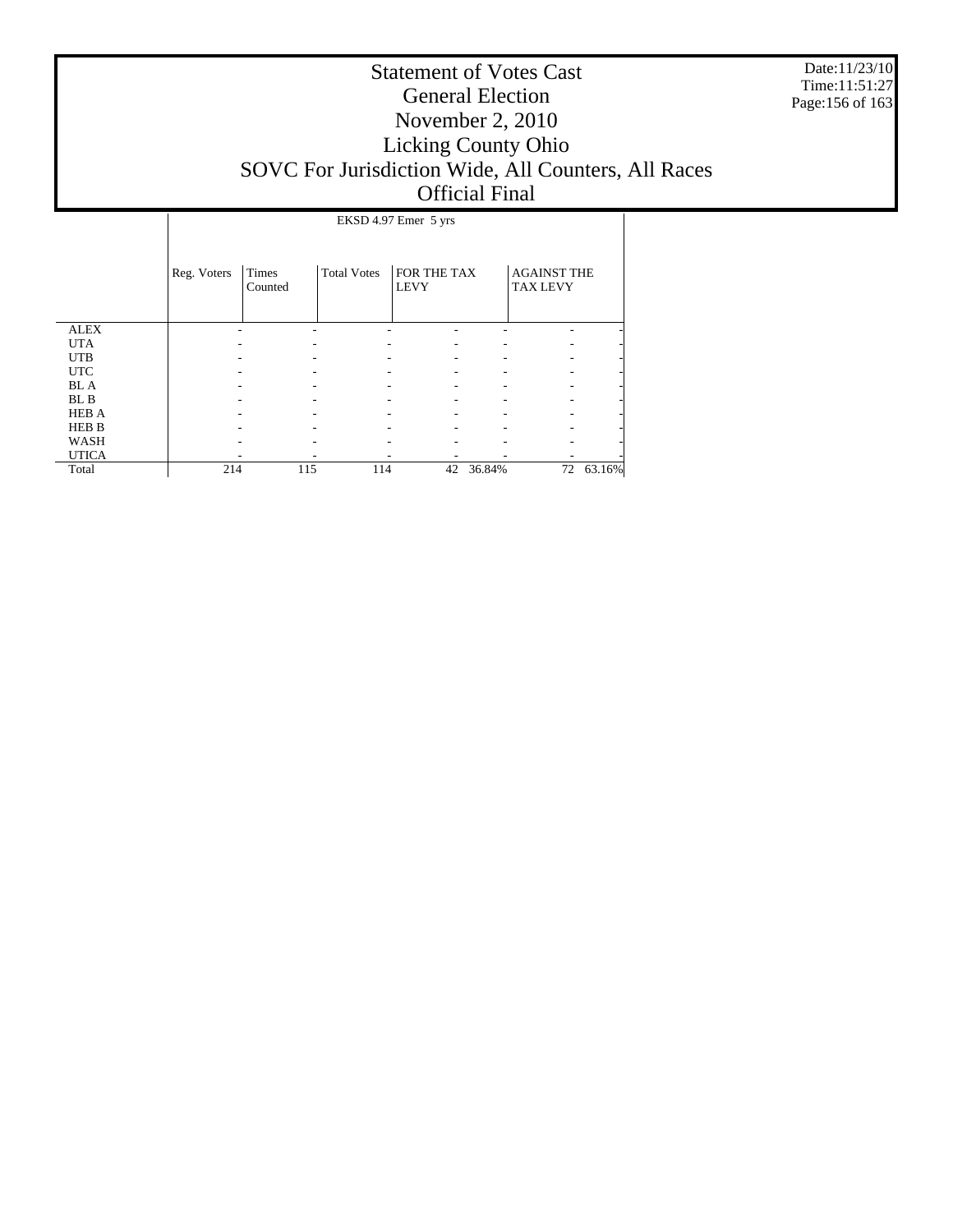# Statement of Votes Cast
## General Election
## November 2, 2010
## Licking County Ohio
## SOVC For Jurisdiction Wide, All Counters, All Races
## Official Final

Date:11/23/10
Time:11:51:27

| | EKSD 4.97 Emer 5 yrs | | | | | | |
|---|---|---|---|---|---|---|---|
| | Reg. Voters | Times Counted | Total Votes | FOR THE TAX LEVY | | AGAINST THE TAX LEVY | |
| ALEX | - | - | - | - | - | - | - |
| UTA | - | - | - | - | - | - | - |
| UTB | - | - | - | - | - | - | - |
| UTC | - | - | - | - | - | - | - |
| BL A | - | - | - | - | - | - | - |
| BL B | - | - | - | - | - | - | - |
| HEB A | - | - | - | - | - | - | - |
| HEB B | - | - | - | - | - | - | - |
| WASH | - | - | - | - | - | - | - |
| UTICA | - | - | - | - | - | - | - |
| Total | 214 | 115 | 114 | 42 | 36.84% | 72 | 63.16% |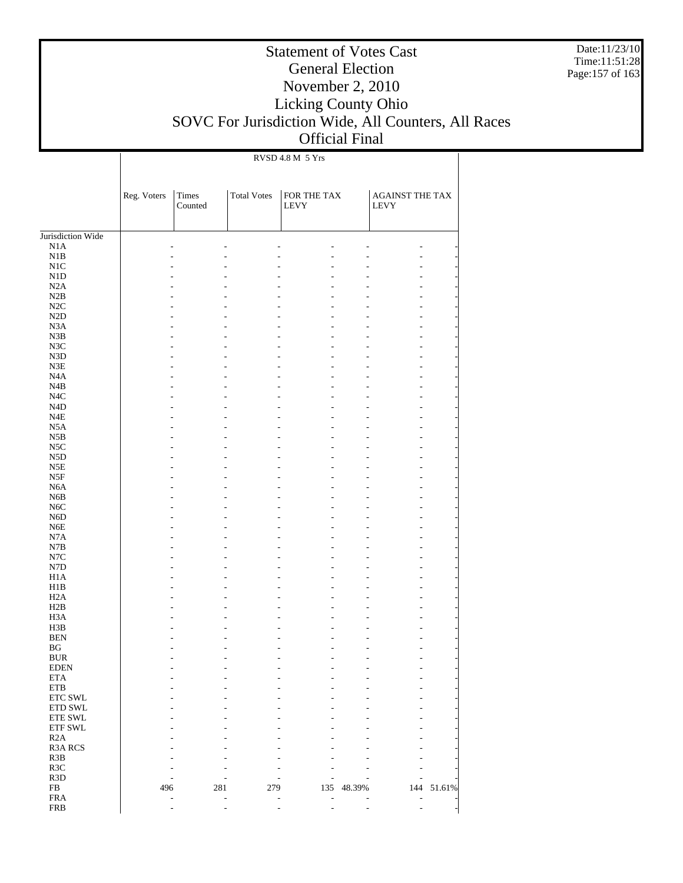# Statement of Votes Cast
## General Election
## November 2, 2010
## Licking County Ohio
## SOVC For Jurisdiction Wide, All Counters, All Races
## Official Final

Date:11/23/10
Time:11:51:28

| | RVSD 4.8 M 5 Yrs | | | | | | |
|---|---|---|---|---|---|---|---|
| | Reg. Voters | Times Counted | Total Votes | FOR THE TAX LEVY | | AGAINST THE TAX LEVY | |
| Jurisdiction Wide | | | | | | | |
| N1A | - | - | - | - | - | - | - |
| N1B | - | - | - | - | - | - | - |
| N1C | - | - | - | - | - | - | - |
| N1D | - | - | - | - | - | - | - |
| N2A | - | - | - | - | - | - | - |
| N2B | - | - | - | - | - | - | - |
| N2C | - | - | - | - | - | - | - |
| N2D | - | - | - | - | - | - | - |
| N3A | - | - | - | - | - | - | - |
| N3B | - | - | - | - | - | - | - |
| N3C | - | - | - | - | - | - | - |
| N3D | - | - | - | - | - | - | - |
| N3E | - | - | - | - | - | - | - |
| N4A | - | - | - | - | - | - | - |
| N4B | - | - | - | - | - | - | - |
| N4C | - | - | - | - | - | - | - |
| N4D | - | - | - | - | - | - | - |
| N4E | - | - | - | - | - | - | - |
| N5A | - | - | - | - | - | - | - |
| N5B | - | - | - | - | - | - | - |
| N5C | - | - | - | - | - | - | - |
| N5D | - | - | - | - | - | - | - |
| N5E | - | - | - | - | - | - | - |
| N5F | - | - | - | - | - | - | - |
| N6A | - | - | - | - | - | - | - |
| N6B | - | - | - | - | - | - | - |
| N6C | - | - | - | - | - | - | - |
| N6D | - | - | - | - | - | - | - |
| N6E | - | - | - | - | - | - | - |
| N7A | - | - | - | - | - | - | - |
| N7B | - | - | - | - | - | - | - |
| N7C | - | - | - | - | - | - | - |
| N7D | - | - | - | - | - | - | - |
| H1A | - | - | - | - | - | - | - |
| H1B | - | - | - | - | - | - | - |
| H2A | - | - | - | - | - | - | - |
| H2B | - | - | - | - | - | - | - |
| H3A | - | - | - | - | - | - | - |
| H3B | - | - | - | - | - | - | - |
| BEN | - | - | - | - | - | - | - |
| BG | - | - | - | - | - | - | - |
| BUR | - | - | - | - | - | - | - |
| EDEN | - | - | - | - | - | - | - |
| ETA | - | - | - | - | - | - | - |
| ETB | - | - | - | - | - | - | - |
| ETC SWL | - | - | - | - | - | - | - |
| ETD SWL | - | - | - | - | - | - | - |
| ETE SWL | - | - | - | - | - | - | - |
| ETF SWL | - | - | - | - | - | - | - |
| R2A | - | - | - | - | - | - | - |
| R3A RCS | - | - | - | - | - | - | - |
| R3B | - | - | - | - | - | - | - |
| R3C | - | - | - | - | - | - | - |
| R3D | - | - | - | - | - | - | - |
| FB | 496 | 281 | 279 | 135 | 48.39% | 144 | 51.61% |
| FRA | - | - | - | - | - | - | - |
| FRB | - | - | - | - | - | - | - |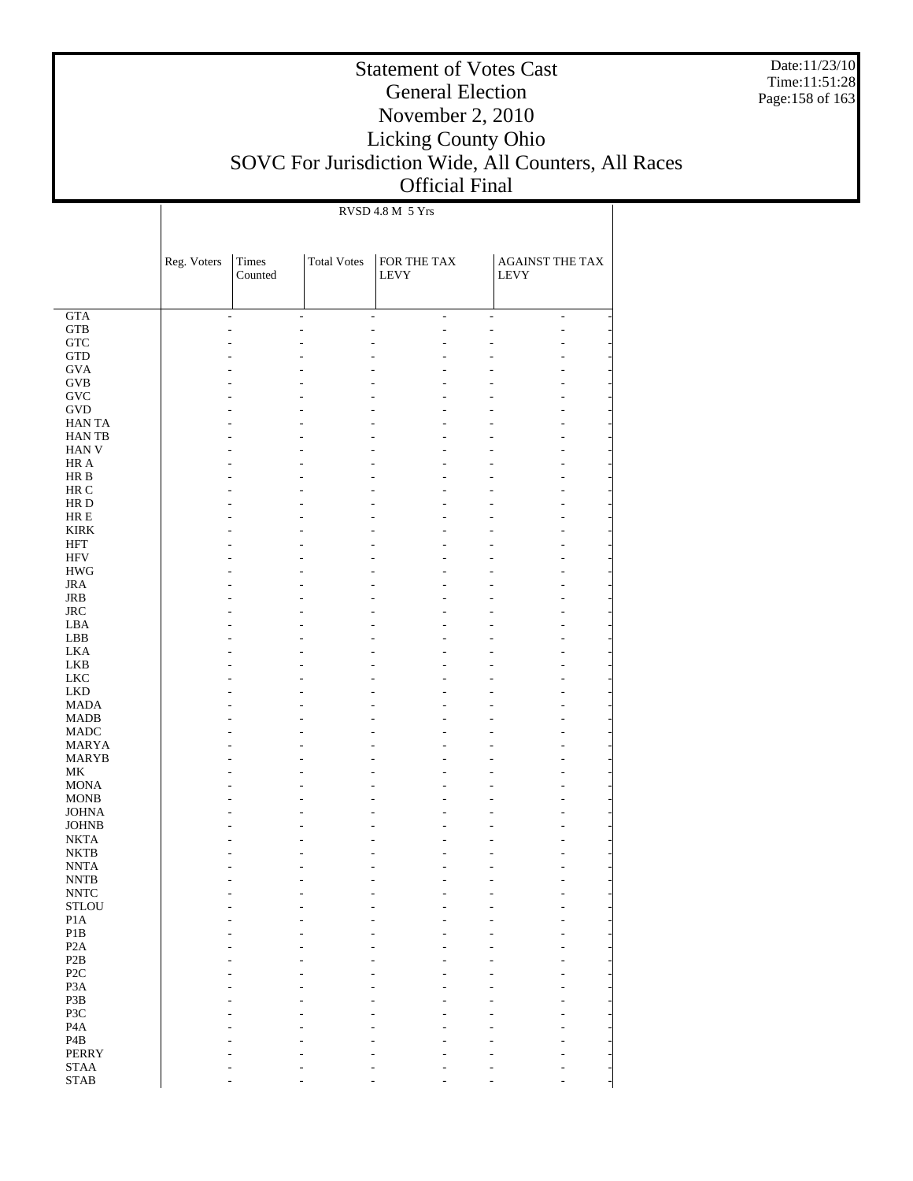# Statement of Votes Cast
# General Election
# November 2, 2010
# Licking County Ohio
# SOVC For Jurisdiction Wide, All Counters, All Races
# Official Final

Date:11/23/10
Time:11:51:28

RVSD 4.8 M 5 Yrs

| | Reg. Voters | Times Counted | Total Votes | FOR THE TAX LEVY | | AGAINST THE TAX LEVY | |
|---|---|---|---|---|---|---|---|
| GTA | - | - | - | - | - | - | - |
| GTB | - | - | - | - | - | - | - |
| GTC | - | - | - | - | - | - | - |
| GTD | - | - | - | - | - | - | - |
| GVA | - | - | - | - | - | - | - |
| GVB | - | - | - | - | - | - | - |
| GVC | - | - | - | - | - | - | - |
| GVD | - | - | - | - | - | - | - |
| HAN TA | - | - | - | - | - | - | - |
| HAN TB | - | - | - | - | - | - | - |
| HAN V | - | - | - | - | - | - | - |
| HR A | - | - | - | - | - | - | - |
| HR B | - | - | - | - | - | - | - |
| HR C | - | - | - | - | - | - | - |
| HR D | - | - | - | - | - | - | - |
| HR E | - | - | - | - | - | - | - |
| KIRK | - | - | - | - | - | - | - |
| HFT | - | - | - | - | - | - | - |
| HFV | - | - | - | - | - | - | - |
| HWG | - | - | - | - | - | - | - |
| JRA | - | - | - | - | - | - | - |
| JRB | - | - | - | - | - | - | - |
| JRC | - | - | - | - | - | - | - |
| LBA | - | - | - | - | - | - | - |
| LBB | - | - | - | - | - | - | - |
| LKA | - | - | - | - | - | - | - |
| LKB | - | - | - | - | - | - | - |
| LKC | - | - | - | - | - | - | - |
| LKD | - | - | - | - | - | - | - |
| MADA | - | - | - | - | - | - | - |
| MADB | - | - | - | - | - | - | - |
| MADC | - | - | - | - | - | - | - |
| MARYA | - | - | - | - | - | - | - |
| MARYB | - | - | - | - | - | - | - |
| MK | - | - | - | - | - | - | - |
| MONA | - | - | - | - | - | - | - |
| MONB | - | - | - | - | - | - | - |
| JOHNA | - | - | - | - | - | - | - |
| JOHNB | - | - | - | - | - | - | - |
| NKTA | - | - | - | - | - | - | - |
| NKTB | - | - | - | - | - | - | - |
| NNTA | - | - | - | - | - | - | - |
| NNTB | - | - | - | - | - | - | - |
| NNTC | - | - | - | - | - | - | - |
| STLOU | - | - | - | - | - | - | - |
| P1A | - | - | - | - | - | - | - |
| P1B | - | - | - | - | - | - | - |
| P2A | - | - | - | - | - | - | - |
| P2B | - | - | - | - | - | - | - |
| P2C | - | - | - | - | - | - | - |
| P3A | - | - | - | - | - | - | - |
| P3B | - | - | - | - | - | - | - |
| P3C | - | - | - | - | - | - | - |
| P4A | - | - | - | - | - | - | - |
| P4B | - | - | - | - | - | - | - |
| PERRY | - | - | - | - | - | - | - |
| STAA | - | - | - | - | - | - | - |
| STAB | - | - | - | - | - | - | - |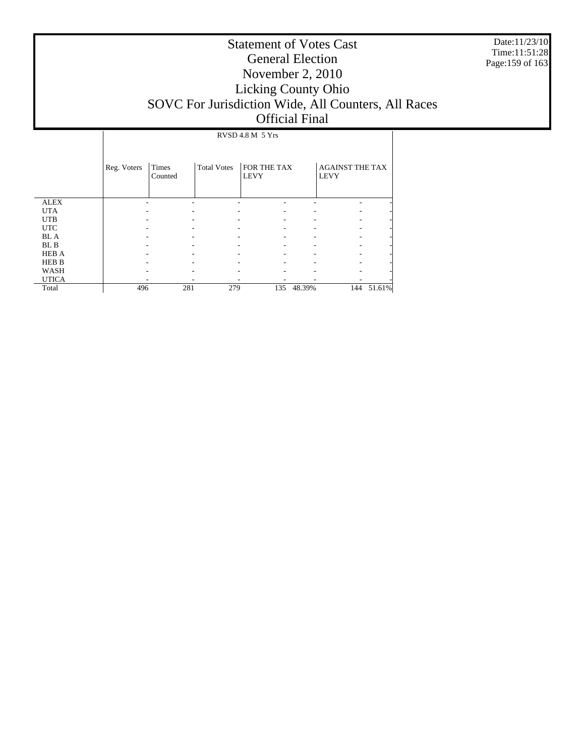# Statement of Votes Cast
## General Election
## November 2, 2010
## Licking County Ohio
## SOVC For Jurisdiction Wide, All Counters, All Races
## Official Final

Date:11/23/10
Time:11:51:28

| | RVSD 4.8 M 5 Yrs | | | | | | |
|---|---|---|---|---|---|---|---|
| | Reg. Voters | Times Counted | Total Votes | FOR THE TAX LEVY | | AGAINST THE TAX LEVY | |
| ALEX | - | - | - | - | - | - | - |
| UTA | - | - | - | - | - | - | - |
| UTB | - | - | - | - | - | - | - |
| UTC | - | - | - | - | - | - | - |
| BL A | - | - | - | - | - | - | - |
| BL B | - | - | - | - | - | - | - |
| HEB A | - | - | - | - | - | - | - |
| HEB B | - | - | - | - | - | - | - |
| WASH | - | - | - | - | - | - | - |
| UTICA | - | - | - | - | - | - | - |
| Total | 496 | 281 | 279 | 135 | 48.39% | 144 | 51.61% |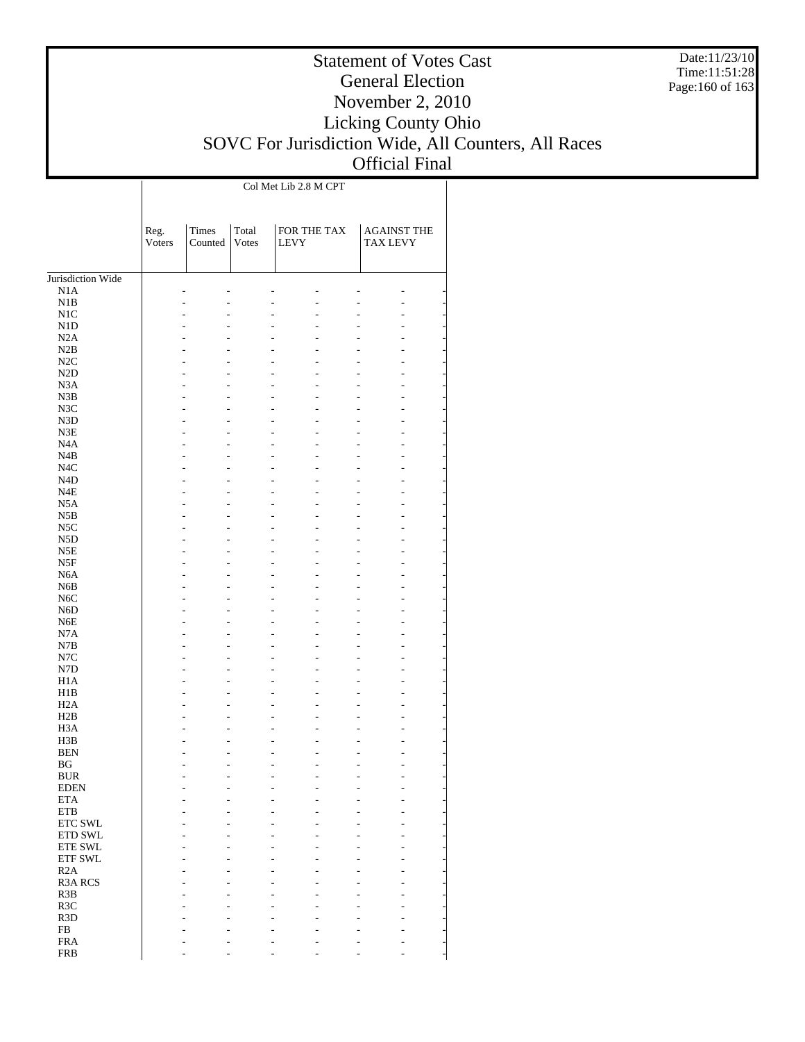# Statement of Votes Cast
## General Election
## November 2, 2010
## Licking County Ohio
## SOVC For Jurisdiction Wide, All Counters, All Races
## Official Final

Date:11/23/10
Time:11:51:28

| | Col Met Lib 2.8 M CPT | | | | | | |
|---|---|---|---|---|---|---|---|
| | Reg. Voters | Times Counted | Total Votes | FOR THE TAX LEVY | | AGAINST THE TAX LEVY | |
| Jurisdiction Wide | | | | | | | |
| N1A | - | - | - | - | - | - | - |
| N1B | - | - | - | - | - | - | - |
| N1C | - | - | - | - | - | - | - |
| N1D | - | - | - | - | - | - | - |
| N2A | - | - | - | - | - | - | - |
| N2B | - | - | - | - | - | - | - |
| N2C | - | - | - | - | - | - | - |
| N2D | - | - | - | - | - | - | - |
| N3A | - | - | - | - | - | - | - |
| N3B | - | - | - | - | - | - | - |
| N3C | - | - | - | - | - | - | - |
| N3D | - | - | - | - | - | - | - |
| N3E | - | - | - | - | - | - | - |
| N4A | - | - | - | - | - | - | - |
| N4B | - | - | - | - | - | - | - |
| N4C | - | - | - | - | - | - | - |
| N4D | - | - | - | - | - | - | - |
| N4E | - | - | - | - | - | - | - |
| N5A | - | - | - | - | - | - | - |
| N5B | - | - | - | - | - | - | - |
| N5C | - | - | - | - | - | - | - |
| N5D | - | - | - | - | - | - | - |
| N5E | - | - | - | - | - | - | - |
| N5F | - | - | - | - | - | - | - |
| N6A | - | - | - | - | - | - | - |
| N6B | - | - | - | - | - | - | - |
| N6C | - | - | - | - | - | - | - |
| N6D | - | - | - | - | - | - | - |
| N6E | - | - | - | - | - | - | - |
| N7A | - | - | - | - | - | - | - |
| N7B | - | - | - | - | - | - | - |
| N7C | - | - | - | - | - | - | - |
| N7D | - | - | - | - | - | - | - |
| H1A | - | - | - | - | - | - | - |
| H1B | - | - | - | - | - | - | - |
| H2A | - | - | - | - | - | - | - |
| H2B | - | - | - | - | - | - | - |
| H3A | - | - | - | - | - | - | - |
| H3B | - | - | - | - | - | - | - |
| BEN | - | - | - | - | - | - | - |
| BG | - | - | - | - | - | - | - |
| BUR | - | - | - | - | - | - | - |
| EDEN | - | - | - | - | - | - | - |
| ETA | - | - | - | - | - | - | - |
| ETB | - | - | - | - | - | - | - |
| ETC SWL | - | - | - | - | - | - | - |
| ETD SWL | - | - | - | - | - | - | - |
| ETE SWL | - | - | - | - | - | - | - |
| ETF SWL | - | - | - | - | - | - | - |
| R2A | - | - | - | - | - | - | - |
| R3A RCS | - | - | - | - | - | - | - |
| R3B | - | - | - | - | - | - | - |
| R3C | - | - | - | - | - | - | - |
| R3D | - | - | - | - | - | - | - |
| FB | - | - | - | - | - | - | - |
| FRA | - | - | - | - | - | - | - |
| FRB | - | - | - | - | - | - | - |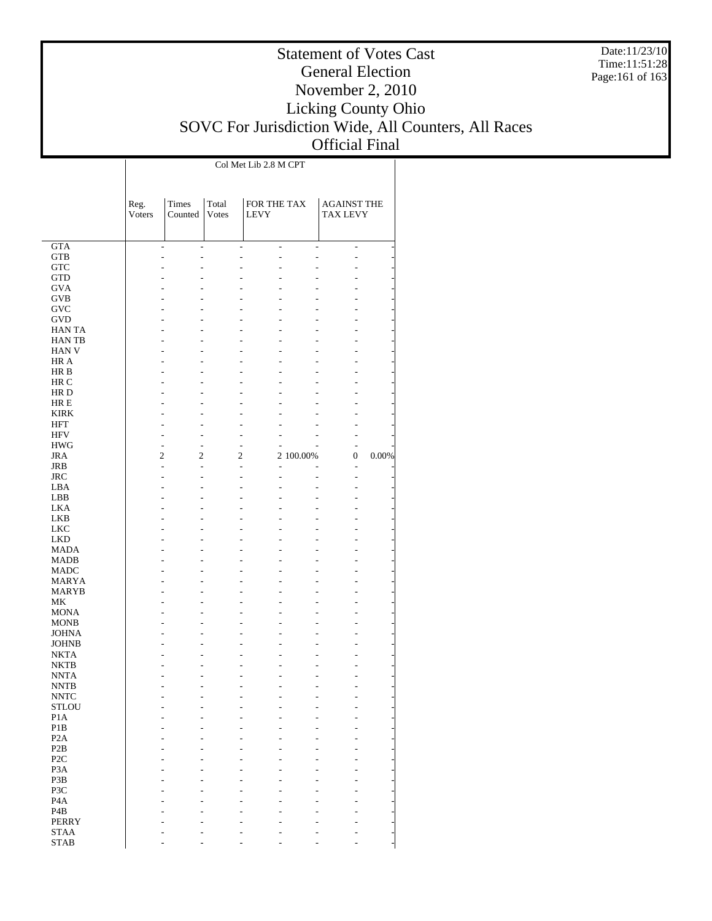# Statement of Votes Cast
# General Election
# November 2, 2010
# Licking County Ohio
# SOVC For Jurisdiction Wide, All Counters, All Races
# Official Final

Date:11/23/10
Time:11:51:28

| | Col Met Lib 2.8 M CPT | | | | | | |
|---|---|---|---|---|---|---|---|
| | Reg. Voters | Times Counted | Total Votes | FOR THE TAX LEVY | | AGAINST THE TAX LEVY | |
| GTA | - | - | - | - | - | - | - |
| GTB | - | - | - | - | - | - | - |
| GTC | - | - | - | - | - | - | - |
| GTD | - | - | - | - | - | - | - |
| GVA | - | - | - | - | - | - | - |
| GVB | - | - | - | - | - | - | - |
| GVC | - | - | - | - | - | - | - |
| GVD | - | - | - | - | - | - | - |
| HAN TA | - | - | - | - | - | - | - |
| HAN TB | - | - | - | - | - | - | - |
| HAN V | - | - | - | - | - | - | - |
| HR A | - | - | - | - | - | - | - |
| HR B | - | - | - | - | - | - | - |
| HR C | - | - | - | - | - | - | - |
| HR D | - | - | - | - | - | - | - |
| HR E | - | - | - | - | - | - | - |
| KIRK | - | - | - | - | - | - | - |
| HFT | - | - | - | - | - | - | - |
| HFV | - | - | - | - | - | - | - |
| HWG | - | - | - | - | - | - | - |
| JRA | 2 | 2 | 2 | 2 | 100.00% | 0 | 0.00% |
| JRB | - | - | - | - | - | - | - |
| JRC | - | - | - | - | - | - | - |
| LBA | - | - | - | - | - | - | - |
| LBB | - | - | - | - | - | - | - |
| LKA | - | - | - | - | - | - | - |
| LKB | - | - | - | - | - | - | - |
| LKC | - | - | - | - | - | - | - |
| LKD | - | - | - | - | - | - | - |
| MADA | - | - | - | - | - | - | - |
| MADB | - | - | - | - | - | - | - |
| MADC | - | - | - | - | - | - | - |
| MARYA | - | - | - | - | - | - | - |
| MARYB | - | - | - | - | - | - | - |
| MK | - | - | - | - | - | - | - |
| MONA | - | - | - | - | - | - | - |
| MONB | - | - | - | - | - | - | - |
| JOHNA | - | - | - | - | - | - | - |
| JOHNB | - | - | - | - | - | - | - |
| NKTA | - | - | - | - | - | - | - |
| NKTB | - | - | - | - | - | - | - |
| NNTA | - | - | - | - | - | - | - |
| NNTB | - | - | - | - | - | - | - |
| NNTC | - | - | - | - | - | - | - |
| STLOU | - | - | - | - | - | - | - |
| P1A | - | - | - | - | - | - | - |
| P1B | - | - | - | - | - | - | - |
| P2A | - | - | - | - | - | - | - |
| P2B | - | - | - | - | - | - | - |
| P2C | - | - | - | - | - | - | - |
| P3A | - | - | - | - | - | - | - |
| P3B | - | - | - | - | - | - | - |
| P3C | - | - | - | - | - | - | - |
| P4A | - | - | - | - | - | - | - |
| P4B | - | - | - | - | - | - | - |
| PERRY | - | - | - | - | - | - | - |
| STAA | - | - | - | - | - | - | - |
| STAB | - | - | - | - | - | - | - |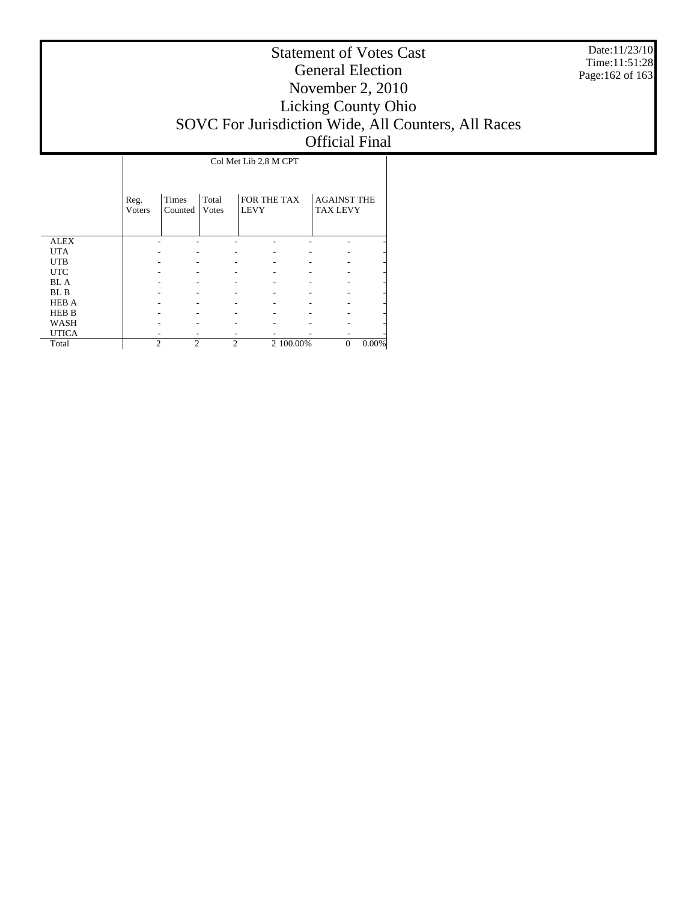# Statement of Votes Cast
## General Election
## November 2, 2010
## Licking County Ohio
## SOVC For Jurisdiction Wide, All Counters, All Races
## Official Final

Date:11/23/10
Time:11:51:28

| | Col Met Lib 2.8 M CPT | | | | | | |
|---|---|---|---|---|---|---|---|
| | Reg. Voters | Times Counted | Total Votes | FOR THE TAX LEVY | | AGAINST THE TAX LEVY | |
| ALEX | - | - | - | - | - | - | - |
| UTA | - | - | - | - | - | - | - |
| UTB | - | - | - | - | - | - | - |
| UTC | - | - | - | - | - | - | - |
| BL A | - | - | - | - | - | - | - |
| BL B | - | - | - | - | - | - | - |
| HEB A | - | - | - | - | - | - | - |
| HEB B | - | - | - | - | - | - | - |
| WASH | - | - | - | - | - | - | - |
| UTICA | - | - | - | - | - | - | - |
| Total | 2 | 2 | 2 | 2 | 100.00% | 0 | 0.00% |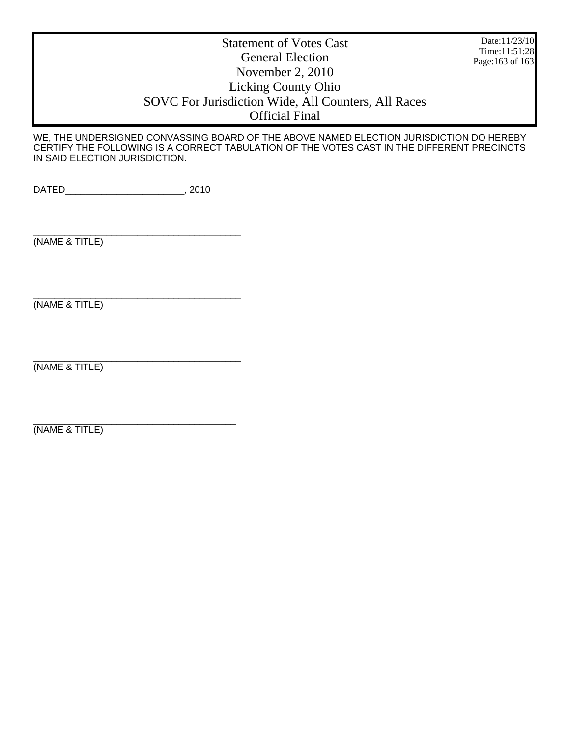Statement of Votes Cast
General Election
November 2, 2010
Licking County Ohio
SOVC For Jurisdiction Wide, All Counters, All Races
Official Final

WE, THE UNDERSIGNED CONVASSING BOARD OF THE ABOVE NAMED ELECTION JURISDICTION DO HEREBY CERTIFY THE FOLLOWING IS A CORRECT TABULATION OF THE VOTES CAST IN THE DIFFERENT PRECINCTS IN SAID ELECTION JURISDICTION.

DATED_______________________, 2010

__________________________________________
(NAME & TITLE)

__________________________________________
(NAME & TITLE)

__________________________________________
(NAME & TITLE)

_________________________________________
(NAME & TITLE)